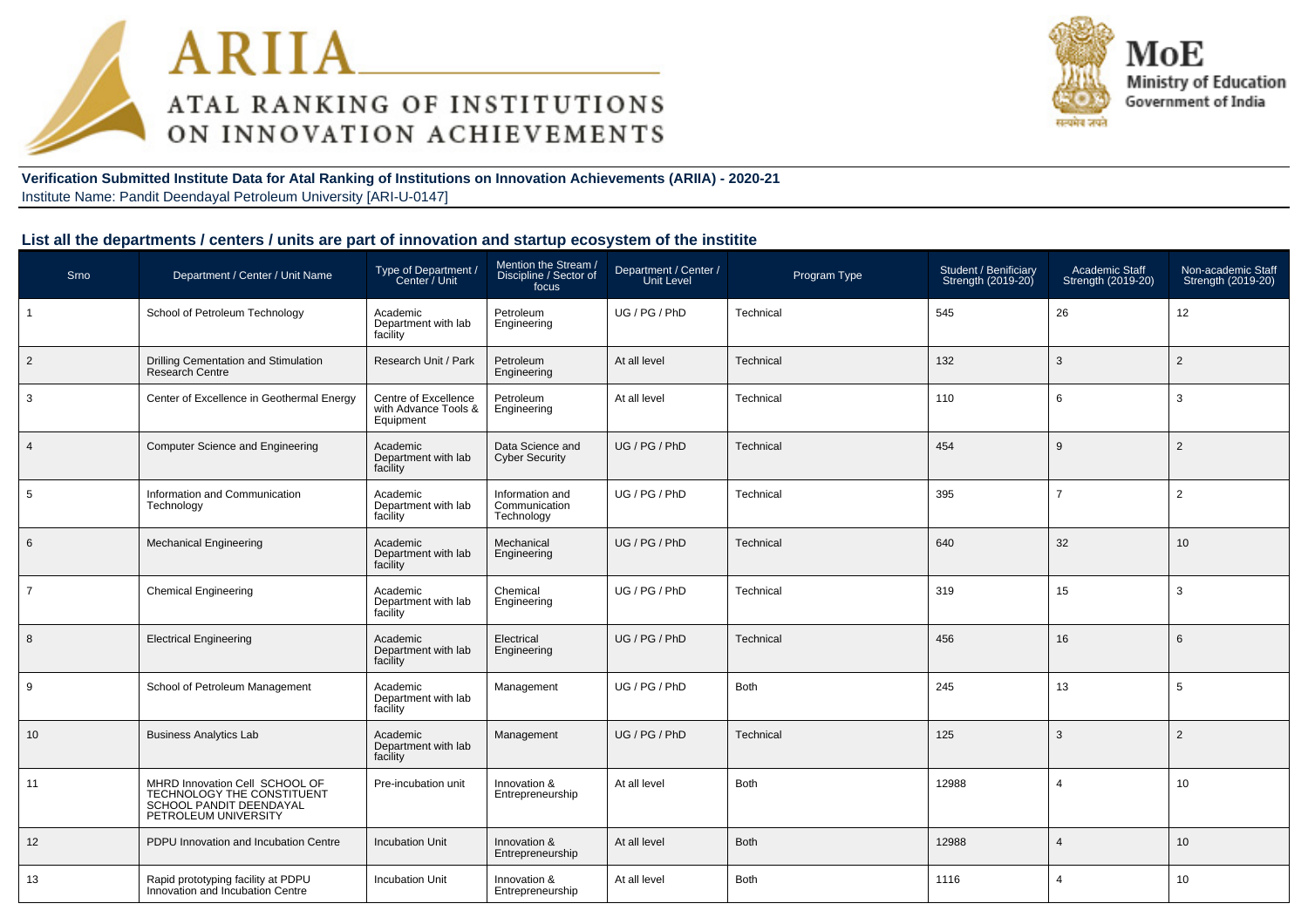# ARIIA
## ATAL RANKING OF INSTITUTIONS ON INNOVATION ACHIEVEMENTS

MoE
Ministry of Education
Government of India

**Verification Submitted Institute Data for Atal Ranking of Institutions on Innovation Achievements (ARIIA) - 2020-21**
Institute Name: Pandit Deendayal Petroleum University [ARI-U-0147]

## List all the departments / centers / units are part of innovation and startup ecosystem of the institite

| Srno | Department / Center / Unit Name | Type of Department / Center / Unit | Mention the Stream / Discipline / Sector of focus | Department / Center / Unit Level | Program Type | Student / Benificiary Strength (2019-20) | Academic Staff Strength (2019-20) | Non-academic Staff Strength (2019-20) |
|---|---|---|---|---|---|---|---|---|
| 1 | School of Petroleum Technology | Academic Department with lab facility | Petroleum Engineering | UG / PG / PhD | Technical | 545 | 26 | 12 |
| 2 | Drilling Cementation and Stimulation Research Centre | Research Unit / Park | Petroleum Engineering | At all level | Technical | 132 | 3 | 2 |
| 3 | Center of Excellence in Geothermal Energy | Centre of Excellence with Advance Tools & Equipment | Petroleum Engineering | At all level | Technical | 110 | 6 | 3 |
| 4 | Computer Science and Engineering | Academic Department with lab facility | Data Science and Cyber Security | UG / PG / PhD | Technical | 454 | 9 | 2 |
| 5 | Information and Communication Technology | Academic Department with lab facility | Information and Communication Technology | UG / PG / PhD | Technical | 395 | 7 | 2 |
| 6 | Mechanical Engineering | Academic Department with lab facility | Mechanical Engineering | UG / PG / PhD | Technical | 640 | 32 | 10 |
| 7 | Chemical Engineering | Academic Department with lab facility | Chemical Engineering | UG / PG / PhD | Technical | 319 | 15 | 3 |
| 8 | Electrical Engineering | Academic Department with lab facility | Electrical Engineering | UG / PG / PhD | Technical | 456 | 16 | 6 |
| 9 | School of Petroleum Management | Academic Department with lab facility | Management | UG / PG / PhD | Both | 245 | 13 | 5 |
| 10 | Business Analytics Lab | Academic Department with lab facility | Management | UG / PG / PhD | Technical | 125 | 3 | 2 |
| 11 | MHRD Innovation Cell SCHOOL OF TECHNOLOGY THE CONSTITUENT SCHOOL PANDIT DEENDAYAL PETROLEUM UNIVERSITY | Pre-incubation unit | Innovation & Entrepreneurship | At all level | Both | 12988 | 4 | 10 |
| 12 | PDPU Innovation and Incubation Centre | Incubation Unit | Innovation & Entrepreneurship | At all level | Both | 12988 | 4 | 10 |
| 13 | Rapid prototyping facility at PDPU Innovation and Incubation Centre | Incubation Unit | Innovation & Entrepreneurship | At all level | Both | 1116 | 4 | 10 |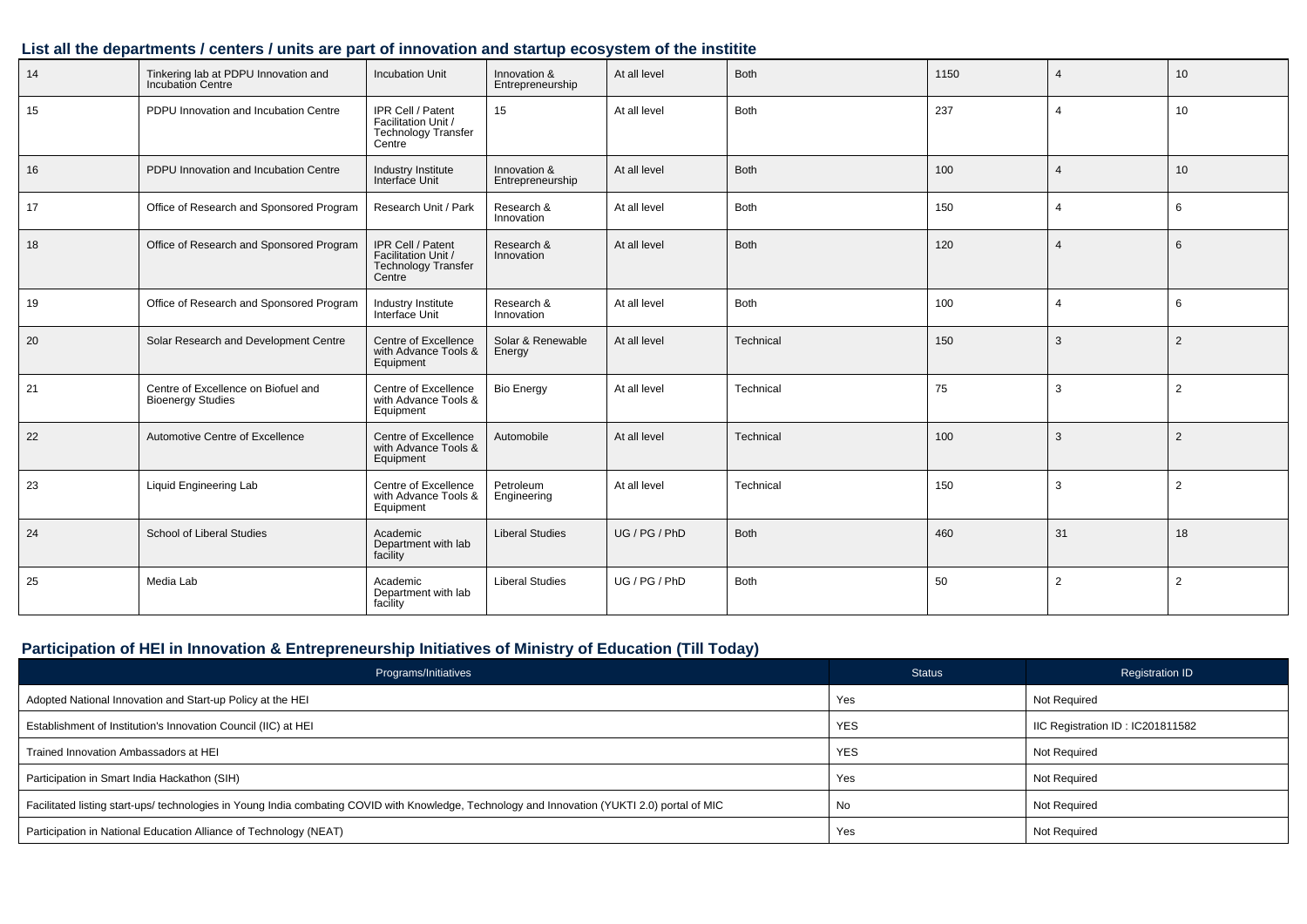## List all the departments / centers / units are part of innovation and startup ecosystem of the institite

| | | | | | | | | |
|---|---|---|---|---|---|---|---|---|
| 14 | Tinkering lab at PDPU Innovation and Incubation Centre | Incubation Unit | Innovation & Entrepreneurship | At all level | Both | 1150 | 4 | 10 |
| 15 | PDPU Innovation and Incubation Centre | IPR Cell / Patent Facilitation Unit / Technology Transfer Centre | 15 | At all level | Both | 237 | 4 | 10 |
| 16 | PDPU Innovation and Incubation Centre | Industry Institute Interface Unit | Innovation & Entrepreneurship | At all level | Both | 100 | 4 | 10 |
| 17 | Office of Research and Sponsored Program | Research Unit / Park | Research & Innovation | At all level | Both | 150 | 4 | 6 |
| 18 | Office of Research and Sponsored Program | IPR Cell / Patent Facilitation Unit / Technology Transfer Centre | Research & Innovation | At all level | Both | 120 | 4 | 6 |
| 19 | Office of Research and Sponsored Program | Industry Institute Interface Unit | Research & Innovation | At all level | Both | 100 | 4 | 6 |
| 20 | Solar Research and Development Centre | Centre of Excellence with Advance Tools & Equipment | Solar & Renewable Energy | At all level | Technical | 150 | 3 | 2 |
| 21 | Centre of Excellence on Biofuel and Bioenergy Studies | Centre of Excellence with Advance Tools & Equipment | Bio Energy | At all level | Technical | 75 | 3 | 2 |
| 22 | Automotive Centre of Excellence | Centre of Excellence with Advance Tools & Equipment | Automobile | At all level | Technical | 100 | 3 | 2 |
| 23 | Liquid Engineering Lab | Centre of Excellence with Advance Tools & Equipment | Petroleum Engineering | At all level | Technical | 150 | 3 | 2 |
| 24 | School of Liberal Studies | Academic Department with lab facility | Liberal Studies | UG / PG / PhD | Both | 460 | 31 | 18 |
| 25 | Media Lab | Academic Department with lab facility | Liberal Studies | UG / PG / PhD | Both | 50 | 2 | 2 |

## Participation of HEI in Innovation & Entrepreneurship Initiatives of Ministry of Education (Till Today)

| Programs/Initiatives | Status | Registration ID |
|---|---|---|
| Adopted National Innovation and Start-up Policy at the HEI | Yes | Not Required |
| Establishment of Institution's Innovation Council (IIC) at HEI | YES | IIC Registration ID : IC201811582 |
| Trained Innovation Ambassadors at HEI | YES | Not Required |
| Participation in Smart India Hackathon (SIH) | Yes | Not Required |
| Facilitated listing start-ups/ technologies in Young India combating COVID with Knowledge, Technology and Innovation (YUKTI 2.0) portal of MIC | No | Not Required |
| Participation in National Education Alliance of Technology (NEAT) | Yes | Not Required |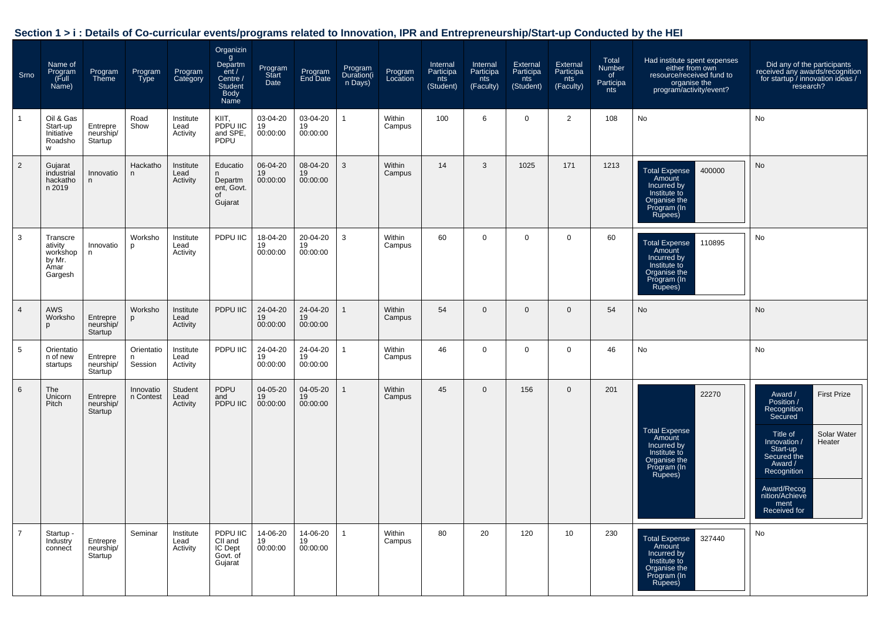## Section 1 > i : Details of Co-curricular events/programs related to Innovation, IPR and Entrepreneurship/Start-up Conducted by the HEI

| Srno | Name of Program (Full Name) | Program Theme | Program Type | Program Category | Organizing Department / Centre / Student Body Name | Program Start Date | Program End Date | Program Duration(in Days) | Program Location | Internal Participants (Student) | Internal Participants (Faculty) | External Participants (Student) | External Participants (Faculty) | Total Number of Participants | Had institute spent expenses either from own resource/received fund to organise the program/activity/event? | Did any of the participants received any awards/recognition for startup / innovation ideas / research? |
|---|---|---|---|---|---|---|---|---|---|---|---|---|---|---|---|---|
| 1 | Oil & Gas Start-up Initiative Roadshow | Entrepreneurship/Startup | Road Show | Institute Lead Activity | KIIT, PDPU IIC and SPE, PDPU | 03-04-2019 00:00:00 | 03-04-2019 00:00:00 | 1 | Within Campus | 100 | 6 | 0 | 2 | 108 | No | No |
| 2 | Gujarat industrial hackathon 2019 | Innovation | Hackathon | Institute Lead Activity | Education Department, Govt. of Gujarat | 06-04-2019 00:00:00 | 08-04-2019 00:00:00 | 3 | Within Campus | 14 | 3 | 1025 | 171 | 1213 | Total Expense Amount Incurred by Institute to Organise the Program (In Rupees): 400000 | No |
| 3 | Transcreativity workshop by Mr. Amar Gargesh | Innovation | Workshop | Institute Lead Activity | PDPU IIC | 18-04-2019 00:00:00 | 20-04-2019 00:00:00 | 3 | Within Campus | 60 | 0 | 0 | 0 | 60 | Total Expense Amount Incurred by Institute to Organise the Program (In Rupees): 110895 | No |
| 4 | AWS Workshop | Entrepreneurship/Startup | Workshop | Institute Lead Activity | PDPU IIC | 24-04-2019 00:00:00 | 24-04-2019 00:00:00 | 1 | Within Campus | 54 | 0 | 0 | 0 | 54 | No | No |
| 5 | Orientation of new startups | Entrepreneurship/Startup | Orientation Session | Institute Lead Activity | PDPU IIC | 24-04-2019 00:00:00 | 24-04-2019 00:00:00 | 1 | Within Campus | 46 | 0 | 0 | 0 | 46 | No | No |
| 6 | The Unicorn Pitch | Entrepreneurship/Startup | Innovation Contest | Student Lead Activity | PDPU and PDPU IIC | 04-05-2019 00:00:00 | 04-05-2019 00:00:00 | 1 | Within Campus | 45 | 0 | 156 | 0 | 201 | Total Expense Amount Incurred by Institute to Organise the Program (In Rupees): 22270 | Award / Position / Recognition Secured: First Prize; Title of Innovation / Start-up Secured the Award / Recognition: Solar Water Heater; Award/Recognition/Achievement Received for: |
| 7 | Startup - Industry connect | Entrepreneurship/Startup | Seminar | Institute Lead Activity | PDPU IIC CII and IC Dept Govt. of Gujarat | 14-06-2019 00:00:00 | 14-06-2019 00:00:00 | 1 | Within Campus | 80 | 20 | 120 | 10 | 230 | Total Expense Amount Incurred by Institute to Organise the Program (In Rupees): 327440 | No |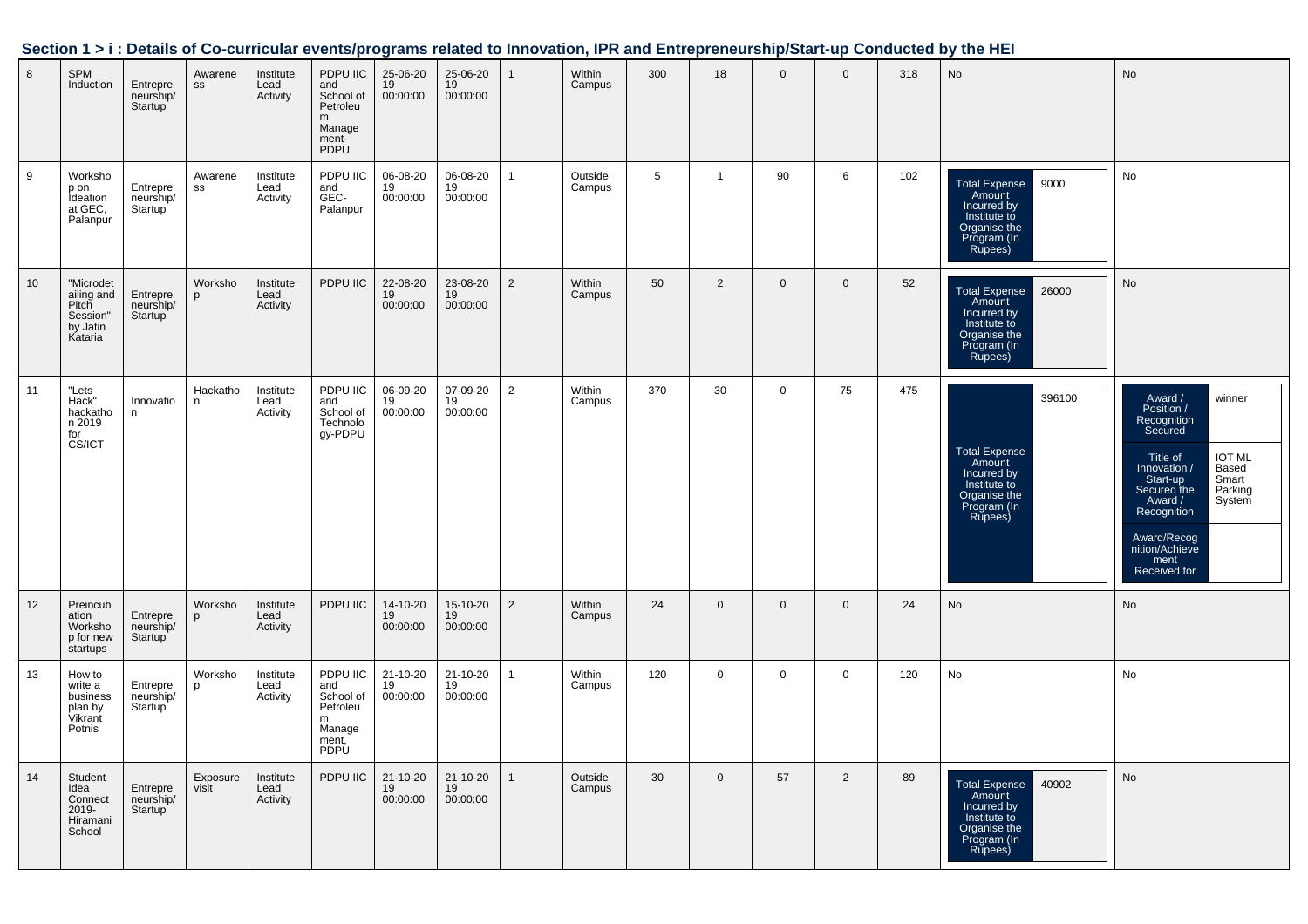## Section 1 > i : Details of Co-curricular events/programs related to Innovation, IPR and Entrepreneurship/Start-up Conducted by the HEI

| | | | | | | | | | | | | | | | | |
|---|---|---|---|---|---|---|---|---|---|---|---|---|---|---|---|---|
| 8 | SPM Induction | Entrepreneurship/ Startup | Awareness | Institute Lead Activity | PDPU IIC and School of Petroleum Management-PDPU | 25-06-2019 00:00:00 | 25-06-2019 00:00:00 | 1 | Within Campus | 300 | 18 | 0 | 0 | 318 | No | No |
| 9 | Workshop on Ideation at GEC, Palanpur | Entrepreneurship/ Startup | Awareness | Institute Lead Activity | PDPU IIC and GEC-Palanpur | 06-08-2019 00:00:00 | 06-08-2019 00:00:00 | 1 | Outside Campus | 5 | 1 | 90 | 6 | 102 | Total Expense Amount Incurred by Institute to Organise the Program (In Rupees): 9000 | No |
| 10 | "Microdetailing and Pitch Session" by Jatin Kataria | Entrepreneurship/ Startup | Workshop | Institute Lead Activity | PDPU IIC | 22-08-2019 00:00:00 | 23-08-2019 00:00:00 | 2 | Within Campus | 50 | 2 | 0 | 0 | 52 | Total Expense Amount Incurred by Institute to Organise the Program (In Rupees): 26000 | No |
| 11 | "Lets Hack" hackathon 2019 for CS/ICT | Innovation | Hackathon | Institute Lead Activity | PDPU IIC and School of Technology-PDPU | 06-09-2019 00:00:00 | 07-09-2019 00:00:00 | 2 | Within Campus | 370 | 30 | 0 | 75 | 475 | Total Expense Amount Incurred by Institute to Organise the Program (In Rupees): 396100 | Award / Position / Recognition Secured: winner; Title of Innovation / Start-up Secured the Award / Recognition: IOT ML Based Smart Parking System; Award/Recognition/Achievement Received for: |
| 12 | Preincubation Workshop for new startups | Entrepreneurship/ Startup | Workshop | Institute Lead Activity | PDPU IIC | 14-10-2019 00:00:00 | 15-10-2019 00:00:00 | 2 | Within Campus | 24 | 0 | 0 | 0 | 24 | No | No |
| 13 | How to write a business plan by Vikrant Potnis | Entrepreneurship/ Startup | Workshop | Institute Lead Activity | PDPU IIC and School of Petroleum Management, PDPU | 21-10-2019 00:00:00 | 21-10-2019 00:00:00 | 1 | Within Campus | 120 | 0 | 0 | 0 | 120 | No | No |
| 14 | Student Idea Connect 2019-Hiramani School | Entrepreneurship/ Startup | Exposure visit | Institute Lead Activity | PDPU IIC | 21-10-2019 00:00:00 | 21-10-2019 00:00:00 | 1 | Outside Campus | 30 | 0 | 57 | 2 | 89 | Total Expense Amount Incurred by Institute to Organise the Program (In Rupees): 40902 | No |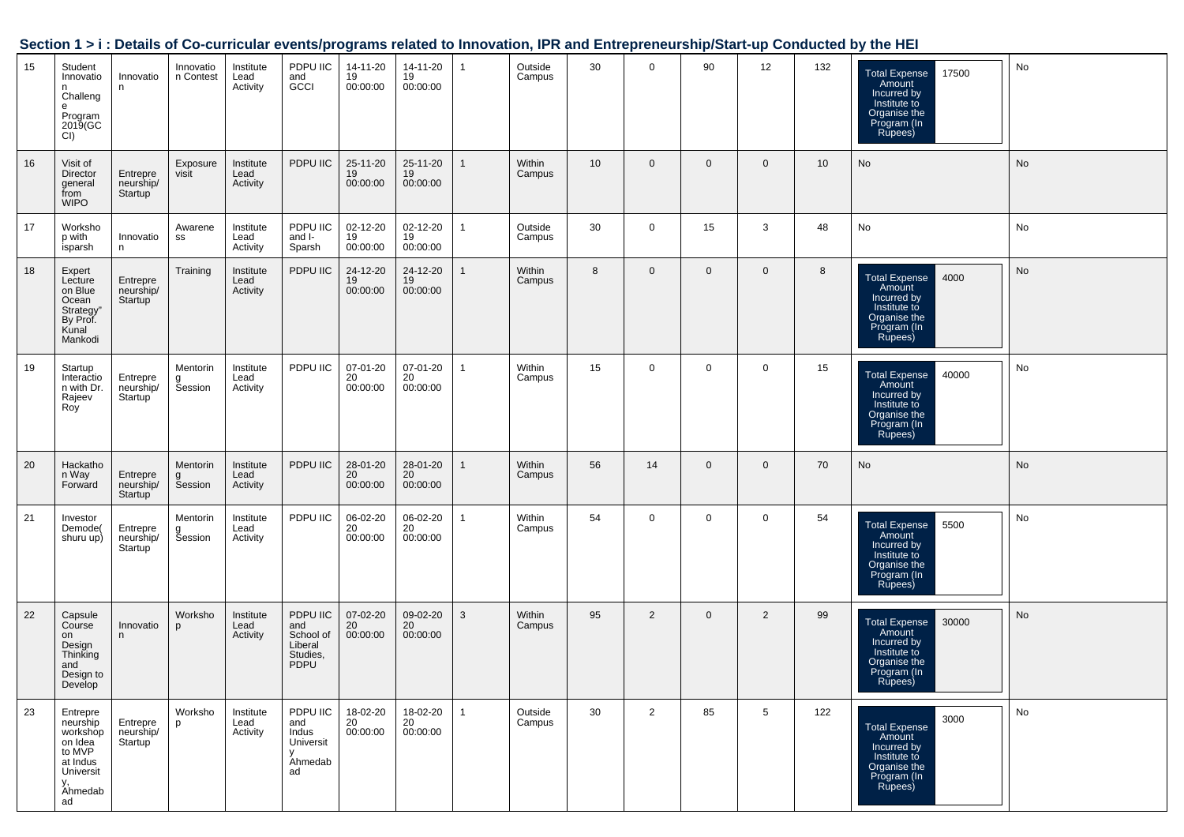## Section 1 > i : Details of Co-curricular events/programs related to Innovation, IPR and Entrepreneurship/Start-up Conducted by the HEI

| | | | | | | | | | | | | | | | | |
|---|---|---|---|---|---|---|---|---|---|---|---|---|---|---|---|---|
| 15 | Student Innovation Challenge Program 2019(GCCI) | Innovation | Innovation Contest | Institute Lead Activity | PDPU IIC and GCCI | 14-11-2019 00:00:00 | 14-11-2019 00:00:00 | 1 | Outside Campus | 30 | 0 | 90 | 12 | 132 | Total Expense Amount Incurred by Institute to Organise the Program (In Rupees): 17500 | No |
| 16 | Visit of Director general from WIPO | Entrepreneurship/Startup | Exposure visit | Institute Lead Activity | PDPU IIC | 25-11-2019 00:00:00 | 25-11-2019 00:00:00 | 1 | Within Campus | 10 | 0 | 0 | 0 | 10 | No | No |
| 17 | Workshop with isparsh | Innovation | Awareness | Institute Lead Activity | PDPU IIC and I-Sparsh | 02-12-2019 00:00:00 | 02-12-2019 00:00:00 | 1 | Outside Campus | 30 | 0 | 15 | 3 | 48 | No | No |
| 18 | Expert Lecture on Blue Ocean Strategy" By Prof. Kunal Mankodi | Entrepreneurship/Startup | Training | Institute Lead Activity | PDPU IIC | 24-12-2019 00:00:00 | 24-12-2019 00:00:00 | 1 | Within Campus | 8 | 0 | 0 | 0 | 8 | Total Expense Amount Incurred by Institute to Organise the Program (In Rupees): 4000 | No |
| 19 | Startup Interaction with Dr. Rajeev Roy | Entrepreneurship/Startup | Mentoring Session | Institute Lead Activity | PDPU IIC | 07-01-2020 00:00:00 | 07-01-2020 00:00:00 | 1 | Within Campus | 15 | 0 | 0 | 0 | 15 | Total Expense Amount Incurred by Institute to Organise the Program (In Rupees): 40000 | No |
| 20 | Hackathon Way Forward | Entrepreneurship/Startup | Mentoring Session | Institute Lead Activity | PDPU IIC | 28-01-2020 00:00:00 | 28-01-2020 00:00:00 | 1 | Within Campus | 56 | 14 | 0 | 0 | 70 | No | No |
| 21 | Investor Demode( shuru up) | Entrepreneurship/Startup | Mentoring Session | Institute Lead Activity | PDPU IIC | 06-02-2020 00:00:00 | 06-02-2020 00:00:00 | 1 | Within Campus | 54 | 0 | 0 | 0 | 54 | Total Expense Amount Incurred by Institute to Organise the Program (In Rupees): 5500 | No |
| 22 | Capsule Course on Design Thinking and Design to Develop | Innovation | Workshop | Institute Lead Activity | PDPU IIC and School of Liberal Studies, PDPU | 07-02-2020 00:00:00 | 09-02-2020 00:00:00 | 3 | Within Campus | 95 | 2 | 0 | 2 | 99 | Total Expense Amount Incurred by Institute to Organise the Program (In Rupees): 30000 | No |
| 23 | Entrepreneurship workshop on Idea to MVP at Indus University, Ahmedabad | Entrepreneurship/Startup | Workshop | Institute Lead Activity | PDPU IIC and Indus University Ahmedabad | 18-02-2020 00:00:00 | 18-02-2020 00:00:00 | 1 | Outside Campus | 30 | 2 | 85 | 5 | 122 | Total Expense Amount Incurred by Institute to Organise the Program (In Rupees): 3000 | No |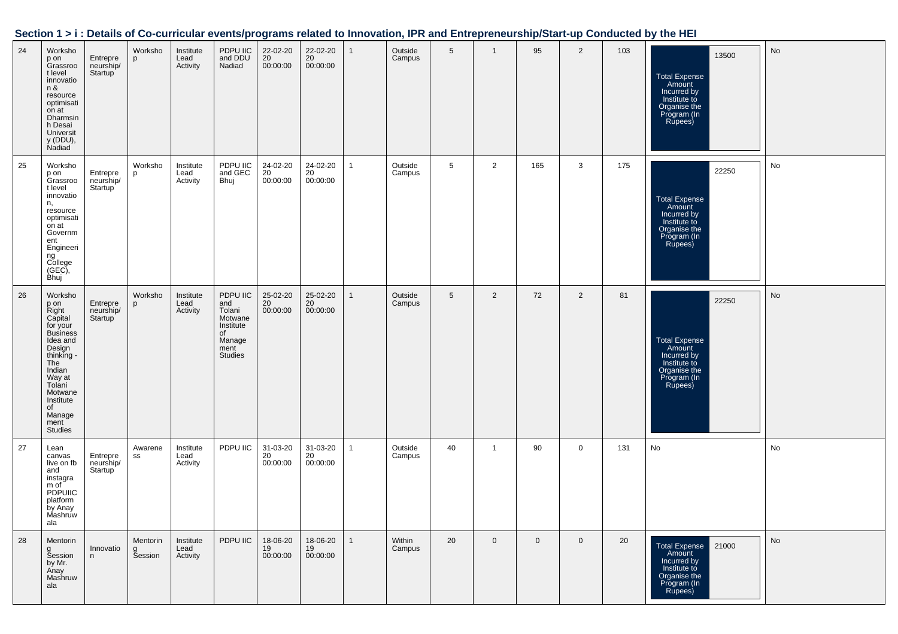## Section 1 > i : Details of Co-curricular events/programs related to Innovation, IPR and Entrepreneurship/Start-up Conducted by the HEI

| | | | | | | | | | | | | | | | | |
|---|---|---|---|---|---|---|---|---|---|---|---|---|---|---|---|---|
| 24 | Workshop on Grassroot level innovation & resource optimisation at Dharmsinh Desai University (DDU), Nadiad | Entrepreneurship/Startup | Workshop | Institute Lead Activity | PDPU IIC and DDU Nadiad | 22-02-2020 00:00:00 | 22-02-2020 00:00:00 | 1 | Outside Campus | 5 | 1 | 95 | 2 | 103 | Total Expense Amount Incurred by Institute to Organise the Program (In Rupees): 13500 | No |
| 25 | Workshop on Grassroot level innovation, resource optimisation at Government Engineering College (GEC), Bhuj | Entrepreneurship/Startup | Workshop | Institute Lead Activity | PDPU IIC and GEC Bhuj | 24-02-2020 00:00:00 | 24-02-2020 00:00:00 | 1 | Outside Campus | 5 | 2 | 165 | 3 | 175 | Total Expense Amount Incurred by Institute to Organise the Program (In Rupees): 22250 | No |
| 26 | Workshop on Right Capital for your Business Idea and Design thinking - The Indian Way at Tolani Motwane Institute of Management Studies | Entrepreneurship/Startup | Workshop | Institute Lead Activity | PDPU IIC and Tolani Motwane Institute of Management Studies | 25-02-2020 00:00:00 | 25-02-2020 00:00:00 | 1 | Outside Campus | 5 | 2 | 72 | 2 | 81 | Total Expense Amount Incurred by Institute to Organise the Program (In Rupees): 22250 | No |
| 27 | Lean canvas live on fb and instagram of PDPUIIC platform by Anay Mashruwala | Entrepreneurship/Startup | Awareness | Institute Lead Activity | PDPU IIC | 31-03-2020 00:00:00 | 31-03-2020 00:00:00 | 1 | Outside Campus | 40 | 1 | 90 | 0 | 131 | No | No |
| 28 | Mentoring Session by Mr. Anay Mashruwala | Innovation | Mentoring Session | Institute Lead Activity | PDPU IIC | 18-06-2019 00:00:00 | 18-06-2019 00:00:00 | 1 | Within Campus | 20 | 0 | 0 | 0 | 20 | Total Expense Amount Incurred by Institute to Organise the Program (In Rupees): 21000 | No |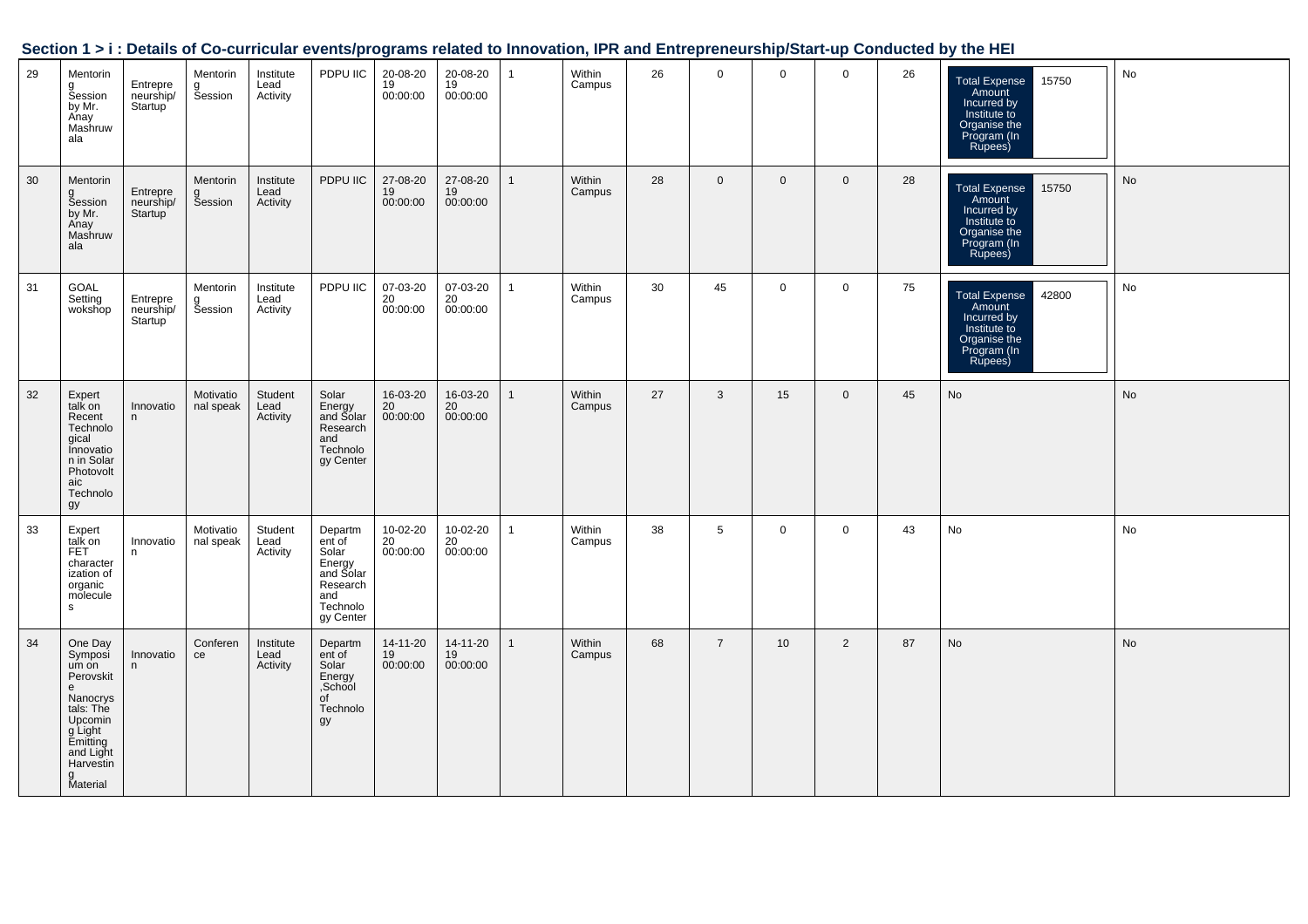## Section 1 > i : Details of Co-curricular events/programs related to Innovation, IPR and Entrepreneurship/Start-up Conducted by the HEI

| | | | | | | | | | | | | | | | | |
|---|---|---|---|---|---|---|---|---|---|---|---|---|---|---|---|---|
| 29 | Mentoring Session by Mr. Anay Mashruwala | Entrepreneurship/ Startup | Mentoring Session | Institute Lead Activity | PDPU IIC | 20-08-2019 00:00:00 | 20-08-2019 00:00:00 | 1 | Within Campus | 26 | 0 | 0 | 0 | 26 | Total Expense Amount Incurred by Institute to Organise the Program (In Rupees) 15750 | No |
| 30 | Mentoring Session by Mr. Anay Mashruwala | Entrepreneurship/ Startup | Mentoring Session | Institute Lead Activity | PDPU IIC | 27-08-2019 00:00:00 | 27-08-2019 00:00:00 | 1 | Within Campus | 28 | 0 | 0 | 0 | 28 | Total Expense Amount Incurred by Institute to Organise the Program (In Rupees) 15750 | No |
| 31 | GOAL Setting wokshop | Entrepreneurship/ Startup | Mentoring Session | Institute Lead Activity | PDPU IIC | 07-03-2020 00:00:00 | 07-03-2020 00:00:00 | 1 | Within Campus | 30 | 45 | 0 | 0 | 75 | Total Expense Amount Incurred by Institute to Organise the Program (In Rupees) 42800 | No |
| 32 | Expert talk on Recent Technological Innovation in Solar Photovoltaic Technology | Innovation | Motivational speak | Student Lead Activity | Solar Energy and Solar Research and Technology Center | 16-03-2020 00:00:00 | 16-03-2020 00:00:00 | 1 | Within Campus | 27 | 3 | 15 | 0 | 45 | No | No |
| 33 | Expert talk on FET characterization of organic molecules | Innovation | Motivational speak | Student Lead Activity | Department of Solar Energy and Solar Research and Technology Center | 10-02-2020 00:00:00 | 10-02-2020 00:00:00 | 1 | Within Campus | 38 | 5 | 0 | 0 | 43 | No | No |
| 34 | One Day Symposium on Perovskite Nanocrystals: The Upcoming Light Emitting and Light Harvesting Material | Innovation | Conference | Institute Lead Activity | Department of Solar Energy ,School of Technology | 14-11-2019 00:00:00 | 14-11-2019 00:00:00 | 1 | Within Campus | 68 | 7 | 10 | 2 | 87 | No | No |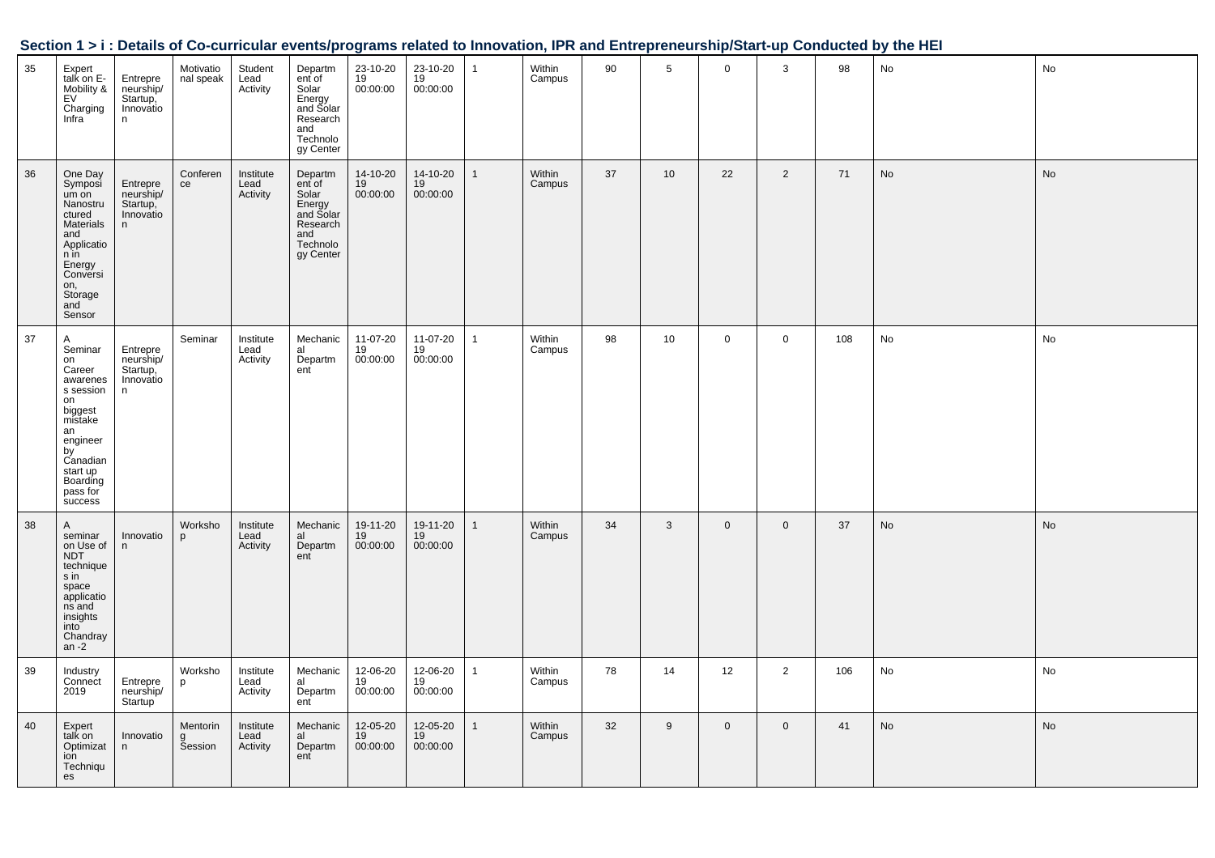## Section 1 > i : Details of Co-curricular events/programs related to Innovation, IPR and Entrepreneurship/Start-up Conducted by the HEI

| | | | | | | | | | | | | | | | | |
|---|---|---|---|---|---|---|---|---|---|---|---|---|---|---|---|---|
| 35 | Expert talk on E-Mobility & EV Charging Infra | Entrepreneurship/ Startup, Innovation | Motivational speak | Student Lead Activity | Department of Solar Energy and Solar Research and Technology Center | 23-10-2019 00:00:00 | 23-10-2019 00:00:00 | 1 | Within Campus | 90 | 5 | 0 | 3 | 98 | No | No |
| 36 | One Day Symposium on Nanostructured Materials and Application in Energy Conversion, Storage and Sensor | Entrepreneurship/ Startup, Innovation | Conference | Institute Lead Activity | Department of Solar Energy and Solar Research and Technology Center | 14-10-2019 00:00:00 | 14-10-2019 00:00:00 | 1 | Within Campus | 37 | 10 | 22 | 2 | 71 | No | No |
| 37 | A Seminar on Career awareness session on biggest mistake an engineer by Canadian start up Boarding pass for success | Entrepreneurship/ Startup, Innovation | Seminar | Institute Lead Activity | Mechanical Department | 11-07-2019 00:00:00 | 11-07-2019 00:00:00 | 1 | Within Campus | 98 | 10 | 0 | 0 | 108 | No | No |
| 38 | A seminar on Use of NDT techniques in space applications and insights into Chandrayan -2 | Innovation | Workshop | Institute Lead Activity | Mechanical Department | 19-11-2019 00:00:00 | 19-11-2019 00:00:00 | 1 | Within Campus | 34 | 3 | 0 | 0 | 37 | No | No |
| 39 | Industry Connect 2019 | Entrepreneurship/ Startup | Workshop | Institute Lead Activity | Mechanical Department | 12-06-2019 00:00:00 | 12-06-2019 00:00:00 | 1 | Within Campus | 78 | 14 | 12 | 2 | 106 | No | No |
| 40 | Expert talk on Optimization Techniques | Innovation | Mentoring Session | Institute Lead Activity | Mechanical Department | 12-05-2019 00:00:00 | 12-05-2019 00:00:00 | 1 | Within Campus | 32 | 9 | 0 | 0 | 41 | No | No |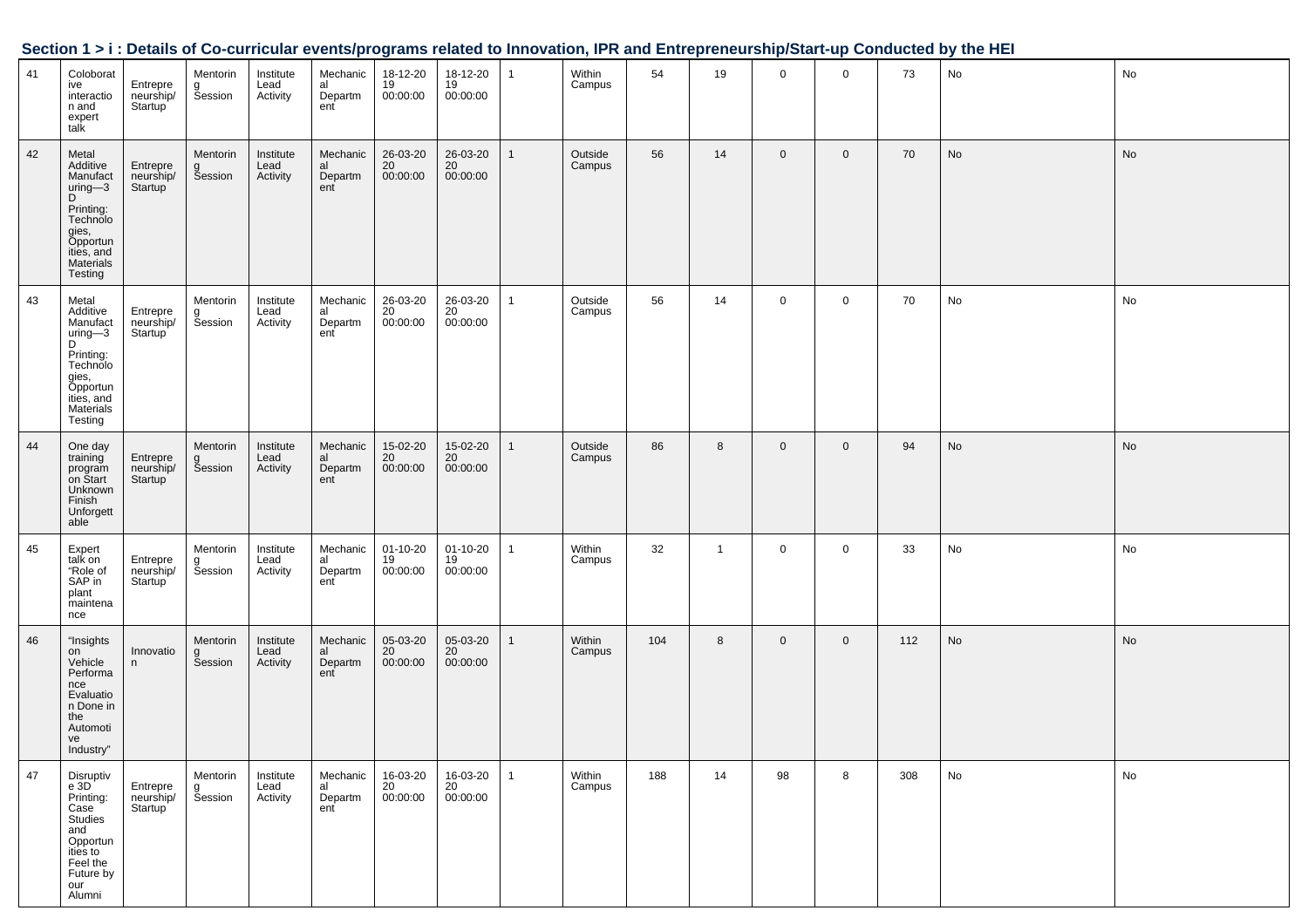### Section 1 > i : Details of Co-curricular events/programs related to Innovation, IPR and Entrepreneurship/Start-up Conducted by the HEI

| | | | | | | | | | | | | | | | | |
|---|---|---|---|---|---|---|---|---|---|---|---|---|---|---|---|---|
| 41 | Coloborative interaction and expert talk | Entrepreneurship/Startup | Mentoring Session | Institute Lead Activity | Mechanical Department | 18-12-2019 00:00:00 | 18-12-2019 00:00:00 | 1 | Within Campus | 54 | 19 | 0 | 0 | 73 | No | No |
| 42 | Metal Additive Manufacturing—3D Printing: Technologies, Opportunities, and Materials Testing | Entrepreneurship/Startup | Mentoring Session | Institute Lead Activity | Mechanical Department | 26-03-2020 00:00:00 | 26-03-2020 00:00:00 | 1 | Outside Campus | 56 | 14 | 0 | 0 | 70 | No | No |
| 43 | Metal Additive Manufacturing—3D Printing: Technologies, Opportunities, and Materials Testing | Entrepreneurship/Startup | Mentoring Session | Institute Lead Activity | Mechanical Department | 26-03-2020 00:00:00 | 26-03-2020 00:00:00 | 1 | Outside Campus | 56 | 14 | 0 | 0 | 70 | No | No |
| 44 | One day training program on Start Unknown Finish Unforgettable | Entrepreneurship/Startup | Mentoring Session | Institute Lead Activity | Mechanical Department | 15-02-2020 00:00:00 | 15-02-2020 00:00:00 | 1 | Outside Campus | 86 | 8 | 0 | 0 | 94 | No | No |
| 45 | Expert talk on "Role of SAP in plant maintenance | Entrepreneurship/Startup | Mentoring Session | Institute Lead Activity | Mechanical Department | 01-10-2019 00:00:00 | 01-10-2019 00:00:00 | 1 | Within Campus | 32 | 1 | 0 | 0 | 33 | No | No |
| 46 | "Insights on Vehicle Performance Evaluation Done in the Automotive Industry" | Innovation | Mentoring Session | Institute Lead Activity | Mechanical Department | 05-03-2020 00:00:00 | 05-03-2020 00:00:00 | 1 | Within Campus | 104 | 8 | 0 | 0 | 112 | No | No |
| 47 | Disruptive 3D Printing: Case Studies and Opportunities to Feel the Future by our Alumni | Entrepreneurship/Startup | Mentoring Session | Institute Lead Activity | Mechanical Department | 16-03-2020 00:00:00 | 16-03-2020 00:00:00 | 1 | Within Campus | 188 | 14 | 98 | 8 | 308 | No | No |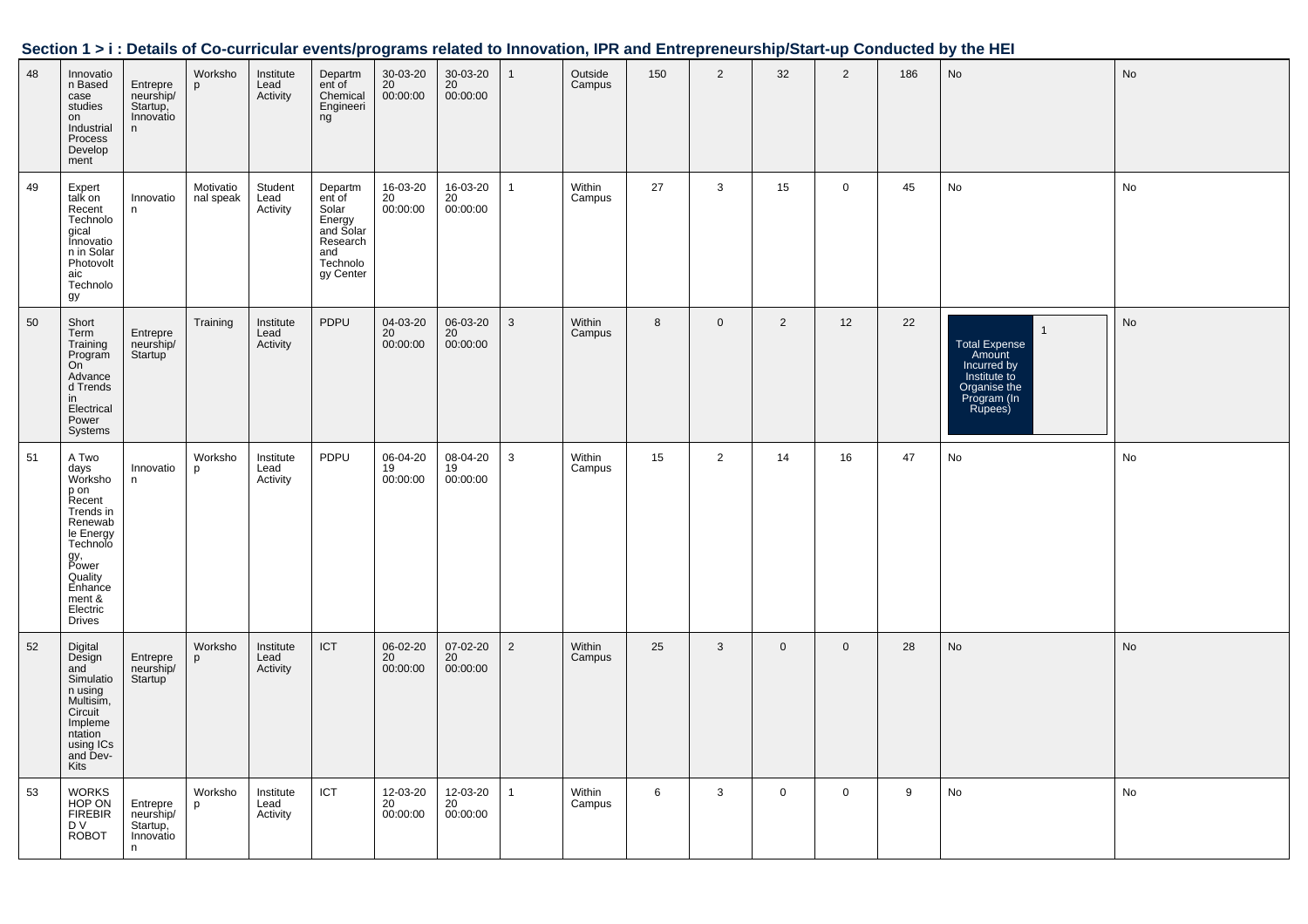## Section 1 > i : Details of Co-curricular events/programs related to Innovation, IPR and Entrepreneurship/Start-up Conducted by the HEI

| | | | | | | | | | | | | | | | | |
|---|---|---|---|---|---|---|---|---|---|---|---|---|---|---|---|---|
| 48 | Innovation Based case studies on Industrial Process Development | Entrepreneurship/ Startup, Innovation | Workshop | Institute Lead Activity | Department of Chemical Engineering | 30-03-2020 00:00:00 | 30-03-2020 00:00:00 | 1 | Outside Campus | 150 | 2 | 32 | 2 | 186 | No | No |
| 49 | Expert talk on Recent Technological Innovation in Solar Photovoltaic Technology | Innovation | Motivational speak | Student Lead Activity | Department of Solar Energy and Solar Research and Technology Center | 16-03-2020 00:00:00 | 16-03-2020 00:00:00 | 1 | Within Campus | 27 | 3 | 15 | 0 | 45 | No | No |
| 50 | Short Term Training Program On Advanced Trends in Electrical Power Systems | Entrepreneurship/ Startup | Training | Institute Lead Activity | PDPU | 04-03-2020 00:00:00 | 06-03-2020 00:00:00 | 3 | Within Campus | 8 | 0 | 2 | 12 | 22 | Total Expense Amount Incurred by Institute to Organise the Program (In Rupees): 1 | No |
| 51 | A Two days Workshop on Recent Trends in Renewable Energy Technology, Power Quality Enhancement & Electric Drives | Innovation | Workshop | Institute Lead Activity | PDPU | 06-04-2019 00:00:00 | 08-04-2019 00:00:00 | 3 | Within Campus | 15 | 2 | 14 | 16 | 47 | No | No |
| 52 | Digital Design and Simulation using Multisim, Circuit Implementation using ICs and Dev-Kits | Entrepreneurship/ Startup | Workshop | Institute Lead Activity | ICT | 06-02-2020 00:00:00 | 07-02-2020 00:00:00 | 2 | Within Campus | 25 | 3 | 0 | 0 | 28 | No | No |
| 53 | WORKSHOP ON FIREBIRD V ROBOT | Entrepreneurship/ Startup, Innovation | Workshop | Institute Lead Activity | ICT | 12-03-2020 00:00:00 | 12-03-2020 00:00:00 | 1 | Within Campus | 6 | 3 | 0 | 0 | 9 | No | No |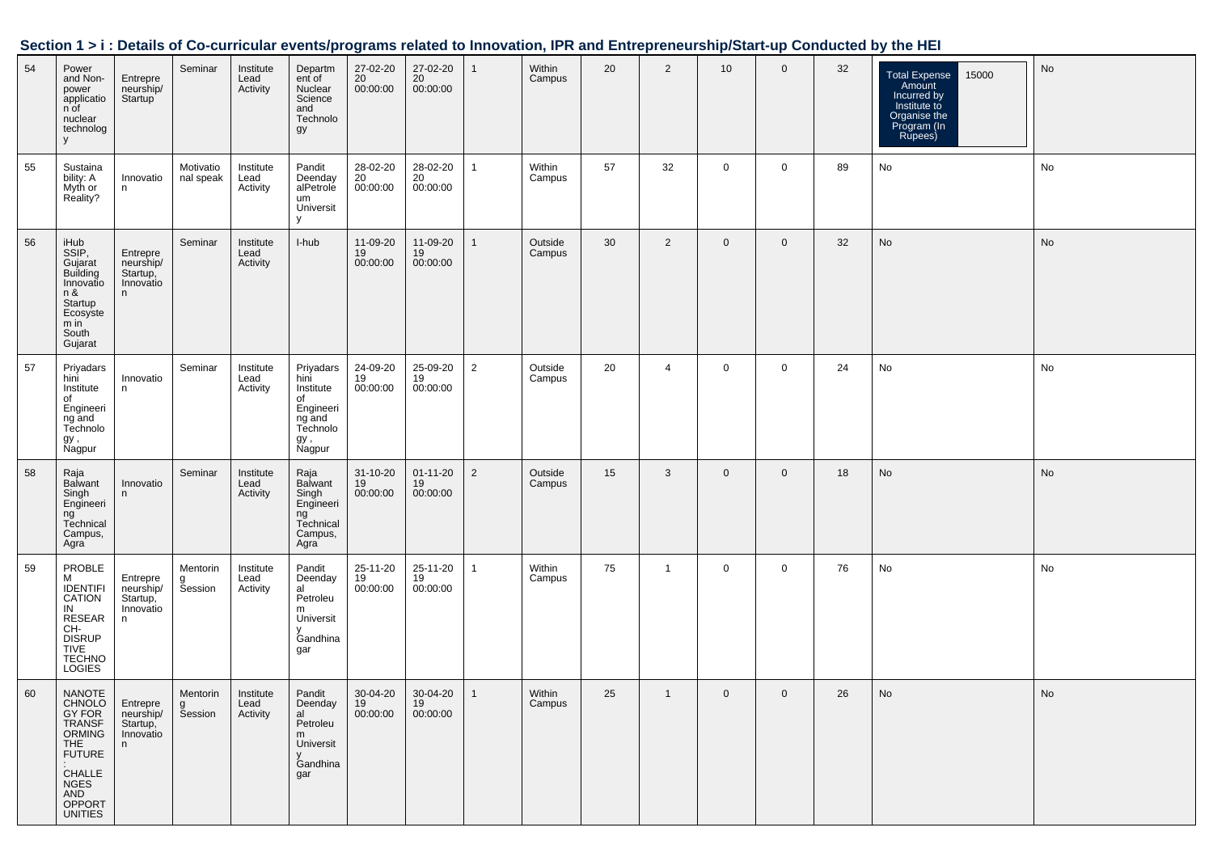## Section 1 > i : Details of Co-curricular events/programs related to Innovation, IPR and Entrepreneurship/Start-up Conducted by the HEI

| | | | | | | | | | | | | | | | | |
|---|---|---|---|---|---|---|---|---|---|---|---|---|---|---|---|---|
| 54 | Power and Non-power application of nuclear technology | Entrepreneurship/Startup | Seminar | Institute Lead Activity | Department of Nuclear Science and Technology | 27-02-2020 00:00:00 | 27-02-2020 00:00:00 | 1 | Within Campus | 20 | 2 | 10 | 0 | 32 | Total Expense Amount Incurred by Institute to Organise the Program (In Rupees) 15000 | No |
| 55 | Sustainability: A Myth or Reality? | Innovation | Motivational speak | Institute Lead Activity | Pandit DeendayalPetroleum University | 28-02-2020 00:00:00 | 28-02-2020 00:00:00 | 1 | Within Campus | 57 | 32 | 0 | 0 | 89 | No | No |
| 56 | iHub SSIP, Gujarat Building Innovation & Startup Ecosystem in South Gujarat | Entrepreneurship/Startup, Innovation | Seminar | Institute Lead Activity | I-hub | 11-09-2019 00:00:00 | 11-09-2019 00:00:00 | 1 | Outside Campus | 30 | 2 | 0 | 0 | 32 | No | No |
| 57 | Priyadarshini Institute of Engineering and Technology , Nagpur | Innovation | Seminar | Institute Lead Activity | Priyadarshini Institute of Engineering and Technology , Nagpur | 24-09-2019 00:00:00 | 25-09-2019 00:00:00 | 2 | Outside Campus | 20 | 4 | 0 | 0 | 24 | No | No |
| 58 | Raja Balwant Singh Engineering Technical Campus, Agra | Innovation | Seminar | Institute Lead Activity | Raja Balwant Singh Engineering Technical Campus, Agra | 31-10-2019 00:00:00 | 01-11-2019 00:00:00 | 2 | Outside Campus | 15 | 3 | 0 | 0 | 18 | No | No |
| 59 | PROBLEM IDENTIFICATION IN RESEARCH-DISRUPTIVE TECHNOLOGIES | Entrepreneurship/Startup, Innovation | Mentoring Session | Institute Lead Activity | Pandit Deendayal Petroleum University Gandhinagar | 25-11-2019 00:00:00 | 25-11-2019 00:00:00 | 1 | Within Campus | 75 | 1 | 0 | 0 | 76 | No | No |
| 60 | NANOTECHNOLOGY FOR TRANSFORMING THE FUTURE : CHALLENGES AND OPPORTUNITIES | Entrepreneurship/Startup, Innovation | Mentoring Session | Institute Lead Activity | Pandit Deendayal Petroleum University Gandhinagar | 30-04-2019 00:00:00 | 30-04-2019 00:00:00 | 1 | Within Campus | 25 | 1 | 0 | 0 | 26 | No | No |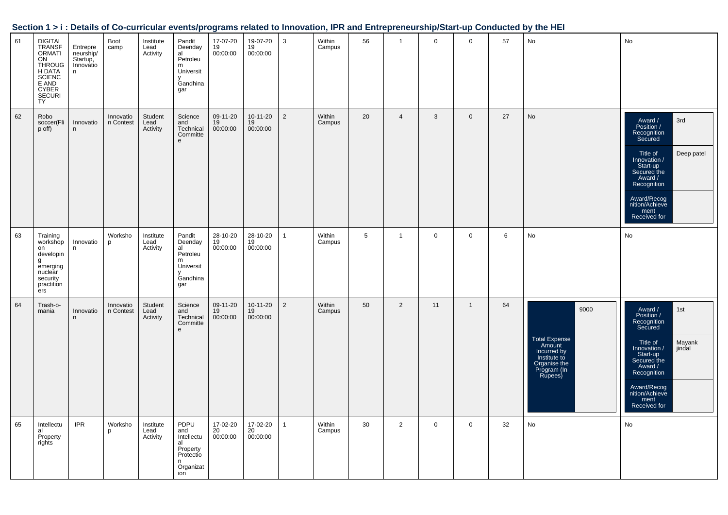## Section 1 > i : Details of Co-curricular events/programs related to Innovation, IPR and Entrepreneurship/Start-up Conducted by the HEI

| | | | | | | | | | | | | | | | | |
|---|---|---|---|---|---|---|---|---|---|---|---|---|---|---|---|---|
| 61 | DIGITAL TRANSFORMATION THROUGH DATA SCIENCE AND CYBER SECURITY | Entrepreneurship/ Startup, Innovation | Boot camp | Institute Lead Activity | Pandit Deendayal Petroleum University Gandhinagar | 17-07-2019 00:00:00 | 19-07-2019 00:00:00 | 3 | Within Campus | 56 | 1 | 0 | 0 | 57 | No | No |
| 62 | Robo soccer(Flip off) | Innovation | Innovation Contest | Student Lead Activity | Science and Technical Committee | 09-11-2019 00:00:00 | 10-11-2019 00:00:00 | 2 | Within Campus | 20 | 4 | 3 | 0 | 27 | No | Award / Position / Recognition Secured: 3rd; Title of Innovation / Start-up Secured the Award / Recognition: Deep patel; Award/Recognition/Achievement Received for: |
| 63 | Training workshop on developing emerging nuclear security practitioners | Innovation | Workshop | Institute Lead Activity | Pandit Deendayal Petroleum University Gandhinagar | 28-10-2019 00:00:00 | 28-10-2019 00:00:00 | 1 | Within Campus | 5 | 1 | 0 | 0 | 6 | No | No |
| 64 | Trash-o-mania | Innovation | Innovation Contest | Student Lead Activity | Science and Technical Committee | 09-11-2019 00:00:00 | 10-11-2019 00:00:00 | 2 | Within Campus | 50 | 2 | 11 | 1 | 64 | Total Expense Amount Incurred by Institute to Organise the Program (In Rupees): 9000 | Award / Position / Recognition Secured: 1st; Title of Innovation / Start-up Secured the Award / Recognition: Mayank jindal; Award/Recognition/Achievement Received for: |
| 65 | Intellectual Property rights | IPR | Workshop | Institute Lead Activity | PDPU and Intellectual Property Protection Organization | 17-02-2020 00:00:00 | 17-02-2020 00:00:00 | 1 | Within Campus | 30 | 2 | 0 | 0 | 32 | No | No |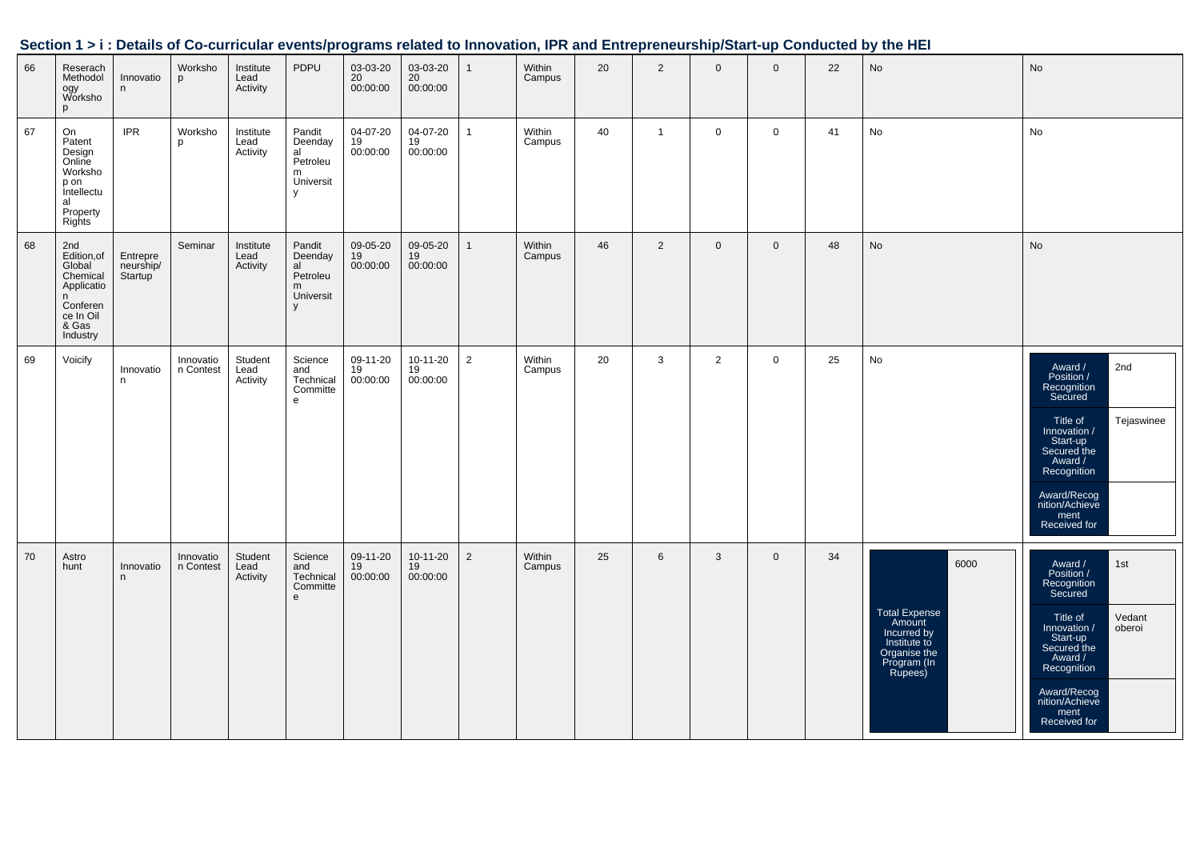## Section 1 > i : Details of Co-curricular events/programs related to Innovation, IPR and Entrepreneurship/Start-up Conducted by the HEI

| | | | | | | | | | | | | | | | | |
|---|---|---|---|---|---|---|---|---|---|---|---|---|---|---|---|---|
| 66 | Reserach Methodology Workshop | Innovation | Workshop | Institute Lead Activity | PDPU | 03-03-2020 00:00:00 | 03-03-2020 00:00:00 | 1 | Within Campus | 20 | 2 | 0 | 0 | 22 | No | No |
| 67 | On Patent Design Online Workshop on Intellectual Property Rights | IPR | Workshop | Institute Lead Activity | Pandit Deendayal Petroleum University | 04-07-2019 00:00:00 | 04-07-2019 00:00:00 | 1 | Within Campus | 40 | 1 | 0 | 0 | 41 | No | No |
| 68 | 2nd Edition,of Global Chemical Application Conference In Oil & Gas Industry | Entrepreneurship/ Startup | Seminar | Institute Lead Activity | Pandit Deendayal Petroleum University | 09-05-2019 00:00:00 | 09-05-2019 00:00:00 | 1 | Within Campus | 46 | 2 | 0 | 0 | 48 | No | No |
| 69 | Voicify | Innovation | Innovation Contest | Student Lead Activity | Science and Technical Committee | 09-11-2019 00:00:00 | 10-11-2019 00:00:00 | 2 | Within Campus | 20 | 3 | 2 | 0 | 25 | No | Award / Position / Recognition Secured: 2nd; Title of Innovation / Start-up Secured the Award / Recognition: Tejaswinee; Award/Recognition/Achievement Received for: |
| 70 | Astro hunt | Innovation | Innovation Contest | Student Lead Activity | Science and Technical Committee | 09-11-2019 00:00:00 | 10-11-2019 00:00:00 | 2 | Within Campus | 25 | 6 | 3 | 0 | 34 | Total Expense Amount Incurred by Institute to Organise the Program (In Rupees): 6000 | Award / Position / Recognition Secured: 1st; Title of Innovation / Start-up Secured the Award / Recognition: Vedant oberoi; Award/Recognition/Achievement Received for: |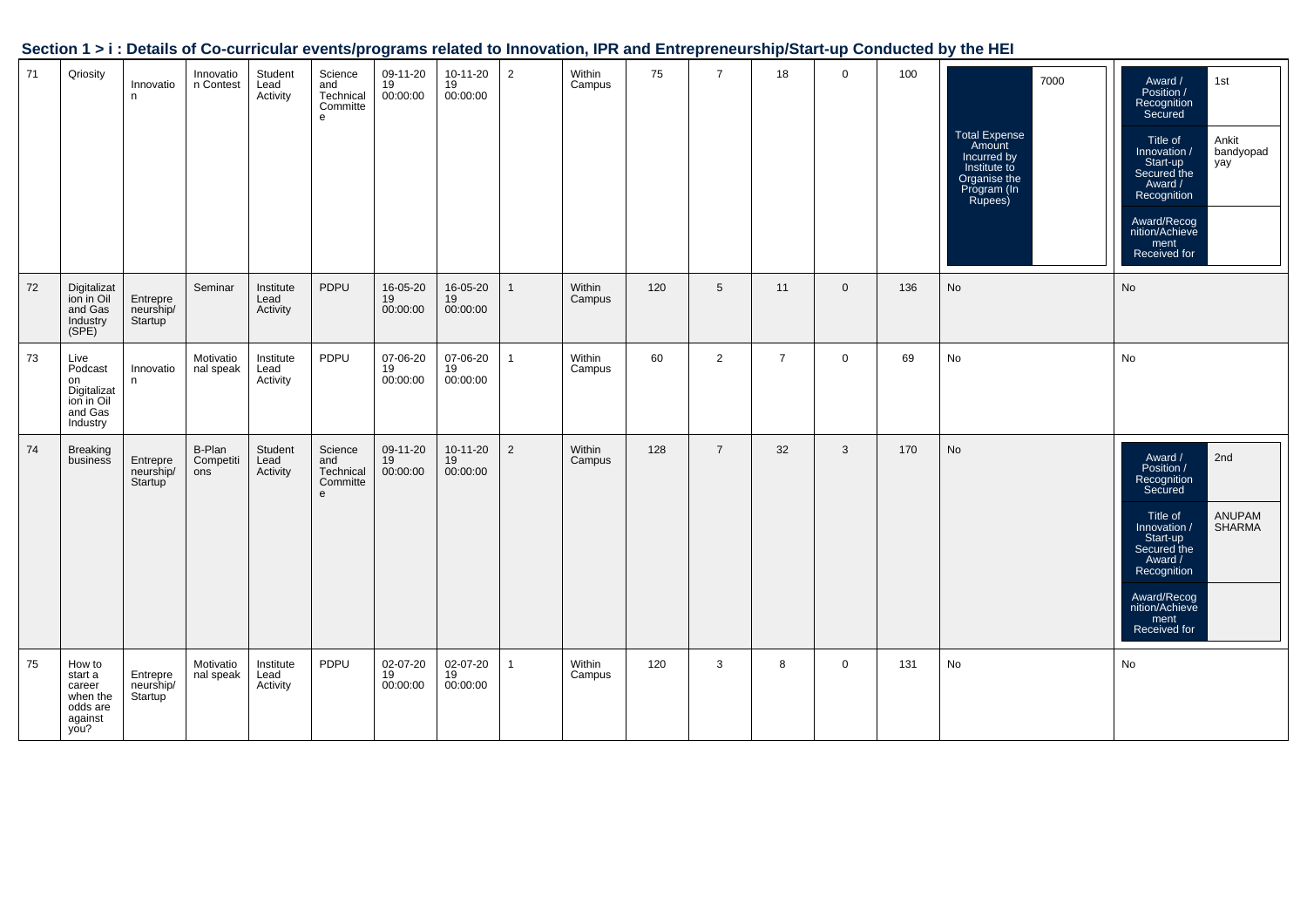## Section 1 > i : Details of Co-curricular events/programs related to Innovation, IPR and Entrepreneurship/Start-up Conducted by the HEI

| | | | | | | | | | | | | | | | | |
|---|---|---|---|---|---|---|---|---|---|---|---|---|---|---|---|---|
| 71 | Qriosity | Innovation | Innovation Contest | Student Lead Activity | Science and Technical Committee | 09-11-2019 00:00:00 | 10-11-2019 00:00:00 | 2 | Within Campus | 75 | 7 | 18 | 0 | 100 | Total Expense Amount Incurred by Institute to Organise the Program (In Rupees): 7000 | Award / Position / Recognition Secured: 1st; Title of Innovation / Start-up Secured the Award / Recognition: Ankit bandyopadyay; Award/Recognition/Achievement Received for: |
| 72 | Digitalization in Oil and Gas Industry (SPE) | Entrepreneurship/ Startup | Seminar | Institute Lead Activity | PDPU | 16-05-2019 00:00:00 | 16-05-2019 00:00:00 | 1 | Within Campus | 120 | 5 | 11 | 0 | 136 | No | No |
| 73 | Live Podcast on Digitalization in Oil and Gas Industry | Innovation | Motivational speak | Institute Lead Activity | PDPU | 07-06-2019 00:00:00 | 07-06-2019 00:00:00 | 1 | Within Campus | 60 | 2 | 7 | 0 | 69 | No | No |
| 74 | Breaking business | Entrepreneurship/ Startup | B-Plan Competitions | Student Lead Activity | Science and Technical Committee | 09-11-2019 00:00:00 | 10-11-2019 00:00:00 | 2 | Within Campus | 128 | 7 | 32 | 3 | 170 | No | Award / Position / Recognition Secured: 2nd; Title of Innovation / Start-up Secured the Award / Recognition: ANUPAM SHARMA; Award/Recognition/Achievement Received for: |
| 75 | How to start a career when the odds are against you? | Entrepreneurship/ Startup | Motivational speak | Institute Lead Activity | PDPU | 02-07-2019 00:00:00 | 02-07-2019 00:00:00 | 1 | Within Campus | 120 | 3 | 8 | 0 | 131 | No | No |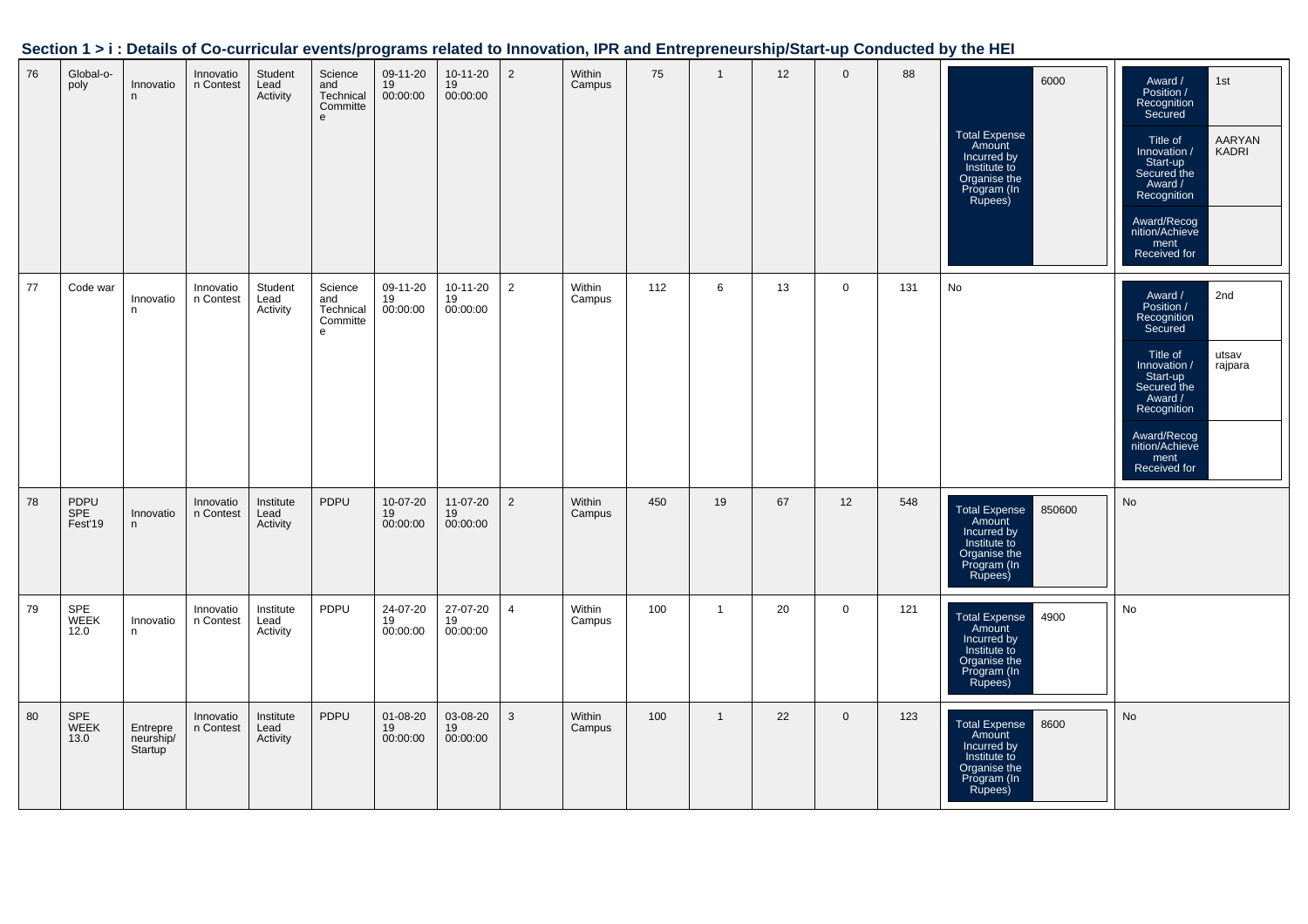## Section 1 > i : Details of Co-curricular events/programs related to Innovation, IPR and Entrepreneurship/Start-up Conducted by the HEI

| | | | | | | | | | | | | | | | | |
|---|---|---|---|---|---|---|---|---|---|---|---|---|---|---|---|---|
| 76 | Global-o-poly | Innovation | Innovation Contest | Student Lead Activity | Science and Technical Committee | 09-11-2019 00:00:00 | 10-11-2019 00:00:00 | 2 | Within Campus | 75 | 1 | 12 | 0 | 88 | Total Expense Amount Incurred by Institute to Organise the Program (In Rupees): 6000 | Award / Position / Recognition Secured: 1st; Title of Innovation / Start-up Secured the Award / Recognition: AARYAN KADRI; Award/Recognition/Achievement Received for: |
| 77 | Code war | Innovation | Innovation Contest | Student Lead Activity | Science and Technical Committee | 09-11-2019 00:00:00 | 10-11-2019 00:00:00 | 2 | Within Campus | 112 | 6 | 13 | 0 | 131 | No | Award / Position / Recognition Secured: 2nd; Title of Innovation / Start-up Secured the Award / Recognition: utsav rajpara; Award/Recognition/Achievement Received for: |
| 78 | PDPU SPE Fest'19 | Innovation | Innovation Contest | Institute Lead Activity | PDPU | 10-07-2019 00:00:00 | 11-07-2019 00:00:00 | 2 | Within Campus | 450 | 19 | 67 | 12 | 548 | Total Expense Amount Incurred by Institute to Organise the Program (In Rupees): 850600 | No |
| 79 | SPE WEEK 12.0 | Innovation | Innovation Contest | Institute Lead Activity | PDPU | 24-07-2019 00:00:00 | 27-07-2019 00:00:00 | 4 | Within Campus | 100 | 1 | 20 | 0 | 121 | Total Expense Amount Incurred by Institute to Organise the Program (In Rupees): 4900 | No |
| 80 | SPE WEEK 13.0 | Entrepreneurship/Startup | Innovation Contest | Institute Lead Activity | PDPU | 01-08-2019 00:00:00 | 03-08-2019 00:00:00 | 3 | Within Campus | 100 | 1 | 22 | 0 | 123 | Total Expense Amount Incurred by Institute to Organise the Program (In Rupees): 8600 | No |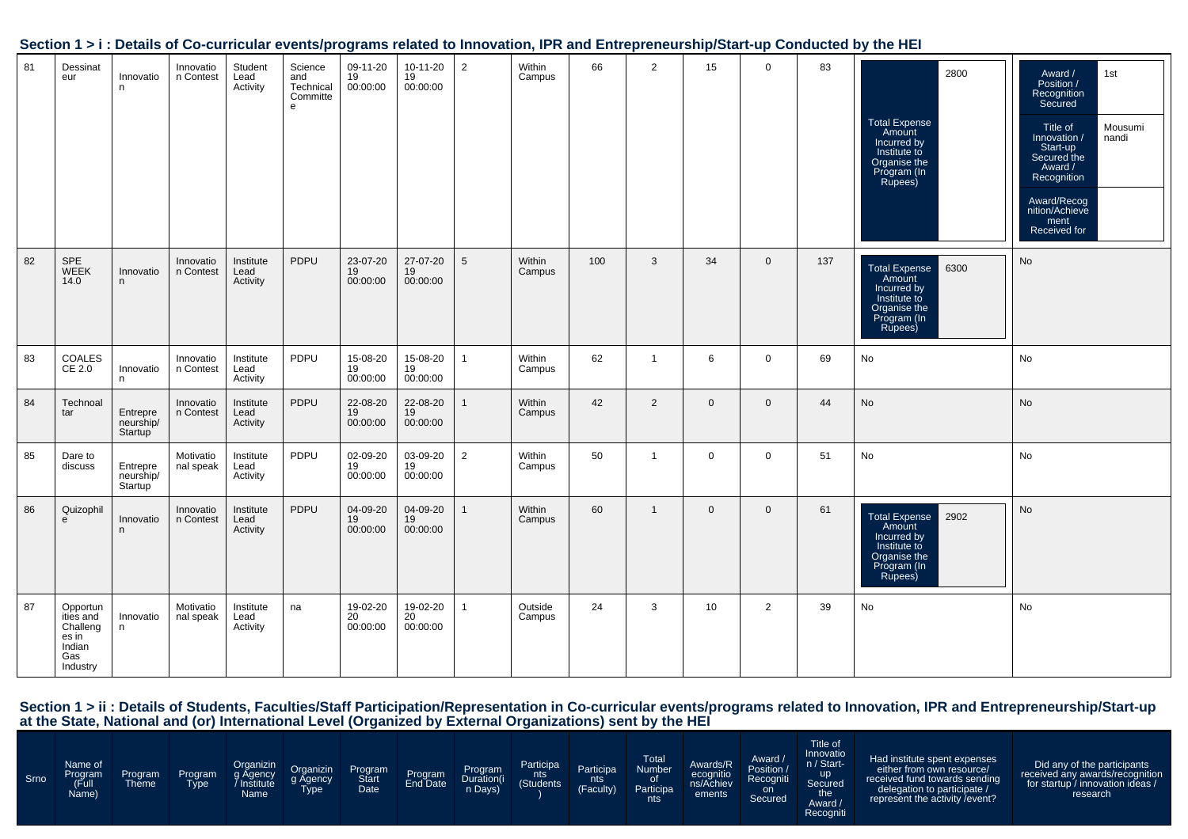## Section 1 > i : Details of Co-curricular events/programs related to Innovation, IPR and Entrepreneurship/Start-up Conducted by the HEI

| 81 | Dessinateur | Innovation | Innovation Contest | Student Lead Activity | Science and Technical Committee | 09-11-2019 00:00:00 | 10-11-2019 00:00:00 | 2 | Within Campus | 66 | 2 | 15 | 0 | 83 | Total Expense Amount Incurred by Institute to Organise the Program (In Rupees): 2800 | Award / Position / Recognition Secured: 1st; Title of Innovation / Start-up Secured the Award / Recognition: Mousumi nandi; Award/Recognition/Achievement Received for: |
|---|---|---|---|---|---|---|---|---|---|---|---|---|---|---|---|---|
| 82 | SPE WEEK 14.0 | Innovation | Innovation Contest | Institute Lead Activity | PDPU | 23-07-2019 00:00:00 | 27-07-2019 00:00:00 | 5 | Within Campus | 100 | 3 | 34 | 0 | 137 | Total Expense Amount Incurred by Institute to Organise the Program (In Rupees): 6300 | No |
| 83 | COALESCE 2.0 | Innovation | Innovation Contest | Institute Lead Activity | PDPU | 15-08-2019 00:00:00 | 15-08-2019 00:00:00 | 1 | Within Campus | 62 | 1 | 6 | 0 | 69 | No | No |
| 84 | Technoaltar | Entrepreneurship/ Startup | Innovation Contest | Institute Lead Activity | PDPU | 22-08-2019 00:00:00 | 22-08-2019 00:00:00 | 1 | Within Campus | 42 | 2 | 0 | 0 | 44 | No | No |
| 85 | Dare to discuss | Entrepreneurship/ Startup | Motivational speak | Institute Lead Activity | PDPU | 02-09-2019 00:00:00 | 03-09-2019 00:00:00 | 2 | Within Campus | 50 | 1 | 0 | 0 | 51 | No | No |
| 86 | Quizophile | Innovation | Innovation Contest | Institute Lead Activity | PDPU | 04-09-2019 00:00:00 | 04-09-2019 00:00:00 | 1 | Within Campus | 60 | 1 | 0 | 0 | 61 | Total Expense Amount Incurred by Institute to Organise the Program (In Rupees): 2902 | No |
| 87 | Opportunities and Challenges in Indian Gas Industry | Innovation | Motivational speak | Institute Lead Activity | na | 19-02-2020 00:00:00 | 19-02-2020 00:00:00 | 1 | Outside Campus | 24 | 3 | 10 | 2 | 39 | No | No |

## Section 1 > ii : Details of Students, Faculties/Staff Participation/Representation in Co-curricular events/programs related to Innovation, IPR and Entrepreneurship/Start-up at the State, National and (or) International Level (Organized by External Organizations) sent by the HEI

| Srno | Name of Program (Full Name) | Program Theme | Program Type | Organizing Agency / Institute Name | Organizing Agency Type | Program Start Date | Program End Date | Program Duration(in Days) | Participants (Students) | Participants (Faculty) | Total Number of Participants | Awards/Recognitions/Achievements | Award / Position / Recognition Secured | Title of Innovation / Start-up Secured the Award / Recogniti | Had institute spent expenses either from own resource/ received fund towards sending delegation to participate / represent the activity /event? | Did any of the participants received any awards/recognition for startup / innovation ideas / research |
|---|---|---|---|---|---|---|---|---|---|---|---|---|---|---|---|---|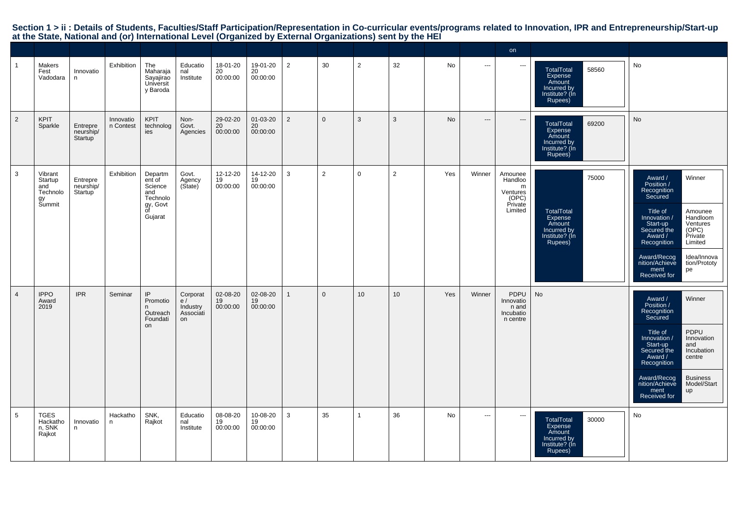## Section 1 > ii : Details of Students, Faculties/Staff Participation/Representation in Co-curricular events/programs related to Innovation, IPR and Entrepreneurship/Start-up at the State, National and (or) International Level (Organized by External Organizations) sent by the HEI

| | | | | | | | | | | | | | | on | | |
|---|---|---|---|---|---|---|---|---|---|---|---|---|---|---|---|---|
| 1 | Makers Fest Vadodara | Innovation | Exhibition | The Maharaja Sayajirao University Baroda | Educational Institute | 18-01-2020 00:00:00 | 19-01-2020 00:00:00 | 2 | 30 | 2 | 32 | No | --- | --- | TotalTotal Expense Amount Incurred by Institute? (In Rupees): 58560 | No |
| 2 | KPIT Sparkle | Entrepreneurship/ Startup | Innovation Contest | KPIT technologies | Non-Govt. Agencies | 29-02-2020 00:00:00 | 01-03-2020 00:00:00 | 2 | 0 | 3 | 3 | No | --- | --- | TotalTotal Expense Amount Incurred by Institute? (In Rupees): 69200 | No |
| 3 | Vibrant Startup and Technology Summit | Entrepreneurship/ Startup | Exhibition | Department of Science and Technology, Govt of Gujarat | Govt. Agency (State) | 12-12-2019 00:00:00 | 14-12-2019 00:00:00 | 3 | 2 | 0 | 2 | Yes | Winner | Amounee Handloom Ventures (OPC) Private Limited | TotalTotal Expense Amount Incurred by Institute? (In Rupees): 75000 | Award / Position / Recognition Secured: Winner; Title of Innovation / Start-up Secured the Award / Recognition: Amounee Handloom Ventures (OPC) Private Limited; Award/Recognition/Achievement Received for: Idea/Innovation/Prototype |
| 4 | IPPO Award 2019 | IPR | Seminar | IP Promotion Outreach Foundation | Corporate / Industry Association | 02-08-2019 00:00:00 | 02-08-2019 00:00:00 | 1 | 0 | 10 | 10 | Yes | Winner | PDPU Innovation and Incubation centre | No | Award / Position / Recognition Secured: Winner; Title of Innovation / Start-up Secured the Award / Recognition: PDPU Innovation and Incubation centre; Award/Recognition/Achievement Received for: Business Model/Startup |
| 5 | TGES Hackathon, SNK Rajkot | Innovation | Hackathon | SNK, Rajkot | Educational Institute | 08-08-2019 00:00:00 | 10-08-2019 00:00:00 | 3 | 35 | 1 | 36 | No | --- | --- | TotalTotal Expense Amount Incurred by Institute? (In Rupees): 30000 | No |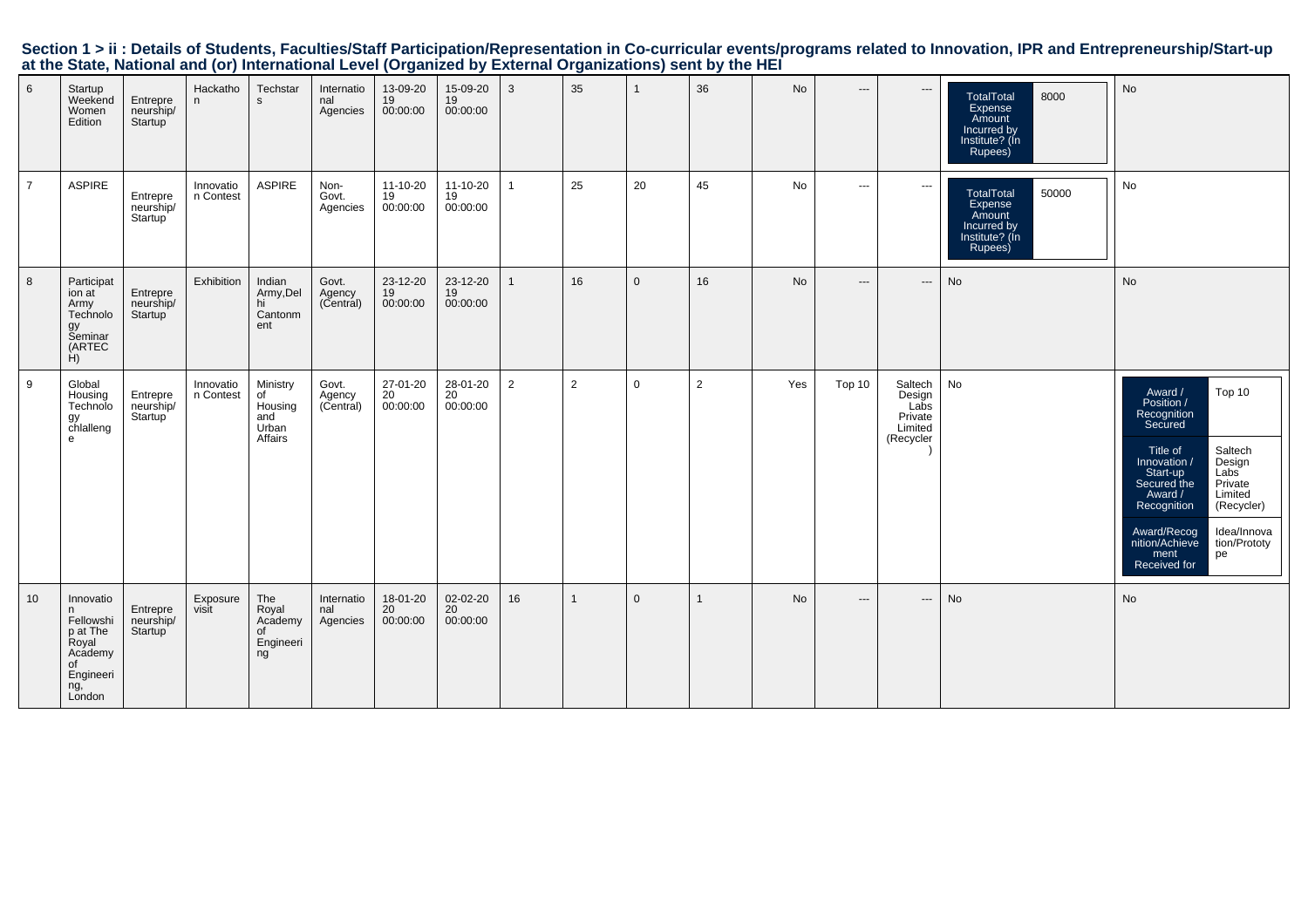## Section 1 > ii : Details of Students, Faculties/Staff Participation/Representation in Co-curricular events/programs related to Innovation, IPR and Entrepreneurship/Start-up at the State, National and (or) International Level (Organized by External Organizations) sent by the HEI

| | | | | | | | | | | | | | | | | |
|---|---|---|---|---|---|---|---|---|---|---|---|---|---|---|---|---|
| 6 | Startup Weekend Women Edition | Entrepreneurship/ Startup | Hackathon | Techstars | International Agencies | 13-09-2019 00:00:00 | 15-09-2019 00:00:00 | 3 | 35 | 1 | 36 | No | --- | --- | TotalTotal Expense Amount Incurred by Institute? (In Rupees): 8000 | No |
| 7 | ASPIRE | Entrepreneurship/ Startup | Innovation Contest | ASPIRE | Non-Govt. Agencies | 11-10-2019 00:00:00 | 11-10-2019 00:00:00 | 1 | 25 | 20 | 45 | No | --- | --- | TotalTotal Expense Amount Incurred by Institute? (In Rupees): 50000 | No |
| 8 | Participation at Army Technology Seminar (ARTECH) | Entrepreneurship/ Startup | Exhibition | Indian Army,Delhi Cantonment | Govt. Agency (Central) | 23-12-2019 00:00:00 | 23-12-2019 00:00:00 | 1 | 16 | 0 | 16 | No | --- | --- | No | No |
| 9 | Global Housing Technology chlalenge | Entrepreneurship/ Startup | Innovation Contest | Ministry of Housing and Urban Affairs | Govt. Agency (Central) | 27-01-2020 00:00:00 | 28-01-2020 00:00:00 | 2 | 2 | 0 | 2 | Yes | Top 10 | Saltech Design Labs Private Limited (Recycler) | No | Award / Position / Recognition Secured: Top 10; Title of Innovation / Start-up Secured the Award / Recognition: Saltech Design Labs Private Limited (Recycler); Award/Recognition/Achievement Received for: Idea/Innovation/Prototype |
| 10 | Innovation Fellowship at The Royal Academy of Engineering, London | Entrepreneurship/ Startup | Exposure visit | The Royal Academy of Engineering | International Agencies | 18-01-2020 00:00:00 | 02-02-2020 00:00:00 | 16 | 1 | 0 | 1 | No | --- | --- | No | No |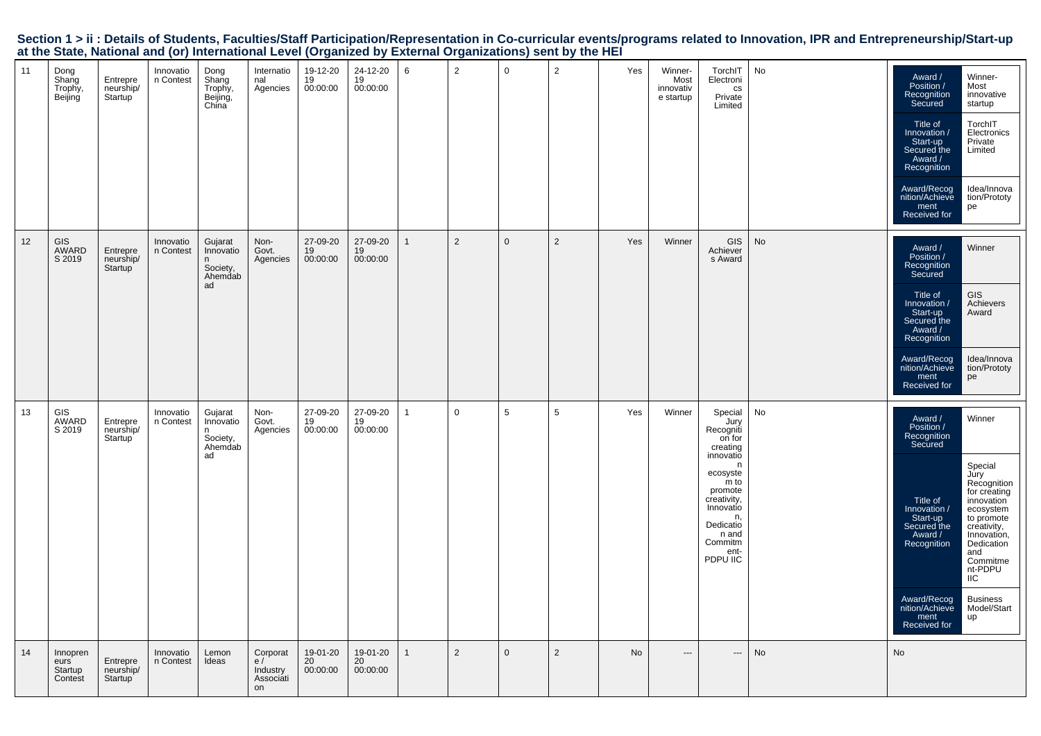## Section 1 > ii : Details of Students, Faculties/Staff Participation/Representation in Co-curricular events/programs related to Innovation, IPR and Entrepreneurship/Start-up at the State, National and (or) International Level (Organized by External Organizations) sent by the HEI

| | | | | | | | | | | | | | | | | |
|---|---|---|---|---|---|---|---|---|---|---|---|---|---|---|---|---|
| 11 | Dong Shang Trophy, Beijing | Entrepreneurship/ Startup | Innovation Contest | Dong Shang Trophy, Beijing, China | International Agencies | 19-12-2019 00:00:00 | 24-12-2019 00:00:00 | 6 | 2 | 0 | 2 | Yes | Winner-Most innovative startup | TorchIT Electronics Private Limited | No | Award / Position / Recognition Secured: Winner-Most innovative startup; Title of Innovation / Start-up Secured the Award / Recognition: TorchIT Electronics Private Limited; Award/Recognition/Achievement Received for: Idea/Innovation/Prototype |
| 12 | GIS AWARDS 2019 | Entrepreneurship/ Startup | Innovation Contest | Gujarat Innovation Society, Ahemdabad | Non-Govt. Agencies | 27-09-2019 00:00:00 | 27-09-2019 00:00:00 | 1 | 2 | 0 | 2 | Yes | Winner | GIS Achievers Award | No | Award / Position / Recognition Secured: Winner; Title of Innovation / Start-up Secured the Award / Recognition: GIS Achievers Award; Award/Recognition/Achievement Received for: Idea/Innovation/Prototype |
| 13 | GIS AWARDS 2019 | Entrepreneurship/ Startup | Innovation Contest | Gujarat Innovation Society, Ahemdabad | Non-Govt. Agencies | 27-09-2019 00:00:00 | 27-09-2019 00:00:00 | 1 | 0 | 5 | 5 | Yes | Winner | Special Jury Recognition for creating innovation ecosystem to promote creativity, Innovation, Dedication and Commitment-PDPU IIC | No | Award / Position / Recognition Secured: Winner; Title of Innovation / Start-up Secured the Award / Recognition: Special Jury Recognition for creating innovation ecosystem to promote creativity, Innovation, Dedication and Commitment-PDPU IIC; Award/Recognition/Achievement Received for: Business Model/Startup |
| 14 | Innopreneurs Startup Contest | Entrepreneurship/ Startup | Innovation Contest | Lemon Ideas | Corporate / Industry Association | 19-01-2020 00:00:00 | 19-01-2020 00:00:00 | 1 | 2 | 0 | 2 | No | --- | --- | No | No |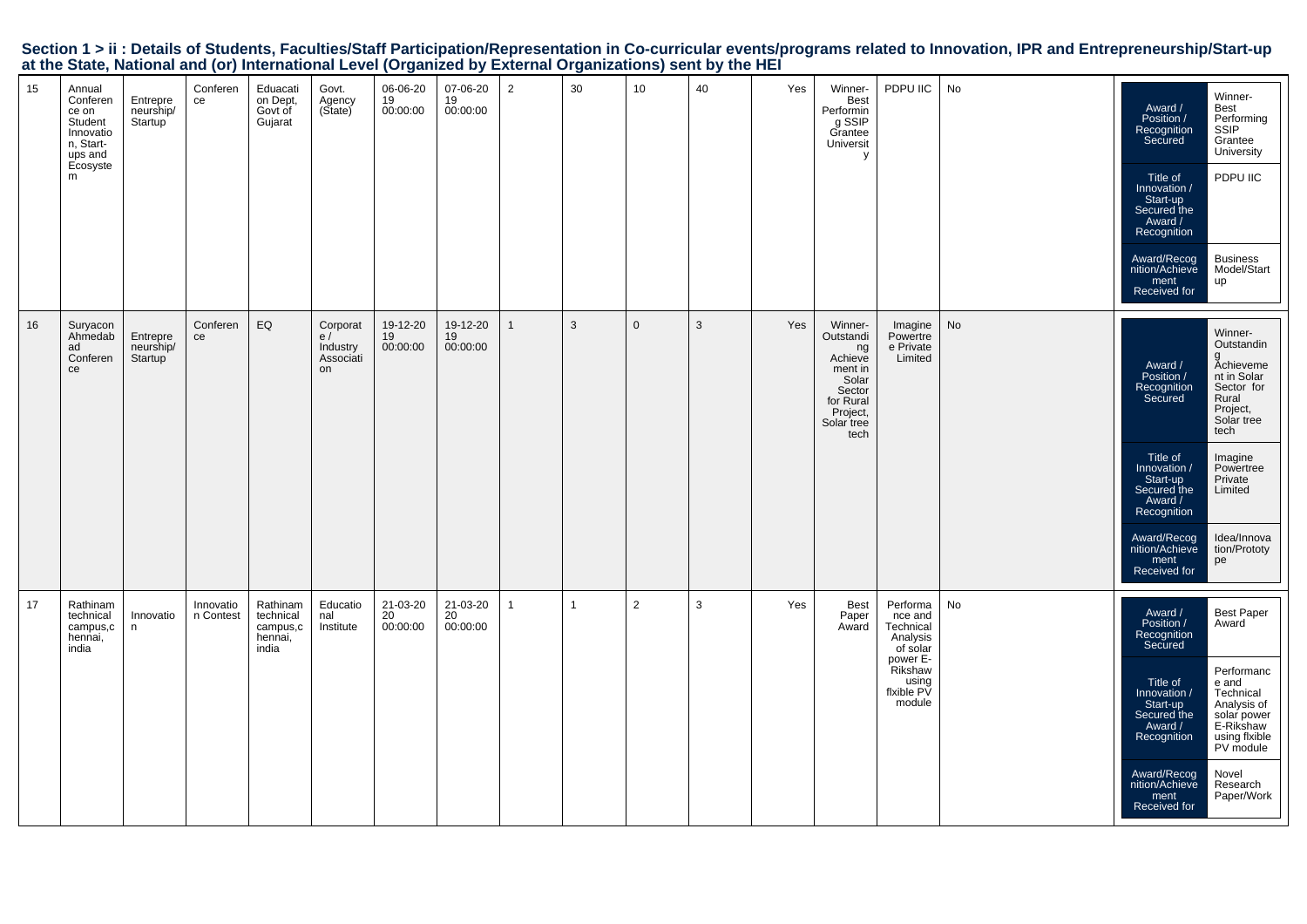## Section 1 > ii : Details of Students, Faculties/Staff Participation/Representation in Co-curricular events/programs related to Innovation, IPR and Entrepreneurship/Start-up at the State, National and (or) International Level (Organized by External Organizations) sent by the HEI

| | | | | | | | | | | | | | | | | | |
|---|---|---|---|---|---|---|---|---|---|---|---|---|---|---|---|---|---|
| 15 | Annual Conference on Student Innovation, Start-ups and Ecosystem | Entrepreneurship/ Startup | Conference | Eduacation Dept, Govt of Gujarat | Govt. Agency (State) | 06-06-2019 00:00:00 | 07-06-2019 00:00:00 | 2 | 30 | 10 | 40 | Yes | Winner-Best Performing SSIP Grantee University | PDPU IIC | No | | Award / Position / Recognition Secured: Winner-Best Performing SSIP Grantee University<br>Title of Innovation / Start-up Secured the Award / Recognition: PDPU IIC<br>Award/Recognition/Achievement Received for: Business Model/Startup |
| 16 | Suryacon Ahmedabad Conference | Entrepreneurship/ Startup | Conference | EQ | Corporate / Industry Association | 19-12-2019 00:00:00 | 19-12-2019 00:00:00 | 1 | 3 | 0 | 3 | Yes | Winner-Outstanding Achievement in Solar Sector for Rural Project, Solar tree tech | Imagine Powertree Private Limited | No | | Award / Position / Recognition Secured: Winner-Outstanding Achievement in Solar Sector for Rural Project, Solar tree tech<br>Title of Innovation / Start-up Secured the Award / Recognition: Imagine Powertree Private Limited<br>Award/Recognition/Achievement Received for: Idea/Innovation/Prototype |
| 17 | Rathinam technical campus,chennai, india | Innovation | Innovation Contest | Rathinam technical campus,chennai, india | Educational Institute | 21-03-2020 00:00:00 | 21-03-2020 00:00:00 | 1 | 1 | 2 | 3 | Yes | Best Paper Award | Performance and Technical Analysis of solar power E-Rikshaw using flxible PV module | No | | Award / Position / Recognition Secured: Best Paper Award<br>Title of Innovation / Start-up Secured the Award / Recognition: Performance and Technical Analysis of solar power E-Rikshaw using flxible PV module<br>Award/Recognition/Achievement Received for: Novel Research Paper/Work |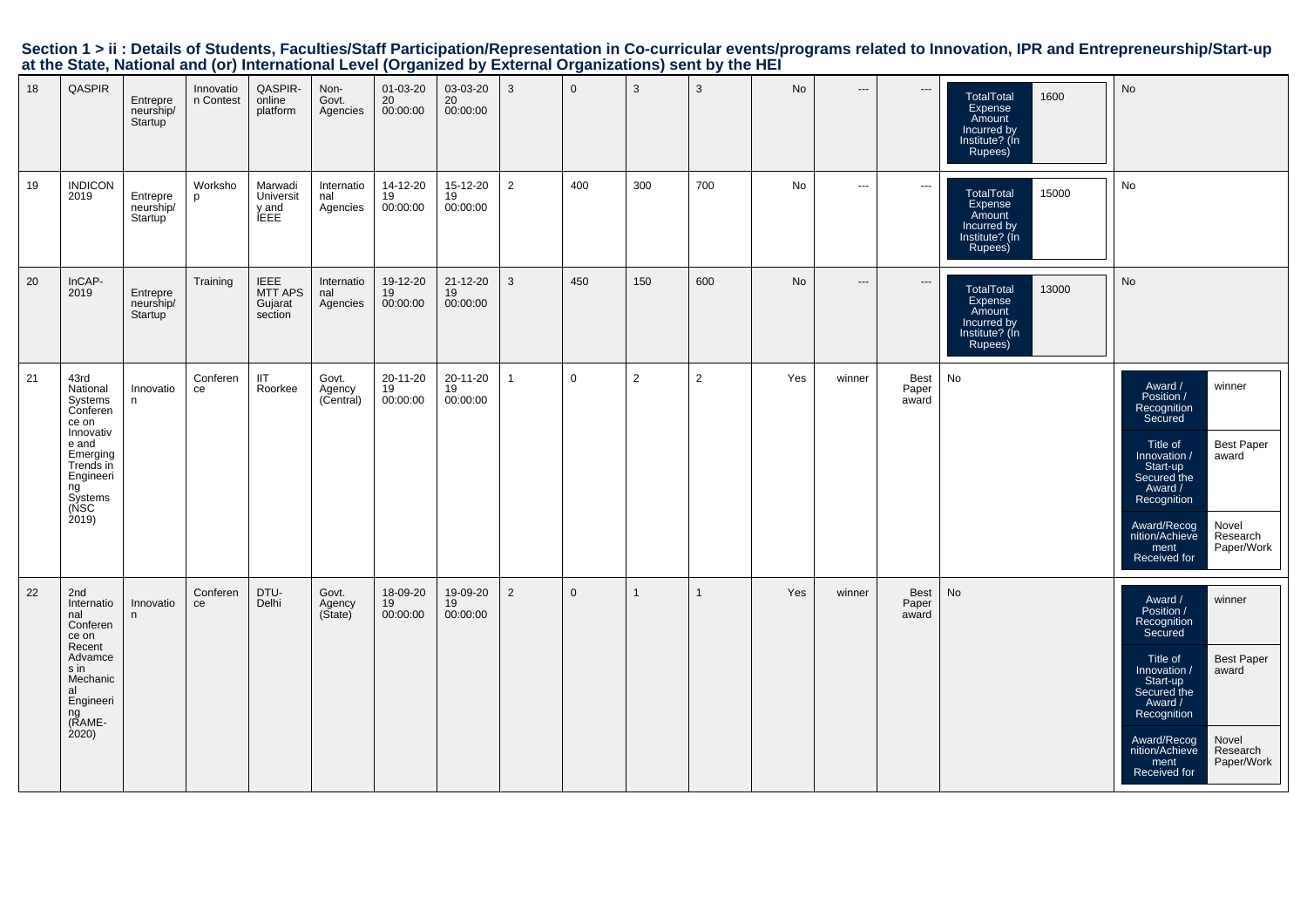## Section 1 > ii : Details of Students, Faculties/Staff Participation/Representation in Co-curricular events/programs related to Innovation, IPR and Entrepreneurship/Start-up at the State, National and (or) International Level (Organized by External Organizations) sent by the HEI

| | | | | | | | | | | | | | | | | |
|---|---|---|---|---|---|---|---|---|---|---|---|---|---|---|---|---|
| 18 | QASPIR | Entrepreneurship/Startup | Innovation Contest | QASPIR-online platform | Non-Govt. Agencies | 01-03-2020 00:00:00 | 03-03-2020 00:00:00 | 3 | 0 | 3 | 3 | No | --- | --- | TotalTotal Expense Amount Incurred by Institute? (In Rupees): 1600 | No |
| 19 | INDICON 2019 | Entrepreneurship/Startup | Workshop | Marwadi University and IEEE | International Agencies | 14-12-2019 00:00:00 | 15-12-2019 00:00:00 | 2 | 400 | 300 | 700 | No | --- | --- | TotalTotal Expense Amount Incurred by Institute? (In Rupees): 15000 | No |
| 20 | InCAP-2019 | Entrepreneurship/Startup | Training | IEEE MTT APS Gujarat section | International Agencies | 19-12-2019 00:00:00 | 21-12-2019 00:00:00 | 3 | 450 | 150 | 600 | No | --- | --- | TotalTotal Expense Amount Incurred by Institute? (In Rupees): 13000 | No |
| 21 | 43rd National Systems Conference on Innovative and Emerging Trends in Engineering Systems (NSC 2019) | Innovation | Conference | IIT Roorkee | Govt. Agency (Central) | 20-11-2019 00:00:00 | 20-11-2019 00:00:00 | 1 | 0 | 2 | 2 | Yes | winner | Best Paper award | No | Award / Position / Recognition Secured: winner; Title of Innovation / Start-up Secured the Award / Recognition: Best Paper award; Award/Recognition/Achievement Received for: Novel Research Paper/Work |
| 22 | 2nd International Conference on Recent Advamces in Mechanical Engineering (RAME-2020) | Innovation | Conference | DTU-Delhi | Govt. Agency (State) | 18-09-2019 00:00:00 | 19-09-2019 00:00:00 | 2 | 0 | 1 | 1 | Yes | winner | Best Paper award | No | Award / Position / Recognition Secured: winner; Title of Innovation / Start-up Secured the Award / Recognition: Best Paper award; Award/Recognition/Achievement Received for: Novel Research Paper/Work |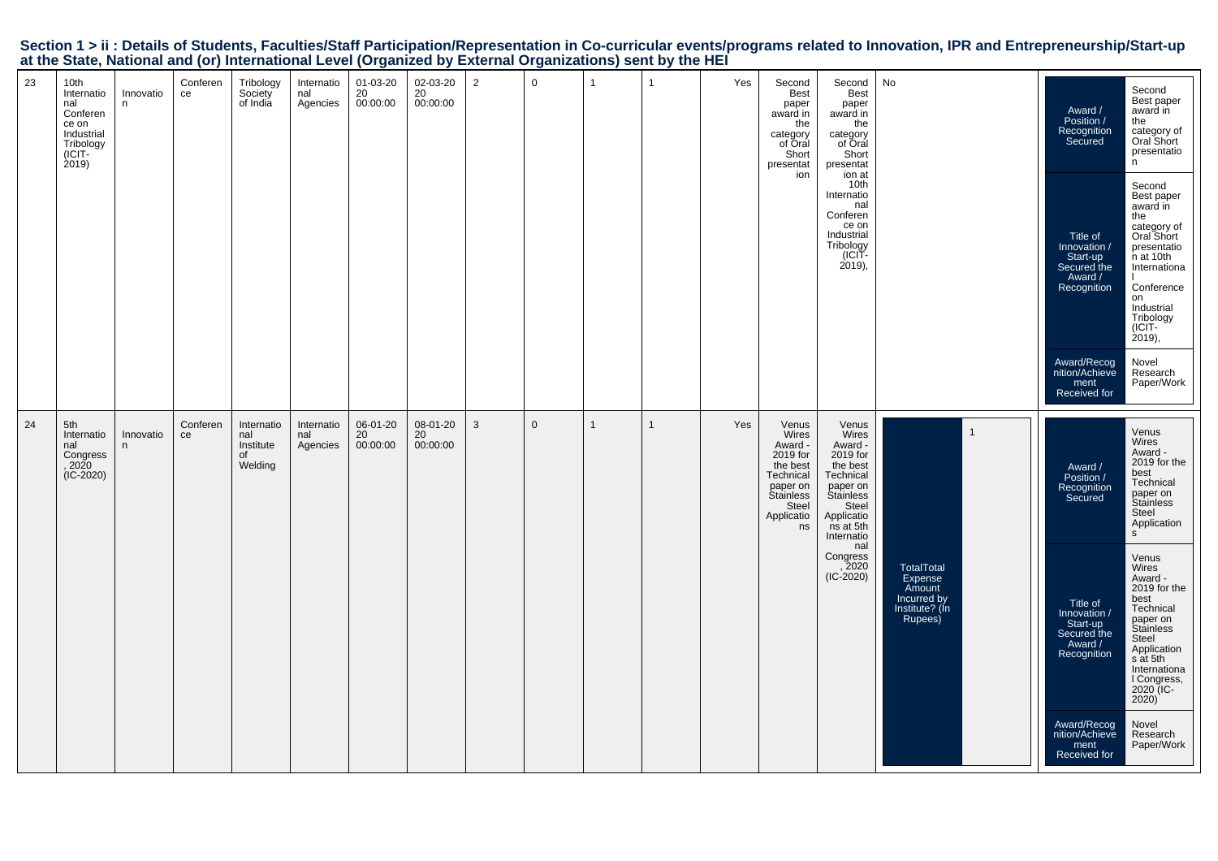## Section 1 > ii : Details of Students, Faculties/Staff Participation/Representation in Co-curricular events/programs related to Innovation, IPR and Entrepreneurship/Start-up at the State, National and (or) International Level (Organized by External Organizations) sent by the HEI

| | | | | | | | | | | | | | | | | |
|---|---|---|---|---|---|---|---|---|---|---|---|---|---|---|---|---|
| 23 | 10th International Conference on Industrial Tribology (ICIT-2019) | Innovation | Conference | Tribology Society of India | International Agencies | 01-03-2020 00:00:00 | 02-03-2020 00:00:00 | 2 | 0 | 1 | 1 | Yes | Second Best paper award in the category of Oral Short presentation | Second Best paper award in the category of Oral Short presentation at 10th International Conference on Industrial Tribology (ICIT-2019), | No | Award / Position / Recognition Secured: Second Best paper award in the category of Oral Short presentation<br>Title of Innovation / Start-up Secured the Award / Recognition: Second Best paper award in the category of Oral Short presentation at 10th International Conference on Industrial Tribology (ICIT-2019),<br>Award/Recognition/Achievement Received for: Novel Research Paper/Work |
| 24 | 5th International Congress, 2020 (IC-2020) | Innovation | Conference | International Institute of Welding | International Agencies | 06-01-2020 00:00:00 | 08-01-2020 00:00:00 | 3 | 0 | 1 | 1 | Yes | Venus Wires Award - 2019 for the best Technical paper on Stainless Steel Applications | Venus Wires Award - 2019 for the best Technical paper on Stainless Steel Applications at 5th International Congress, 2020 (IC-2020) | TotalTotal Expense Amount Incurred by Institute? (In Rupees): 1 | Award / Position / Recognition Secured: Venus Wires Award - 2019 for the best Technical paper on Stainless Steel Applications<br>Title of Innovation / Start-up Secured the Award / Recognition: Venus Wires Award - 2019 for the best Technical paper on Stainless Steel Applications at 5th International Congress, 2020 (IC-2020)<br>Award/Recognition/Achievement Received for: Novel Research Paper/Work |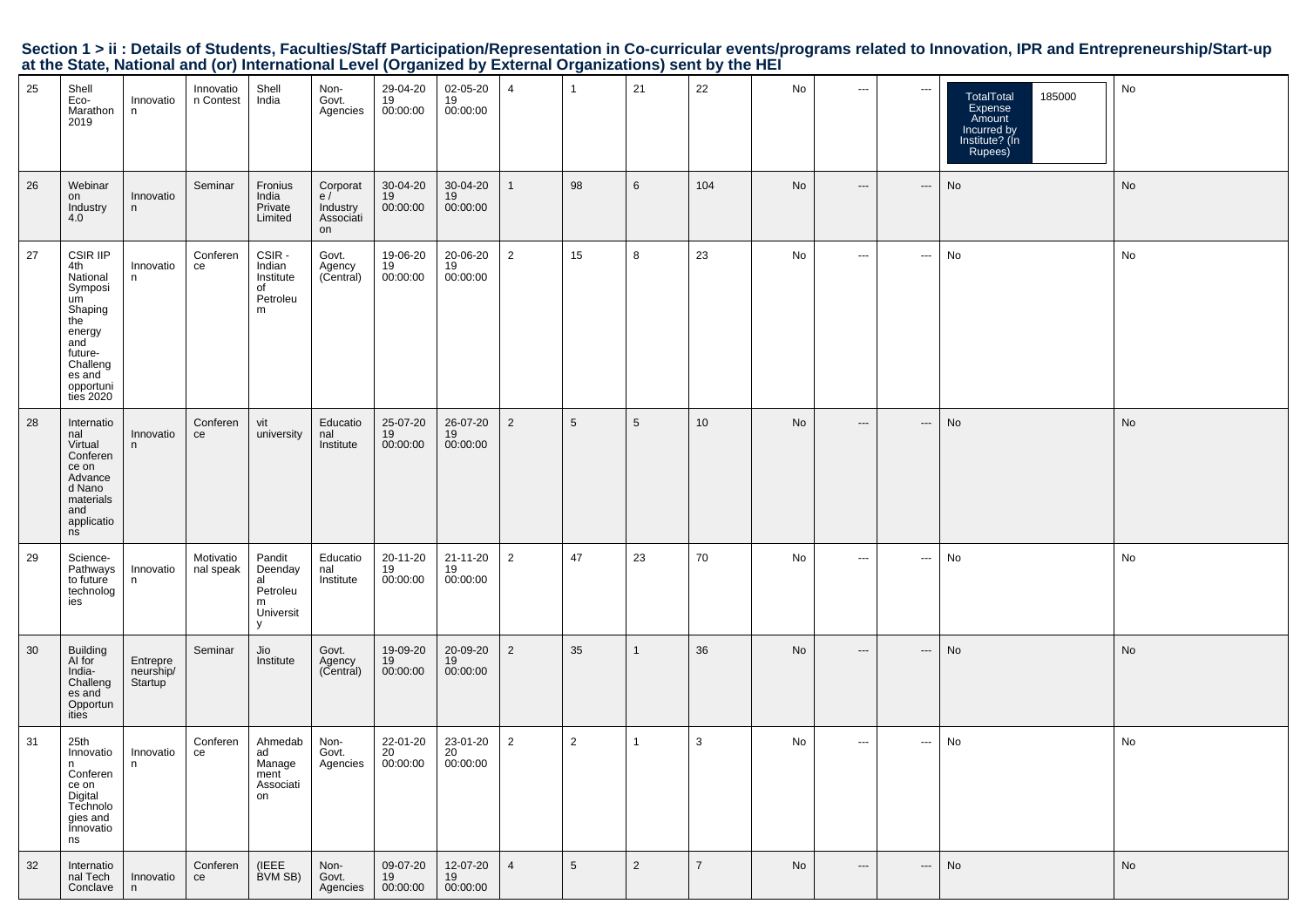## Section 1 > ii : Details of Students, Faculties/Staff Participation/Representation in Co-curricular events/programs related to Innovation, IPR and Entrepreneurship/Start-up at the State, National and (or) International Level (Organized by External Organizations) sent by the HEI

| | | | | | | | | | | | | | | | | |
|---|---|---|---|---|---|---|---|---|---|---|---|---|---|---|---|---|
| 25 | Shell Eco-Marathon 2019 | Innovation | Innovation Contest | Shell India | Non-Govt. Agencies | 29-04-2019 00:00:00 | 02-05-2019 00:00:00 | 4 | 1 | 21 | 22 | No | --- | --- | TotalTotal Expense Amount Incurred by Institute? (In Rupees) 185000 | No |
| 26 | Webinar on Industry 4.0 | Innovation | Seminar | Fronius India Private Limited | Corporate / Industry Association | 30-04-2019 00:00:00 | 30-04-2019 00:00:00 | 1 | 98 | 6 | 104 | No | --- | --- | No | No |
| 27 | CSIR IIP 4th National Symposium Shaping the energy and future-Challenges and opportunities 2020 | Innovation | Conference | CSIR - Indian Institute of Petroleum | Govt. Agency (Central) | 19-06-2019 00:00:00 | 20-06-2019 00:00:00 | 2 | 15 | 8 | 23 | No | --- | --- | No | No |
| 28 | International Virtual Conference on Advanced Nano materials and applications | Innovation | Conference | vit university | Educational Institute | 25-07-2019 00:00:00 | 26-07-2019 00:00:00 | 2 | 5 | 5 | 10 | No | --- | --- | No | No |
| 29 | Science-Pathways to future technologies | Innovation | Motivational speak | Pandit Deendayal Petroleum University | Educational Institute | 20-11-2019 00:00:00 | 21-11-2019 00:00:00 | 2 | 47 | 23 | 70 | No | --- | --- | No | No |
| 30 | Building AI for India-Challenges and Opportunities | Entrepreneurship/Startup | Seminar | Jio Institute | Govt. Agency (Central) | 19-09-2019 00:00:00 | 20-09-2019 00:00:00 | 2 | 35 | 1 | 36 | No | --- | --- | No | No |
| 31 | 25th Innovation Conference on Digital Technologies and Innovations | Innovation | Conference | Ahmedabad Management Association | Non-Govt. Agencies | 22-01-2020 00:00:00 | 23-01-2020 00:00:00 | 2 | 2 | 1 | 3 | No | --- | --- | No | No |
| 32 | International Tech Conclave | Innovation | Conference | (IEEE BVM SB) | Non-Govt. Agencies | 09-07-2019 00:00:00 | 12-07-2019 00:00:00 | 4 | 5 | 2 | 7 | No | --- | --- | No | No |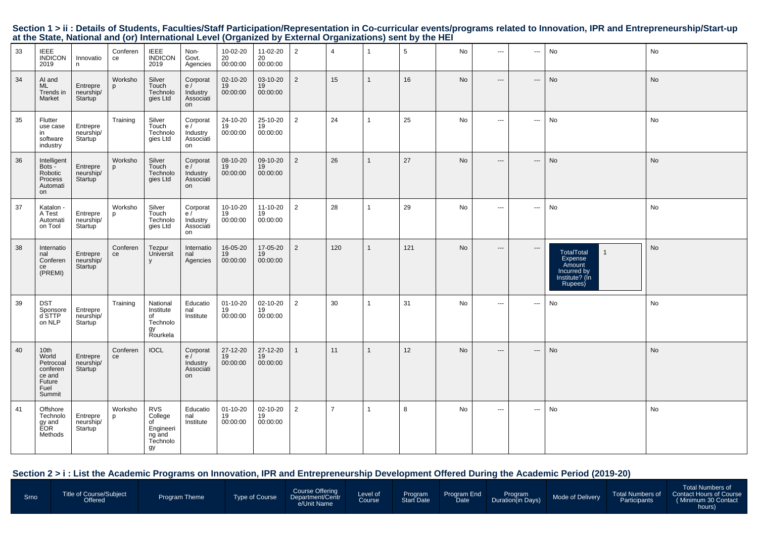## Section 1 > ii : Details of Students, Faculties/Staff Participation/Representation in Co-curricular events/programs related to Innovation, IPR and Entrepreneurship/Start-up at the State, National and (or) International Level (Organized by External Organizations) sent by the HEI

| | | | | | | | | | | | | | | | | |
|---|---|---|---|---|---|---|---|---|---|---|---|---|---|---|---|---|
| 33 | IEEE INDICON 2019 | Innovation | Conference | IEEE INDICON 2019 | Non-Govt. Agencies | 10-02-2020 00:00:00 | 11-02-2020 00:00:00 | 2 | 4 | 1 | 5 | No | --- | --- | No | No |
| 34 | AI and ML Trends in Market | Entrepreneurship/ Startup | Workshop | Silver Touch Technologies Ltd | Corporate / Industry Association | 02-10-2019 00:00:00 | 03-10-2019 00:00:00 | 2 | 15 | 1 | 16 | No | --- | --- | No | No |
| 35 | Flutter use case in software industry | Entrepreneurship/ Startup | Training | Silver Touch Technologies Ltd | Corporate / Industry Association | 24-10-2019 00:00:00 | 25-10-2019 00:00:00 | 2 | 24 | 1 | 25 | No | --- | --- | No | No |
| 36 | Intelligent Bots - Robotic Process Automation | Entrepreneurship/ Startup | Workshop | Silver Touch Technologies Ltd | Corporate / Industry Association | 08-10-2019 00:00:00 | 09-10-2019 00:00:00 | 2 | 26 | 1 | 27 | No | --- | --- | No | No |
| 37 | Katalon - A Test Automation Tool | Entrepreneurship/ Startup | Workshop | Silver Touch Technologies Ltd | Corporate / Industry Association | 10-10-2019 00:00:00 | 11-10-2019 00:00:00 | 2 | 28 | 1 | 29 | No | --- | --- | No | No |
| 38 | International Conference (PREMI) | Entrepreneurship/ Startup | Conference | Tezpur University | International Agencies | 16-05-2019 00:00:00 | 17-05-2019 00:00:00 | 2 | 120 | 1 | 121 | No | --- | --- | TotalTotal Expense Amount Incurred by Institute? (In Rupees) 1 | No |
| 39 | DST Sponsored STTP on NLP | Entrepreneurship/ Startup | Training | National Institute of Technology Rourkela | Educational Institute | 01-10-2019 00:00:00 | 02-10-2019 00:00:00 | 2 | 30 | 1 | 31 | No | --- | --- | No | No |
| 40 | 10th World Petrocoal conference and Future Fuel Summit | Entrepreneurship/ Startup | Conference | IOCL | Corporate / Industry Association | 27-12-2019 00:00:00 | 27-12-2019 00:00:00 | 1 | 11 | 1 | 12 | No | --- | --- | No | No |
| 41 | Offshore Technology and EOR Methods | Entrepreneurship/ Startup | Workshop | RVS College of Engineering and Technology | Educational Institute | 01-10-2019 00:00:00 | 02-10-2019 00:00:00 | 2 | 7 | 1 | 8 | No | --- | --- | No | No |

## Section 2 > i : List the Academic Programs on Innovation, IPR and Entrepreneurship Development Offered During the Academic Period (2019-20)

| Srno | Title of Course/Subject Offered | Program Theme | Type of Course | Course Offering Department/Centre/Unit Name | Level of Course | Program Start Date | Program End Date | Program Duration(in Days) | Mode of Delivery | Total Numbers of Participants | Total Numbers of Contact Hours of Course ( Minimum 30 Contact hours) |
|---|---|---|---|---|---|---|---|---|---|---|---|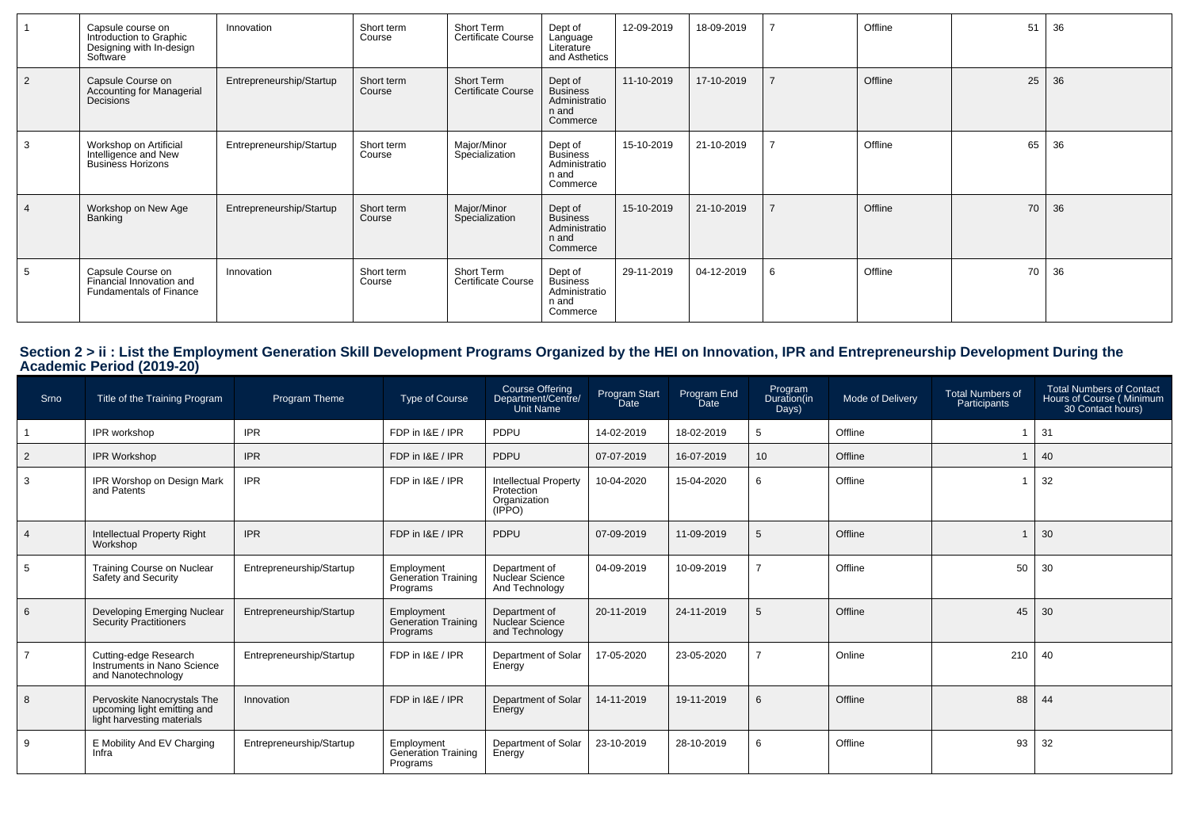| 1 | Capsule course on Introduction to Graphic Designing with In-design Software | Innovation | Short term Course | Short Term Certificate Course | Dept of Language Literature and Asthetics | 12-09-2019 | 18-09-2019 | 7 | Offline | 51 | 36 |
|---|---|---|---|---|---|---|---|---|---|---|---|
| 2 | Capsule Course on Accounting for Managerial Decisions | Entrepreneurship/Startup | Short term Course | Short Term Certificate Course | Dept of Business Administration and Commerce | 11-10-2019 | 17-10-2019 | 7 | Offline | 25 | 36 |
| 3 | Workshop on Artificial Intelligence and New Business Horizons | Entrepreneurship/Startup | Short term Course | Major/Minor Specialization | Dept of Business Administration and Commerce | 15-10-2019 | 21-10-2019 | 7 | Offline | 65 | 36 |
| 4 | Workshop on New Age Banking | Entrepreneurship/Startup | Short term Course | Major/Minor Specialization | Dept of Business Administration and Commerce | 15-10-2019 | 21-10-2019 | 7 | Offline | 70 | 36 |
| 5 | Capsule Course on Financial Innovation and Fundamentals of Finance | Innovation | Short term Course | Short Term Certificate Course | Dept of Business Administration and Commerce | 29-11-2019 | 04-12-2019 | 6 | Offline | 70 | 36 |

## Section 2 > ii : List the Employment Generation Skill Development Programs Organized by the HEI on Innovation, IPR and Entrepreneurship Development During the Academic Period (2019-20)

| Srno | Title of the Training Program | Program Theme | Type of Course | Course Offering Department/Centre/ Unit Name | Program Start Date | Program End Date | Program Duration(in Days) | Mode of Delivery | Total Numbers of Participants | Total Numbers of Contact Hours of Course ( Minimum 30 Contact hours) |
|---|---|---|---|---|---|---|---|---|---|---|
| 1 | IPR workshop | IPR | FDP in I&E / IPR | PDPU | 14-02-2019 | 18-02-2019 | 5 | Offline | 1 | 31 |
| 2 | IPR Workshop | IPR | FDP in I&E / IPR | PDPU | 07-07-2019 | 16-07-2019 | 10 | Offline | 1 | 40 |
| 3 | IPR Worshop on Design Mark and Patents | IPR | FDP in I&E / IPR | Intellectual Property Protection Organization (IPPO) | 10-04-2020 | 15-04-2020 | 6 | Offline | 1 | 32 |
| 4 | Intellectual Property Right Workshop | IPR | FDP in I&E / IPR | PDPU | 07-09-2019 | 11-09-2019 | 5 | Offline | 1 | 30 |
| 5 | Training Course on Nuclear Safety and Security | Entrepreneurship/Startup | Employment Generation Training Programs | Department of Nuclear Science And Technology | 04-09-2019 | 10-09-2019 | 7 | Offline | 50 | 30 |
| 6 | Developing Emerging Nuclear Security Practitioners | Entrepreneurship/Startup | Employment Generation Training Programs | Department of Nuclear Science and Technology | 20-11-2019 | 24-11-2019 | 5 | Offline | 45 | 30 |
| 7 | Cutting-edge Research Instruments in Nano Science and Nanotechnology | Entrepreneurship/Startup | FDP in I&E / IPR | Department of Solar Energy | 17-05-2020 | 23-05-2020 | 7 | Online | 210 | 40 |
| 8 | Pervoskite Nanocrystals The upcoming light emitting and light harvesting materials | Innovation | FDP in I&E / IPR | Department of Solar Energy | 14-11-2019 | 19-11-2019 | 6 | Offline | 88 | 44 |
| 9 | E Mobility And EV Charging Infra | Entrepreneurship/Startup | Employment Generation Training Programs | Department of Solar Energy | 23-10-2019 | 28-10-2019 | 6 | Offline | 93 | 32 |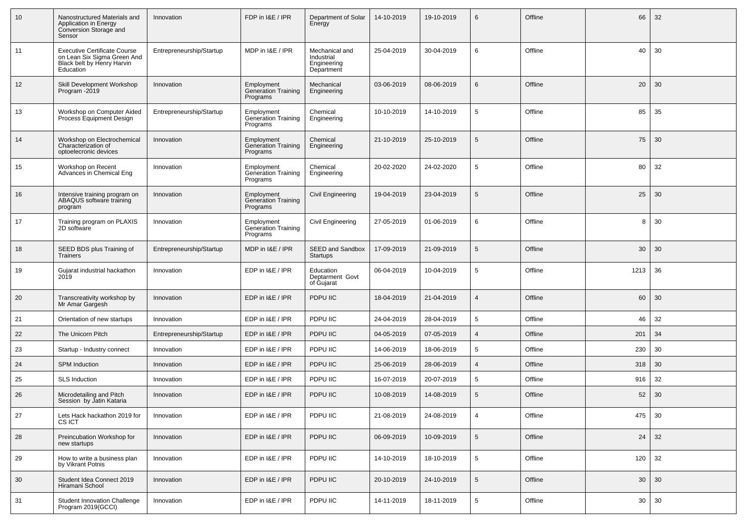| 10 | Nanostructured Materials and Application in Energy Conversion Storage and Sensor | Innovation | FDP in I&E / IPR | Department of Solar Energy | 14-10-2019 | 19-10-2019 | 6 | Offline | 66 | 32 |
|---|---|---|---|---|---|---|---|---|---|---|
| 11 | Executive Certificate Course on Lean Six Sigma Green And Black belt by Henry Harvin Education | Entrepreneurship/Startup | MDP in I&E / IPR | Mechanical and Industrial Engineering Department | 25-04-2019 | 30-04-2019 | 6 | Offline | 40 | 30 |
| 12 | Skill Development Workshop Program -2019 | Innovation | Employment Generation Training Programs | Mechanical Engineering | 03-06-2019 | 08-06-2019 | 6 | Offline | 20 | 30 |
| 13 | Workshop on Computer Aided Process Equipment Design | Entrepreneurship/Startup | Employment Generation Training Programs | Chemical Engineering | 10-10-2019 | 14-10-2019 | 5 | Offline | 85 | 35 |
| 14 | Workshop on Electrochemical Characterization of optoelecronic devices | Innovation | Employment Generation Training Programs | Chemical Engineering | 21-10-2019 | 25-10-2019 | 5 | Offline | 75 | 30 |
| 15 | Workshop on Recent Advances in Chemical Eng | Innovation | Employment Generation Training Programs | Chemical Engineering | 20-02-2020 | 24-02-2020 | 5 | Offline | 80 | 32 |
| 16 | Intensive training program on ABAQUS software training program | Innovation | Employment Generation Training Programs | Civil Engineering | 19-04-2019 | 23-04-2019 | 5 | Offline | 25 | 30 |
| 17 | Training program on PLAXIS 2D software | Innovation | Employment Generation Training Programs | Civil Engineering | 27-05-2019 | 01-06-2019 | 6 | Offline | 8 | 30 |
| 18 | SEED BDS plus Training of Trainers | Entrepreneurship/Startup | MDP in I&E / IPR | SEED and Sandbox Startups | 17-09-2019 | 21-09-2019 | 5 | Offline | 30 | 30 |
| 19 | Gujarat industrial hackathon 2019 | Innovation | EDP in I&E / IPR | Education Deptarment Govt of Gujarat | 06-04-2019 | 10-04-2019 | 5 | Offline | 1213 | 36 |
| 20 | Transcreativity workshop by Mr Amar Gargesh | Innovation | EDP in I&E / IPR | PDPU IIC | 18-04-2019 | 21-04-2019 | 4 | Offline | 60 | 30 |
| 21 | Orientation of new startups | Innovation | EDP in I&E / IPR | PDPU IIC | 24-04-2019 | 28-04-2019 | 5 | Offline | 46 | 32 |
| 22 | The Unicorn Pitch | Entrepreneurship/Startup | EDP in I&E / IPR | PDPU IIC | 04-05-2019 | 07-05-2019 | 4 | Offline | 201 | 34 |
| 23 | Startup - Industry connect | Innovation | EDP in I&E / IPR | PDPU IIC | 14-06-2019 | 18-06-2019 | 5 | Offline | 230 | 30 |
| 24 | SPM Induction | Innovation | EDP in I&E / IPR | PDPU IIC | 25-06-2019 | 28-06-2019 | 4 | Offline | 318 | 30 |
| 25 | SLS Induction | Innovation | EDP in I&E / IPR | PDPU IIC | 16-07-2019 | 20-07-2019 | 5 | Offline | 916 | 32 |
| 26 | Microdetailing and Pitch Session by Jatin Kataria | Innovation | EDP in I&E / IPR | PDPU IIC | 10-08-2019 | 14-08-2019 | 5 | Offline | 52 | 30 |
| 27 | Lets Hack hackathon 2019 for CS ICT | Innovation | EDP in I&E / IPR | PDPU IIC | 21-08-2019 | 24-08-2019 | 4 | Offline | 475 | 30 |
| 28 | Preincubation Workshop for new startups | Innovation | EDP in I&E / IPR | PDPU IIC | 06-09-2019 | 10-09-2019 | 5 | Offline | 24 | 32 |
| 29 | How to write a business plan by Vikrant Potnis | Innovation | EDP in I&E / IPR | PDPU IIC | 14-10-2019 | 18-10-2019 | 5 | Offline | 120 | 32 |
| 30 | Student Idea Connect 2019 Hiramani School | Innovation | EDP in I&E / IPR | PDPU IIC | 20-10-2019 | 24-10-2019 | 5 | Offline | 30 | 30 |
| 31 | Student Innovation Challenge Program 2019(GCCI) | Innovation | EDP in I&E / IPR | PDPU IIC | 14-11-2019 | 18-11-2019 | 5 | Offline | 30 | 30 |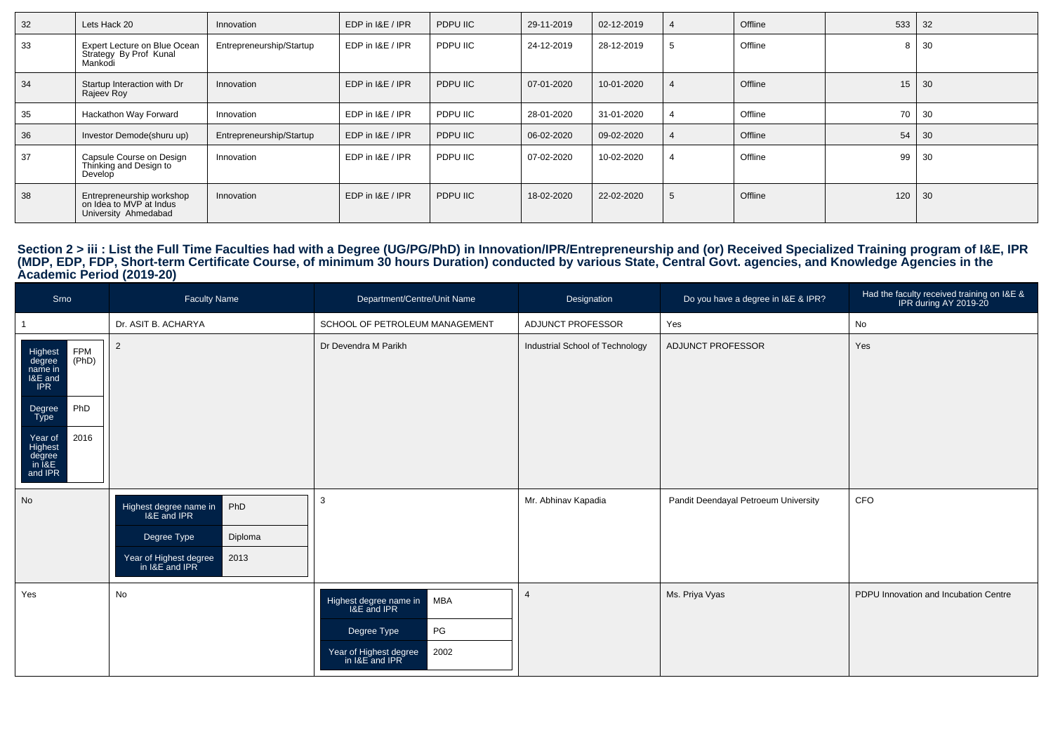| | | | | | | | | | | |
|---|---|---|---|---|---|---|---|---|---|---|
| 32 | Lets Hack 20 | Innovation | EDP in I&E / IPR | PDPU IIC | 29-11-2019 | 02-12-2019 | 4 | Offline | 533 | 32 |
| 33 | Expert Lecture on Blue Ocean Strategy By Prof Kunal Mankodi | Entrepreneurship/Startup | EDP in I&E / IPR | PDPU IIC | 24-12-2019 | 28-12-2019 | 5 | Offline | 8 | 30 |
| 34 | Startup Interaction with Dr Rajeev Roy | Innovation | EDP in I&E / IPR | PDPU IIC | 07-01-2020 | 10-01-2020 | 4 | Offline | 15 | 30 |
| 35 | Hackathon Way Forward | Innovation | EDP in I&E / IPR | PDPU IIC | 28-01-2020 | 31-01-2020 | 4 | Offline | 70 | 30 |
| 36 | Investor Demode(shuru up) | Entrepreneurship/Startup | EDP in I&E / IPR | PDPU IIC | 06-02-2020 | 09-02-2020 | 4 | Offline | 54 | 30 |
| 37 | Capsule Course on Design Thinking and Design to Develop | Innovation | EDP in I&E / IPR | PDPU IIC | 07-02-2020 | 10-02-2020 | 4 | Offline | 99 | 30 |
| 38 | Entrepreneurship workshop on Idea to MVP at Indus University Ahmedabad | Innovation | EDP in I&E / IPR | PDPU IIC | 18-02-2020 | 22-02-2020 | 5 | Offline | 120 | 30 |

## Section 2 > iii : List the Full Time Faculties had with a Degree (UG/PG/PhD) in Innovation/IPR/Entrepreneurship and (or) Received Specialized Training program of I&E, IPR (MDP, EDP, FDP, Short-term Certificate Course, of minimum 30 hours Duration) conducted by various State, Central Govt. agencies, and Knowledge Agencies in the Academic Period (2019-20)

| Srno | Faculty Name | Department/Centre/Unit Name | Designation | Do you have a degree in I&E & IPR? | Had the faculty received training on I&E & IPR during AY 2019-20 |
|---|---|---|---|---|---|
| 1 | Dr. ASIT B. ACHARYA | SCHOOL OF PETROLEUM MANAGEMENT | ADJUNCT PROFESSOR | Yes | No |
| Highest degree name in I&E and IPR: FPM (PhD); Degree Type: PhD; Year of Highest degree in I&E and IPR: 2016 | 2 | Dr Devendra M Parikh | Industrial School of Technology | ADJUNCT PROFESSOR | Yes |
| No | Highest degree name in I&E and IPR: PhD; Degree Type: Diploma; Year of Highest degree in I&E and IPR: 2013 | 3 | Mr. Abhinav Kapadia | Pandit Deendayal Petroeum University | CFO |
| Yes | No | Highest degree name in I&E and IPR: MBA; Degree Type: PG; Year of Highest degree in I&E and IPR: 2002 | 4 | Ms. Priya Vyas | PDPU Innovation and Incubation Centre |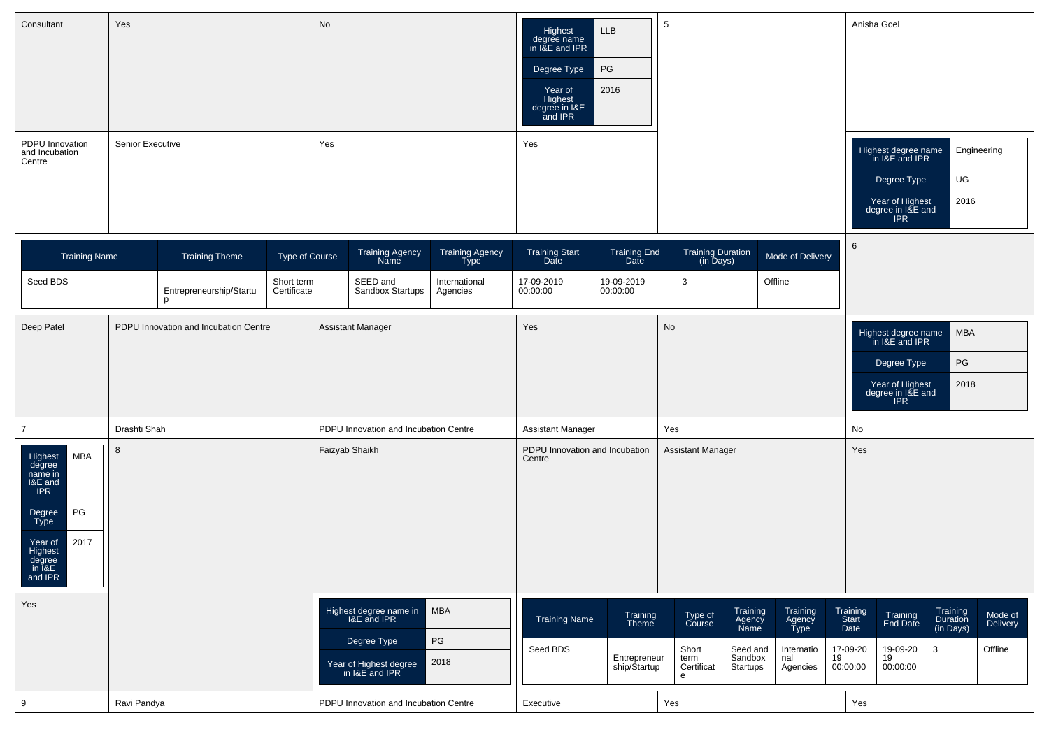| | | | | | |
|---|---|---|---|---|---|
| Consultant | Yes | No | Highest degree name in I&E and IPR: LLB<br>Degree Type: PG<br>Year of Highest degree in I&E and IPR: 2016 | 5 | Anisha Goel |
| PDPU Innovation and Incubation Centre | Senior Executive | Yes | Yes | | Highest degree name in I&E and IPR: Engineering<br>Degree Type: UG<br>Year of Highest degree in I&E and IPR: 2016 |

| Training Name | Training Theme | Type of Course | Training Agency Name | Training Agency Type | Training Start Date | Training End Date | Training Duration (in Days) | Mode of Delivery |
|---|---|---|---|---|---|---|---|---|
| Seed BDS | Entrepreneurship/Startup | Short term Certificate | SEED and Sandbox Startups | International Agencies | 17-09-2019 00:00:00 | 19-09-2019 00:00:00 | 3 | Offline |

6

| | | | | | |
|---|---|---|---|---|---|
| Deep Patel | PDPU Innovation and Incubation Centre | Assistant Manager | Yes | No | Highest degree name in I&E and IPR: MBA<br>Degree Type: PG<br>Year of Highest degree in I&E and IPR: 2018 |
| 7 | Drashti Shah | PDPU Innovation and Incubation Centre | Assistant Manager | Yes | No |
| Highest degree name in I&E and IPR: MBA<br>Degree Type: PG<br>Year of Highest degree in I&E and IPR: 2017 | 8 | Faizyab Shaikh | PDPU Innovation and Incubation Centre | Assistant Manager | Yes |
| Yes | | Highest degree name in I&E and IPR: MBA<br>Degree Type: PG<br>Year of Highest degree in I&E and IPR: 2018 | | | |

| Training Name | Training Theme | Type of Course | Training Agency Name | Training Agency Type | Training Start Date | Training End Date | Training Duration (in Days) | Mode of Delivery |
|---|---|---|---|---|---|---|---|---|
| Seed BDS | Entrepreneurship/Startup | Short term Certificate | Seed and Sandbox Startups | International Agencies | 17-09-2019 00:00:00 | 19-09-2019 00:00:00 | 3 | Offline |

| | | | | | |
|---|---|---|---|---|---|
| 9 | Ravi Pandya | PDPU Innovation and Incubation Centre | Executive | Yes | Yes |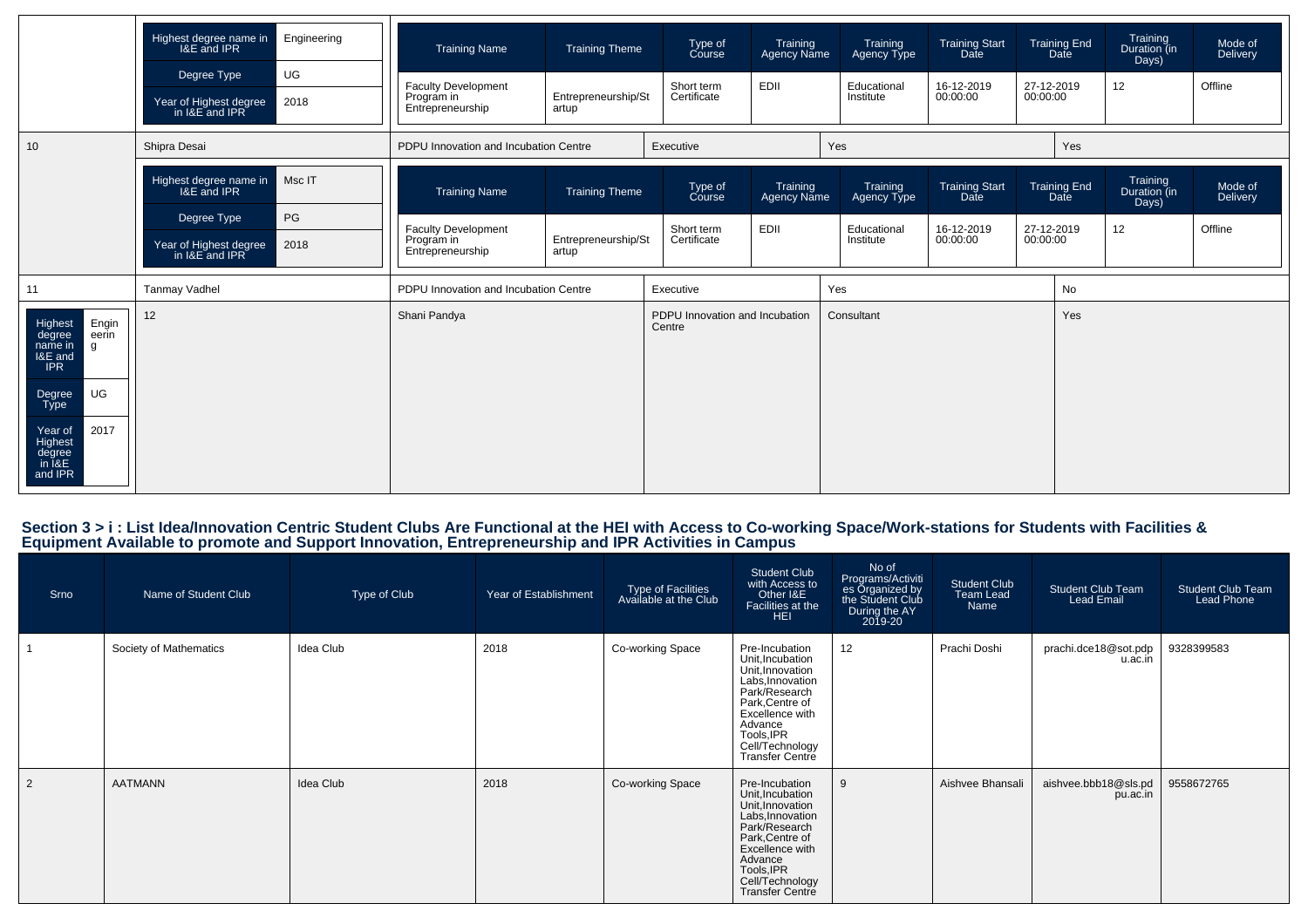| Highest degree name in I&E and IPR | Engineering |
|---|---|
| Degree Type | UG |
| Year of Highest degree in I&E and IPR | 2018 |

| Training Name | Training Theme | Type of Course | Training Agency Name | Training Agency Type | Training Start Date | Training End Date | Training Duration (in Days) | Mode of Delivery |
|---|---|---|---|---|---|---|---|---|
| Faculty Development Program in Entrepreneurship | Entrepreneurship/Startup | Short term Certificate | EDII | Educational Institute | 16-12-2019 00:00:00 | 27-12-2019 00:00:00 | 12 | Offline |

| 10 | Shipra Desai | PDPU Innovation and Incubation Centre | Executive | Yes | Yes |
|---|---|---|---|---|---|

| Highest degree name in I&E and IPR | Msc IT |
|---|---|
| Degree Type | PG |
| Year of Highest degree in I&E and IPR | 2018 |

| Training Name | Training Theme | Type of Course | Training Agency Name | Training Agency Type | Training Start Date | Training End Date | Training Duration (in Days) | Mode of Delivery |
|---|---|---|---|---|---|---|---|---|
| Faculty Development Program in Entrepreneurship | Entrepreneurship/Startup | Short term Certificate | EDII | Educational Institute | 16-12-2019 00:00:00 | 27-12-2019 00:00:00 | 12 | Offline |

| 11 | Tanmay Vadhel | PDPU Innovation and Incubation Centre | Executive | Yes | No |
|---|---|---|---|---|---|

| Highest degree name in I&E and IPR | Engineering |
|---|---|
| Degree Type | UG |
| Year of Highest degree in I&E and IPR | 2017 |

| 12 | Shani Pandya | PDPU Innovation and Incubation Centre | Consultant | Yes |
|---|---|---|---|---|

## Section 3 > i : List Idea/Innovation Centric Student Clubs Are Functional at the HEI with Access to Co-working Space/Work-stations for Students with Facilities & Equipment Available to promote and Support Innovation, Entrepreneurship and IPR Activities in Campus

| Srno | Name of Student Club | Type of Club | Year of Establishment | Type of Facilities Available at the Club | Student Club with Access to Other I&E Facilities at the HEI | No of Programs/Activities Organized by the Student Club During the AY 2019-20 | Student Club Team Lead Name | Student Club Team Lead Email | Student Club Team Lead Phone |
|---|---|---|---|---|---|---|---|---|---|
| 1 | Society of Mathematics | Idea Club | 2018 | Co-working Space | Pre-Incubation Unit,Incubation Unit,Innovation Labs,Innovation Park/Research Park,Centre of Excellence with Advance Tools,IPR Cell/Technology Transfer Centre | 12 | Prachi Doshi | prachi.dce18@sot.pdpu.ac.in | 9328399583 |
| 2 | AATMANN | Idea Club | 2018 | Co-working Space | Pre-Incubation Unit,Incubation Unit,Innovation Labs,Innovation Park/Research Park,Centre of Excellence with Advance Tools,IPR Cell/Technology Transfer Centre | 9 | Aishvee Bhansali | aishvee.bbb18@sls.pdpu.ac.in | 9558672765 |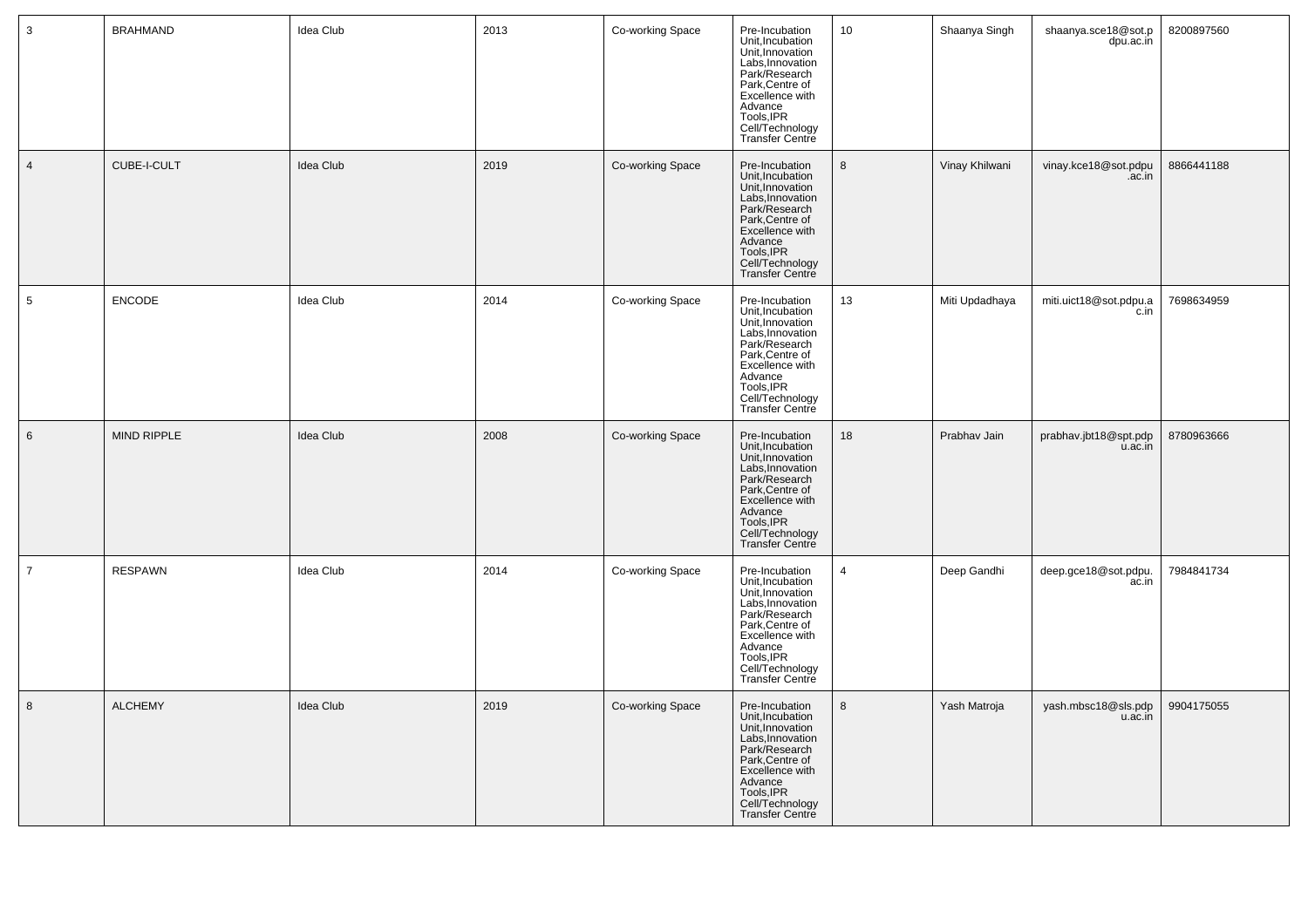| 3 | BRAHMAND | Idea Club | 2013 | Co-working Space | Pre-Incubation Unit,Incubation Unit,Innovation Labs,Innovation Park/Research Park,Centre of Excellence with Advance Tools,IPR Cell/Technology Transfer Centre | 10 | Shaanya Singh | shaanya.sce18@sot.pdpu.ac.in | 8200897560 |
|---|---|---|---|---|---|---|---|---|---|
| 4 | CUBE-I-CULT | Idea Club | 2019 | Co-working Space | Pre-Incubation Unit,Incubation Unit,Innovation Labs,Innovation Park/Research Park,Centre of Excellence with Advance Tools,IPR Cell/Technology Transfer Centre | 8 | Vinay Khilwani | vinay.kce18@sot.pdpu.ac.in | 8866441188 |
| 5 | ENCODE | Idea Club | 2014 | Co-working Space | Pre-Incubation Unit,Incubation Unit,Innovation Labs,Innovation Park/Research Park,Centre of Excellence with Advance Tools,IPR Cell/Technology Transfer Centre | 13 | Miti Updadhaya | miti.uict18@sot.pdpu.ac.in | 7698634959 |
| 6 | MIND RIPPLE | Idea Club | 2008 | Co-working Space | Pre-Incubation Unit,Incubation Unit,Innovation Labs,Innovation Park/Research Park,Centre of Excellence with Advance Tools,IPR Cell/Technology Transfer Centre | 18 | Prabhav Jain | prabhav.jbt18@spt.pdpu.ac.in | 8780963666 |
| 7 | RESPAWN | Idea Club | 2014 | Co-working Space | Pre-Incubation Unit,Incubation Unit,Innovation Labs,Innovation Park/Research Park,Centre of Excellence with Advance Tools,IPR Cell/Technology Transfer Centre | 4 | Deep Gandhi | deep.gce18@sot.pdpu.ac.in | 7984841734 |
| 8 | ALCHEMY | Idea Club | 2019 | Co-working Space | Pre-Incubation Unit,Incubation Unit,Innovation Labs,Innovation Park/Research Park,Centre of Excellence with Advance Tools,IPR Cell/Technology Transfer Centre | 8 | Yash Matroja | yash.mbsc18@sls.pdpu.ac.in | 9904175055 |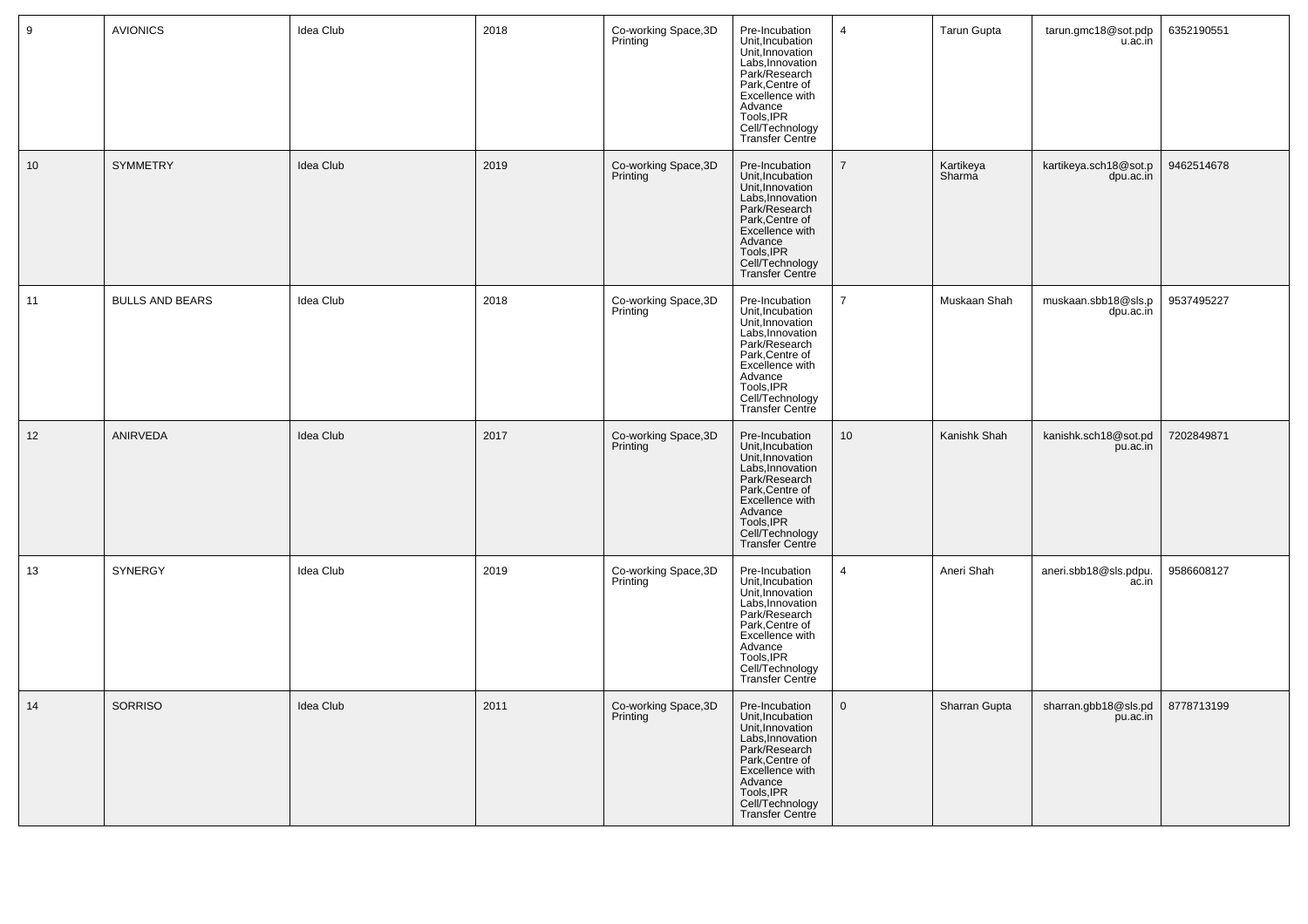| 9 | AVIONICS | Idea Club | 2018 | Co-working Space,3D Printing | Pre-Incubation Unit,Incubation Unit,Innovation Labs,Innovation Park/Research Park,Centre of Excellence with Advance Tools,IPR Cell/Technology Transfer Centre | 4 | Tarun Gupta | tarun.gmc18@sot.pdpu.ac.in | 6352190551 |
|---|---|---|---|---|---|---|---|---|---|
| 10 | SYMMETRY | Idea Club | 2019 | Co-working Space,3D Printing | Pre-Incubation Unit,Incubation Unit,Innovation Labs,Innovation Park/Research Park,Centre of Excellence with Advance Tools,IPR Cell/Technology Transfer Centre | 7 | Kartikeya Sharma | kartikeya.sch18@sot.pdpu.ac.in | 9462514678 |
| 11 | BULLS AND BEARS | Idea Club | 2018 | Co-working Space,3D Printing | Pre-Incubation Unit,Incubation Unit,Innovation Labs,Innovation Park/Research Park,Centre of Excellence with Advance Tools,IPR Cell/Technology Transfer Centre | 7 | Muskaan Shah | muskaan.sbb18@sls.pdpu.ac.in | 9537495227 |
| 12 | ANIRVEDA | Idea Club | 2017 | Co-working Space,3D Printing | Pre-Incubation Unit,Incubation Unit,Innovation Labs,Innovation Park/Research Park,Centre of Excellence with Advance Tools,IPR Cell/Technology Transfer Centre | 10 | Kanishk Shah | kanishk.sch18@sot.pdpu.ac.in | 7202849871 |
| 13 | SYNERGY | Idea Club | 2019 | Co-working Space,3D Printing | Pre-Incubation Unit,Incubation Unit,Innovation Labs,Innovation Park/Research Park,Centre of Excellence with Advance Tools,IPR Cell/Technology Transfer Centre | 4 | Aneri Shah | aneri.sbb18@sls.pdpu.ac.in | 9586608127 |
| 14 | SORRISO | Idea Club | 2011 | Co-working Space,3D Printing | Pre-Incubation Unit,Incubation Unit,Innovation Labs,Innovation Park/Research Park,Centre of Excellence with Advance Tools,IPR Cell/Technology Transfer Centre | 0 | Sharran Gupta | sharran.gbb18@sls.pdpu.ac.in | 8778713199 |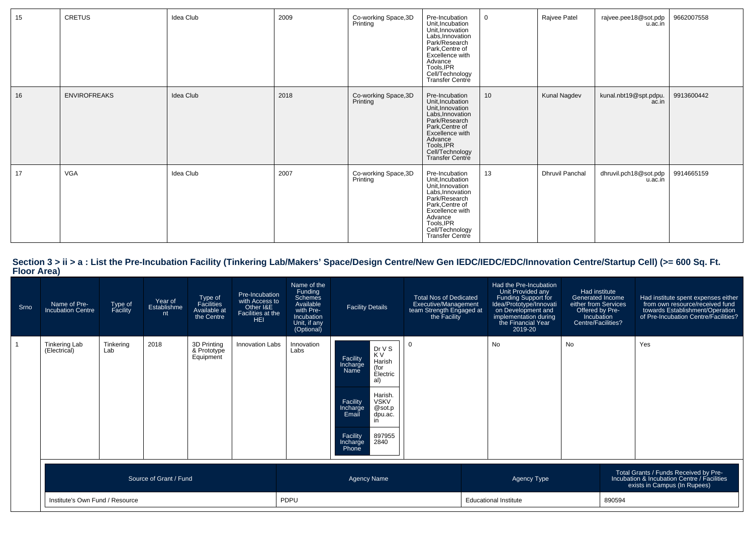| 15 | CRETUS | Idea Club | 2009 | Co-working Space,3D Printing | Pre-Incubation Unit,Incubation Unit,Innovation Labs,Innovation Park/Research Park,Centre of Excellence with Advance Tools,IPR Cell/Technology Transfer Centre | 0 | Rajvee Patel | rajvee.pee18@sot.pdpu.ac.in | 9662007558 |
|---|---|---|---|---|---|---|---|---|---|
| 16 | ENVIROFREAKS | Idea Club | 2018 | Co-working Space,3D Printing | Pre-Incubation Unit,Incubation Unit,Innovation Labs,Innovation Park/Research Park,Centre of Excellence with Advance Tools,IPR Cell/Technology Transfer Centre | 10 | Kunal Nagdev | kunal.nbt19@spt.pdpu.ac.in | 9913600442 |
| 17 | VGA | Idea Club | 2007 | Co-working Space,3D Printing | Pre-Incubation Unit,Incubation Unit,Innovation Labs,Innovation Park/Research Park,Centre of Excellence with Advance Tools,IPR Cell/Technology Transfer Centre | 13 | Dhruvil Panchal | dhruvil.pch18@sot.pdpu.ac.in | 9914665159 |

## Section 3 > ii > a : List the Pre-Incubation Facility (Tinkering Lab/Makers' Space/Design Centre/New Gen IEDC/IEDC/EDC/Innovation Centre/Startup Cell) (>= 600 Sq. Ft. Floor Area)

| Srno | Name of Pre-Incubation Centre | Type of Facility | Year of Establishment | Type of Facilities Available at the Centre | Pre-Incubation with Access to Other I&E Facilities at the HEI | Name of the Funding Schemes Available with Pre-Incubation Unit, if any (Optional) | Facility Details | Total Nos of Dedicated Executive/Management team Strength Engaged at the Facility | Had the Pre-Incubation Unit Provided any Funding Support for Idea/Prototype/Innovation on Development and implementation during the Financial Year 2019-20 | Had institute Generated Income either from Services Offered by Pre-Incubation Centre/Facilities? | Had institute spent expenses either from own resource/received fund towards Establishment/Operation of Pre-Incubation Centre/Facilities? |
|---|---|---|---|---|---|---|---|---|---|---|---|
| 1 | Tinkering Lab (Electrical) | Tinkering Lab | 2018 | 3D Printing & Prototype Equipment | Innovation Labs | Innovation Labs | Facility Incharge Name: Dr V S K V Harish (for Electrical)<br>Facility Incharge Email: Harish.VSKV@sot.pdpu.ac.in<br>Facility Incharge Phone: 8979552840 | 0 | No | No | Yes |

| Source of Grant / Fund | Agency Name | Agency Type | Total Grants / Funds Received by Pre-Incubation & Incubation Centre / Facilities exists in Campus (In Rupees) |
|---|---|---|---|
| Institute's Own Fund / Resource | PDPU | Educational Institute | 890594 |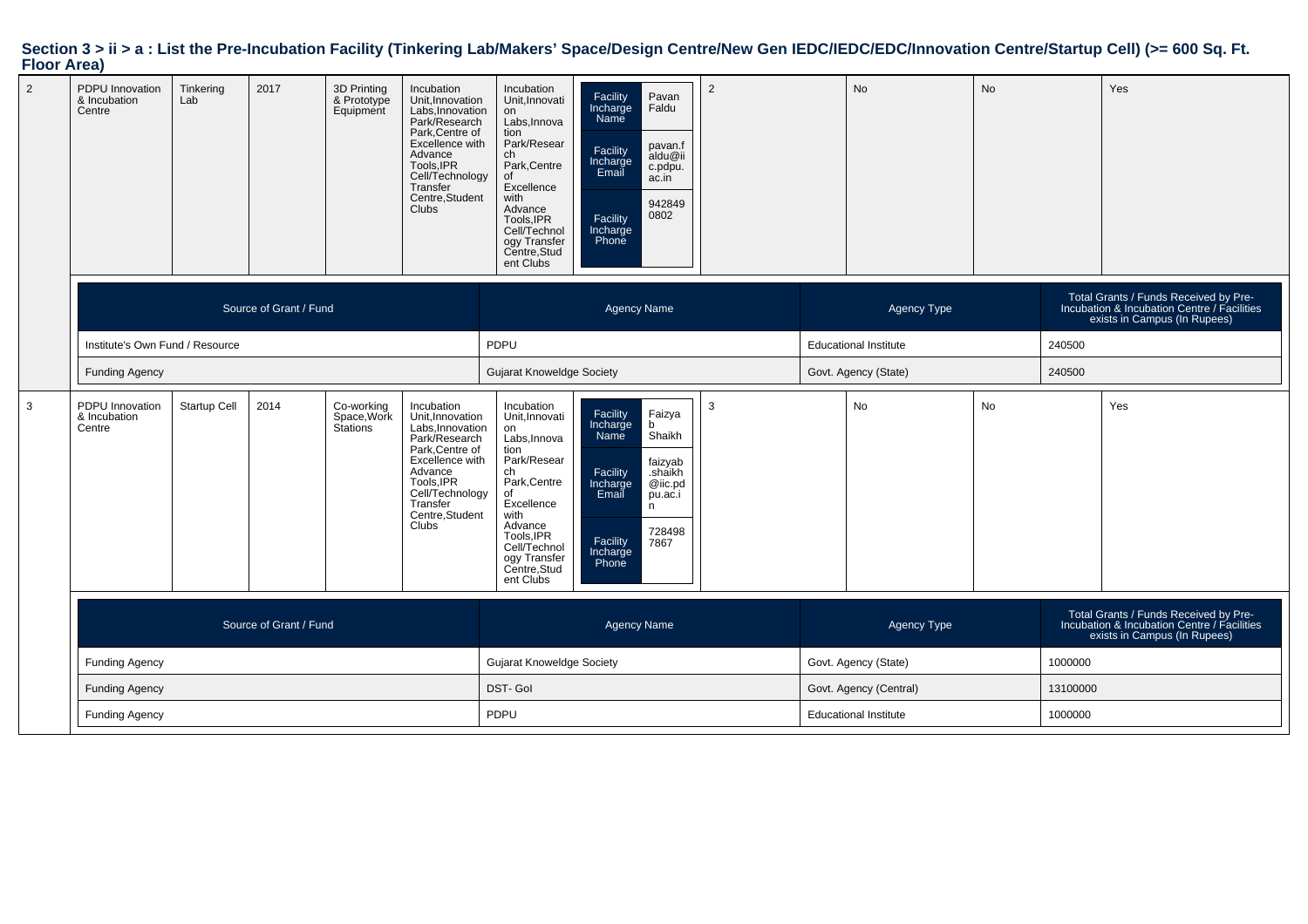## Section 3 > ii > a : List the Pre-Incubation Facility (Tinkering Lab/Makers' Space/Design Centre/New Gen IEDC/IEDC/EDC/Innovation Centre/Startup Cell) (>= 600 Sq. Ft. Floor Area)

| 2 | PDPU Innovation & Incubation Centre | Tinkering Lab | 2017 | 3D Printing & Prototype Equipment | Incubation Unit,Innovation Labs,Innovation Park/Research Park,Centre of Excellence with Advance Tools,IPR Cell/Technology Transfer Centre,Student Clubs | Incubation Unit,Innovation Labs,Innovation Park/Research Park,Centre of Excellence with Advance Tools,IPR Cell/Technology Transfer Centre,Student Clubs | Facility Incharge Name: Pavan Faldu; Facility Incharge Email: pavan.faldu@iic.pdpu.ac.in; Facility Incharge Phone: 9428490802 | 2 | No | No | Yes |
|---|---|---|---|---|---|---|---|---|---|---|---|

| Source of Grant / Fund | Agency Name | Agency Type | Total Grants / Funds Received by Pre-Incubation & Incubation Centre / Facilities exists in Campus (In Rupees) |
|---|---|---|---|
| Institute's Own Fund / Resource | PDPU | Educational Institute | 240500 |
| Funding Agency | Gujarat Knoweldge Society | Govt. Agency (State) | 240500 |

| 3 | PDPU Innovation & Incubation Centre | Startup Cell | 2014 | Co-working Space,Work Stations | Incubation Unit,Innovation Labs,Innovation Park/Research Park,Centre of Excellence with Advance Tools,IPR Cell/Technology Transfer Centre,Student Clubs | Incubation Unit,Innovation Labs,Innovation Park/Research Park,Centre of Excellence with Advance Tools,IPR Cell/Technology Transfer Centre,Student Clubs | Facility Incharge Name: Faizyab Shaikh; Facility Incharge Email: faizyab.shaikh@iic.pdpu.ac.in; Facility Incharge Phone: 7284987867 | 3 | No | No | Yes |
|---|---|---|---|---|---|---|---|---|---|---|---|

| Source of Grant / Fund | Agency Name | Agency Type | Total Grants / Funds Received by Pre-Incubation & Incubation Centre / Facilities exists in Campus (In Rupees) |
|---|---|---|---|
| Funding Agency | Gujarat Knoweldge Society | Govt. Agency (State) | 1000000 |
| Funding Agency | DST- GoI | Govt. Agency (Central) | 13100000 |
| Funding Agency | PDPU | Educational Institute | 1000000 |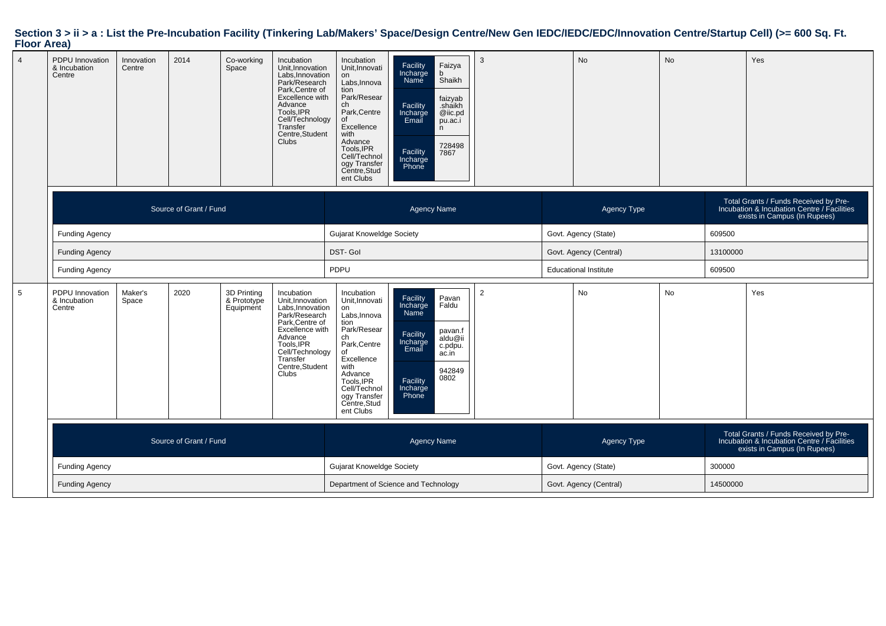## Section 3 > ii > a : List the Pre-Incubation Facility (Tinkering Lab/Makers' Space/Design Centre/New Gen IEDC/IEDC/EDC/Innovation Centre/Startup Cell) (>= 600 Sq. Ft. Floor Area)

| | | | | | | | | | | | |
|---|---|---|---|---|---|---|---|---|---|---|---|
| 4 | PDPU Innovation & Incubation Centre | Innovation Centre | 2014 | Co-working Space | Incubation Unit,Innovation Labs,Innovation Park/Research Park,Centre of Excellence with Advance Tools,IPR Cell/Technology Transfer Centre,Student Clubs | Incubation Unit,Innovation Labs,Innovation Park/Research Park,Centre of Excellence with Advance Tools,IPR Cell/Technology Transfer Centre,Student Clubs | Facility Incharge Name: Faizyab Shaikh<br>Facility Incharge Email: faizyab.shaikh@iic.pdpu.ac.in<br>Facility Incharge Phone: 7284987867 | 3 | No | No | Yes |

| Source of Grant / Fund | Agency Name | Agency Type | Total Grants / Funds Received by Pre-Incubation & Incubation Centre / Facilities exists in Campus (In Rupees) |
|---|---|---|---|
| Funding Agency | Gujarat Knoweldge Society | Govt. Agency (State) | 609500 |
| Funding Agency | DST- GoI | Govt. Agency (Central) | 13100000 |
| Funding Agency | PDPU | Educational Institute | 609500 |

| | | | | | | | | | | | |
|---|---|---|---|---|---|---|---|---|---|---|---|
| 5 | PDPU Innovation & Incubation Centre | Maker's Space | 2020 | 3D Printing & Prototype Equipment | Incubation Unit,Innovation Labs,Innovation Park/Research Park,Centre of Excellence with Advance Tools,IPR Cell/Technology Transfer Centre,Student Clubs | Incubation Unit,Innovation Labs,Innovation Park/Research Park,Centre of Excellence with Advance Tools,IPR Cell/Technology Transfer Centre,Student Clubs | Facility Incharge Name: Pavan Faldu<br>Facility Incharge Email: pavan.faldu@iic.pdpu.ac.in<br>Facility Incharge Phone: 9428490802 | 2 | No | No | Yes |

| Source of Grant / Fund | Agency Name | Agency Type | Total Grants / Funds Received by Pre-Incubation & Incubation Centre / Facilities exists in Campus (In Rupees) |
|---|---|---|---|
| Funding Agency | Gujarat Knoweldge Society | Govt. Agency (State) | 300000 |
| Funding Agency | Department of Science and Technology | Govt. Agency (Central) | 14500000 |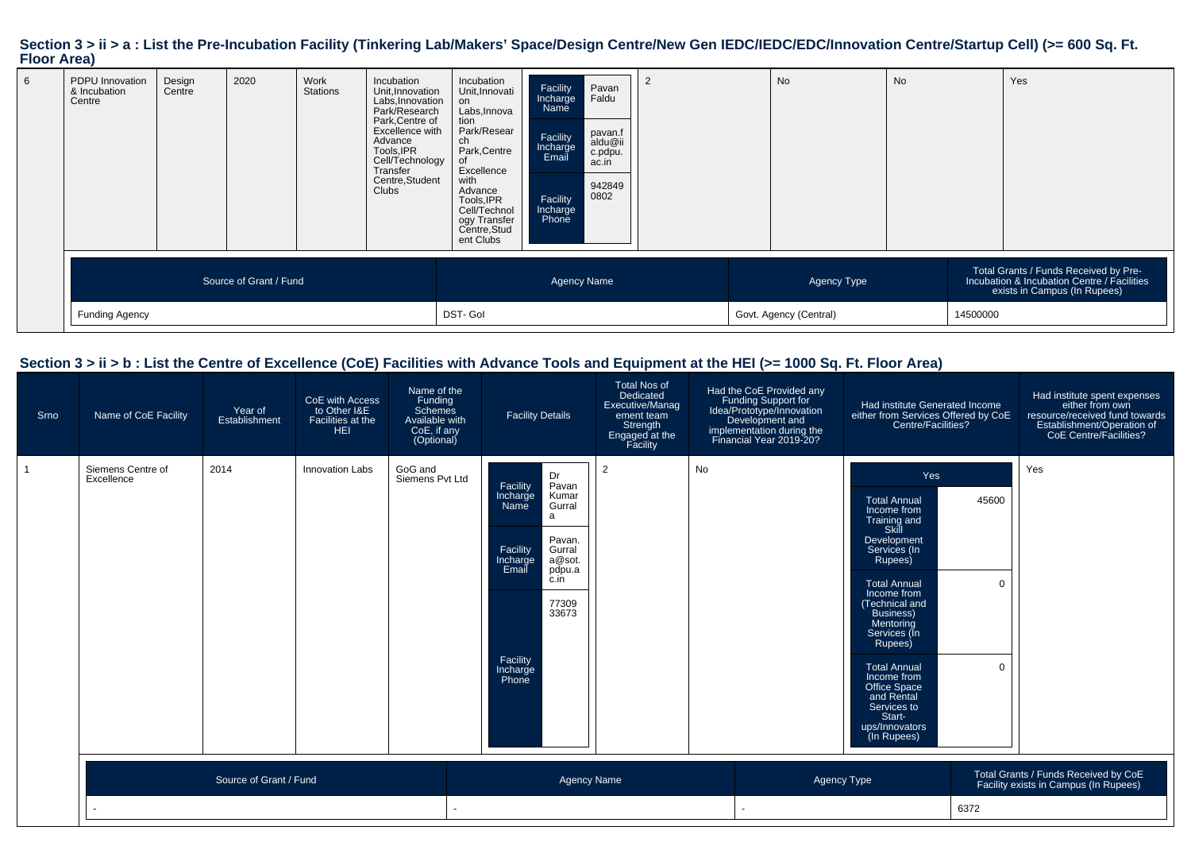## Section 3 > ii > a : List the Pre-Incubation Facility (Tinkering Lab/Makers' Space/Design Centre/New Gen IEDC/IEDC/EDC/Innovation Centre/Startup Cell) (>= 600 Sq. Ft. Floor Area)

| 6 | PDPU Innovation & Incubation Centre | Design Centre | 2020 | Work Stations | Incubation Unit,Innovation Labs,Innovation Park/Research Park,Centre of Excellence with Advance Tools,IPR Cell/Technology Transfer Centre,Student Clubs | Incubation Unit,Innovation Labs,Innovation Park/Research Park,Centre of Excellence with Advance Tools,IPR Cell/Technology Transfer Centre,Student Clubs | Facility Incharge Name: Pavan Faldu; Facility Incharge Email: pavan.faldu@iic.pdpu.ac.in; Facility Incharge Phone: 9428490802 | 2 | No | No | Yes |
|---|---|---|---|---|---|---|---|---|---|---|---|

| Source of Grant / Fund | Agency Name | Agency Type | Total Grants / Funds Received by Pre-Incubation & Incubation Centre / Facilities exists in Campus (In Rupees) |
|---|---|---|---|
| Funding Agency | DST- GoI | Govt. Agency (Central) | 14500000 |

## Section 3 > ii > b : List the Centre of Excellence (CoE) Facilities with Advance Tools and Equipment at the HEI (>= 1000 Sq. Ft. Floor Area)

| Srno | Name of CoE Facility | Year of Establishment | CoE with Access to Other I&E Facilities at the HEI | Name of the Funding Schemes Available with CoE, if any (Optional) | Facility Details | Total Nos of Dedicated Executive/Management team Strength Engaged at the Facility | Had the CoE Provided any Funding Support for Idea/Prototype/Innovation Development and implementation during the Financial Year 2019-20? | Had institute Generated Income either from Services Offered by CoE Centre/Facilities? | Had institute spent expenses either from own resource/received fund towards Establishment/Operation of CoE Centre/Facilities? |
|---|---|---|---|---|---|---|---|---|---|
| 1 | Siemens Centre of Excellence | 2014 | Innovation Labs | GoG and Siemens Pvt Ltd | Facility Incharge Name: Dr Pavan Kumar Gurrala; Facility Incharge Email: Pavan.Gurrala@sot.pdpu.ac.in; Facility Incharge Phone: 7730933673 | 2 | No | Yes; Total Annual Income from Training and Skill Development Services (In Rupees): 45600; Total Annual Income from (Technical and Business) Mentoring Services (In Rupees): 0; Total Annual Income from Office Space and Rental Services to Start-ups/Innovators (In Rupees): 0 | Yes |

| Source of Grant / Fund | Agency Name | Agency Type | Total Grants / Funds Received by CoE Facility exists in Campus (In Rupees) |
|---|---|---|---|
| - | - | - | 6372 |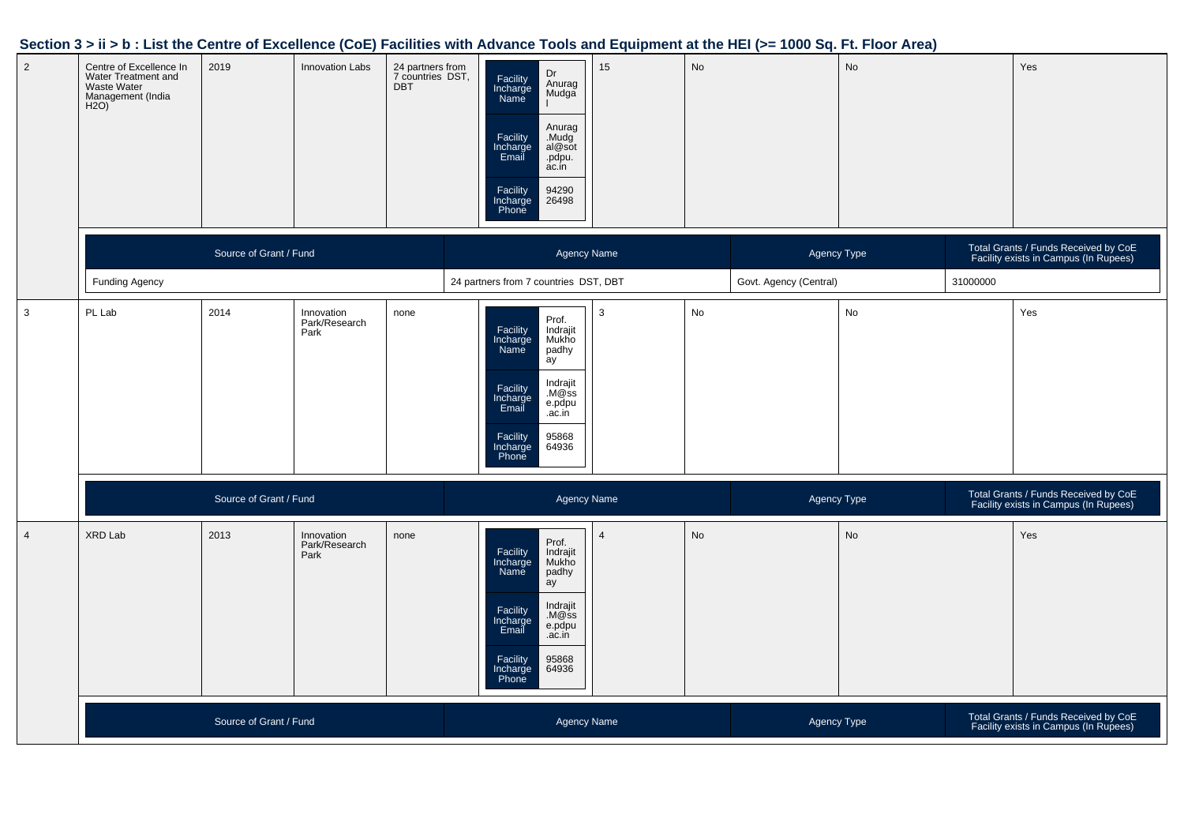## Section 3 > ii > b : List the Centre of Excellence (CoE) Facilities with Advance Tools and Equipment at the HEI (>= 1000 Sq. Ft. Floor Area)

| | | | | | | | | | |
|---|---|---|---|---|---|---|---|---|---|
| 2 | Centre of Excellence In Water Treatment and Waste Water Management (India H2O) | 2019 | Innovation Labs | 24 partners from 7 countries DST, DBT | Facility Incharge Name: Dr Anurag Mudgal<br>Facility Incharge Email: Anurag.Mudgal@sot.pdpu.ac.in<br>Facility Incharge Phone: 9429026498 | 15 | No | No | Yes |

| Source of Grant / Fund | Agency Name | Agency Type | Total Grants / Funds Received by CoE Facility exists in Campus (In Rupees) |
|---|---|---|---|
| Funding Agency | 24 partners from 7 countries DST, DBT | Govt. Agency (Central) | 31000000 |

| | | | | | | | | | |
|---|---|---|---|---|---|---|---|---|---|
| 3 | PL Lab | 2014 | Innovation Park/Research Park | none | Facility Incharge Name: Prof. Indrajit Mukhopadhyay<br>Facility Incharge Email: Indrajit.M@sse.pdpu.ac.in<br>Facility Incharge Phone: 9586864936 | 3 | No | No | Yes |

| Source of Grant / Fund | Agency Name | Agency Type | Total Grants / Funds Received by CoE Facility exists in Campus (In Rupees) |
|---|---|---|---|

| | | | | | | | | | |
|---|---|---|---|---|---|---|---|---|---|
| 4 | XRD Lab | 2013 | Innovation Park/Research Park | none | Facility Incharge Name: Prof. Indrajit Mukhopadhyay<br>Facility Incharge Email: Indrajit.M@sse.pdpu.ac.in<br>Facility Incharge Phone: 9586864936 | 4 | No | No | Yes |

| Source of Grant / Fund | Agency Name | Agency Type | Total Grants / Funds Received by CoE Facility exists in Campus (In Rupees) |
|---|---|---|---|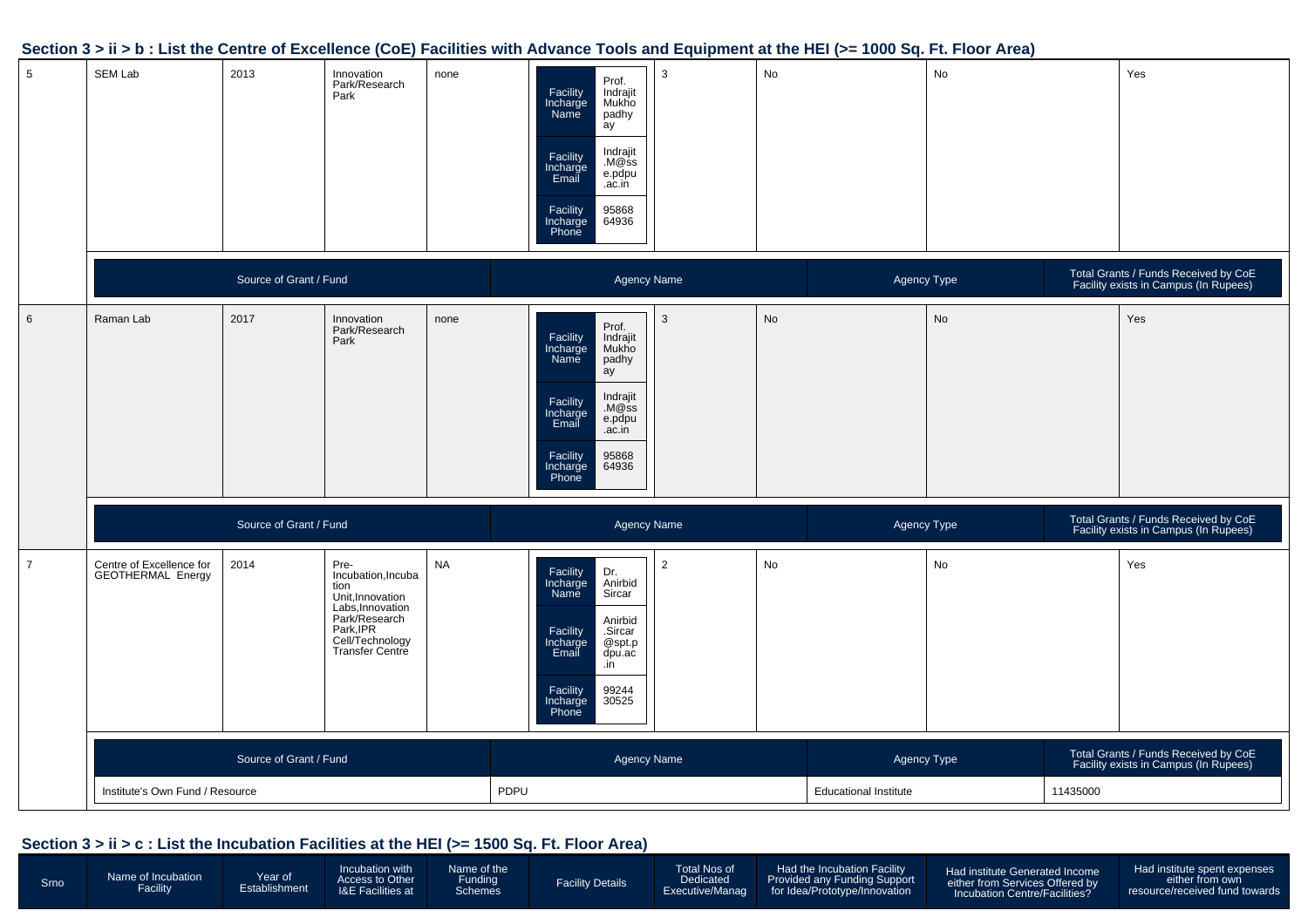## Section 3 > ii > b : List the Centre of Excellence (CoE) Facilities with Advance Tools and Equipment at the HEI (>= 1000 Sq. Ft. Floor Area)

| | | | | | | | | | |
|---|---|---|---|---|---|---|---|---|---|
| 5 | SEM Lab | 2013 | Innovation Park/Research Park | none | Facility Incharge Name: Prof. Indrajit Mukhopadhyay<br>Facility Incharge Email: Indrajit.M@sse.pdpu.ac.in<br>Facility Incharge Phone: 9586864936 | 3 | No | No | Yes |

| Source of Grant / Fund | Agency Name | Agency Type | Total Grants / Funds Received by CoE Facility exists in Campus (In Rupees) |
|---|---|---|---|

| | | | | | | | | | |
|---|---|---|---|---|---|---|---|---|---|
| 6 | Raman Lab | 2017 | Innovation Park/Research Park | none | Facility Incharge Name: Prof. Indrajit Mukhopadhyay<br>Facility Incharge Email: Indrajit.M@sse.pdpu.ac.in<br>Facility Incharge Phone: 9586864936 | 3 | No | No | Yes |

| Source of Grant / Fund | Agency Name | Agency Type | Total Grants / Funds Received by CoE Facility exists in Campus (In Rupees) |
|---|---|---|---|

| | | | | | | | | | |
|---|---|---|---|---|---|---|---|---|---|
| 7 | Centre of Excellence for GEOTHERMAL Energy | 2014 | Pre-Incubation,Incubation Unit,Innovation Labs,Innovation Park/Research Park,IPR Cell/Technology Transfer Centre | NA | Facility Incharge Name: Dr. Anirbid Sircar<br>Facility Incharge Email: Anirbid.Sircar@spt.pdpu.ac.in<br>Facility Incharge Phone: 9924430525 | 2 | No | No | Yes |

| Source of Grant / Fund | Agency Name | Agency Type | Total Grants / Funds Received by CoE Facility exists in Campus (In Rupees) |
|---|---|---|---|
| Institute's Own Fund / Resource | PDPU | Educational Institute | 11435000 |

## Section 3 > ii > c : List the Incubation Facilities at the HEI (>= 1500 Sq. Ft. Floor Area)

| Srno | Name of Incubation Facility | Year of Establishment | Incubation with Access to Other I&E Facilities at | Name of the Funding Schemes | Facility Details | Total Nos of Dedicated Executive/Manag | Had the Incubation Facility Provided any Funding Support for Idea/Prototype/Innovation | Had institute Generated Income either from Services Offered by Incubation Centre/Facilities? | Had institute spent expenses either from own resource/received fund towards |
|---|---|---|---|---|---|---|---|---|---|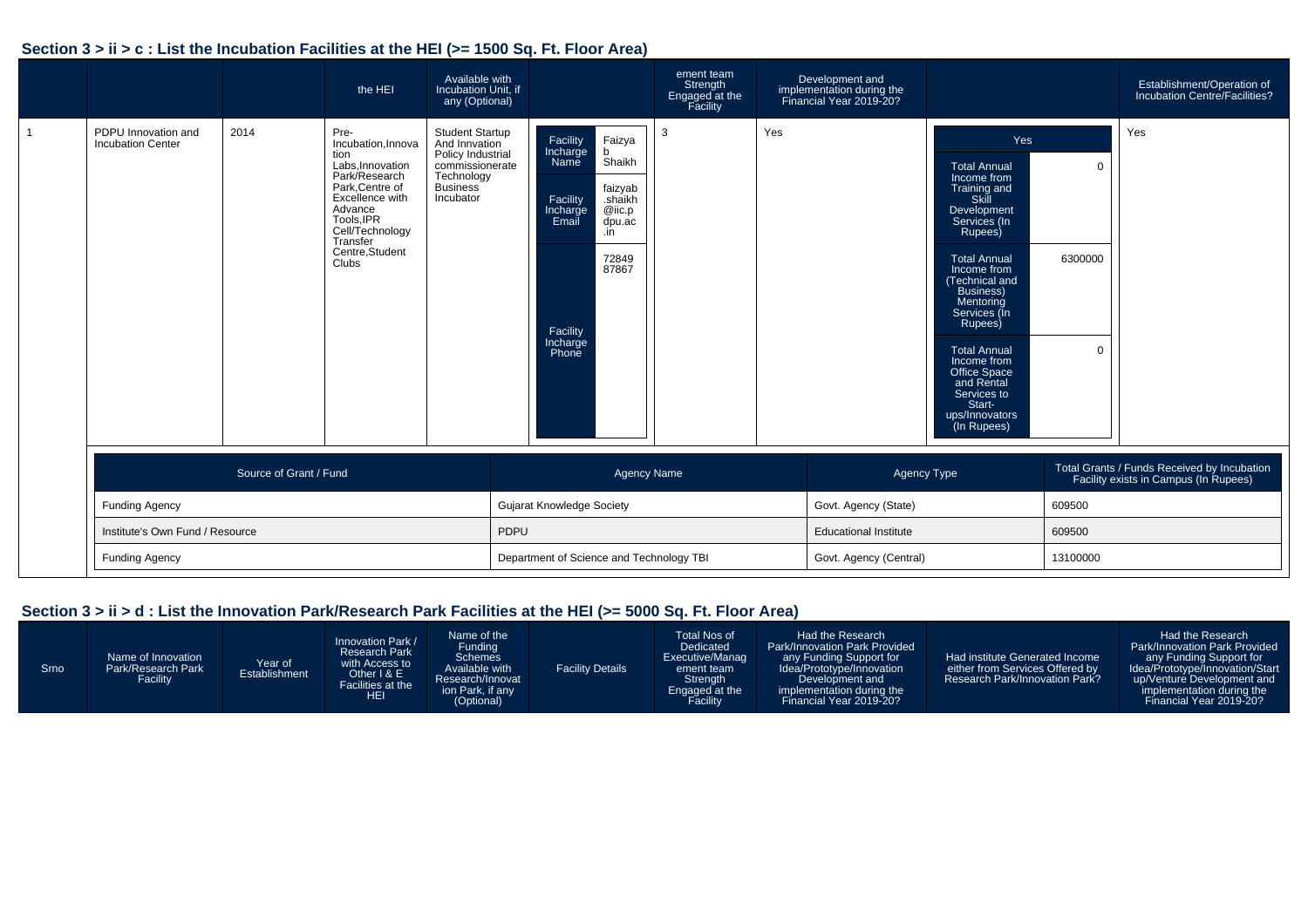## Section 3 > ii > c : List the Incubation Facilities at the HEI (>= 1500 Sq. Ft. Floor Area)

| | | | the HEI | Available with Incubation Unit, if any (Optional) | | ement team Strength Engaged at the Facility | Development and implementation during the Financial Year 2019-20? | | Establishment/Operation of Incubation Centre/Facilities? |
|---|---|---|---|---|---|---|---|---|---|
| 1 | PDPU Innovation and Incubation Center | 2014 | Pre-Incubation,Innovation Labs,Innovation Park/Research Park,Centre of Excellence with Advance Tools,IPR Cell/Technology Transfer Centre,Student Clubs | Student Startup And Innvation Policy Industrial commissionerate Technology Business Incubator | Facility Incharge Name: Faizyab Shaikh; Facility Incharge Email: faizyab.shaikh@iic.pdpu.ac.in; Facility Incharge Phone: 7284987867 | 3 | Yes | Yes; Total Annual Income from Training and Skill Development Services (In Rupees): 0; Total Annual Income from (Technical and Business) Mentoring Services (In Rupees): 6300000; Total Annual Income from Office Space and Rental Services to Start-ups/Innovators (In Rupees): 0 | Yes |

| Source of Grant / Fund | Agency Name | Agency Type | Total Grants / Funds Received by Incubation Facility exists in Campus (In Rupees) |
|---|---|---|---|
| Funding Agency | Gujarat Knowledge Society | Govt. Agency (State) | 609500 |
| Institute's Own Fund / Resource | PDPU | Educational Institute | 609500 |
| Funding Agency | Department of Science and Technology TBI | Govt. Agency (Central) | 13100000 |

## Section 3 > ii > d : List the Innovation Park/Research Park Facilities at the HEI (>= 5000 Sq. Ft. Floor Area)

| Srno | Name of Innovation Park/Research Park Facility | Year of Establishment | Innovation Park / Research Park with Access to Other I & E Facilities at the HEI | Name of the Funding Schemes Available with Research/Innovation Park, if any (Optional) | Facility Details | Total Nos of Dedicated Executive/Management team Strength Engaged at the Facility | Had the Research Park/Innovation Park Provided any Funding Support for Idea/Prototype/Innovation Development and implementation during the Financial Year 2019-20? | Had institute Generated Income either from Services Offered by Research Park/Innovation Park? | Had the Research Park/Innovation Park Provided any Funding Support for Idea/Prototype/Innovation/Startup/Venture Development and implementation during the Financial Year 2019-20? |
|---|---|---|---|---|---|---|---|---|---|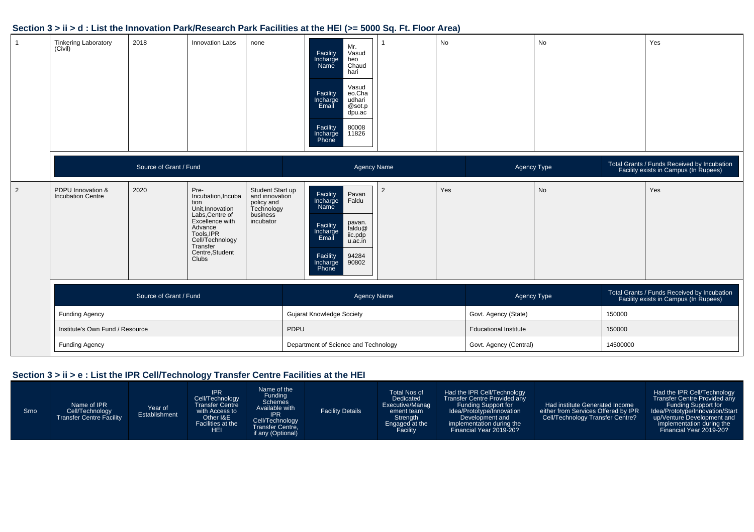## Section 3 > ii > d : List the Innovation Park/Research Park Facilities at the HEI (>= 5000 Sq. Ft. Floor Area)

| | | | | | | | | | |
|---|---|---|---|---|---|---|---|---|---|
| 1 | Tinkering Laboratory (Civil) | 2018 | Innovation Labs | none | Facility Incharge Name: Mr. Vasudheo Chaudhari<br>Facility Incharge Email: Vasudeo.Chaudhari@sot.pdpu.ac<br>Facility Incharge Phone: 8000811826 | 1 | No | No | Yes |

| Source of Grant / Fund | Agency Name | Agency Type | Total Grants / Funds Received by Incubation Facility exists in Campus (In Rupees) |
|---|---|---|---|

| | | | | | | | | | |
|---|---|---|---|---|---|---|---|---|---|
| 2 | PDPU Innovation & Incubation Centre | 2020 | Pre-Incubation,Incubation Unit,Innovation Labs,Centre of Excellence with Advance Tools,IPR Cell/Technology Transfer Centre,Student Clubs | Student Start up and innovation policy and Technology business incubator | Facility Incharge Name: Pavan Faldu<br>Facility Incharge Email: pavan.faldu@iic.pdpu.ac.in<br>Facility Incharge Phone: 9428490802 | 2 | Yes | No | Yes |

| Source of Grant / Fund | Agency Name | Agency Type | Total Grants / Funds Received by Incubation Facility exists in Campus (In Rupees) |
|---|---|---|---|
| Funding Agency | Gujarat Knowledge Society | Govt. Agency (State) | 150000 |
| Institute's Own Fund / Resource | PDPU | Educational Institute | 150000 |
| Funding Agency | Department of Science and Technology | Govt. Agency (Central) | 14500000 |

## Section 3 > ii > e : List the IPR Cell/Technology Transfer Centre Facilities at the HEI

| Srno | Name of IPR Cell/Technology Transfer Centre Facility | Year of Establishment | IPR Cell/Technology Transfer Centre with Access to Other I&E Facilities at the HEI | Name of the Funding Schemes Available with IPR Cell/Technology Transfer Centre, if any (Optional) | Facility Details | Total Nos of Dedicated Executive/Management team Strength Engaged at the Facility | Had the IPR Cell/Technology Transfer Centre Provided any Funding Support for Idea/Prototype/Innovation Development and implementation during the Financial Year 2019-20? | Had institute Generated Income either from Services Offered by IPR Cell/Technology Transfer Centre? | Had the IPR Cell/Technology Transfer Centre Provided any Funding Support for Idea/Prototype/Innovation/Start up/Venture Development and implementation during the Financial Year 2019-20? |
|---|---|---|---|---|---|---|---|---|---|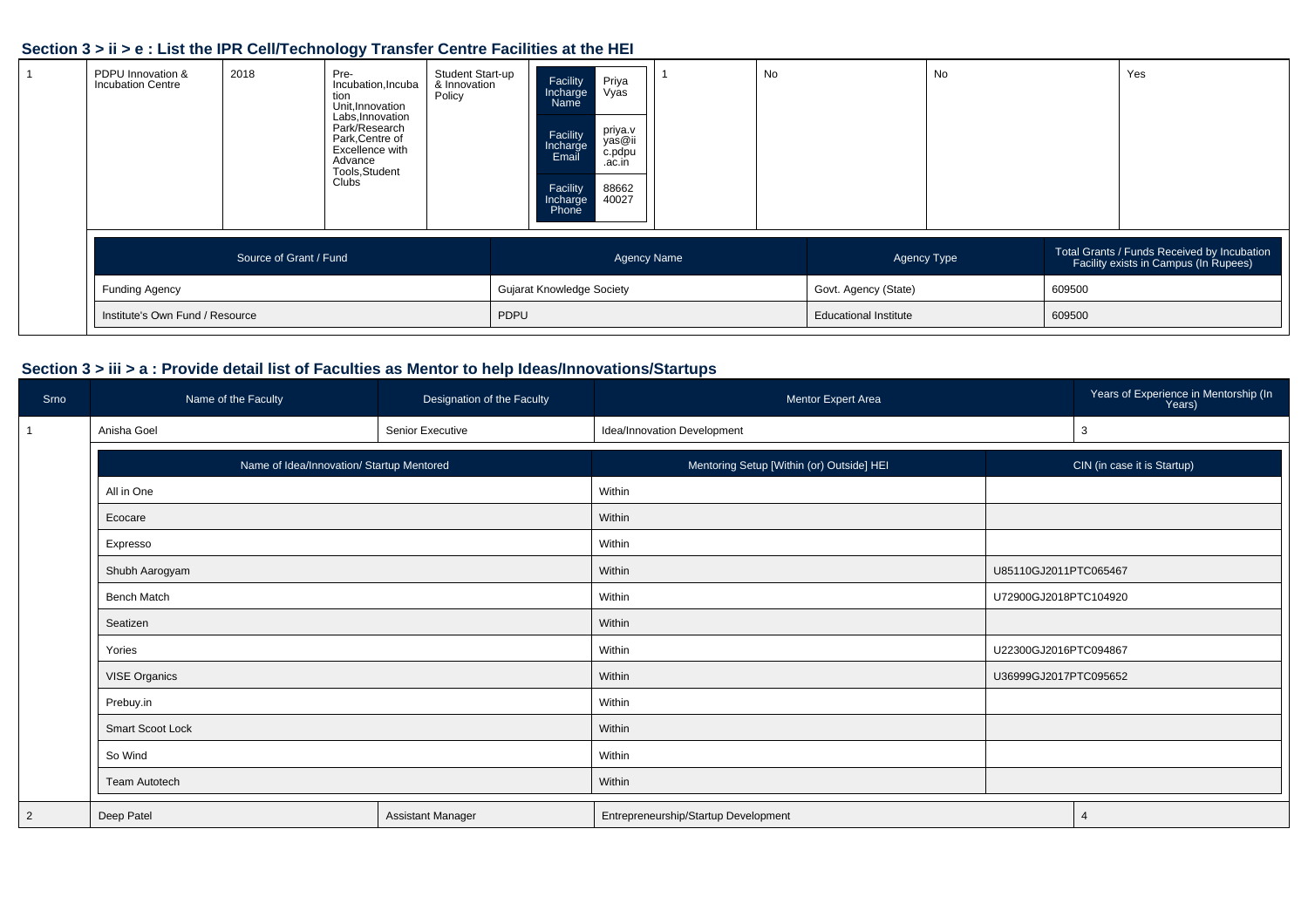## Section 3 > ii > e : List the IPR Cell/Technology Transfer Centre Facilities at the HEI

| 1 | PDPU Innovation & Incubation Centre | 2018 | Pre-Incubation,Incubation Unit,Innovation Labs,Innovation Park/Research Park,Centre of Excellence with Advance Tools,Student Clubs | Student Start-up & Innovation Policy | Facility Incharge Name: Priya Vyas<br>Facility Incharge Email: priya.vyas@iic.pdpu.ac.in<br>Facility Incharge Phone: 8866240027 | 1 | No | No | Yes |
|---|---|---|---|---|---|---|---|---|---|

| Source of Grant / Fund | Agency Name | Agency Type | Total Grants / Funds Received by Incubation Facility exists in Campus (In Rupees) |
|---|---|---|---|
| Funding Agency | Gujarat Knowledge Society | Govt. Agency (State) | 609500 |
| Institute's Own Fund / Resource | PDPU | Educational Institute | 609500 |

## Section 3 > iii > a : Provide detail list of Faculties as Mentor to help Ideas/Innovations/Startups

| Srno | Name of the Faculty | Designation of the Faculty | Mentor Expert Area | Years of Experience in Mentorship (In Years) |
|---|---|---|---|---|
| 1 | Anisha Goel | Senior Executive | Idea/Innovation Development | 3 |

| Name of Idea/Innovation/ Startup Mentored | Mentoring Setup [Within (or) Outside] HEI | CIN (in case it is Startup) |
|---|---|---|
| All in One | Within | |
| Ecocare | Within | |
| Expresso | Within | |
| Shubh Aarogyam | Within | U85110GJ2011PTC065467 |
| Bench Match | Within | U72900GJ2018PTC104920 |
| Seatizen | Within | |
| Yories | Within | U22300GJ2016PTC094867 |
| VISE Organics | Within | U36999GJ2017PTC095652 |
| Prebuy.in | Within | |
| Smart Scoot Lock | Within | |
| So Wind | Within | |
| Team Autotech | Within | |

| Srno | Name of the Faculty | Designation of the Faculty | Mentor Expert Area | Years of Experience in Mentorship (In Years) |
|---|---|---|---|---|
| 2 | Deep Patel | Assistant Manager | Entrepreneurship/Startup Development | 4 |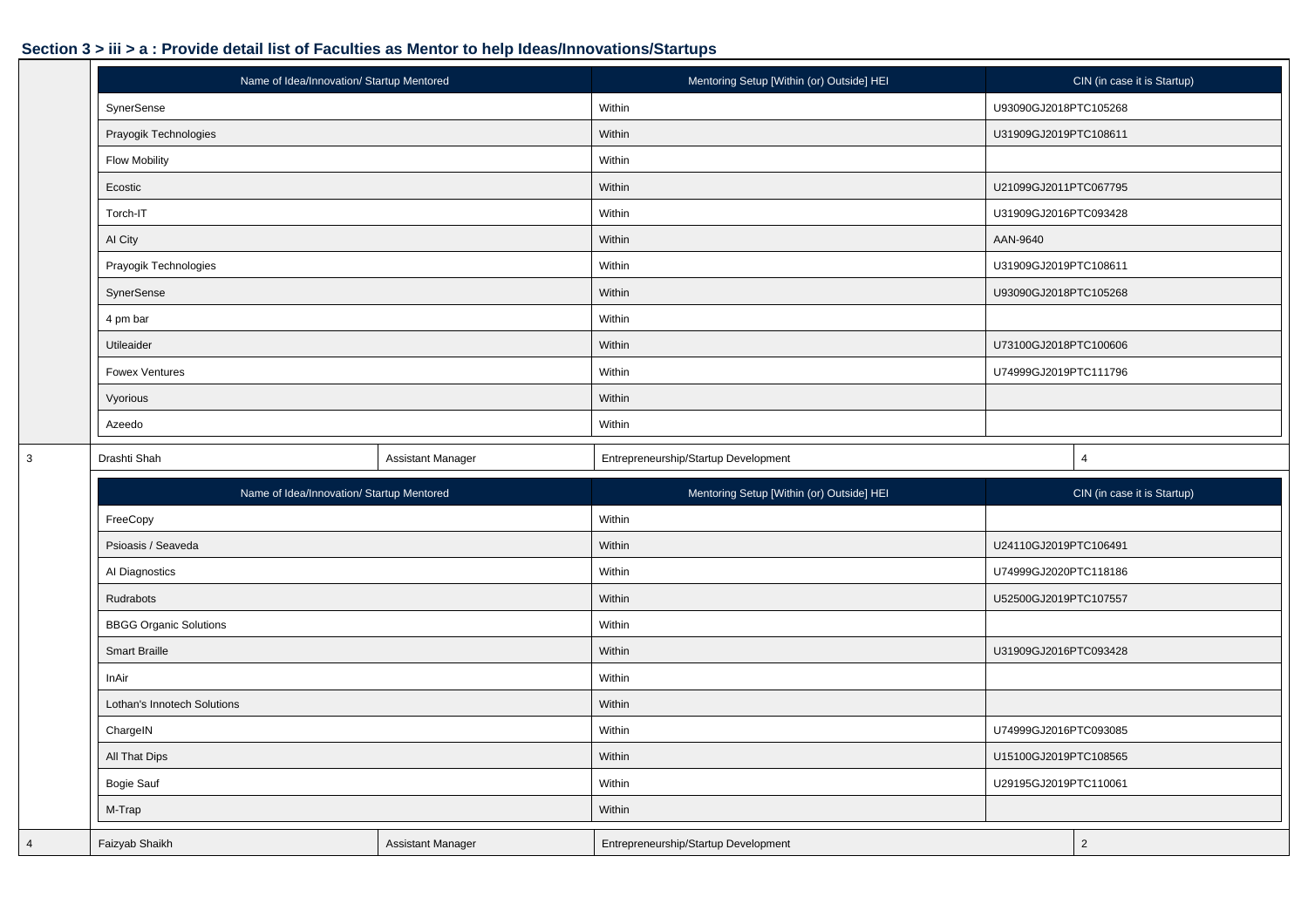## Section 3 > iii > a : Provide detail list of Faculties as Mentor to help Ideas/Innovations/Startups

| Name of Idea/Innovation/ Startup Mentored | Mentoring Setup [Within (or) Outside] HEI | CIN (in case it is Startup) |
|---|---|---|
| SynerSense | Within | U93090GJ2018PTC105268 |
| Prayogik Technologies | Within | U31909GJ2019PTC108611 |
| Flow Mobility | Within | |
| Ecostic | Within | U21099GJ2011PTC067795 |
| Torch-IT | Within | U31909GJ2016PTC093428 |
| AI City | Within | AAN-9640 |
| Prayogik Technologies | Within | U31909GJ2019PTC108611 |
| SynerSense | Within | U93090GJ2018PTC105268 |
| 4 pm bar | Within | |
| Utileaider | Within | U73100GJ2018PTC100606 |
| Fowex Ventures | Within | U74999GJ2019PTC111796 |
| Vyorious | Within | |
| Azeedo | Within | |

| 3 | Drashti Shah | Assistant Manager | Entrepreneurship/Startup Development | 4 |
|---|---|---|---|---|

| Name of Idea/Innovation/ Startup Mentored | Mentoring Setup [Within (or) Outside] HEI | CIN (in case it is Startup) |
|---|---|---|
| FreeCopy | Within | |
| Psioasis / Seaveda | Within | U24110GJ2019PTC106491 |
| AI Diagnostics | Within | U74999GJ2020PTC118186 |
| Rudrabots | Within | U52500GJ2019PTC107557 |
| BBGG Organic Solutions | Within | |
| Smart Braille | Within | U31909GJ2016PTC093428 |
| InAir | Within | |
| Lothan's Innotech Solutions | Within | |
| ChargeIN | Within | U74999GJ2016PTC093085 |
| All That Dips | Within | U15100GJ2019PTC108565 |
| Bogie Sauf | Within | U29195GJ2019PTC110061 |
| M-Trap | Within | |

| 4 | Faizyab Shaikh | Assistant Manager | Entrepreneurship/Startup Development | 2 |
|---|---|---|---|---|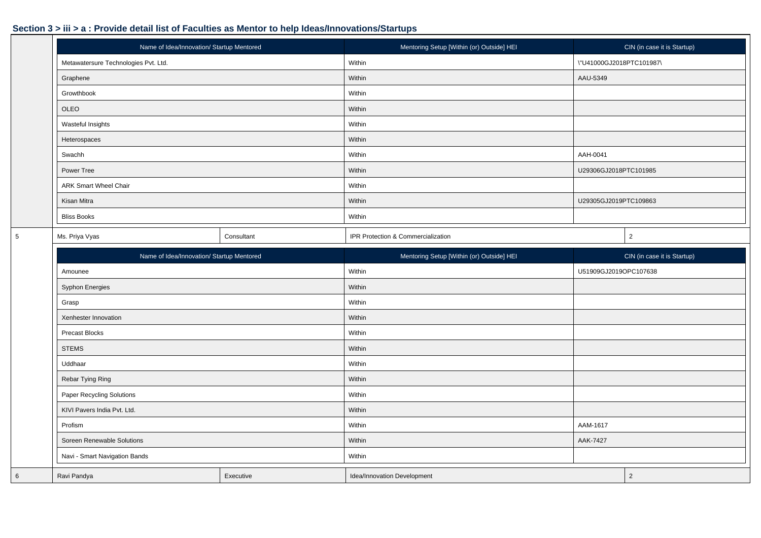## Section 3 > iii > a : Provide detail list of Faculties as Mentor to help Ideas/Innovations/Startups

| Name of Idea/Innovation/ Startup Mentored | Mentoring Setup [Within (or) Outside] HEI | CIN (in case it is Startup) |
|---|---|---|
| Metawatersure Technologies Pvt. Ltd. | Within | \"U41000GJ2018PTC101987\ |
| Graphene | Within | AAU-5349 |
| Growthbook | Within | |
| OLEO | Within | |
| Wasteful Insights | Within | |
| Heterospaces | Within | |
| Swachh | Within | AAH-0041 |
| Power Tree | Within | U29306GJ2018PTC101985 |
| ARK Smart Wheel Chair | Within | |
| Kisan Mitra | Within | U29305GJ2019PTC109863 |
| Bliss Books | Within | |

| 5 | Ms. Priya Vyas | Consultant | IPR Protection & Commercialization | 2 |
|---|---|---|---|---|

| Name of Idea/Innovation/ Startup Mentored | Mentoring Setup [Within (or) Outside] HEI | CIN (in case it is Startup) |
|---|---|---|
| Amounee | Within | U51909GJ2019OPC107638 |
| Syphon Energies | Within | |
| Grasp | Within | |
| Xenhester Innovation | Within | |
| Precast Blocks | Within | |
| STEMS | Within | |
| Uddhaar | Within | |
| Rebar Tying Ring | Within | |
| Paper Recycling Solutions | Within | |
| KIVI Pavers India Pvt. Ltd. | Within | |
| Profism | Within | AAM-1617 |
| Soreen Renewable Solutions | Within | AAK-7427 |
| Navi - Smart Navigation Bands | Within | |

| 6 | Ravi Pandya | Executive | Idea/Innovation Development | 2 |
|---|---|---|---|---|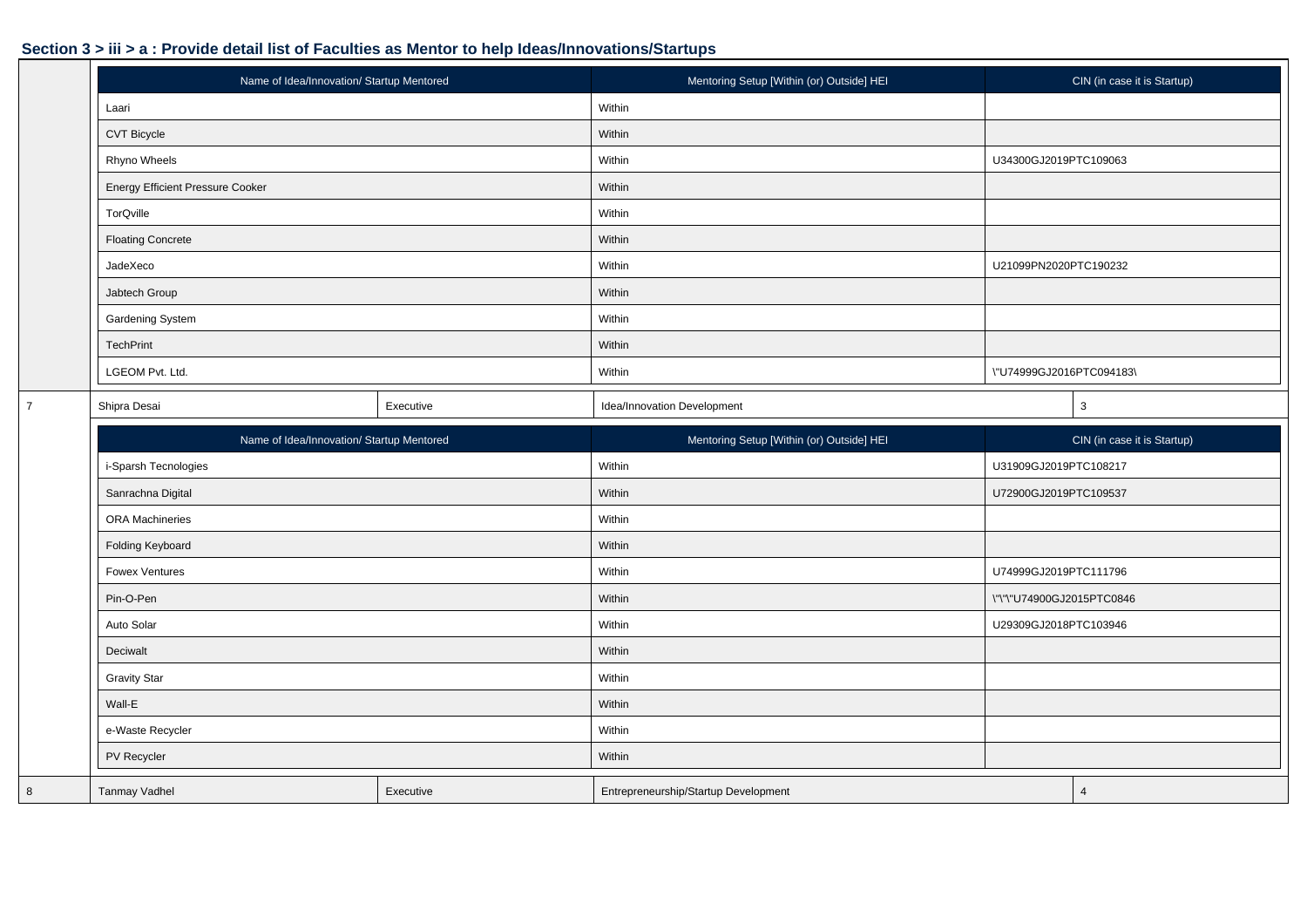## Section 3 > iii > a : Provide detail list of Faculties as Mentor to help Ideas/Innovations/Startups

| Name of Idea/Innovation/ Startup Mentored | Mentoring Setup [Within (or) Outside] HEI | CIN (in case it is Startup) |
|---|---|---|
| Laari | Within | |
| CVT Bicycle | Within | |
| Rhyno Wheels | Within | U34300GJ2019PTC109063 |
| Energy Efficient Pressure Cooker | Within | |
| TorQville | Within | |
| Floating Concrete | Within | |
| JadeXeco | Within | U21099PN2020PTC190232 |
| Jabtech Group | Within | |
| Gardening System | Within | |
| TechPrint | Within | |
| LGEOM Pvt. Ltd. | Within | \"U74999GJ2016PTC094183\ |

| 7 | Shipra Desai | Executive | Idea/Innovation Development | 3 |
|---|---|---|---|---|

| Name of Idea/Innovation/ Startup Mentored | Mentoring Setup [Within (or) Outside] HEI | CIN (in case it is Startup) |
|---|---|---|
| i-Sparsh Tecnologies | Within | U31909GJ2019PTC108217 |
| Sanrachna Digital | Within | U72900GJ2019PTC109537 |
| ORA Machineries | Within | |
| Folding Keyboard | Within | |
| Fowex Ventures | Within | U74999GJ2019PTC111796 |
| Pin-O-Pen | Within | \"\"\"U74900GJ2015PTC0846 |
| Auto Solar | Within | U29309GJ2018PTC103946 |
| Deciwalt | Within | |
| Gravity Star | Within | |
| Wall-E | Within | |
| e-Waste Recycler | Within | |
| PV Recycler | Within | |

| 8 | Tanmay Vadhel | Executive | Entrepreneurship/Startup Development | 4 |
|---|---|---|---|---|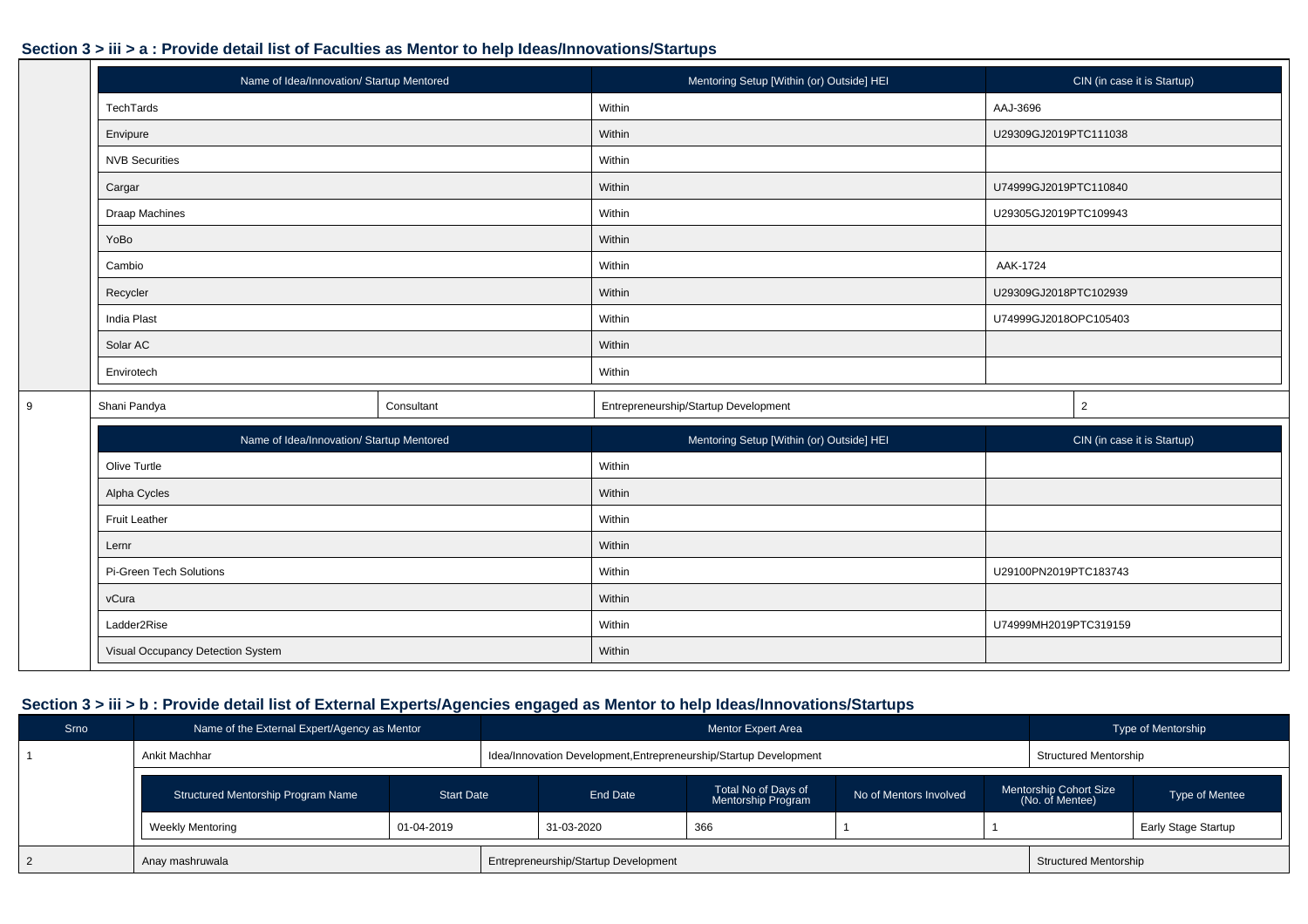## Section 3 > iii > a : Provide detail list of Faculties as Mentor to help Ideas/Innovations/Startups

| Name of Idea/Innovation/ Startup Mentored | Mentoring Setup [Within (or) Outside] HEI | CIN (in case it is Startup) |
|---|---|---|
| TechTards | Within | AAJ-3696 |
| Envipure | Within | U29309GJ2019PTC111038 |
| NVB Securities | Within | |
| Cargar | Within | U74999GJ2019PTC110840 |
| Draap Machines | Within | U29305GJ2019PTC109943 |
| YoBo | Within | |
| Cambio | Within | AAK-1724 |
| Recycler | Within | U29309GJ2018PTC102939 |
| India Plast | Within | U74999GJ2018OPC105403 |
| Solar AC | Within | |
| Envirotech | Within | |

| 9 | Shani Pandya | Consultant | Entrepreneurship/Startup Development | 2 |
|---|---|---|---|---|

| Name of Idea/Innovation/ Startup Mentored | Mentoring Setup [Within (or) Outside] HEI | CIN (in case it is Startup) |
|---|---|---|
| Olive Turtle | Within | |
| Alpha Cycles | Within | |
| Fruit Leather | Within | |
| Lernr | Within | |
| Pi-Green Tech Solutions | Within | U29100PN2019PTC183743 |
| vCura | Within | |
| Ladder2Rise | Within | U74999MH2019PTC319159 |
| Visual Occupancy Detection System | Within | |

## Section 3 > iii > b : Provide detail list of External Experts/Agencies engaged as Mentor to help Ideas/Innovations/Startups

| Srno | Name of the External Expert/Agency as Mentor | Mentor Expert Area | Type of Mentorship |
|---|---|---|---|
| 1 | Ankit Machhar | Idea/Innovation Development,Entrepreneurship/Startup Development | Structured Mentorship |

| Structured Mentorship Program Name | Start Date | End Date | Total No of Days of Mentorship Program | No of Mentors Involved | Mentorship Cohort Size (No. of Mentee) | Type of Mentee |
|---|---|---|---|---|---|---|
| Weekly Mentoring | 01-04-2019 | 31-03-2020 | 366 | 1 | 1 | Early Stage Startup |

| Srno | Name of the External Expert/Agency as Mentor | Mentor Expert Area | Type of Mentorship |
|---|---|---|---|
| 2 | Anay mashruwala | Entrepreneurship/Startup Development | Structured Mentorship |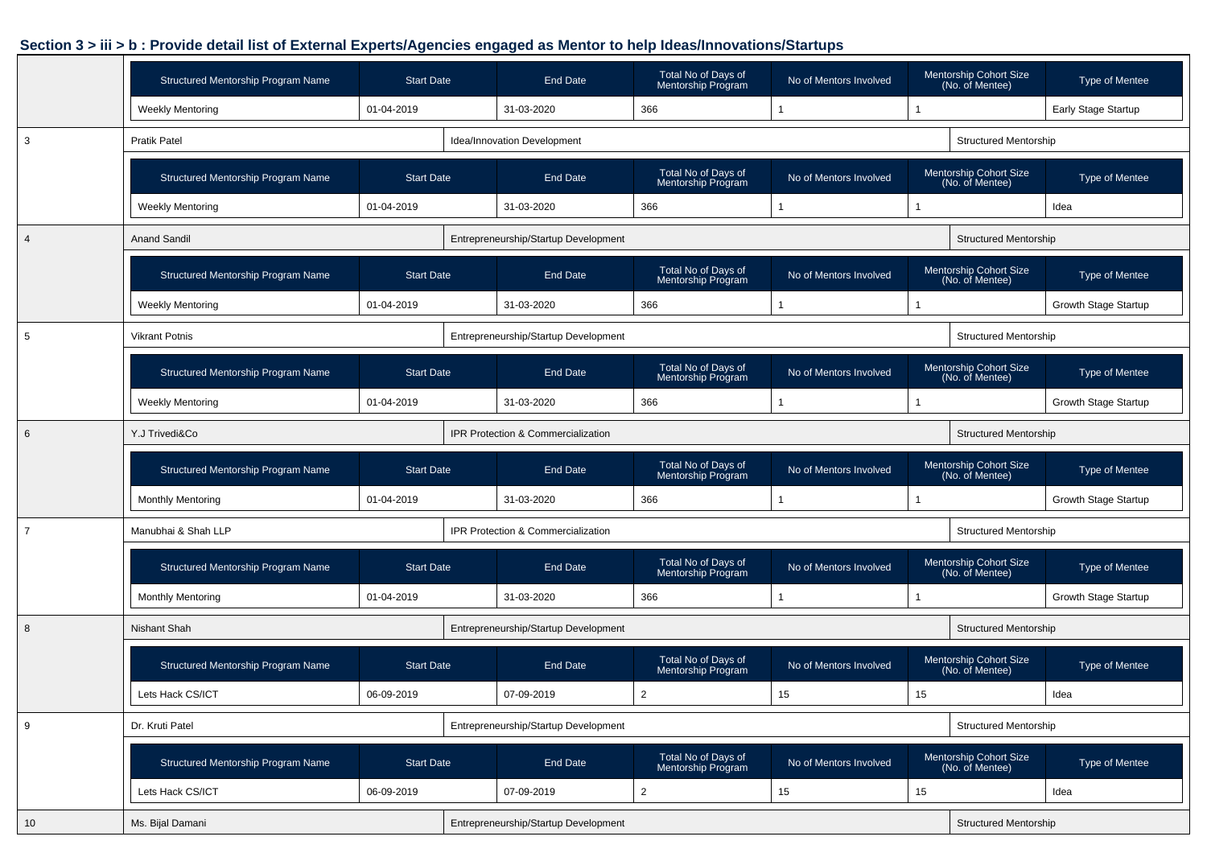### Section 3 > iii > b : Provide detail list of External Experts/Agencies engaged as Mentor to help Ideas/Innovations/Startups

| Structured Mentorship Program Name | Start Date | End Date | Total No of Days of Mentorship Program | No of Mentors Involved | Mentorship Cohort Size (No. of Mentee) | Type of Mentee |
|---|---|---|---|---|---|---|
| Weekly Mentoring | 01-04-2019 | 31-03-2020 | 366 | 1 | 1 | Early Stage Startup |

| Sr. No. | Name | Mentorship Area | Mentorship Type |
|---|---|---|---|
| 3 | Pratik Patel | Idea/Innovation Development | Structured Mentorship |

| Structured Mentorship Program Name | Start Date | End Date | Total No of Days of Mentorship Program | No of Mentors Involved | Mentorship Cohort Size (No. of Mentee) | Type of Mentee |
|---|---|---|---|---|---|---|
| Weekly Mentoring | 01-04-2019 | 31-03-2020 | 366 | 1 | 1 | Idea |

| Sr. No. | Name | Mentorship Area | Mentorship Type |
|---|---|---|---|
| 4 | Anand Sandil | Entrepreneurship/Startup Development | Structured Mentorship |

| Structured Mentorship Program Name | Start Date | End Date | Total No of Days of Mentorship Program | No of Mentors Involved | Mentorship Cohort Size (No. of Mentee) | Type of Mentee |
|---|---|---|---|---|---|---|
| Weekly Mentoring | 01-04-2019 | 31-03-2020 | 366 | 1 | 1 | Growth Stage Startup |

| Sr. No. | Name | Mentorship Area | Mentorship Type |
|---|---|---|---|
| 5 | Vikrant Potnis | Entrepreneurship/Startup Development | Structured Mentorship |

| Structured Mentorship Program Name | Start Date | End Date | Total No of Days of Mentorship Program | No of Mentors Involved | Mentorship Cohort Size (No. of Mentee) | Type of Mentee |
|---|---|---|---|---|---|---|
| Weekly Mentoring | 01-04-2019 | 31-03-2020 | 366 | 1 | 1 | Growth Stage Startup |

| Sr. No. | Name | Mentorship Area | Mentorship Type |
|---|---|---|---|
| 6 | Y.J Trivedi&Co | IPR Protection & Commercialization | Structured Mentorship |

| Structured Mentorship Program Name | Start Date | End Date | Total No of Days of Mentorship Program | No of Mentors Involved | Mentorship Cohort Size (No. of Mentee) | Type of Mentee |
|---|---|---|---|---|---|---|
| Monthly Mentoring | 01-04-2019 | 31-03-2020 | 366 | 1 | 1 | Growth Stage Startup |

| Sr. No. | Name | Mentorship Area | Mentorship Type |
|---|---|---|---|
| 7 | Manubhai & Shah LLP | IPR Protection & Commercialization | Structured Mentorship |

| Structured Mentorship Program Name | Start Date | End Date | Total No of Days of Mentorship Program | No of Mentors Involved | Mentorship Cohort Size (No. of Mentee) | Type of Mentee |
|---|---|---|---|---|---|---|
| Monthly Mentoring | 01-04-2019 | 31-03-2020 | 366 | 1 | 1 | Growth Stage Startup |

| Sr. No. | Name | Mentorship Area | Mentorship Type |
|---|---|---|---|
| 8 | Nishant Shah | Entrepreneurship/Startup Development | Structured Mentorship |

| Structured Mentorship Program Name | Start Date | End Date | Total No of Days of Mentorship Program | No of Mentors Involved | Mentorship Cohort Size (No. of Mentee) | Type of Mentee |
|---|---|---|---|---|---|---|
| Lets Hack CS/ICT | 06-09-2019 | 07-09-2019 | 2 | 15 | 15 | Idea |

| Sr. No. | Name | Mentorship Area | Mentorship Type |
|---|---|---|---|
| 9 | Dr. Kruti Patel | Entrepreneurship/Startup Development | Structured Mentorship |

| Structured Mentorship Program Name | Start Date | End Date | Total No of Days of Mentorship Program | No of Mentors Involved | Mentorship Cohort Size (No. of Mentee) | Type of Mentee |
|---|---|---|---|---|---|---|
| Lets Hack CS/ICT | 06-09-2019 | 07-09-2019 | 2 | 15 | 15 | Idea |

| Sr. No. | Name | Mentorship Area | Mentorship Type |
|---|---|---|---|
| 10 | Ms. Bijal Damani | Entrepreneurship/Startup Development | Structured Mentorship |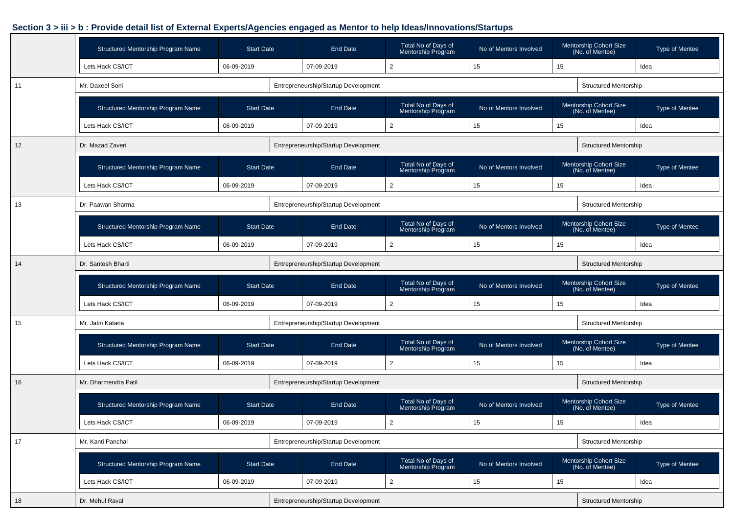### Section 3 > iii > b : Provide detail list of External Experts/Agencies engaged as Mentor to help Ideas/Innovations/Startups

| Structured Mentorship Program Name | Start Date | End Date | Total No of Days of Mentorship Program | No of Mentors Involved | Mentorship Cohort Size (No. of Mentee) | Type of Mentee |
|---|---|---|---|---|---|---|
| Lets Hack CS/ICT | 06-09-2019 | 07-09-2019 | 2 | 15 | 15 | Idea |

| 11 | Mr. Daxeel Soni | Entrepreneurship/Startup Development | Structured Mentorship |
|---|---|---|---|

| Structured Mentorship Program Name | Start Date | End Date | Total No of Days of Mentorship Program | No of Mentors Involved | Mentorship Cohort Size (No. of Mentee) | Type of Mentee |
|---|---|---|---|---|---|---|
| Lets Hack CS/ICT | 06-09-2019 | 07-09-2019 | 2 | 15 | 15 | Idea |

| 12 | Dr. Mazad Zaveri | Entrepreneurship/Startup Development | Structured Mentorship |
|---|---|---|---|

| Structured Mentorship Program Name | Start Date | End Date | Total No of Days of Mentorship Program | No of Mentors Involved | Mentorship Cohort Size (No. of Mentee) | Type of Mentee |
|---|---|---|---|---|---|---|
| Lets Hack CS/ICT | 06-09-2019 | 07-09-2019 | 2 | 15 | 15 | Idea |

| 13 | Dr. Paawan Sharma | Entrepreneurship/Startup Development | Structured Mentorship |
|---|---|---|---|

| Structured Mentorship Program Name | Start Date | End Date | Total No of Days of Mentorship Program | No of Mentors Involved | Mentorship Cohort Size (No. of Mentee) | Type of Mentee |
|---|---|---|---|---|---|---|
| Lets Hack CS/ICT | 06-09-2019 | 07-09-2019 | 2 | 15 | 15 | Idea |

| 14 | Dr. Santosh Bharti | Entrepreneurship/Startup Development | Structured Mentorship |
|---|---|---|---|

| Structured Mentorship Program Name | Start Date | End Date | Total No of Days of Mentorship Program | No of Mentors Involved | Mentorship Cohort Size (No. of Mentee) | Type of Mentee |
|---|---|---|---|---|---|---|
| Lets Hack CS/ICT | 06-09-2019 | 07-09-2019 | 2 | 15 | 15 | Idea |

| 15 | Mr. Jatin Kataria | Entrepreneurship/Startup Development | Structured Mentorship |
|---|---|---|---|

| Structured Mentorship Program Name | Start Date | End Date | Total No of Days of Mentorship Program | No of Mentors Involved | Mentorship Cohort Size (No. of Mentee) | Type of Mentee |
|---|---|---|---|---|---|---|
| Lets Hack CS/ICT | 06-09-2019 | 07-09-2019 | 2 | 15 | 15 | Idea |

| 16 | Mr. Dharmendra Patil | Entrepreneurship/Startup Development | Structured Mentorship |
|---|---|---|---|

| Structured Mentorship Program Name | Start Date | End Date | Total No of Days of Mentorship Program | No of Mentors Involved | Mentorship Cohort Size (No. of Mentee) | Type of Mentee |
|---|---|---|---|---|---|---|
| Lets Hack CS/ICT | 06-09-2019 | 07-09-2019 | 2 | 15 | 15 | Idea |

| 17 | Mr. Kanti Panchal | Entrepreneurship/Startup Development | Structured Mentorship |
|---|---|---|---|

| Structured Mentorship Program Name | Start Date | End Date | Total No of Days of Mentorship Program | No of Mentors Involved | Mentorship Cohort Size (No. of Mentee) | Type of Mentee |
|---|---|---|---|---|---|---|
| Lets Hack CS/ICT | 06-09-2019 | 07-09-2019 | 2 | 15 | 15 | Idea |

| 18 | Dr. Mehul Raval | Entrepreneurship/Startup Development | Structured Mentorship |
|---|---|---|---|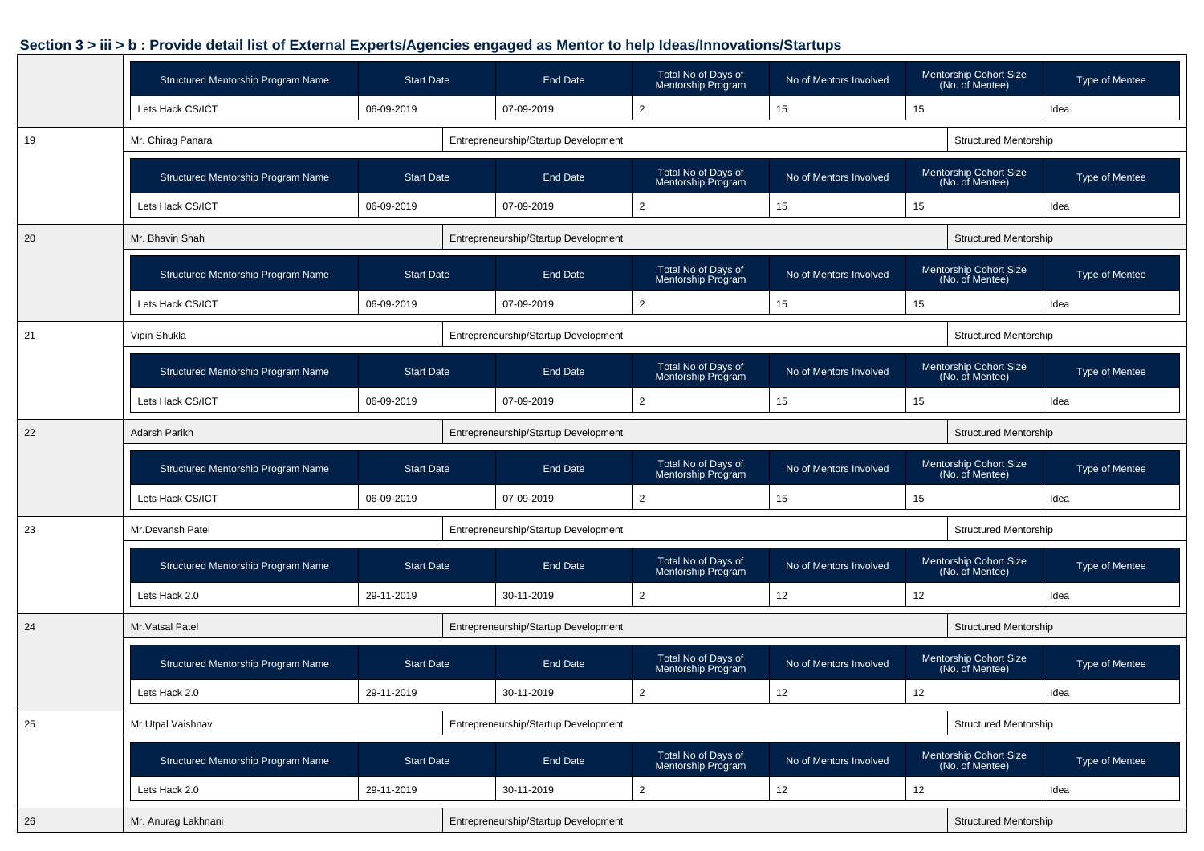### Section 3 > iii > b : Provide detail list of External Experts/Agencies engaged as Mentor to help Ideas/Innovations/Startups

| Structured Mentorship Program Name | Start Date | End Date | Total No of Days of Mentorship Program | No of Mentors Involved | Mentorship Cohort Size (No. of Mentee) | Type of Mentee |
|---|---|---|---|---|---|---|
| Lets Hack CS/ICT | 06-09-2019 | 07-09-2019 | 2 | 15 | 15 | Idea |

| 19 | Mr. Chirag Panara | Entrepreneurship/Startup Development | Structured Mentorship |
|---|---|---|---|

| Structured Mentorship Program Name | Start Date | End Date | Total No of Days of Mentorship Program | No of Mentors Involved | Mentorship Cohort Size (No. of Mentee) | Type of Mentee |
|---|---|---|---|---|---|---|
| Lets Hack CS/ICT | 06-09-2019 | 07-09-2019 | 2 | 15 | 15 | Idea |

| 20 | Mr. Bhavin Shah | Entrepreneurship/Startup Development | Structured Mentorship |
|---|---|---|---|

| Structured Mentorship Program Name | Start Date | End Date | Total No of Days of Mentorship Program | No of Mentors Involved | Mentorship Cohort Size (No. of Mentee) | Type of Mentee |
|---|---|---|---|---|---|---|
| Lets Hack CS/ICT | 06-09-2019 | 07-09-2019 | 2 | 15 | 15 | Idea |

| 21 | Vipin Shukla | Entrepreneurship/Startup Development | Structured Mentorship |
|---|---|---|---|

| Structured Mentorship Program Name | Start Date | End Date | Total No of Days of Mentorship Program | No of Mentors Involved | Mentorship Cohort Size (No. of Mentee) | Type of Mentee |
|---|---|---|---|---|---|---|
| Lets Hack CS/ICT | 06-09-2019 | 07-09-2019 | 2 | 15 | 15 | Idea |

| 22 | Adarsh Parikh | Entrepreneurship/Startup Development | Structured Mentorship |
|---|---|---|---|

| Structured Mentorship Program Name | Start Date | End Date | Total No of Days of Mentorship Program | No of Mentors Involved | Mentorship Cohort Size (No. of Mentee) | Type of Mentee |
|---|---|---|---|---|---|---|
| Lets Hack CS/ICT | 06-09-2019 | 07-09-2019 | 2 | 15 | 15 | Idea |

| 23 | Mr.Devansh Patel | Entrepreneurship/Startup Development | Structured Mentorship |
|---|---|---|---|

| Structured Mentorship Program Name | Start Date | End Date | Total No of Days of Mentorship Program | No of Mentors Involved | Mentorship Cohort Size (No. of Mentee) | Type of Mentee |
|---|---|---|---|---|---|---|
| Lets Hack 2.0 | 29-11-2019 | 30-11-2019 | 2 | 12 | 12 | Idea |

| 24 | Mr.Vatsal Patel | Entrepreneurship/Startup Development | Structured Mentorship |
|---|---|---|---|

| Structured Mentorship Program Name | Start Date | End Date | Total No of Days of Mentorship Program | No of Mentors Involved | Mentorship Cohort Size (No. of Mentee) | Type of Mentee |
|---|---|---|---|---|---|---|
| Lets Hack 2.0 | 29-11-2019 | 30-11-2019 | 2 | 12 | 12 | Idea |

| 25 | Mr.Utpal Vaishnav | Entrepreneurship/Startup Development | Structured Mentorship |
|---|---|---|---|

| Structured Mentorship Program Name | Start Date | End Date | Total No of Days of Mentorship Program | No of Mentors Involved | Mentorship Cohort Size (No. of Mentee) | Type of Mentee |
|---|---|---|---|---|---|---|
| Lets Hack 2.0 | 29-11-2019 | 30-11-2019 | 2 | 12 | 12 | Idea |

| 26 | Mr. Anurag Lakhnani | Entrepreneurship/Startup Development | Structured Mentorship |
|---|---|---|---|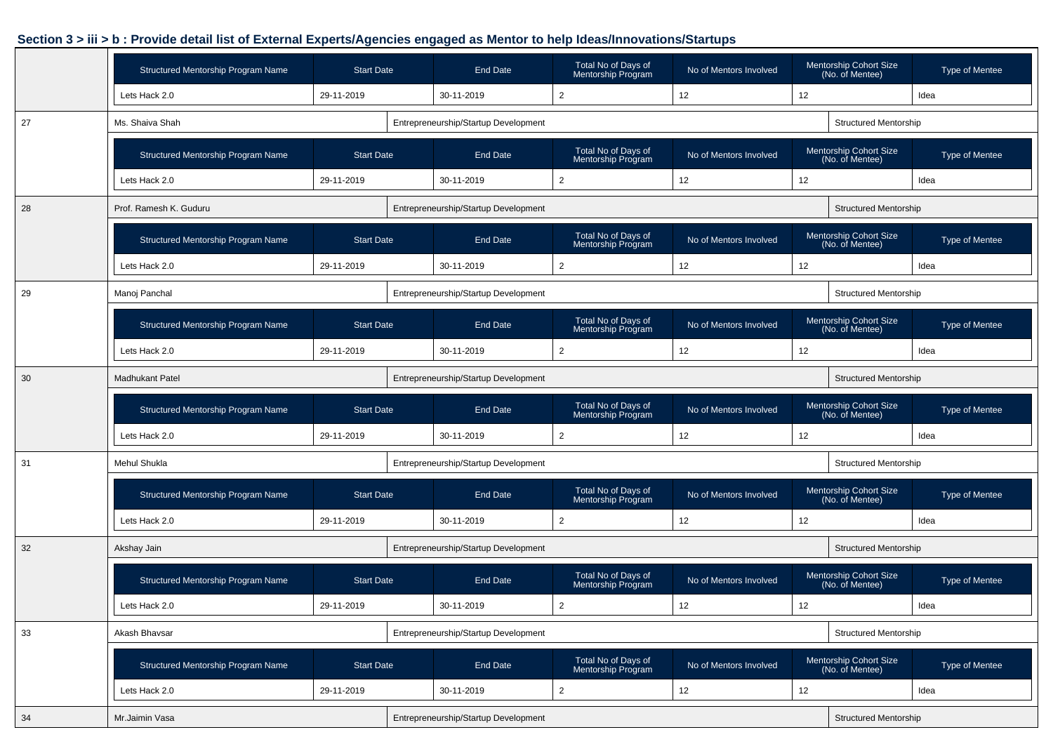**Section 3 > iii > b : Provide detail list of External Experts/Agencies engaged as Mentor to help Ideas/Innovations/Startups**

| Structured Mentorship Program Name | Start Date | End Date | Total No of Days of Mentorship Program | No of Mentors Involved | Mentorship Cohort Size (No. of Mentee) | Type of Mentee |
|---|---|---|---|---|---|---|
| Lets Hack 2.0 | 29-11-2019 | 30-11-2019 | 2 | 12 | 12 | Idea |

| 27 | Ms. Shaiva Shah | Entrepreneurship/Startup Development | Structured Mentorship |
|---|---|---|---|

| Structured Mentorship Program Name | Start Date | End Date | Total No of Days of Mentorship Program | No of Mentors Involved | Mentorship Cohort Size (No. of Mentee) | Type of Mentee |
|---|---|---|---|---|---|---|
| Lets Hack 2.0 | 29-11-2019 | 30-11-2019 | 2 | 12 | 12 | Idea |

| 28 | Prof. Ramesh K. Guduru | Entrepreneurship/Startup Development | Structured Mentorship |
|---|---|---|---|

| Structured Mentorship Program Name | Start Date | End Date | Total No of Days of Mentorship Program | No of Mentors Involved | Mentorship Cohort Size (No. of Mentee) | Type of Mentee |
|---|---|---|---|---|---|---|
| Lets Hack 2.0 | 29-11-2019 | 30-11-2019 | 2 | 12 | 12 | Idea |

| 29 | Manoj Panchal | Entrepreneurship/Startup Development | Structured Mentorship |
|---|---|---|---|

| Structured Mentorship Program Name | Start Date | End Date | Total No of Days of Mentorship Program | No of Mentors Involved | Mentorship Cohort Size (No. of Mentee) | Type of Mentee |
|---|---|---|---|---|---|---|
| Lets Hack 2.0 | 29-11-2019 | 30-11-2019 | 2 | 12 | 12 | Idea |

| 30 | Madhukant Patel | Entrepreneurship/Startup Development | Structured Mentorship |
|---|---|---|---|

| Structured Mentorship Program Name | Start Date | End Date | Total No of Days of Mentorship Program | No of Mentors Involved | Mentorship Cohort Size (No. of Mentee) | Type of Mentee |
|---|---|---|---|---|---|---|
| Lets Hack 2.0 | 29-11-2019 | 30-11-2019 | 2 | 12 | 12 | Idea |

| 31 | Mehul Shukla | Entrepreneurship/Startup Development | Structured Mentorship |
|---|---|---|---|

| Structured Mentorship Program Name | Start Date | End Date | Total No of Days of Mentorship Program | No of Mentors Involved | Mentorship Cohort Size (No. of Mentee) | Type of Mentee |
|---|---|---|---|---|---|---|
| Lets Hack 2.0 | 29-11-2019 | 30-11-2019 | 2 | 12 | 12 | Idea |

| 32 | Akshay Jain | Entrepreneurship/Startup Development | Structured Mentorship |
|---|---|---|---|

| Structured Mentorship Program Name | Start Date | End Date | Total No of Days of Mentorship Program | No of Mentors Involved | Mentorship Cohort Size (No. of Mentee) | Type of Mentee |
|---|---|---|---|---|---|---|
| Lets Hack 2.0 | 29-11-2019 | 30-11-2019 | 2 | 12 | 12 | Idea |

| 33 | Akash Bhavsar | Entrepreneurship/Startup Development | Structured Mentorship |
|---|---|---|---|

| Structured Mentorship Program Name | Start Date | End Date | Total No of Days of Mentorship Program | No of Mentors Involved | Mentorship Cohort Size (No. of Mentee) | Type of Mentee |
|---|---|---|---|---|---|---|
| Lets Hack 2.0 | 29-11-2019 | 30-11-2019 | 2 | 12 | 12 | Idea |

| 34 | Mr.Jaimin Vasa | Entrepreneurship/Startup Development | Structured Mentorship |
|---|---|---|---|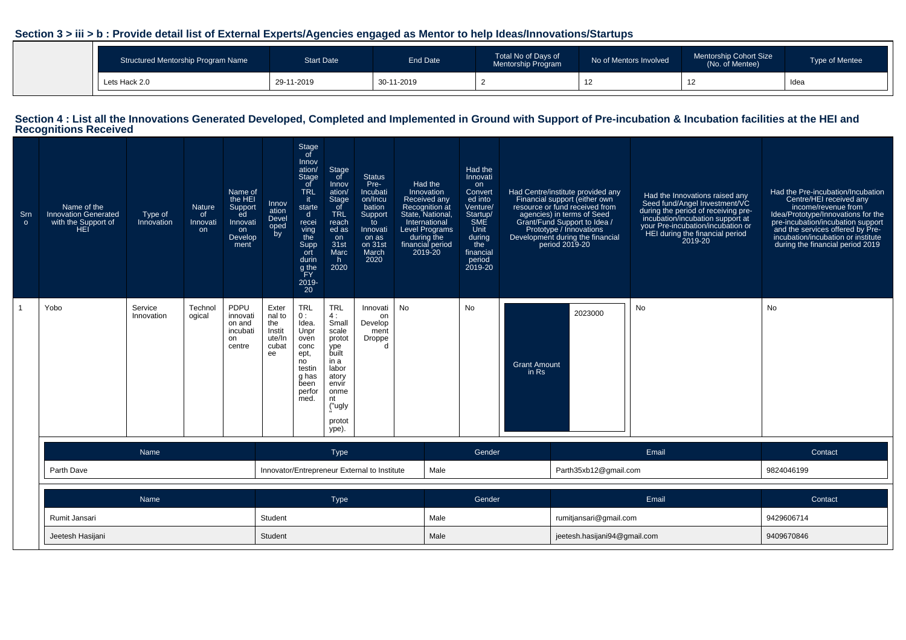## Section 3 > iii > b : Provide detail list of External Experts/Agencies engaged as Mentor to help Ideas/Innovations/Startups

| Structured Mentorship Program Name | Start Date | End Date | Total No of Days of Mentorship Program | No of Mentors Involved | Mentorship Cohort Size (No. of Mentee) | Type of Mentee |
|---|---|---|---|---|---|---|
| Lets Hack 2.0 | 29-11-2019 | 30-11-2019 | 2 | 12 | 12 | Idea |

## Section 4 : List all the Innovations Generated Developed, Completed and Implemented in Ground with Support of Pre-incubation & Incubation facilities at the HEI and Recognitions Received

| Srno | Name of the Innovation Generated with the Support of HEI | Type of Innovation | Nature of Innovation | Name of the HEI Supported Innovation Development | Innovation Developed by | Stage of Innovation/ Stage of TRL it started receiving the Support during the FY 2019-20 | Stage of Innovation/ Stage of TRL reached as on 31st March 2020 | Status Pre-Incubation/Incubation Support to Innovation as on 31st March 2020 | Had the Innovation Received any Recognition at State, National, International Level Programs during the financial period 2019-20 | Had the Innovation Converted into Venture/ Startup/ SME Unit during the financial period 2019-20 | Had Centre/institute provided any Financial support (either own resource or fund received from agencies) in terms of Seed Grant/Fund Support to Idea / Prototype / Innovations Development during the financial period 2019-20 | Had the Innovations raised any Seed fund/Angel Investment/VC during the period of receiving pre-incubation/incubation support at your Pre-incubation/incubation or HEI during the financial period 2019-20 | Had the Pre-incubation/Incubation Centre/HEI received any income/revenue from Idea/Prototype/Innovations for the pre-incubation/incubation support and the services offered by Pre-incubation/incubation or institute during the financial period 2019 |
|---|---|---|---|---|---|---|---|---|---|---|---|---|---|
| 1 | Yobo | Service Innovation | Technological | PDPU innovation and incubation centre | External to the Institute/Incubatee | TRL 0 : Idea. Unproven concept, no testing has been performed. | TRL 4 : Small scale prototype built in a laboratory environment ("ugly" prototype). | Innovation Development Dropped | No | No | Grant Amount in Rs: 2023000 | No | No |

| Name | Type | Gender | Email | Contact |
|---|---|---|---|---|
| Parth Dave | Innovator/Entrepreneur External to Institute | Male | Parth35xb12@gmail.com | 9824046199 |

| Name | Type | Gender | Email | Contact |
|---|---|---|---|---|
| Rumit Jansari | Student | Male | rumitjansari@gmail.com | 9429606714 |
| Jeetesh Hasijani | Student | Male | jeetesh.hasijani94@gmail.com | 9409670846 |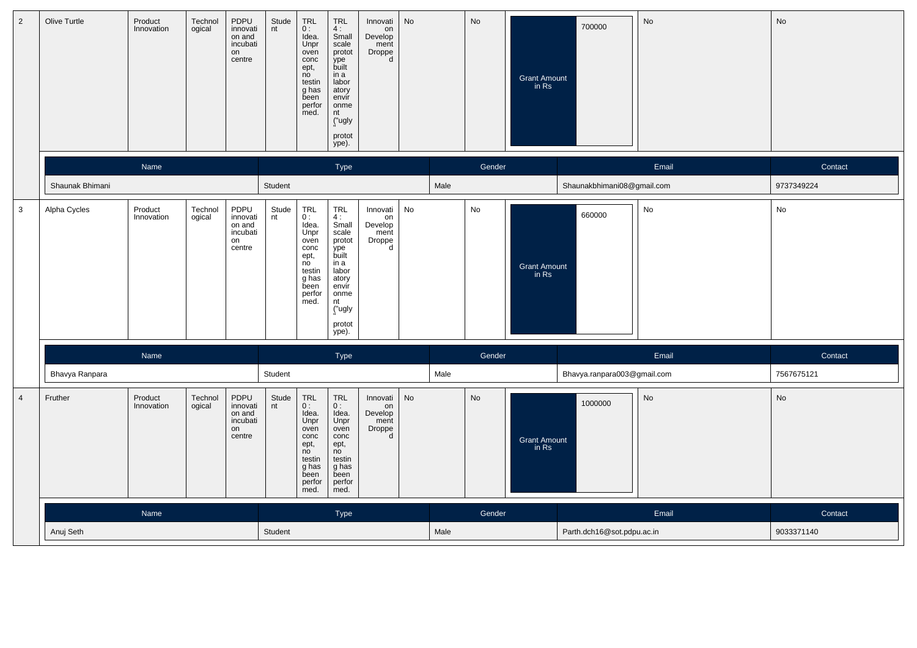| 2 | Olive Turtle | Product Innovation | Technological | PDPU innovation and incubation centre | Student | TRL 0 : Idea. Unproven concept, no testing has been performed. | TRL 4 : Small scale prototype built in a laboratory environment ("ugly" prototype). | Innovation Development Dropped | No | No | Grant Amount in Rs | 700000 | No | No |
|---|---|---|---|---|---|---|---|---|---|---|---|---|---|---|

| Name | Type | Gender | Email | Contact |
|---|---|---|---|---|
| Shaunak Bhimani | Student | Male | Shaunakbhimani08@gmail.com | 9737349224 |

| 3 | Alpha Cycles | Product Innovation | Technological | PDPU innovation and incubation centre | Student | TRL 0 : Idea. Unproven concept, no testing has been performed. | TRL 4 : Small scale prototype built in a laboratory environment ("ugly" prototype). | Innovation Development Dropped | No | No | Grant Amount in Rs | 660000 | No | No |
|---|---|---|---|---|---|---|---|---|---|---|---|---|---|---|

| Name | Type | Gender | Email | Contact |
|---|---|---|---|---|
| Bhavya Ranpara | Student | Male | Bhavya.ranpara003@gmail.com | 7567675121 |

| 4 | Fruther | Product Innovation | Technological | PDPU innovation and incubation centre | Student | TRL 0 : Idea. Unproven concept, no testing has been performed. | TRL 0 : Idea. Unproven concept, no testing has been performed. | Innovation Development Dropped | No | No | Grant Amount in Rs | 1000000 | No | No |
|---|---|---|---|---|---|---|---|---|---|---|---|---|---|---|

| Name | Type | Gender | Email | Contact |
|---|---|---|---|---|
| Anuj Seth | Student | Male | Parth.dch16@sot.pdpu.ac.in | 9033371140 |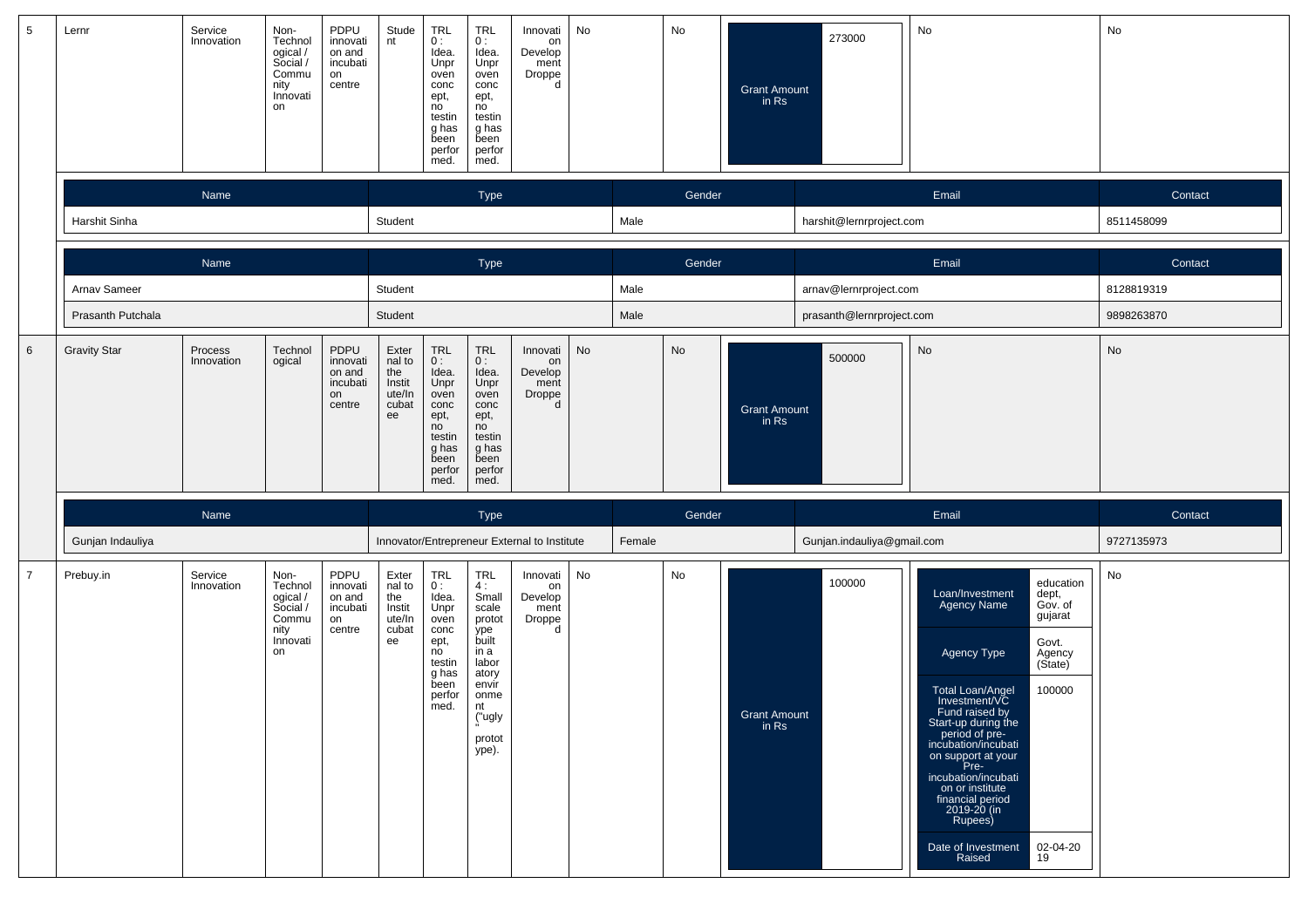| 5 | Lernr | Service Innovation | Non-Technological / Social / Community Innovation | PDPU innovation and incubation centre | Student | TRL 0 : Idea. Unproven concept, no testing has been performed. | TRL 0 : Idea. Unproven concept, no testing has been performed. | Innovation Development Dropped | No | No | Grant Amount in Rs | 273000 | No | No |
|---|---|---|---|---|---|---|---|---|---|---|---|---|---|---|

| Name | Type | Gender | Email | Contact |
|---|---|---|---|---|
| Harshit Sinha | Student | Male | harshit@lernrproject.com | 8511458099 |

| Name | Type | Gender | Email | Contact |
|---|---|---|---|---|
| Arnav Sameer | Student | Male | arnav@lernrproject.com | 8128819319 |
| Prasanth Putchala | Student | Male | prasanth@lernrproject.com | 9898263870 |

| 6 | Gravity Star | Process Innovation | Technological | PDPU innovation and incubation centre | External to the Institute/Incubatee | TRL 0 : Idea. Unproven concept, no testing has been performed. | TRL 0 : Idea. Unproven concept, no testing has been performed. | Innovation Development Dropped | No | No | Grant Amount in Rs | 500000 | No | No |
|---|---|---|---|---|---|---|---|---|---|---|---|---|---|---|

| Name | Type | Gender | Email | Contact |
|---|---|---|---|---|
| Gunjan Indauliya | Innovator/Entrepreneur External to Institute | Female | Gunjan.indauliya@gmail.com | 9727135973 |

| 7 | Prebuy.in | Service Innovation | Non-Technological / Social / Community Innovation | PDPU innovation and incubation centre | External to the Institute/Incubatee | TRL 0 : Idea. Unproven concept, no testing has been performed. | TRL 4 : Small scale prototype built in a laboratory environment ("ugly" prototype). | Innovation Development Dropped | No | No | Grant Amount in Rs | 100000 | Loan/Investment Agency Name: education dept, Gov. of gujarat; Agency Type: Govt. Agency (State); Total Loan/Angel Investment/VC Fund raised by Start-up during the period of pre-incubation/incubation support at your Pre-incubation/incubation or institute financial period 2019-20 (in Rupees): 100000; Date of Investment Raised: 02-04-2019 | No |
|---|---|---|---|---|---|---|---|---|---|---|---|---|---|---|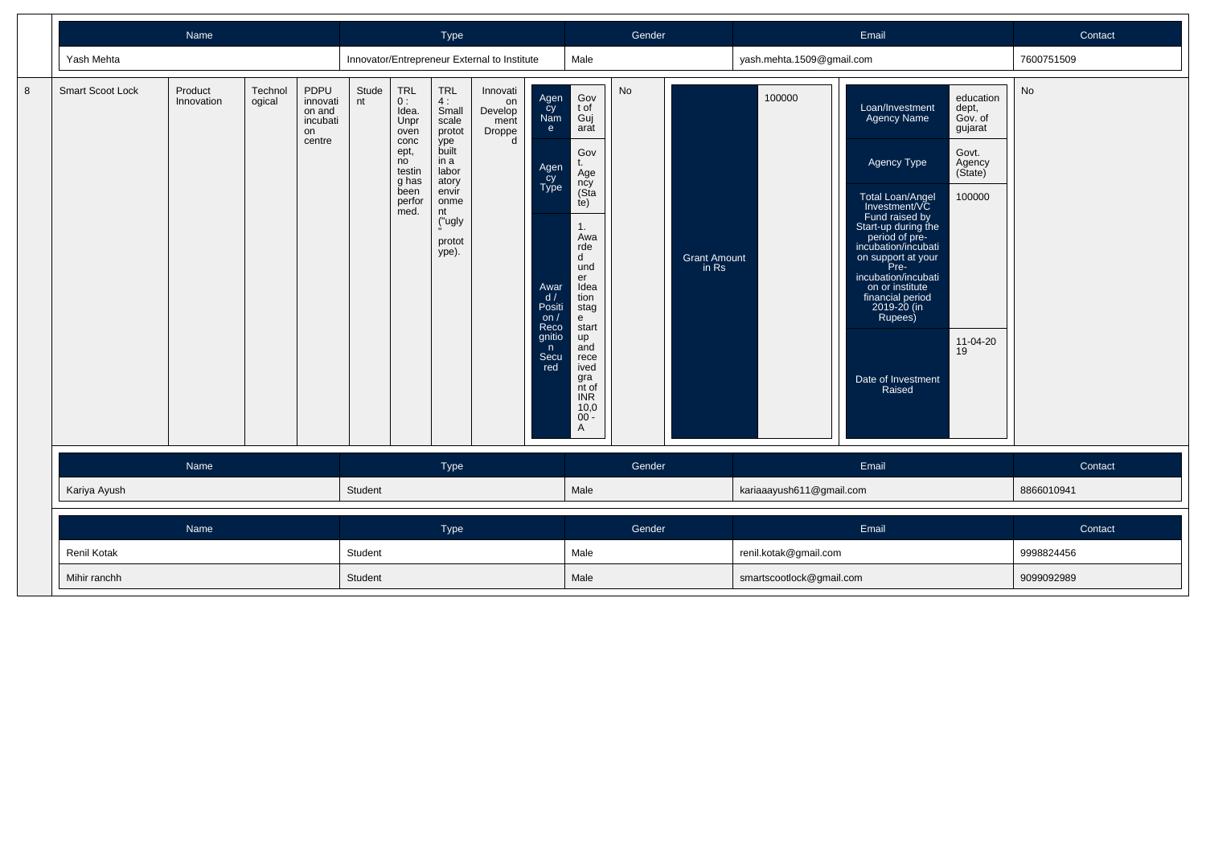| Name | Type | Gender | Email | Contact |
|---|---|---|---|---|
| Yash Mehta | Innovator/Entrepreneur External to Institute | Male | yash.mehta.1509@gmail.com | 7600751509 |

| 8 | Smart Scoot Lock | Product Innovation | Technological | PDPU innovation and incubation centre | Student | TRL 0 : Idea. Unproven concept, no testing has been performed. | TRL 4 : Small scale prototype built in a laboratory environment ("ugly" prototype). | Innovation Development Dropped | Agency Name: Govt of Gujarat; Agency Type: Govt. Agency (State); Award / Position / Recognition Secured: 1. Awarded under Ideation stage startup and received grant of INR 10,000 - A | No | Grant Amount in Rs: 100000 | Loan/Investment Agency Name: education dept, Gov. of gujarat; Agency Type: Govt. Agency (State); Total Loan/Angel Investment/VC Fund raised by Start-up during the period of pre-incubation/incubation on support at your Pre-incubation/incubation or institute financial period 2019-20 (in Rupees): 100000; Date of Investment Raised: 11-04-2019 | No |
|---|---|---|---|---|---|---|---|---|---|---|---|---|---|

| Name | Type | Gender | Email | Contact |
|---|---|---|---|---|
| Kariya Ayush | Student | Male | kariaaayush611@gmail.com | 8866010941 |

| Name | Type | Gender | Email | Contact |
|---|---|---|---|---|
| Renil Kotak | Student | Male | renil.kotak@gmail.com | 9998824456 |
| Mihir ranchh | Student | Male | smartscootlock@gmail.com | 9099092989 |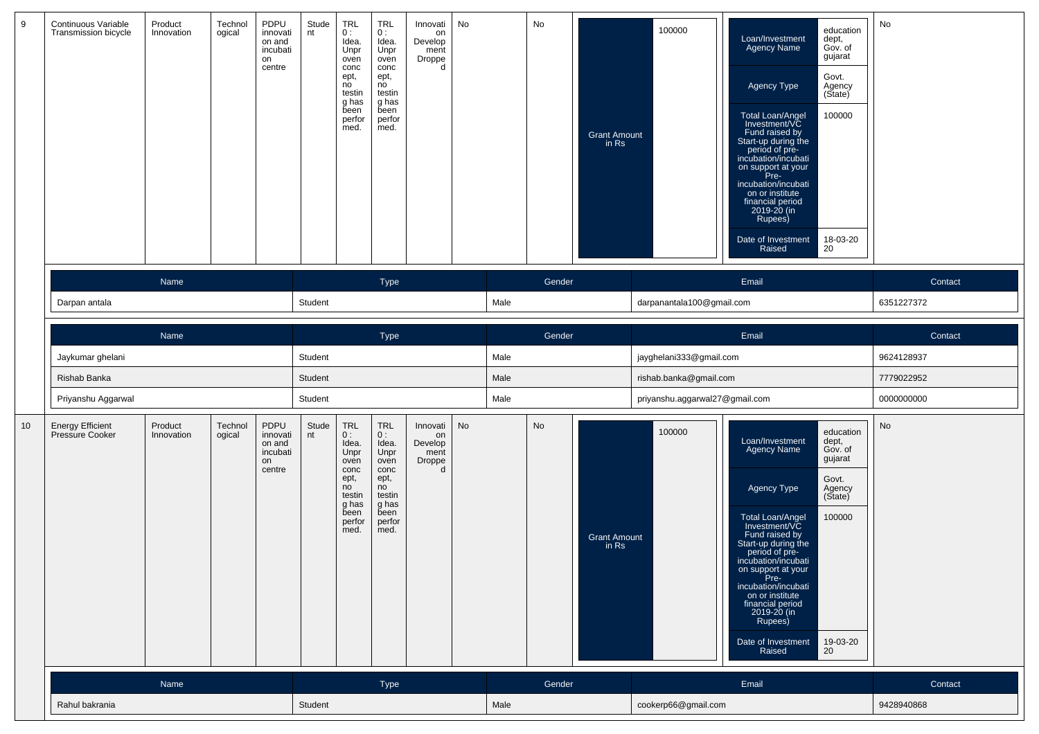| 9 | Continuous Variable Transmission bicycle | Product Innovation | Technological | PDPU innovation and incubation centre | Student | TRL 0 : Idea. Unproven concept, no testing has been performed. | TRL 0 : Idea. Unproven concept, no testing has been performed. | Innovation Development Dropped | No | No | Grant Amount in Rs | 100000 | Loan/Investment Agency Name | education dept, Gov. of gujarat | No |
|---|---|---|---|---|---|---|---|---|---|---|---|---|---|---|---|
| | | | | | | | | | | | | | Agency Type | Govt. Agency (State) | |
| | | | | | | | | | | | | | Total Loan/Angel Investment/VC Fund raised by Start-up during the period of pre-incubation/incubation support at your Pre-incubation/incubation or institute financial period 2019-20 (in Rupees) | 100000 | |
| | | | | | | | | | | | | | Date of Investment Raised | 18-03-2020 | |

| Name | Type | Gender | Email | Contact |
|---|---|---|---|---|
| Darpan antala | Student | Male | darpanantala100@gmail.com | 6351227372 |

| Name | Type | Gender | Email | Contact |
|---|---|---|---|---|
| Jaykumar ghelani | Student | Male | jayghelani333@gmail.com | 9624128937 |
| Rishab Banka | Student | Male | rishab.banka@gmail.com | 7779022952 |
| Priyanshu Aggarwal | Student | Male | priyanshu.aggarwal27@gmail.com | 0000000000 |

| 10 | Energy Efficient Pressure Cooker | Product Innovation | Technological | PDPU innovation and incubation centre | Student | TRL 0 : Idea. Unproven concept, no testing has been performed. | TRL 0 : Idea. Unproven concept, no testing has been performed. | Innovation Development Dropped | No | No | Grant Amount in Rs | 100000 | Loan/Investment Agency Name | education dept, Gov. of gujarat | No |
|---|---|---|---|---|---|---|---|---|---|---|---|---|---|---|---|
| | | | | | | | | | | | | | Agency Type | Govt. Agency (State) | |
| | | | | | | | | | | | | | Total Loan/Angel Investment/VC Fund raised by Start-up during the period of pre-incubation/incubation support at your Pre-incubation/incubation or institute financial period 2019-20 (in Rupees) | 100000 | |
| | | | | | | | | | | | | | Date of Investment Raised | 19-03-2020 | |

| Name | Type | Gender | Email | Contact |
|---|---|---|---|---|
| Rahul bakrania | Student | Male | cookerp66@gmail.com | 9428940868 |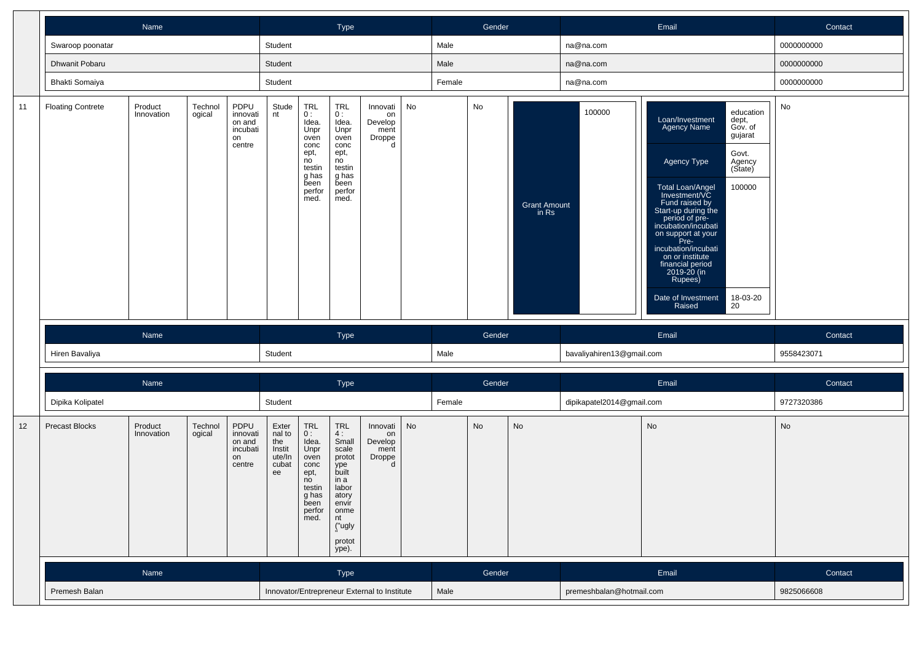| Name | Type | Gender | Email | Contact |
|---|---|---|---|---|
| Swaroop poonatar | Student | Male | na@na.com | 0000000000 |
| Dhwanit Pobaru | Student | Male | na@na.com | 0000000000 |
| Bhakti Somaiya | Student | Female | na@na.com | 0000000000 |

| 11 | Floating Contrete | Product Innovation | Technological | PDPU innovation and incubation centre | Student | TRL 0 : Idea. Unproven concept, no testing has been performed. | TRL 0 : Idea. Unproven concept, no testing has been performed. | Innovation Development Dropped | No | No | Grant Amount in Rs: 100000 | Loan/Investment Agency Name: education dept, Gov. of gujarat; Agency Type: Govt. Agency (State); Total Loan/Angel Investment/VC Fund raised by Start-up during the period of pre-incubation/incubation support at your Pre-incubation/incubation or institute financial period 2019-20 (in Rupees): 100000; Date of Investment Raised: 18-03-2020 | No |
|---|---|---|---|---|---|---|---|---|---|---|---|---|---|

| Name | Type | Gender | Email | Contact |
|---|---|---|---|---|
| Hiren Bavaliya | Student | Male | bavaliyahiren13@gmail.com | 9558423071 |

| Name | Type | Gender | Email | Contact |
|---|---|---|---|---|
| Dipika Kolipatel | Student | Female | dipikapatel2014@gmail.com | 9727320386 |

| 12 | Precast Blocks | Product Innovation | Technological | PDPU innovation and incubation centre | External to the Institute/Incubatee | TRL 0 : Idea. Unproven concept, no testing has been performed. | TRL 4 : Small scale prototype built in a laboratory environment ("ugly" prototype). | Innovation Development Dropped | No | No | No | No | No |
|---|---|---|---|---|---|---|---|---|---|---|---|---|---|

| Name | Type | Gender | Email | Contact |
|---|---|---|---|---|
| Premesh Balan | Innovator/Entrepreneur External to Institute | Male | premeshbalan@hotmail.com | 9825066608 |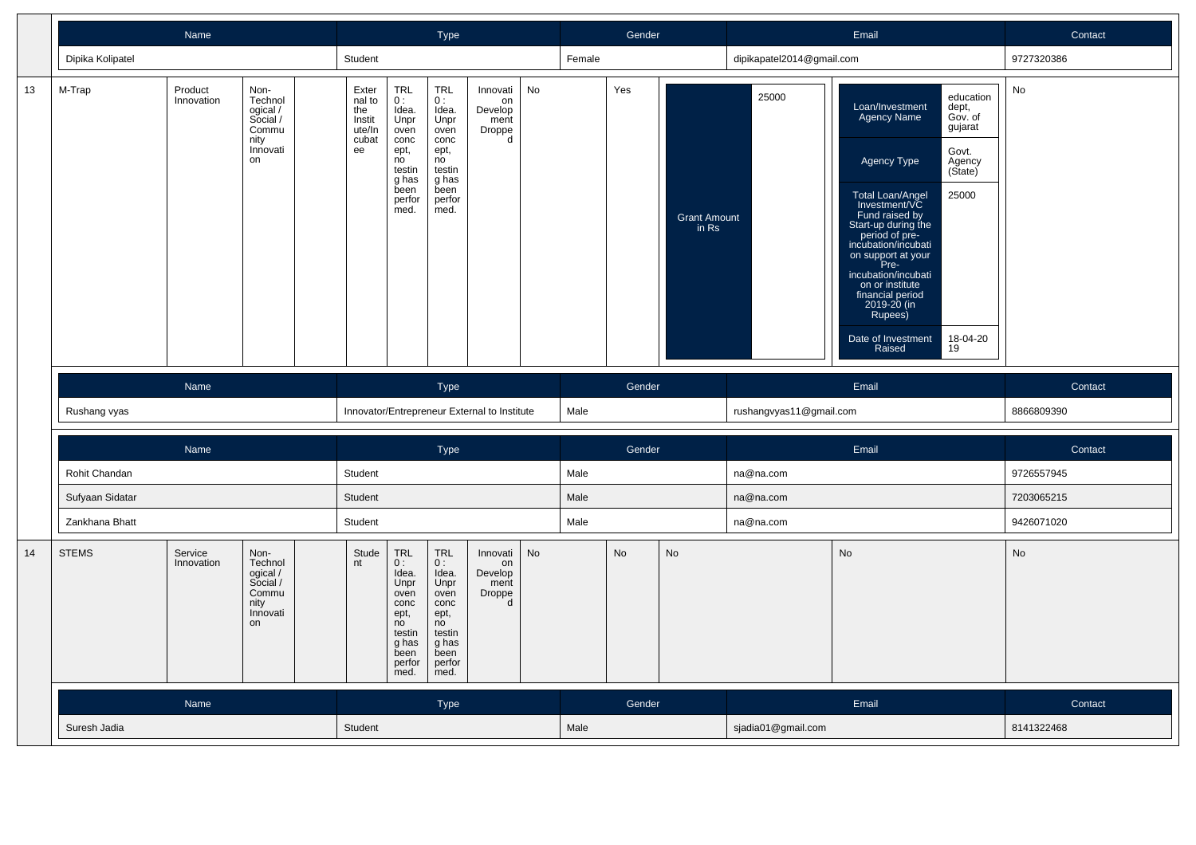| Name | Type | Gender | Email | Contact |
|---|---|---|---|---|
| Dipika Kolipatel | Student | Female | dipikapatel2014@gmail.com | 9727320386 |

| 13 | M-Trap | Product Innovation | Non-Technological / Social / Community Innovation | | External to the Institute/Incubatee | TRL 0 : Idea. Unproven concept, no testing has been performed. | TRL 0 : Idea. Unproven concept, no testing has been performed. | Innovation Development Dropped | No | Yes | Grant Amount in Rs | 25000 | | No |
|---|---|---|---|---|---|---|---|---|---|---|---|---|---|---|

| Loan/Investment Agency Name | education dept, Gov. of gujarat |
|---|---|
| Agency Type | Govt. Agency (State) |
| Total Loan/Angel Investment/VC Fund raised by Start-up during the period of pre-incubation/incubation support at your Pre-incubation/incubation or institute financial period 2019-20 (in Rupees) | 25000 |
| Date of Investment Raised | 18-04-2019 |

| Name | Type | Gender | Email | Contact |
|---|---|---|---|---|
| Rushang vyas | Innovator/Entrepreneur External to Institute | Male | rushangvyas11@gmail.com | 8866809390 |

| Name | Type | Gender | Email | Contact |
|---|---|---|---|---|
| Rohit Chandan | Student | Male | na@na.com | 9726557945 |
| Sufyaan Sidatar | Student | Male | na@na.com | 7203065215 |
| Zankhana Bhatt | Student | Male | na@na.com | 9426071020 |

| 14 | STEMS | Service Innovation | Non-Technological / Social / Community Innovation | | Student | TRL 0 : Idea. Unproven concept, no testing has been performed. | TRL 0 : Idea. Unproven concept, no testing has been performed. | Innovation Development Dropped | No | No | No | No | No |
|---|---|---|---|---|---|---|---|---|---|---|---|---|---|

| Name | Type | Gender | Email | Contact |
|---|---|---|---|---|
| Suresh Jadia | Student | Male | sjadia01@gmail.com | 8141322468 |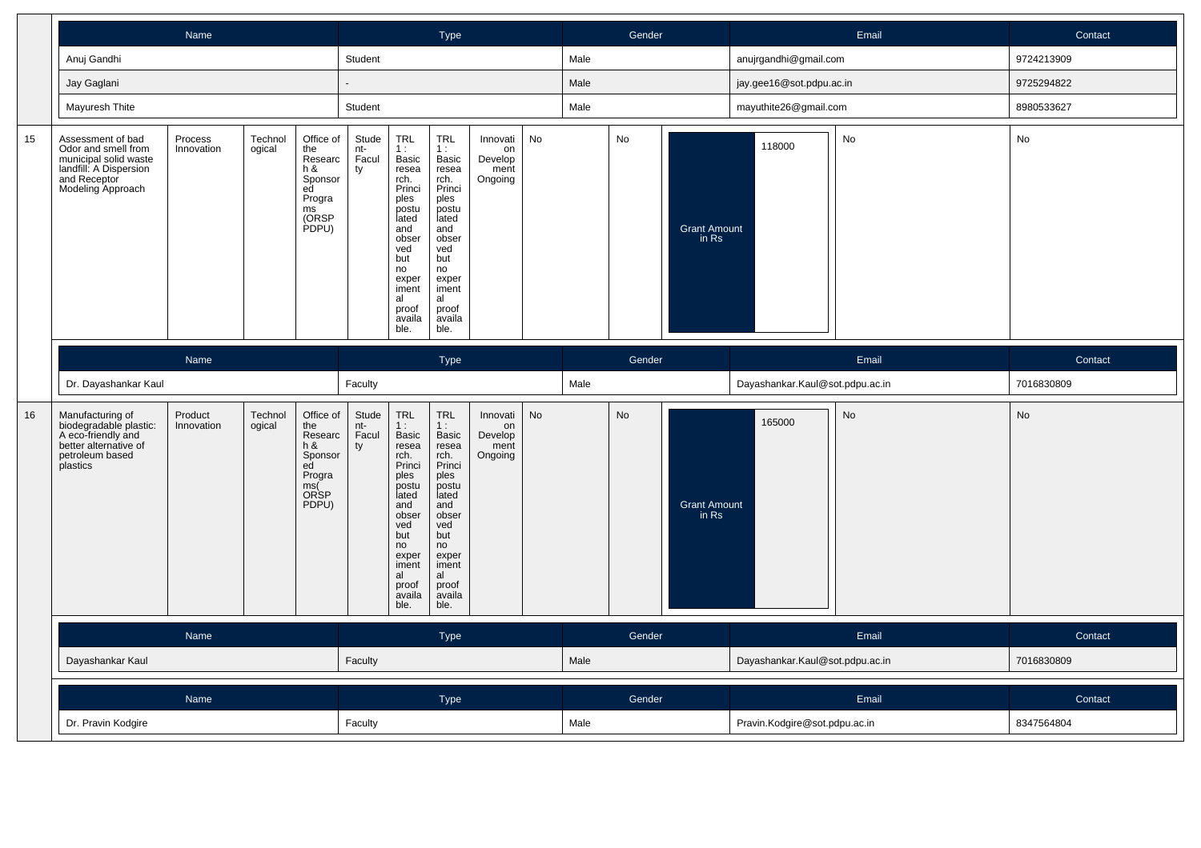| Name | Type | Gender | Email | Contact |
|---|---|---|---|---|
| Anuj Gandhi | Student | Male | anujrgandhi@gmail.com | 9724213909 |
| Jay Gaglani | - | Male | jay.gee16@sot.pdpu.ac.in | 9725294822 |
| Mayuresh Thite | Student | Male | mayuthite26@gmail.com | 8980533627 |

| | | | | | | | | | | | | | | |
|---|---|---|---|---|---|---|---|---|---|---|---|---|---|---|
| 15 | Assessment of bad Odor and smell from municipal solid waste landfill: A Dispersion and Receptor Modeling Approach | Process Innovation | Technological | Office of the Research & Sponsored Programs (ORSP PDPU) | Student-Faculty | TRL 1 : Basic research. Principles postulated and observed but no experimental proof available. | TRL 1 : Basic research. Principles postulated and observed but no experimental proof available. | Innovation Development Ongoing | No | No | Grant Amount in Rs | 118000 | No | No |

| Name | Type | Gender | Email | Contact |
|---|---|---|---|---|
| Dr. Dayashankar Kaul | Faculty | Male | Dayashankar.Kaul@sot.pdpu.ac.in | 7016830809 |

| | | | | | | | | | | | | | | |
|---|---|---|---|---|---|---|---|---|---|---|---|---|---|---|
| 16 | Manufacturing of biodegradable plastic: A eco-friendly and better alternative of petroleum based plastics | Product Innovation | Technological | Office of the Research & Sponsored Programs( ORSP PDPU) | Student-Faculty | TRL 1 : Basic research. Principles postulated and observed but no experimental proof available. | TRL 1 : Basic research. Principles postulated and observed but no experimental proof available. | Innovation Development Ongoing | No | No | Grant Amount in Rs | 165000 | No | No |

| Name | Type | Gender | Email | Contact |
|---|---|---|---|---|
| Dayashankar Kaul | Faculty | Male | Dayashankar.Kaul@sot.pdpu.ac.in | 7016830809 |

| Name | Type | Gender | Email | Contact |
|---|---|---|---|---|
| Dr. Pravin Kodgire | Faculty | Male | Pravin.Kodgire@sot.pdpu.ac.in | 8347564804 |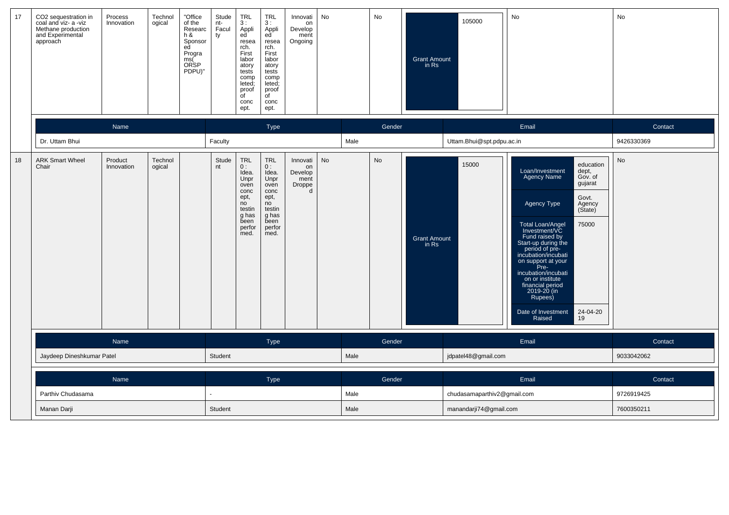| 17 | CO2 sequestration in coal and viz- a -viz Methane production and Experimental approach | Process Innovation | Technological | "Office of the Research & Sponsored Programs( ORSP PDPU)" | Student-Faculty | TRL 3 : Applied research. First laboratory tests completed; proof of concept. | TRL 3 : Applied research. First laboratory tests completed; proof of concept. | Innovation Development Ongoing | No | No | Grant Amount in Rs: 105000 | No | No |
|---|---|---|---|---|---|---|---|---|---|---|---|---|---|

| Name | Type | Gender | Email | Contact |
|---|---|---|---|---|
| Dr. Uttam Bhui | Faculty | Male | Uttam.Bhui@spt.pdpu.ac.in | 9426330369 |

| 18 | ARK Smart Wheel Chair | Product Innovation | Technological | | Student | TRL 0 : Idea. Unproven concept, no testing has been performed. | TRL 0 : Idea. Unproven concept, no testing has been performed. | Innovation Development Dropped | No | No | Grant Amount in Rs: 15000 | Loan/Investment Agency Name: education dept, Gov. of gujarat; Agency Type: Govt. Agency (State); Total Loan/Angel Investment/VC Fund raised by Start-up during the period of pre-incubation/incubation support at your Pre-incubation/incubation or institute financial period 2019-20 (in Rupees): 75000; Date of Investment Raised: 24-04-2019 | No |
|---|---|---|---|---|---|---|---|---|---|---|---|---|---|

| Name | Type | Gender | Email | Contact |
|---|---|---|---|---|
| Jaydeep Dineshkumar Patel | Student | Male | jdpatel48@gmail.com | 9033042062 |

| Name | Type | Gender | Email | Contact |
|---|---|---|---|---|
| Parthiv Chudasama | - | Male | chudasamaparthiv2@gmail.com | 9726919425 |
| Manan Darji | Student | Male | manandarji74@gmail.com | 7600350211 |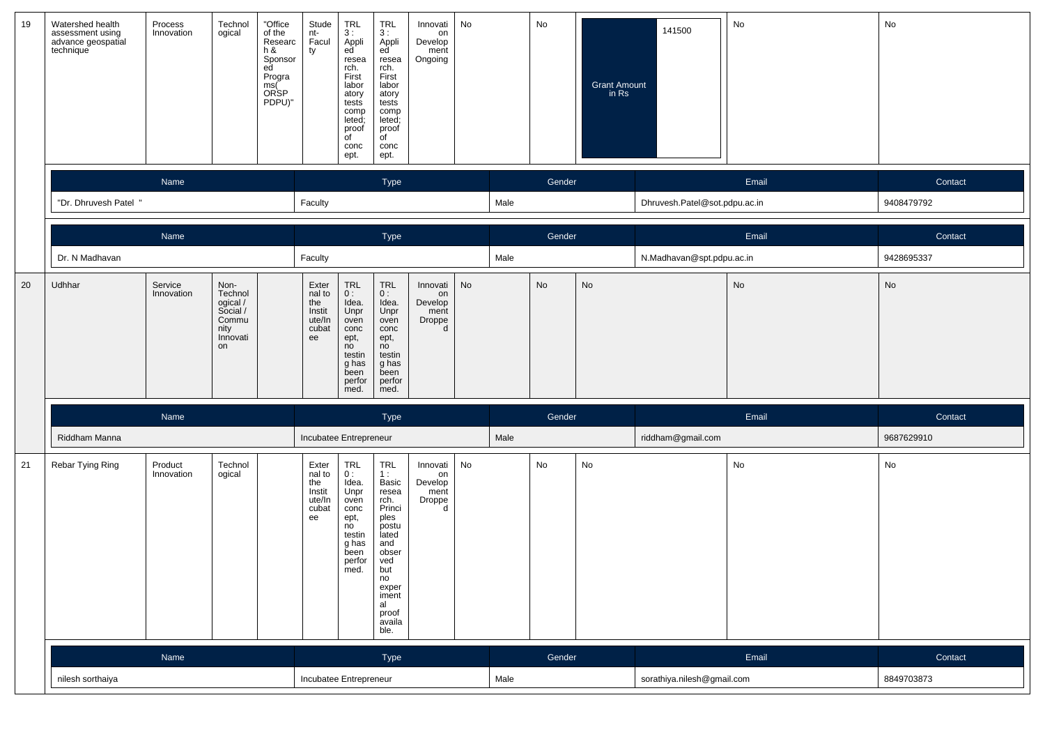| 19 | Watershed health assessment using advance geospatial technique | Process Innovation | Technological | "Office of the Research & Sponsored Programs( ORSP PDPU)" | Student-Faculty | TRL 3 : Applied research. First laboratory tests completed; proof of concept. | TRL 3 : Applied research. First laboratory tests completed; proof of concept. | Innovation Development Ongoing | No | No | Grant Amount in Rs: 141500 | No | No |
|---|---|---|---|---|---|---|---|---|---|---|---|---|---|

| Name | Type | Gender | Email | Contact |
|---|---|---|---|---|
| "Dr. Dhruvesh Patel " | Faculty | Male | Dhruvesh.Patel@sot.pdpu.ac.in | 9408479792 |

| Name | Type | Gender | Email | Contact |
|---|---|---|---|---|
| Dr. N Madhavan | Faculty | Male | N.Madhavan@spt.pdpu.ac.in | 9428695337 |

| 20 | Udhhar | Service Innovation | Non-Technological / Social / Community Innovation | | External to the Institute/Incubatee | TRL 0 : Idea. Unproven concept, no testing has been performed. | TRL 0 : Idea. Unproven concept, no testing has been performed. | Innovation Development Dropped | No | No | No | No | No |
|---|---|---|---|---|---|---|---|---|---|---|---|---|---|

| Name | Type | Gender | Email | Contact |
|---|---|---|---|---|
| Riddham Manna | Incubatee Entrepreneur | Male | riddham@gmail.com | 9687629910 |

| 21 | Rebar Tying Ring | Product Innovation | Technological | | External to the Institute/Incubatee | TRL 0 : Idea. Unproven concept, no testing has been performed. | TRL 1 : Basic research. Principles postulated and observed but no experimental proof available. | Innovation Development Dropped | No | No | No | No | No |
|---|---|---|---|---|---|---|---|---|---|---|---|---|---|

| Name | Type | Gender | Email | Contact |
|---|---|---|---|---|
| nilesh sorthaiya | Incubatee Entrepreneur | Male | sorathiya.nilesh@gmail.com | 8849703873 |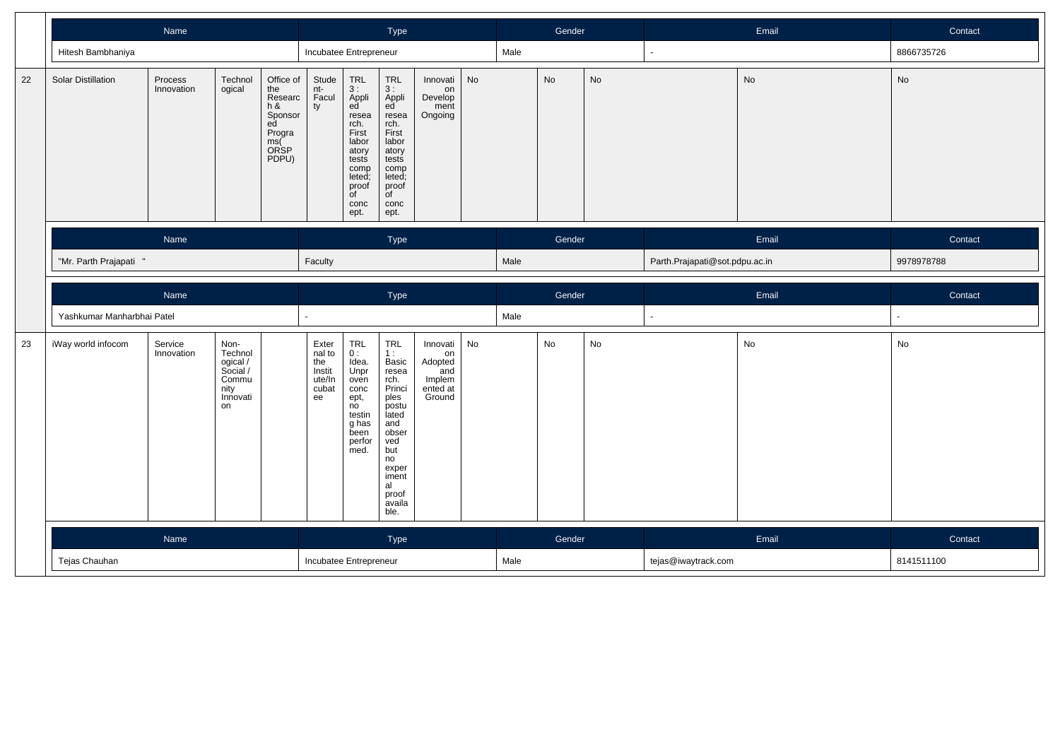| Name | Type | Gender | Email | Contact |
|---|---|---|---|---|
| Hitesh Bambhaniya | Incubatee Entrepreneur | Male | - | 8866735726 |

| 22 | Solar Distillation | Process Innovation | Technological | Office of the Research & Sponsored Programs( ORSP PDPU) | Student-Faculty | TRL 3 : Applied research. First laboratory tests completed; proof of concept. | TRL 3 : Applied research. First laboratory tests completed; proof of concept. | Innovation Development Ongoing | No | No | No | No | No |
|---|---|---|---|---|---|---|---|---|---|---|---|---|---|

| Name | Type | Gender | Email | Contact |
|---|---|---|---|---|
| "Mr. Parth Prajapati " | Faculty | Male | Parth.Prajapati@sot.pdpu.ac.in | 9978978788 |

| Name | Type | Gender | Email | Contact |
|---|---|---|---|---|
| Yashkumar Manharbhai Patel | - | Male | - | - |

| 23 | iWay world infocom | Service Innovation | Non-Technological / Social / Community Innovation | | External to the Institute/Incubatee | TRL 0 : Idea. Unproven concept, no testing has been performed. | TRL 1 : Basic research. Principles postulated and observed but no experimental proof available. | Innovation Adopted and Implemented at Ground | No | No | No | No | No |
|---|---|---|---|---|---|---|---|---|---|---|---|---|---|

| Name | Type | Gender | Email | Contact |
|---|---|---|---|---|
| Tejas Chauhan | Incubatee Entrepreneur | Male | tejas@iwaytrack.com | 8141511100 |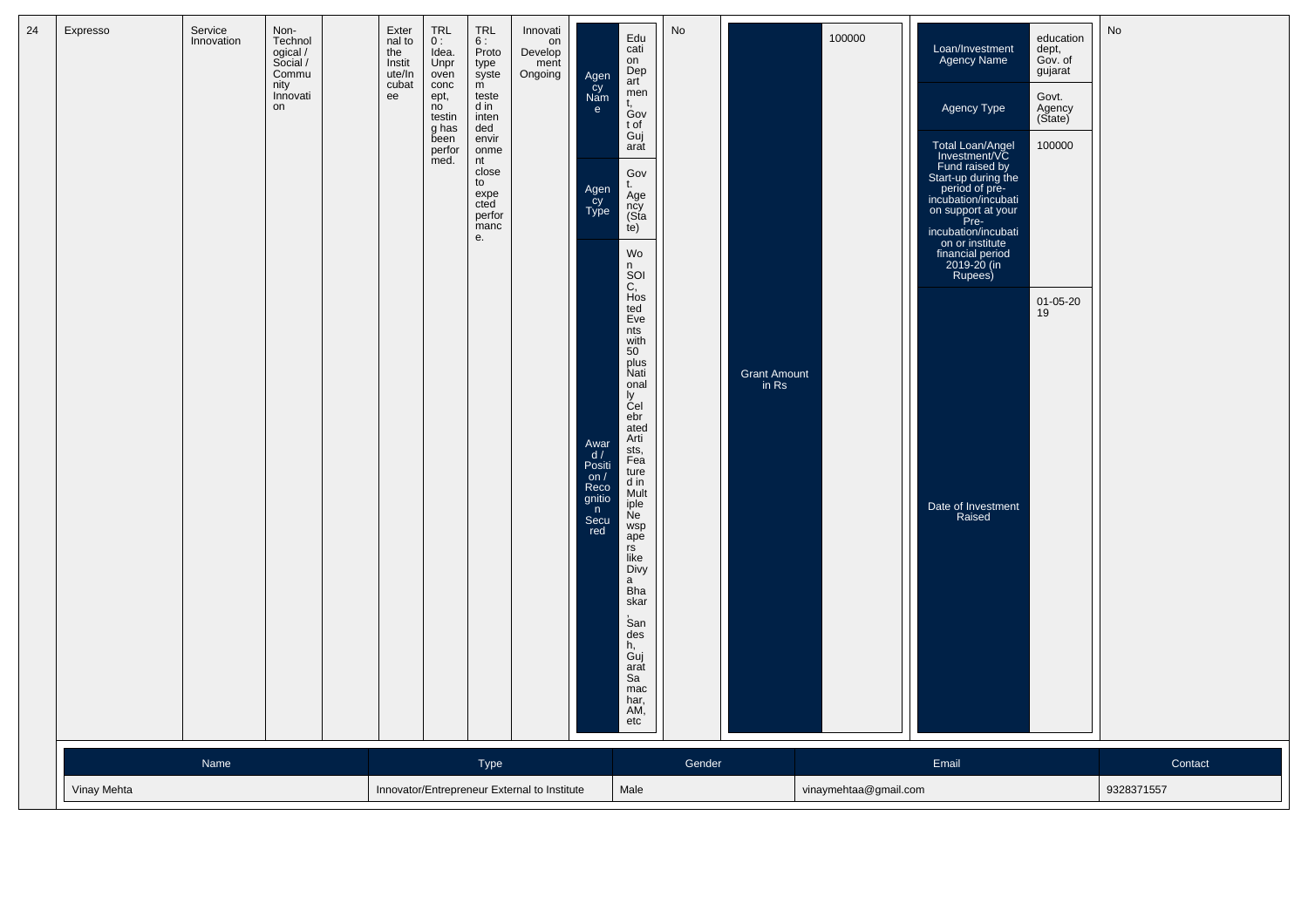| 24 | Expresso | Service Innovation | Non-Technological / Social / Community Innovation | | External to the Institute/Incubatee | TRL 0 : Idea. Unproven concept, no testing has been performed. | TRL 6 : Prototype system tested in intended environment close to expected performance. | Innovation Development Ongoing | Agency Name: Education Department, Govt of Gujarat; Agency Type: Govt. Agency (State); Award / Position / Recognition Secured: Won SOIC, Hosted Events with 50 plus Nationally Celebrated Artists, Featured in Multiple Newspapers like Divya Bhaskar, Sandesh, Gujarat Samachar, AM, etc | No | Grant Amount in Rs: 100000 | Loan/Investment Agency Name: education dept, Gov. of gujarat; Agency Type: Govt. Agency (State); Total Loan/Angel Investment/VC Fund raised by Start-up during the period of pre-incubation/incubation on support at your Pre-incubation/incubation or institute financial period 2019-20 (in Rupees): 100000; Date of Investment Raised: 01-05-2019 | No |
|---|---|---|---|---|---|---|---|---|---|---|---|---|---|

| Name | Type | Gender | Email | Contact |
|---|---|---|---|---|
| Vinay Mehta | Innovator/Entrepreneur External to Institute | Male | vinaymehtaa@gmail.com | 9328371557 |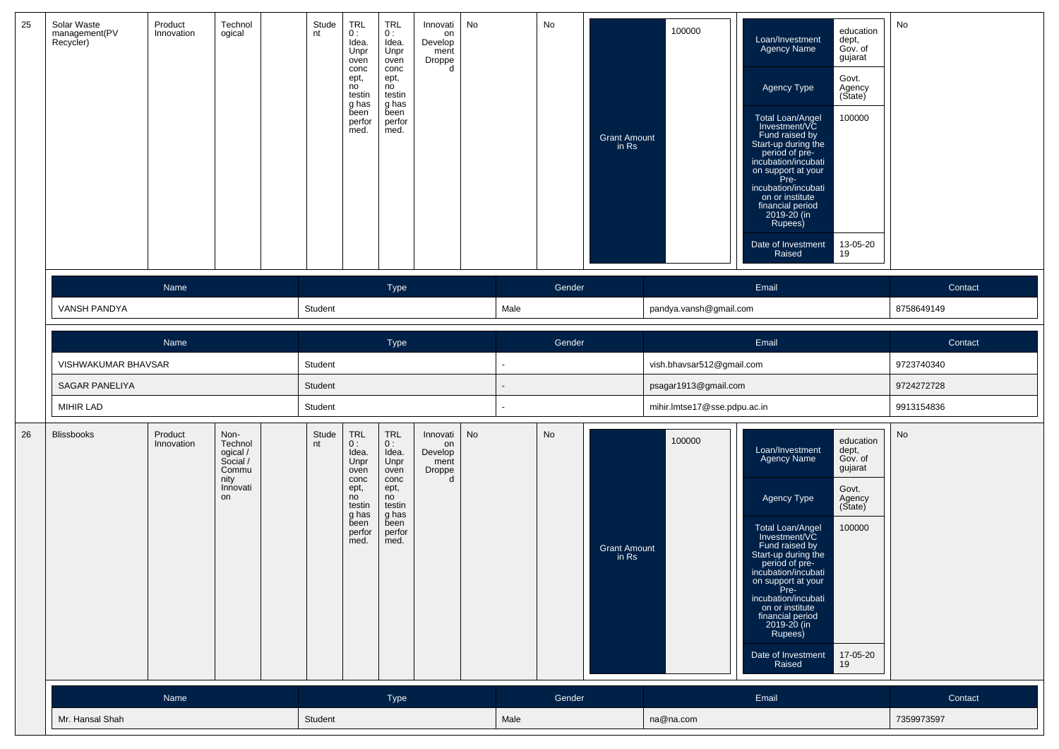| 25 | Solar Waste management(PV Recycler) | Product Innovation | Technological | | Student | TRL 0 : Idea. Unproven concept, no testing has been performed. | TRL 0 : Idea. Unproven concept, no testing has been performed. | Innovation Development Dropped | No | No | Grant Amount in Rs | 100000 | Loan/Investment Agency Name: education dept, Gov. of gujarat; Agency Type: Govt. Agency (State); Total Loan/Angel Investment/VC Fund raised by Start-up during the period of pre-incubation/incubation support at your Pre-incubation/incubation or institute financial period 2019-20 (in Rupees): 100000; Date of Investment Raised: 13-05-2019 | No |
|---|---|---|---|---|---|---|---|---|---|---|---|---|---|---|

| Name | Type | Gender | Email | Contact |
|---|---|---|---|---|
| VANSH PANDYA | Student | Male | pandya.vansh@gmail.com | 8758649149 |

| Name | Type | Gender | Email | Contact |
|---|---|---|---|---|
| VISHWAKUMAR BHAVSAR | Student | - | vish.bhavsar512@gmail.com | 9723740340 |
| SAGAR PANELIYA | Student | - | psagar1913@gmail.com | 9724272728 |
| MIHIR LAD | Student | - | mihir.lmtse17@sse.pdpu.ac.in | 9913154836 |

| 26 | Blissbooks | Product Innovation | Non-Technological / Social / Community Innovation | | Student | TRL 0 : Idea. Unproven concept, no testing has been performed. | TRL 0 : Idea. Unproven concept, no testing has been performed. | Innovation Development Dropped | No | No | Grant Amount in Rs | 100000 | Loan/Investment Agency Name: education dept, Gov. of gujarat; Agency Type: Govt. Agency (State); Total Loan/Angel Investment/VC Fund raised by Start-up during the period of pre-incubation/incubation support at your Pre-incubation/incubation or institute financial period 2019-20 (in Rupees): 100000; Date of Investment Raised: 17-05-2019 | No |
|---|---|---|---|---|---|---|---|---|---|---|---|---|---|---|

| Name | Type | Gender | Email | Contact |
|---|---|---|---|---|
| Mr. Hansal Shah | Student | Male | na@na.com | 7359973597 |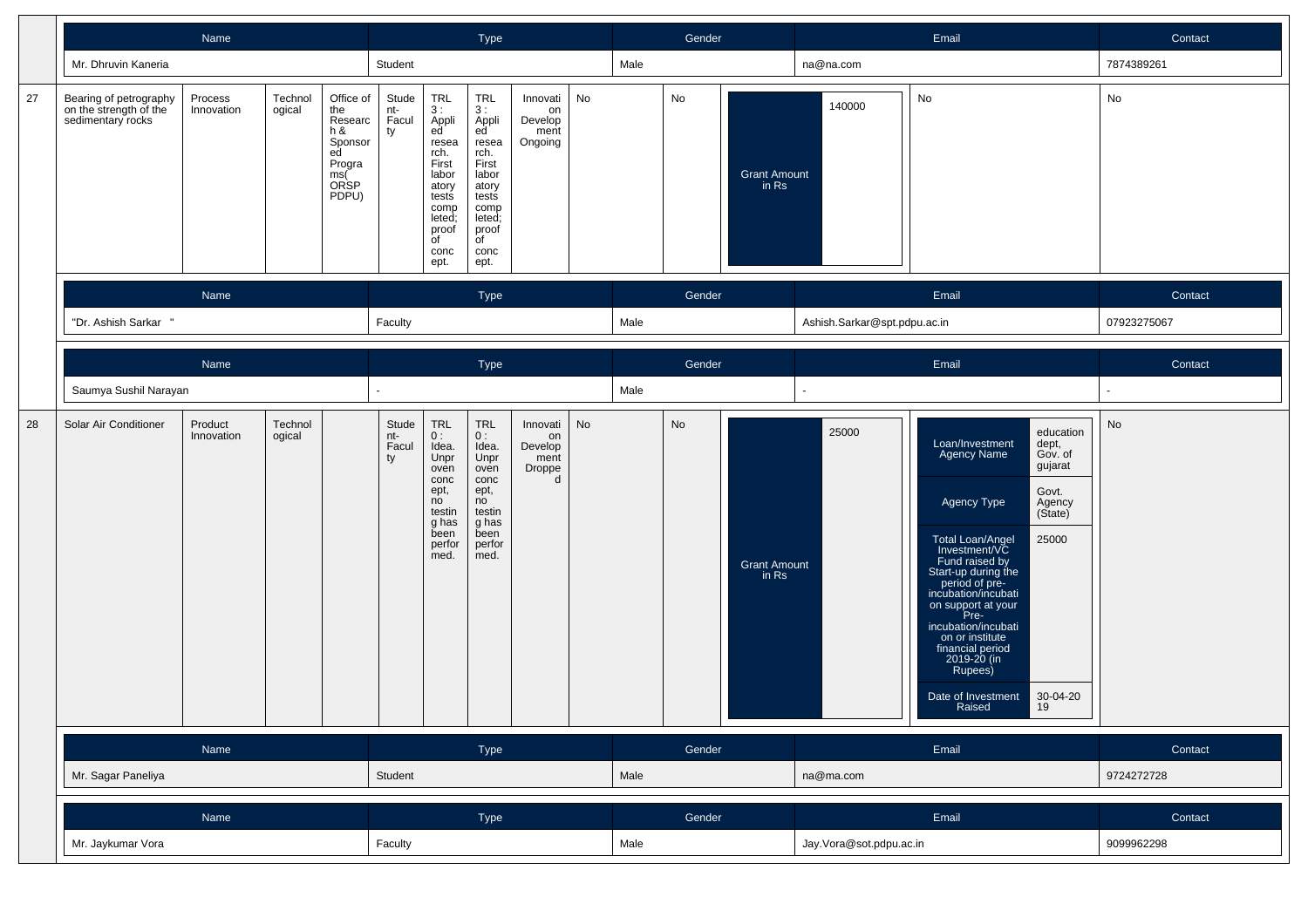| Name | Type | Gender | Email | Contact |
|---|---|---|---|---|
| Mr. Dhruvin Kaneria | Student | Male | na@na.com | 7874389261 |

| 27 | Bearing of petrography on the strength of the sedimentary rocks | Process Innovation | Technological | Office of the Research & Sponsored Programs( ORSP PDPU) | Student-Faculty | TRL 3 : Applied research. First laboratory tests completed; proof of concept. | TRL 3 : Applied research. First laboratory tests completed; proof of concept. | Innovation Development Ongoing | No | No | Grant Amount in Rs: 140000 | No | No |
|---|---|---|---|---|---|---|---|---|---|---|---|---|---|

| Name | Type | Gender | Email | Contact |
|---|---|---|---|---|
| "Dr. Ashish Sarkar " | Faculty | Male | Ashish.Sarkar@spt.pdpu.ac.in | 07923275067 |

| Name | Type | Gender | Email | Contact |
|---|---|---|---|---|
| Saumya Sushil Narayan | - | Male | - | - |

| 28 | Solar Air Conditioner | Product Innovation | Technological | | Student-Faculty | TRL 0 : Idea. Unproven concept, no testing has been performed. | TRL 0 : Idea. Unproven concept, no testing has been performed. | Innovation Development Dropped | No | No | Grant Amount in Rs: 25000 | Loan/Investment Agency Name: education dept, Gov. of gujarat; Agency Type: Govt. Agency (State); Total Loan/Angel Investment/VC Fund raised by Start-up during the period of pre-incubation/incubation support at your Pre-incubation/incubation or institute financial period 2019-20 (in Rupees): 25000; Date of Investment Raised: 30-04-2019 | No |
|---|---|---|---|---|---|---|---|---|---|---|---|---|---|

| Name | Type | Gender | Email | Contact |
|---|---|---|---|---|
| Mr. Sagar Paneliya | Student | Male | na@ma.com | 9724272728 |

| Name | Type | Gender | Email | Contact |
|---|---|---|---|---|
| Mr. Jaykumar Vora | Faculty | Male | Jay.Vora@sot.pdpu.ac.in | 9099962298 |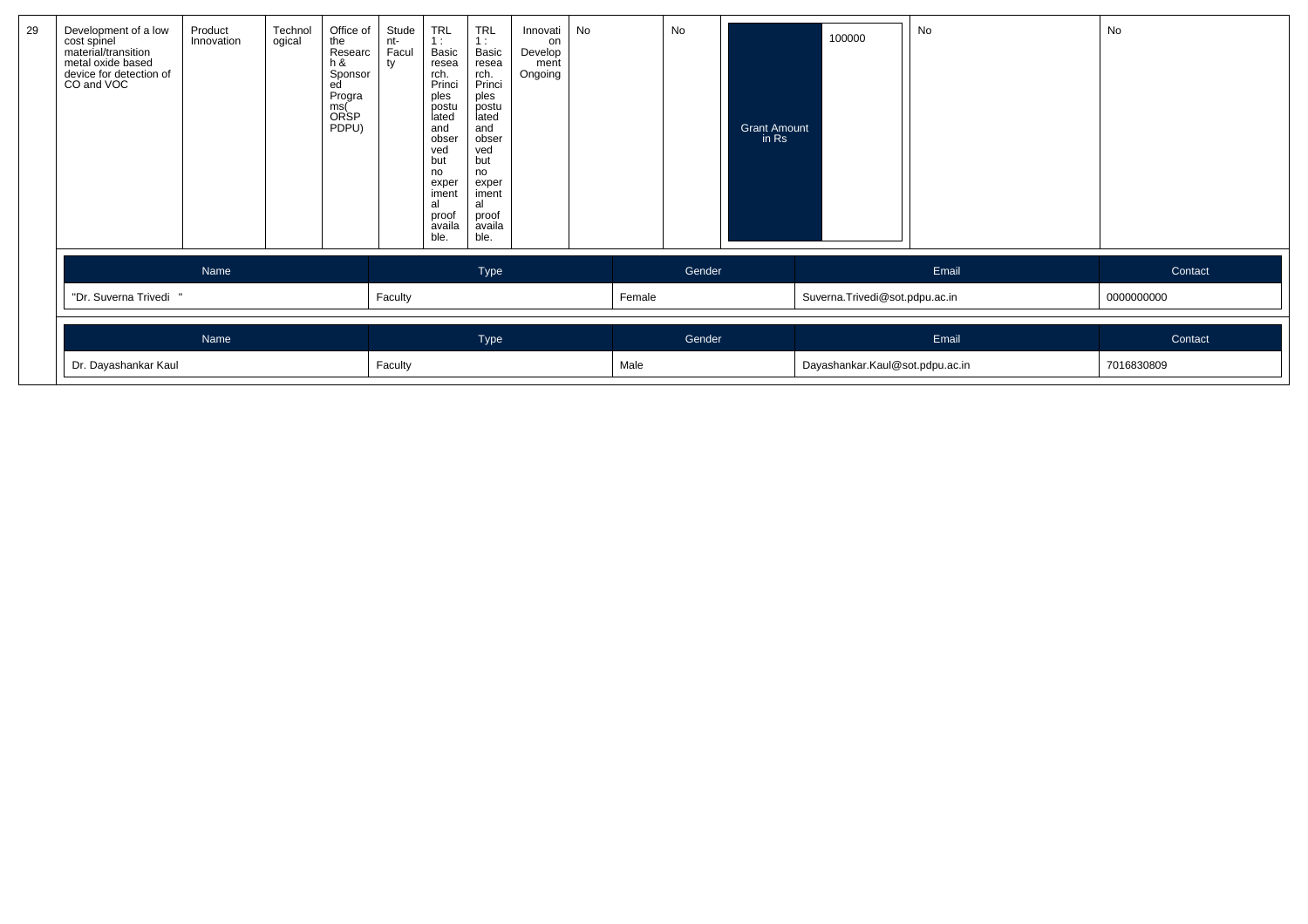| 29 | Development of a low cost spinel material/transition metal oxide based device for detection of CO and VOC | Product Innovation | Technological | Office of the Research & Sponsored Programs( ORSP PDPU) | Student-Faculty | TRL 1 : Basic research. Principles postulated and observed but no experimental proof available. | TRL 1 : Basic research. Principles postulated and observed but no experimental proof available. | Innovation Development Ongoing | No | No | Grant Amount in Rs: 100000 | No | No |
|---|---|---|---|---|---|---|---|---|---|---|---|---|---|

| Name | Type | Gender | Email | Contact |
|---|---|---|---|---|
| "Dr. Suverna Trivedi " | Faculty | Female | Suverna.Trivedi@sot.pdpu.ac.in | 0000000000 |

| Name | Type | Gender | Email | Contact |
|---|---|---|---|---|
| Dr. Dayashankar Kaul | Faculty | Male | Dayashankar.Kaul@sot.pdpu.ac.in | 7016830809 |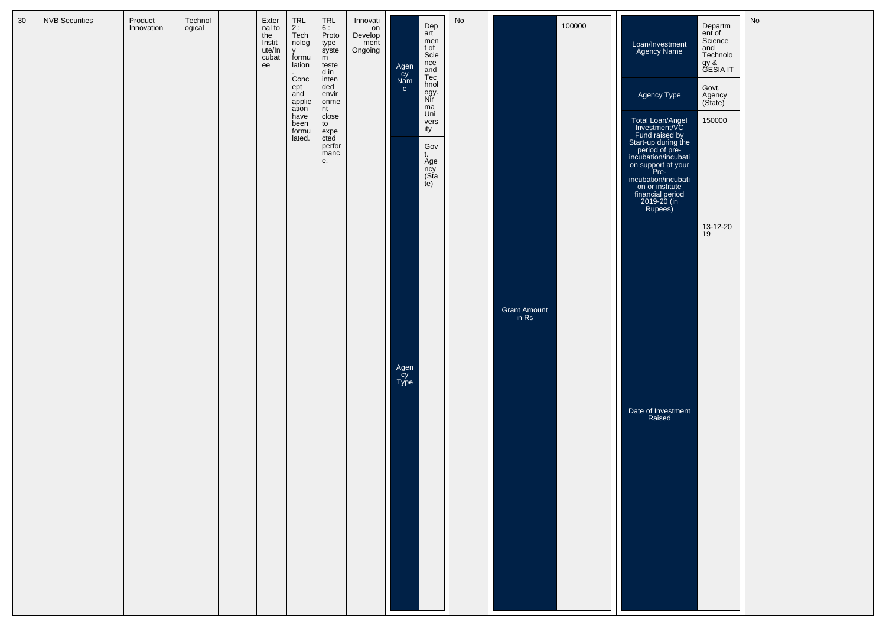| 30 | NVB Securities | Product Innovation | Technological | | External to the Institute/Incubatee | TRL 2 : Technology formulation. Concept and application have been formulated. | TRL 6 : Prototype system tested in intended environment close to expected performance. | Innovation Development Ongoing | Agency Name: Department of Science and Technology. Nirma University<br>Agency Type: Govt. Agency (State) | No | Grant Amount in Rs: 100000 | Loan/Investment Agency Name: Department of Science and Technology & GESIA IT<br>Agency Type: Govt. Agency (State)<br>Total Loan/Angel Investment/VC Fund raised by Start-up during the period of pre-incubation/incubation support at your Pre-incubation/incubation or institute financial period 2019-20 (in Rupees): 150000<br>Date of Investment Raised: 13-12-2019 | No |
|---|---|---|---|---|---|---|---|---|---|---|---|---|---|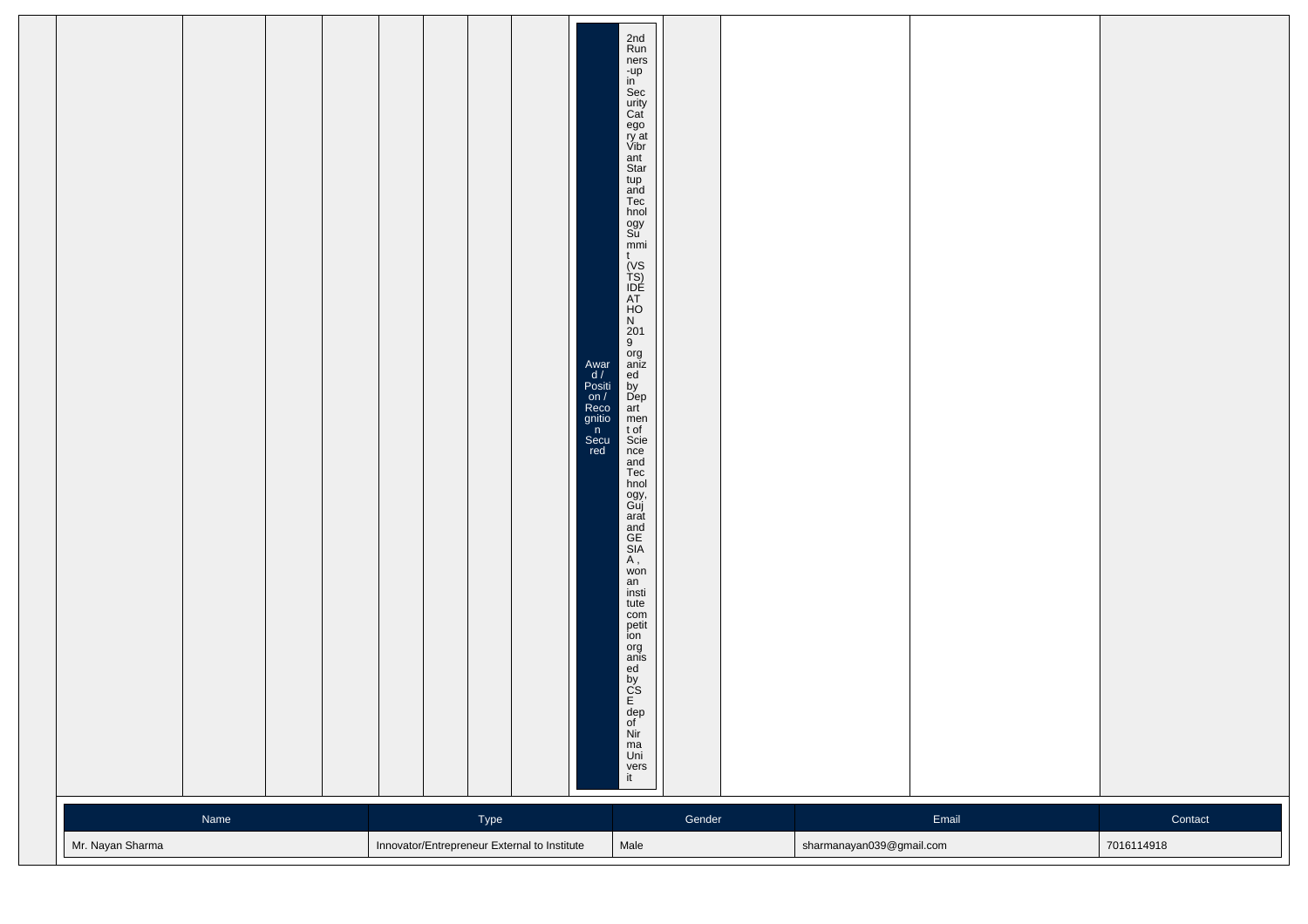| Award / Position / Recognition Secured | 2nd Runners-up in Security Category at Vibrant Startup and Technology Summit (VSTS) IDEATHON 2019 organized by Department of Science and Technology, Gujarat and GESIA , won an institute competition organised by CSE dep of Nirma Univers it |
|---|---|

| Name | Type | Gender | Email | Contact |
|---|---|---|---|---|
| Mr. Nayan Sharma | Innovator/Entrepreneur External to Institute | Male | sharmanayan039@gmail.com | 7016114918 |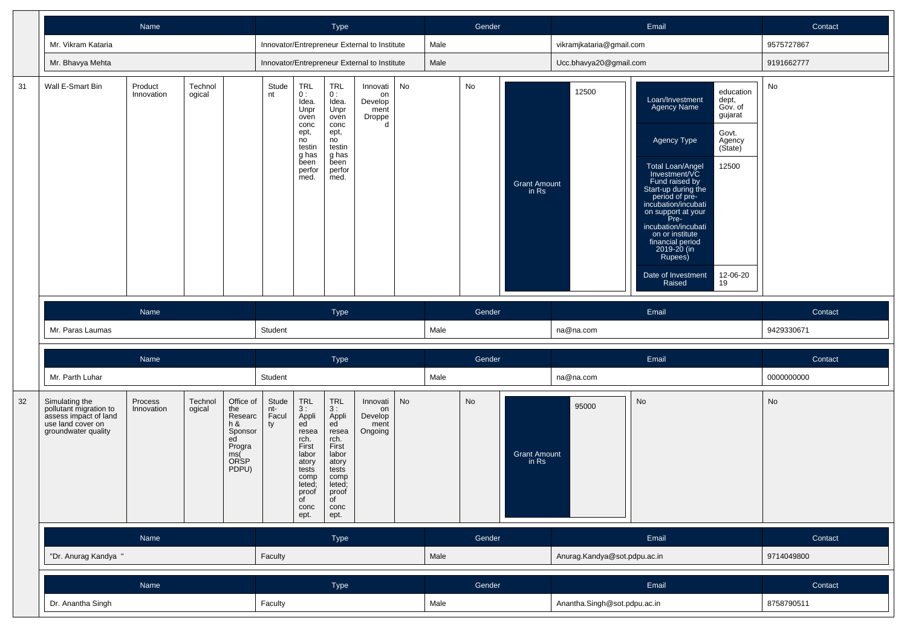| Name | Type | Gender | Email | Contact |
|---|---|---|---|---|
| Mr. Vikram Kataria | Innovator/Entrepreneur External to Institute | Male | vikramjkataria@gmail.com | 9575727867 |

| Name | Type | Gender | Email | Contact |
|---|---|---|---|---|
| Mr. Bhavya Mehta | Innovator/Entrepreneur External to Institute | Male | Ucc.bhavya20@gmail.com | 9191662777 |

| 31 | Wall E-Smart Bin | Product Innovation | Technological | | Student | TRL 0 : Idea. Unproven concept, no testing has been performed. | TRL 0 : Idea. Unproven concept, no testing has been performed. | Innovation Development Dropped | No | No | Grant Amount in Rs: 12500 | Loan/Investment Agency Name: education dept, Gov. of gujarat; Agency Type: Govt. Agency (State); Total Loan/Angel Investment/VC Fund raised by Start-up during the period of pre-incubation/incubation support at your Pre-incubation/incubation or institute financial period 2019-20 (in Rupees): 12500; Date of Investment Raised: 12-06-2019 | No |
|---|---|---|---|---|---|---|---|---|---|---|---|---|---|

| Name | Type | Gender | Email | Contact |
|---|---|---|---|---|
| Mr. Paras Laumas | Student | Male | na@na.com | 9429330671 |

| Name | Type | Gender | Email | Contact |
|---|---|---|---|---|
| Mr. Parth Luhar | Student | Male | na@na.com | 0000000000 |

| 32 | Simulating the pollutant migration to assess impact of land use land cover on groundwater quality | Process Innovation | Technological | Office of the Research & Sponsored Programs( ORSP PDPU) | Student-Faculty | TRL 3 : Applied research. First laboratory tests completed; proof of concept. | TRL 3 : Applied research. First laboratory tests completed; proof of concept. | Innovation Development Ongoing | No | No | Grant Amount in Rs: 95000 | No | No |
|---|---|---|---|---|---|---|---|---|---|---|---|---|---|

| Name | Type | Gender | Email | Contact |
|---|---|---|---|---|
| "Dr. Anurag Kandya " | Faculty | Male | Anurag.Kandya@sot.pdpu.ac.in | 9714049800 |

| Name | Type | Gender | Email | Contact |
|---|---|---|---|---|
| Dr. Anantha Singh | Faculty | Male | Anantha.Singh@sot.pdpu.ac.in | 8758790511 |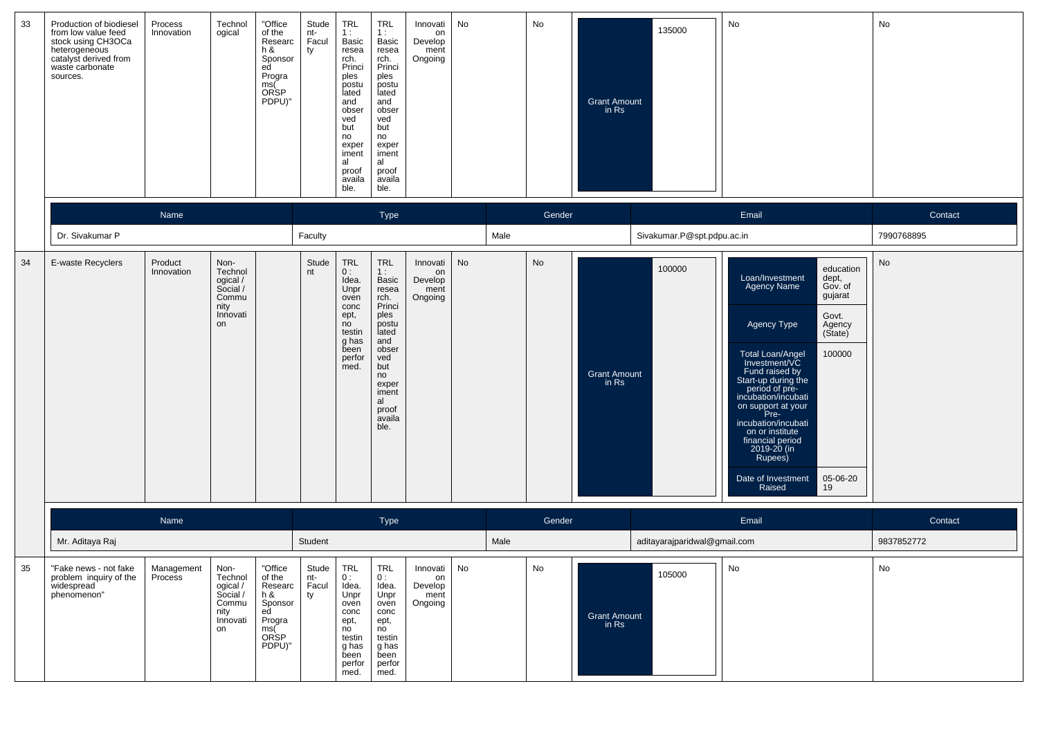| 33 | Production of biodiesel from low value feed stock using CH3OCa heterogeneous catalyst derived from waste carbonate sources. | Process Innovation | Technological | "Office of the Research & Sponsored Programs( ORSP PDPU)" | Student-Faculty | TRL 1 : Basic research. Principles postulated and observed but no experimental proof available. | TRL 1 : Basic research. Principles postulated and observed but no experimental proof available. | Innovation Development Ongoing | No | No | Grant Amount in Rs: 135000 | No | No |
|---|---|---|---|---|---|---|---|---|---|---|---|---|---|

| Name | Type | Gender | Email | Contact |
|---|---|---|---|---|
| Dr. Sivakumar P | Faculty | Male | Sivakumar.P@spt.pdpu.ac.in | 7990768895 |

| 34 | E-waste Recyclers | Product Innovation | Non-Technological / Social / Community Innovation | | Student | TRL 0 : Idea. Unproven concept, no testing has been performed. | TRL 1 : Basic research. Principles postulated and observed but no experimental proof available. | Innovation Development Ongoing | No | No | Grant Amount in Rs: 100000 | Loan/Investment Agency Name: education dept, Gov. of gujarat; Agency Type: Govt. Agency (State); Total Loan/Angel Investment/VC Fund raised by Start-up during the period of pre-incubation/incubation support at your Pre-incubation/incubation or institute financial period 2019-20 (in Rupees): 100000; Date of Investment Raised: 05-06-2019 | No |
|---|---|---|---|---|---|---|---|---|---|---|---|---|---|

| Name | Type | Gender | Email | Contact |
|---|---|---|---|---|
| Mr. Aditaya Raj | Student | Male | adityarajparidwal@gmail.com | 9837852772 |

| 35 | "Fake news - not fake problem inquiry of the widespread phenomenon" | Management Process | Non-Technological / Social / Community Innovation | "Office of the Research & Sponsored Programs( ORSP PDPU)" | Student-Faculty | TRL 0 : Idea. Unproven concept, no testing has been performed. | TRL 0 : Idea. Unproven concept, no testing has been performed. | Innovation Development Ongoing | No | No | Grant Amount in Rs: 105000 | No | No |
|---|---|---|---|---|---|---|---|---|---|---|---|---|---|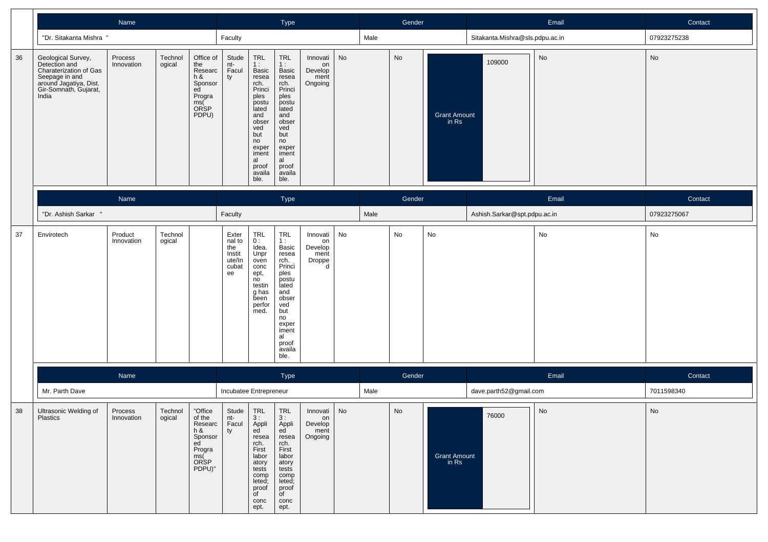| Name | Type | Gender | Email | Contact |
|---|---|---|---|---|
| "Dr. Sitakanta Mishra " | Faculty | Male | Sitakanta.Mishra@sls.pdpu.ac.in | 07923275238 |

| 36 | Geological Survey, Detection and Charaterization of Gas Seepage in and around Jagatiya, Dist. Gir-Somnath, Gujarat, India | Process Innovation | Technological | Office of the Research & Sponsored Programs( ORSP PDPU) | Student-Faculty | TRL 1 : Basic research. Principles postulated and observed but no experimental proof available. | TRL 1 : Basic research. Principles postulated and observed but no experimental proof available. | Innovation Development Ongoing | No | No | Grant Amount in Rs | 109000 | No | No |
|---|---|---|---|---|---|---|---|---|---|---|---|---|---|---|

| Name | Type | Gender | Email | Contact |
|---|---|---|---|---|
| "Dr. Ashish Sarkar " | Faculty | Male | Ashish.Sarkar@spt.pdpu.ac.in | 07923275067 |

| 37 | Envirotech | Product Innovation | Technological | | External to the Institute/Incubatee | TRL 0 : Idea. Unproven concept, no testing has been performed. | TRL 1 : Basic research. Principles postulated and observed but no experimental proof available. | Innovation Development Dropped | No | No | No | No | No |
|---|---|---|---|---|---|---|---|---|---|---|---|---|---|

| Name | Type | Gender | Email | Contact |
|---|---|---|---|---|
| Mr. Parth Dave | Incubatee Entrepreneur | Male | dave.parth52@gmail.com | 7011598340 |

| 38 | Ultrasonic Welding of Plastics | Process Innovation | Technological | "Office of the Research & Sponsored Programs( ORSP PDPU)" | Student-Faculty | TRL 3 : Applied research. First laboratory tests completed; proof of concept. | TRL 3 : Applied research. First laboratory tests completed; proof of concept. | Innovation Development Ongoing | No | No | Grant Amount in Rs | 76000 | No | No |
|---|---|---|---|---|---|---|---|---|---|---|---|---|---|---|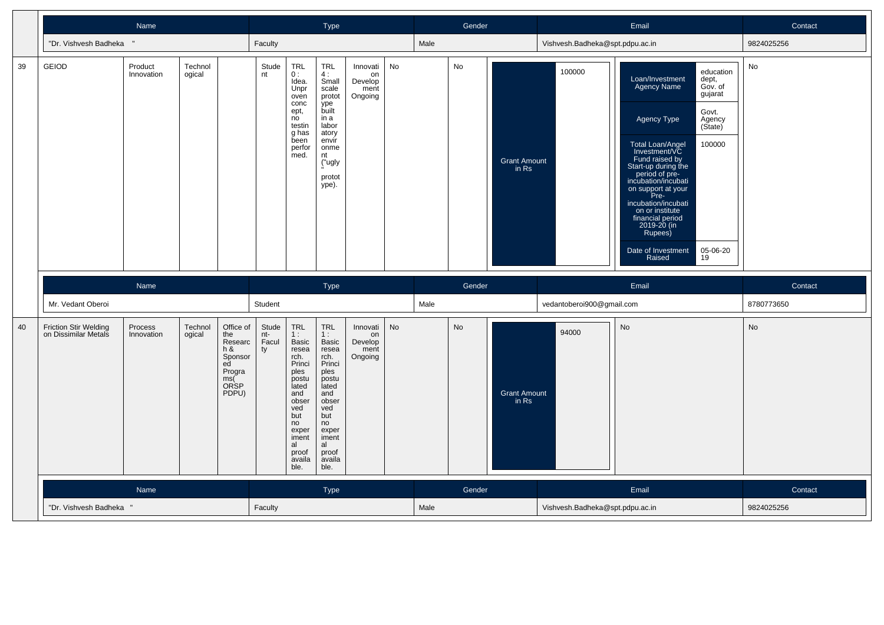| Name | Type | Gender | Email | Contact |
|---|---|---|---|---|
| "Dr. Vishvesh Badheka " | Faculty | Male | Vishvesh.Badheka@spt.pdpu.ac.in | 9824025256 |

| 39 | GEIOD | Product Innovation | Technological | | Student | TRL 0 : Idea. Unproven concept, no testing has been performed. | TRL 4 : Small scale prototype built in a laboratory environment ("ugly" prototype). | Innovation Development Ongoing | No | No | Grant Amount in Rs | 100000 | Loan/Investment Agency Name: education dept, Gov. of gujarat; Agency Type: Govt. Agency (State); Total Loan/Angel Investment/VC Fund raised by Start-up during the period of pre-incubation/incubation support at your Pre-incubation/incubation or institute financial period 2019-20 (in Rupees): 100000; Date of Investment Raised: 05-06-2019 | No |
|---|---|---|---|---|---|---|---|---|---|---|---|---|---|---|

| Name | Type | Gender | Email | Contact |
|---|---|---|---|---|
| Mr. Vedant Oberoi | Student | Male | vedantoberoi900@gmail.com | 8780773650 |

| 40 | Friction Stir Welding on Dissimilar Metals | Process Innovation | Technological | Office of the Research & Sponsored Programs( ORSP PDPU) | Student-Faculty | TRL 1 : Basic research. Principles postulated and observed but no experimental proof available. | TRL 1 : Basic research. Principles postulated and observed but no experimental proof available. | Innovation Development Ongoing | No | No | Grant Amount in Rs | 94000 | No | No |
|---|---|---|---|---|---|---|---|---|---|---|---|---|---|---|

| Name | Type | Gender | Email | Contact |
|---|---|---|---|---|
| "Dr. Vishvesh Badheka " | Faculty | Male | Vishvesh.Badheka@spt.pdpu.ac.in | 9824025256 |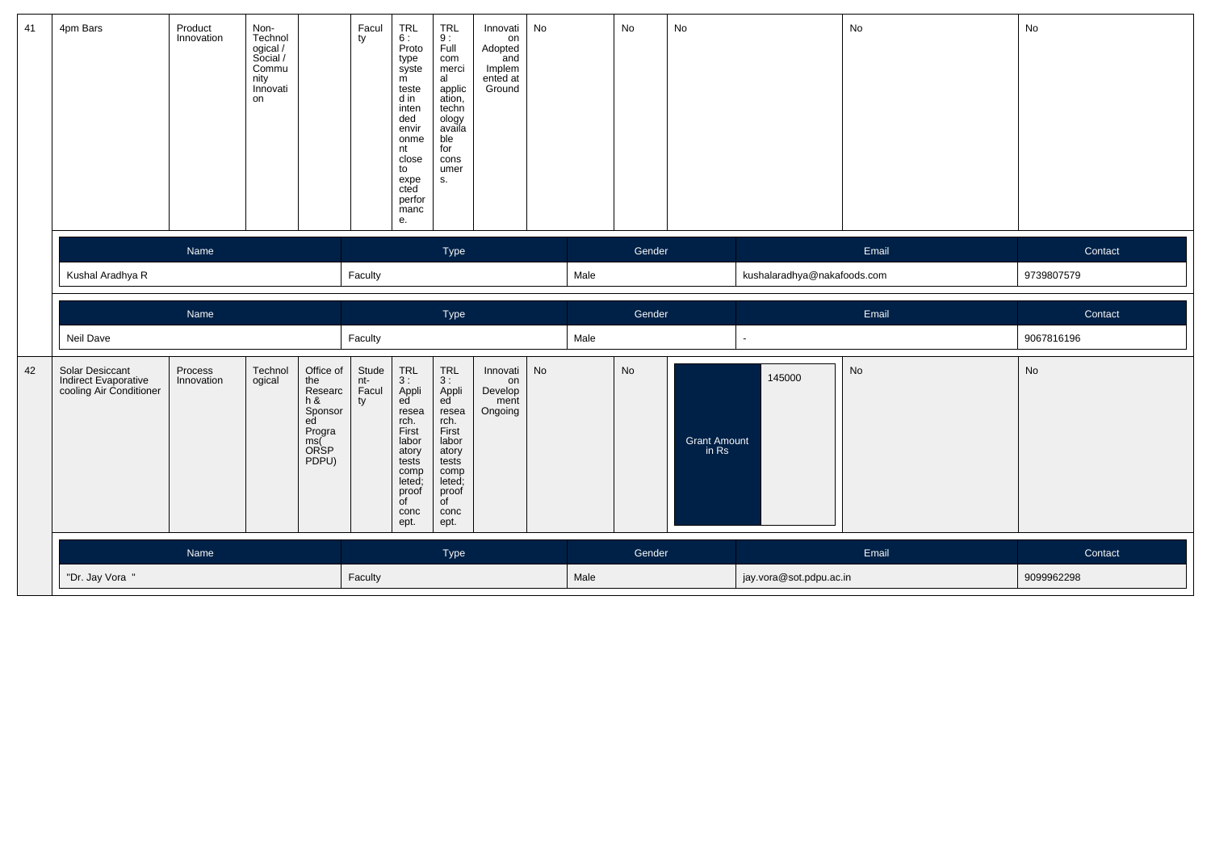| 41 | 4pm Bars | Product Innovation | Non-Technological / Social / Community Innovation | | Faculty | TRL 6 : Prototype system tested in intended environment close to expected performance. | TRL 9 : Full commercial application, technology available for consumers. | Innovation Adopted and Implemented at Ground | No | No | No | No | No |
|---|---|---|---|---|---|---|---|---|---|---|---|---|---|

| Name | Type | Gender | Email | Contact |
|---|---|---|---|---|
| Kushal Aradhya R | Faculty | Male | kushalaradhya@nakafoods.com | 9739807579 |

| Name | Type | Gender | Email | Contact |
|---|---|---|---|---|
| Neil Dave | Faculty | Male | - | 9067816196 |

| 42 | Solar Desiccant Indirect Evaporative cooling Air Conditioner | Process Innovation | Technological | Office of the Research & Sponsored Programs( ORSP PDPU) | Student-Faculty | TRL 3 : Applied research. First laboratory tests completed; proof of concept. | TRL 3 : Applied research. First laboratory tests completed; proof of concept. | Innovation Development Ongoing | No | No | Grant Amount in Rs: 145000 | No | No |
|---|---|---|---|---|---|---|---|---|---|---|---|---|---|

| Name | Type | Gender | Email | Contact |
|---|---|---|---|---|
| "Dr. Jay Vora " | Faculty | Male | jay.vora@sot.pdpu.ac.in | 9099962298 |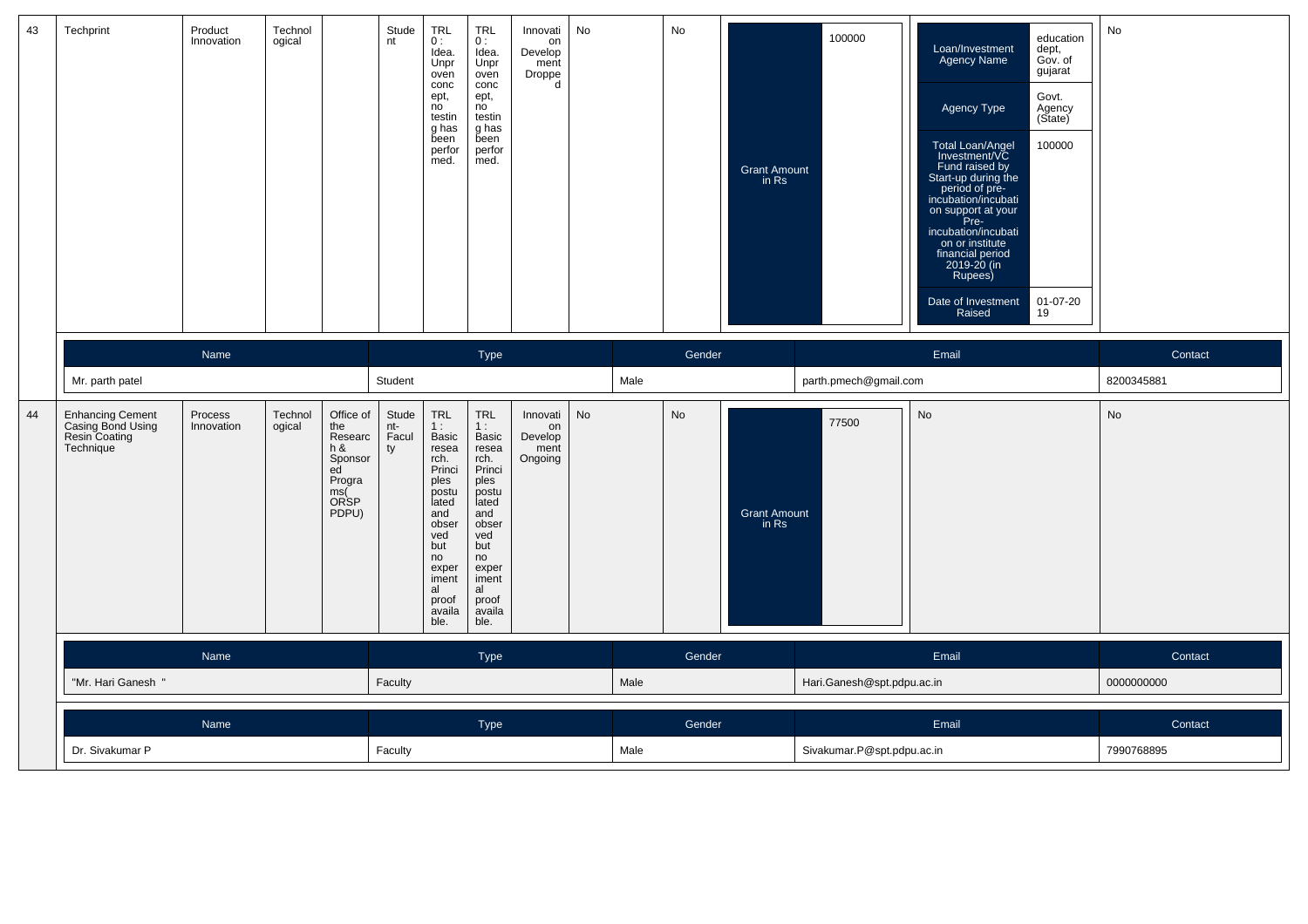| 43 | Techprint | Product Innovation | Technological | | Student | TRL 0 : Idea. Unproven concept, no testing has been performed. | TRL 0 : Idea. Unproven concept, no testing has been performed. | Innovation Development Dropped | No | No | Grant Amount in Rs | 100000 | Loan/Investment Agency Name: education dept, Gov. of gujarat; Agency Type: Govt. Agency (State); Total Loan/Angel Investment/VC Fund raised by Start-up during the period of pre-incubation/incubation support at your Pre-incubation/incubation or institute financial period 2019-20 (in Rupees): 100000; Date of Investment Raised: 01-07-2019 | No |
|---|---|---|---|---|---|---|---|---|---|---|---|---|---|---|

| Name | Type | Gender | Email | Contact |
|---|---|---|---|---|
| Mr. parth patel | Student | Male | parth.pmech@gmail.com | 8200345881 |

| 44 | Enhancing Cement Casing Bond Using Resin Coating Technique | Process Innovation | Technological | Office of the Research & Sponsored Programs( ORSP PDPU) | Student-Faculty | TRL 1 : Basic research. Principles postulated and observed but no experimental proof available. | TRL 1 : Basic research. Principles postulated and observed but no experimental proof available. | Innovation Development Ongoing | No | No | Grant Amount in Rs | 77500 | No | No |
|---|---|---|---|---|---|---|---|---|---|---|---|---|---|---|

| Name | Type | Gender | Email | Contact |
|---|---|---|---|---|
| "Mr. Hari Ganesh " | Faculty | Male | Hari.Ganesh@spt.pdpu.ac.in | 0000000000 |

| Name | Type | Gender | Email | Contact |
|---|---|---|---|---|
| Dr. Sivakumar P | Faculty | Male | Sivakumar.P@spt.pdpu.ac.in | 7990768895 |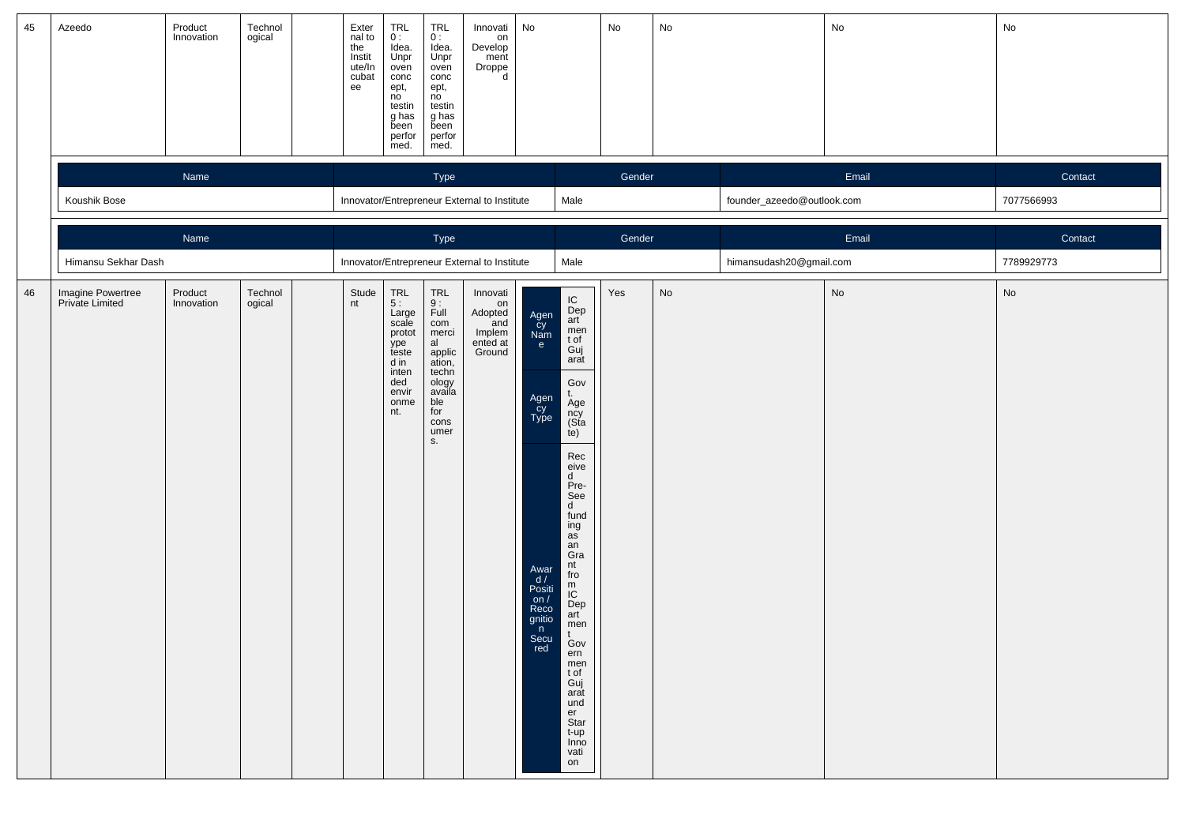| 45 | Azeedo | Product Innovation | Technological | | External to the Institute/Incubatee | TRL 0 : Idea. Unproven concept, no testing has been performed. | TRL 0 : Idea. Unproven concept, no testing has been performed. | Innovation Development Dropped | No | No | No | No | No |
|---|---|---|---|---|---|---|---|---|---|---|---|---|---|

| Name | Type | Gender | Email | Contact |
|---|---|---|---|---|
| Koushik Bose | Innovator/Entrepreneur External to Institute | Male | founder_azeedo@outlook.com | 7077566993 |

| Name | Type | Gender | Email | Contact |
|---|---|---|---|---|
| Himansu Sekhar Dash | Innovator/Entrepreneur External to Institute | Male | himansudash20@gmail.com | 7789929773 |

| 46 | Imagine Powertree Private Limited | Product Innovation | Technological | | Student | TRL 5 : Large scale prototype tested in intended environment. | TRL 9 : Full commercial application, technology available for consumers. | Innovation Adopted and Implemented at Ground | Agency Name: IC Department of Gujarat; Agency Type: Govt. Agency (State); Award / Position / Recognition Secured: Received Pre-Seed funding as an Grant from IC Department Government of Gujarat under Start-up Innovation | Yes | No | No | No |
|---|---|---|---|---|---|---|---|---|---|---|---|---|---|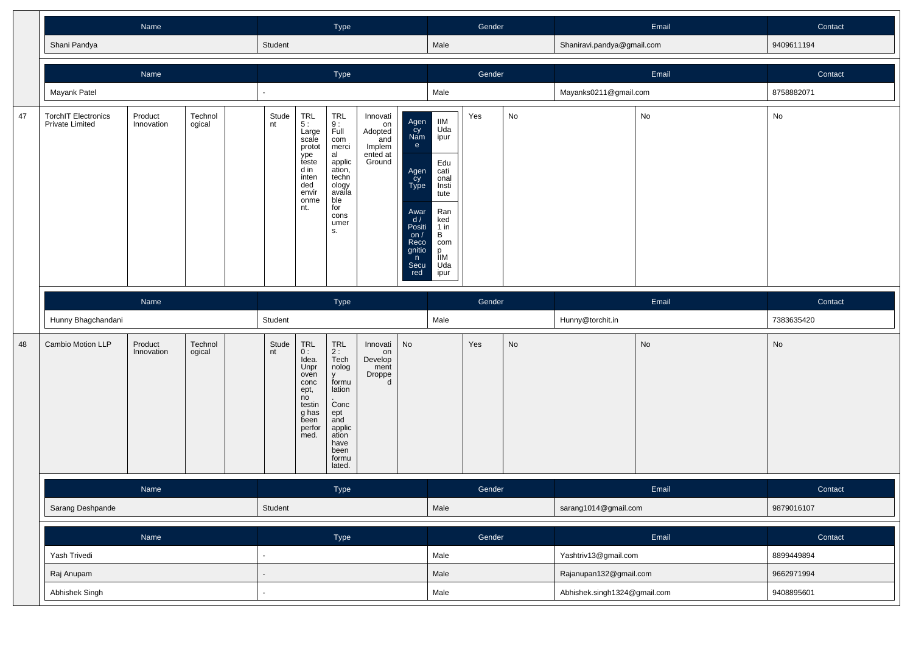| Name | Type | Gender | Email | Contact |
| --- | --- | --- | --- | --- |
| Shani Pandya | Student | Male | Shaniravi.pandya@gmail.com | 9409611194 |

| Name | Type | Gender | Email | Contact |
| --- | --- | --- | --- | --- |
| Mayank Patel | - | Male | Mayanks0211@gmail.com | 8758882071 |

| | | | | | | | | | | | | | |
| --- | --- | --- | --- | --- | --- | --- | --- | --- | --- | --- | --- | --- | --- |
| 47 | TorchIT Electronics Private Limited | Product Innovation | Technological | | Student | TRL 5 : Large scale prototype tested in intended environment. | TRL 9 : Full commercial application, technology available for consumers. | Innovation Adopted and Implemented at Ground | Agency Name: IIM Udaipur; Agency Type: Educational Institute; Award / Position / Recognition Secured: Ranked 1 in B comp IIM Udaipur | Yes | No | No | No |

| Name | Type | Gender | Email | Contact |
| --- | --- | --- | --- | --- |
| Hunny Bhagchandani | Student | Male | Hunny@torchit.in | 7383635420 |

| | | | | | | | | | | | | | |
| --- | --- | --- | --- | --- | --- | --- | --- | --- | --- | --- | --- | --- | --- |
| 48 | Cambio Motion LLP | Product Innovation | Technological | | Student | TRL 0 : Idea. Unproven concept, no testing has been performed. | TRL 2 : Technology formulation. Concept and application have been formulated. | Innovation Development Dropped | No | Yes | No | No | No |

| Name | Type | Gender | Email | Contact |
| --- | --- | --- | --- | --- |
| Sarang Deshpande | Student | Male | sarang1014@gmail.com | 9879016107 |

| Name | Type | Gender | Email | Contact |
| --- | --- | --- | --- | --- |
| Yash Trivedi | - | Male | Yashtriv13@gmail.com | 8899449894 |
| Raj Anupam | - | Male | Rajanupan132@gmail.com | 9662971994 |
| Abhishek Singh | - | Male | Abhishek.singh1324@gmail.com | 9408895601 |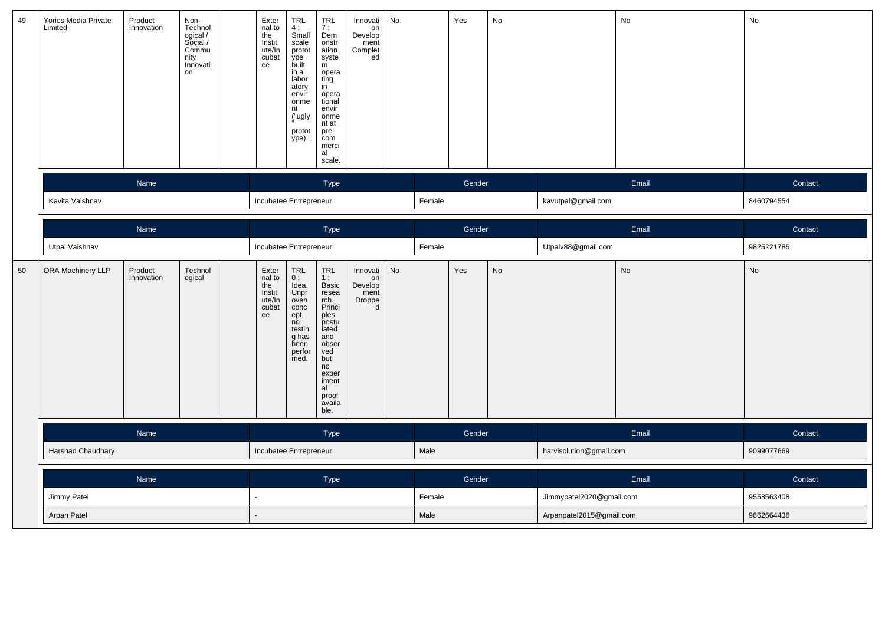| 49 | Yories Media Private Limited | Product Innovation | Non-Technological / Social / Community Innovation | | External to the Institute/Incubatee | TRL 4 : Small scale prototype built in a laboratory environment ("ugly" prototype). | TRL 7 : Demonstration system operating in operational environment at pre-commercial scale. | Innovation Development Completed | No | Yes | No | No | No |
|---|---|---|---|---|---|---|---|---|---|---|---|---|---|

| Name | Type | Gender | Email | Contact |
|---|---|---|---|---|
| Kavita Vaishnav | Incubatee Entrepreneur | Female | kavutpal@gmail.com | 8460794554 |

| Name | Type | Gender | Email | Contact |
|---|---|---|---|---|
| Utpal Vaishnav | Incubatee Entrepreneur | Female | Utpalv88@gmail.com | 9825221785 |

| 50 | ORA Machinery LLP | Product Innovation | Technological | | External to the Institute/Incubatee | TRL 0 : Idea. Unproven concept, no testing has been performed. | TRL 1 : Basic research. Principles postulated and observed but no experimental proof available. | Innovation Development Dropped | No | Yes | No | No | No |
|---|---|---|---|---|---|---|---|---|---|---|---|---|---|

| Name | Type | Gender | Email | Contact |
|---|---|---|---|---|
| Harshad Chaudhary | Incubatee Entrepreneur | Male | harvisolution@gmail.com | 9099077669 |

| Name | Type | Gender | Email | Contact |
|---|---|---|---|---|
| Jimmy Patel | - | Female | Jimmypatel2020@gmail.com | 9558563408 |
| Arpan Patel | - | Male | Arpanpatel2015@gmail.com | 9662664436 |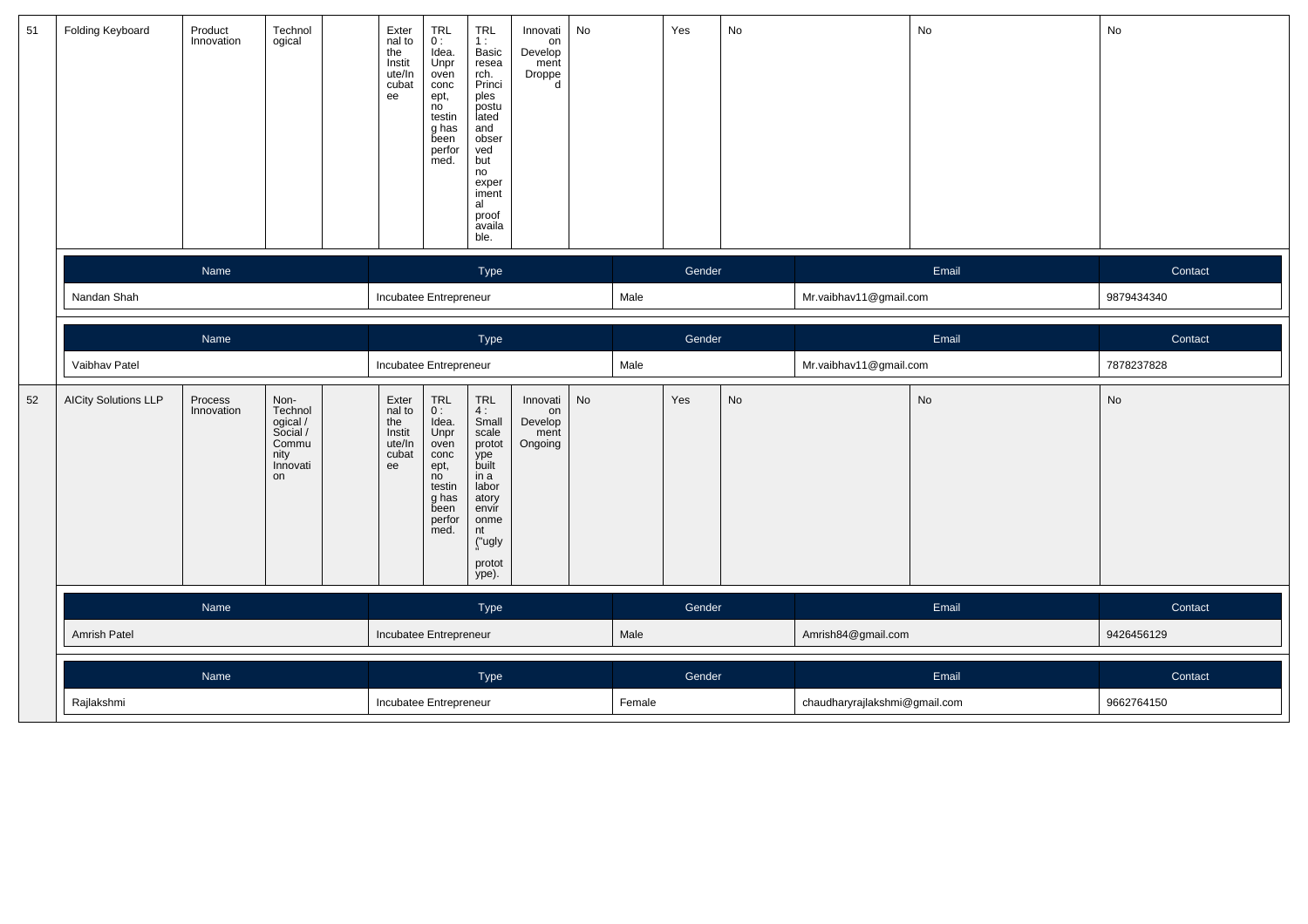| 51 | Folding Keyboard | Product Innovation | Technological | | External to the Institute/Incubatee | TRL 0 : Idea. Unproven concept, no testing has been performed. | TRL 1 : Basic research. Principles postulated and observed but no experimental proof available. | Innovation Development Dropped | No | Yes | No | No | No |
|---|---|---|---|---|---|---|---|---|---|---|---|---|---|

| Name | Type | Gender | Email | Contact |
|---|---|---|---|---|
| Nandan Shah | Incubatee Entrepreneur | Male | Mr.vaibhav11@gmail.com | 9879434340 |

| Name | Type | Gender | Email | Contact |
|---|---|---|---|---|
| Vaibhav Patel | Incubatee Entrepreneur | Male | Mr.vaibhav11@gmail.com | 7878237828 |

| 52 | AICity Solutions LLP | Process Innovation | Non-Technological / Social / Community Innovation | | External to the Institute/Incubatee | TRL 0 : Idea. Unproven concept, no testing has been performed. | TRL 4 : Small scale prototype built in a laboratory environment ("ugly" prototype). | Innovation Development Ongoing | No | Yes | No | No | No |
|---|---|---|---|---|---|---|---|---|---|---|---|---|---|

| Name | Type | Gender | Email | Contact |
|---|---|---|---|---|
| Amrish Patel | Incubatee Entrepreneur | Male | Amrish84@gmail.com | 9426456129 |

| Name | Type | Gender | Email | Contact |
|---|---|---|---|---|
| Rajlakshmi | Incubatee Entrepreneur | Female | chaudharyrajlakshmi@gmail.com | 9662764150 |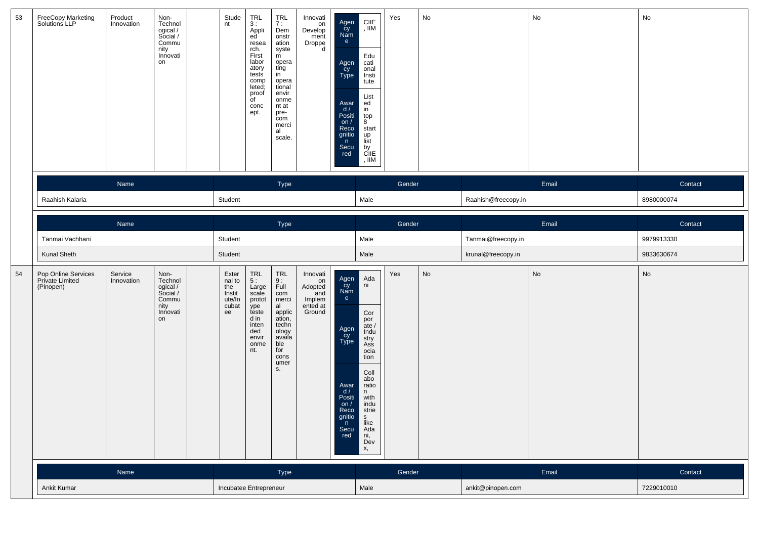| 53 | FreeCopy Marketing Solutions LLP | Product Innovation | Non-Technological / Social / Community Innovation | | Student | TRL 3 : Applied research. First laboratory tests completed; proof of concept. | TRL 7 : Demonstration system operating in operational environment at pre-commercial scale. | Innovation Development Dropped | Agency Name: CIIE, IIM; Agency Type: Educational Institute; Award / Position / Recognition Secured: Listed in top 8 startup list by CIIE, IIM | Yes | No | No | No |
|---|---|---|---|---|---|---|---|---|---|---|---|---|---|

| Name | Type | Gender | Email | Contact |
|---|---|---|---|---|
| Raahish Kalaria | Student | Male | Raahish@freecopy.in | 8980000074 |

| Name | Type | Gender | Email | Contact |
|---|---|---|---|---|
| Tanmai Vachhani | Student | Male | Tanmai@freecopy.in | 9979913330 |
| Kunal Sheth | Student | Male | krunal@freecopy.in | 9833630674 |

| 54 | Pop Online Services Private Limited (Pinopen) | Service Innovation | Non-Technological / Social / Community Innovation | | External to the Institute/Incubatee | TRL 5 : Large scale prototype tested in intended environment. | TRL 9 : Full commercial application, technology available for consumers. | Innovation Adopted and Implemented at Ground | Agency Name: Adani; Agency Type: Corporate / Industry Association; Award / Position / Recognition Secured: Collaboration with industries like Adani, Devx, | Yes | No | No | No |
|---|---|---|---|---|---|---|---|---|---|---|---|---|---|

| Name | Type | Gender | Email | Contact |
|---|---|---|---|---|
| Ankit Kumar | Incubatee Entrepreneur | Male | ankit@pinopen.com | 7229010010 |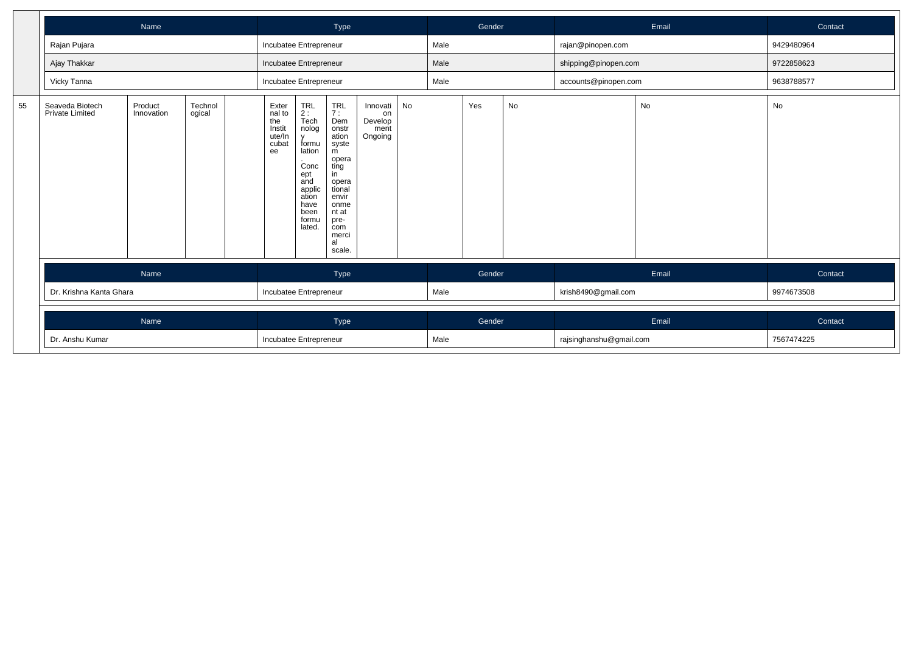| Name | Type | Gender | Email | Contact |
|---|---|---|---|---|
| Rajan Pujara | Incubatee Entrepreneur | Male | rajan@pinopen.com | 9429480964 |
| Ajay Thakkar | Incubatee Entrepreneur | Male | shipping@pinopen.com | 9722858623 |
| Vicky Tanna | Incubatee Entrepreneur | Male | accounts@pinopen.com | 9638788577 |

| | | | | | | | | | | | | | | |
|---|---|---|---|---|---|---|---|---|---|---|---|---|---|---|
| 55 | Seaveda Biotech Private Limited | Product Innovation | Technological | | External to the Institute/Incubatee | TRL 2 : Technology formulation. Concept and application have been formulated. | TRL 7 : Demonstration system operating in operational environment at pre-commercial scale. | Innovation Development Ongoing | No | Yes | No | No | No |

| Name | Type | Gender | Email | Contact |
|---|---|---|---|---|
| Dr. Krishna Kanta Ghara | Incubatee Entrepreneur | Male | krish8490@gmail.com | 9974673508 |

| Name | Type | Gender | Email | Contact |
|---|---|---|---|---|
| Dr. Anshu Kumar | Incubatee Entrepreneur | Male | rajsinghanshu@gmail.com | 7567474225 |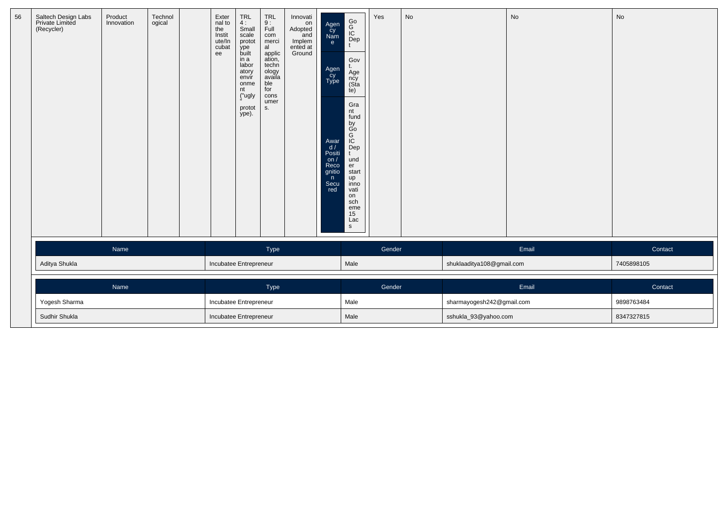| 56 | Saltech Design Labs Private Limited (Recycler) | Product Innovation | Technological | | External to the Institute/Incubatee | TRL 4 : Small scale prototype built in a laboratory environment ("ugly" prototype). | TRL 9 : Full commercial application, technology available for consumers. | Innovation Adopted and Implemented at Ground | Agency Name: GoG IC Dept<br>Agency Type: Govt. Agency (State)<br>Award / Position / Recognition Secured: Grant fund by GoG IC Dept under startup innovation scheme 15 Lacs | Yes | No | No | No |
|---|---|---|---|---|---|---|---|---|---|---|---|---|---|

| Name | Type | Gender | Email | Contact |
|---|---|---|---|---|
| Aditya Shukla | Incubatee Entrepreneur | Male | shuklaaditya108@gmail.com | 7405898105 |

| Name | Type | Gender | Email | Contact |
|---|---|---|---|---|
| Yogesh Sharma | Incubatee Entrepreneur | Male | sharmayogesh242@gmail.com | 9898763484 |
| Sudhir Shukla | Incubatee Entrepreneur | Male | sshukla_93@yahoo.com | 8347327815 |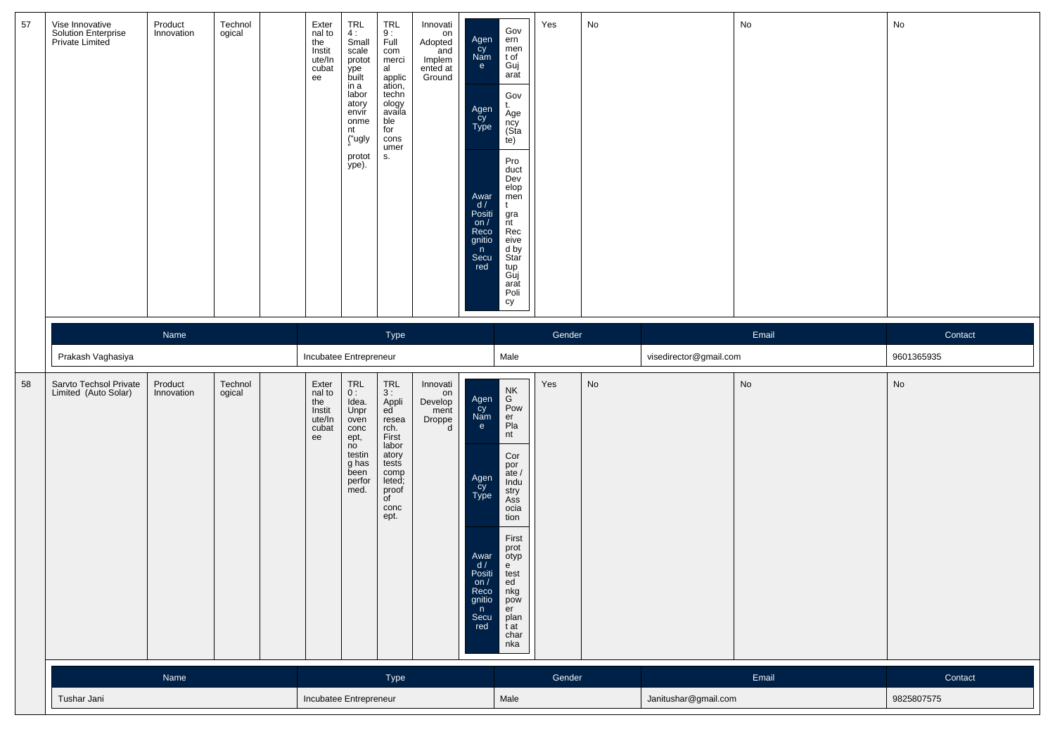| 57 | Vise Innovative Solution Enterprise Private Limited | Product Innovation | Technological | | External to the Institute/Incubatee | TRL 4 : Small scale prototype built in a laboratory environment ("ugly" prototype). | TRL 9 : Full commercial application, technology available for consumers. | Innovation Adopted and Implemented at Ground | Agency Name: Government of Gujarat; Agency Type: Govt. Agency (State); Award / Position / Recognition Secured: Product Development grant Received by Startup Gujarat Policy | Yes | No | No | No |
|---|---|---|---|---|---|---|---|---|---|---|---|---|---|

| Name | Type | Gender | Email | Contact |
|---|---|---|---|---|
| Prakash Vaghasiya | Incubatee Entrepreneur | Male | visedirector@gmail.com | 9601365935 |

| 58 | Sarvto Techsol Private Limited (Auto Solar) | Product Innovation | Technological | | External to the Institute/Incubatee | TRL 0 : Idea. Unproven concept, no testing has been performed. | TRL 3 : Applied research. First laboratory tests completed; proof of concept. | Innovation Development Dropped | Agency Name: NKG Power Plant; Agency Type: Corporate / Industry Association; Award / Position / Recognition Secured: First prototype tested nkg power plant at charnka | Yes | No | No | No |
|---|---|---|---|---|---|---|---|---|---|---|---|---|---|

| Name | Type | Gender | Email | Contact |
|---|---|---|---|---|
| Tushar Jani | Incubatee Entrepreneur | Male | Janitushar@gmail.com | 9825807575 |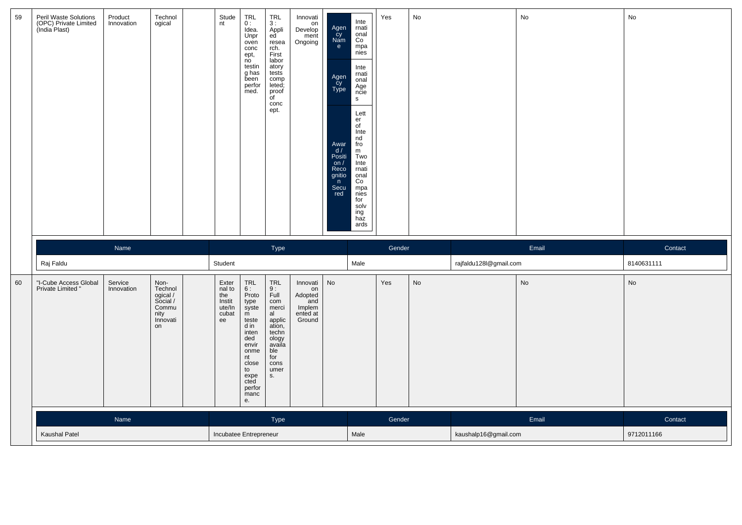| 59 | Peril Waste Solutions (OPC) Private Limited (India Plast) | Product Innovation | Technological | | Student | TRL 0 : Idea. Unproven concept, no testing has been performed. | TRL 3 : Applied research. First laboratory tests completed; proof of concept. | Innovation Development Ongoing | Agency Name: International Companies; Agency Type: International Agencies; Award / Position / Recognition Secured: Letter of Intend from Two International Companies for solving hazards | Yes | No | No | No |
|---|---|---|---|---|---|---|---|---|---|---|---|---|---|
| | Name: Raj Faldu | | | | Type: Student | | | | Gender: Male | | Email: rajfaldu128l@gmail.com | | Contact: 8140631111 |
| 60 | "I-Cube Access Global Private Limited " | Service Innovation | Non-Technological / Social / Community Innovation | | External to the Institute/Incubatee | TRL 6 : Prototype system tested in intended environment close to expected performance. | TRL 9 : Full commercial application, technology available for consumers. | Innovation Adopted and Implemented at Ground | No | Yes | No | No | No |
| | Name: Kaushal Patel | | | | Type: Incubatee Entrepreneur | | | | Gender: Male | | Email: kaushalp16@gmail.com | | Contact: 9712011166 |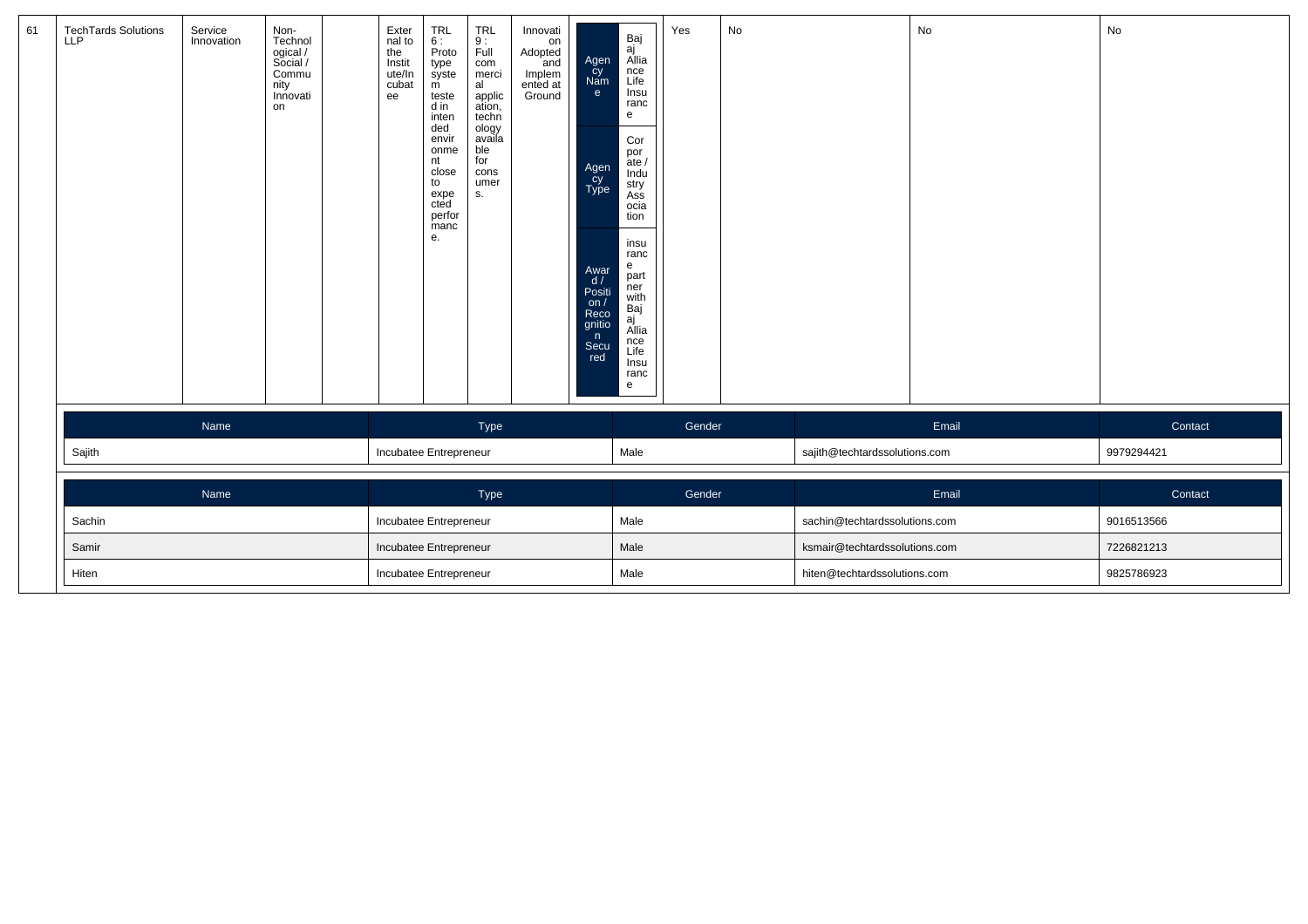| 61 | TechTards Solutions LLP | Service Innovation | Non-Technological / Social / Community Innovation | | External to the Institute/Incubatee | TRL 6 : Prototype system tested in intended environment close to expected performance. | TRL 9 : Full commercial application, technology available for consumers. | Innovation Adopted and Implemented at Ground | Agency Name: Bajaj Allianz Life Insurance; Agency Type: Corporate / Industry Association; Award / Position / Recognition Secured: insurance partner with Bajaj Allianz Life Insurance | Yes | No | No | No |
|---|---|---|---|---|---|---|---|---|---|---|---|---|---|

| Name | Type | Gender | Email | Contact |
|---|---|---|---|---|
| Sajith | Incubatee Entrepreneur | Male | sajith@techtardssolutions.com | 9979294421 |

| Name | Type | Gender | Email | Contact |
|---|---|---|---|---|
| Sachin | Incubatee Entrepreneur | Male | sachin@techtardssolutions.com | 9016513566 |
| Samir | Incubatee Entrepreneur | Male | ksmair@techtardssolutions.com | 7226821213 |
| Hiten | Incubatee Entrepreneur | Male | hiten@techtardssolutions.com | 9825786923 |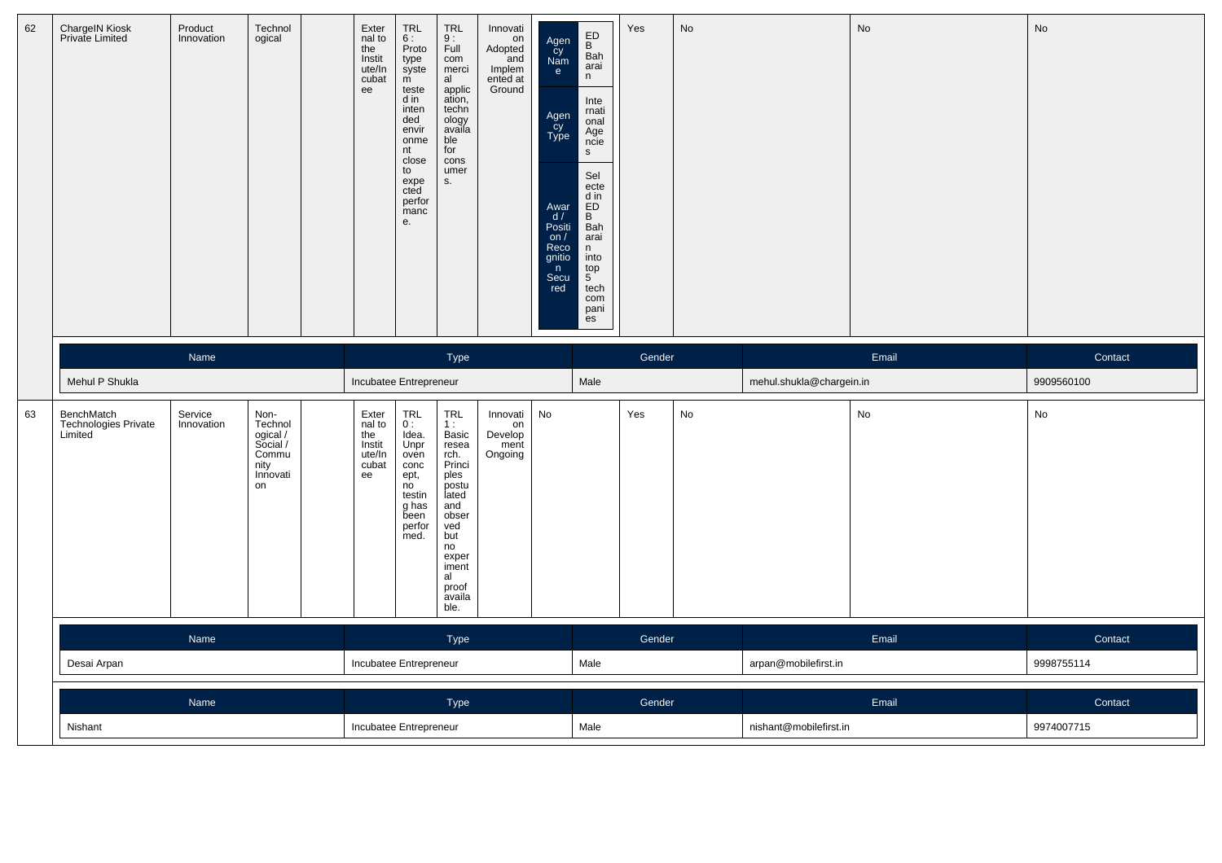| 62 | ChargeIN Kiosk Private Limited | Product Innovation | Technological | | External to the Institute/Incubatee | TRL 6 : Prototype system tested in intended environment close to expected performance. | TRL 9 : Full commercial application, technology available for consumers. | Innovation Adopted and Implemented at Ground | Agency Name: EDB Baharain; Agency Type: International Agencies; Award / Position / Recognition Secured: Selected in EDB Baharain into top 5 tech companies | Yes | No | No | No |
|---|---|---|---|---|---|---|---|---|---|---|---|---|---|

| Name | Type | Gender | Email | Contact |
|---|---|---|---|---|
| Mehul P Shukla | Incubatee Entrepreneur | Male | mehul.shukla@chargein.in | 9909560100 |

| 63 | BenchMatch Technologies Private Limited | Service Innovation | Non-Technological / Social / Community Innovation | | External to the Institute/Incubatee | TRL 0 : Idea. Unproven concept, no testing has been performed. | TRL 1 : Basic research. Principles postulated and observed but no experimental proof available. | Innovation Development Ongoing | No | Yes | No | No | No |
|---|---|---|---|---|---|---|---|---|---|---|---|---|---|

| Name | Type | Gender | Email | Contact |
|---|---|---|---|---|
| Desai Arpan | Incubatee Entrepreneur | Male | arpan@mobilefirst.in | 9998755114 |

| Name | Type | Gender | Email | Contact |
|---|---|---|---|---|
| Nishant | Incubatee Entrepreneur | Male | nishant@mobilefirst.in | 9974007715 |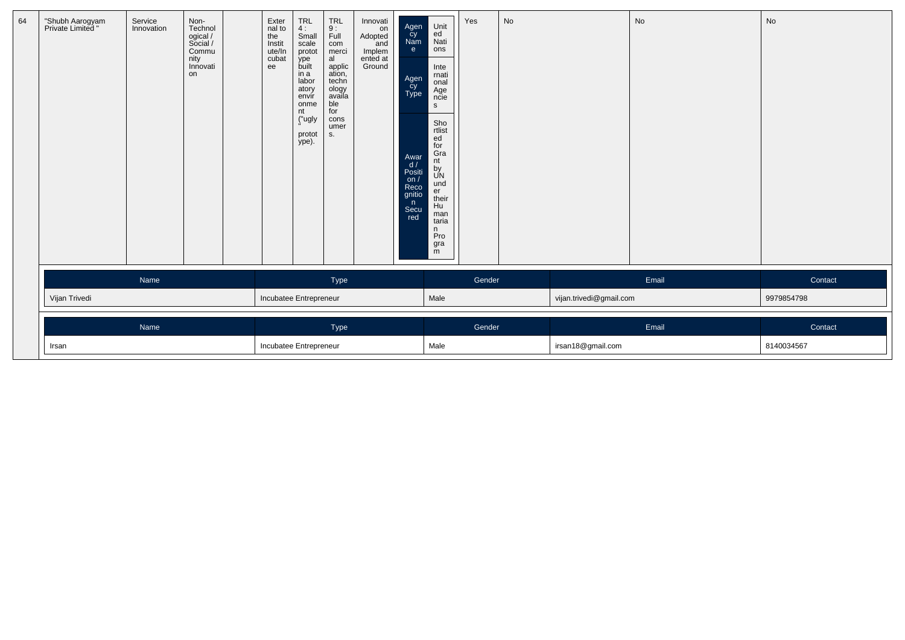| 64 | "Shubh Aarogyam Private Limited " | Service Innovation | Non-Technological / Social / Community Innovation | | External to the Institute/Incubatee | TRL 4 : Small scale prototype built in a laboratory environment ("ugly" prototype). | TRL 9 : Full commercial application, technology available for consumers. | Innovation Adopted and Implemented at Ground | Agency Name: United Nations; Agency Type: International Agencies; Award / Position / Recognition Secured: Shortlisted for Grant by UN under their Humanitarian Program | Yes | No | No | No |
|---|---|---|---|---|---|---|---|---|---|---|---|---|---|

| Name | Type | Gender | Email | Contact |
|---|---|---|---|---|
| Vijan Trivedi | Incubatee Entrepreneur | Male | vijan.trivedi@gmail.com | 9979854798 |

| Name | Type | Gender | Email | Contact |
|---|---|---|---|---|
| Irsan | Incubatee Entrepreneur | Male | irsan18@gmail.com | 8140034567 |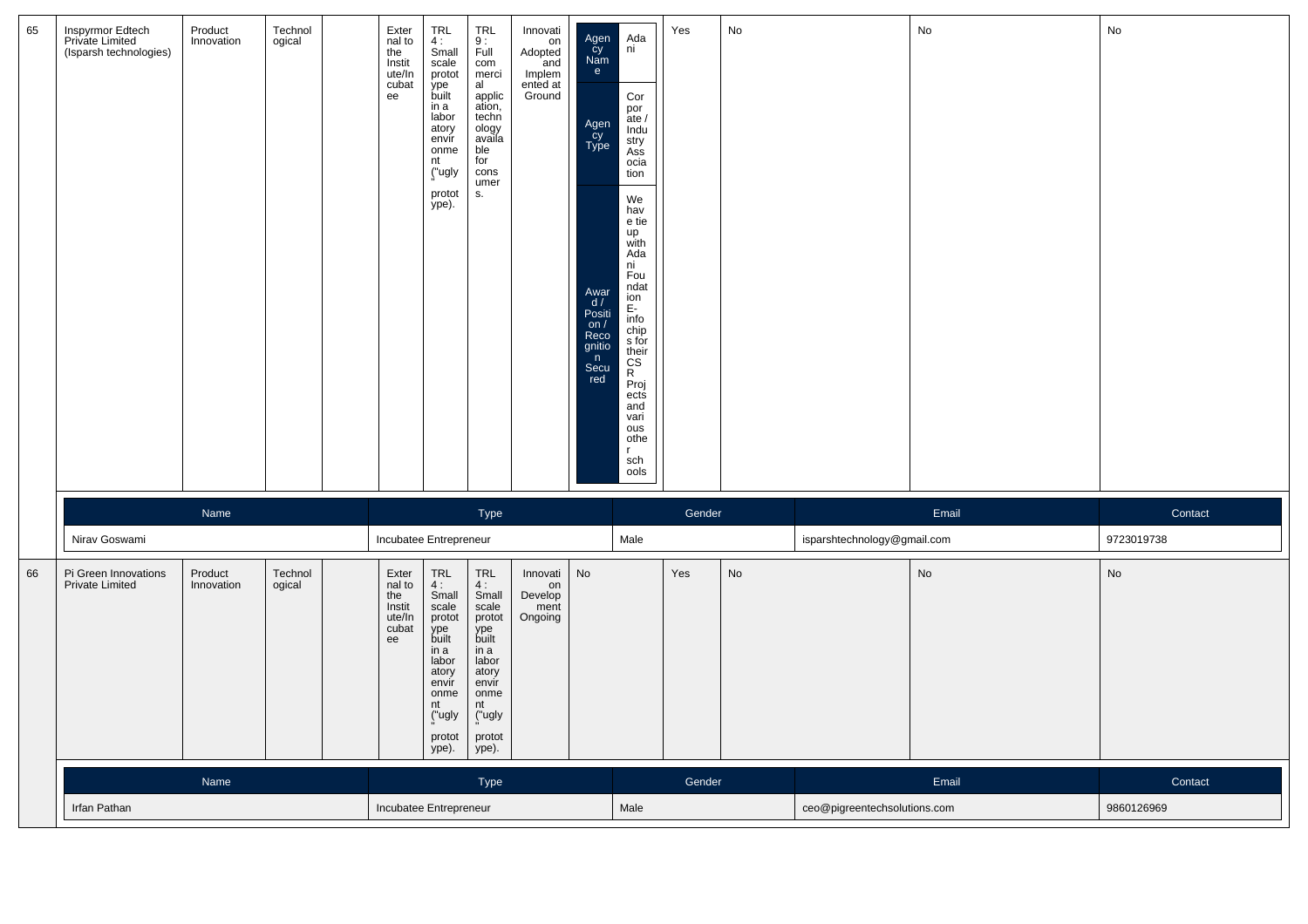| 65 | Inspyrmor Edtech Private Limited (Isparsh technologies) | Product Innovation | Technological | | External to the Institute/Incubatee | TRL 4 : Small scale prototype built in a laboratory environment ("ugly" prototype). | TRL 9 : Full commercial application, technology available for consumers. | Innovation Adopted and Implemented at Ground | Agency Name: Adani; Agency Type: Corporate / Industry Association; Award / Position / Recognition Secured: We have tie up with Adani Foundation E-infochips for their CSR Projects and various other schools | Yes | No | No | No |
|---|---|---|---|---|---|---|---|---|---|---|---|---|---|

| Name | Type | Gender | Email | Contact |
|---|---|---|---|---|
| Nirav Goswami | Incubatee Entrepreneur | Male | isparshtechnology@gmail.com | 9723019738 |

| 66 | Pi Green Innovations Private Limited | Product Innovation | Technological | | External to the Institute/Incubatee | TRL 4 : Small scale prototype built in a laboratory environment ("ugly" prototype). | TRL 4 : Small scale prototype built in a laboratory environment ("ugly" prototype). | Innovation Development Ongoing | No | Yes | No | No | No |
|---|---|---|---|---|---|---|---|---|---|---|---|---|---|

| Name | Type | Gender | Email | Contact |
|---|---|---|---|---|
| Irfan Pathan | Incubatee Entrepreneur | Male | ceo@pigreentechsolutions.com | 9860126969 |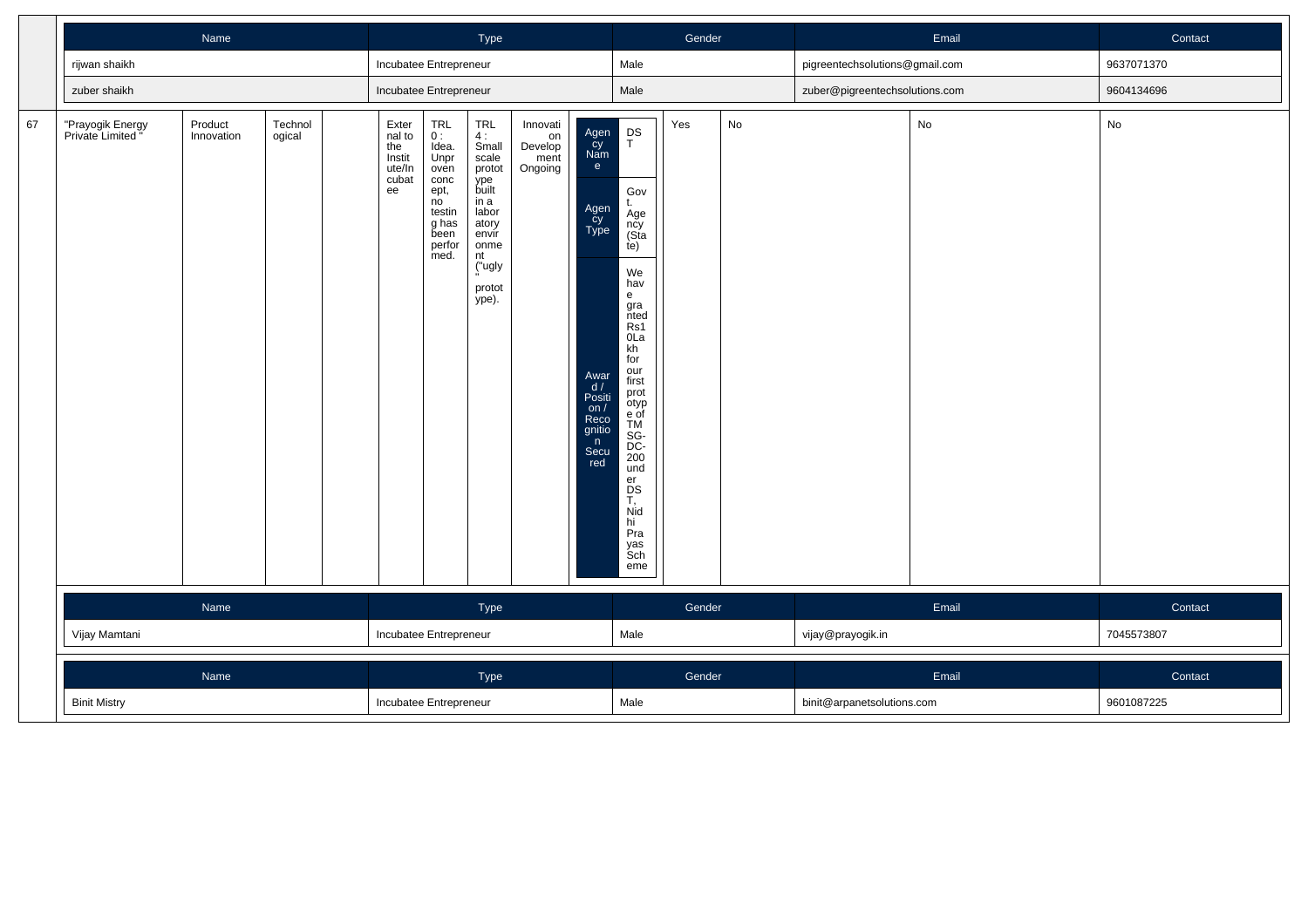| Name | Type | Gender | Email | Contact |
|---|---|---|---|---|
| rijwan shaikh | Incubatee Entrepreneur | Male | pigreentechsolutions@gmail.com | 9637071370 |
| zuber shaikh | Incubatee Entrepreneur | Male | zuber@pigreentechsolutions.com | 9604134696 |

| 67 | "Prayogik Energy Private Limited " | Product Innovation | Technological | | External to the Institute/Incubatee | TRL 0 : Idea. Unproven concept, no testing has been performed. | TRL 4 : Small scale prototype built in a laboratory environment ("ugly" prototype). | Innovation Development Ongoing | Agency Name: DST; Agency Type: Govt. Agency (State); Award / Position / Recognition Secured: We have granted Rs10Lakh for our first prototype of TMSG-DC-200 under DST, Nidhi Prayas Scheme | Yes | No | No | No |
|---|---|---|---|---|---|---|---|---|---|---|---|---|---|

| Name | Type | Gender | Email | Contact |
|---|---|---|---|---|
| Vijay Mamtani | Incubatee Entrepreneur | Male | vijay@prayogik.in | 7045573807 |

| Name | Type | Gender | Email | Contact |
|---|---|---|---|---|
| Binit Mistry | Incubatee Entrepreneur | Male | binit@arpanetsolutions.com | 9601087225 |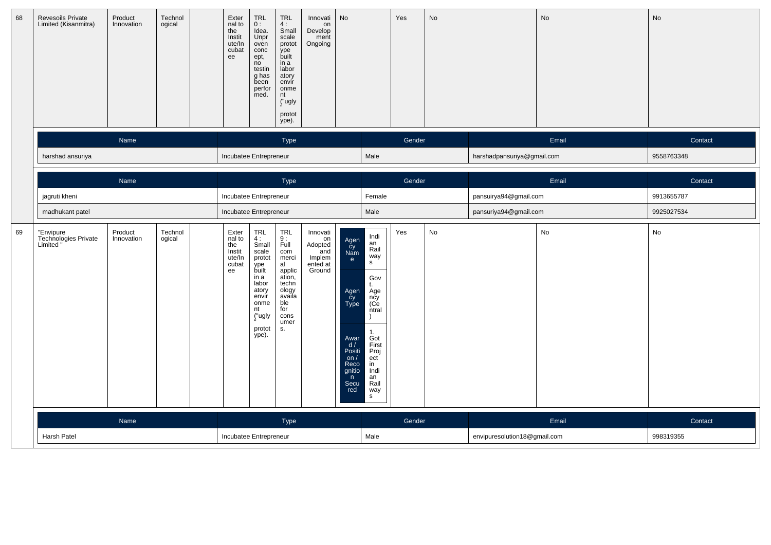| 68 | Revesoils Private Limited (Kisanmitra) | Product Innovation | Technological | | External to the Institute/Incubatee | TRL 0 : Idea. Unproven concept, no testing has been performed. | TRL 4 : Small scale prototype built in a laboratory environment ("ugly" prototype). | Innovation Development Ongoing | No | Yes | No | No | No |
|---|---|---|---|---|---|---|---|---|---|---|---|---|---|

| Name | Type | Gender | Email | Contact |
|---|---|---|---|---|
| harshad ansuriya | Incubatee Entrepreneur | Male | harshadpansuriya@gmail.com | 9558763348 |

| Name | Type | Gender | Email | Contact |
|---|---|---|---|---|
| jagruti kheni | Incubatee Entrepreneur | Female | pansuiryа94@gmail.com | 9913655787 |
| madhukant patel | Incubatee Entrepreneur | Male | pansuriya94@gmail.com | 9925027534 |

| 69 | "Envipure Technologies Private Limited " | Product Innovation | Technological | | External to the Institute/Incubatee | TRL 4 : Small scale prototype built in a laboratory environment ("ugly" prototype). | TRL 9 : Full commercial application, technology available for consumers. | Innovation Adopted and Implemented at Ground | Agency Name: Indian Railways; Agency Type: Govt. Agency (Central); Award / Position / Recognition Secured: 1. Got First Project in Indian Railways | Yes | No | No | No |
|---|---|---|---|---|---|---|---|---|---|---|---|---|---|

| Name | Type | Gender | Email | Contact |
|---|---|---|---|---|
| Harsh Patel | Incubatee Entrepreneur | Male | envipuresolution18@gmail.com | 998319355 |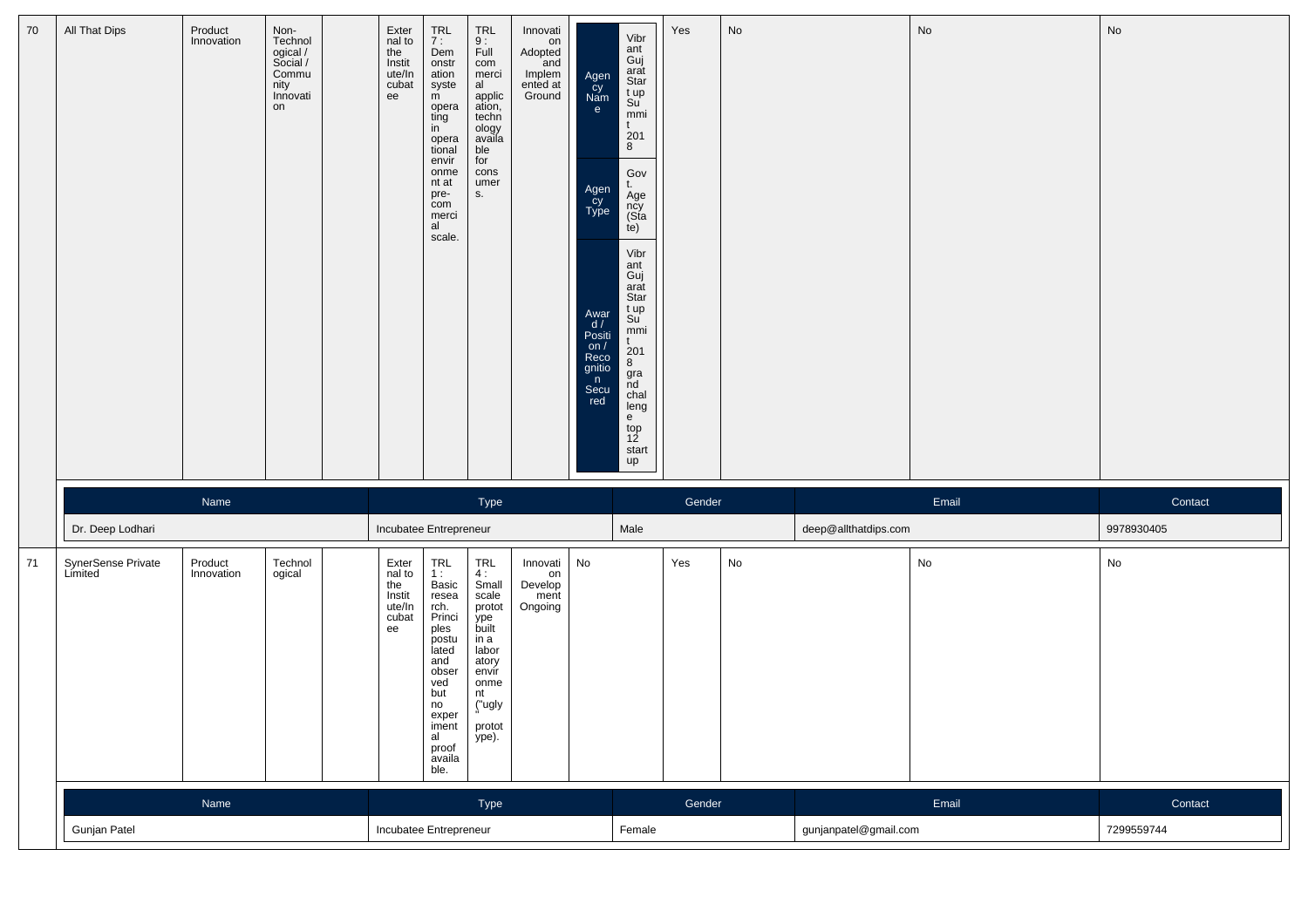| 70 | All That Dips | Product Innovation | Non-Technological / Social / Community Innovation | | External to the Institute/Incubatee | TRL 7 : Demonstration system operating in operational environment at pre-commercial scale. | TRL 9 : Full commercial application, technology available for consumers. | Innovation Adopted and Implemented at Ground | Agency Name: Vibrant Gujarat Start up Summit 2018; Agency Type: Govt. Agency (State); Award / Position / Recognition Secured: Vibrant Gujarat Start up Summit 2018 grand challenge top 12 startup | Yes | No | No | No |
|---|---|---|---|---|---|---|---|---|---|---|---|---|---|

| Name | Type | Gender | Email | Contact |
|---|---|---|---|---|
| Dr. Deep Lodhari | Incubatee Entrepreneur | Male | deep@allthatdips.com | 9978930405 |

| 71 | SynerSense Private Limited | Product Innovation | Technological | | External to the Institute/Incubatee | TRL 1 : Basic research. Principles postulated and observed but no experimental proof available. | TRL 4 : Small scale prototype built in a laboratory environment ("ugly" prototype). | Innovation Development Ongoing | No | Yes | No | No | No |
|---|---|---|---|---|---|---|---|---|---|---|---|---|---|

| Name | Type | Gender | Email | Contact |
|---|---|---|---|---|
| Gunjan Patel | Incubatee Entrepreneur | Female | gunjanpatel@gmail.com | 7299559744 |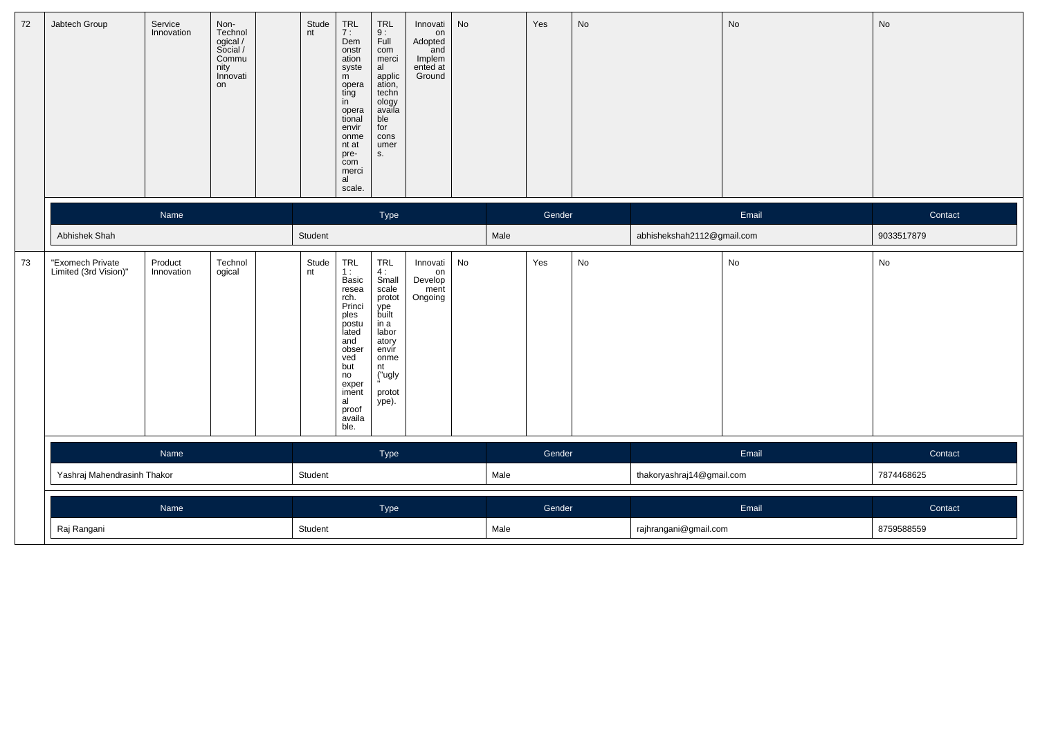| 72 | Jabtech Group | Service Innovation | Non-Technological / Social / Community Innovation | | Student | TRL 7 : Demonstration system operating in operational environment at pre-commercial scale. | TRL 9 : Full commercial application, technology available for consumers. | Innovation Adopted and Implemented at Ground | No | Yes | No | No | No |
|---|---|---|---|---|---|---|---|---|---|---|---|---|---|

| Name | Type | Gender | Email | Contact |
|---|---|---|---|---|
| Abhishek Shah | Student | Male | abhishekshah2112@gmail.com | 9033517879 |

| 73 | "Exomech Private Limited (3rd Vision)" | Product Innovation | Technological | | Student | TRL 1 : Basic research. Principles postulated and observed but no experimental proof available. | TRL 4 : Small scale prototype built in a laboratory environment ("ugly" prototype). | Innovation Development Ongoing | No | Yes | No | No | No |
|---|---|---|---|---|---|---|---|---|---|---|---|---|---|

| Name | Type | Gender | Email | Contact |
|---|---|---|---|---|
| Yashraj Mahendrasinh Thakor | Student | Male | thakoryashraj14@gmail.com | 7874468625 |

| Name | Type | Gender | Email | Contact |
|---|---|---|---|---|
| Raj Rangani | Student | Male | rajhrangani@gmail.com | 8759588559 |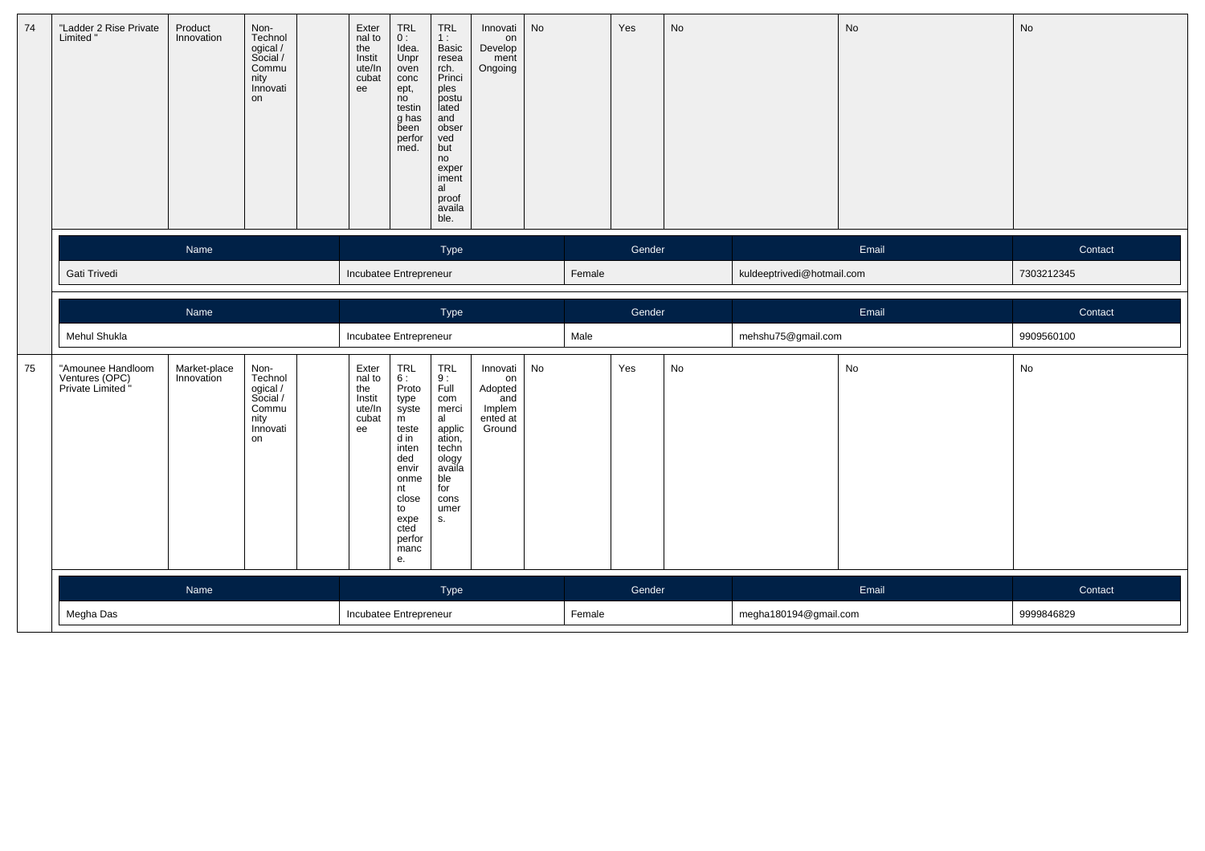| 74 | "Ladder 2 Rise Private Limited " | Product Innovation | Non-Technological / Social / Community Innovation | | External to the Institute/Incubatee | TRL 0 : Idea. Unproven concept, no testing has been performed. | TRL 1 : Basic research. Principles postulated and observed but no experimental proof available. | Innovation Development Ongoing | No | Yes | No | No | No |
|---|---|---|---|---|---|---|---|---|---|---|---|---|---|

| Name | Type | Gender | Email | Contact |
|---|---|---|---|---|
| Gati Trivedi | Incubatee Entrepreneur | Female | kuldeeptrivedi@hotmail.com | 7303212345 |

| Name | Type | Gender | Email | Contact |
|---|---|---|---|---|
| Mehul Shukla | Incubatee Entrepreneur | Male | mehshu75@gmail.com | 9909560100 |

| 75 | "Amounee Handloom Ventures (OPC) Private Limited " | Market-place Innovation | Non-Technological / Social / Community Innovation | | External to the Institute/Incubatee | TRL 6 : Prototype system tested in intended environment close to expected performance. | TRL 9 : Full commercial application, technology available for consumers. | Innovation Adopted and Implemented at Ground | No | Yes | No | No | No |
|---|---|---|---|---|---|---|---|---|---|---|---|---|---|

| Name | Type | Gender | Email | Contact |
|---|---|---|---|---|
| Megha Das | Incubatee Entrepreneur | Female | megha180194@gmail.com | 9999846829 |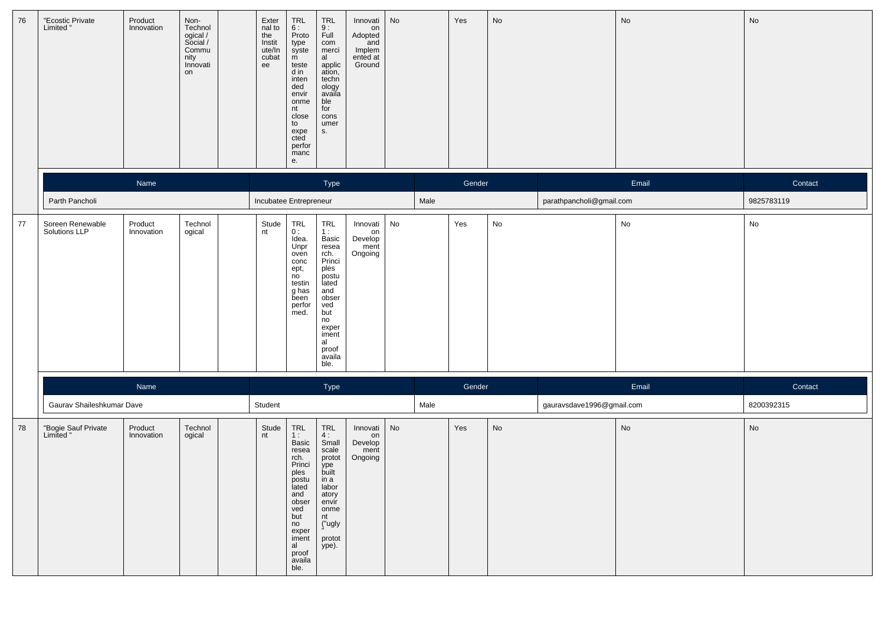| 76 | "Ecostic Private Limited " | Product Innovation | Non-Technological / Social / Community Innovation | | External to the Institute/Incubatee | TRL 6 : Prototype system tested in intended environment close to expected performance. | TRL 9 : Full commercial application, technology available for consumers. | Innovation Adopted and Implemented at Ground | No | Yes | No | No | No |
|---|---|---|---|---|---|---|---|---|---|---|---|---|---|

| Name | Type | Gender | Email | Contact |
|---|---|---|---|---|
| Parth Pancholi | Incubatee Entrepreneur | Male | parathpancholi@gmail.com | 9825783119 |

| 77 | Soreen Renewable Solutions LLP | Product Innovation | Technological | | Student | TRL 0 : Idea. Unproven concept, no testing has been performed. | TRL 1 : Basic research. Principles postulated and observed but no experimental proof available. | Innovation Development Ongoing | No | Yes | No | No | No |
|---|---|---|---|---|---|---|---|---|---|---|---|---|---|

| Name | Type | Gender | Email | Contact |
|---|---|---|---|---|
| Gaurav Shaileshkumar Dave | Student | Male | gauravsdave1996@gmail.com | 8200392315 |

| 78 | "Bogie Sauf Private Limited " | Product Innovation | Technological | | Student | TRL 1 : Basic research. Principles postulated and observed but no experimental proof available. | TRL 4 : Small scale prototype built in a laboratory environment ("ugly" prototype). | Innovation Development Ongoing | No | Yes | No | No | No |
|---|---|---|---|---|---|---|---|---|---|---|---|---|---|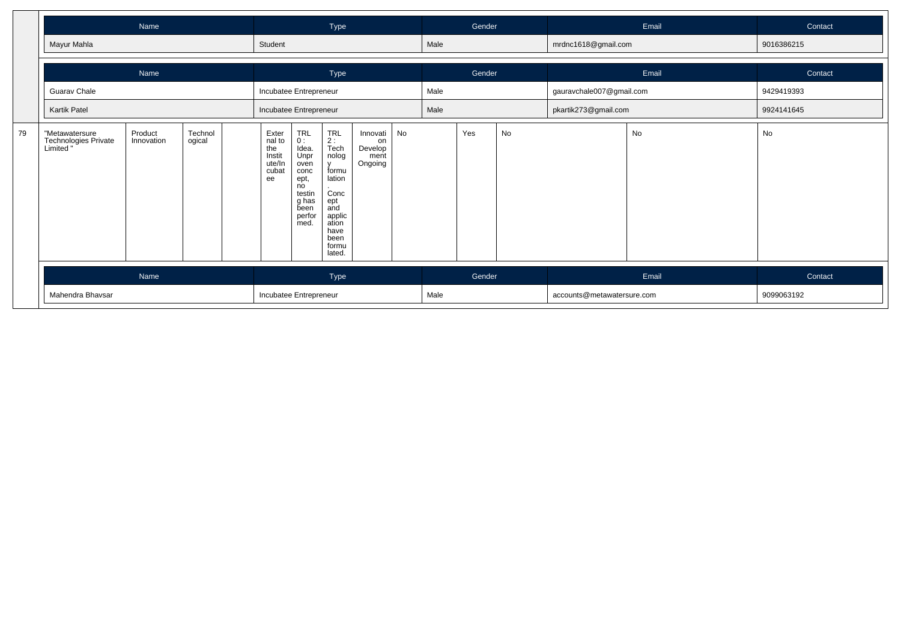| Name | Type | Gender | Email | Contact |
| --- | --- | --- | --- | --- |
| Mayur Mahla | Student | Male | mrdnc1618@gmail.com | 9016386215 |

| Name | Type | Gender | Email | Contact |
| --- | --- | --- | --- | --- |
| Guarav Chale | Incubatee Entrepreneur | Male | gauravchale007@gmail.com | 9429419393 |
| Kartik Patel | Incubatee Entrepreneur | Male | pkartik273@gmail.com | 9924141645 |

| | | | | | | | | | | | | | |
| --- | --- | --- | --- | --- | --- | --- | --- | --- | --- | --- | --- | --- | --- |
| 79 | "Metawatersure Technologies Private Limited " | Product Innovation | Technological | | External to the Institute/Incubatee | TRL 0 : Idea. Unproven concept, no testing has been performed. | TRL 2 : Technology formulation. Concept and application have been formulated. | Innovation Development Ongoing | No | Yes | No | No | No |

| Name | Type | Gender | Email | Contact |
| --- | --- | --- | --- | --- |
| Mahendra Bhavsar | Incubatee Entrepreneur | Male | accounts@metawatersure.com | 9099063192 |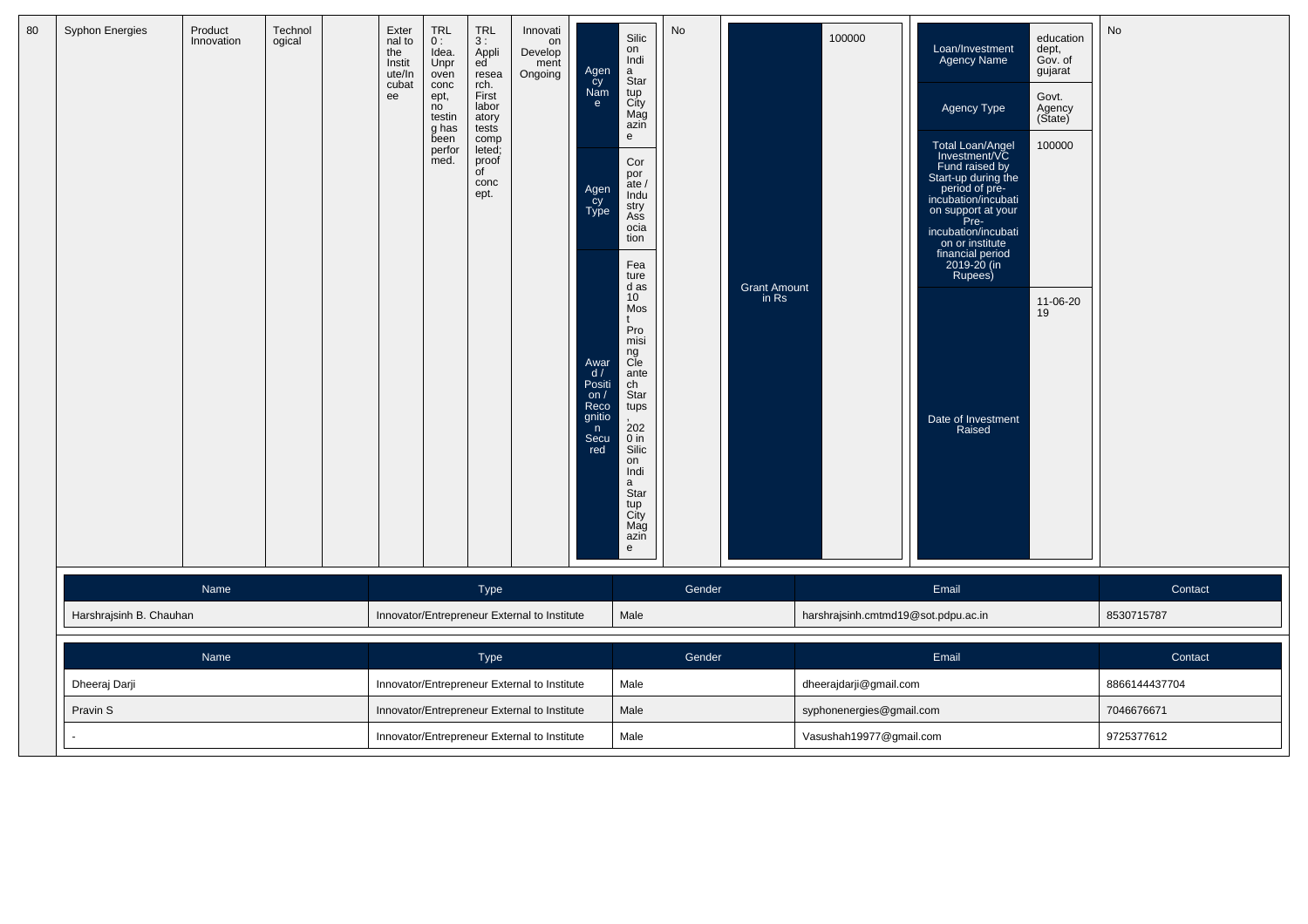| 80 | Syphon Energies | Product Innovation | Technological | | External to the Institute/Incubatee | TRL 0 : Idea. Unproven concept, no testing has been performed. | TRL 3 : Applied research. First laboratory tests completed; proof of concept. | Innovation Development Ongoing | Agency Name: Silicon India Startup City Magazine; Agency Type: Corporate / Industry Association; Award / Position / Recognition Secured: Featured as 10 Most Promising Cleantech Startups, 2020 in Silicon India Startup City Magazine | No | Grant Amount in Rs: 100000 | Loan/Investment Agency Name: education dept, Gov. of gujarat; Agency Type: Govt. Agency (State); Total Loan/Angel Investment/VC Fund raised by Start-up during the period of pre-incubation/incubation support at your Pre-incubation/incubation or institute financial period 2019-20 (in Rupees): 100000; Date of Investment Raised: 11-06-2019 | No |
|---|---|---|---|---|---|---|---|---|---|---|---|---|---|

| Name | Type | Gender | Email | Contact |
|---|---|---|---|---|
| Harshrajsinh B. Chauhan | Innovator/Entrepreneur External to Institute | Male | harshrajsinh.cmtmd19@sot.pdpu.ac.in | 8530715787 |

| Name | Type | Gender | Email | Contact |
|---|---|---|---|---|
| Dheeraj Darji | Innovator/Entrepreneur External to Institute | Male | dheerajdarji@gmail.com | 8866144437704 |
| Pravin S | Innovator/Entrepreneur External to Institute | Male | syphonenergies@gmail.com | 7046676671 |
| - | Innovator/Entrepreneur External to Institute | Male | Vasushah19977@gmail.com | 9725377612 |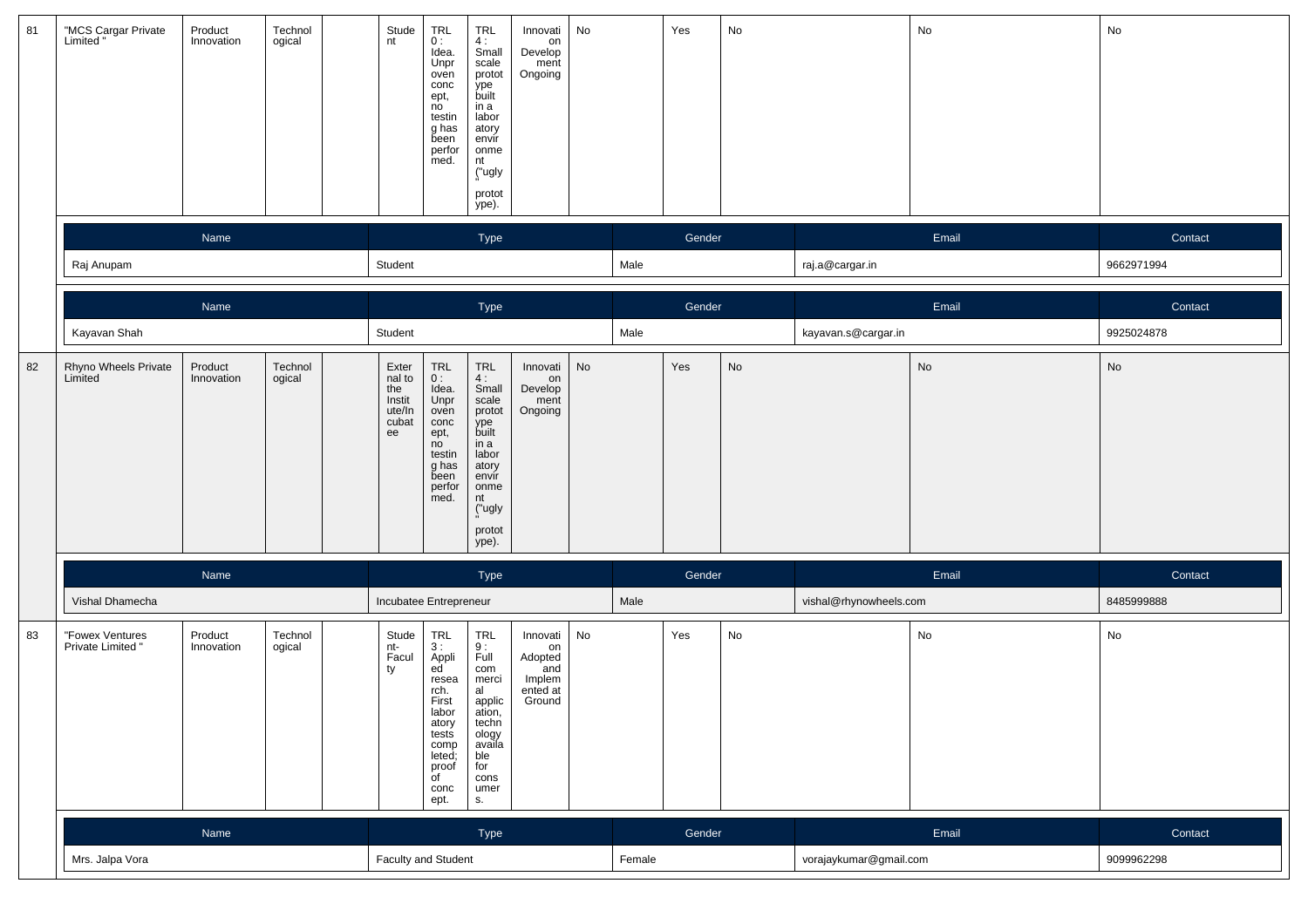| 81 | "MCS Cargar Private Limited " | Product Innovation | Technological | | Student | TRL 0 : Idea. Unproven concept, no testing has been performed. | TRL 4 : Small scale prototype built in a laboratory environment ("ugly" prototype). | Innovation Development Ongoing | No | Yes | No | No | No |
|---|---|---|---|---|---|---|---|---|---|---|---|---|---|

| Name | Type | Gender | Email | Contact |
|---|---|---|---|---|
| Raj Anupam | Student | Male | raj.a@cargar.in | 9662971994 |

| Name | Type | Gender | Email | Contact |
|---|---|---|---|---|
| Kayavan Shah | Student | Male | kayavan.s@cargar.in | 9925024878 |

| 82 | Rhyno Wheels Private Limited | Product Innovation | Technological | | External to the Institute/Incubatee | TRL 0 : Idea. Unproven concept, no testing has been performed. | TRL 4 : Small scale prototype built in a laboratory environment ("ugly" prototype). | Innovation Development Ongoing | No | Yes | No | No | No |
|---|---|---|---|---|---|---|---|---|---|---|---|---|---|

| Name | Type | Gender | Email | Contact |
|---|---|---|---|---|
| Vishal Dhamecha | Incubatee Entrepreneur | Male | vishal@rhynowheels.com | 8485999888 |

| 83 | "Fowex Ventures Private Limited " | Product Innovation | Technological | | Student-Faculty | TRL 3 : Applied research. First laboratory tests completed; proof of concept. | TRL 9 : Full commercial application, technology available for consumers. | Innovation Adopted and Implemented at Ground | No | Yes | No | No | No |
|---|---|---|---|---|---|---|---|---|---|---|---|---|---|

| Name | Type | Gender | Email | Contact |
|---|---|---|---|---|
| Mrs. Jalpa Vora | Faculty and Student | Female | vorajaykumar@gmail.com | 9099962298 |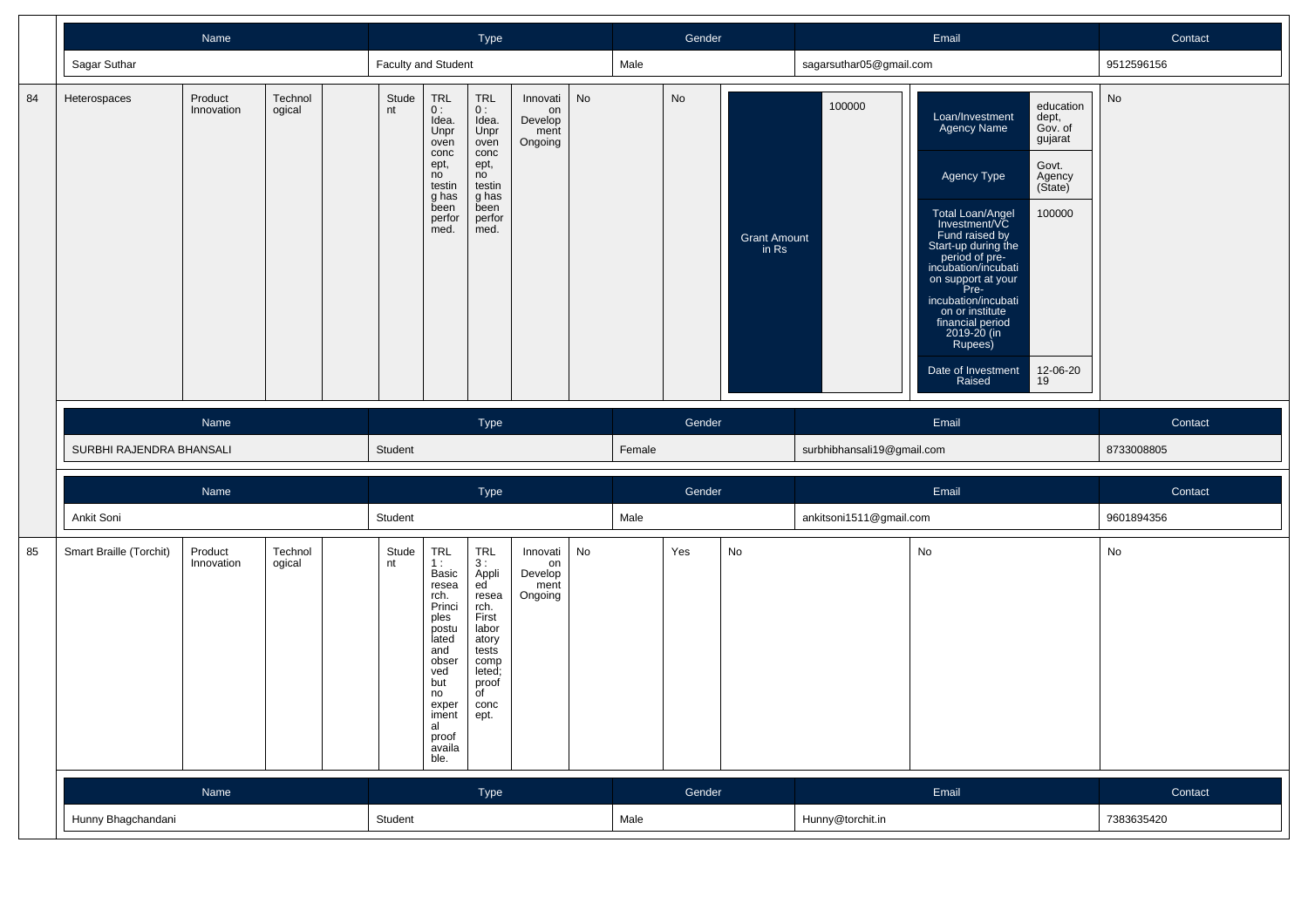| Name | Type | Gender | Email | Contact |
|---|---|---|---|---|
| Sagar Suthar | Faculty and Student | Male | sagarsuthar05@gmail.com | 9512596156 |

| 84 | Heterospaces | Product Innovation | Technological | | Student | TRL 0 : Idea. Unproven concept, no testing has been performed. | TRL 0 : Idea. Unproven concept, no testing has been performed. | Innovation Development Ongoing | No | No | Grant Amount in Rs | 100000 | Loan/Investment Agency Name: education dept, Gov. of gujarat; Agency Type: Govt. Agency (State); Total Loan/Angel Investment/VC Fund raised by Start-up during the period of pre-incubation/incubation support at your Pre-incubation/incubation or institute financial period 2019-20 (in Rupees): 100000; Date of Investment Raised: 12-06-2019 | No |
|---|---|---|---|---|---|---|---|---|---|---|---|---|---|---|

| Name | Type | Gender | Email | Contact |
|---|---|---|---|---|
| SURBHI RAJENDRA BHANSALI | Student | Female | surbhibhansali19@gmail.com | 8733008805 |

| Name | Type | Gender | Email | Contact |
|---|---|---|---|---|
| Ankit Soni | Student | Male | ankitsoni1511@gmail.com | 9601894356 |

| 85 | Smart Braille (Torchit) | Product Innovation | Technological | | Student | TRL 1 : Basic research. Principles postulated and observed but no experimental proof available. | TRL 3 : Applied research. First laboratory tests completed; proof of concept. | Innovation Development Ongoing | No | Yes | No | No | No |
|---|---|---|---|---|---|---|---|---|---|---|---|---|---|

| Name | Type | Gender | Email | Contact |
|---|---|---|---|---|
| Hunny Bhagchandani | Student | Male | Hunny@torchit.in | 7383635420 |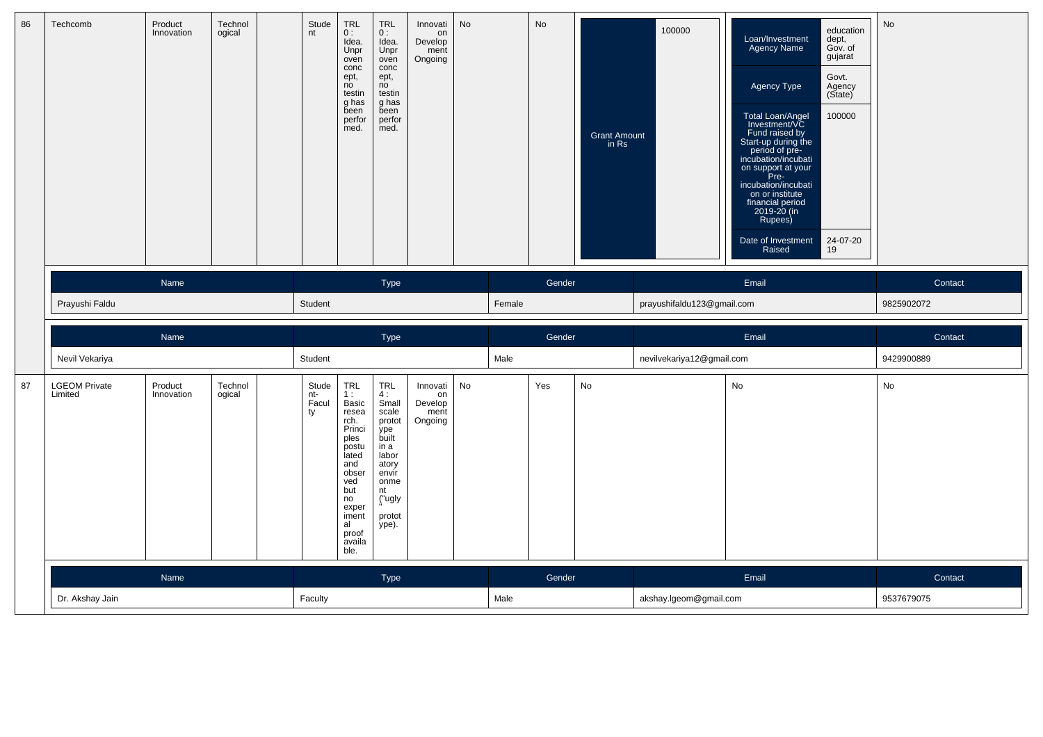| 86 | Techcomb | Product Innovation | Technological | | Student | TRL 0 : Idea. Unproven concept, no testing has been performed. | TRL 0 : Idea. Unproven concept, no testing has been performed. | Innovation Development Ongoing | No | No | Grant Amount in Rs: 100000 | Loan/Investment Agency Name: education dept, Gov. of gujarat; Agency Type: Govt. Agency (State); Total Loan/Angel Investment/VC Fund raised by Start-up during the period of pre-incubation/incubation support at your Pre-incubation/incubation or institute financial period 2019-20 (in Rupees): 100000; Date of Investment Raised: 24-07-2019 | No |
|---|---|---|---|---|---|---|---|---|---|---|---|---|---|

| Name | Type | Gender | Email | Contact |
|---|---|---|---|---|
| Prayushi Faldu | Student | Female | prayushifaldu123@gmail.com | 9825902072 |

| Name | Type | Gender | Email | Contact |
|---|---|---|---|---|
| Nevil Vekariya | Student | Male | nevilvekariya12@gmail.com | 9429900889 |

| 87 | LGEOM Private Limited | Product Innovation | Technological | | Student-Faculty | TRL 1 : Basic research. Principles postulated and observed but no experimental proof available. | TRL 4 : Small scale prototype built in a laboratory environment ("ugly" prototype). | Innovation Development Ongoing | No | Yes | No | No | No |
|---|---|---|---|---|---|---|---|---|---|---|---|---|---|

| Name | Type | Gender | Email | Contact |
|---|---|---|---|---|
| Dr. Akshay Jain | Faculty | Male | akshay.lgeom@gmail.com | 9537679075 |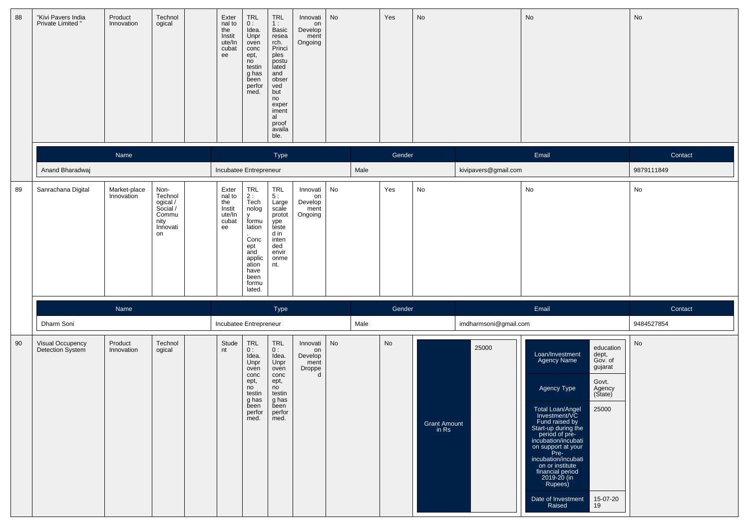| 88 | "Kivi Pavers India Private Limited " | Product Innovation | Technological | | External to the Institute/Incubatee | TRL 0 : Idea. Unproven concept, no testing has been performed. | TRL 1 : Basic research. Principles postulated and observed but no experimental proof available. | Innovation Development Ongoing | No | Yes | No | No | No |
|---|---|---|---|---|---|---|---|---|---|---|---|---|---|

| Name | Type | Gender | Email | Contact |
|---|---|---|---|---|
| Anand Bharadwaj | Incubatee Entrepreneur | Male | kivipavers@gmail.com | 9879111849 |

| 89 | Sanrachana Digital | Market-place Innovation | Non-Technological / Social / Community Innovation | | External to the Institute/Incubatee | TRL 2 : Technology formulation. Concept and application have been formulated. | TRL 5 : Large scale prototype tested in intended environment. | Innovation Development Ongoing | No | Yes | No | No | No |
|---|---|---|---|---|---|---|---|---|---|---|---|---|---|

| Name | Type | Gender | Email | Contact |
|---|---|---|---|---|
| Dharm Soni | Incubatee Entrepreneur | Male | imdharmsoni@gmail.com | 9484527854 |

| 90 | Visual Occupency Detection System | Product Innovation | Technological | | Student | TRL 0 : Idea. Unproven concept, no testing has been performed. | TRL 0 : Idea. Unproven concept, no testing has been performed. | Innovation Development Dropped | No | No | Grant Amount in Rs: 25000 | Loan/Investment Agency Name: education dept, Gov. of gujarat; Agency Type: Govt. Agency (State); Total Loan/Angel Investment/VC Fund raised by Start-up during the period of pre-incubation/incubation support at your Pre-incubation/incubation or institute financial period 2019-20 (in Rupees): 25000; Date of Investment Raised: 15-07-2019 | No |
|---|---|---|---|---|---|---|---|---|---|---|---|---|---|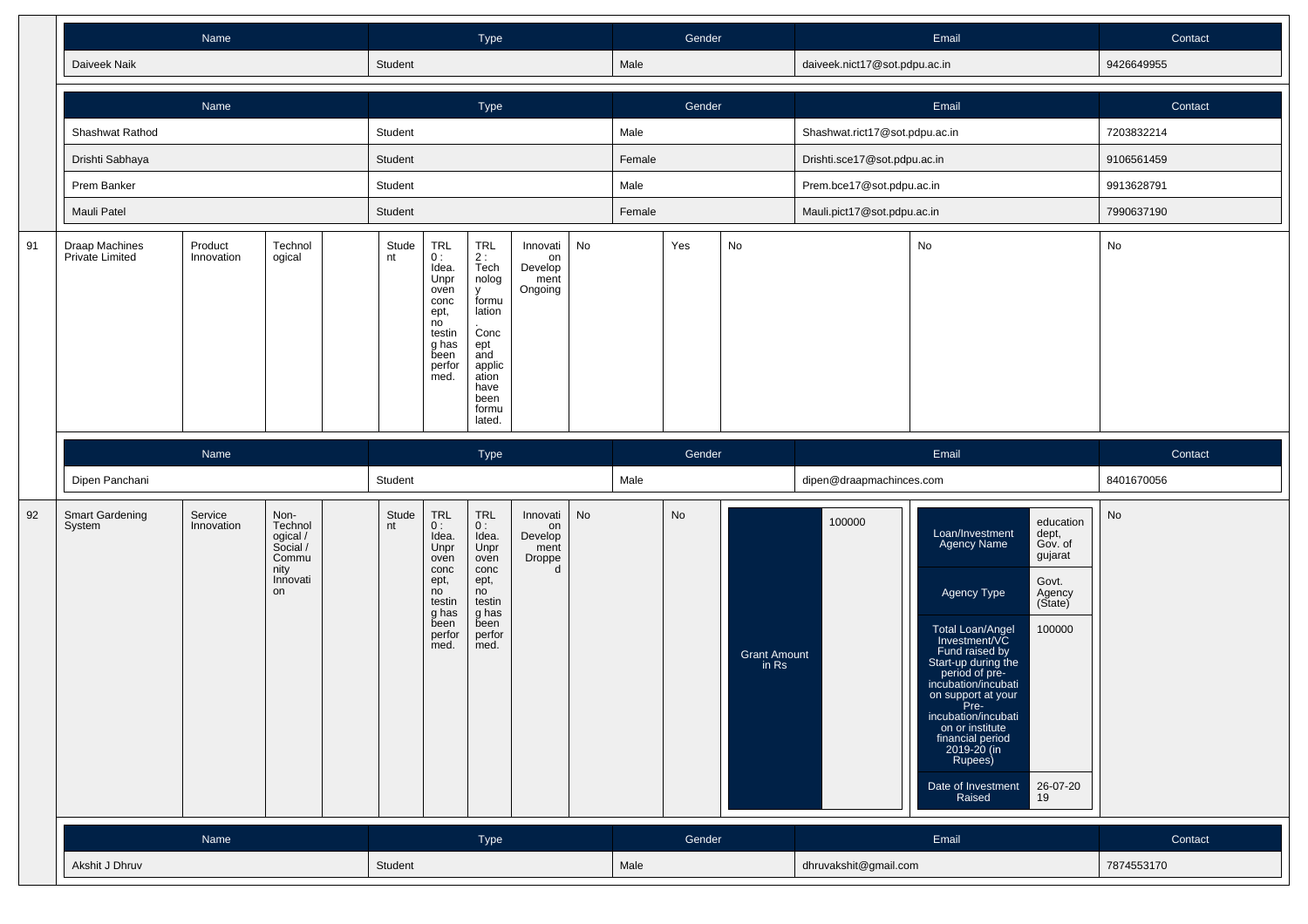| Name | Type | Gender | Email | Contact |
|---|---|---|---|---|
| Daiveek Naik | Student | Male | daiveek.nict17@sot.pdpu.ac.in | 9426649955 |

| Name | Type | Gender | Email | Contact |
|---|---|---|---|---|
| Shashwat Rathod | Student | Male | Shashwat.rict17@sot.pdpu.ac.in | 7203832214 |
| Drishti Sabhaya | Student | Female | Drishti.sce17@sot.pdpu.ac.in | 9106561459 |
| Prem Banker | Student | Male | Prem.bce17@sot.pdpu.ac.in | 9913628791 |
| Mauli Patel | Student | Female | Mauli.pict17@sot.pdpu.ac.in | 7990637190 |

| | | | | | | | | | | | | | |
|---|---|---|---|---|---|---|---|---|---|---|---|---|---|
| 91 | Draap Machines Private Limited | Product Innovation | Technological | | Student | TRL 0 : Idea. Unproven concept, no testing has been performed. | TRL 2 : Technology formulation. Concept and application have been formulated. | Innovation Development Ongoing | No | Yes | No | No | No |

| Name | Type | Gender | Email | Contact |
|---|---|---|---|---|
| Dipen Panchani | Student | Male | dipen@draapmachinces.com | 8401670056 |

| | | | | | | | | | | | | | |
|---|---|---|---|---|---|---|---|---|---|---|---|---|---|
| 92 | Smart Gardening System | Service Innovation | Non-Technological / Social / Community Innovation | | Student | TRL 0 : Idea. Unproven concept, no testing has been performed. | TRL 0 : Idea. Unproven concept, no testing has been performed. | Innovation Development Dropped | No | No | Grant Amount in Rs: 100000 | Loan/Investment Agency Name: education dept, Gov. of gujarat; Agency Type: Govt. Agency (State); Total Loan/Angel Investment/VC Fund raised by Start-up during the period of pre-incubation/incubation support at your Pre-incubation/incubation or institute financial period 2019-20 (in Rupees): 100000; Date of Investment Raised: 26-07-2019 | No |

| Name | Type | Gender | Email | Contact |
|---|---|---|---|---|
| Akshit J Dhruv | Student | Male | dhruvakshit@gmail.com | 7874553170 |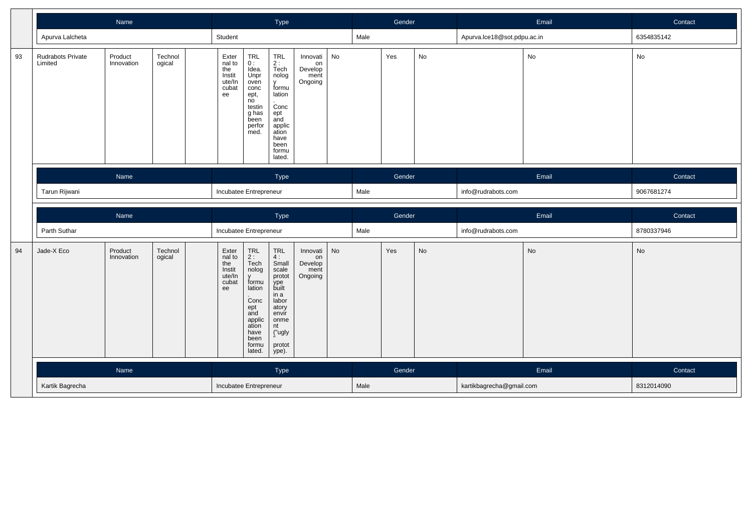| Name | Type | Gender | Email | Contact |
|---|---|---|---|---|
| Apurva Lalcheta | Student | Male | Apurva.lce18@sot.pdpu.ac.in | 6354835142 |

| 93 | Rudrabots Private Limited | Product Innovation | Technological | | External to the Institute/Incubatee | TRL 0 : Idea. Unproven concept, no testing has been performed. | TRL 2 : Technology formulation. Concept and application have been formulated. | Innovation Development Ongoing | No | Yes | No | No | No |
|---|---|---|---|---|---|---|---|---|---|---|---|---|---|

| Name | Type | Gender | Email | Contact |
|---|---|---|---|---|
| Tarun Rijwani | Incubatee Entrepreneur | Male | info@rudrabots.com | 9067681274 |

| Name | Type | Gender | Email | Contact |
|---|---|---|---|---|
| Parth Suthar | Incubatee Entrepreneur | Male | info@rudrabots.com | 8780337946 |

| 94 | Jade-X Eco | Product Innovation | Technological | | External to the Institute/Incubatee | TRL 2 : Technology formulation. Concept and application have been formulated. | TRL 4 : Small scale prototype built in a laboratory environment ("ugly" prototype). | Innovation Development Ongoing | No | Yes | No | No | No |
|---|---|---|---|---|---|---|---|---|---|---|---|---|---|

| Name | Type | Gender | Email | Contact |
|---|---|---|---|---|
| Kartik Bagrecha | Incubatee Entrepreneur | Male | kartikbagrecha@gmail.com | 8312014090 |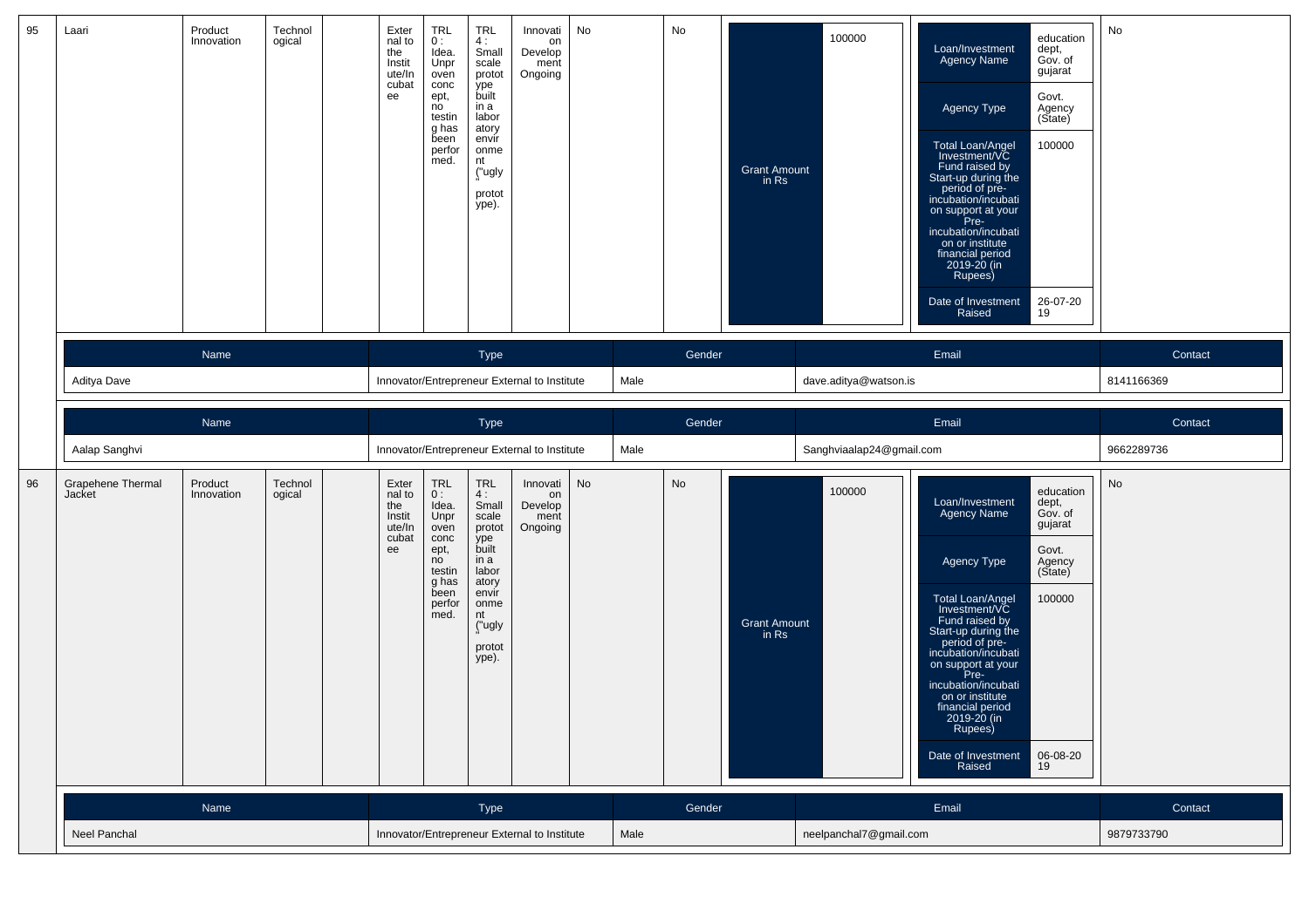| 95 | Laari | Product Innovation | Technological | | External to the Institute/Incubatee | TRL 0 : Idea. Unproven concept, no testing has been performed. | TRL 4 : Small scale prototype built in a laboratory environment ("ugly" prototype). | Innovation Development Ongoing | No | No | Grant Amount in Rs | 100000 | Loan/Investment Agency Name: education dept, Gov. of gujarat; Agency Type: Govt. Agency (State); Total Loan/Angel Investment/VC Fund raised by Start-up during the period of pre-incubation/incubation support at your Pre-incubation/incubation or institute financial period 2019-20 (in Rupees): 100000; Date of Investment Raised: 26-07-2019 | No |
|---|---|---|---|---|---|---|---|---|---|---|---|---|---|---|

| Name | Type | Gender | Email | Contact |
|---|---|---|---|---|
| Aditya Dave | Innovator/Entrepreneur External to Institute | Male | dave.aditya@watson.is | 8141166369 |

| Name | Type | Gender | Email | Contact |
|---|---|---|---|---|
| Aalap Sanghvi | Innovator/Entrepreneur External to Institute | Male | Sanghviaalap24@gmail.com | 9662289736 |

| 96 | Grapehene Thermal Jacket | Product Innovation | Technological | | External to the Institute/Incubatee | TRL 0 : Idea. Unproven concept, no testing has been performed. | TRL 4 : Small scale prototype built in a laboratory environment ("ugly" prototype). | Innovation Development Ongoing | No | No | Grant Amount in Rs | 100000 | Loan/Investment Agency Name: education dept, Gov. of gujarat; Agency Type: Govt. Agency (State); Total Loan/Angel Investment/VC Fund raised by Start-up during the period of pre-incubation/incubation support at your Pre-incubation/incubation or institute financial period 2019-20 (in Rupees): 100000; Date of Investment Raised: 06-08-2019 | No |
|---|---|---|---|---|---|---|---|---|---|---|---|---|---|---|

| Name | Type | Gender | Email | Contact |
|---|---|---|---|---|
| Neel Panchal | Innovator/Entrepreneur External to Institute | Male | neelpanchal7@gmail.com | 9879733790 |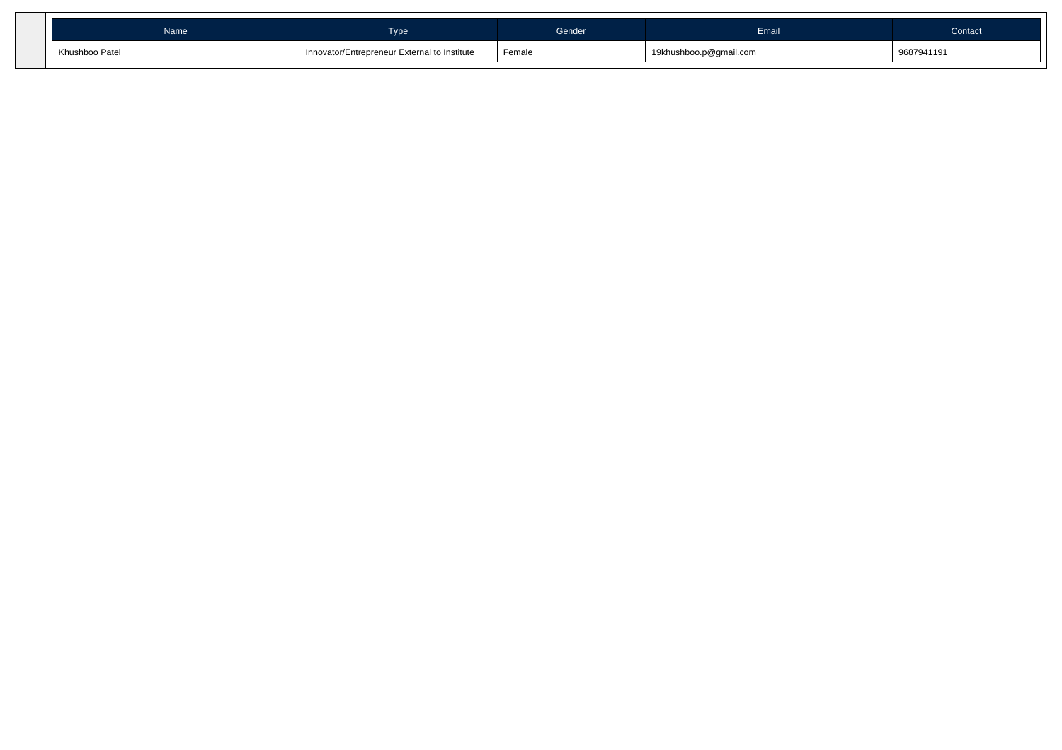| Name | Type | Gender | Email | Contact |
| --- | --- | --- | --- | --- |
| Khushboo Patel | Innovator/Entrepreneur External to Institute | Female | 19khushboo.p@gmail.com | 9687941191 |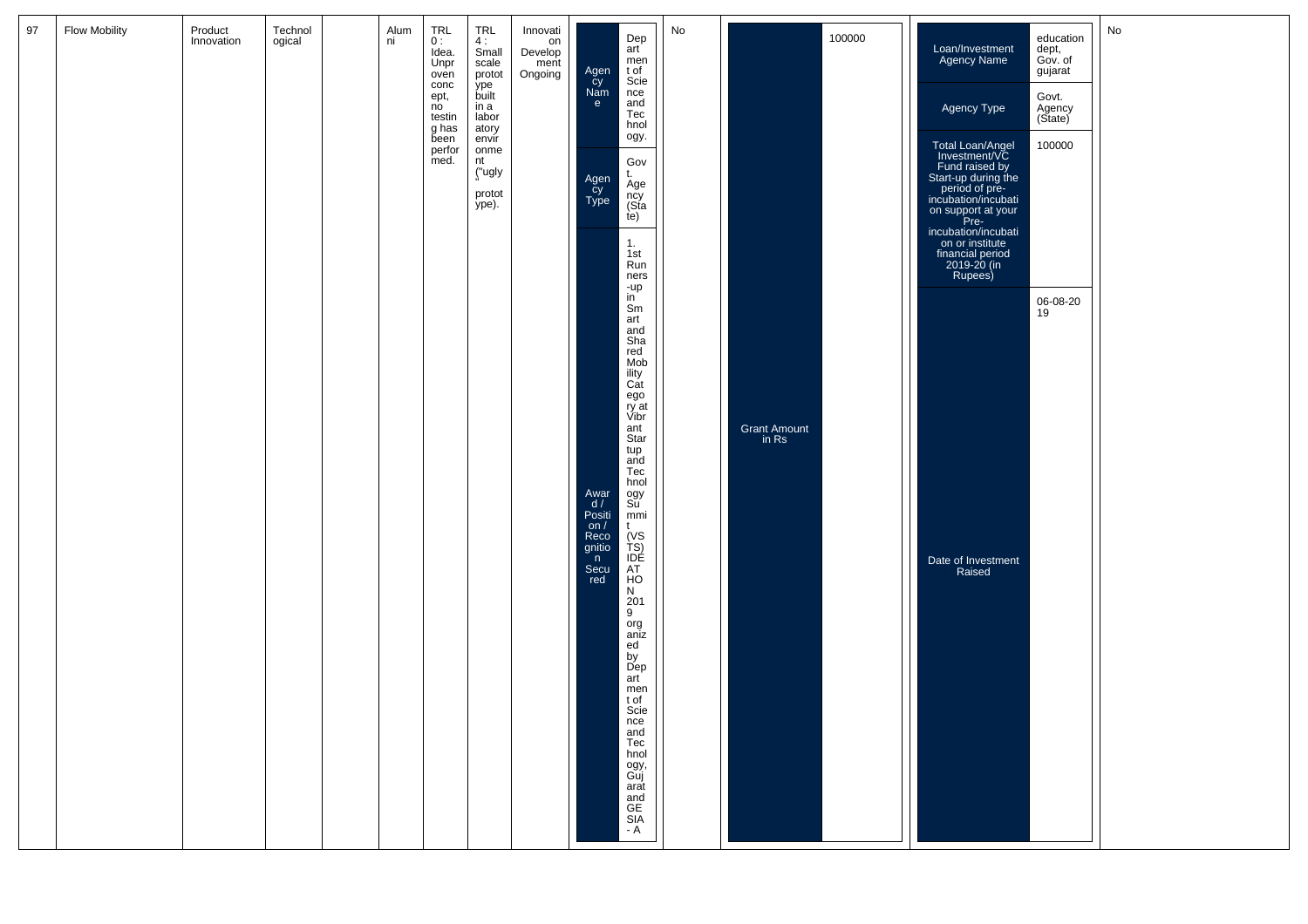| 97 | Flow Mobility | Product Innovation | Technological | | Alumni | TRL 0 : Idea. Unproven concept, no testing has been performed. | TRL 4 : Small scale prototype built in a laboratory environment ("ugly" prototype). | Innovation Development Ongoing | Agency Name: Department of Science and Technology. Agency Type: Govt. Agency (State). Award / Position / Recognition Secured: 1. 1st Runners-up in Smart and Shared Mobility Category at Vibrant Startup and Technology Summit (VSTS) IDEATHON 2019 organized by Department of Science and Technology, Gujarat and GESIA - A | No | Grant Amount in Rs: 100000 | Loan/Investment Agency Name: education dept, Gov. of gujarat. Agency Type: Govt. Agency (State). Total Loan/Angel Investment/VC Fund raised by Start-up during the period of pre-incubation/incubation support at your Pre-incubation/incubation or institute financial period 2019-20 (in Rupees): 100000. Date of Investment Raised: 06-08-2019 | No |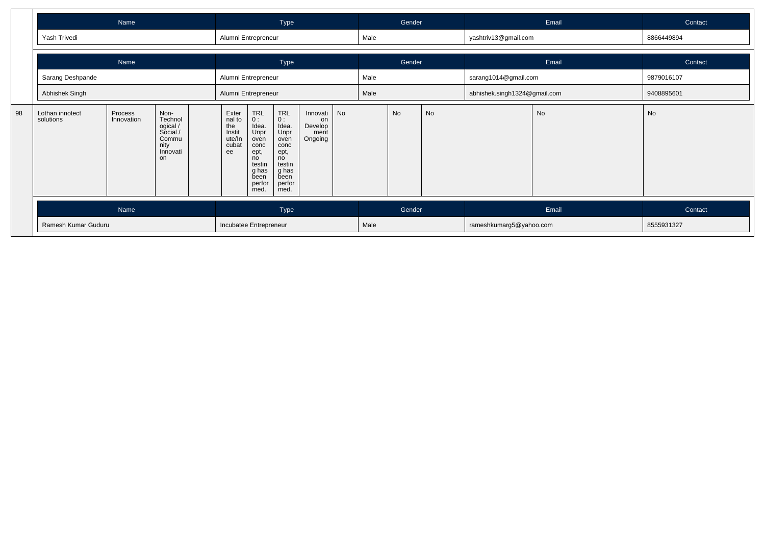| Name | Type | Gender | Email | Contact |
|---|---|---|---|---|
| Yash Trivedi | Alumni Entrepreneur | Male | yashtriv13@gmail.com | 8866449894 |

| Name | Type | Gender | Email | Contact |
|---|---|---|---|---|
| Sarang Deshpande | Alumni Entrepreneur | Male | sarang1014@gmail.com | 9879016107 |
| Abhishek Singh | Alumni Entrepreneur | Male | abhishek.singh1324@gmail.com | 9408895601 |

| 98 | Lothan innotect solutions | Process Innovation | Non-Technological / Social / Community Innovation | | External to the Institute/Incubatee | TRL 0 : Idea. Unproven concept, no testing has been performed. | TRL 0 : Idea. Unproven concept, no testing has been performed. | Innovation Development Ongoing | No | No | No | No | No |
|---|---|---|---|---|---|---|---|---|---|---|---|---|---|

| Name | Type | Gender | Email | Contact |
|---|---|---|---|---|
| Ramesh Kumar Guduru | Incubatee Entrepreneur | Male | rameshkumarg5@yahoo.com | 8555931327 |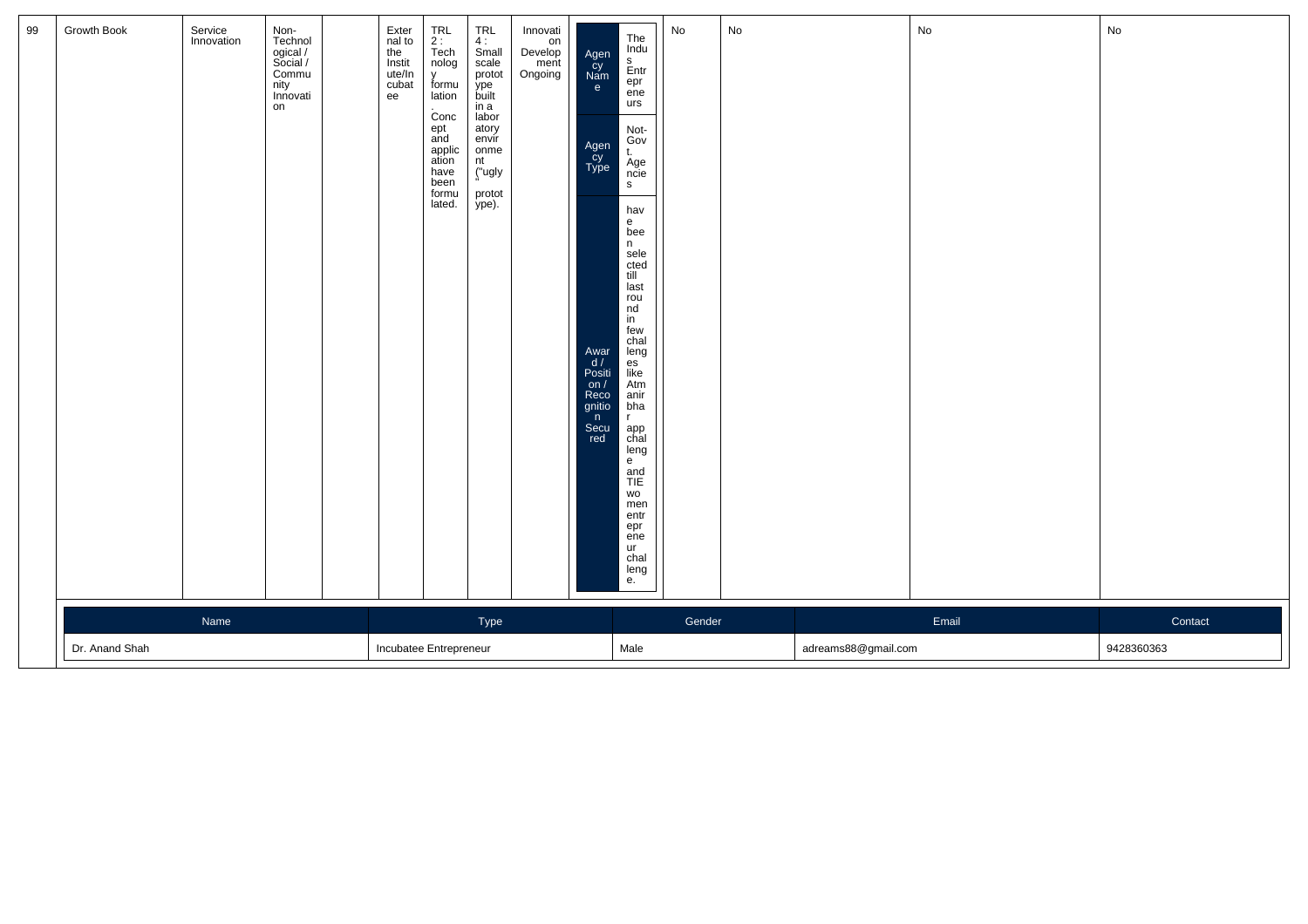| | | | | | | | | | | | | | |
|---|---|---|---|---|---|---|---|---|---|---|---|---|---|
| 99 | Growth Book | Service Innovation | Non-Technological / Social / Community Innovation | | External to the Institute/Incubatee | TRL 2 : Technology formulation. Concept and application have been formulated. | TRL 4 : Small scale prototype built in a laboratory environment ("ugly" prototype). | Innovation Development Ongoing | Agency Name: The Indus Entrepreneurs<br>Agency Type: Not-Govt. Agencies<br>Award / Position / Recognition Secured: have been selected till last round in few challenges like Atmanirbhar app challenge and TIE women entrepreneur challenge. | No | No | No | No |

| Name | Type | Gender | Email | Contact |
|---|---|---|---|---|
| Dr. Anand Shah | Incubatee Entrepreneur | Male | adreams88@gmail.com | 9428360363 |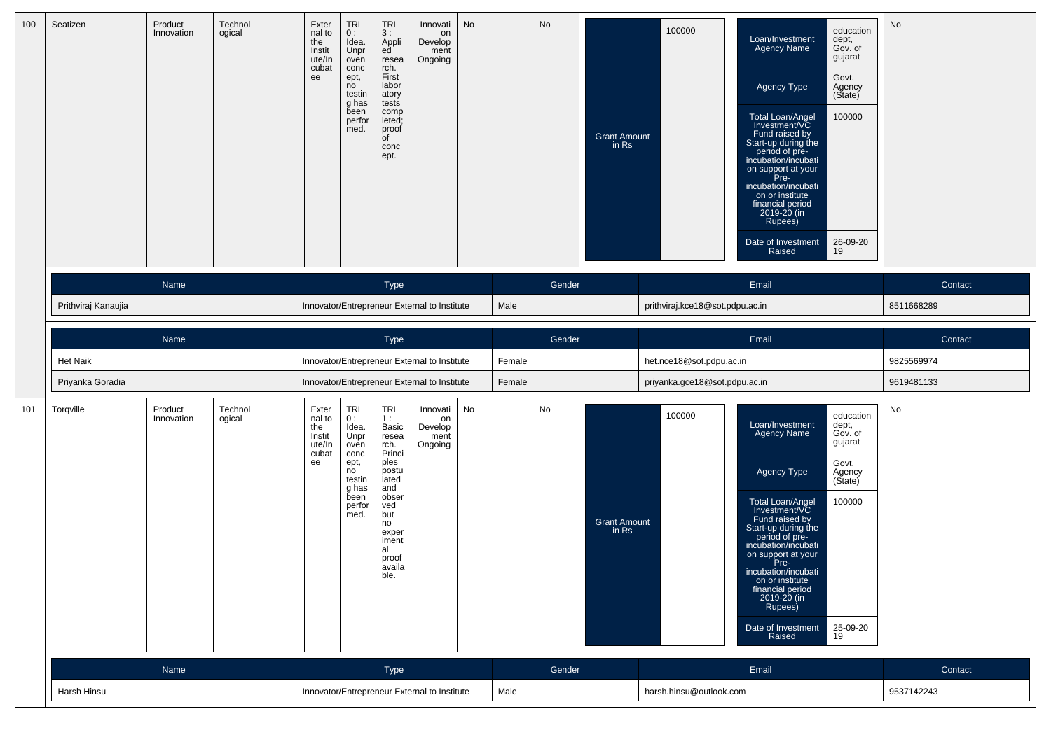| 100 | Seatizen | Product Innovation | Technological | | External to the Institute/Incubatee | TRL 0 : Idea. Unproven concept, no testing has been performed. | TRL 3 : Applied research. First laboratory tests completed; proof of concept. | Innovation Development Ongoing | No | No | Grant Amount in Rs: 100000 | Loan/Investment Agency Name: education dept, Gov. of gujarat; Agency Type: Govt. Agency (State); Total Loan/Angel Investment/VC Fund raised by Start-up during the period of pre-incubation/incubation support at your Pre-incubation/incubation or institute financial period 2019-20 (in Rupees): 100000; Date of Investment Raised: 26-09-2019 | No |
|---|---|---|---|---|---|---|---|---|---|---|---|---|---|

| Name | Type | Gender | Email | Contact |
|---|---|---|---|---|
| Prithviraj Kanaujia | Innovator/Entrepreneur External to Institute | Male | prithviraj.kce18@sot.pdpu.ac.in | 8511668289 |

| Name | Type | Gender | Email | Contact |
|---|---|---|---|---|
| Het Naik | Innovator/Entrepreneur External to Institute | Female | het.nce18@sot.pdpu.ac.in | 9825569974 |
| Priyanka Goradia | Innovator/Entrepreneur External to Institute | Female | priyanka.gce18@sot.pdpu.ac.in | 9619481133 |

| 101 | Torqville | Product Innovation | Technological | | External to the Institute/Incubatee | TRL 0 : Idea. Unproven concept, no testing has been performed. | TRL 1 : Basic research. Principles postulated and observed but no experimental proof available. | Innovation Development Ongoing | No | No | Grant Amount in Rs: 100000 | Loan/Investment Agency Name: education dept, Gov. of gujarat; Agency Type: Govt. Agency (State); Total Loan/Angel Investment/VC Fund raised by Start-up during the period of pre-incubation/incubation support at your Pre-incubation/incubation or institute financial period 2019-20 (in Rupees): 100000; Date of Investment Raised: 25-09-2019 | No |
|---|---|---|---|---|---|---|---|---|---|---|---|---|---|

| Name | Type | Gender | Email | Contact |
|---|---|---|---|---|
| Harsh Hinsu | Innovator/Entrepreneur External to Institute | Male | harsh.hinsu@outlook.com | 9537142243 |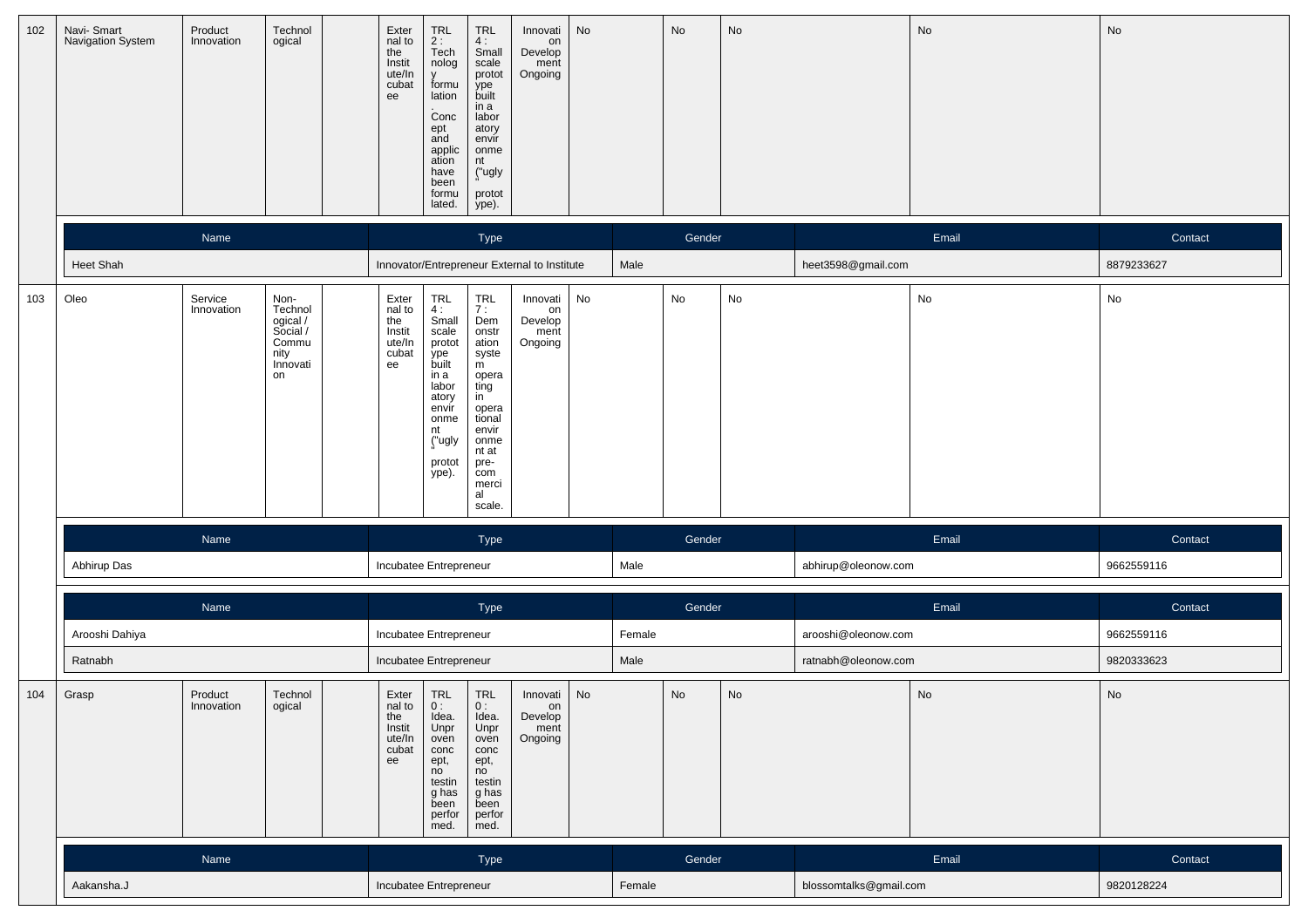| 102 | Navi- Smart Navigation System | Product Innovation | Technological | | External to the Institute/Incubatee | TRL 2 : Technology formulation. Concept and application have been formulated. | TRL 4 : Small scale prototype built in a laboratory environment ("ugly" prototype). | Innovation Development Ongoing | No | No | No | No | No |
|---|---|---|---|---|---|---|---|---|---|---|---|---|---|

| Name | Type | Gender | Email | Contact |
|---|---|---|---|---|
| Heet Shah | Innovator/Entrepreneur External to Institute | Male | heet3598@gmail.com | 8879233627 |

| 103 | Oleo | Service Innovation | Non-Technological / Social / Community Innovation | | External to the Institute/Incubatee | TRL 4 : Small scale prototype built in a laboratory environment ("ugly" prototype). | TRL 7 : Demonstration system operating in operational environment at pre-commercial scale. | Innovation Development Ongoing | No | No | No | No | No |
|---|---|---|---|---|---|---|---|---|---|---|---|---|---|

| Name | Type | Gender | Email | Contact |
|---|---|---|---|---|
| Abhirup Das | Incubatee Entrepreneur | Male | abhirup@oleonow.com | 9662559116 |

| Name | Type | Gender | Email | Contact |
|---|---|---|---|---|
| Arooshi Dahiya | Incubatee Entrepreneur | Female | arooshi@oleonow.com | 9662559116 |
| Ratnabh | Incubatee Entrepreneur | Male | ratnabh@oleonow.com | 9820333623 |

| 104 | Grasp | Product Innovation | Technological | | External to the Institute/Incubatee | TRL 0 : Idea. Unproven concept, no testing has been performed. | TRL 0 : Idea. Unproven concept, no testing has been performed. | Innovation Development Ongoing | No | No | No | No | No |
|---|---|---|---|---|---|---|---|---|---|---|---|---|---|

| Name | Type | Gender | Email | Contact |
|---|---|---|---|---|
| Aakansha.J | Incubatee Entrepreneur | Female | blossomtalks@gmail.com | 9820128224 |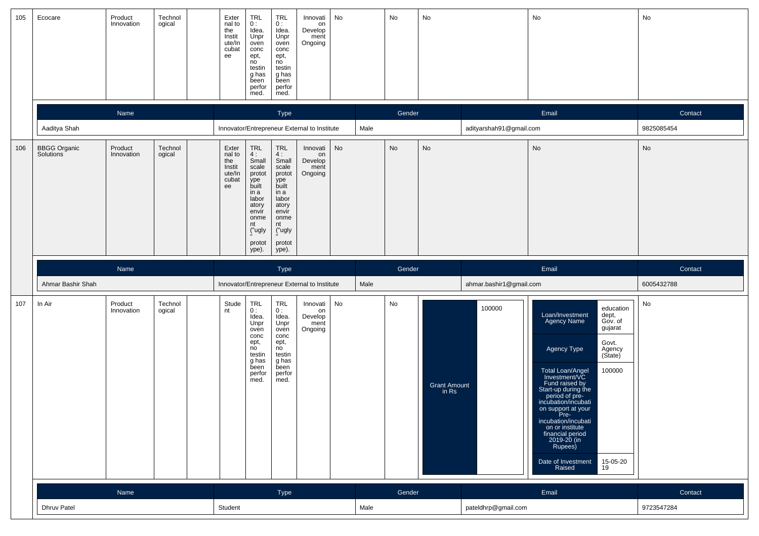| 105 | Ecocare | Product Innovation | Technological | | External to the Institute/Incubatee | TRL 0 : Idea. Unproven concept, no testing has been performed. | TRL 0 : Idea. Unproven concept, no testing has been performed. | Innovation Development Ongoing | No | No | No | No | No |
|---|---|---|---|---|---|---|---|---|---|---|---|---|---|

| Name | Type | Gender | Email | Contact |
|---|---|---|---|---|
| Aaditya Shah | Innovator/Entrepreneur External to Institute | Male | adityarshah91@gmail.com | 9825085454 |

| 106 | BBGG Organic Solutions | Product Innovation | Technological | | External to the Institute/Incubatee | TRL 4 : Small scale prototype built in a laboratory environment ("ugly" prototype). | TRL 4 : Small scale prototype built in a laboratory environment ("ugly" prototype). | Innovation Development Ongoing | No | No | No | No | No |
|---|---|---|---|---|---|---|---|---|---|---|---|---|---|

| Name | Type | Gender | Email | Contact |
|---|---|---|---|---|
| Ahmar Bashir Shah | Innovator/Entrepreneur External to Institute | Male | ahmar.bashir1@gmail.com | 6005432788 |

| 107 | In Air | Product Innovation | Technological | | Student | TRL 0 : Idea. Unproven concept, no testing has been performed. | TRL 0 : Idea. Unproven concept, no testing has been performed. | Innovation Development Ongoing | No | No | Grant Amount in Rs: 100000 | Loan/Investment Agency Name: education dept, Gov. of gujarat; Agency Type: Govt. Agency (State); Total Loan/Angel Investment/VC Fund raised by Start-up during the period of pre-incubation/incubation support at your Pre-incubation/incubation or institute financial period 2019-20 (in Rupees): 100000; Date of Investment Raised: 15-05-2019 | No |
|---|---|---|---|---|---|---|---|---|---|---|---|---|---|

| Name | Type | Gender | Email | Contact |
|---|---|---|---|---|
| Dhruv Patel | Student | Male | pateldhrp@gmail.com | 9723547284 |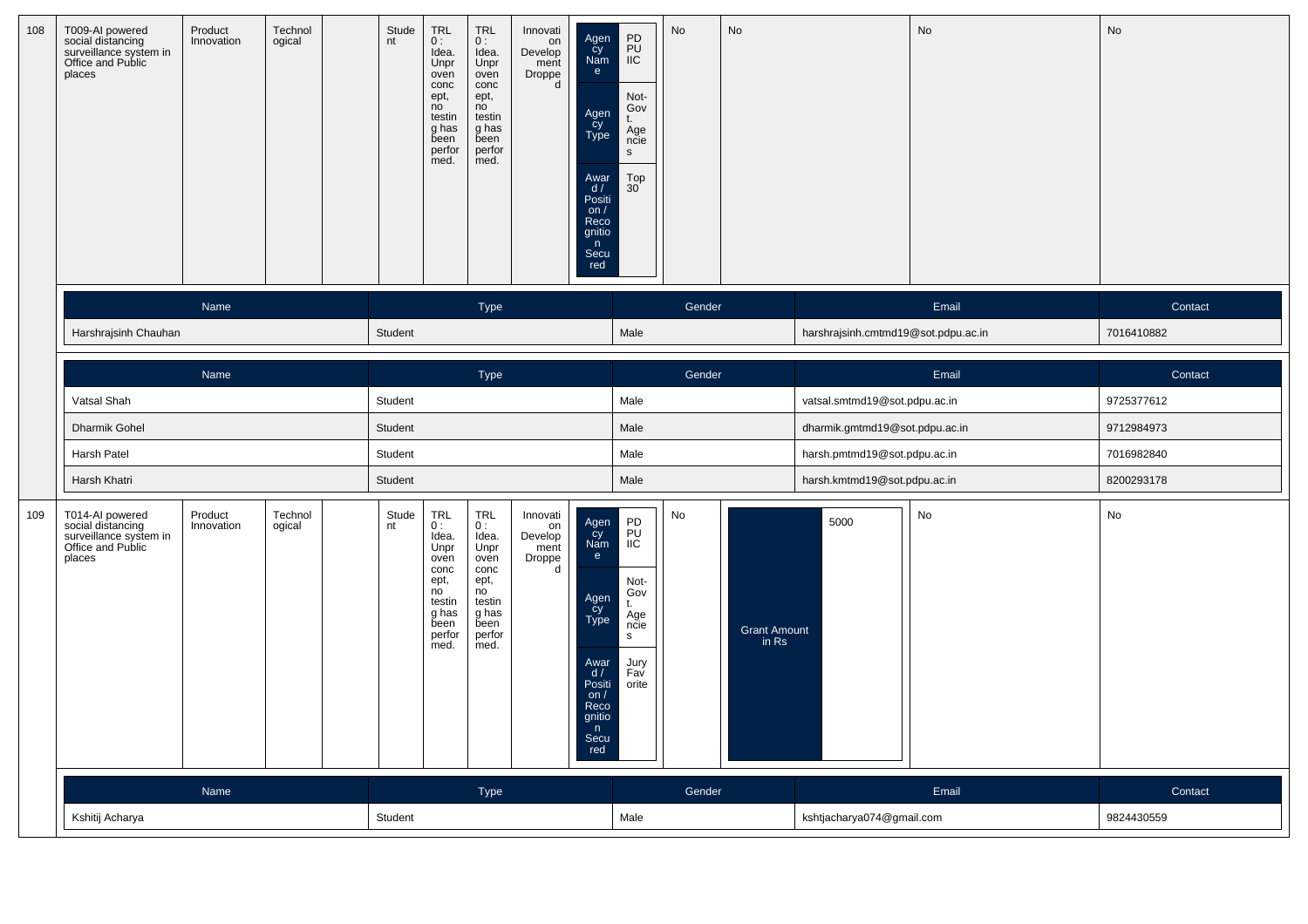| 108 | T009-AI powered social distancing surveillance system in Office and Public places | Product Innovation | Technological | | Student | TRL 0 : Idea. Unproven concept, no testing has been performed. | TRL 0 : Idea. Unproven concept, no testing has been performed. | Innovation Development Dropped | Agency Name: PDPU IIC<br>Agency Type: Not-Govt. Agencies<br>Award / Position / Recognition Secured: Top 30 | No | No | No | No |
|---|---|---|---|---|---|---|---|---|---|---|---|---|---|

| Name | Type | Gender | Email | Contact |
|---|---|---|---|---|
| Harshrajsinh Chauhan | Student | Male | harshrajsinh.cmtmd19@sot.pdpu.ac.in | 7016410882 |

| Name | Type | Gender | Email | Contact |
|---|---|---|---|---|
| Vatsal Shah | Student | Male | vatsal.smtmd19@sot.pdpu.ac.in | 9725377612 |
| Dharmik Gohel | Student | Male | dharmik.gmtmd19@sot.pdpu.ac.in | 9712984973 |
| Harsh Patel | Student | Male | harsh.pmtmd19@sot.pdpu.ac.in | 7016982840 |
| Harsh Khatri | Student | Male | harsh.kmtmd19@sot.pdpu.ac.in | 8200293178 |

| 109 | T014-AI powered social distancing surveillance system in Office and Public places | Product Innovation | Technological | | Student | TRL 0 : Idea. Unproven concept, no testing has been performed. | TRL 0 : Idea. Unproven concept, no testing has been performed. | Innovation Development Dropped | Agency Name: PDPU IIC<br>Agency Type: Not-Govt. Agencies<br>Award / Position / Recognition Secured: Jury Favorite | No | Grant Amount in Rs: 5000 | No | No |
|---|---|---|---|---|---|---|---|---|---|---|---|---|---|

| Name | Type | Gender | Email | Contact |
|---|---|---|---|---|
| Kshitij Acharya | Student | Male | kshtjacharya074@gmail.com | 9824430559 |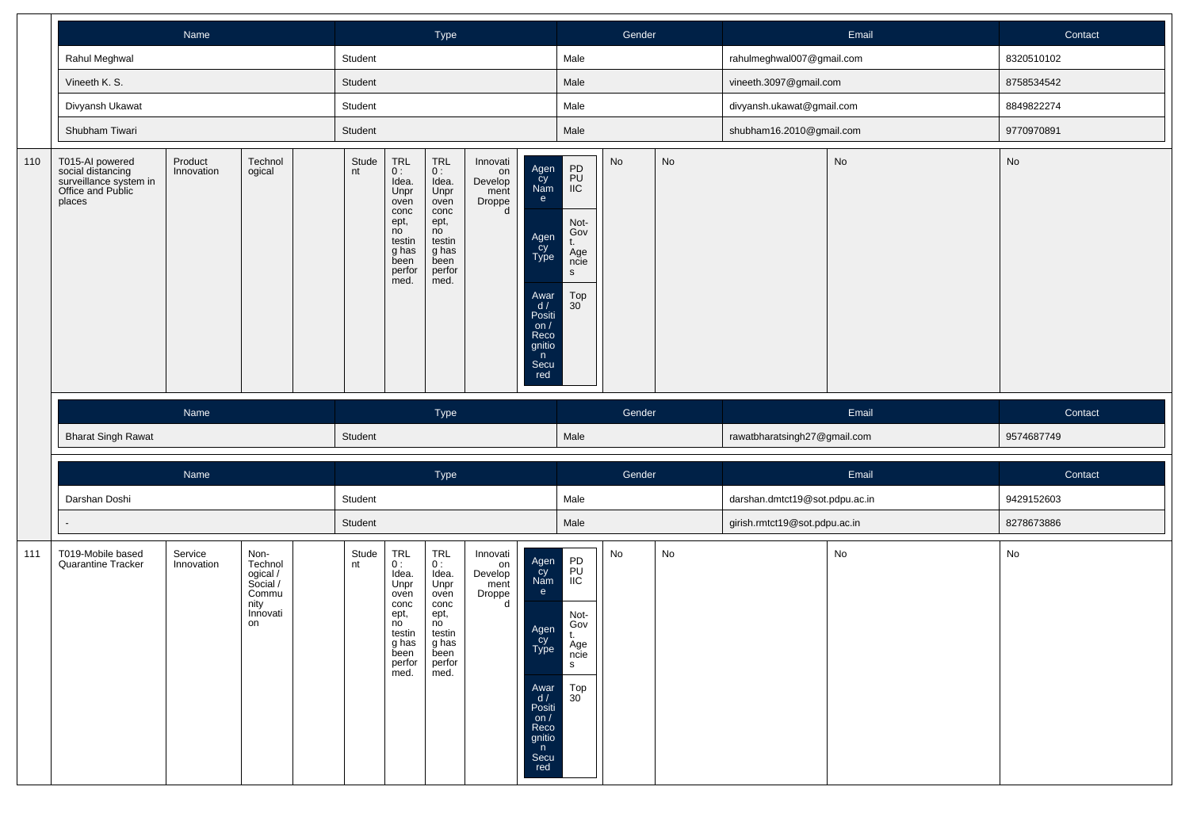| Name | Type | Gender | Email | Contact |
|---|---|---|---|---|
| Rahul Meghwal | Student | Male | rahulmeghwal007@gmail.com | 8320510102 |
| Vineeth K. S. | Student | Male | vineeth.3097@gmail.com | 8758534542 |
| Divyansh Ukawat | Student | Male | divyansh.ukawat@gmail.com | 8849822274 |
| Shubham Tiwari | Student | Male | shubham16.2010@gmail.com | 9770970891 |

| 110 | T015-AI powered social distancing surveillance system in Office and Public places | Product Innovation | Technological | | Student | TRL 0 : Idea. Unproven concept, no testing has been performed. | TRL 0 : Idea. Unproven concept, no testing has been performed. | Innovation Development Dropped | Agency Name: PDPU IIC; Agency Type: Not-Govt. Agencies; Award / Position / Recognition Secured: Top 30 | No | No | No | No |
|---|---|---|---|---|---|---|---|---|---|---|---|---|---|

| Name | Type | Gender | Email | Contact |
|---|---|---|---|---|
| Bharat Singh Rawat | Student | Male | rawatbharatsingh27@gmail.com | 9574687749 |

| Name | Type | Gender | Email | Contact |
|---|---|---|---|---|
| Darshan Doshi | Student | Male | darshan.dmtct19@sot.pdpu.ac.in | 9429152603 |
| - | Student | Male | girish.rmtct19@sot.pdpu.ac.in | 8278673886 |

| 111 | T019-Mobile based Quarantine Tracker | Service Innovation | Non-Technological / Social / Community Innovation | | Student | TRL 0 : Idea. Unproven concept, no testing has been performed. | TRL 0 : Idea. Unproven concept, no testing has been performed. | Innovation Development Dropped | Agency Name: PDPU IIC; Agency Type: Not-Govt. Agencies; Award / Position / Recognition Secured: Top 30 | No | No | No | No |
|---|---|---|---|---|---|---|---|---|---|---|---|---|---|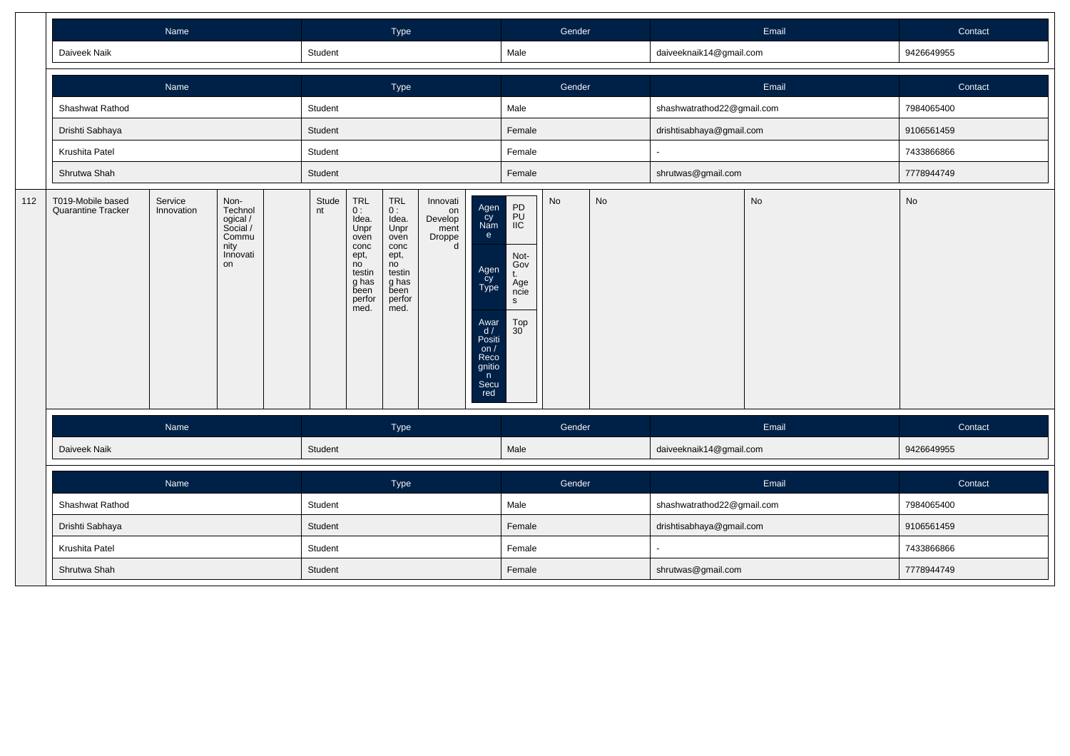| Name | Type | Gender | Email | Contact |
|---|---|---|---|---|
| Daiveek Naik | Student | Male | daiveeknaik14@gmail.com | 9426649955 |

| Name | Type | Gender | Email | Contact |
|---|---|---|---|---|
| Shashwat Rathod | Student | Male | shashwatrathod22@gmail.com | 7984065400 |
| Drishti Sabhaya | Student | Female | drishtisabhaya@gmail.com | 9106561459 |
| Krushita Patel | Student | Female | - | 7433866866 |
| Shrutwa Shah | Student | Female | shrutwas@gmail.com | 7778944749 |

| | | | | | | | | | | | | | |
|---|---|---|---|---|---|---|---|---|---|---|---|---|---|
| 112 | T019-Mobile based Quarantine Tracker | Service Innovation | Non-Technological / Social / Community Innovation | | Student | TRL 0 : Idea. Unproven concept, no testing has been performed. | TRL 0 : Idea. Unproven concept, no testing has been performed. | Innovation Development Dropped | Agency Name: PDPU IIC; Agency Type: Not-Govt. Agencies; Award / Position / Recognition Secured: Top 30 | No | No | No | No |

| Name | Type | Gender | Email | Contact |
|---|---|---|---|---|
| Daiveek Naik | Student | Male | daiveeknaik14@gmail.com | 9426649955 |

| Name | Type | Gender | Email | Contact |
|---|---|---|---|---|
| Shashwat Rathod | Student | Male | shashwatrathod22@gmail.com | 7984065400 |
| Drishti Sabhaya | Student | Female | drishtisabhaya@gmail.com | 9106561459 |
| Krushita Patel | Student | Female | - | 7433866866 |
| Shrutwa Shah | Student | Female | shrutwas@gmail.com | 7778944749 |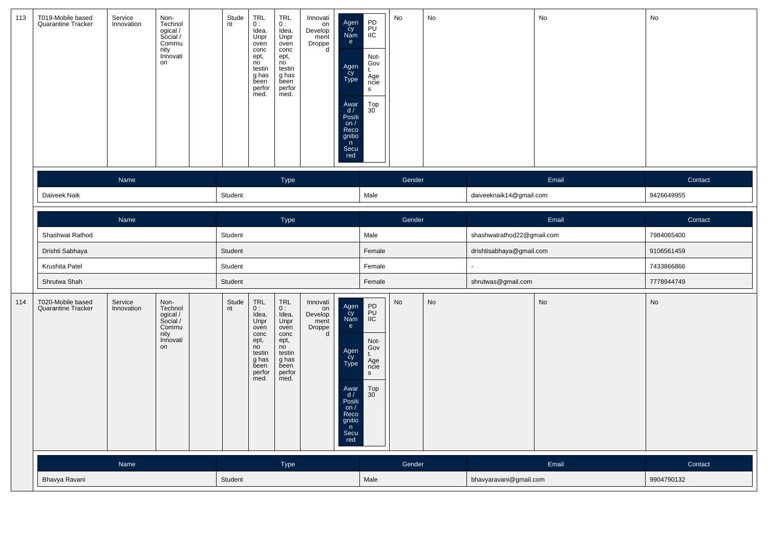| 113 | T019-Mobile based Quarantine Tracker | Service Innovation | Non-Technological / Social / Community Innovation | | Student | TRL 0 : Idea. Unproven concept, no testing has been performed. | TRL 0 : Idea. Unproven concept, no testing has been performed. | Innovation Development Dropped | Agency Name: PDPU IIC; Agency Type: Not-Govt. Agencies; Award / Position / Recognition Secured: Top 30 | No | No | No | No |
|---|---|---|---|---|---|---|---|---|---|---|---|---|---|

| Name | Type | Gender | Email | Contact |
|---|---|---|---|---|
| Daiveek Naik | Student | Male | daiveeknaik14@gmail.com | 9426649955 |

| Name | Type | Gender | Email | Contact |
|---|---|---|---|---|
| Shashwat Rathod | Student | Male | shashwatrathod22@gmail.com | 7984065400 |
| Drishti Sabhaya | Student | Female | drishtisabhaya@gmail.com | 9106561459 |
| Krushita Patel | Student | Female | - | 7433866866 |
| Shrutwa Shah | Student | Female | shrutwas@gmail.com | 7778944749 |

| 114 | T020-Mobile based Quarantine Tracker | Service Innovation | Non-Technological / Social / Community Innovation | | Student | TRL 0 : Idea. Unproven concept, no testing has been performed. | TRL 0 : Idea. Unproven concept, no testing has been performed. | Innovation Development Dropped | Agency Name: PDPU IIC; Agency Type: Not-Govt. Agencies; Award / Position / Recognition Secured: Top 30 | No | No | No | No |
|---|---|---|---|---|---|---|---|---|---|---|---|---|---|

| Name | Type | Gender | Email | Contact |
|---|---|---|---|---|
| Bhavya Ravani | Student | Male | bhavyaravani@gmail.com | 9904790132 |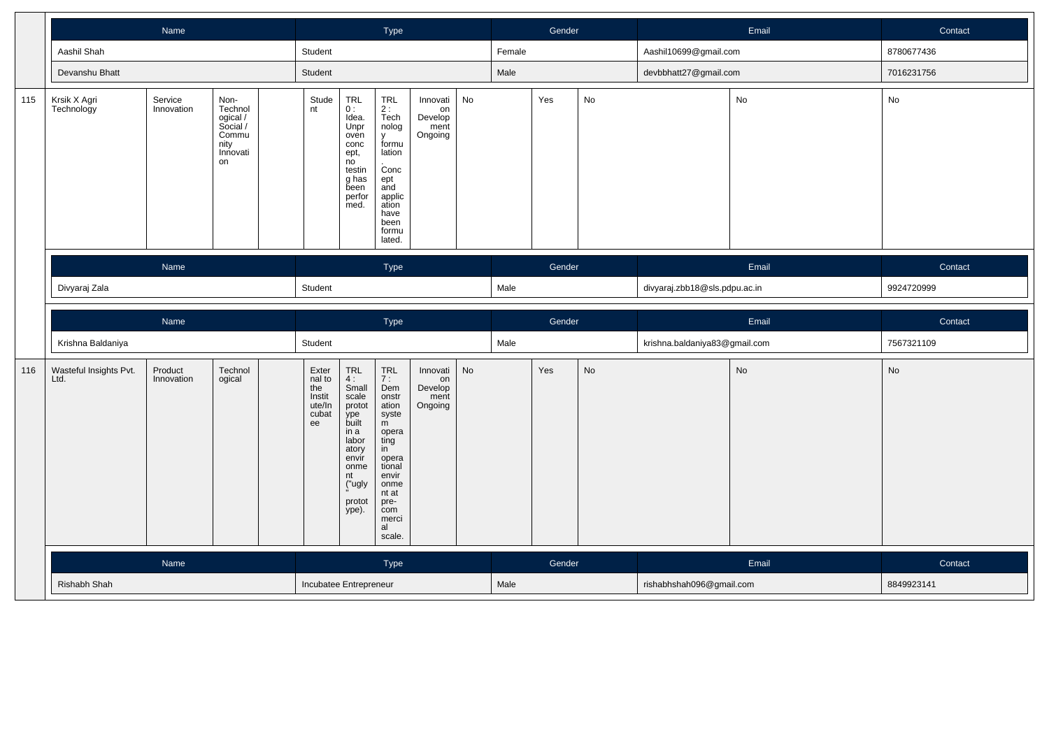| Name | Type | Gender | Email | Contact |
|---|---|---|---|---|
| Aashil Shah | Student | Female | Aashil10699@gmail.com | 8780677436 |
| Devanshu Bhatt | Student | Male | devbbhatt27@gmail.com | 7016231756 |

| | | | | | | | | | | | | | | |
|---|---|---|---|---|---|---|---|---|---|---|---|---|---|---|
| 115 | Krsik X Agri Technology | Service Innovation | Non-Technological / Social / Community Innovation | | Student | TRL 0 : Idea. Unproven concept, no testing has been performed. | TRL 2 : Technology formulation. Concept and application have been formulated. | Innovation Development Ongoing | No | Yes | No | No | No |

| Name | Type | Gender | Email | Contact |
|---|---|---|---|---|
| Divyaraj Zala | Student | Male | divyaraj.zbb18@sls.pdpu.ac.in | 9924720999 |

| Name | Type | Gender | Email | Contact |
|---|---|---|---|---|
| Krishna Baldaniya | Student | Male | krishna.baldaniya83@gmail.com | 7567321109 |

| | | | | | | | | | | | | | | |
|---|---|---|---|---|---|---|---|---|---|---|---|---|---|---|
| 116 | Wasteful Insights Pvt. Ltd. | Product Innovation | Technological | | External to the Institute/Incubatee | TRL 4 : Small scale prototype built in a laboratory environment ("ugly" prototype). | TRL 7 : Demonstration system operating in operational environment at pre-commercial scale. | Innovation Development Ongoing | No | Yes | No | No | No |

| Name | Type | Gender | Email | Contact |
|---|---|---|---|---|
| Rishabh Shah | Incubatee Entrepreneur | Male | rishabhshah096@gmail.com | 8849923141 |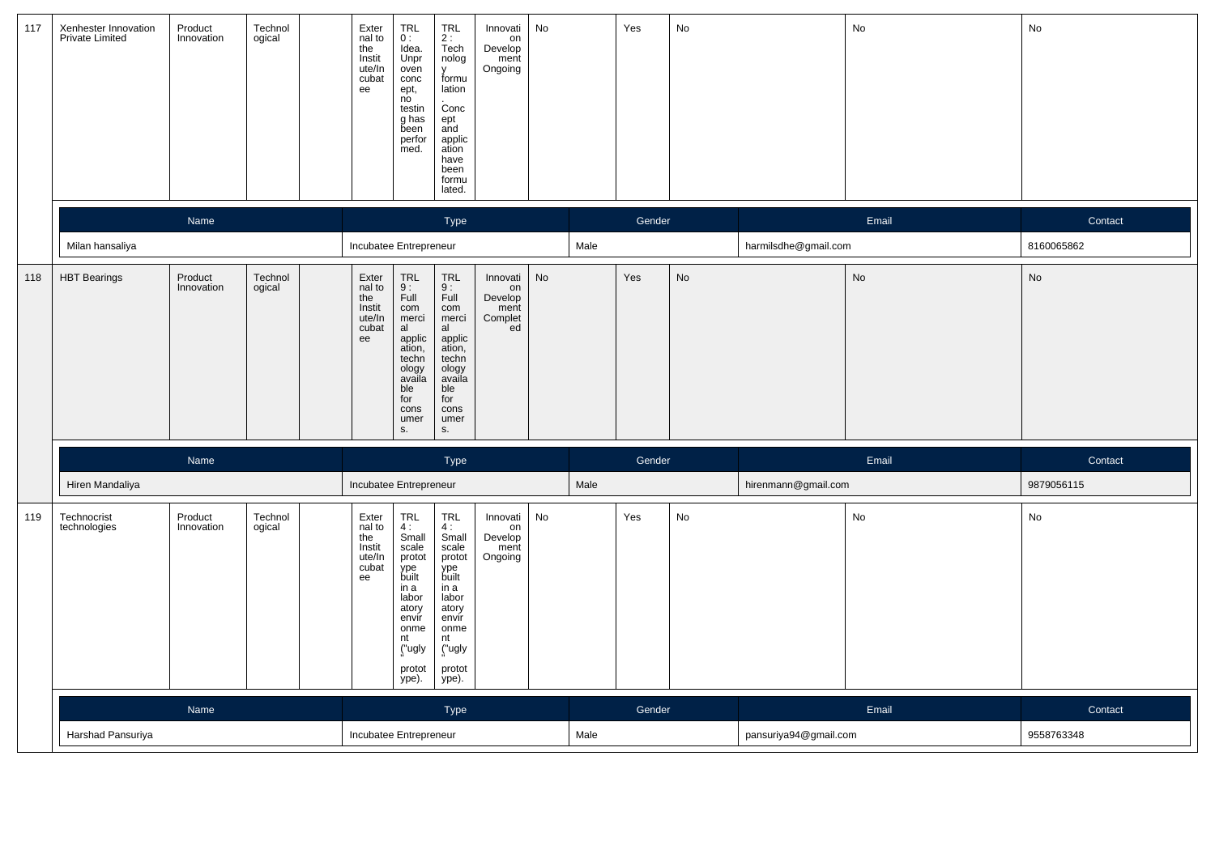| 117 | Xenhester Innovation Private Limited | Product Innovation | Technological | | External to the Institute/Incubatee | TRL 0 : Idea. Unproven concept, no testing has been performed. | TRL 2 : Technology formulation. Concept and application have been formulated. | Innovation Development Ongoing | No | Yes | No | No | No |
|---|---|---|---|---|---|---|---|---|---|---|---|---|---|

| Name | Type | Gender | Email | Contact |
|---|---|---|---|---|
| Milan hansaliya | Incubatee Entrepreneur | Male | harmilsdhe@gmail.com | 8160065862 |

| 118 | HBT Bearings | Product Innovation | Technological | | External to the Institute/Incubatee | TRL 9 : Full commercial application, technology available for consumers. | TRL 9 : Full commercial application, technology available for consumers. | Innovation Development Completed | No | Yes | No | No | No |
|---|---|---|---|---|---|---|---|---|---|---|---|---|---|

| Name | Type | Gender | Email | Contact |
|---|---|---|---|---|
| Hiren Mandaliya | Incubatee Entrepreneur | Male | hirenmann@gmail.com | 9879056115 |

| 119 | Technocrist technologies | Product Innovation | Technological | | External to the Institute/Incubatee | TRL 4 : Small scale prototype built in a laboratory environment ("ugly" prototype). | TRL 4 : Small scale prototype built in a laboratory environment ("ugly" prototype). | Innovation Development Ongoing | No | Yes | No | No | No |
|---|---|---|---|---|---|---|---|---|---|---|---|---|---|

| Name | Type | Gender | Email | Contact |
|---|---|---|---|---|
| Harshad Pansuriya | Incubatee Entrepreneur | Male | pansuriya94@gmail.com | 9558763348 |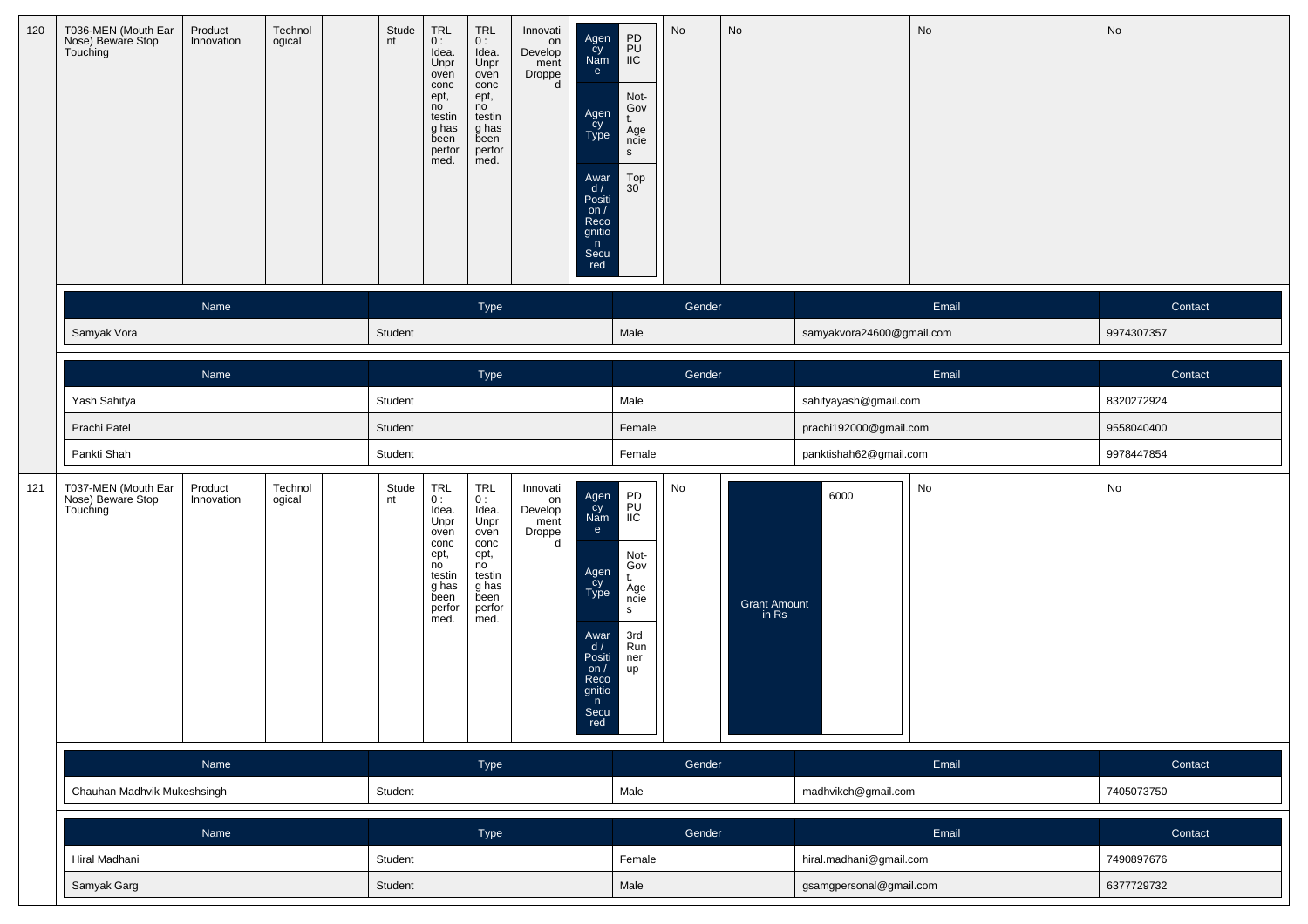| 120 | T036-MEN (Mouth Ear Nose) Beware Stop Touching | Product Innovation | Technological | | Student | TRL 0 : Idea. Unproven concept, no testing has been performed. | TRL 0 : Idea. Unproven concept, no testing has been performed. | Innovation Development Dropped | Agency Name: PDPU IIC; Agency Type: Not-Govt. Agencies; Award / Position / Recognition Secured: Top 30 | No | No | No | No |
|---|---|---|---|---|---|---|---|---|---|---|---|---|---|

| Name | Type | Gender | Email | Contact |
|---|---|---|---|---|
| Samyak Vora | Student | Male | samyakvora24600@gmail.com | 9974307357 |

| Name | Type | Gender | Email | Contact |
|---|---|---|---|---|
| Yash Sahitya | Student | Male | sahityayash@gmail.com | 8320272924 |
| Prachi Patel | Student | Female | prachi192000@gmail.com | 9558040400 |
| Pankti Shah | Student | Female | panktishah62@gmail.com | 9978447854 |

| 121 | T037-MEN (Mouth Ear Nose) Beware Stop Touching | Product Innovation | Technological | | Student | TRL 0 : Idea. Unproven concept, no testing has been performed. | TRL 0 : Idea. Unproven concept, no testing has been performed. | Innovation Development Dropped | Agency Name: PDPU IIC; Agency Type: Not-Govt. Agencies; Award / Position / Recognition Secured: 3rd Runner up | No | Grant Amount in Rs: 6000 | No | No |
|---|---|---|---|---|---|---|---|---|---|---|---|---|---|

| Name | Type | Gender | Email | Contact |
|---|---|---|---|---|
| Chauhan Madhvik Mukeshsingh | Student | Male | madhvikch@gmail.com | 7405073750 |

| Name | Type | Gender | Email | Contact |
|---|---|---|---|---|
| Hiral Madhani | Student | Female | hiral.madhani@gmail.com | 7490897676 |
| Samyak Garg | Student | Male | gsamgpersonal@gmail.com | 6377729732 |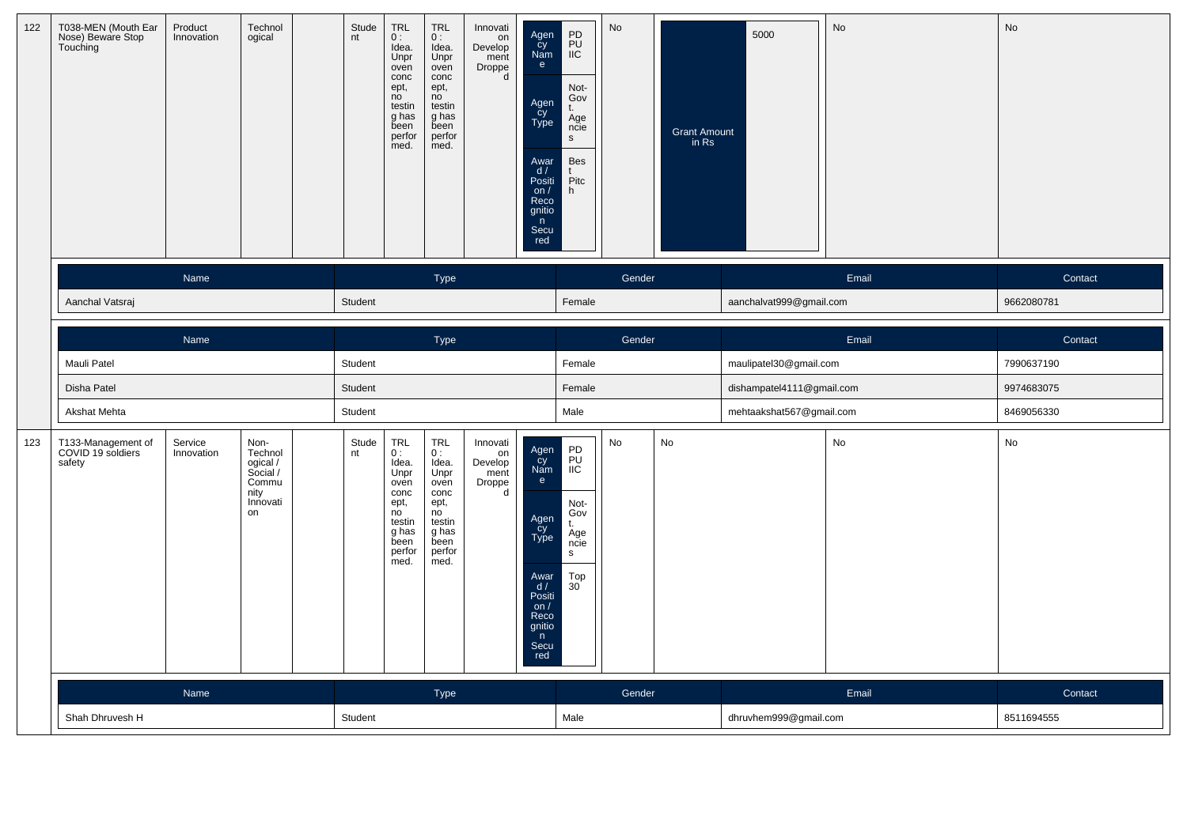| 122 | T038-MEN (Mouth Ear Nose) Beware Stop Touching | Product Innovation | Technological | | Student | TRL 0 : Idea. Unproven concept, no testing has been performed. | TRL 0 : Idea. Unproven concept, no testing has been performed. | Innovation Development Dropped | Agency Name: PDPU IIC; Agency Type: Not-Govt. Agencies; Award / Position / Recognition Secured: Best Pitch | No | Grant Amount in Rs: 5000 | No | No |
|---|---|---|---|---|---|---|---|---|---|---|---|---|---|

| Name | Type | Gender | Email | Contact |
|---|---|---|---|---|
| Aanchal Vatsraj | Student | Female | aanchalvat999@gmail.com | 9662080781 |

| Name | Type | Gender | Email | Contact |
|---|---|---|---|---|
| Mauli Patel | Student | Female | maulipatel30@gmail.com | 7990637190 |
| Disha Patel | Student | Female | dishampatel4111@gmail.com | 9974683075 |
| Akshat Mehta | Student | Male | mehtaakshat567@gmail.com | 8469056330 |

| 123 | T133-Management of COVID 19 soldiers safety | Service Innovation | Non-Technological / Social / Community Innovation | | Student | TRL 0 : Idea. Unproven concept, no testing has been performed. | TRL 0 : Idea. Unproven concept, no testing has been performed. | Innovation Development Dropped | Agency Name: PDPU IIC; Agency Type: Not-Govt. Agencies; Award / Position / Recognition Secured: Top 30 | No | No | No | No |
|---|---|---|---|---|---|---|---|---|---|---|---|---|---|

| Name | Type | Gender | Email | Contact |
|---|---|---|---|---|
| Shah Dhruvesh H | Student | Male | dhruvhem999@gmail.com | 8511694555 |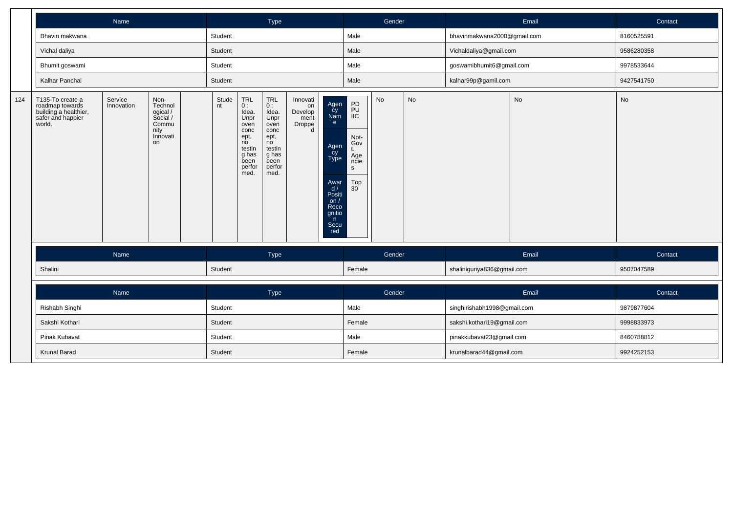| Name | Type | Gender | Email | Contact |
|---|---|---|---|---|
| Bhavin makwana | Student | Male | bhavinmakwana2000@gmail.com | 8160525591 |
| Vichal daliya | Student | Male | Vichaldaliya@gmail.com | 9586280358 |
| Bhumit goswami | Student | Male | goswamibhumit6@gmail.com | 9978533644 |
| Kalhar Panchal | Student | Male | kalhar99p@gamil.com | 9427541750 |

| 124 | T135-To create a roadmap towards building a healthier, safer and happier world. | Service Innovation | Non-Technological / Social / Community Innovation | | Student | TRL 0 : Idea. Unproven concept, no testing has been performed. | TRL 0 : Idea. Unproven concept, no testing has been performed. | Innovation Development Dropped | Agency Name: PDPU IIC; Agency Type: Not-Govt. Agencies; Award / Position / Recognition Secured: Top 30 | No | No | No | No |
|---|---|---|---|---|---|---|---|---|---|---|---|---|---|

| Name | Type | Gender | Email | Contact |
|---|---|---|---|---|
| Shalini | Student | Female | shaliniguriya836@gmail.com | 9507047589 |

| Name | Type | Gender | Email | Contact |
|---|---|---|---|---|
| Rishabh Singhi | Student | Male | singhirishabh1998@gmail.com | 9879877604 |
| Sakshi Kothari | Student | Female | sakshi.kothari19@gmail.com | 9998833973 |
| Pinak Kubavat | Student | Male | pinakkubavat23@gmail.com | 8460788812 |
| Krunal Barad | Student | Female | krunalbarad44@gmail.com | 9924252153 |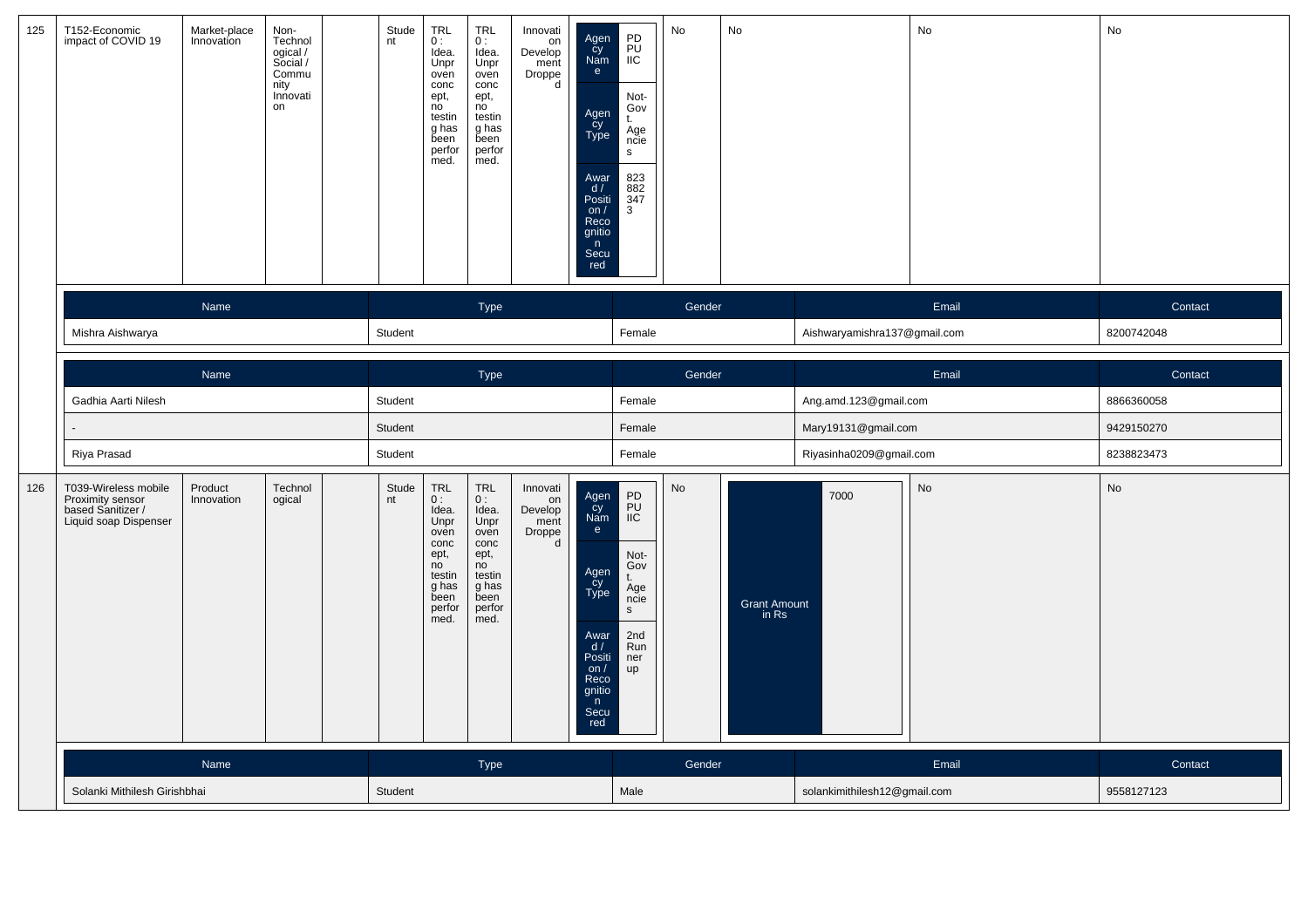| 125 | T152-Economic impact of COVID 19 | Market-place Innovation | Non-Technological / Social / Community Innovation | | Student | TRL 0 : Idea. Unproven concept, no testing has been performed. | TRL 0 : Idea. Unproven concept, no testing has been performed. | Innovation Development Dropped | Agency Name: PDPU IIC; Agency Type: Not-Govt. Agencies; Award / Position / Recognition Secured: 8238823473 | No | No | No | No |
|---|---|---|---|---|---|---|---|---|---|---|---|---|---|

| Name | Type | Gender | Email | Contact |
|---|---|---|---|---|
| Mishra Aishwarya | Student | Female | Aishwaryamishra137@gmail.com | 8200742048 |

| Name | Type | Gender | Email | Contact |
|---|---|---|---|---|
| Gadhia Aarti Nilesh | Student | Female | Ang.amd.123@gmail.com | 8866360058 |
| - | Student | Female | Mary19131@gmail.com | 9429150270 |
| Riya Prasad | Student | Female | Riyasinha0209@gmail.com | 8238823473 |

| 126 | T039-Wireless mobile Proximity sensor based Sanitizer / Liquid soap Dispenser | Product Innovation | Technological | | Student | TRL 0 : Idea. Unproven concept, no testing has been performed. | TRL 0 : Idea. Unproven concept, no testing has been performed. | Innovation Development Dropped | Agency Name: PDPU IIC; Agency Type: Not-Govt. Agencies; Award / Position / Recognition Secured: 2nd Runner up | No | Grant Amount in Rs: 7000 | No | No |
|---|---|---|---|---|---|---|---|---|---|---|---|---|---|

| Name | Type | Gender | Email | Contact |
|---|---|---|---|---|
| Solanki Mithilesh Girishbhai | Student | Male | solankimithilesh12@gmail.com | 9558127123 |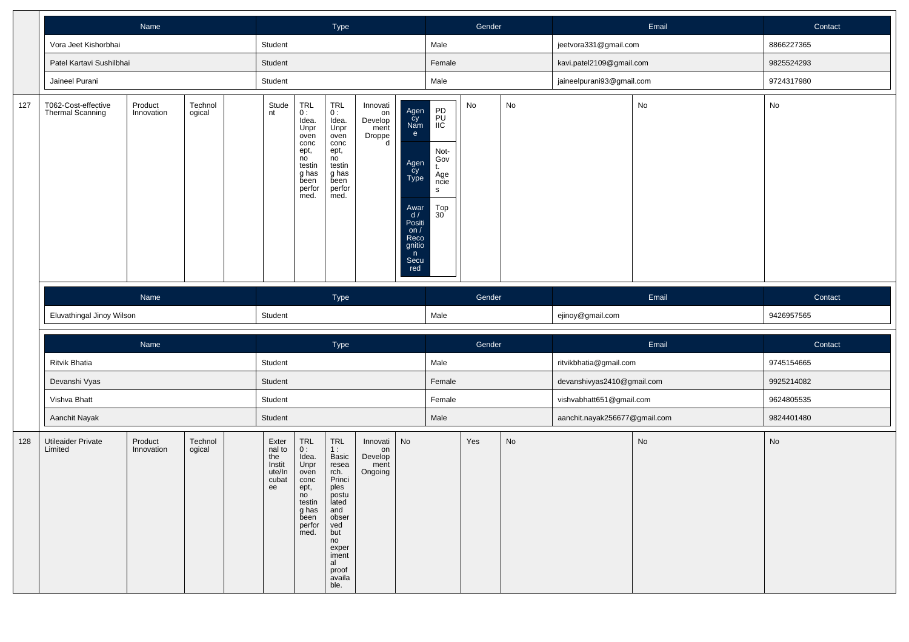| Name | Type | Gender | Email | Contact |
|---|---|---|---|---|
| Vora Jeet Kishorbhai | Student | Male | jeetvora331@gmail.com | 8866227365 |
| Patel Kartavi Sushilbhai | Student | Female | kavi.patel2109@gmail.com | 9825524293 |
| Jaineel Purani | Student | Male | jaineelpurani93@gmail.com | 9724317980 |

| 127 | T062-Cost-effective Thermal Scanning | Product Innovation | Technological | | Student | TRL 0 : Idea. Unproven concept, no testing has been performed. | TRL 0 : Idea. Unproven concept, no testing has been performed. | Innovation Development Dropped | Agency Name: PDPU IIC; Agency Type: Not-Govt. Agencies; Award / Position / Recognition Secured: Top 30 | No | No | No | No |
|---|---|---|---|---|---|---|---|---|---|---|---|---|---|

| Name | Type | Gender | Email | Contact |
|---|---|---|---|---|
| Eluvathingal Jinoy Wilson | Student | Male | ejinoy@gmail.com | 9426957565 |

| Name | Type | Gender | Email | Contact |
|---|---|---|---|---|
| Ritvik Bhatia | Student | Male | ritvikbhatia@gmail.com | 9745154665 |
| Devanshi Vyas | Student | Female | devanshivyas2410@gmail.com | 9925214082 |
| Vishva Bhatt | Student | Female | vishvabhatt651@gmail.com | 9624805535 |
| Aanchit Nayak | Student | Male | aanchit.nayak256677@gmail.com | 9824401480 |

| 128 | Utileaider Private Limited | Product Innovation | Technological | | External to the Institute/Incubatee | TRL 0 : Idea. Unproven concept, no testing has been performed. | TRL 1 : Basic research. Principles postulated and observed but no experimental proof available. | Innovation Development Ongoing | No | Yes | No | No | No |
|---|---|---|---|---|---|---|---|---|---|---|---|---|---|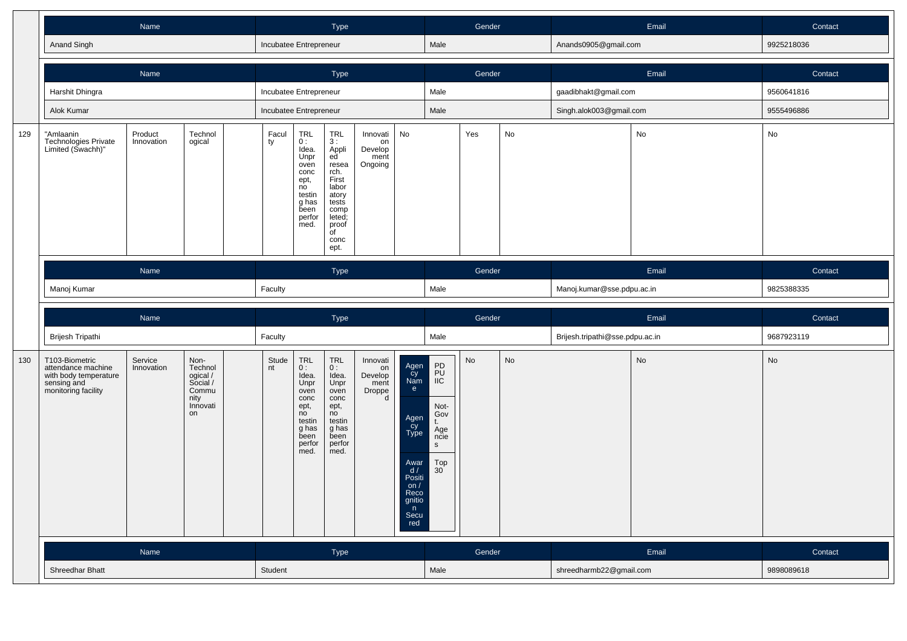| Name | Type | Gender | Email | Contact |
|---|---|---|---|---|
| Anand Singh | Incubatee Entrepreneur | Male | Anands0905@gmail.com | 9925218036 |

| Name | Type | Gender | Email | Contact |
|---|---|---|---|---|
| Harshit Dhingra | Incubatee Entrepreneur | Male | gaadibhakt@gmail.com | 9560641816 |
| Alok Kumar | Incubatee Entrepreneur | Male | Singh.alok003@gmail.com | 9555496886 |

| | | | | | | | | | | | | | | |
|---|---|---|---|---|---|---|---|---|---|---|---|---|---|---|
| 129 | "Amlaanin Technologies Private Limited (Swachh)" | Product Innovation | Technological | | Faculty | TRL 0 : Idea. Unproven concept, no testing has been performed. | TRL 3 : Applied research. First laboratory tests completed; proof of concept. | Innovation Development Ongoing | No | Yes | No | No | No |

| Name | Type | Gender | Email | Contact |
|---|---|---|---|---|
| Manoj Kumar | Faculty | Male | Manoj.kumar@sse.pdpu.ac.in | 9825388335 |

| Name | Type | Gender | Email | Contact |
|---|---|---|---|---|
| Brijesh Tripathi | Faculty | Male | Brijesh.tripathi@sse.pdpu.ac.in | 9687923119 |

| | | | | | | | | | | | | | |
|---|---|---|---|---|---|---|---|---|---|---|---|---|---|
| 130 | T103-Biometric attendance machine with body temperature sensing and monitoring facility | Service Innovation | Non-Technological / Social / Community Innovation | | Student | TRL 0 : Idea. Unproven concept, no testing has been performed. | TRL 0 : Idea. Unproven concept, no testing has been performed. | Innovation Development Dropped | Agency Name: PDPU IIC; Agency Type: Not-Govt. Agencies; Award / Position / Recognition Secured: Top 30 | No | No | No | No |

| Name | Type | Gender | Email | Contact |
|---|---|---|---|---|
| Shreedhar Bhatt | Student | Male | shreedharmb22@gmail.com | 9898089618 |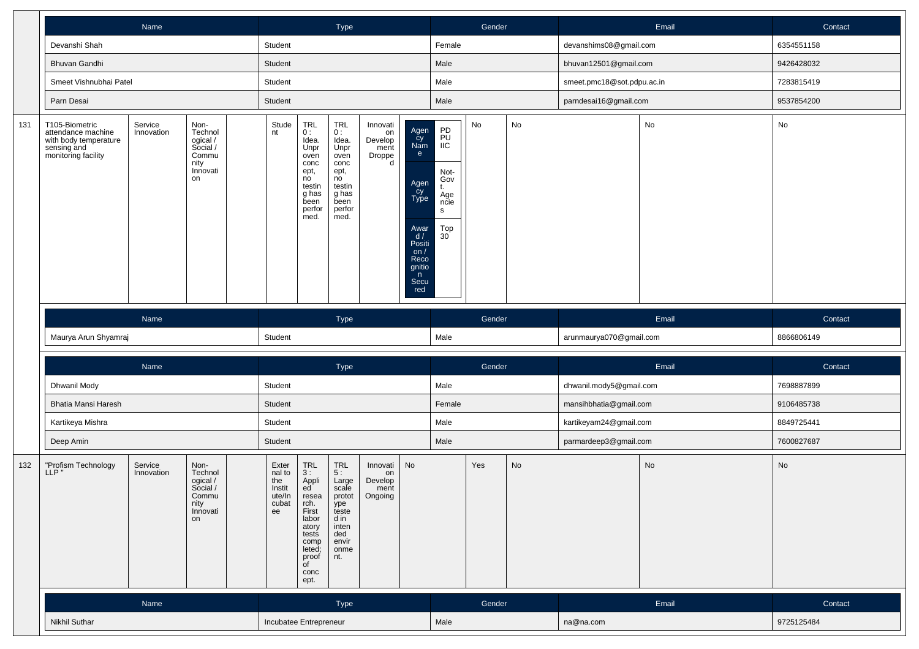| Name | Type | Gender | Email | Contact |
|---|---|---|---|---|
| Devanshi Shah | Student | Female | devanshims08@gmail.com | 6354551158 |
| Bhuvan Gandhi | Student | Male | bhuvan12501@gmail.com | 9426428032 |
| Smeet Vishnubhai Patel | Student | Male | smeet.pmc18@sot.pdpu.ac.in | 7283815419 |
| Parn Desai | Student | Male | parndesai16@gmail.com | 9537854200 |

| 131 | T105-Biometric attendance machine with body temperature sensing and monitoring facility | Service Innovation | Non-Technological / Social / Community Innovation | | Student | TRL 0 : Idea. Unproven concept, no testing has been performed. | TRL 0 : Idea. Unproven concept, no testing has been performed. | Innovation Development Dropped | Agency Name: PDPU IIC; Agency Type: Not-Govt. Agencies; Award / Position / Recognition Secured: Top 30 | No | No | No | No |
|---|---|---|---|---|---|---|---|---|---|---|---|---|---|

| Name | Type | Gender | Email | Contact |
|---|---|---|---|---|
| Maurya Arun Shyamraj | Student | Male | arunmaurya070@gmail.com | 8866806149 |

| Name | Type | Gender | Email | Contact |
|---|---|---|---|---|
| Dhwanil Mody | Student | Male | dhwanil.mody5@gmail.com | 7698887899 |
| Bhatia Mansi Haresh | Student | Female | mansihbhatia@gmail.com | 9106485738 |
| Kartikeya Mishra | Student | Male | kartikeyam24@gmail.com | 8849725441 |
| Deep Amin | Student | Male | parmardeep3@gmail.com | 7600827687 |

| 132 | "Profism Technology LLP " | Service Innovation | Non-Technological / Social / Community Innovation | | External to the Institute/Incubatee | TRL 3 : Applied research. First laboratory tests completed; proof of concept. | TRL 5 : Large scale prototype tested in intended environment. | Innovation Development Ongoing | No | Yes | No | No | No |
|---|---|---|---|---|---|---|---|---|---|---|---|---|---|

| Name | Type | Gender | Email | Contact |
|---|---|---|---|---|
| Nikhil Suthar | Incubatee Entrepreneur | Male | na@na.com | 9725125484 |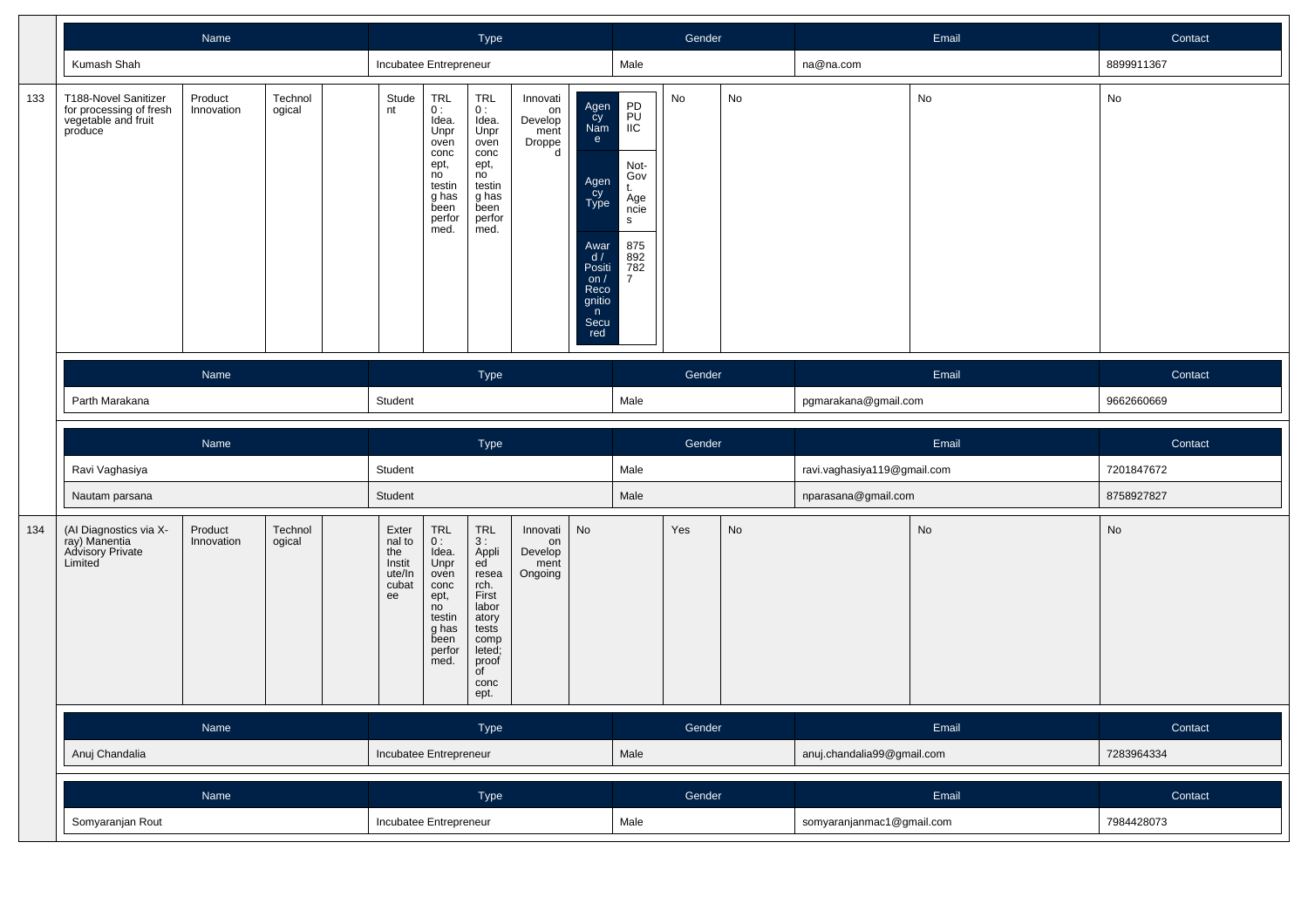| Name | Type | Gender | Email | Contact |
|---|---|---|---|---|
| Kumash Shah | Incubatee Entrepreneur | Male | na@na.com | 8899911367 |

| 133 | T188-Novel Sanitizer for processing of fresh vegetable and fruit produce | Product Innovation | Technological | | Student | TRL 0 : Idea. Unproven concept, no testing has been performed. | TRL 0 : Idea. Unproven concept, no testing has been performed. | Innovation Development Dropped | Agency Name: PDPU IIC; Agency Type: Not-Govt. Agencies; Award / Position / Recognition Secured: 8758927827 | No | No | No | No |
|---|---|---|---|---|---|---|---|---|---|---|---|---|---|

| Name | Type | Gender | Email | Contact |
|---|---|---|---|---|
| Parth Marakana | Student | Male | pgmarakana@gmail.com | 9662660669 |

| Name | Type | Gender | Email | Contact |
|---|---|---|---|---|
| Ravi Vaghasiya | Student | Male | ravi.vaghasiya119@gmail.com | 7201847672 |
| Nautam parsana | Student | Male | nparasana@gmail.com | 8758927827 |

| 134 | (AI Diagnostics via X-ray) Manentia Advisory Private Limited | Product Innovation | Technological | | External to the Institute/Incubatee | TRL 0 : Idea. Unproven concept, no testing has been performed. | TRL 3 : Applied research. First laboratory tests completed; proof of concept. | Innovation Development Ongoing | No | Yes | No | No | No |
|---|---|---|---|---|---|---|---|---|---|---|---|---|---|

| Name | Type | Gender | Email | Contact |
|---|---|---|---|---|
| Anuj Chandalia | Incubatee Entrepreneur | Male | anuj.chandalia99@gmail.com | 7283964334 |

| Name | Type | Gender | Email | Contact |
|---|---|---|---|---|
| Somyaranjan Rout | Incubatee Entrepreneur | Male | somyaranjanmac1@gmail.com | 7984428073 |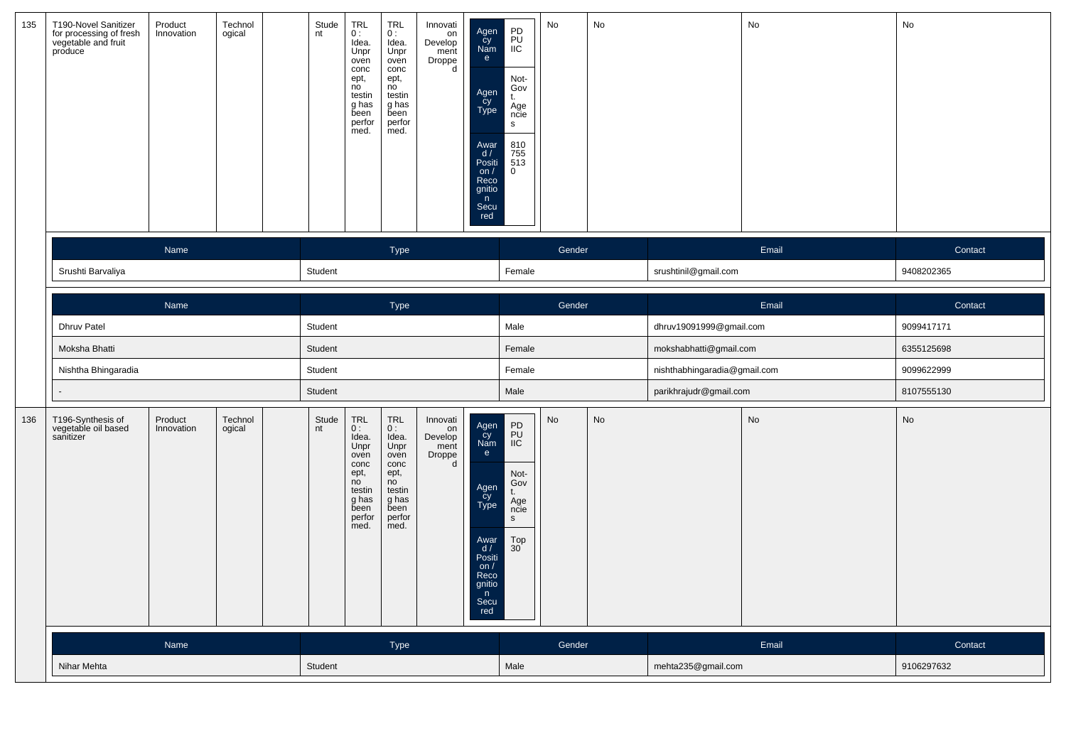| 135 | T190-Novel Sanitizer for processing of fresh vegetable and fruit produce | Product Innovation | Technological | | Student | TRL 0 : Idea. Unproven concept, no testing has been performed. | TRL 0 : Idea. Unproven concept, no testing has been performed. | Innovation Development Dropped | Agency Name: PDPU IIC; Agency Type: Not-Govt. Agencies; Award / Position / Recognition Secured: 8107555130 | No | No | No | No |
|---|---|---|---|---|---|---|---|---|---|---|---|---|---|

| Name | Type | Gender | Email | Contact |
|---|---|---|---|---|
| Srushti Barvaliya | Student | Female | srushtinil@gmail.com | 9408202365 |

| Name | Type | Gender | Email | Contact |
|---|---|---|---|---|
| Dhruv Patel | Student | Male | dhruv19091999@gmail.com | 9099417171 |
| Moksha Bhatti | Student | Female | mokshabhatti@gmail.com | 6355125698 |
| Nishtha Bhingaradia | Student | Female | nishthabhingaradia@gmail.com | 9099622999 |
| - | Student | Male | parikhrajudr@gmail.com | 8107555130 |

| 136 | T196-Synthesis of vegetable oil based sanitizer | Product Innovation | Technological | | Student | TRL 0 : Idea. Unproven concept, no testing has been performed. | TRL 0 : Idea. Unproven concept, no testing has been performed. | Innovation Development Dropped | Agency Name: PDPU IIC; Agency Type: Not-Govt. Agencies; Award / Position / Recognition Secured: Top 30 | No | No | No | No |
|---|---|---|---|---|---|---|---|---|---|---|---|---|---|

| Name | Type | Gender | Email | Contact |
|---|---|---|---|---|
| Nihar Mehta | Student | Male | mehta235@gmail.com | 9106297632 |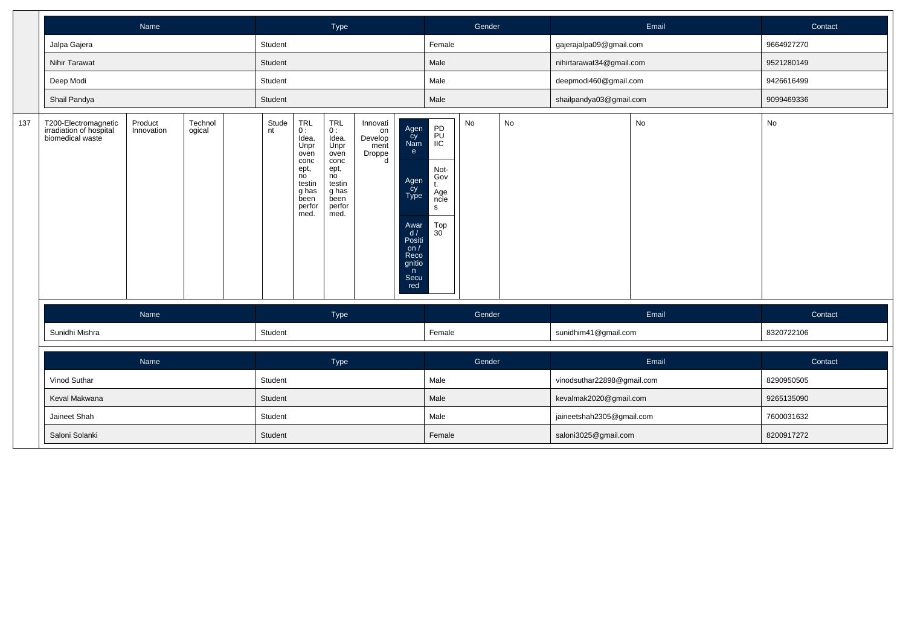| Name | Type | Gender | Email | Contact |
|---|---|---|---|---|
| Jalpa Gajera | Student | Female | gajerajalpa09@gmail.com | 9664927270 |
| Nihir Tarawat | Student | Male | nihirtarawat34@gmail.com | 9521280149 |
| Deep Modi | Student | Male | deepmodi460@gmail.com | 9426616499 |
| Shail Pandya | Student | Male | shailpandya03@gmail.com | 9099469336 |

| 137 | T200-Electromagnetic irradiation of hospital biomedical waste | Product Innovation | Technological | | Student | TRL 0 : Idea. Unproven concept, no testing has been performed. | TRL 0 : Idea. Unproven concept, no testing has been performed. | Innovation Development Dropped | Agency Name: PDPU IIC; Agency Type: Not-Govt. Agencies; Award / Position / Recognition Secured: Top 30 | No | No | No | No |
|---|---|---|---|---|---|---|---|---|---|---|---|---|---|

| Name | Type | Gender | Email | Contact |
|---|---|---|---|---|
| Sunidhi Mishra | Student | Female | sunidhim41@gmail.com | 8320722106 |

| Name | Type | Gender | Email | Contact |
|---|---|---|---|---|
| Vinod Suthar | Student | Male | vinodsuthar22898@gmail.com | 8290950505 |
| Keval Makwana | Student | Male | kevalmak2020@gmail.com | 9265135090 |
| Jaineet Shah | Student | Male | jaineetshah2305@gmail.com | 7600031632 |
| Saloni Solanki | Student | Female | saloni3025@gmail.com | 8200917272 |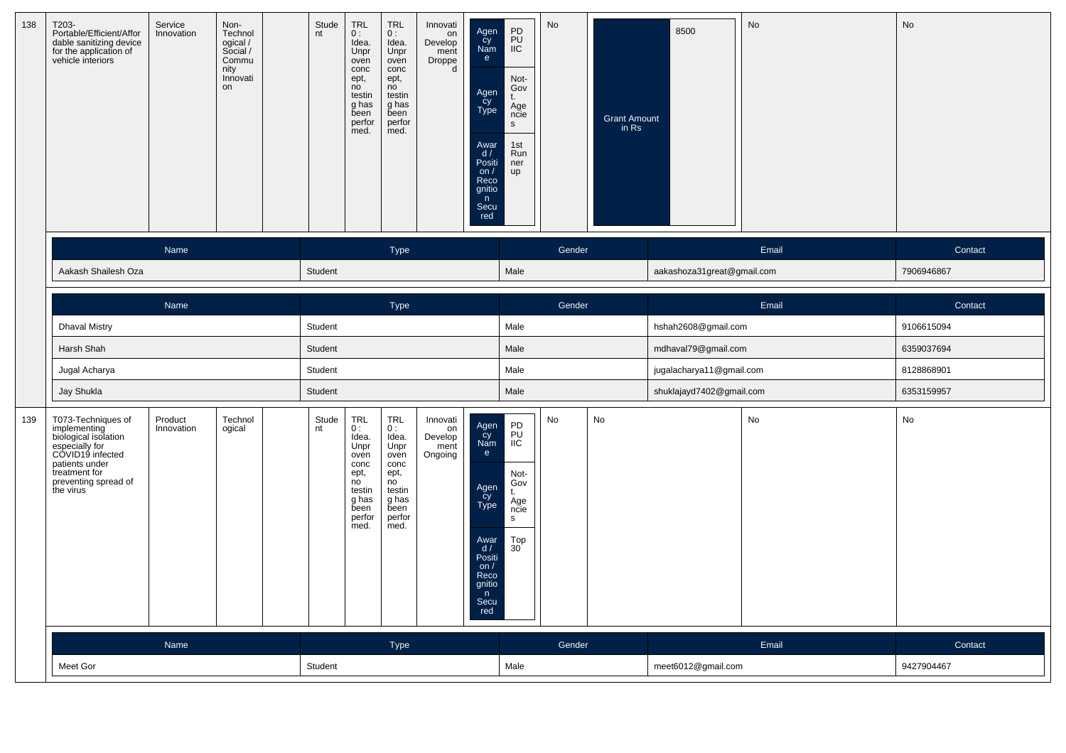| 138 | T203-Portable/Efficient/Affordable sanitizing device for the application of vehicle interiors | Service Innovation | Non-Technological / Social / Community Innovation | | Student | TRL 0 : Idea. Unproven concept, no testing has been performed. | TRL 0 : Idea. Unproven concept, no testing has been performed. | Innovation Development Dropped | Agency Name: PDPU IIC; Agency Type: Not-Govt. Agencies; Award / Position / Recognition Secured: 1st Runner up | No | Grant Amount in Rs: 8500 | No | No |
|---|---|---|---|---|---|---|---|---|---|---|---|---|---|

| Name | Type | Gender | Email | Contact |
|---|---|---|---|---|
| Aakash Shailesh Oza | Student | Male | aakashoza31great@gmail.com | 7906946867 |

| Name | Type | Gender | Email | Contact |
|---|---|---|---|---|
| Dhaval Mistry | Student | Male | hshah2608@gmail.com | 9106615094 |
| Harsh Shah | Student | Male | mdhaval79@gmail.com | 6359037694 |
| Jugal Acharya | Student | Male | jugalacharya11@gmail.com | 8128868901 |
| Jay Shukla | Student | Male | shuklajayd7402@gmail.com | 6353159957 |

| 139 | T073-Techniques of implementing biological isolation especially for COVID19 infected patients under treatment for preventing spread of the virus | Product Innovation | Technological | | Student | TRL 0 : Idea. Unproven concept, no testing has been performed. | TRL 0 : Idea. Unproven concept, no testing has been performed. | Innovation Development Ongoing | Agency Name: PDPU IIC; Agency Type: Not-Govt. Agencies; Award / Position / Recognition Secured: Top 30 | No | No | No | No |
|---|---|---|---|---|---|---|---|---|---|---|---|---|---|

| Name | Type | Gender | Email | Contact |
|---|---|---|---|---|
| Meet Gor | Student | Male | meet6012@gmail.com | 9427904467 |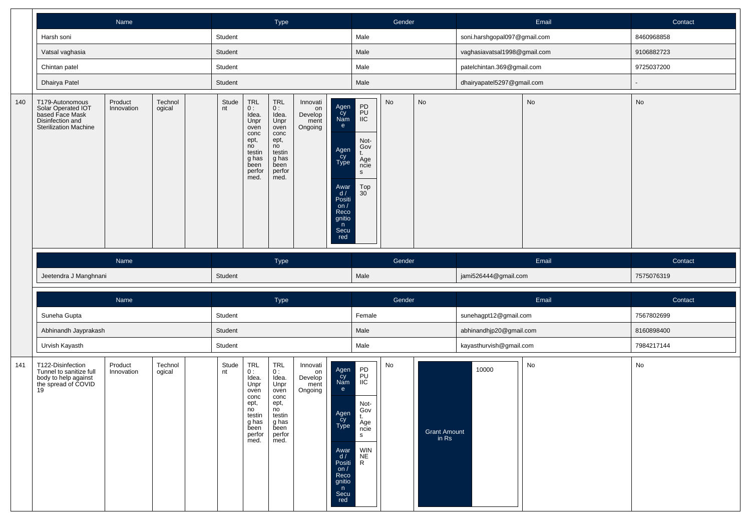| Name | Type | Gender | Email | Contact |
|---|---|---|---|---|
| Harsh soni | Student | Male | soni.harshgopal097@gmail.com | 8460968858 |
| Vatsal vaghasia | Student | Male | vaghasiavatsal1998@gmail.com | 9106882723 |
| Chintan patel | Student | Male | patelchintan.369@gmail.com | 9725037200 |
| Dhairya Patel | Student | Male | dhairyapatel5297@gmail.com | - |

| 140 | T179-Autonomous Solar Operated IOT based Face Mask Disinfection and Sterilization Machine | Product Innovation | Technological | | Student | TRL 0 : Idea. Unproven concept, no testing has been performed. | TRL 0 : Idea. Unproven concept, no testing has been performed. | Innovation Development Ongoing | Agency Name: PDPU IIC; Agency Type: Not-Govt. Agencies; Award / Position / Recognition Secured: Top 30 | No | No | No | No |
|---|---|---|---|---|---|---|---|---|---|---|---|---|---|

| Name | Type | Gender | Email | Contact |
|---|---|---|---|---|
| Jeetendra J Manghnani | Student | Male | jami526444@gmail.com | 7575076319 |

| Name | Type | Gender | Email | Contact |
|---|---|---|---|---|
| Suneha Gupta | Student | Female | sunehagpt12@gmail.com | 7567802699 |
| Abhinandh Jayprakash | Student | Male | abhinandhjp20@gmail.com | 8160898400 |
| Urvish Kayasth | Student | Male | kayasthurvish@gmail.com | 7984217144 |

| 141 | T122-Disinfection Tunnel to sanitize full body to help against the spread of COVID 19 | Product Innovation | Technological | | Student | TRL 0 : Idea. Unproven concept, no testing has been performed. | TRL 0 : Idea. Unproven concept, no testing has been performed. | Innovation Development Ongoing | Agency Name: PDPU IIC; Agency Type: Not-Govt. Agencies; Award / Position / Recognition Secured: WINNER | No | Grant Amount in Rs: 10000 | No | No |
|---|---|---|---|---|---|---|---|---|---|---|---|---|---|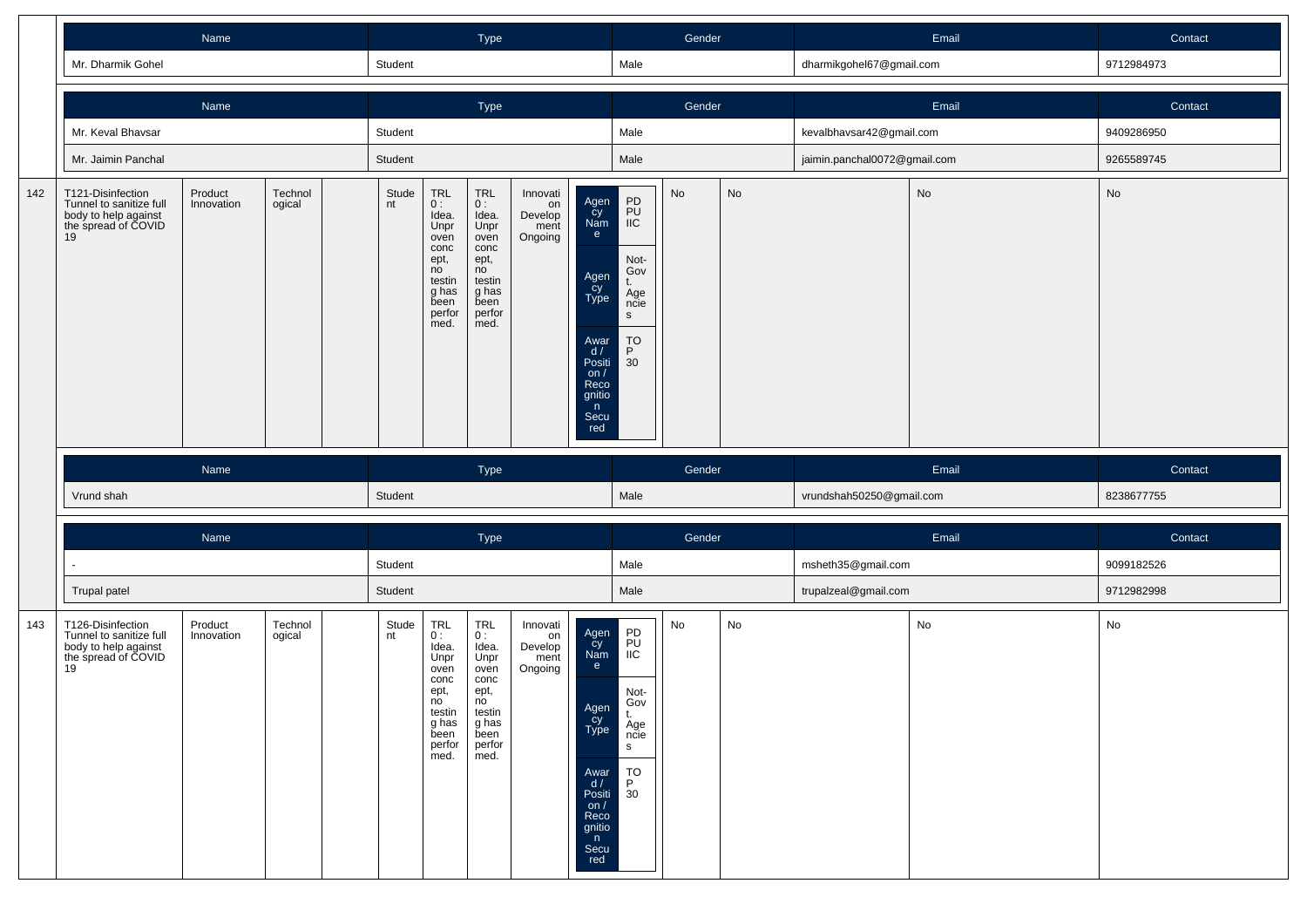| Name | Type | Gender | Email | Contact |
|---|---|---|---|---|
| Mr. Dharmik Gohel | Student | Male | dharmikgohel67@gmail.com | 9712984973 |

| Name | Type | Gender | Email | Contact |
|---|---|---|---|---|
| Mr. Keval Bhavsar | Student | Male | kevalbhavsar42@gmail.com | 9409286950 |
| Mr. Jaimin Panchal | Student | Male | jaimin.panchal0072@gmail.com | 9265589745 |

| 142 | T121-Disinfection Tunnel to sanitize full body to help against the spread of COVID 19 | Product Innovation | Technological | | Student | TRL 0 : Idea. Unproven concept, no testing has been performed. | TRL 0 : Idea. Unproven concept, no testing has been performed. | Innovation Development Ongoing | Agency Name: PDPU IIC; Agency Type: Not-Govt. Agencies; Award / Position / Recognition Secured: TOP 30 | No | No | No | No |
|---|---|---|---|---|---|---|---|---|---|---|---|---|---|

| Name | Type | Gender | Email | Contact |
|---|---|---|---|---|
| Vrund shah | Student | Male | vrundshah50250@gmail.com | 8238677755 |

| Name | Type | Gender | Email | Contact |
|---|---|---|---|---|
| - | Student | Male | msheth35@gmail.com | 9099182526 |
| Trupal patel | Student | Male | trupalzeal@gmail.com | 9712982998 |

| 143 | T126-Disinfection Tunnel to sanitize full body to help against the spread of COVID 19 | Product Innovation | Technological | | Student | TRL 0 : Idea. Unproven concept, no testing has been performed. | TRL 0 : Idea. Unproven concept, no testing has been performed. | Innovation Development Ongoing | Agency Name: PDPU IIC; Agency Type: Not-Govt. Agencies; Award / Position / Recognition Secured: TOP 30 | No | No | No | No |
|---|---|---|---|---|---|---|---|---|---|---|---|---|---|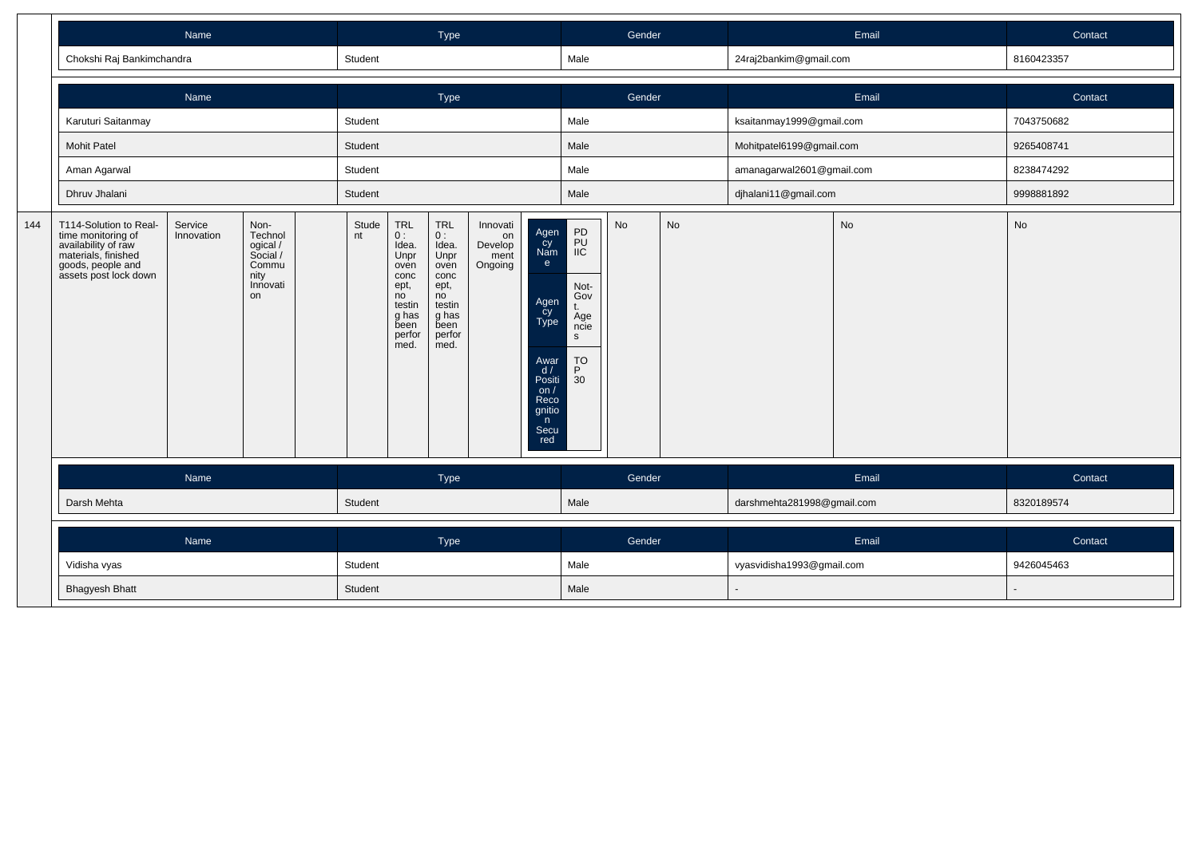| Name | Type | Gender | Email | Contact |
|---|---|---|---|---|
| Chokshi Raj Bankimchandra | Student | Male | 24raj2bankim@gmail.com | 8160423357 |

| Name | Type | Gender | Email | Contact |
|---|---|---|---|---|
| Karuturi Saitanmay | Student | Male | ksaitanmay1999@gmail.com | 7043750682 |
| Mohit Patel | Student | Male | Mohitpatel6199@gmail.com | 9265408741 |
| Aman Agarwal | Student | Male | amanagarwal2601@gmail.com | 8238474292 |
| Dhruv Jhalani | Student | Male | djhalani11@gmail.com | 9998881892 |

| 144 | T114-Solution to Real-time monitoring of availability of raw materials, finished goods, people and assets post lock down | Service Innovation | Non-Technological / Social / Community Innovation | | Student | TRL 0 : Idea. Unproven concept, no testing has been performed. | TRL 0 : Idea. Unproven concept, no testing has been performed. | Innovation Development Ongoing | Agency Name: PDPU IIC; Agency Type: Not-Govt. Agencies; Award / Position / Recognition Secured: TOP 30 | No | No | No | No |
|---|---|---|---|---|---|---|---|---|---|---|---|---|---|

| Name | Type | Gender | Email | Contact |
|---|---|---|---|---|
| Darsh Mehta | Student | Male | darshmehta281998@gmail.com | 8320189574 |

| Name | Type | Gender | Email | Contact |
|---|---|---|---|---|
| Vidisha vyas | Student | Male | vyasvidisha1993@gmail.com | 9426045463 |
| Bhagyesh Bhatt | Student | Male | - | - |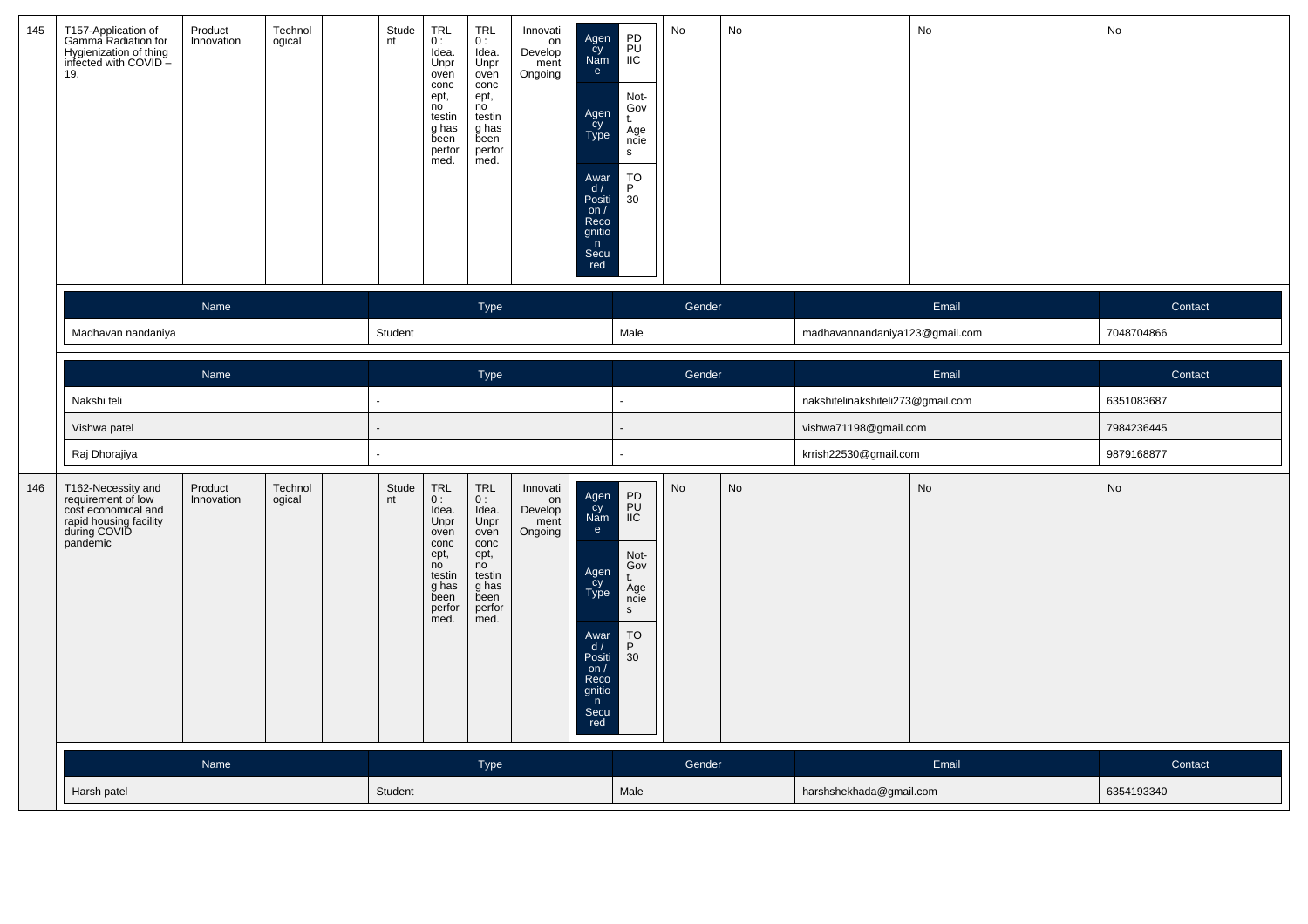| 145 | T157-Application of Gamma Radiation for Hygienization of thing infected with COVID – 19. | Product Innovation | Technological | | Student | TRL 0 : Idea. Unproven concept, no testing has been performed. | TRL 0 : Idea. Unproven concept, no testing has been performed. | Innovation Development Ongoing | Agency Name: PDPU IIC; Agency Type: Not-Govt. Agencies; Award / Position / Recognition Secured: TOP 30 | No | No | No | No |
|---|---|---|---|---|---|---|---|---|---|---|---|---|---|

| Name | Type | Gender | Email | Contact |
|---|---|---|---|---|
| Madhavan nandaniya | Student | Male | madhavannandaniya123@gmail.com | 7048704866 |

| Name | Type | Gender | Email | Contact |
|---|---|---|---|---|
| Nakshi teli | - | - | nakshitelinakshiteli273@gmail.com | 6351083687 |
| Vishwa patel | - | - | vishwa71198@gmail.com | 7984236445 |
| Raj Dhorajiya | - | - | krrish22530@gmail.com | 9879168877 |

| 146 | T162-Necessity and requirement of low cost economical and rapid housing facility during COVID pandemic | Product Innovation | Technological | | Student | TRL 0 : Idea. Unproven concept, no testing has been performed. | TRL 0 : Idea. Unproven concept, no testing has been performed. | Innovation Development Ongoing | Agency Name: PDPU IIC; Agency Type: Not-Govt. Agencies; Award / Position / Recognition Secured: TOP 30 | No | No | No | No |
|---|---|---|---|---|---|---|---|---|---|---|---|---|---|

| Name | Type | Gender | Email | Contact |
|---|---|---|---|---|
| Harsh patel | Student | Male | harshshekhada@gmail.com | 6354193340 |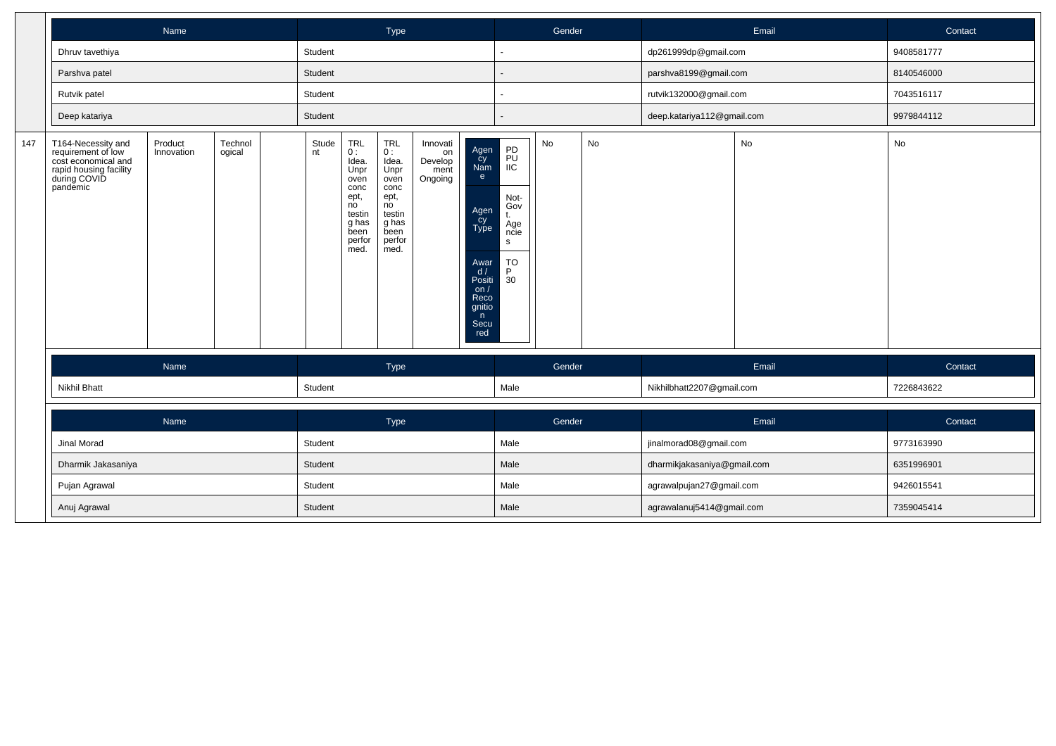| Name | Type | Gender | Email | Contact |
|---|---|---|---|---|
| Dhruv tavethiya | Student | - | dp261999dp@gmail.com | 9408581777 |
| Parshva patel | Student | - | parshva8199@gmail.com | 8140546000 |
| Rutvik patel | Student | - | rutvik132000@gmail.com | 7043516117 |
| Deep katariya | Student | - | deep.katariya112@gmail.com | 9979844112 |

| 147 | T164-Necessity and requirement of low cost economical and rapid housing facility during COVID pandemic | Product Innovation | Technological | | Student | TRL 0 : Idea. Unproven concept, no testing has been performed. | TRL 0 : Idea. Unproven concept, no testing has been performed. | Innovation Development Ongoing | Agency Name: PDPU IIC; Agency Type: Not-Govt. Agencies; Award / Position / Recognition Secured: TOP 30 | No | No | No | No |
|---|---|---|---|---|---|---|---|---|---|---|---|---|---|

| Name | Type | Gender | Email | Contact |
|---|---|---|---|---|
| Nikhil Bhatt | Student | Male | Nikhilbhatt2207@gmail.com | 7226843622 |

| Name | Type | Gender | Email | Contact |
|---|---|---|---|---|
| Jinal Morad | Student | Male | jinalmorad08@gmail.com | 9773163990 |
| Dharmik Jakasaniya | Student | Male | dharmikjakasaniya@gmail.com | 6351996901 |
| Pujan Agrawal | Student | Male | agrawalpujan27@gmail.com | 9426015541 |
| Anuj Agrawal | Student | Male | agrawalanuj5414@gmail.com | 7359045414 |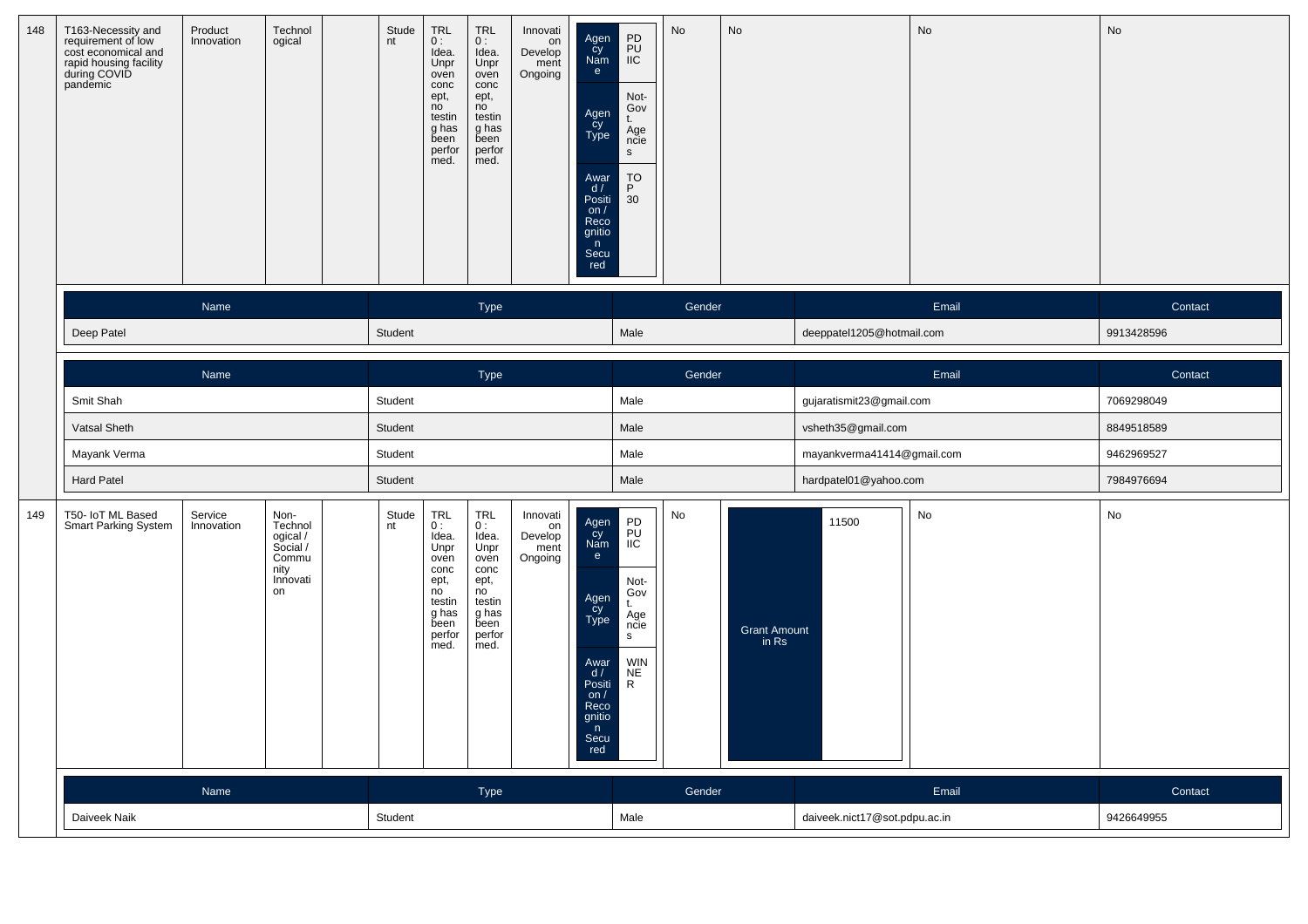| 148 | T163-Necessity and requirement of low cost economical and rapid housing facility during COVID pandemic | Product Innovation | Technological | | Student | TRL 0 : Idea. Unproven concept, no testing has been performed. | TRL 0 : Idea. Unproven concept, no testing has been performed. | Innovation Development Ongoing | Agency Name: PDPU IIC; Agency Type: Not-Govt. Agencies; Award / Position / Recognition Secured: TOP 30 | No | No | No | No |
|---|---|---|---|---|---|---|---|---|---|---|---|---|---|

| Name | Type | Gender | Email | Contact |
|---|---|---|---|---|
| Deep Patel | Student | Male | deeppatel1205@hotmail.com | 9913428596 |

| Name | Type | Gender | Email | Contact |
|---|---|---|---|---|
| Smit Shah | Student | Male | gujaratismit23@gmail.com | 7069298049 |
| Vatsal Sheth | Student | Male | vsheth35@gmail.com | 8849518589 |
| Mayank Verma | Student | Male | mayankverma41414@gmail.com | 9462969527 |
| Hard Patel | Student | Male | hardpatel01@yahoo.com | 7984976694 |

| 149 | T50- IoT ML Based Smart Parking System | Service Innovation | Non-Technological / Social / Community Innovation | | Student | TRL 0 : Idea. Unproven concept, no testing has been performed. | TRL 0 : Idea. Unproven concept, no testing has been performed. | Innovation Development Ongoing | Agency Name: PDPU IIC; Agency Type: Not-Govt. Agencies; Award / Position / Recognition Secured: WINNER | No | Grant Amount in Rs: 11500 | No | No |
|---|---|---|---|---|---|---|---|---|---|---|---|---|---|

| Name | Type | Gender | Email | Contact |
|---|---|---|---|---|
| Daiveek Naik | Student | Male | daiveek.nict17@sot.pdpu.ac.in | 9426649955 |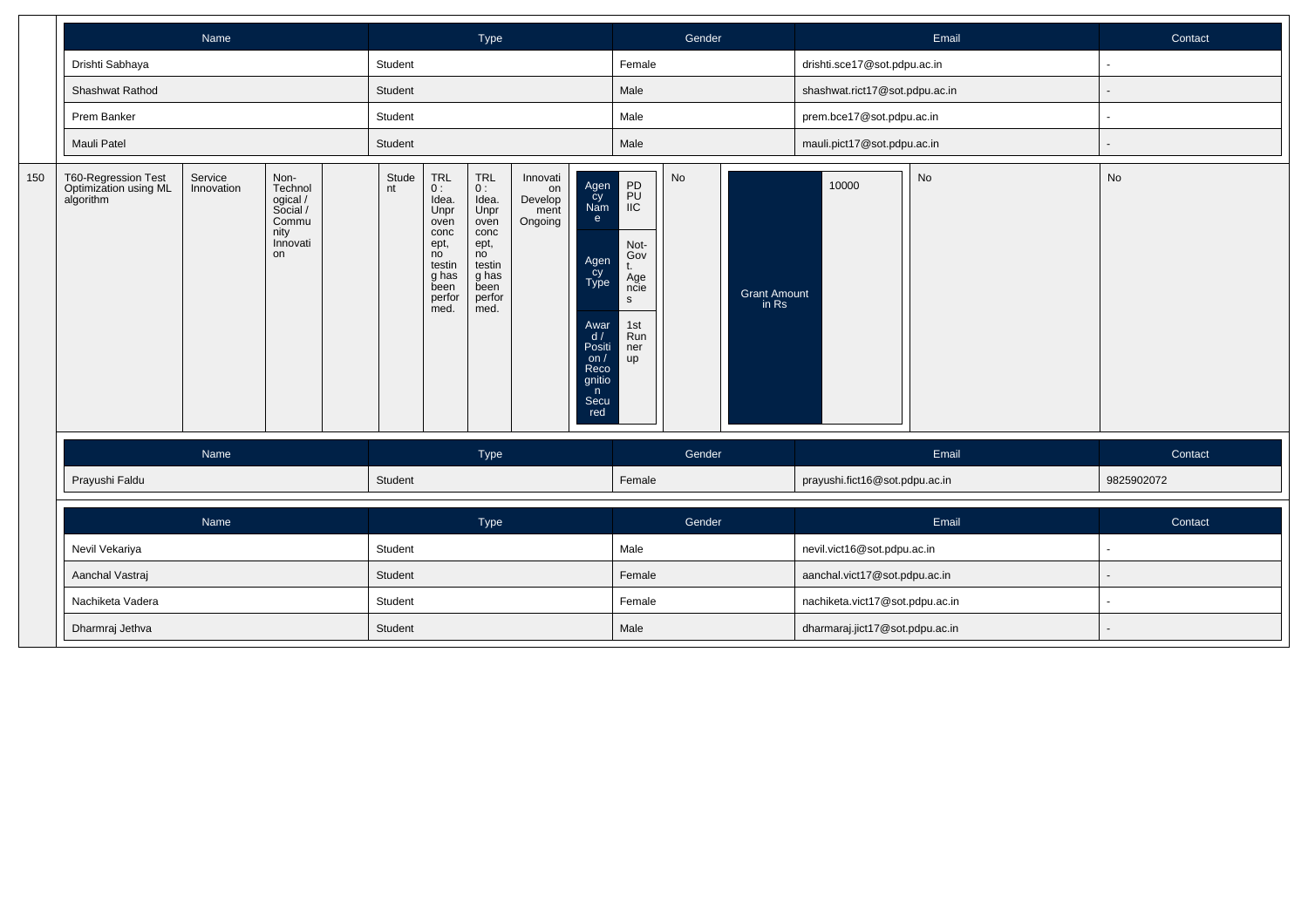| Name | Type | Gender | Email | Contact |
|---|---|---|---|---|
| Drishti Sabhaya | Student | Female | drishti.sce17@sot.pdpu.ac.in | - |
| Shashwat Rathod | Student | Male | shashwat.rict17@sot.pdpu.ac.in | - |
| Prem Banker | Student | Male | prem.bce17@sot.pdpu.ac.in | - |
| Mauli Patel | Student | Male | mauli.pict17@sot.pdpu.ac.in | - |

| 150 | T60-Regression Test Optimization using ML algorithm | Service Innovation | Non-Technological / Social / Community Innovation | | Student | TRL 0 : Idea. Unproven concept, no testing has been performed. | TRL 0 : Idea. Unproven concept, no testing has been performed. | Innovation Development Ongoing | Agency Name: PDPU IIC; Agency Type: Not-Govt. Agencies; Award / Position / Recognition Secured: 1st Runner up | No | Grant Amount in Rs: 10000 | No | No |
|---|---|---|---|---|---|---|---|---|---|---|---|---|---|

| Name | Type | Gender | Email | Contact |
|---|---|---|---|---|
| Prayushi Faldu | Student | Female | prayushi.fict16@sot.pdpu.ac.in | 9825902072 |

| Name | Type | Gender | Email | Contact |
|---|---|---|---|---|
| Nevil Vekariya | Student | Male | nevil.vict16@sot.pdpu.ac.in | - |
| Aanchal Vastraj | Student | Female | aanchal.vict17@sot.pdpu.ac.in | - |
| Nachiketa Vadera | Student | Female | nachiketa.vict17@sot.pdpu.ac.in | - |
| Dharmraj Jethva | Student | Male | dharmaraj.jict17@sot.pdpu.ac.in | - |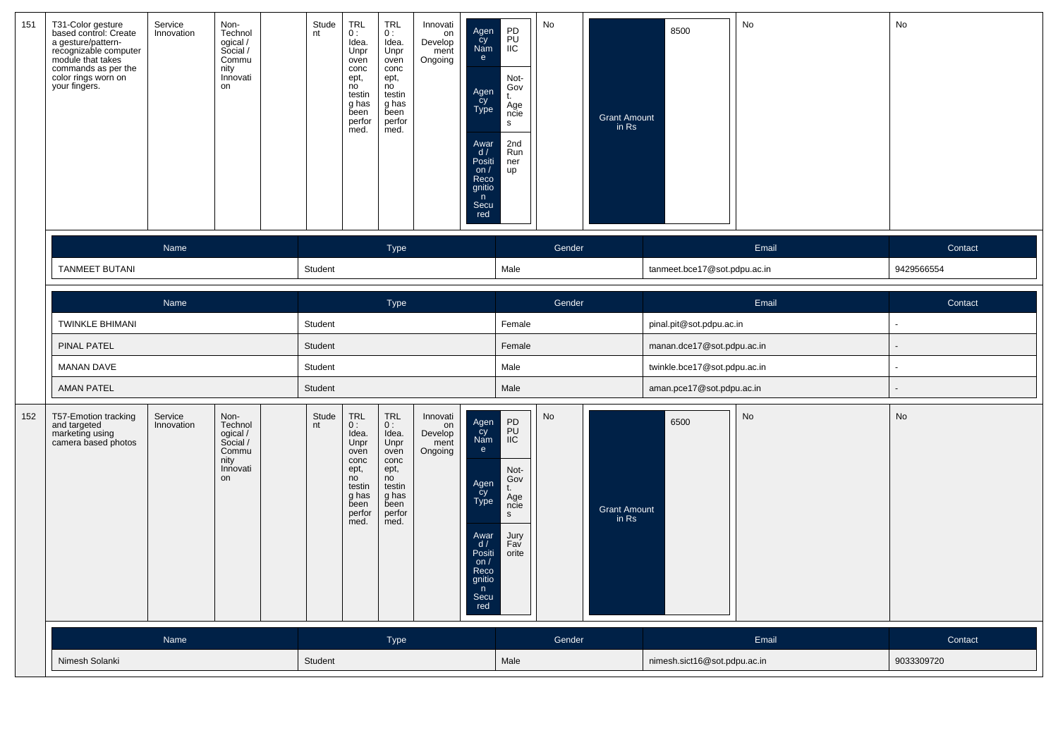| 151 | T31-Color gesture based control: Create a gesture/pattern-recognizable computer module that takes commands as per the color rings worn on your fingers. | Service Innovation | Non-Technological / Social / Community Innovation | | Student | TRL 0 : Idea. Unproven concept, no testing has been performed. | TRL 0 : Idea. Unproven concept, no testing has been performed. | Innovation Development Ongoing | Agency Name: PDPU IIC; Agency Type: Not-Govt. Agencies; Award / Position / Recognition Secured: 2nd Runner up | No | Grant Amount in Rs: 8500 | No | No |
|---|---|---|---|---|---|---|---|---|---|---|---|---|---|

| Name | Type | Gender | Email | Contact |
|---|---|---|---|---|
| TANMEET BUTANI | Student | Male | tanmeet.bce17@sot.pdpu.ac.in | 9429566554 |

| Name | Type | Gender | Email | Contact |
|---|---|---|---|---|
| TWINKLE BHIMANI | Student | Female | pinal.pit@sot.pdpu.ac.in | - |
| PINAL PATEL | Student | Female | manan.dce17@sot.pdpu.ac.in | - |
| MANAN DAVE | Student | Male | twinkle.bce17@sot.pdpu.ac.in | - |
| AMAN PATEL | Student | Male | aman.pce17@sot.pdpu.ac.in | - |

| 152 | T57-Emotion tracking and targeted marketing using camera based photos | Service Innovation | Non-Technological / Social / Community Innovation | | Student | TRL 0 : Idea. Unproven concept, no testing has been performed. | TRL 0 : Idea. Unproven concept, no testing has been performed. | Innovation Development Ongoing | Agency Name: PDPU IIC; Agency Type: Not-Govt. Agencies; Award / Position / Recognition Secured: Jury Favorite | No | Grant Amount in Rs: 6500 | No | No |
|---|---|---|---|---|---|---|---|---|---|---|---|---|---|

| Name | Type | Gender | Email | Contact |
|---|---|---|---|---|
| Nimesh Solanki | Student | Male | nimesh.sict16@sot.pdpu.ac.in | 9033309720 |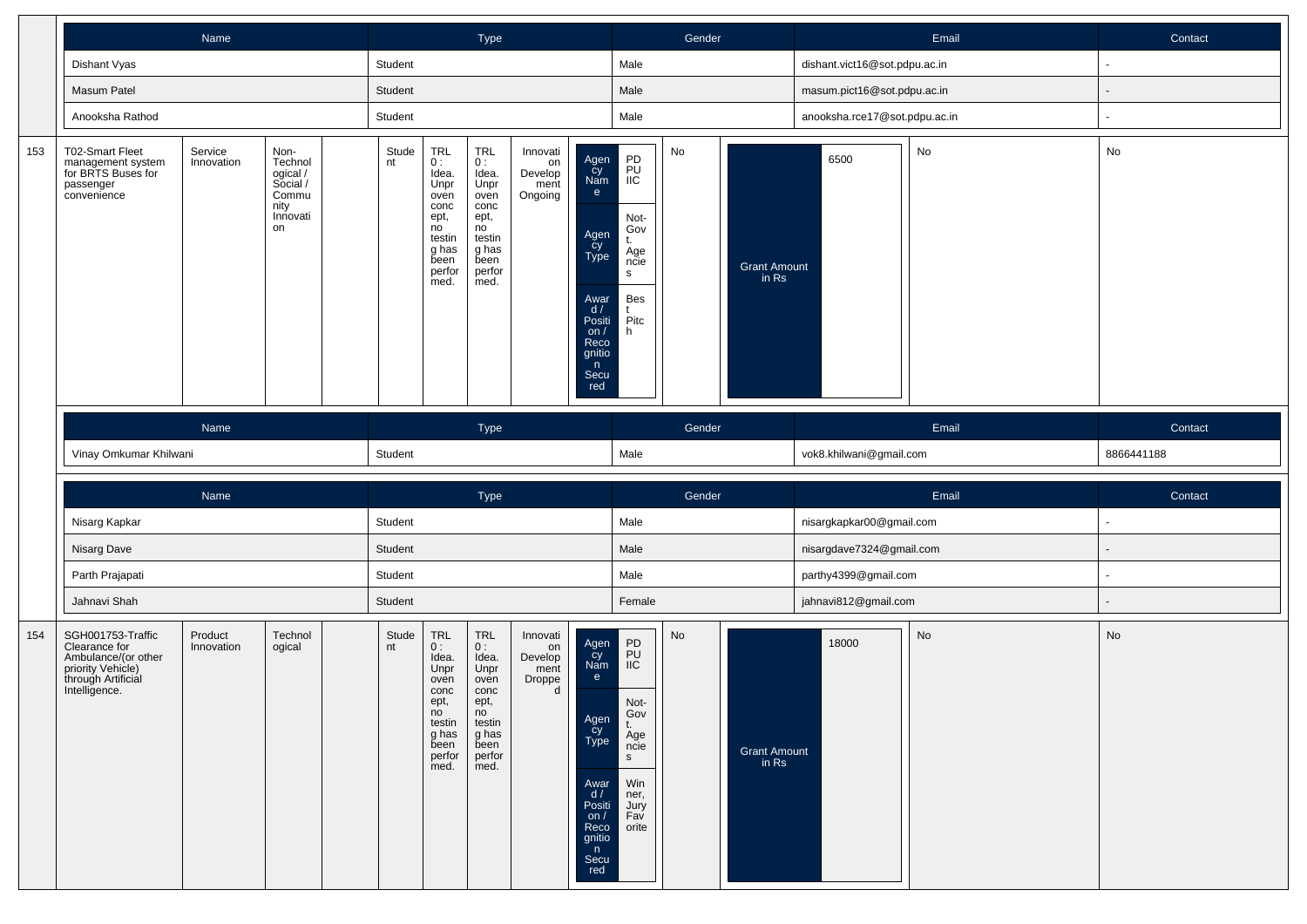| Name | Type | Gender | Email | Contact |
| --- | --- | --- | --- | --- |
| Dishant Vyas | Student | Male | dishant.vict16@sot.pdpu.ac.in | - |
| Masum Patel | Student | Male | masum.pict16@sot.pdpu.ac.in | - |
| Anooksha Rathod | Student | Male | anooksha.rce17@sot.pdpu.ac.in | - |

| | | | | | | | | | | | | | |
| --- | --- | --- | --- | --- | --- | --- | --- | --- | --- | --- | --- | --- | --- |
| 153 | T02-Smart Fleet management system for BRTS Buses for passenger convenience | Service Innovation | Non-Technological / Social / Community Innovation | | Student | TRL 0 : Idea. Unproven concept, no testing has been performed. | TRL 0 : Idea. Unproven concept, no testing has been performed. | Innovation Development Ongoing | Agency Name: PDPU IIC; Agency Type: Not-Govt. Agencies; Award / Position / Recognition Secured: Best Pitch | No | Grant Amount in Rs: 6500 | No | No |

| Name | Type | Gender | Email | Contact |
| --- | --- | --- | --- | --- |
| Vinay Omkumar Khilwani | Student | Male | vok8.khilwani@gmail.com | 8866441188 |

| Name | Type | Gender | Email | Contact |
| --- | --- | --- | --- | --- |
| Nisarg Kapkar | Student | Male | nisargkapkar00@gmail.com | - |
| Nisarg Dave | Student | Male | nisargdave7324@gmail.com | - |
| Parth Prajapati | Student | Male | parthy4399@gmail.com | - |
| Jahnavi Shah | Student | Female | jahnavi812@gmail.com | - |

| | | | | | | | | | | | | | |
| --- | --- | --- | --- | --- | --- | --- | --- | --- | --- | --- | --- | --- | --- |
| 154 | SGH001753-Traffic Clearance for Ambulance/(or other priority Vehicle) through Artificial Intelligence. | Product Innovation | Technological | | Student | TRL 0 : Idea. Unproven concept, no testing has been performed. | TRL 0 : Idea. Unproven concept, no testing has been performed. | Innovation Development Dropped | Agency Name: PDPU IIC; Agency Type: Not-Govt. Agencies; Award / Position / Recognition Secured: Winner, Jury Favorite | No | Grant Amount in Rs: 18000 | No | No |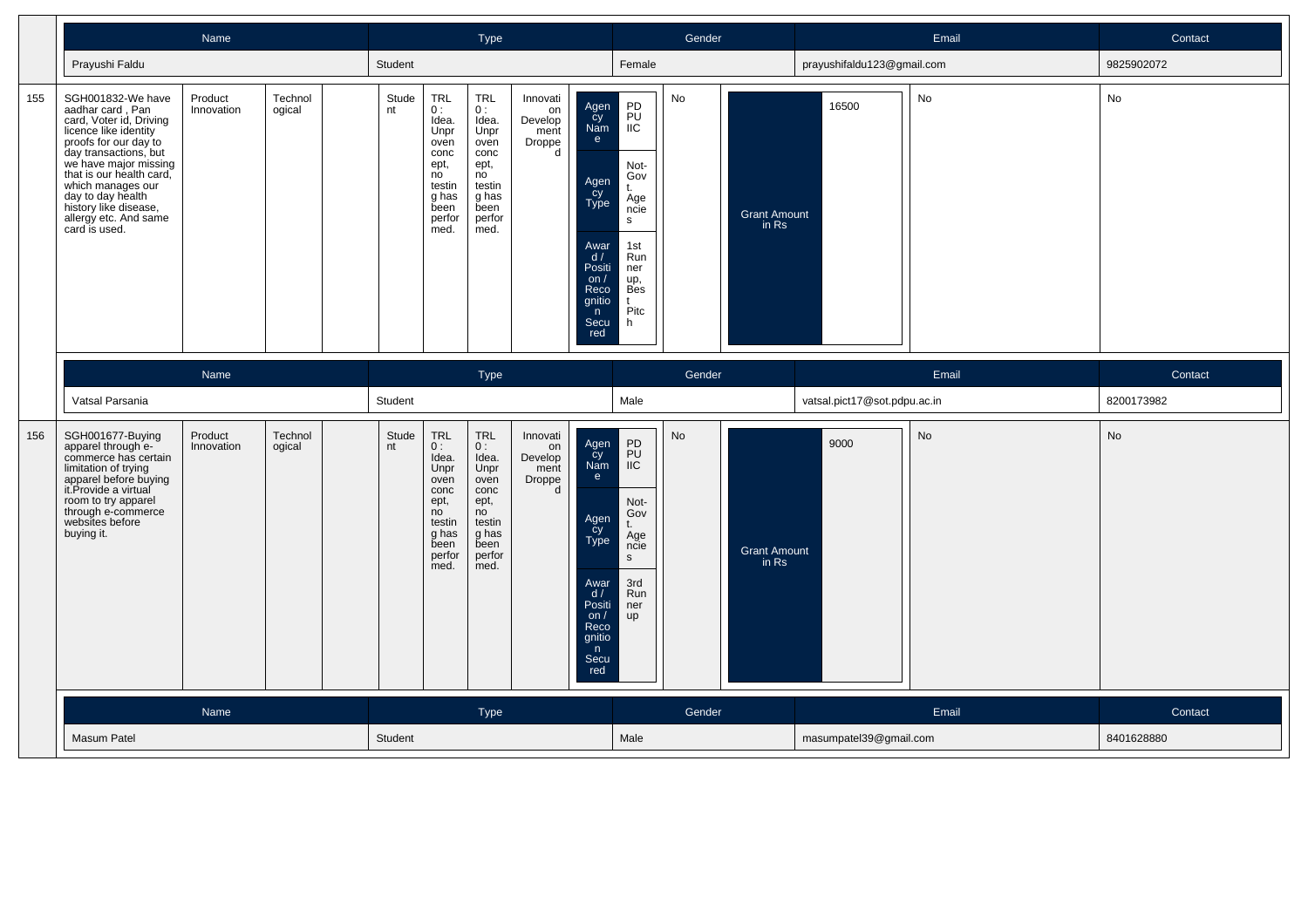| Name | Type | Gender | Email | Contact |
|---|---|---|---|---|
| Prayushi Faldu | Student | Female | prayushifaldu123@gmail.com | 9825902072 |

| 155 | SGH001832-We have aadhar card , Pan card, Voter id, Driving licence like identity proofs for our day to day transactions, but we have major missing that is our health card, which manages our day to day health history like disease, allergy etc. And same card is used. | Product Innovation | Technological | | Student | TRL 0 : Idea. Unproven concept, no testing has been performed. | TRL 0 : Idea. Unproven concept, no testing has been performed. | Innovation Development Dropped | Agency Name: PDPU IIC; Agency Type: Not-Govt. Agencies; Award / Position / Recognition Secured: 1st Runner up, Best Pitch | No | Grant Amount in Rs | 16500 | No | No |
|---|---|---|---|---|---|---|---|---|---|---|---|---|---|---|

| Name | Type | Gender | Email | Contact |
|---|---|---|---|---|
| Vatsal Parsania | Student | Male | vatsal.pict17@sot.pdpu.ac.in | 8200173982 |

| 156 | SGH001677-Buying apparel through e-commerce has certain limitation of trying apparel before buying it.Provide a virtual room to try apparel through e-commerce websites before buying it. | Product Innovation | Technological | | Student | TRL 0 : Idea. Unproven concept, no testing has been performed. | TRL 0 : Idea. Unproven concept, no testing has been performed. | Innovation Development Dropped | Agency Name: PDPU IIC; Agency Type: Not-Govt. Agencies; Award / Position / Recognition Secured: 3rd Runner up | No | Grant Amount in Rs | 9000 | No | No |
|---|---|---|---|---|---|---|---|---|---|---|---|---|---|---|

| Name | Type | Gender | Email | Contact |
|---|---|---|---|---|
| Masum Patel | Student | Male | masumpatel39@gmail.com | 8401628880 |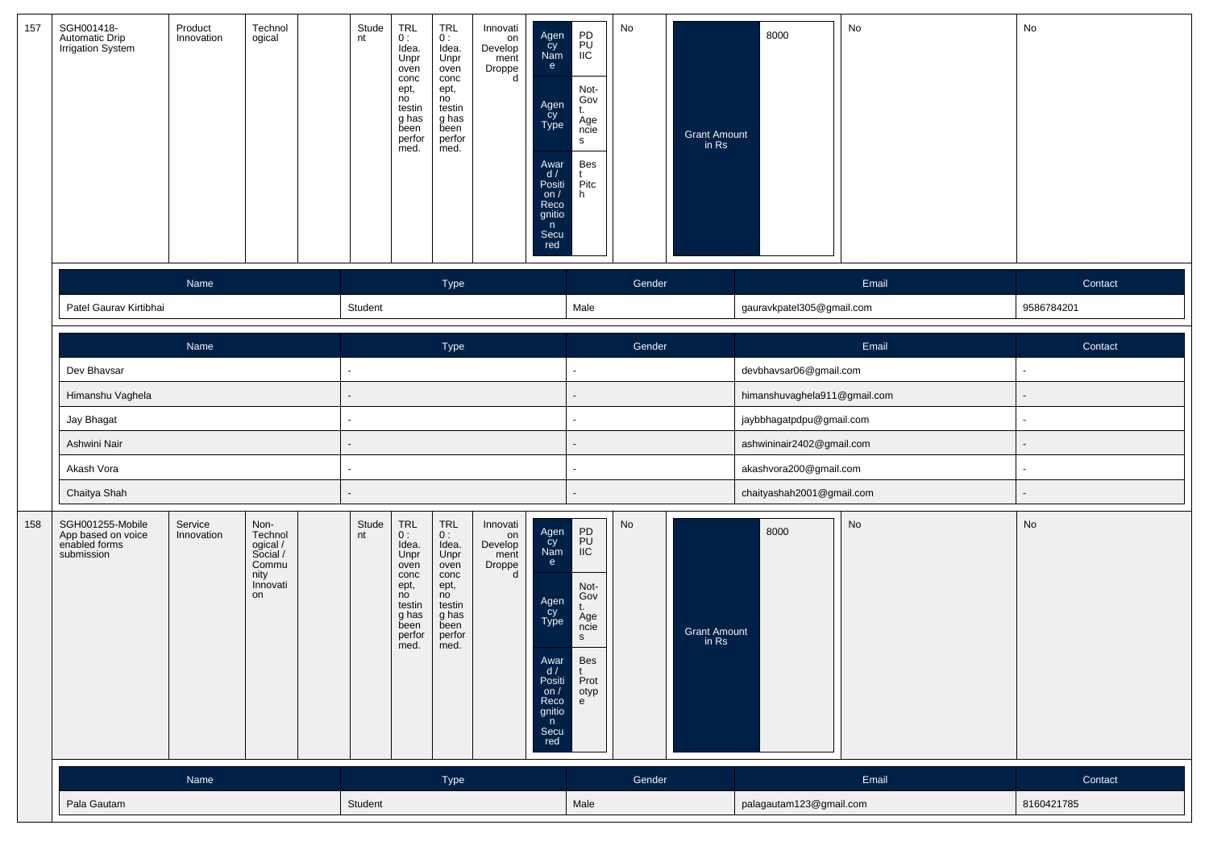| 157 | SGH001418-Automatic Drip Irrigation System | Product Innovation | Technological | | Student | TRL 0 : Idea. Unproven concept, no testing has been performed. | TRL 0 : Idea. Unproven concept, no testing has been performed. | Innovation Development Dropped | Agency Name: PDPU IIC; Agency Type: Not-Govt. Agencies; Award / Position / Recognition Secured: Best Pitch | No | Grant Amount in Rs: 8000 | No | No |
|---|---|---|---|---|---|---|---|---|---|---|---|---|---|

| Name | Type | Gender | Email | Contact |
|---|---|---|---|---|
| Patel Gaurav Kirtibhai | Student | Male | gauravkpatel305@gmail.com | 9586784201 |

| Name | Type | Gender | Email | Contact |
|---|---|---|---|---|
| Dev Bhavsar | - | - | devbhavsar06@gmail.com | - |
| Himanshu Vaghela | - | - | himanshuvaghela911@gmail.com | - |
| Jay Bhagat | - | - | jaybbhagatpdpu@gmail.com | - |
| Ashwini Nair | - | - | ashwininair2402@gmail.com | - |
| Akash Vora | - | - | akashvora200@gmail.com | - |
| Chaitya Shah | - | - | chaityashah2001@gmail.com | - |

| 158 | SGH001255-Mobile App based on voice enabled forms submission | Service Innovation | Non-Technological / Social / Community Innovation | | Student | TRL 0 : Idea. Unproven concept, no testing has been performed. | TRL 0 : Idea. Unproven concept, no testing has been performed. | Innovation Development Dropped | Agency Name: PDPU IIC; Agency Type: Not-Govt. Agencies; Award / Position / Recognition Secured: Best Prototype | No | Grant Amount in Rs: 8000 | No | No |
|---|---|---|---|---|---|---|---|---|---|---|---|---|---|

| Name | Type | Gender | Email | Contact |
|---|---|---|---|---|
| Pala Gautam | Student | Male | palagautam123@gmail.com | 8160421785 |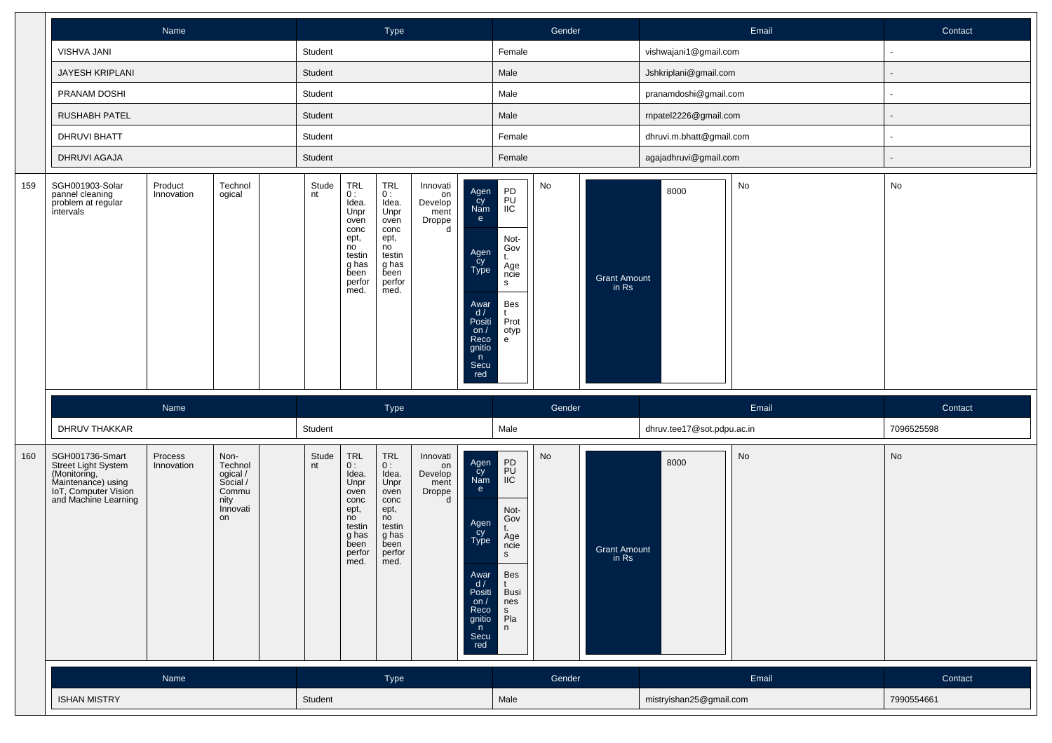| Name | Type | Gender | Email | Contact |
|---|---|---|---|---|
| VISHVA JANI | Student | Female | vishwajani1@gmail.com | - |
| JAYESH KRIPLANI | Student | Male | Jshkriplani@gmail.com | - |
| PRANAM DOSHI | Student | Male | pranamdoshi@gmail.com | - |
| RUSHABH PATEL | Student | Male | rnpatel2226@gmail.com | - |
| DHRUVI BHATT | Student | Female | dhruvi.m.bhatt@gmail.com | - |
| DHRUVI AGAJA | Student | Female | agajadhruvi@gmail.com | - |

| 159 | SGH001903-Solar pannel cleaning problem at regular intervals | Product Innovation | Technological | | Student | TRL 0 : Idea. Unproven concept, no testing has been performed. | TRL 0 : Idea. Unproven concept, no testing has been performed. | Innovation Development Dropped | Agency Name: PDPU IIC; Agency Type: Not-Govt. Agencies; Award / Position / Recognition Secured: Best Prototype | No | Grant Amount in Rs: 8000 | No | No |
|---|---|---|---|---|---|---|---|---|---|---|---|---|---|

| Name | Type | Gender | Email | Contact |
|---|---|---|---|---|
| DHRUV THAKKAR | Student | Male | dhruv.tee17@sot.pdpu.ac.in | 7096525598 |

| 160 | SGH001736-Smart Street Light System (Monitoring, Maintenance) using IoT, Computer Vision and Machine Learning | Process Innovation | Non-Technological / Social / Community Innovation | | Student | TRL 0 : Idea. Unproven concept, no testing has been performed. | TRL 0 : Idea. Unproven concept, no testing has been performed. | Innovation Development Dropped | Agency Name: PDPU IIC; Agency Type: Not-Govt. Agencies; Award / Position / Recognition Secured: Best Business Plan | No | Grant Amount in Rs: 8000 | No | No |
|---|---|---|---|---|---|---|---|---|---|---|---|---|---|

| Name | Type | Gender | Email | Contact |
|---|---|---|---|---|
| ISHAN MISTRY | Student | Male | mistryishan25@gmail.com | 7990554661 |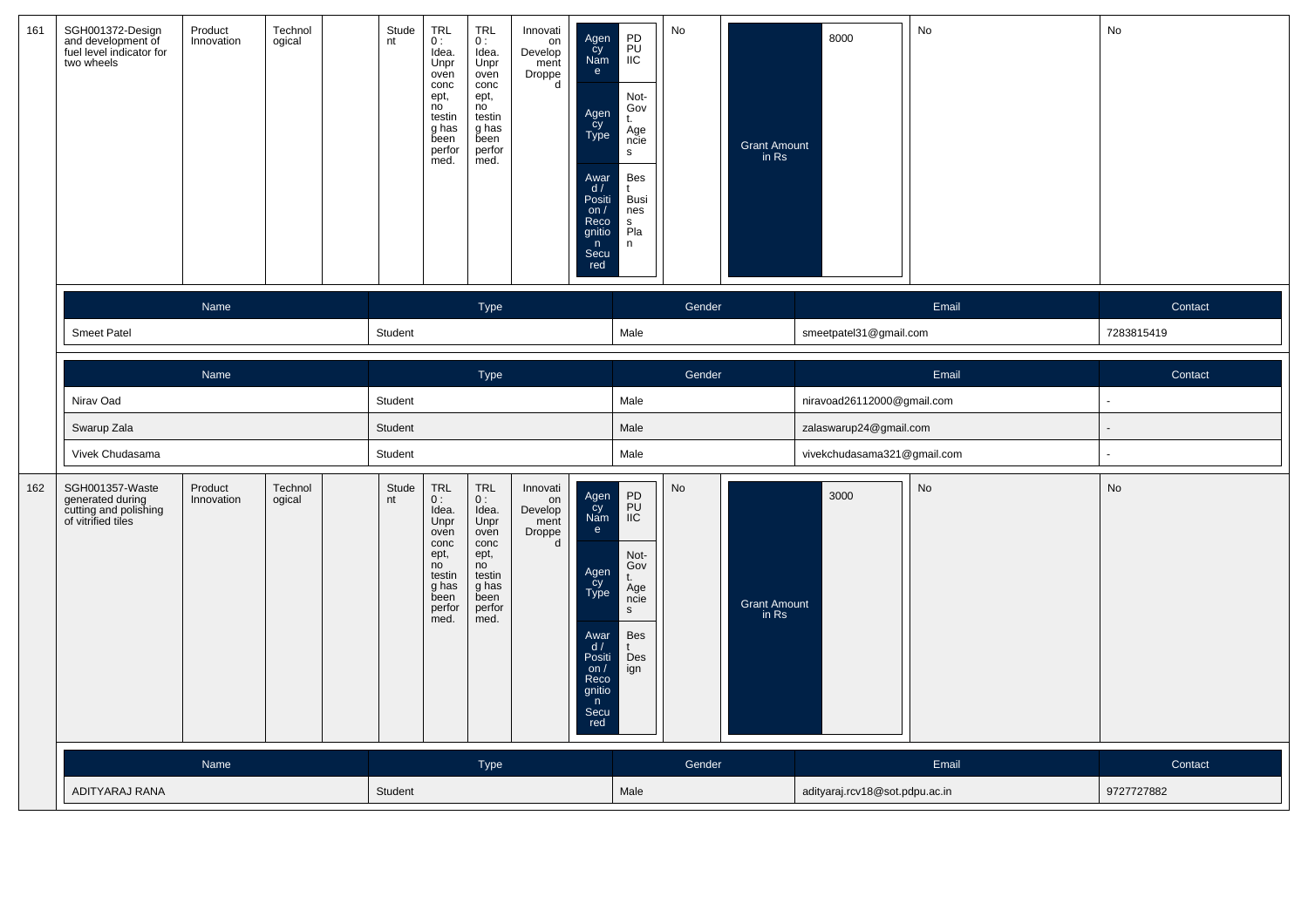| 161 | SGH001372-Design and development of fuel level indicator for two wheels | Product Innovation | Technological | | Student | TRL 0 : Idea. Unproven concept, no testing has been performed. | TRL 0 : Idea. Unproven concept, no testing has been performed. | Innovation Development Dropped | Agency Name: PDPU IIC; Agency Type: Not-Govt. Agencies; Award / Position / Recognition Secured: Best Business Plan | No | Grant Amount in Rs: 8000 | No | No |
|---|---|---|---|---|---|---|---|---|---|---|---|---|---|

| Name | Type | Gender | Email | Contact |
|---|---|---|---|---|
| Smeet Patel | Student | Male | smeetpatel31@gmail.com | 7283815419 |

| Name | Type | Gender | Email | Contact |
|---|---|---|---|---|
| Nirav Oad | Student | Male | niravoad26112000@gmail.com | - |
| Swarup Zala | Student | Male | zalaswarup24@gmail.com | - |
| Vivek Chudasama | Student | Male | vivekchudasama321@gmail.com | - |

| 162 | SGH001357-Waste generated during cutting and polishing of vitrified tiles | Product Innovation | Technological | | Student | TRL 0 : Idea. Unproven concept, no testing has been performed. | TRL 0 : Idea. Unproven concept, no testing has been performed. | Innovation Development Dropped | Agency Name: PDPU IIC; Agency Type: Not-Govt. Agencies; Award / Position / Recognition Secured: Best Design | No | Grant Amount in Rs: 3000 | No | No |
|---|---|---|---|---|---|---|---|---|---|---|---|---|---|

| Name | Type | Gender | Email | Contact |
|---|---|---|---|---|
| ADITYARAJ RANA | Student | Male | adityaraj.rcv18@sot.pdpu.ac.in | 9727727882 |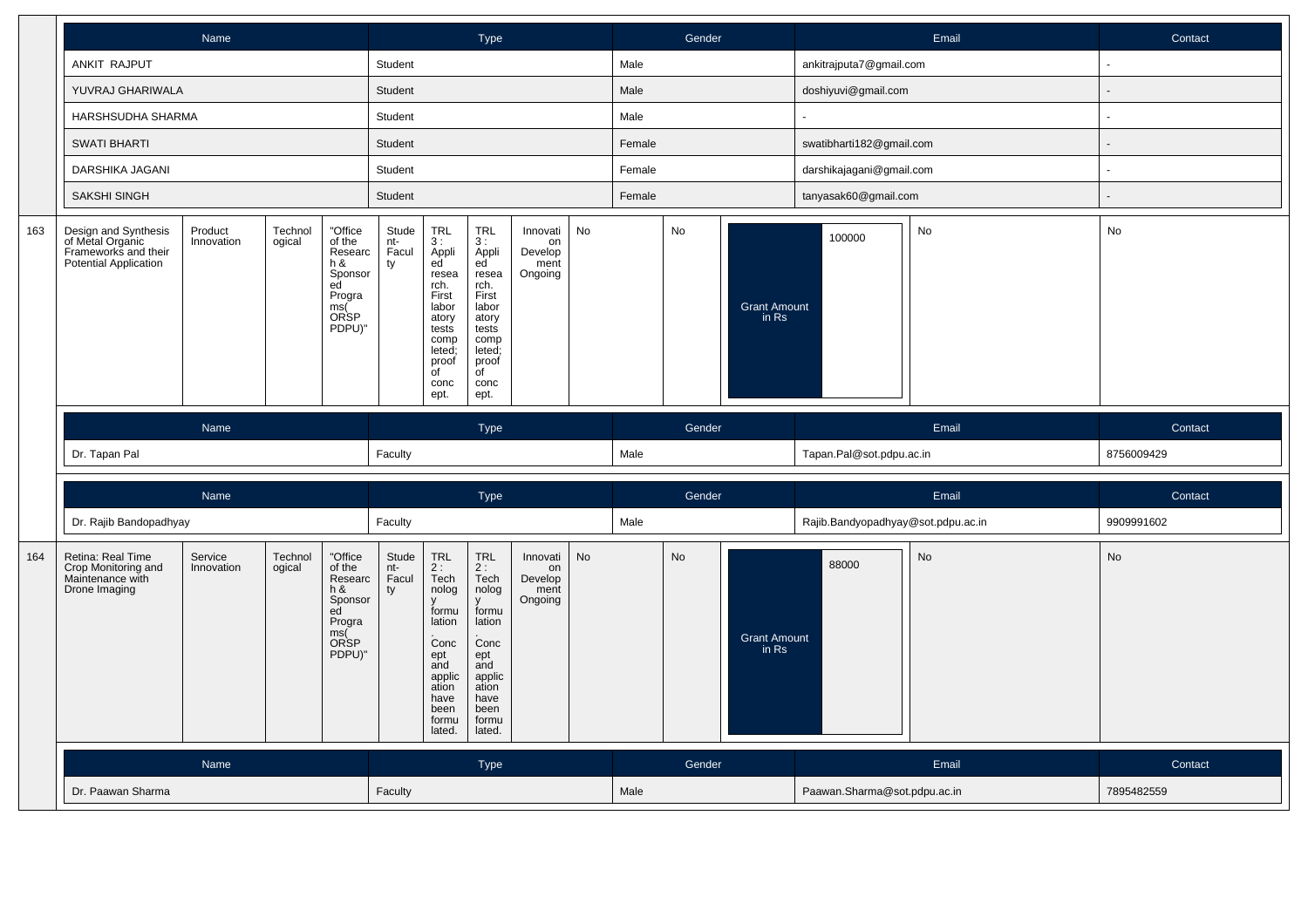| Name | Type | Gender | Email | Contact |
|---|---|---|---|---|
| ANKIT RAJPUT | Student | Male | ankitrajputa7@gmail.com | - |
| YUVRAJ GHARIWALA | Student | Male | doshiyuvi@gmail.com | - |
| HARSHSUDHA SHARMA | Student | Male | - | - |
| SWATI BHARTI | Student | Female | swatibharti182@gmail.com | - |
| DARSHIKA JAGANI | Student | Female | darshikajagani@gmail.com | - |
| SAKSHI SINGH | Student | Female | tanyasak60@gmail.com | - |

| 163 | Design and Synthesis of Metal Organic Frameworks and their Potential Application | Product Innovation | Technological | "Office of the Research & Sponsored Programs( ORSP PDPU)" | Student-Faculty | TRL 3 : Applied research. First laboratory tests completed; proof of concept. | TRL 3 : Applied research. First laboratory tests completed; proof of concept. | Innovation Development Ongoing | No | No | Grant Amount in Rs | 100000 | No | No |
|---|---|---|---|---|---|---|---|---|---|---|---|---|---|---|

| Name | Type | Gender | Email | Contact |
|---|---|---|---|---|
| Dr. Tapan Pal | Faculty | Male | Tapan.Pal@sot.pdpu.ac.in | 8756009429 |

| Name | Type | Gender | Email | Contact |
|---|---|---|---|---|
| Dr. Rajib Bandopadhyay | Faculty | Male | Rajib.Bandyopadhyay@sot.pdpu.ac.in | 9909991602 |

| 164 | Retina: Real Time Crop Monitoring and Maintenance with Drone Imaging | Service Innovation | Technological | "Office of the Research & Sponsored Programs( ORSP PDPU)" | Student-Faculty | TRL 2 : Technology formulation. Concept and application have been formulated. | TRL 2 : Technology formulation. Concept and application have been formulated. | Innovation Development Ongoing | No | No | Grant Amount in Rs | 88000 | No | No |
|---|---|---|---|---|---|---|---|---|---|---|---|---|---|---|

| Name | Type | Gender | Email | Contact |
|---|---|---|---|---|
| Dr. Paawan Sharma | Faculty | Male | Paawan.Sharma@sot.pdpu.ac.in | 7895482559 |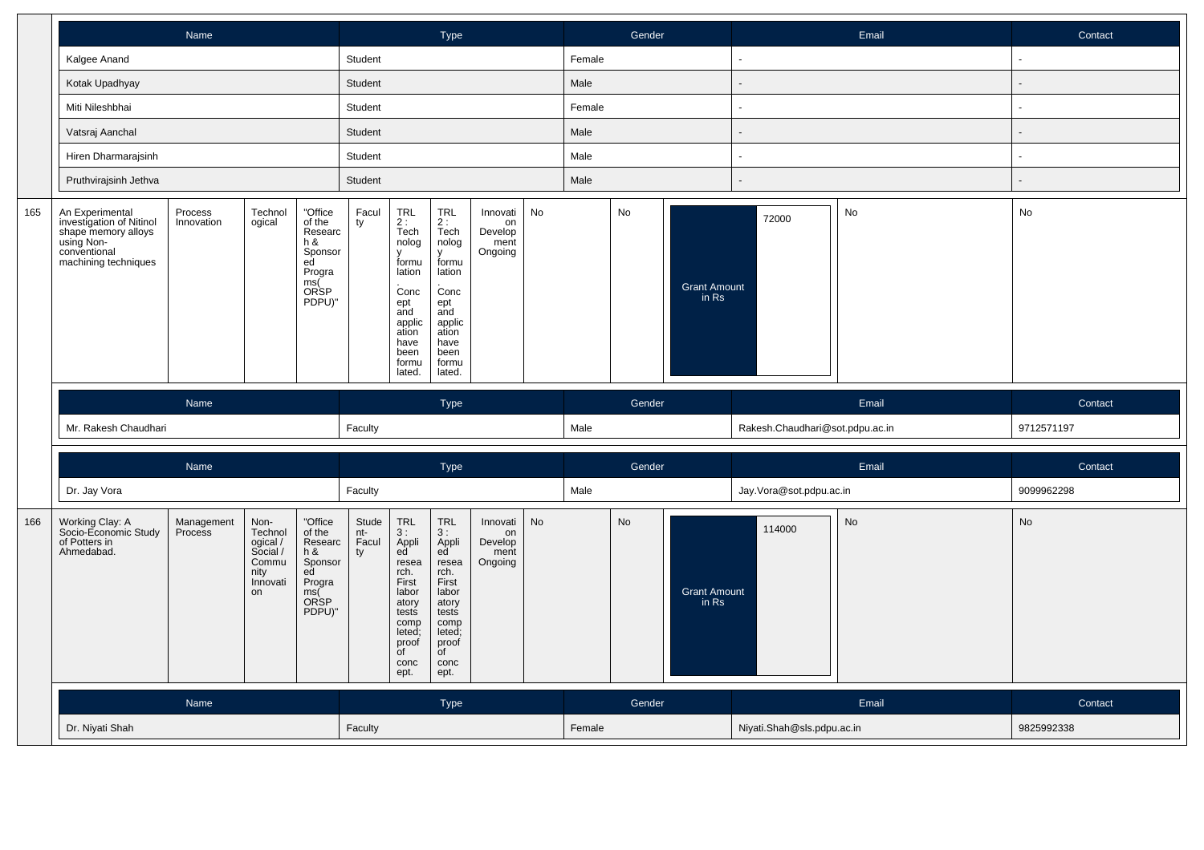| Name | Type | Gender | Email | Contact |
|---|---|---|---|---|
| Kalgee Anand | Student | Female | - | - |
| Kotak Upadhyay | Student | Male | - | - |
| Miti Nileshbhai | Student | Female | - | - |
| Vatsraj Aanchal | Student | Male | - | - |
| Hiren Dharmarajsinh | Student | Male | - | - |
| Pruthvirajsinh Jethva | Student | Male | - | - |

| 165 | An Experimental investigation of Nitinol shape memory alloys using Non-conventional machining techniques | Process Innovation | Technological | "Office of the Research & Sponsored Programs( ORSP PDPU)" | Faculty | TRL 2 : Technology formulation. Concept and application have been formulated. | TRL 2 : Technology formulation. Concept and application have been formulated. | Innovation Development Ongoing | No | No | Grant Amount in Rs | 72000 | No | No |
|---|---|---|---|---|---|---|---|---|---|---|---|---|---|---|

| Name | Type | Gender | Email | Contact |
|---|---|---|---|---|
| Mr. Rakesh Chaudhari | Faculty | Male | Rakesh.Chaudhari@sot.pdpu.ac.in | 9712571197 |

| Name | Type | Gender | Email | Contact |
|---|---|---|---|---|
| Dr. Jay Vora | Faculty | Male | Jay.Vora@sot.pdpu.ac.in | 9099962298 |

| 166 | Working Clay: A Socio-Economic Study of Potters in Ahmedabad. | Management Process | Non-Technological / Social / Community Innovation | "Office of the Research & Sponsored Programs( ORSP PDPU)" | Student-Faculty | TRL 3 : Applied research. First laboratory tests completed; proof of concept. | TRL 3 : Applied research. First laboratory tests completed; proof of concept. | Innovation Development Ongoing | No | No | Grant Amount in Rs | 114000 | No | No |
|---|---|---|---|---|---|---|---|---|---|---|---|---|---|---|

| Name | Type | Gender | Email | Contact |
|---|---|---|---|---|
| Dr. Niyati Shah | Faculty | Female | Niyati.Shah@sls.pdpu.ac.in | 9825992338 |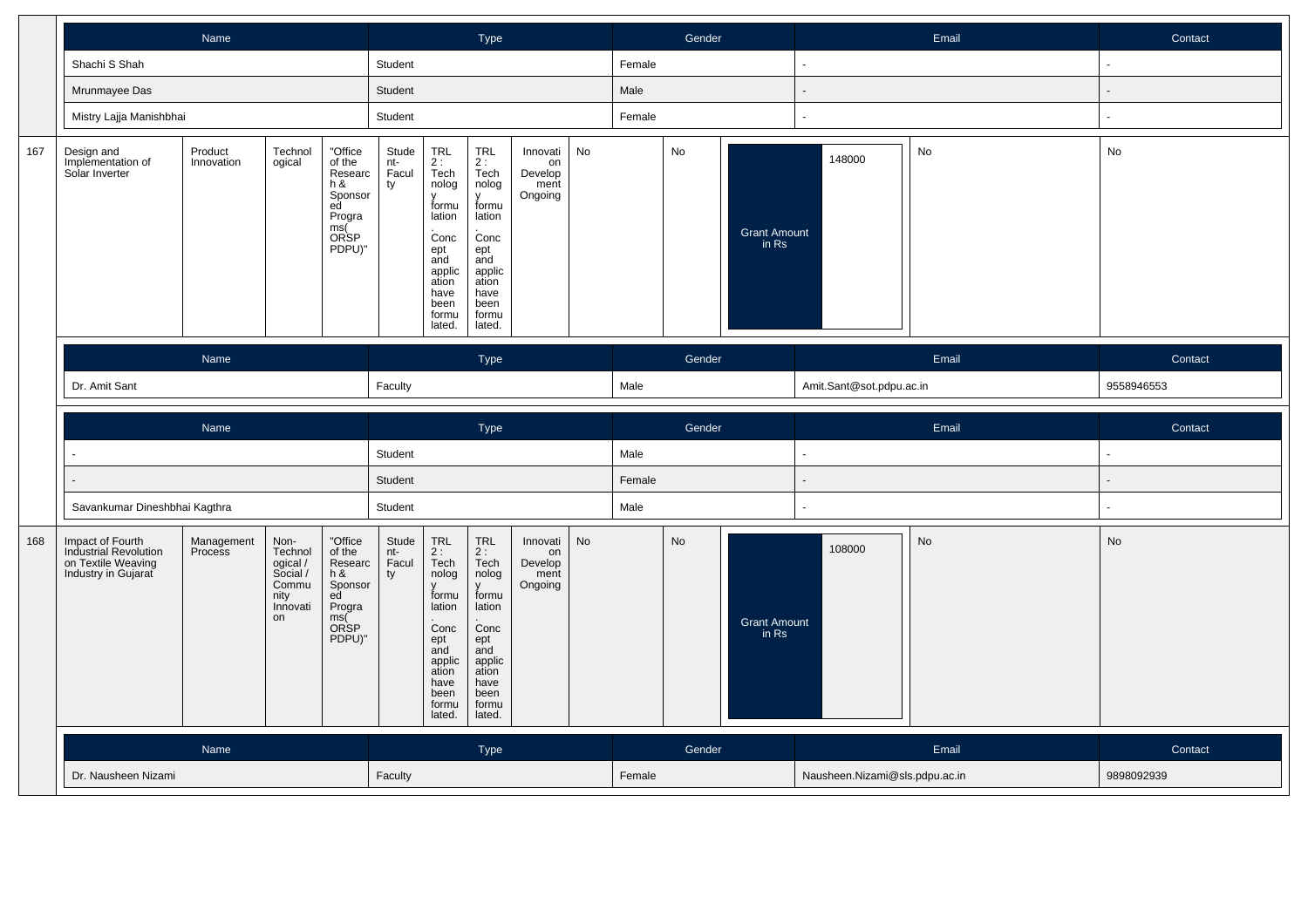| Name | Type | Gender | Email | Contact |
|---|---|---|---|---|
| Shachi S Shah | Student | Female | - | - |
| Mrunmayee Das | Student | Male | - | - |
| Mistry Lajja Manishbhai | Student | Female | - | - |

| 167 | Design and Implementation of Solar Inverter | Product Innovation | Technological | "Office of the Research & Sponsored Programs( ORSP PDPU)" | Student-Faculty | TRL 2 : Technology formulation. Concept and application have been formulated. | TRL 2 : Technology formulation. Concept and application have been formulated. | Innovation Development Ongoing | No | No | Grant Amount in Rs | 148000 | No | No |
|---|---|---|---|---|---|---|---|---|---|---|---|---|---|---|

| Name | Type | Gender | Email | Contact |
|---|---|---|---|---|
| Dr. Amit Sant | Faculty | Male | Amit.Sant@sot.pdpu.ac.in | 9558946553 |

| Name | Type | Gender | Email | Contact |
|---|---|---|---|---|
| - | Student | Male | - | - |
| - | Student | Female | - | - |
| Savankumar Dineshbhai Kagthra | Student | Male | - | - |

| 168 | Impact of Fourth Industrial Revolution on Textile Weaving Industry in Gujarat | Management Process | Non-Technological / Social / Community Innovation | "Office of the Research & Sponsored Programs( ORSP PDPU)" | Student-Faculty | TRL 2 : Technology formulation. Concept and application have been formulated. | TRL 2 : Technology formulation. Concept and application have been formulated. | Innovation Development Ongoing | No | No | Grant Amount in Rs | 108000 | No | No |
|---|---|---|---|---|---|---|---|---|---|---|---|---|---|---|

| Name | Type | Gender | Email | Contact |
|---|---|---|---|---|
| Dr. Nausheen Nizami | Faculty | Female | Nausheen.Nizami@sls.pdpu.ac.in | 9898092939 |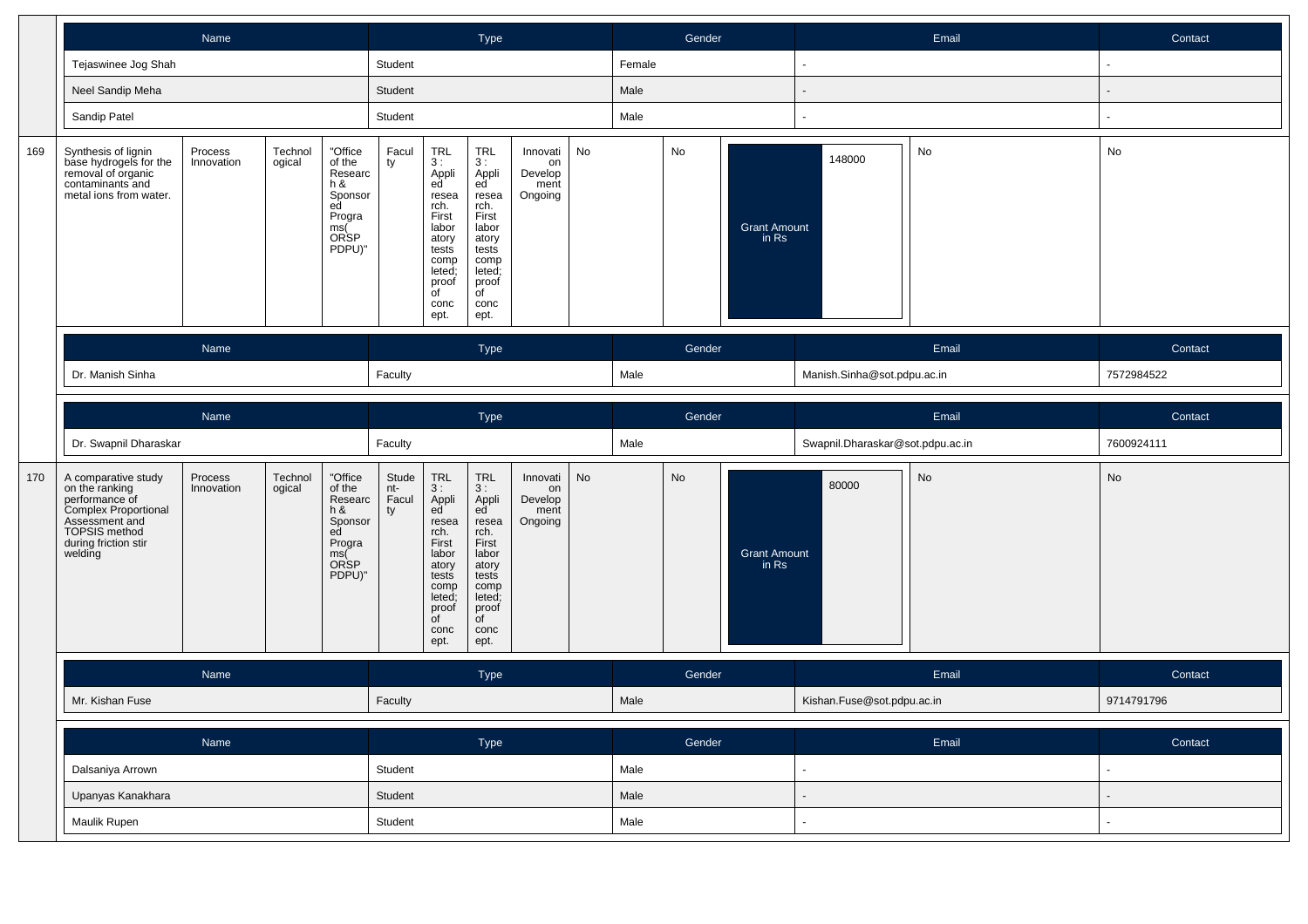| Name | Type | Gender | Email | Contact |
|---|---|---|---|---|
| Tejaswinee Jog Shah | Student | Female | - | - |
| Neel Sandip Meha | Student | Male | - | - |
| Sandip Patel | Student | Male | - | - |

| 169 | Synthesis of lignin base hydrogels for the removal of organic contaminants and metal ions from water. | Process Innovation | Technological | "Office of the Research & Sponsored Programs( ORSP PDPU)" | Faculty | TRL 3 : Applied research. First laboratory tests completed; proof of concept. | TRL 3 : Applied research. First laboratory tests completed; proof of concept. | Innovation Development Ongoing | No | No | Grant Amount in Rs | 148000 | No | No |
|---|---|---|---|---|---|---|---|---|---|---|---|---|---|---|

| Name | Type | Gender | Email | Contact |
|---|---|---|---|---|
| Dr. Manish Sinha | Faculty | Male | Manish.Sinha@sot.pdpu.ac.in | 7572984522 |

| Name | Type | Gender | Email | Contact |
|---|---|---|---|---|
| Dr. Swapnil Dharaskar | Faculty | Male | Swapnil.Dharaskar@sot.pdpu.ac.in | 7600924111 |

| 170 | A comparative study on the ranking performance of Complex Proportional Assessment and TOPSIS method during friction stir welding | Process Innovation | Technological | "Office of the Research & Sponsored Programs( ORSP PDPU)" | Student-Faculty | TRL 3 : Applied research. First laboratory tests completed; proof of concept. | TRL 3 : Applied research. First laboratory tests completed; proof of concept. | Innovation Development Ongoing | No | No | Grant Amount in Rs | 80000 | No | No |
|---|---|---|---|---|---|---|---|---|---|---|---|---|---|---|

| Name | Type | Gender | Email | Contact |
|---|---|---|---|---|
| Mr. Kishan Fuse | Faculty | Male | Kishan.Fuse@sot.pdpu.ac.in | 9714791796 |

| Name | Type | Gender | Email | Contact |
|---|---|---|---|---|
| Dalsaniya Arrown | Student | Male | - | - |
| Upanyas Kanakhara | Student | Male | - | - |
| Maulik Rupen | Student | Male | - | - |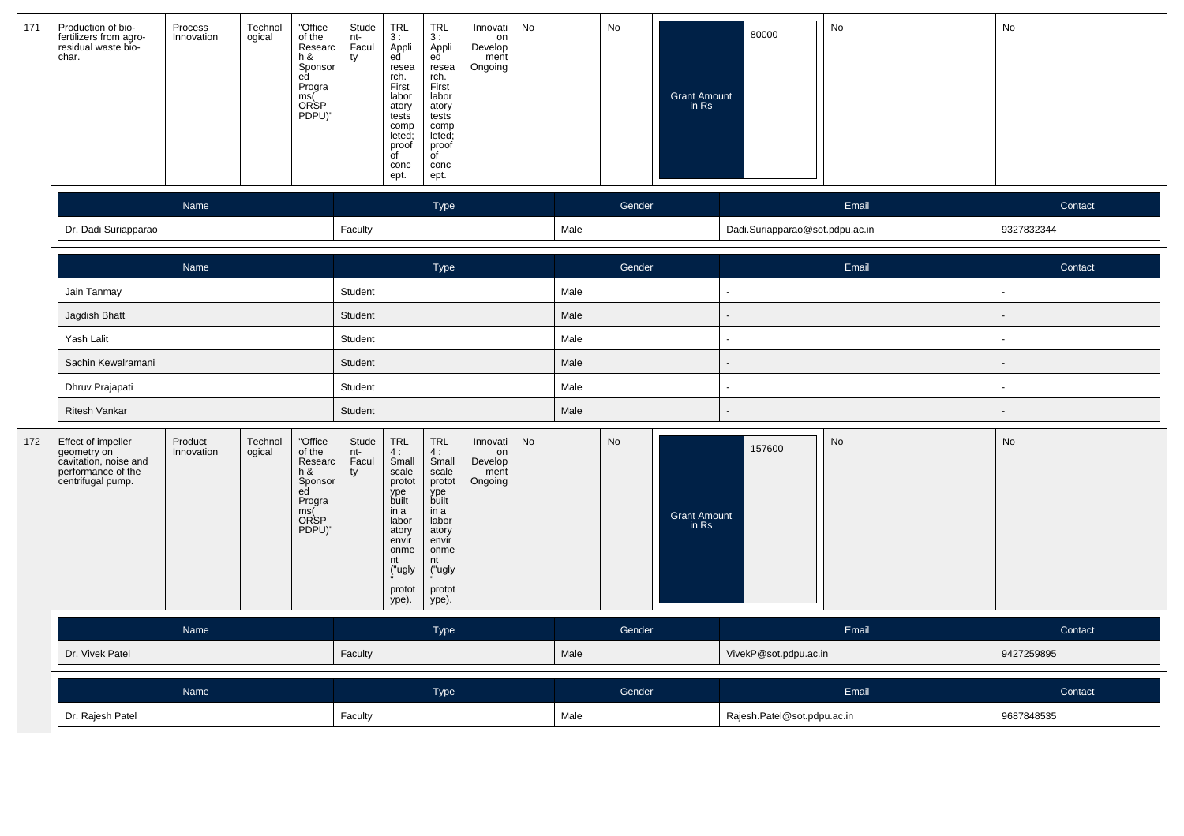| 171 | Production of bio-fertilizers from agro-residual waste bio-char. | Process Innovation | Technological | "Office of the Research & Sponsored Programs( ORSP PDPU)" | Student-Faculty | TRL 3 : Applied research. First laboratory tests completed; proof of concept. | TRL 3 : Applied research. First laboratory tests completed; proof of concept. | Innovation Development Ongoing | No | No | Grant Amount in Rs | 80000 | No | No |
|---|---|---|---|---|---|---|---|---|---|---|---|---|---|---|

| Name | Type | Gender | Email | Contact |
|---|---|---|---|---|
| Dr. Dadi Suriapparao | Faculty | Male | Dadi.Suriapparao@sot.pdpu.ac.in | 9327832344 |

| Name | Type | Gender | Email | Contact |
|---|---|---|---|---|
| Jain Tanmay | Student | Male | - | - |
| Jagdish Bhatt | Student | Male | - | - |
| Yash Lalit | Student | Male | - | - |
| Sachin Kewalramani | Student | Male | - | - |
| Dhruv Prajapati | Student | Male | - | - |
| Ritesh Vankar | Student | Male | - | - |

| 172 | Effect of impeller geometry on cavitation, noise and performance of the centrifugal pump. | Product Innovation | Technological | "Office of the Research & Sponsored Programs( ORSP PDPU)" | Student-Faculty | TRL 4 : Small scale prototype built in a laboratory environment ("ugly" prototype). | TRL 4 : Small scale prototype built in a laboratory environment ("ugly" prototype). | Innovation Development Ongoing | No | No | Grant Amount in Rs | 157600 | No | No |
|---|---|---|---|---|---|---|---|---|---|---|---|---|---|---|

| Name | Type | Gender | Email | Contact |
|---|---|---|---|---|
| Dr. Vivek Patel | Faculty | Male | VivekP@sot.pdpu.ac.in | 9427259895 |

| Name | Type | Gender | Email | Contact |
|---|---|---|---|---|
| Dr. Rajesh Patel | Faculty | Male | Rajesh.Patel@sot.pdpu.ac.in | 9687848535 |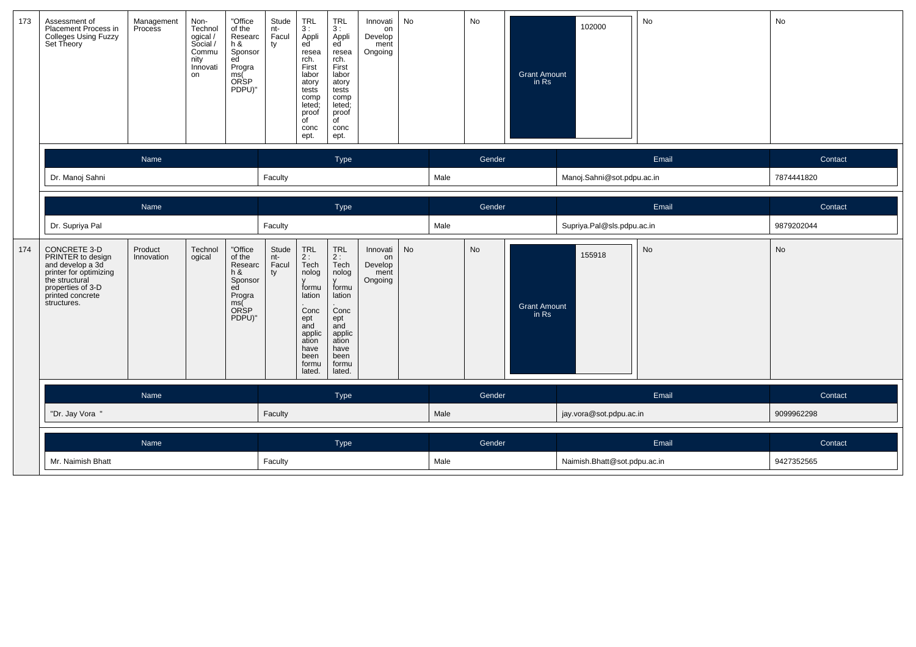| 173 | Assessment of Placement Process in Colleges Using Fuzzy Set Theory | Management Process | Non-Technological / Social / Community Innovation | "Office of the Research & Sponsored Programs( ORSP PDPU)" | Student-Faculty | TRL 3 : Applied research. First laboratory tests completed; proof of concept. | TRL 3 : Applied research. First laboratory tests completed; proof of concept. | Innovation Development Ongoing | No | No | Grant Amount in Rs | 102000 | No | No |
|---|---|---|---|---|---|---|---|---|---|---|---|---|---|---|

| Name | Type | Gender | Email | Contact |
|---|---|---|---|---|
| Dr. Manoj Sahni | Faculty | Male | Manoj.Sahni@sot.pdpu.ac.in | 7874441820 |

| Name | Type | Gender | Email | Contact |
|---|---|---|---|---|
| Dr. Supriya Pal | Faculty | Male | Supriya.Pal@sls.pdpu.ac.in | 9879202044 |

| 174 | CONCRETE 3-D PRINTER to design and develop a 3d printer for optimizing the structural properties of 3-D printed concrete structures. | Product Innovation | Technological | "Office of the Research & Sponsored Programs( ORSP PDPU)" | Student-Faculty | TRL 2 : Technology formulation. Concept and application have been formulated. | TRL 2 : Technology formulation. Concept and application have been formulated. | Innovation Development Ongoing | No | No | Grant Amount in Rs | 155918 | No | No |
|---|---|---|---|---|---|---|---|---|---|---|---|---|---|---|

| Name | Type | Gender | Email | Contact |
|---|---|---|---|---|
| "Dr. Jay Vora " | Faculty | Male | jay.vora@sot.pdpu.ac.in | 9099962298 |

| Name | Type | Gender | Email | Contact |
|---|---|---|---|---|
| Mr. Naimish Bhatt | Faculty | Male | Naimish.Bhatt@sot.pdpu.ac.in | 9427352565 |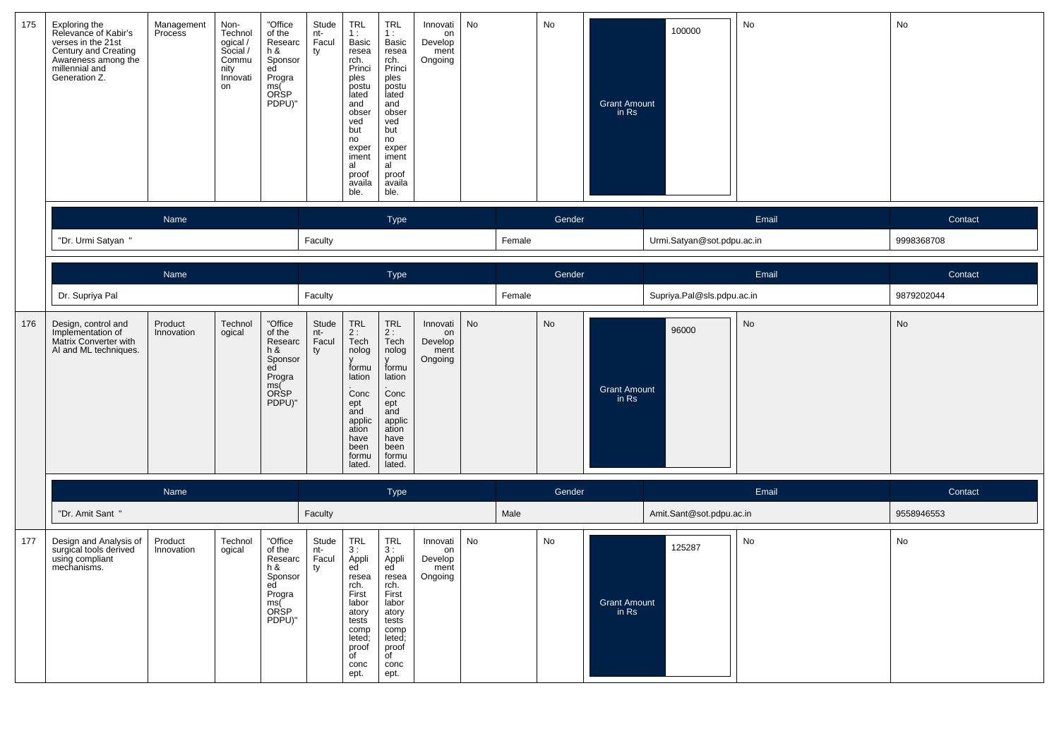| 175 | Exploring the Relevance of Kabir's verses in the 21st Century and Creating Awareness among the millennial and Generation Z. | Management Process | Non-Technological / Social / Community Innovation | "Office of the Research & Sponsored Programs( ORSP PDPU)" | Student-Faculty | TRL 1 : Basic research. Principles postulated and observed but no experimental proof available. | TRL 1 : Basic research. Principles postulated and observed but no experimental proof available. | Innovation Development Ongoing | No | No | Grant Amount in Rs | 100000 | No | No |
|---|---|---|---|---|---|---|---|---|---|---|---|---|---|---|

| Name | Type | Gender | Email | Contact |
|---|---|---|---|---|
| "Dr. Urmi Satyan " | Faculty | Female | Urmi.Satyan@sot.pdpu.ac.in | 9998368708 |

| Name | Type | Gender | Email | Contact |
|---|---|---|---|---|
| Dr. Supriya Pal | Faculty | Female | Supriya.Pal@sls.pdpu.ac.in | 9879202044 |

| 176 | Design, control and Implementation of Matrix Converter with AI and ML techniques. | Product Innovation | Technological | "Office of the Research & Sponsored Programs( ORSP PDPU)" | Student-Faculty | TRL 2 : Technology formulation. Concept and application have been formulated. | TRL 2 : Technology formulation. Concept and application have been formulated. | Innovation Development Ongoing | No | No | Grant Amount in Rs | 96000 | No | No |
|---|---|---|---|---|---|---|---|---|---|---|---|---|---|---|

| Name | Type | Gender | Email | Contact |
|---|---|---|---|---|
| "Dr. Amit Sant " | Faculty | Male | Amit.Sant@sot.pdpu.ac.in | 9558946553 |

| 177 | Design and Analysis of surgical tools derived using compliant mechanisms. | Product Innovation | Technological | "Office of the Research & Sponsored Programs( ORSP PDPU)" | Student-Faculty | TRL 3 : Applied research. First laboratory tests completed; proof of concept. | TRL 3 : Applied research. First laboratory tests completed; proof of concept. | Innovation Development Ongoing | No | No | Grant Amount in Rs | 125287 | No | No |
|---|---|---|---|---|---|---|---|---|---|---|---|---|---|---|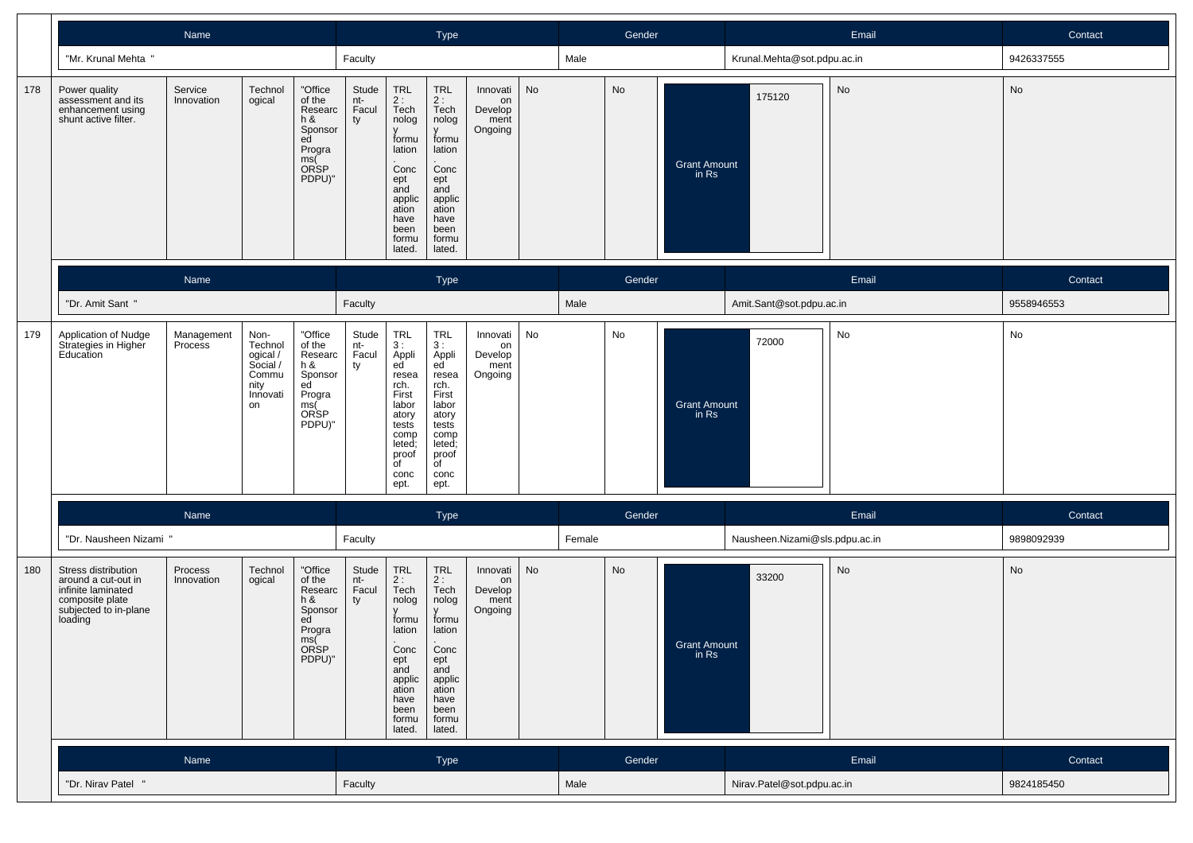| Name | Type | Gender | Email | Contact |
|---|---|---|---|---|
| "Mr. Krunal Mehta " | Faculty | Male | Krunal.Mehta@sot.pdpu.ac.in | 9426337555 |

| 178 | Power quality assessment and its enhancement using shunt active filter. | Service Innovation | Technological | "Office of the Research & Sponsored Programs( ORSP PDPU)" | Student-Faculty | TRL 2 : Technology formulation. Concept and application have been formulated. | TRL 2 : Technology formulation. Concept and application have been formulated. | Innovation Development Ongoing | No | No | Grant Amount in Rs | 175120 | No | No |
|---|---|---|---|---|---|---|---|---|---|---|---|---|---|---|

| Name | Type | Gender | Email | Contact |
|---|---|---|---|---|
| "Dr. Amit Sant " | Faculty | Male | Amit.Sant@sot.pdpu.ac.in | 9558946553 |

| 179 | Application of Nudge Strategies in Higher Education | Management Process | Non-Technological / Social / Community Innovation | "Office of the Research & Sponsored Programs( ORSP PDPU)" | Student-Faculty | TRL 3 : Applied research. First laboratory tests completed; proof of concept. | TRL 3 : Applied research. First laboratory tests completed; proof of concept. | Innovation Development Ongoing | No | No | Grant Amount in Rs | 72000 | No | No |
|---|---|---|---|---|---|---|---|---|---|---|---|---|---|---|

| Name | Type | Gender | Email | Contact |
|---|---|---|---|---|
| "Dr. Nausheen Nizami " | Faculty | Female | Nausheen.Nizami@sls.pdpu.ac.in | 9898092939 |

| 180 | Stress distribution around a cut-out in infinite laminated composite plate subjected to in-plane loading | Process Innovation | Technological | "Office of the Research & Sponsored Programs( ORSP PDPU)" | Student-Faculty | TRL 2 : Technology formulation. Concept and application have been formulated. | TRL 2 : Technology formulation. Concept and application have been formulated. | Innovation Development Ongoing | No | No | Grant Amount in Rs | 33200 | No | No |
|---|---|---|---|---|---|---|---|---|---|---|---|---|---|---|

| Name | Type | Gender | Email | Contact |
|---|---|---|---|---|
| "Dr. Nirav Patel " | Faculty | Male | Nirav.Patel@sot.pdpu.ac.in | 9824185450 |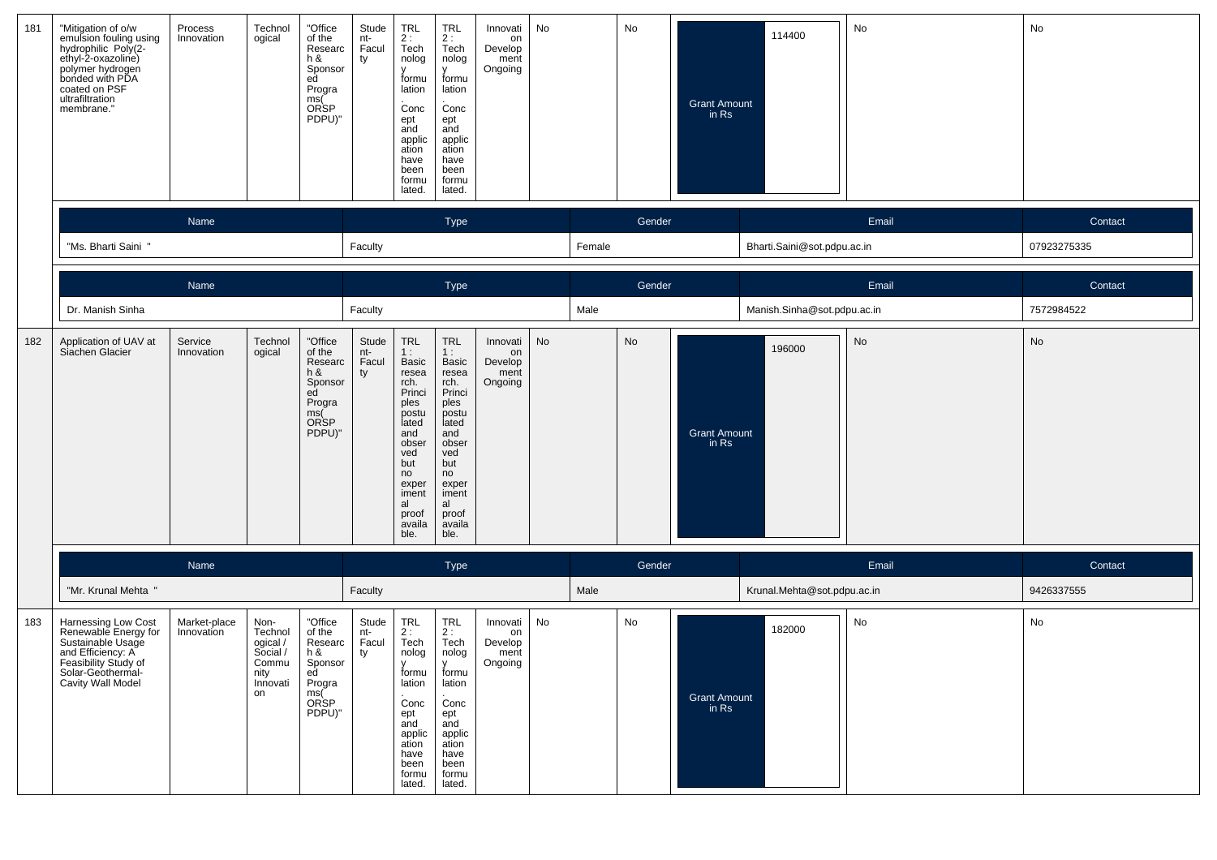| 181 | "Mitigation of o/w emulsion fouling using hydrophilic Poly(2-ethyl-2-oxazoline) polymer hydrogen bonded with PDA coated on PSF ultrafiltration membrane." | Process Innovation | Technological | "Office of the Research & Sponsored Programs( ORSP PDPU)" | Student-Faculty | TRL 2 : Technology formulation. Concept and application have been formulated. | TRL 2 : Technology formulation. Concept and application have been formulated. | Innovation Development Ongoing | No | No | Grant Amount in Rs | 114400 | No | No |
|---|---|---|---|---|---|---|---|---|---|---|---|---|---|---|

| Name | Type | Gender | Email | Contact |
|---|---|---|---|---|
| "Ms. Bharti Saini " | Faculty | Female | Bharti.Saini@sot.pdpu.ac.in | 07923275335 |

| Name | Type | Gender | Email | Contact |
|---|---|---|---|---|
| Dr. Manish Sinha | Faculty | Male | Manish.Sinha@sot.pdpu.ac.in | 7572984522 |

| 182 | Application of UAV at Siachen Glacier | Service Innovation | Technological | "Office of the Research & Sponsored Programs( ORSP PDPU)" | Student-Faculty | TRL 1 : Basic research. Principles postulated and observed but no experimental proof available. | TRL 1 : Basic research. Principles postulated and observed but no experimental proof available. | Innovation Development Ongoing | No | No | Grant Amount in Rs | 196000 | No | No |
|---|---|---|---|---|---|---|---|---|---|---|---|---|---|---|

| Name | Type | Gender | Email | Contact |
|---|---|---|---|---|
| "Mr. Krunal Mehta " | Faculty | Male | Krunal.Mehta@sot.pdpu.ac.in | 9426337555 |

| 183 | Harnessing Low Cost Renewable Energy for Sustainable Usage and Efficiency: A Feasibility Study of Solar-Geothermal-Cavity Wall Model | Market-place Innovation | Non-Technological / Social / Community Innovation | "Office of the Research & Sponsored Programs( ORSP PDPU)" | Student-Faculty | TRL 2 : Technology formulation. Concept and application have been formulated. | TRL 2 : Technology formulation. Concept and application have been formulated. | Innovation Development Ongoing | No | No | Grant Amount in Rs | 182000 | No | No |
|---|---|---|---|---|---|---|---|---|---|---|---|---|---|---|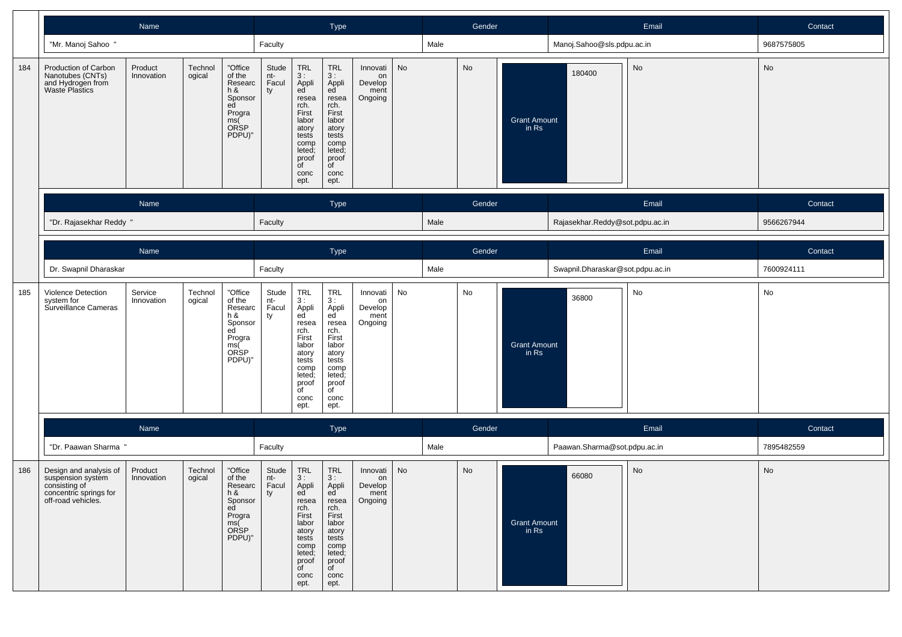| Name | Type | Gender | Email | Contact |
|---|---|---|---|---|
| "Mr. Manoj Sahoo " | Faculty | Male | Manoj.Sahoo@sls.pdpu.ac.in | 9687575805 |

| 184 | Production of Carbon Nanotubes (CNTs) and Hydrogen from Waste Plastics | Product Innovation | Technological | "Office of the Research & Sponsored Programs( ORSP PDPU)" | Student-Faculty | TRL 3 : Applied research. First laboratory tests completed; proof of concept. | TRL 3 : Applied research. First laboratory tests completed; proof of concept. | Innovation Development Ongoing | No | No | Grant Amount in Rs | 180400 | No | No |
|---|---|---|---|---|---|---|---|---|---|---|---|---|---|---|

| Name | Type | Gender | Email | Contact |
|---|---|---|---|---|
| "Dr. Rajasekhar Reddy " | Faculty | Male | Rajasekhar.Reddy@sot.pdpu.ac.in | 9566267944 |

| Name | Type | Gender | Email | Contact |
|---|---|---|---|---|
| Dr. Swapnil Dharaskar | Faculty | Male | Swapnil.Dharaskar@sot.pdpu.ac.in | 7600924111 |

| 185 | Violence Detection system for Surveillance Cameras | Service Innovation | Technological | "Office of the Research & Sponsored Programs( ORSP PDPU)" | Student-Faculty | TRL 3 : Applied research. First laboratory tests completed; proof of concept. | TRL 3 : Applied research. First laboratory tests completed; proof of concept. | Innovation Development Ongoing | No | No | Grant Amount in Rs | 36800 | No | No |
|---|---|---|---|---|---|---|---|---|---|---|---|---|---|---|

| Name | Type | Gender | Email | Contact |
|---|---|---|---|---|
| "Dr. Paawan Sharma " | Faculty | Male | Paawan.Sharma@sot.pdpu.ac.in | 7895482559 |

| 186 | Design and analysis of suspension system consisting of concentric springs for off-road vehicles. | Product Innovation | Technological | "Office of the Research & Sponsored Programs( ORSP PDPU)" | Student-Faculty | TRL 3 : Applied research. First laboratory tests completed; proof of concept. | TRL 3 : Applied research. First laboratory tests completed; proof of concept. | Innovation Development Ongoing | No | No | Grant Amount in Rs | 66080 | No | No |
|---|---|---|---|---|---|---|---|---|---|---|---|---|---|---|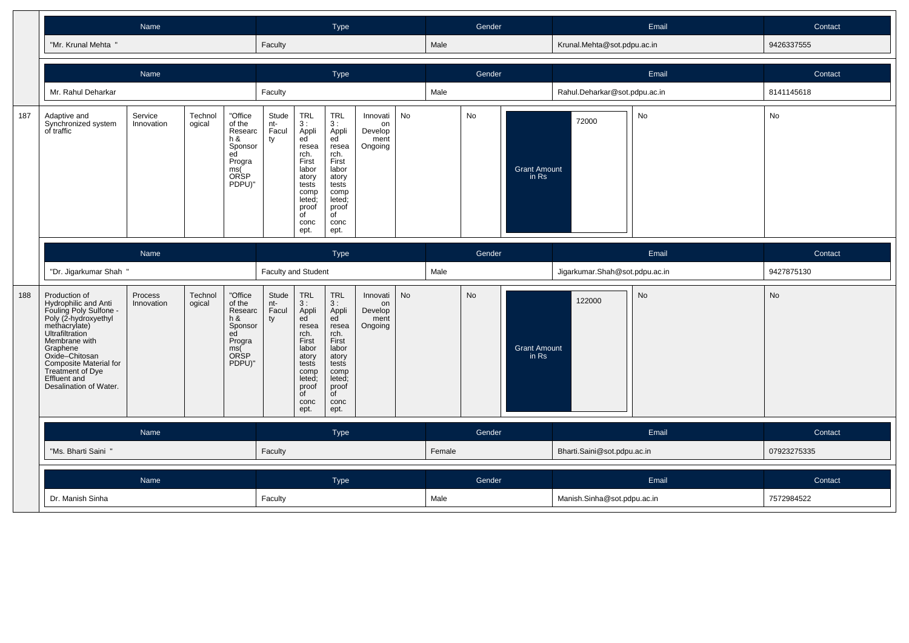| Name | Type | Gender | Email | Contact |
| --- | --- | --- | --- | --- |
| "Mr. Krunal Mehta " | Faculty | Male | Krunal.Mehta@sot.pdpu.ac.in | 9426337555 |

| Name | Type | Gender | Email | Contact |
| --- | --- | --- | --- | --- |
| Mr. Rahul Deharkar | Faculty | Male | Rahul.Deharkar@sot.pdpu.ac.in | 8141145618 |

| | | | | | | | | | | | | | | |
| --- | --- | --- | --- | --- | --- | --- | --- | --- | --- | --- | --- | --- | --- | --- |
| 187 | Adaptive and Synchronized system of traffic | Service Innovation | Technological | "Office of the Research & Sponsored Programs( ORSP PDPU)" | Student-Faculty | TRL 3 : Applied research. First laboratory tests completed; proof of concept. | TRL 3 : Applied research. First laboratory tests completed; proof of concept. | Innovation Development Ongoing | No | No | Grant Amount in Rs | 72000 | No | No |

| Name | Type | Gender | Email | Contact |
| --- | --- | --- | --- | --- |
| "Dr. Jigarkumar Shah " | Faculty and Student | Male | Jigarkumar.Shah@sot.pdpu.ac.in | 9427875130 |

| | | | | | | | | | | | | | | |
| --- | --- | --- | --- | --- | --- | --- | --- | --- | --- | --- | --- | --- | --- | --- |
| 188 | Production of Hydrophilic and Anti Fouling Poly Sulfone - Poly (2-hydroxyethyl methacrylate) Ultrafiltration Membrane with Graphene Oxide–Chitosan Composite Material for Treatment of Dye Effluent and Desalination of Water. | Process Innovation | Technological | "Office of the Research & Sponsored Programs( ORSP PDPU)" | Student-Faculty | TRL 3 : Applied research. First laboratory tests completed; proof of concept. | TRL 3 : Applied research. First laboratory tests completed; proof of concept. | Innovation Development Ongoing | No | No | Grant Amount in Rs | 122000 | No | No |

| Name | Type | Gender | Email | Contact |
| --- | --- | --- | --- | --- |
| "Ms. Bharti Saini " | Faculty | Female | Bharti.Saini@sot.pdpu.ac.in | 07923275335 |

| Name | Type | Gender | Email | Contact |
| --- | --- | --- | --- | --- |
| Dr. Manish Sinha | Faculty | Male | Manish.Sinha@sot.pdpu.ac.in | 7572984522 |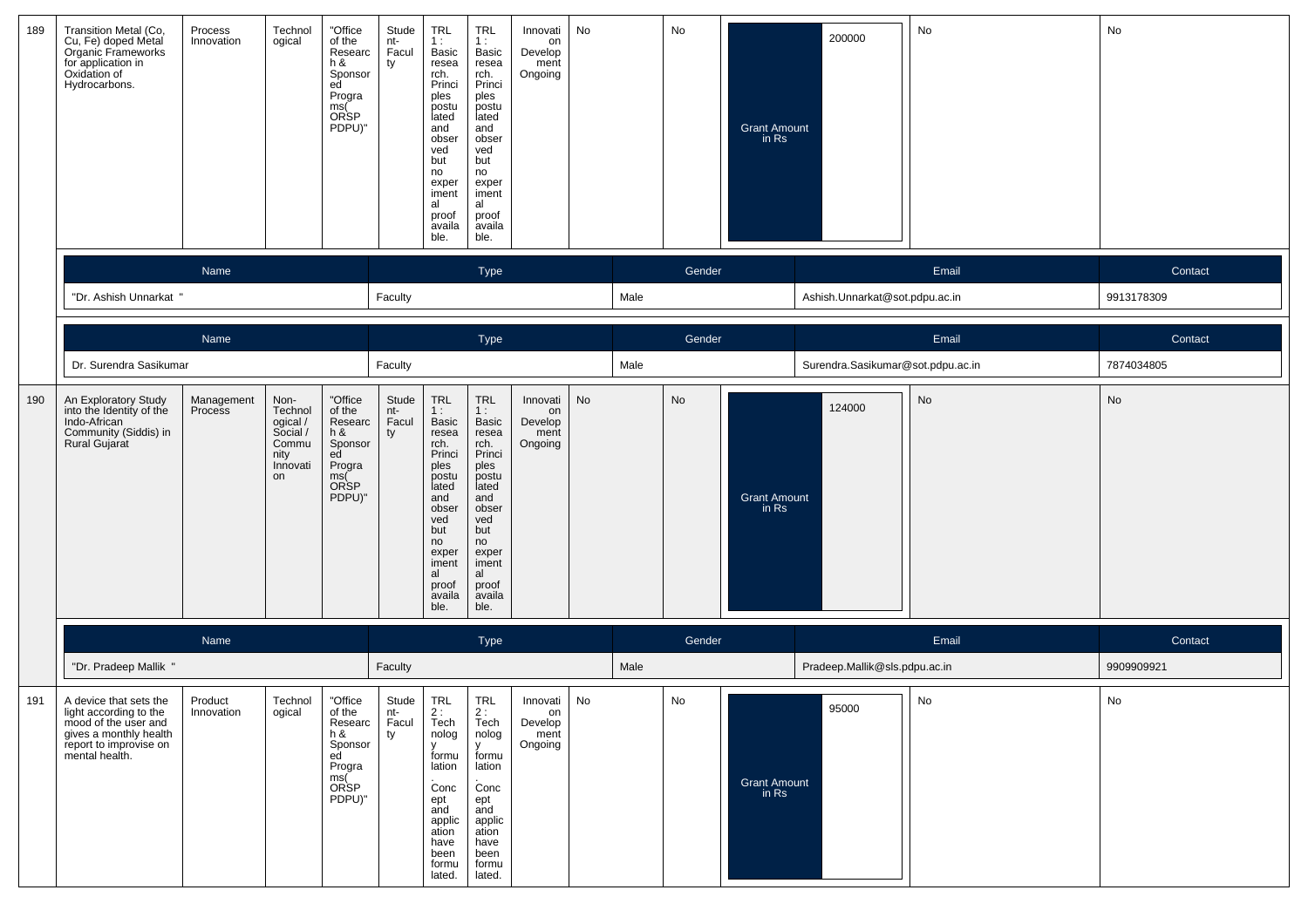| 189 | Transition Metal (Co, Cu, Fe) doped Metal Organic Frameworks for application in Oxidation of Hydrocarbons. | Process Innovation | Technological | "Office of the Research & Sponsored Programs( ORSP PDPU)" | Student-Faculty | TRL 1 : Basic research. Principles postulated and observed but no experimental proof available. | TRL 1 : Basic research. Principles postulated and observed but no experimental proof available. | Innovation Development Ongoing | No | No | Grant Amount in Rs | 200000 | No | No |
|---|---|---|---|---|---|---|---|---|---|---|---|---|---|---|

| Name | Type | Gender | Email | Contact |
|---|---|---|---|---|
| "Dr. Ashish Unnarkat " | Faculty | Male | Ashish.Unnarkat@sot.pdpu.ac.in | 9913178309 |

| Name | Type | Gender | Email | Contact |
|---|---|---|---|---|
| Dr. Surendra Sasikumar | Faculty | Male | Surendra.Sasikumar@sot.pdpu.ac.in | 7874034805 |

| 190 | An Exploratory Study into the Identity of the Indo-African Community (Siddis) in Rural Gujarat | Management Process | Non-Technological / Social / Community Innovation | "Office of the Research & Sponsored Programs( ORSP PDPU)" | Student-Faculty | TRL 1 : Basic research. Principles postulated and observed but no experimental proof available. | TRL 1 : Basic research. Principles postulated and observed but no experimental proof available. | Innovation Development Ongoing | No | No | Grant Amount in Rs | 124000 | No | No |
|---|---|---|---|---|---|---|---|---|---|---|---|---|---|---|

| Name | Type | Gender | Email | Contact |
|---|---|---|---|---|
| "Dr. Pradeep Mallik " | Faculty | Male | Pradeep.Mallik@sls.pdpu.ac.in | 9909909921 |

| 191 | A device that sets the light according to the mood of the user and gives a monthly health report to improvise on mental health. | Product Innovation | Technological | "Office of the Research & Sponsored Programs( ORSP PDPU)" | Student-Faculty | TRL 2 : Technology formulation. Concept and application have been formulated. | TRL 2 : Technology formulation. Concept and application have been formulated. | Innovation Development Ongoing | No | No | Grant Amount in Rs | 95000 | No | No |
|---|---|---|---|---|---|---|---|---|---|---|---|---|---|---|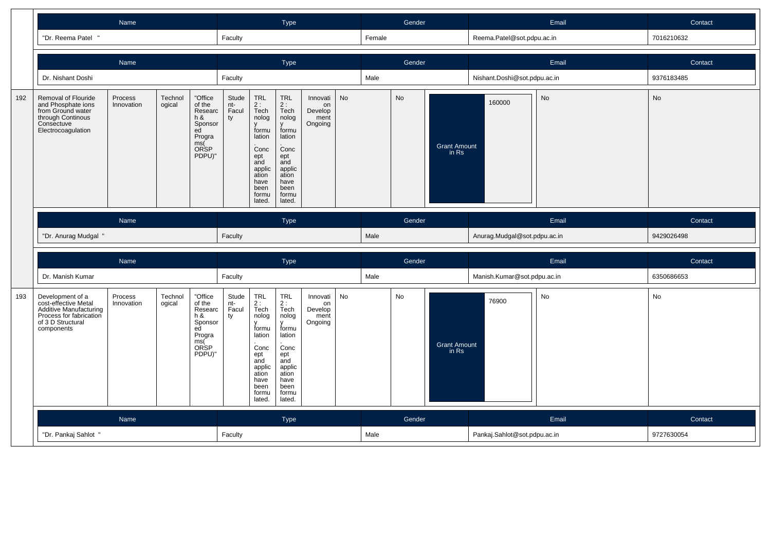| Name | Type | Gender | Email | Contact |
|---|---|---|---|---|
| "Dr. Reema Patel " | Faculty | Female | Reema.Patel@sot.pdpu.ac.in | 7016210632 |

| Name | Type | Gender | Email | Contact |
|---|---|---|---|---|
| Dr. Nishant Doshi | Faculty | Male | Nishant.Doshi@sot.pdpu.ac.in | 9376183485 |

| | | | | | | | | | | | | | |
|---|---|---|---|---|---|---|---|---|---|---|---|---|---|
| 192 | Removal of Flouride and Phosphate ions from Ground water through Continous Consectuve Electrocoagulation | Process Innovation | Technological | "Office of the Research & Sponsored Programs( ORSP PDPU)" | Student-Faculty | TRL 2 : Technology formulation. Concept and application have been formulated. | TRL 2 : Technology formulation. Concept and application have been formulated. | Innovation Development Ongoing | No | No | Grant Amount in Rs: 160000 | No | No |

| Name | Type | Gender | Email | Contact |
|---|---|---|---|---|
| "Dr. Anurag Mudgal " | Faculty | Male | Anurag.Mudgal@sot.pdpu.ac.in | 9429026498 |

| Name | Type | Gender | Email | Contact |
|---|---|---|---|---|
| Dr. Manish Kumar | Faculty | Male | Manish.Kumar@sot.pdpu.ac.in | 6350686653 |

| | | | | | | | | | | | | | |
|---|---|---|---|---|---|---|---|---|---|---|---|---|---|
| 193 | Development of a cost-effective Metal Additive Manufacturing Process for fabrication of 3 D Structural components | Process Innovation | Technological | "Office of the Research & Sponsored Programs( ORSP PDPU)" | Student-Faculty | TRL 2 : Technology formulation. Concept and application have been formulated. | TRL 2 : Technology formulation. Concept and application have been formulated. | Innovation Development Ongoing | No | No | Grant Amount in Rs: 76900 | No | No |

| Name | Type | Gender | Email | Contact |
|---|---|---|---|---|
| "Dr. Pankaj Sahlot " | Faculty | Male | Pankaj.Sahlot@sot.pdpu.ac.in | 9727630054 |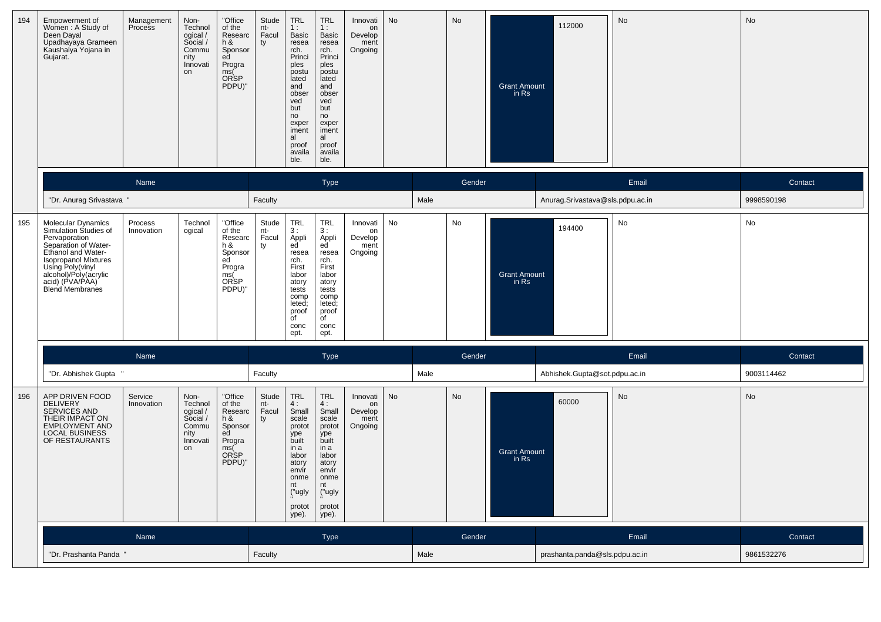| 194 | Empowerment of Women : A Study of Deen Dayal Upadhayaya Grameen Kaushalya Yojana in Gujarat. | Management Process | Non-Technological / Social / Community Innovation | "Office of the Research & Sponsored Programs( ORSP PDPU)" | Student-Faculty | TRL 1 : Basic research. Principles postulated and observed but no experimental proof available. | TRL 1 : Basic research. Principles postulated and observed but no experimental proof available. | Innovation Development Ongoing | No | No | Grant Amount in Rs | 112000 | No | No |
|---|---|---|---|---|---|---|---|---|---|---|---|---|---|---|

| Name | Type | Gender | Email | Contact |
|---|---|---|---|---|
| "Dr. Anurag Srivastava " | Faculty | Male | Anurag.Srivastava@sls.pdpu.ac.in | 9998590198 |

| 195 | Molecular Dynamics Simulation Studies of Pervaporation Separation of Water-Ethanol and Water-Isopropanol Mixtures Using Poly(vinyl alcohol)/Poly(acrylic acid) (PVA/PAA) Blend Membranes | Process Innovation | Technological | "Office of the Research & Sponsored Programs( ORSP PDPU)" | Student-Faculty | TRL 3 : Applied research. First laboratory tests completed; proof of concept. | TRL 3 : Applied research. First laboratory tests completed; proof of concept. | Innovation Development Ongoing | No | No | Grant Amount in Rs | 194400 | No | No |
|---|---|---|---|---|---|---|---|---|---|---|---|---|---|---|

| Name | Type | Gender | Email | Contact |
|---|---|---|---|---|
| "Dr. Abhishek Gupta " | Faculty | Male | Abhishek.Gupta@sot.pdpu.ac.in | 9003114462 |

| 196 | APP DRIVEN FOOD DELIVERY SERVICES AND THEIR IMPACT ON EMPLOYMENT AND LOCAL BUSINESS OF RESTAURANTS | Service Innovation | Non-Technological / Social / Community Innovation | "Office of the Research & Sponsored Programs( ORSP PDPU)" | Student-Faculty | TRL 4 : Small scale prototype built in a laboratory environment ("ugly" prototype). | TRL 4 : Small scale prototype built in a laboratory environment ("ugly" prototype). | Innovation Development Ongoing | No | No | Grant Amount in Rs | 60000 | No | No |
|---|---|---|---|---|---|---|---|---|---|---|---|---|---|---|

| Name | Type | Gender | Email | Contact |
|---|---|---|---|---|
| "Dr. Prashanta Panda " | Faculty | Male | prashanta.panda@sls.pdpu.ac.in | 9861532276 |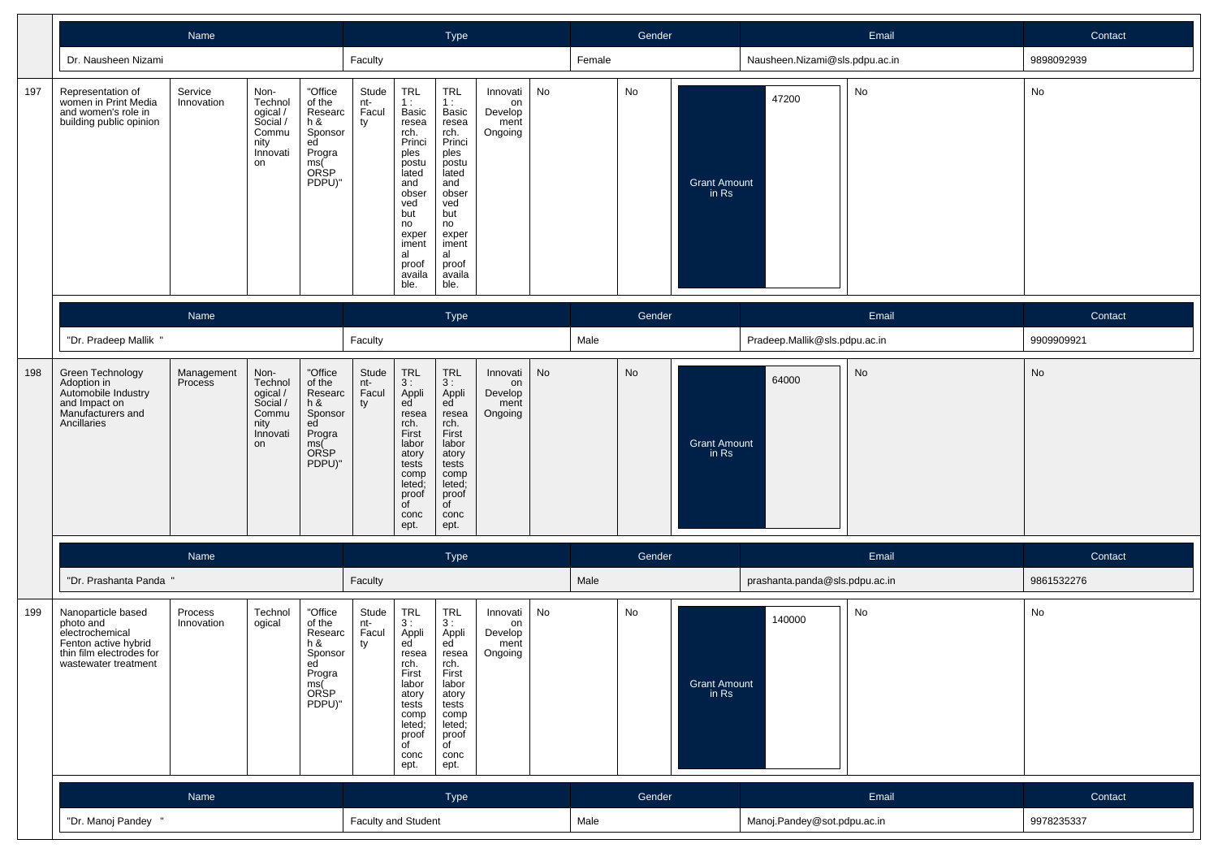| Name | Type | Gender | Email | Contact |
|---|---|---|---|---|
| Dr. Nausheen Nizami | Faculty | Female | Nausheen.Nizami@sls.pdpu.ac.in | 9898092939 |

| 197 | Representation of women in Print Media and women's role in building public opinion | Service Innovation | Non-Technological / Social / Community Innovation | "Office of the Research & Sponsored Programs( ORSP PDPU)" | Student-Faculty | TRL 1 : Basic research. Principles postulated and observed but no experimental proof available. | TRL 1 : Basic research. Principles postulated and observed but no experimental proof available. | Innovation Development Ongoing | No | No | Grant Amount in Rs | 47200 | No | No |
|---|---|---|---|---|---|---|---|---|---|---|---|---|---|---|

| Name | Type | Gender | Email | Contact |
|---|---|---|---|---|
| "Dr. Pradeep Mallik " | Faculty | Male | Pradeep.Mallik@sls.pdpu.ac.in | 9909909921 |

| 198 | Green Technology Adoption in Automobile Industry and Impact on Manufacturers and Ancillaries | Management Process | Non-Technological / Social / Community Innovation | "Office of the Research & Sponsored Programs( ORSP PDPU)" | Student-Faculty | TRL 3 : Applied research. First laboratory tests completed; proof of concept. | TRL 3 : Applied research. First laboratory tests completed; proof of concept. | Innovation Development Ongoing | No | No | Grant Amount in Rs | 64000 | No | No |
|---|---|---|---|---|---|---|---|---|---|---|---|---|---|---|

| Name | Type | Gender | Email | Contact |
|---|---|---|---|---|
| "Dr. Prashanta Panda " | Faculty | Male | prashanta.panda@sls.pdpu.ac.in | 9861532276 |

| 199 | Nanoparticle based photo and electrochemical Fenton active hybrid thin film electrodes for wastewater treatment | Process Innovation | Technological | "Office of the Research & Sponsored Programs( ORSP PDPU)" | Student-Faculty | TRL 3 : Applied research. First laboratory tests completed; proof of concept. | TRL 3 : Applied research. First laboratory tests completed; proof of concept. | Innovation Development Ongoing | No | No | Grant Amount in Rs | 140000 | No | No |
|---|---|---|---|---|---|---|---|---|---|---|---|---|---|---|

| Name | Type | Gender | Email | Contact |
|---|---|---|---|---|
| "Dr. Manoj Pandey " | Faculty and Student | Male | Manoj.Pandey@sot.pdpu.ac.in | 9978235337 |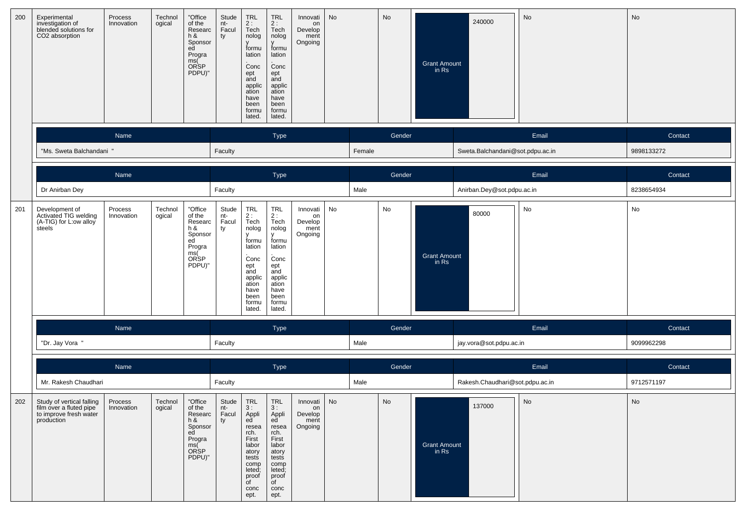| 200 | Experimental investigation of blended solutions for $CO_2$ absorption | Process Innovation | Technological | "Office of the Research & Sponsored Programs( ORSP PDPU)" | Student-Faculty | TRL 2 : Technology formulation. Concept and application have been formulated. | TRL 2 : Technology formulation. Concept and application have been formulated. | Innovation Development Ongoing | No | No | Grant Amount in Rs | 240000 | No | No |
|---|---|---|---|---|---|---|---|---|---|---|---|---|---|---|

| Name | Type | Gender | Email | Contact |
|---|---|---|---|---|
| "Ms. Sweta Balchandani " | Faculty | Female | Sweta.Balchandani@sot.pdpu.ac.in | 9898133272 |

| Name | Type | Gender | Email | Contact |
|---|---|---|---|---|
| Dr Anirban Dey | Faculty | Male | Anirban.Dey@sot.pdpu.ac.in | 8238654934 |

| 201 | Development of Activated TIG welding (A-TIG) for L:ow alloy steels | Process Innovation | Technological | "Office of the Research & Sponsored Programs( ORSP PDPU)" | Student-Faculty | TRL 2 : Technology formulation. Concept and application have been formulated. | TRL 2 : Technology formulation. Concept and application have been formulated. | Innovation Development Ongoing | No | No | Grant Amount in Rs | 80000 | No | No |
|---|---|---|---|---|---|---|---|---|---|---|---|---|---|---|

| Name | Type | Gender | Email | Contact |
|---|---|---|---|---|
| "Dr. Jay Vora " | Faculty | Male | jay.vora@sot.pdpu.ac.in | 9099962298 |

| Name | Type | Gender | Email | Contact |
|---|---|---|---|---|
| Mr. Rakesh Chaudhari | Faculty | Male | Rakesh.Chaudhari@sot.pdpu.ac.in | 9712571197 |

| 202 | Study of vertical falling film over a fluted pipe to improve fresh water production | Process Innovation | Technological | "Office of the Research & Sponsored Programs( ORSP PDPU)" | Student-Faculty | TRL 3 : Applied research. First laboratory tests completed; proof of concept. | TRL 3 : Applied research. First laboratory tests completed; proof of concept. | Innovation Development Ongoing | No | No | Grant Amount in Rs | 137000 | No | No |
|---|---|---|---|---|---|---|---|---|---|---|---|---|---|---|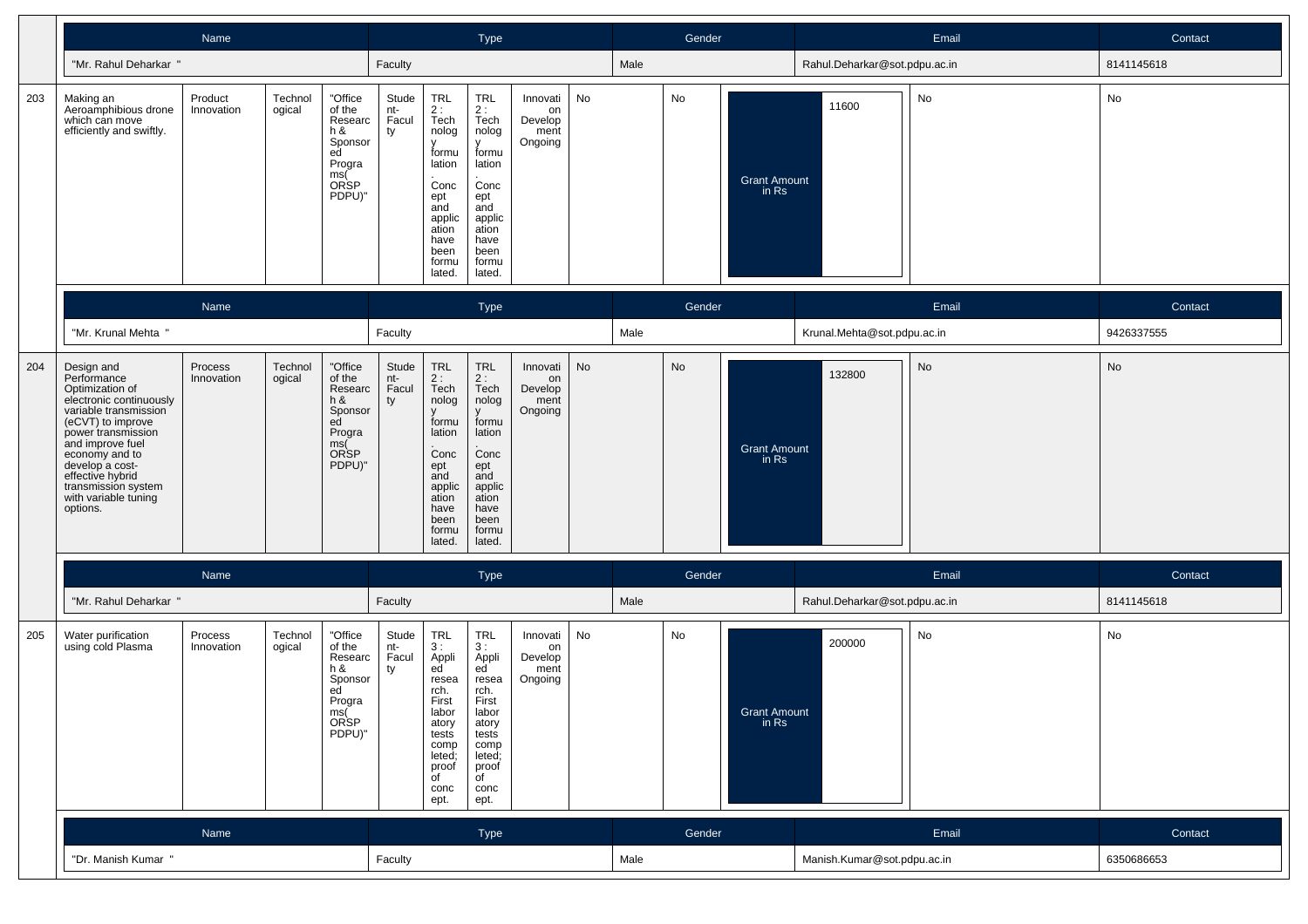| Name | Type | Gender | Email | Contact |
|---|---|---|---|---|
| "Mr. Rahul Deharkar " | Faculty | Male | Rahul.Deharkar@sot.pdpu.ac.in | 8141145618 |

| 203 | Making an Aeroamphibious drone which can move efficiently and swiftly. | Product Innovation | Technological | "Office of the Research & Sponsored Programs( ORSP PDPU)" | Student-Faculty | TRL 2 : Technology formulation. Concept and application have been formulated. | TRL 2 : Technology formulation. Concept and application have been formulated. | Innovation Development Ongoing | No | No | Grant Amount in Rs | 11600 | No | No |
|---|---|---|---|---|---|---|---|---|---|---|---|---|---|---|

| Name | Type | Gender | Email | Contact |
|---|---|---|---|---|
| "Mr. Krunal Mehta " | Faculty | Male | Krunal.Mehta@sot.pdpu.ac.in | 9426337555 |

| 204 | Design and Performance Optimization of electronic continuously variable transmission (eCVT) to improve power transmission and improve fuel economy and to develop a cost-effective hybrid transmission system with variable tuning options. | Process Innovation | Technological | "Office of the Research & Sponsored Programs( ORSP PDPU)" | Student-Faculty | TRL 2 : Technology formulation. Concept and application have been formulated. | TRL 2 : Technology formulation. Concept and application have been formulated. | Innovation Development Ongoing | No | No | Grant Amount in Rs | 132800 | No | No |
|---|---|---|---|---|---|---|---|---|---|---|---|---|---|---|

| Name | Type | Gender | Email | Contact |
|---|---|---|---|---|
| "Mr. Rahul Deharkar " | Faculty | Male | Rahul.Deharkar@sot.pdpu.ac.in | 8141145618 |

| 205 | Water purification using cold Plasma | Process Innovation | Technological | "Office of the Research & Sponsored Programs( ORSP PDPU)" | Student-Faculty | TRL 3 : Applied research. First laboratory tests completed; proof of concept. | TRL 3 : Applied research. First laboratory tests completed; proof of concept. | Innovation Development Ongoing | No | No | Grant Amount in Rs | 200000 | No | No |
|---|---|---|---|---|---|---|---|---|---|---|---|---|---|---|

| Name | Type | Gender | Email | Contact |
|---|---|---|---|---|
| "Dr. Manish Kumar " | Faculty | Male | Manish.Kumar@sot.pdpu.ac.in | 6350686653 |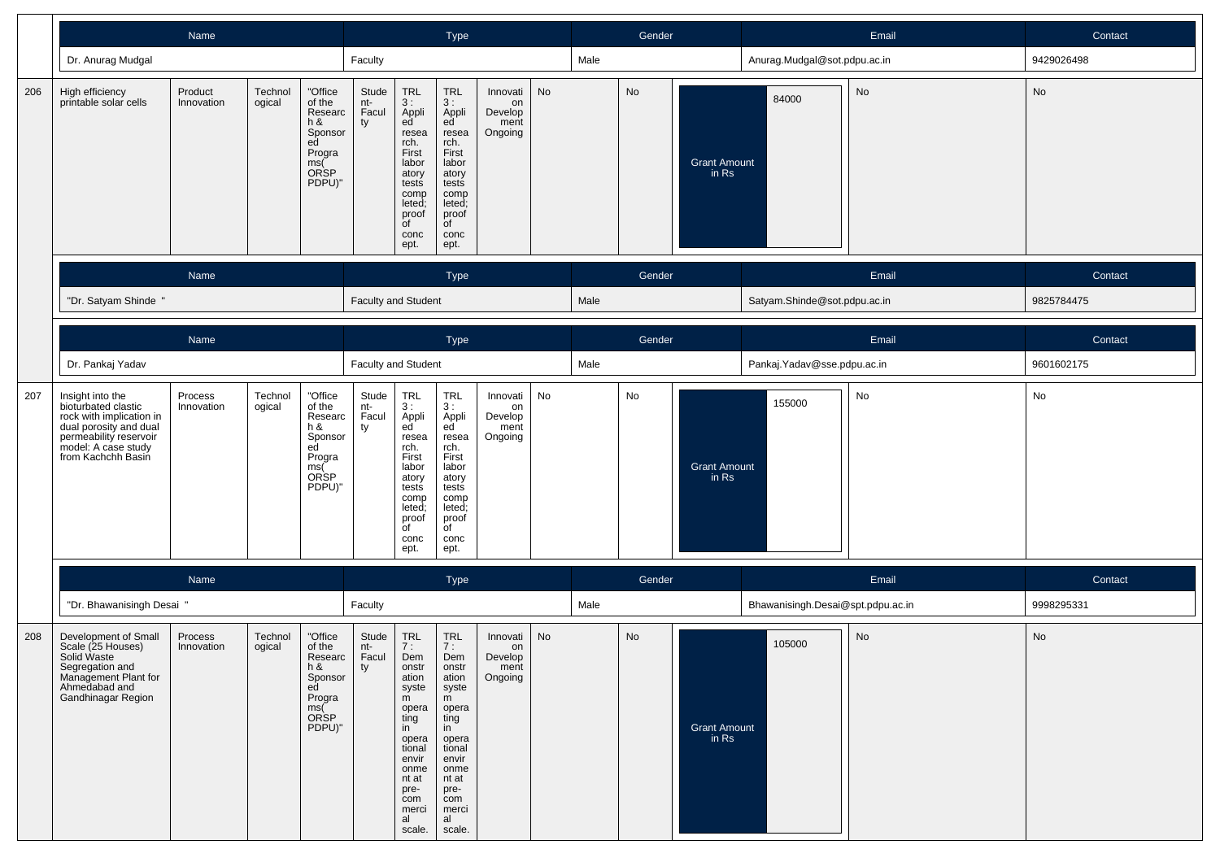| Name | Type | Gender | Email | Contact |
|---|---|---|---|---|
| Dr. Anurag Mudgal | Faculty | Male | Anurag.Mudgal@sot.pdpu.ac.in | 9429026498 |

| 206 | High efficiency printable solar cells | Product Innovation | Technological | "Office of the Research & Sponsored Programs( ORSP PDPU)" | Student-Faculty | TRL 3 : Applied research. First laboratory tests completed; proof of concept. | TRL 3 : Applied research. First laboratory tests completed; proof of concept. | Innovation Development Ongoing | No | No | Grant Amount in Rs | 84000 | No | No |
|---|---|---|---|---|---|---|---|---|---|---|---|---|---|---|

| Name | Type | Gender | Email | Contact |
|---|---|---|---|---|
| "Dr. Satyam Shinde " | Faculty and Student | Male | Satyam.Shinde@sot.pdpu.ac.in | 9825784475 |

| Name | Type | Gender | Email | Contact |
|---|---|---|---|---|
| Dr. Pankaj Yadav | Faculty and Student | Male | Pankaj.Yadav@sse.pdpu.ac.in | 9601602175 |

| 207 | Insight into the bioturbated clastic rock with implication in dual porosity and dual permeability reservoir model: A case study from Kachchh Basin | Process Innovation | Technological | "Office of the Research & Sponsored Programs( ORSP PDPU)" | Student-Faculty | TRL 3 : Applied research. First laboratory tests completed; proof of concept. | TRL 3 : Applied research. First laboratory tests completed; proof of concept. | Innovation Development Ongoing | No | No | Grant Amount in Rs | 155000 | No | No |
|---|---|---|---|---|---|---|---|---|---|---|---|---|---|---|

| Name | Type | Gender | Email | Contact |
|---|---|---|---|---|
| "Dr. Bhawanisingh Desai " | Faculty | Male | Bhawanisingh.Desai@spt.pdpu.ac.in | 9998295331 |

| 208 | Development of Small Scale (25 Houses) Solid Waste Segregation and Management Plant for Ahmedabad and Gandhinagar Region | Process Innovation | Technological | "Office of the Research & Sponsored Programs( ORSP PDPU)" | Student-Faculty | TRL 7 : Demonstration system operating in operational environment at pre-commercial scale. | TRL 7 : Demonstration system operating in operational environment at pre-commercial scale. | Innovation Development Ongoing | No | No | Grant Amount in Rs | 105000 | No | No |
|---|---|---|---|---|---|---|---|---|---|---|---|---|---|---|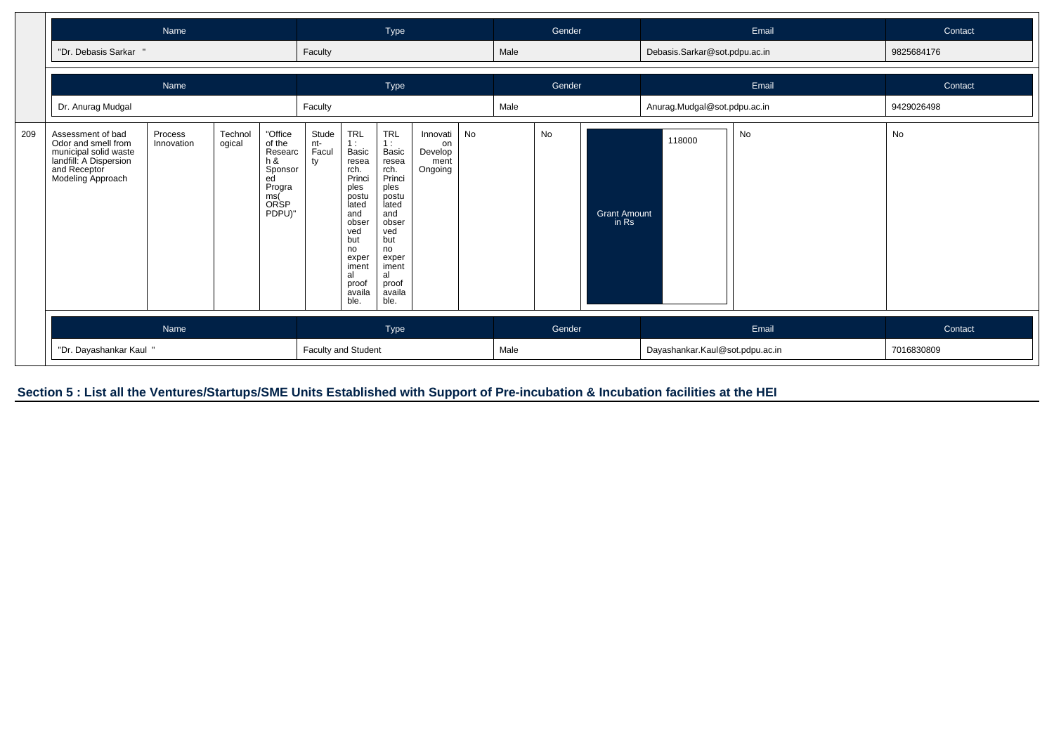| Name | Type | Gender | Email | Contact |
|---|---|---|---|---|
| "Dr. Debasis Sarkar " | Faculty | Male | Debasis.Sarkar@sot.pdpu.ac.in | 9825684176 |

| Name | Type | Gender | Email | Contact |
|---|---|---|---|---|
| Dr. Anurag Mudgal | Faculty | Male | Anurag.Mudgal@sot.pdpu.ac.in | 9429026498 |

| | | | | | | | | | | | | | |
|---|---|---|---|---|---|---|---|---|---|---|---|---|---|
| 209 | Assessment of bad Odor and smell from municipal solid waste landfill: A Dispersion and Receptor Modeling Approach | Process Innovation | Technological | "Office of the Research & Sponsored Programs( ORSP PDPU)" | Student-Faculty | TRL 1 : Basic research. Principles postulated and observed but no experimental proof available. | TRL 1 : Basic research. Principles postulated and observed but no experimental proof available. | Innovation Development Ongoing | No | No | Grant Amount in Rs: 118000 | No | No |

| Name | Type | Gender | Email | Contact |
|---|---|---|---|---|
| "Dr. Dayashankar Kaul " | Faculty and Student | Male | Dayashankar.Kaul@sot.pdpu.ac.in | 7016830809 |

## Section 5 : List all the Ventures/Startups/SME Units Established with Support of Pre-incubation & Incubation facilities at the HEI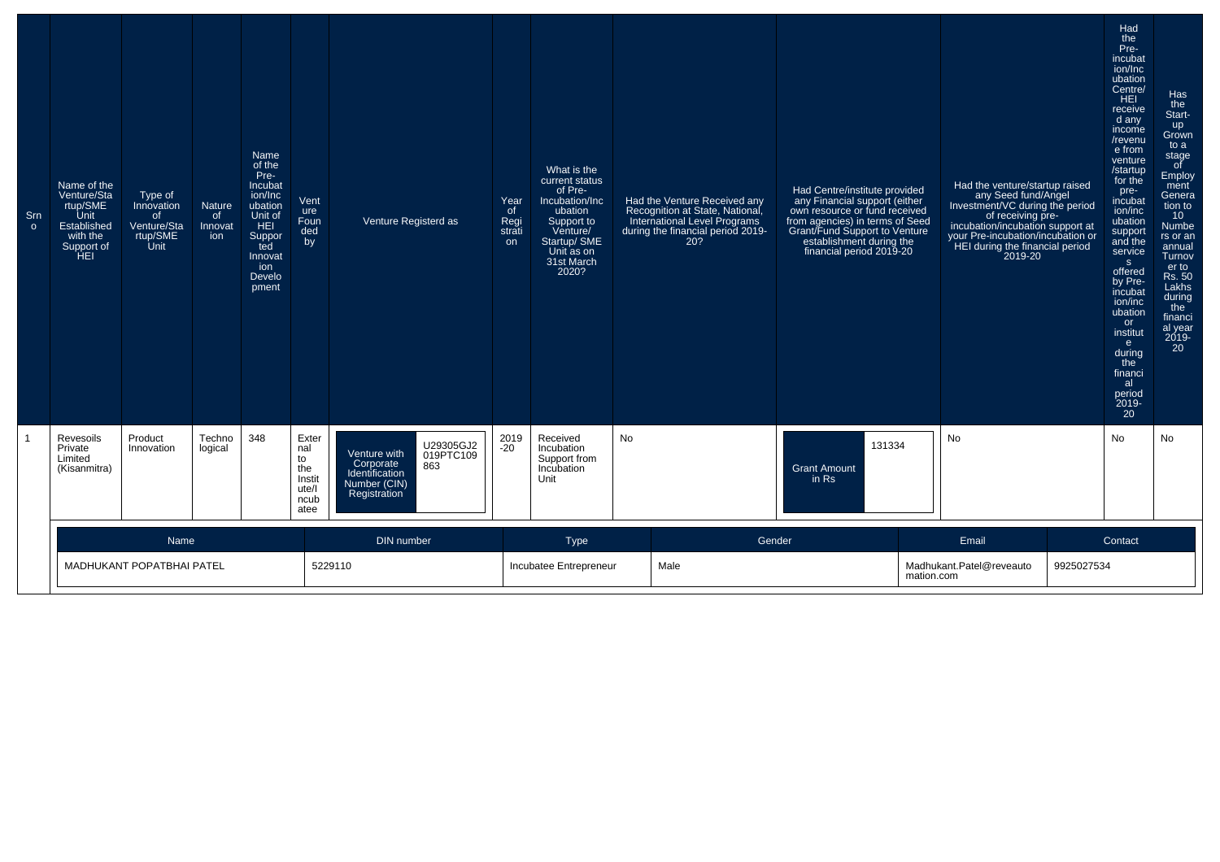| Srno | Name of the Venture/Startup/SME Unit Established with the Support of HEI | Type of Innovation of Venture/Startup/SME Unit | Nature of Innovation | Name of the Pre-Incubation/Incubation Unit of HEI Supported Innovation Development | Venture Founded by | Venture Registerd as | | Year of Registration | What is the current status of Pre-Incubation/Incubation Support to Venture/ Startup/ SME Unit as on 31st March 2020? | Had the Venture Received any Recognition at State, National, International Level Programs during the financial period 2019-20? | Had Centre/institute provided any Financial support (either own resource or fund received from agencies) in terms of Seed Grant/Fund Support to Venture establishment during the financial period 2019-20 | | Had the venture/startup raised any Seed fund/Angel Investment/VC during the period of receiving pre-incubation/incubation support at your Pre-incubation/incubation or HEI during the financial period 2019-20 | Had the Pre-incubation/Incubation Centre/ HEI received any income /revenue from venture /startup for the pre-incubation/incubation support and the services offered by Pre-incubation/incubation or institute during the financial period 2019-20 | Has the Start-up Grown to a stage of Employment Generation to 10 Numbers or an annual Turnover to Rs. 50 Lakhs during the financial year 2019-20 |
|---|---|---|---|---|---|---|---|---|---|---|---|---|---|---|---|
| 1 | Revesoils Private Limited (Kisanmitra) | Product Innovation | Technological | 348 | External to the Institute/Incubatee | Venture with Corporate Identification Number (CIN) Registration | U29305GJ2019PTC109863 | 2019-20 | Received Incubation Support from Incubation Unit | No | Grant Amount in Rs | 131334 | No | No | No |

| Name | DIN number | Type | Gender | Email | Contact |
|---|---|---|---|---|---|
| MADHUKANT POPATBHAI PATEL | 5229110 | Incubatee Entrepreneur | Male | Madhukant.Patel@reveautomation.com | 9925027534 |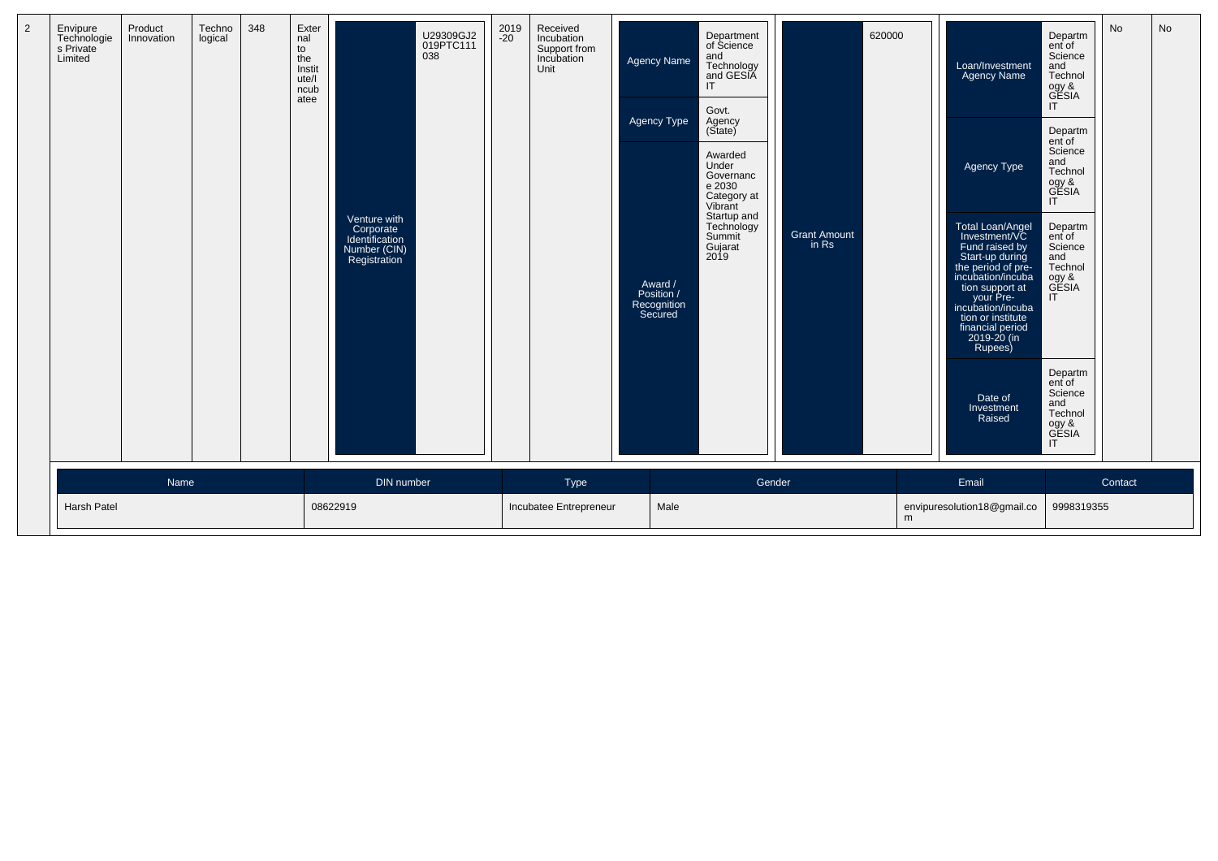| 2 | Envipure Technologies Private Limited | Product Innovation | Technological | 348 | External to the Institute/Incubatee | Venture with Corporate Identification Number (CIN) Registration | U29309GJ2019PTC111038 | 2019-20 | Received Incubation Support from Incubation Unit | Agency Name | Department of Science and Technology and GESIA IT | Grant Amount in Rs | 620000 | Loan/Investment Agency Name | Department of Science and Technology & GESIA IT | No | No |
|---|---|---|---|---|---|---|---|---|---|---|---|---|---|---|---|---|---|
| | | | | | | | | | | Agency Type | Govt. Agency (State) | | | Agency Type | Department of Science and Technology & GESIA IT | | |
| | | | | | | | | | | Award / Position / Recognition Secured | Awarded Under Governance 2030 Category at Vibrant Startup and Technology Summit Gujarat 2019 | | | Total Loan/Angel Investment/VC Fund raised by Start-up during the period of pre-incubation/incubation support at your Pre-incubation/incubation or institute financial period 2019-20 (in Rupees) | Department of Science and Technology & GESIA IT | | |
| | | | | | | | | | | | | | | Date of Investment Raised | Department of Science and Technology & GESIA IT | | |

| Name | DIN number | Type | Gender | Email | Contact |
|---|---|---|---|---|---|
| Harsh Patel | 08622919 | Incubatee Entrepreneur | Male | envipuresolution18@gmail.com | 9998319355 |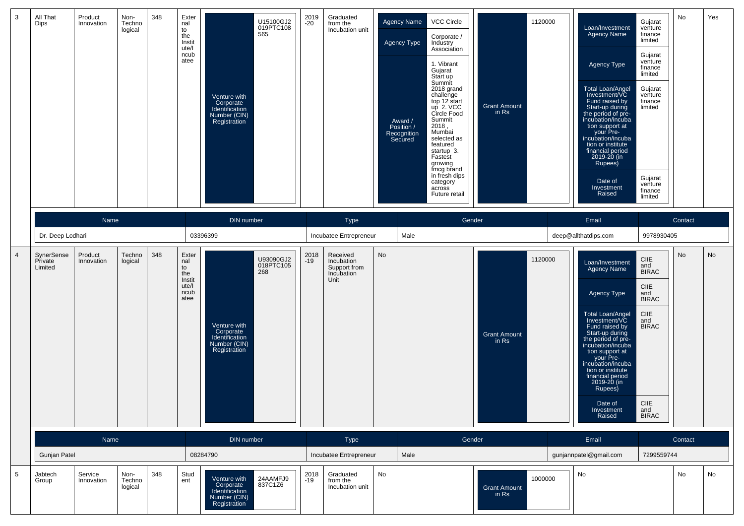| 3 | All That Dips | Product Innovation | Non-Technological | 348 | External to the Institute/Incubatee | Venture with Corporate Identification Number (CIN) Registration: U15100GJ2019PTC108565 | 2019-20 | Graduated from the Incubation unit | Agency Name: VCC Circle; Agency Type: Corporate / Industry Association; Award / Position / Recognition Secured: 1. Vibrant Gujarat Start up Summit 2018 grand challenge top 12 start up 2. VCC Circle Food Summit 2018 , Mumbai selected as featured startup 3. Fastest growing fmcg brand in fresh dips category across Future retail | Grant Amount in Rs: 1120000 | Loan/Investment Agency Name: Gujarat venture finance limited; Agency Type: Gujarat venture finance limited; Total Loan/Angel Investment/VC Fund raised by Start-up during the period of pre-incubation/incubation support at your Pre-incubation/incubation or institute financial period 2019-20 (in Rupees): Gujarat venture finance limited; Date of Investment Raised: Gujarat venture finance limited | No | Yes |
|---|---|---|---|---|---|---|---|---|---|---|---|---|---|

| Name | DIN number | Type | Gender | Email | Contact |
|---|---|---|---|---|---|
| Dr. Deep Lodhari | 03396399 | Incubatee Entrepreneur | Male | deep@allthatdips.com | 9978930405 |

| 4 | SynerSense Private Limited | Product Innovation | Technological | 348 | External to the Institute/Incubatee | Venture with Corporate Identification Number (CIN) Registration: U93090GJ2018PTC105268 | 2018-19 | Received Incubation Support from Incubation Unit | No | Grant Amount in Rs: 1120000 | Loan/Investment Agency Name: CIIE and BIRAC; Agency Type: CIIE and BIRAC; Total Loan/Angel Investment/VC Fund raised by Start-up during the period of pre-incubation/incubation support at your Pre-incubation/incubation or institute financial period 2019-20 (in Rupees): CIIE and BIRAC; Date of Investment Raised: CIIE and BIRAC | No | No |
|---|---|---|---|---|---|---|---|---|---|---|---|---|---|

| Name | DIN number | Type | Gender | Email | Contact |
|---|---|---|---|---|---|
| Gunjan Patel | 08284790 | Incubatee Entrepreneur | Male | gunjannpatel@gmail.com | 7299559744 |

| 5 | Jabtech Group | Service Innovation | Non-Technological | 348 | Student | Venture with Corporate Identification Number (CIN) Registration: 24AAMFJ9837C1Z6 | 2018-19 | Graduated from the Incubation unit | No | Grant Amount in Rs: 1000000 | No | No | No |
|---|---|---|---|---|---|---|---|---|---|---|---|---|---|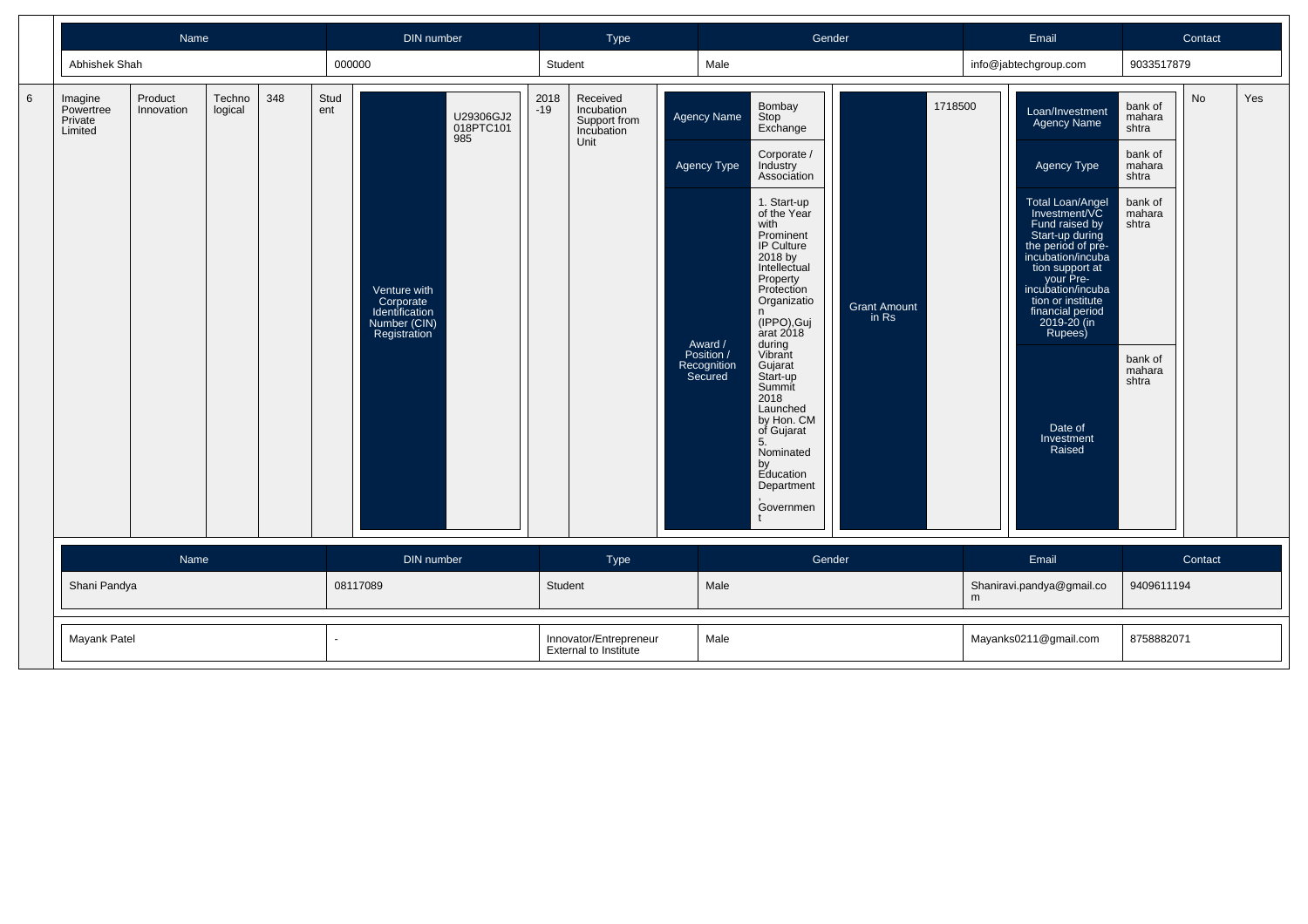| Name | DIN number | Type | Gender | Email | Contact |
|---|---|---|---|---|---|
| Abhishek Shah | 000000 | Student | Male | info@jabtechgroup.com | 9033517879 |

| 6 | Imagine Powertree Private Limited | Product Innovation | Technological | 348 | Student | Venture with Corporate Identification Number (CIN) Registration | U29306GJ2018PTC101985 | 2018-19 | Received Incubation Support from Incubation Unit | Agency Name: Bombay Stop Exchange; Agency Type: Corporate / Industry Association; Award / Position / Recognition Secured: 1. Start-up of the Year with Prominent IP Culture 2018 by Intellectual Property Protection Organization (IPPO),Gujarat 2018 during Vibrant Gujarat Start-up Summit 2018 Launched by Hon. CM of Gujarat 5. Nominated by Education Department, Government | Grant Amount in Rs | 1718500 | Loan/Investment Agency Name: bank of maharashtra; Agency Type: bank of maharashtra; Total Loan/Angel Investment/VC Fund raised by Start-up during the period of pre-incubation/incubation support at your Pre-incubation/incubation or institute financial period 2019-20 (in Rupees): bank of maharashtra; Date of Investment Raised: bank of maharashtra | No | Yes |
|---|---|---|---|---|---|---|---|---|---|---|---|---|---|---|---|

| Name | DIN number | Type | Gender | Email | Contact |
|---|---|---|---|---|---|
| Shani Pandya | 08117089 | Student | Male | Shaniravi.pandya@gmail.com | 9409611194 |
| Mayank Patel | - | Innovator/Entrepreneur External to Institute | Male | Mayanks0211@gmail.com | 8758882071 |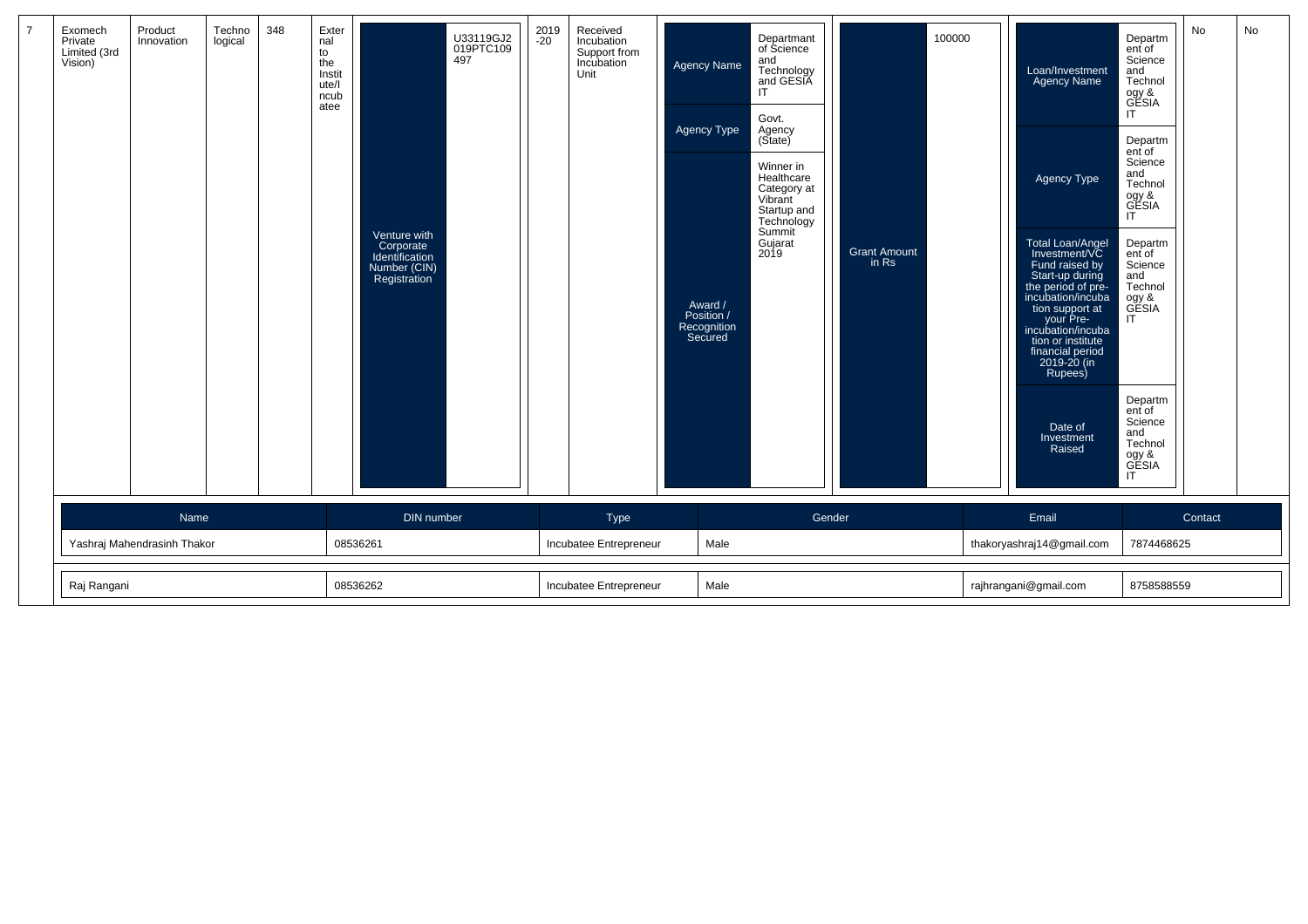| 7 | Exomech Private Limited (3rd Vision) | Product Innovation | Technological | 348 | External to the Institute/Incubatee | Venture with Corporate Identification Number (CIN) Registration | U33119GJ2019PTC109497 | 2019-20 | Received Incubation Support from Incubation Unit | Agency Name: Departmant of Science and Technology and GESIA IT; Agency Type: Govt. Agency (State); Award / Position / Recognition Secured: Winner in Healthcare Category at Vibrant Startup and Technology Summit Gujarat 2019 | Grant Amount in Rs: 100000 | Loan/Investment Agency Name: Department of Science and Technology & GESIA IT; Agency Type: Department of Science and Technology & GESIA IT; Total Loan/Angel Investment/VC Fund raised by Start-up during the period of pre-incubation/incubation support at your Pre-incubation/incubation or institute financial period 2019-20 (in Rupees): Department of Science and Technology & GESIA IT; Date of Investment Raised: Department of Science and Technology & GESIA IT | No | No |
|---|---|---|---|---|---|---|---|---|---|---|---|---|---|---|

| Name | DIN number | Type | Gender | Email | Contact |
|---|---|---|---|---|---|
| Yashraj Mahendrasinh Thakor | 08536261 | Incubatee Entrepreneur | Male | thakoryashraj14@gmail.com | 7874468625 |
| Raj Rangani | 08536262 | Incubatee Entrepreneur | Male | rajhrangani@gmail.com | 8758588559 |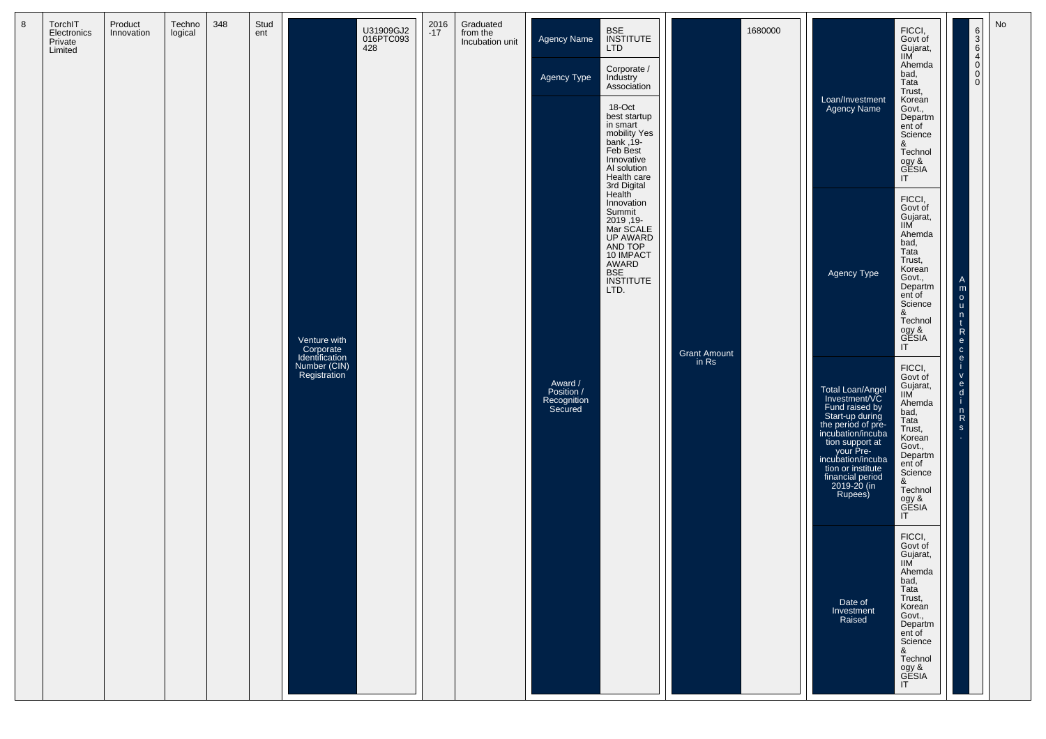| 8 | TorchIT Electronics Private Limited | Product Innovation | Technological | 348 | Student | Venture with Corporate Identification Number (CIN) Registration | U31909GJ2016PTC093428 | 2016-17 | Graduated from the Incubation unit | Agency Name | BSE INSTITUTE LTD | Grant Amount in Rs | 1680000 | Loan/Investment Agency Name | FICCI, Govt of Gujarat, IIM Ahemdabad, Tata Trust, Korean Govt., Department of Science & Technology & GESIA IT | Amount Received in Rs. | 6364000 | No |
|---|---|---|---|---|---|---|---|---|---|---|---|---|---|---|---|---|---|---|
| | | | | | | | | | | Agency Type | Corporate / Industry Association | | | Agency Type | FICCI, Govt of Gujarat, IIM Ahemdabad, Tata Trust, Korean Govt., Department of Science & Technology & GESIA IT | | | |
| | | | | | | | | | | Award / Position / Recognition Secured | 18-Oct best startup in smart mobility Yes bank ,19-Feb Best Innovative AI solution Health care 3rd Digital Health Innovation Summit 2019 ,19-Mar SCALE UP AWARD AND TOP 10 IMPACT AWARD BSE INSTITUTE LTD. | | | Total Loan/Angel Investment/VC Fund raised by Start-up during the period of pre-incubation/incubation support at your Pre-incubation/incubation or institute financial period 2019-20 (in Rupees) | FICCI, Govt of Gujarat, IIM Ahemdabad, Tata Trust, Korean Govt., Department of Science & Technology & GESIA IT | | | |
| | | | | | | | | | | | | | | Date of Investment Raised | FICCI, Govt of Gujarat, IIM Ahemdabad, Tata Trust, Korean Govt., Department of Science & Technology & GESIA IT | | | |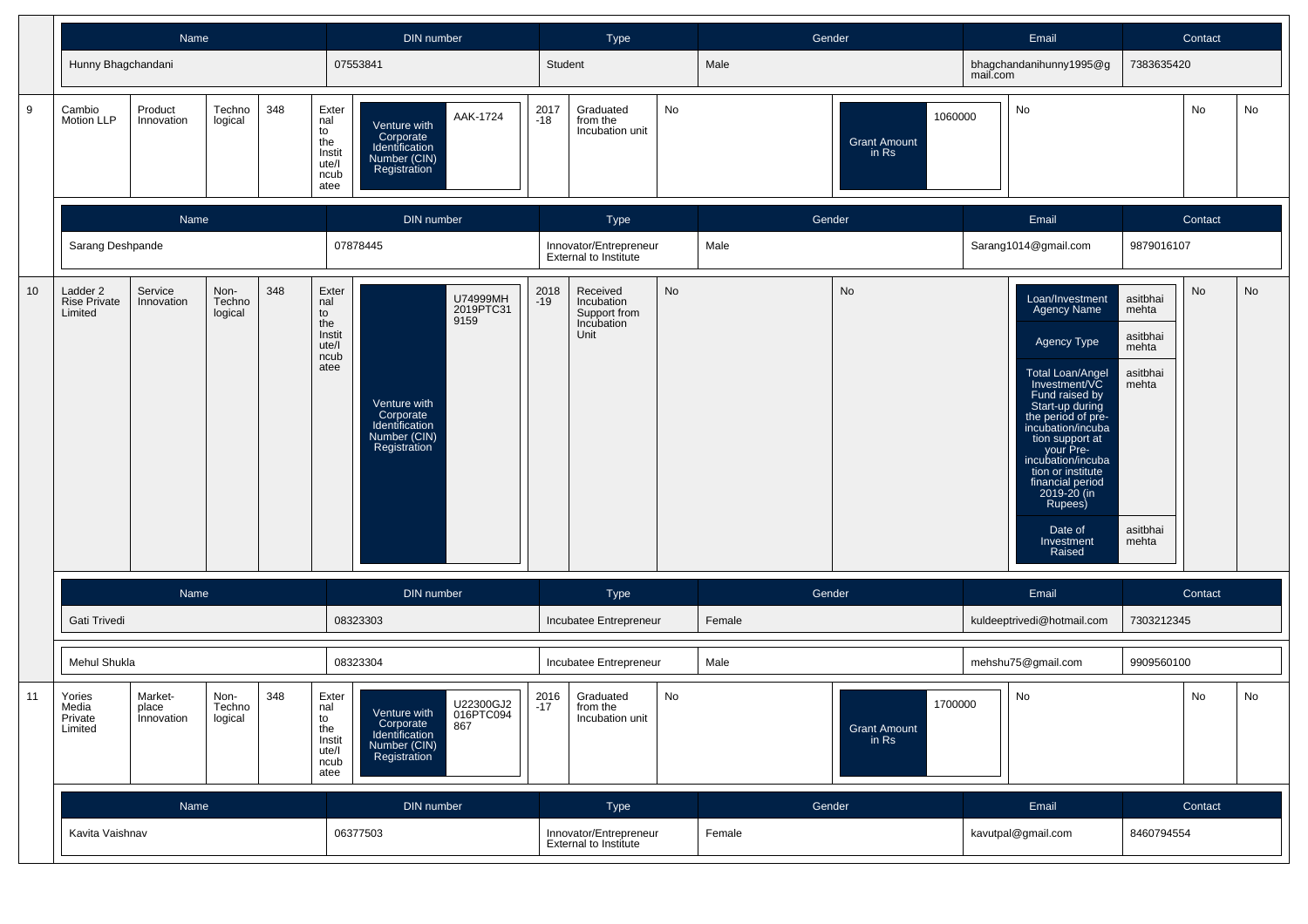| Name | DIN number | Type | Gender | Email | Contact |
|---|---|---|---|---|---|
| Hunny Bhagchandani | 07553841 | Student | Male | bhagchandanihunny1995@gmail.com | 7383635420 |

| 9 | Cambio Motion LLP | Product Innovation | Technological | 348 | External to the Institute/Incubatee | Venture with Corporate Identification Number (CIN) Registration: AAK-1724 | 2017-18 | Graduated from the Incubation unit | No | Grant Amount in Rs: 1060000 | No | No | No |
|---|---|---|---|---|---|---|---|---|---|---|---|---|---|

| Name | DIN number | Type | Gender | Email | Contact |
|---|---|---|---|---|---|
| Sarang Deshpande | 07878445 | Innovator/Entrepreneur External to Institute | Male | Sarang1014@gmail.com | 9879016107 |

| 10 | Ladder 2 Rise Private Limited | Service Innovation | Non-Technological | 348 | External to the Institute/Incubatee | Venture with Corporate Identification Number (CIN) Registration: U74999MH2019PTC319159 | 2018-19 | Received Incubation Support from Incubation Unit | No | No | Loan/Investment Agency Name: asitbhai mehta; Agency Type: asitbhai mehta; Total Loan/Angel Investment/VC Fund raised by Start-up during the period of pre-incubation/incubation support at your Pre-incubation/incubation or institute financial period 2019-20 (in Rupees): asitbhai mehta; Date of Investment Raised: asitbhai mehta | No | No |
|---|---|---|---|---|---|---|---|---|---|---|---|---|---|

| Name | DIN number | Type | Gender | Email | Contact |
|---|---|---|---|---|---|
| Gati Trivedi | 08323303 | Incubatee Entrepreneur | Female | kuldeeptrivedi@hotmail.com | 7303212345 |
| Mehul Shukla | 08323304 | Incubatee Entrepreneur | Male | mehshu75@gmail.com | 9909560100 |

| 11 | Yories Media Private Limited | Market-place Innovation | Non-Technological | 348 | External to the Institute/Incubatee | Venture with Corporate Identification Number (CIN) Registration: U22300GJ2016PTC094867 | 2016-17 | Graduated from the Incubation unit | No | Grant Amount in Rs: 1700000 | No | No | No |
|---|---|---|---|---|---|---|---|---|---|---|---|---|---|

| Name | DIN number | Type | Gender | Email | Contact |
|---|---|---|---|---|---|
| Kavita Vaishnav | 06377503 | Innovator/Entrepreneur External to Institute | Female | kavutpal@gmail.com | 8460794554 |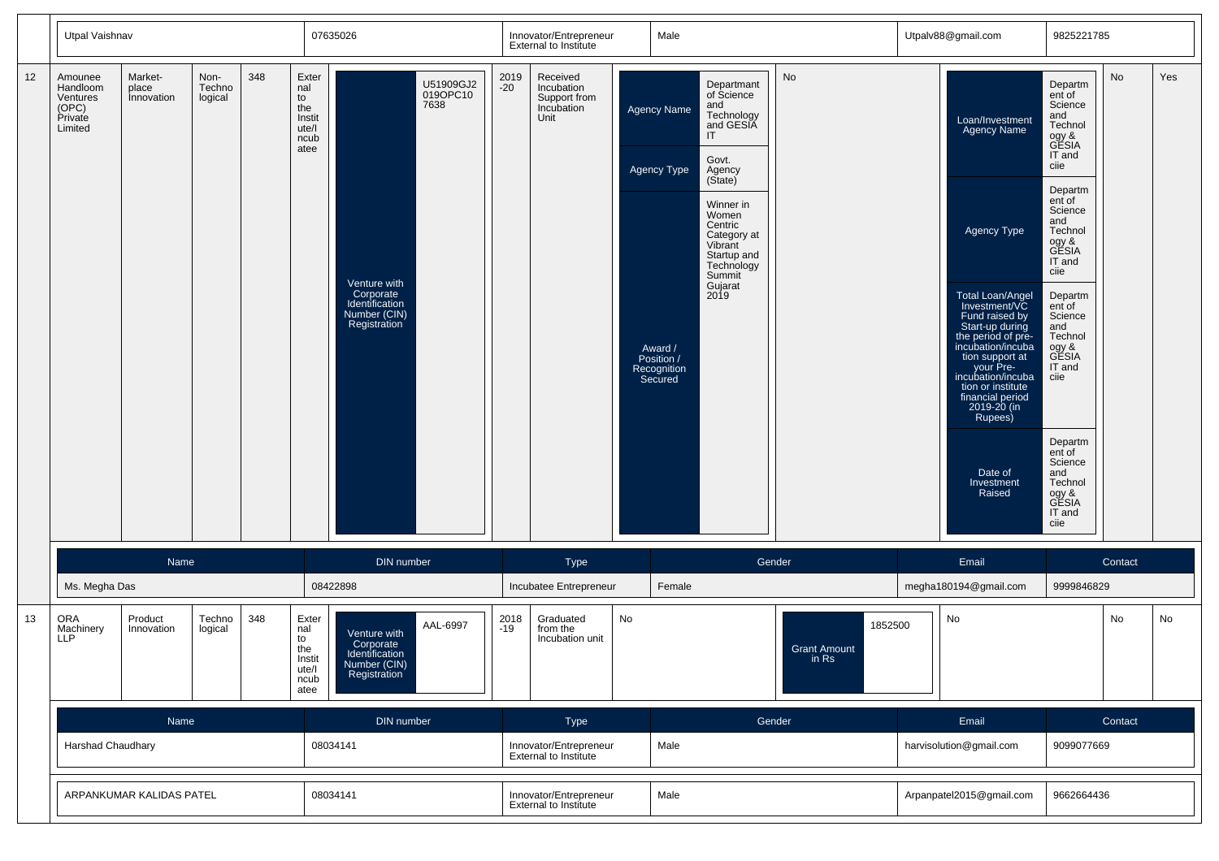| Name | DIN number | Type | Gender | Email | Contact |
|---|---|---|---|---|---|
| Utpal Vaishnav | 07635026 | Innovator/Entrepreneur External to Institute | Male | Utpalv88@gmail.com | 9825221785 |

| 12 | Amounee Handloom Ventures (OPC) Private Limited | Market-place Innovation | Non-Technological | 348 | External to the Institute/Incubatee | Venture with Corporate Identification Number (CIN) Registration: U51909GJ2019OPC107638 | 2019-20 | Received Incubation Support from Incubation Unit | Agency Name: Departmant of Science and Technology and GESIA IT; Agency Type: Govt. Agency (State); Award / Position / Recognition Secured: Winner in Women Centric Category at Vibrant Startup and Technology Summit Gujarat 2019 | No | Loan/Investment Agency Name: Department of Science and Technology & GESIA IT and ciie; Agency Type: Department of Science and Technology & GESIA IT and ciie; Total Loan/Angel Investment/VC Fund raised by Start-up during the period of pre-incubation/incubation support at your Pre-incubation/incubation or institute financial period 2019-20 (in Rupees): Department of Science and Technology & GESIA IT and ciie; Date of Investment Raised: Department of Science and Technology & GESIA IT and ciie | No | Yes |
|---|---|---|---|---|---|---|---|---|---|---|---|---|---|

| Name | DIN number | Type | Gender | Email | Contact |
|---|---|---|---|---|---|
| Ms. Megha Das | 08422898 | Incubatee Entrepreneur | Female | megha180194@gmail.com | 9999846829 |

| 13 | ORA Machinery LLP | Product Innovation | Technological | 348 | External to the Institute/Incubatee | Venture with Corporate Identification Number (CIN) Registration: AAL-6997 | 2018-19 | Graduated from the Incubation unit | No | Grant Amount in Rs: 1852500 | No | No | No |
|---|---|---|---|---|---|---|---|---|---|---|---|---|---|

| Name | DIN number | Type | Gender | Email | Contact |
|---|---|---|---|---|---|
| Harshad Chaudhary | 08034141 | Innovator/Entrepreneur External to Institute | Male | harvisolution@gmail.com | 9099077669 |
| ARPANKUMAR KALIDAS PATEL | 08034141 | Innovator/Entrepreneur External to Institute | Male | Arpanpatel2015@gmail.com | 9662664436 |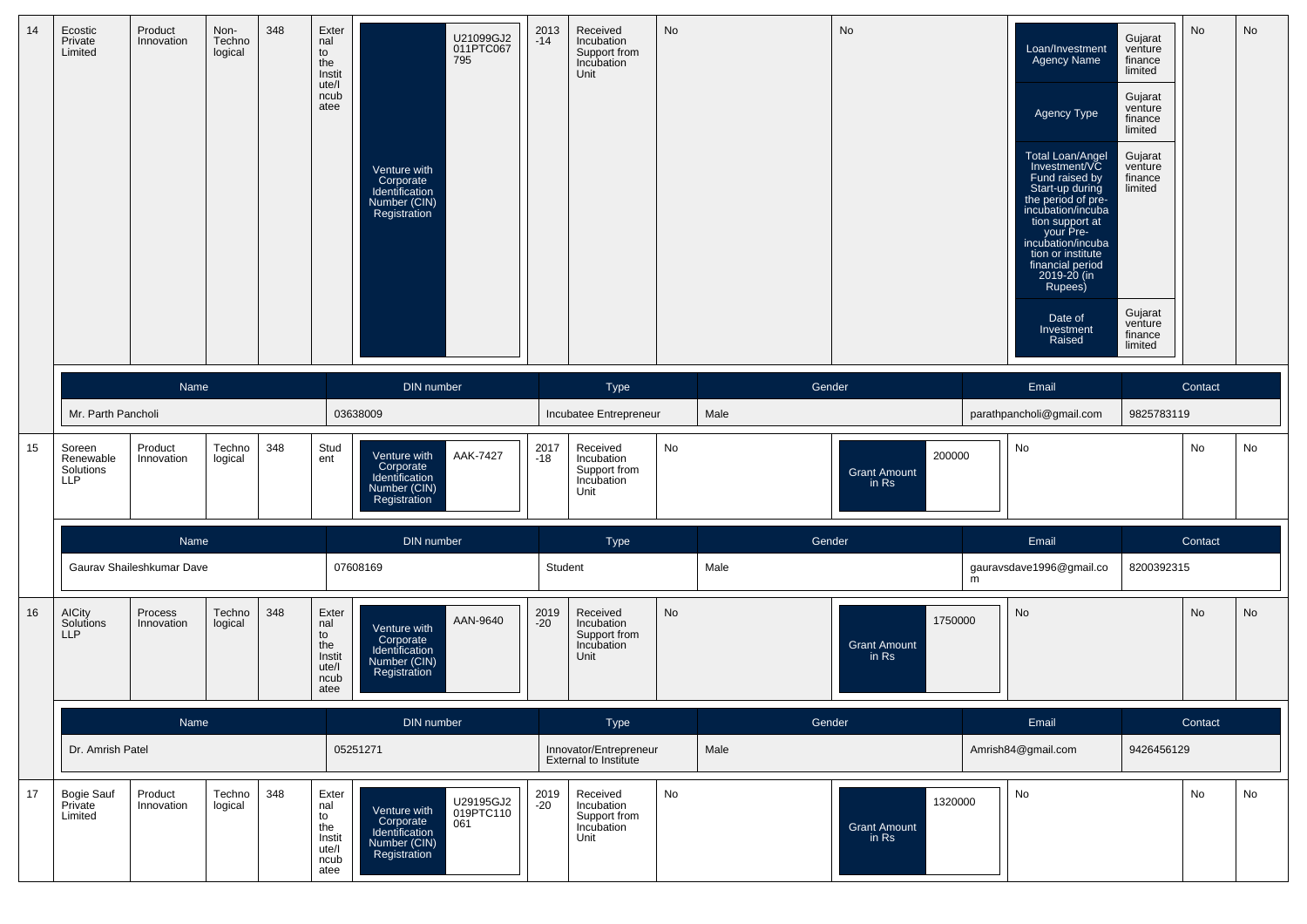| 14 | Ecostic Private Limited | Product Innovation | Non-Technological | 348 | External to the Institute/Incubatee | Venture with Corporate Identification Number (CIN) Registration: U21099GJ2011PTC067795 | 2013-14 | Received Incubation Support from Incubation Unit | No | No | Loan/Investment Agency Name: Gujarat venture finance limited; Agency Type: Gujarat venture finance limited; Total Loan/Angel Investment/VC Fund raised by Start-up during the period of pre-incubation/incubation support at your Pre-incubation/incubation or institute financial period 2019-20 (in Rupees): Gujarat venture finance limited; Date of Investment Raised: Gujarat venture finance limited | No | No |
|---|---|---|---|---|---|---|---|---|---|---|---|---|---|

| Name | DIN number | Type | Gender | Email | Contact |
|---|---|---|---|---|---|
| Mr. Parth Pancholi | 03638009 | Incubatee Entrepreneur | Male | parathpancholi@gmail.com | 9825783119 |

| 15 | Soreen Renewable Solutions LLP | Product Innovation | Technological | 348 | Student | Venture with Corporate Identification Number (CIN) Registration: AAK-7427 | 2017-18 | Received Incubation Support from Incubation Unit | No | Grant Amount in Rs: 200000 | No | No | No |
|---|---|---|---|---|---|---|---|---|---|---|---|---|---|

| Name | DIN number | Type | Gender | Email | Contact |
|---|---|---|---|---|---|
| Gaurav Shaileshkumar Dave | 07608169 | Student | Male | gauravsdave1996@gmail.com | 8200392315 |

| 16 | AICity Solutions LLP | Process Innovation | Technological | 348 | External to the Institute/Incubatee | Venture with Corporate Identification Number (CIN) Registration: AAN-9640 | 2019-20 | Received Incubation Support from Incubation Unit | No | Grant Amount in Rs: 1750000 | No | No | No |
|---|---|---|---|---|---|---|---|---|---|---|---|---|---|

| Name | DIN number | Type | Gender | Email | Contact |
|---|---|---|---|---|---|
| Dr. Amrish Patel | 05251271 | Innovator/Entrepreneur External to Institute | Male | Amrish84@gmail.com | 9426456129 |

| 17 | Bogie Sauf Private Limited | Product Innovation | Technological | 348 | External to the Institute/Incubatee | Venture with Corporate Identification Number (CIN) Registration: U29195GJ2019PTC110061 | 2019-20 | Received Incubation Support from Incubation Unit | No | Grant Amount in Rs: 1320000 | No | No | No |
|---|---|---|---|---|---|---|---|---|---|---|---|---|---|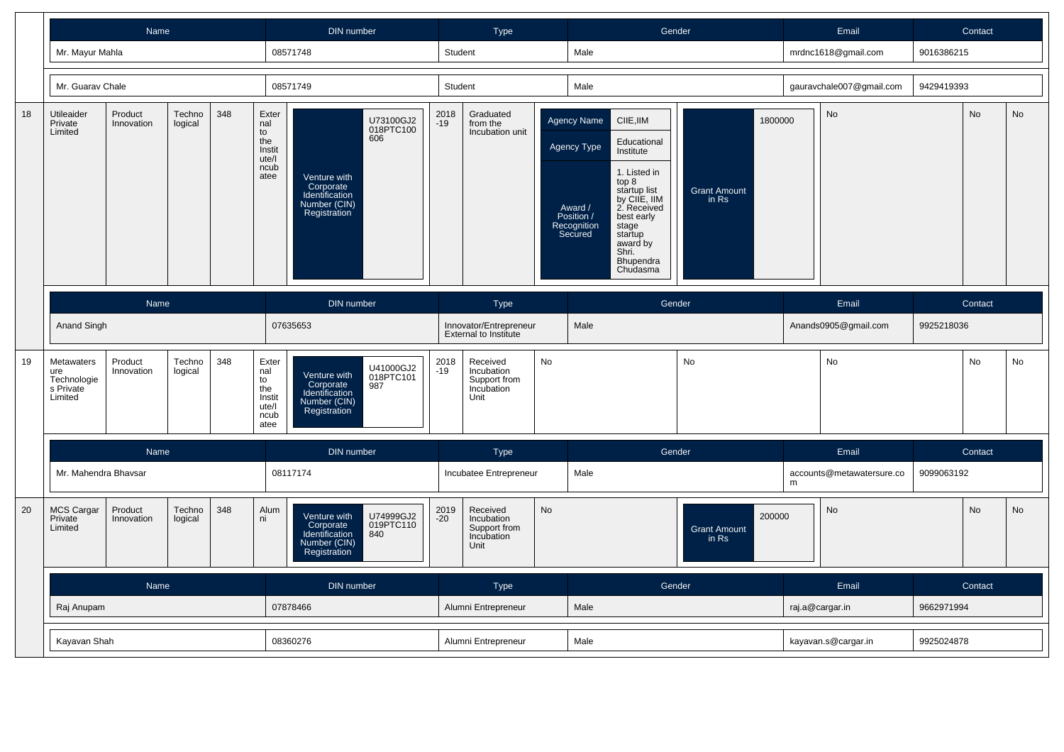| Name | DIN number | Type | Gender | Email | Contact |
|---|---|---|---|---|---|
| Mr. Mayur Mahla | 08571748 | Student | Male | mrdnc1618@gmail.com | 9016386215 |
| Mr. Guarav Chale | 08571749 | Student | Male | gauravchale007@gmail.com | 9429419393 |

| 18 | Utileaider Private Limited | Product Innovation | Technological | 348 | External to the Institute/Incubatee | Venture with Corporate Identification Number (CIN) Registration: U73100GJ2018PTC100606 | 2018-19 | Graduated from the Incubation unit | Agency Name: CIIE,IIM; Agency Type: Educational Institute; Award / Position / Recognition Secured: 1. Listed in top 8 startup list by CIIE, IIM 2. Received best early stage startup award by Shri. Bhupendra Chudasma | Grant Amount in Rs: 1800000 | No | No | No |
|---|---|---|---|---|---|---|---|---|---|---|---|---|---|

| Name | DIN number | Type | Gender | Email | Contact |
|---|---|---|---|---|---|
| Anand Singh | 07635653 | Innovator/Entrepreneur External to Institute | Male | Anands0905@gmail.com | 9925218036 |

| 19 | Metawatersure Technologies Private Limited | Product Innovation | Technological | 348 | External to the Institute/Incubatee | Venture with Corporate Identification Number (CIN) Registration: U41000GJ2018PTC101987 | 2018-19 | Received Incubation Support from Incubation Unit | No | No | No | No | No |
|---|---|---|---|---|---|---|---|---|---|---|---|---|---|

| Name | DIN number | Type | Gender | Email | Contact |
|---|---|---|---|---|---|
| Mr. Mahendra Bhavsar | 08117174 | Incubatee Entrepreneur | Male | accounts@metawatersure.com | 9099063192 |

| 20 | MCS Cargar Private Limited | Product Innovation | Technological | 348 | Alumni | Venture with Corporate Identification Number (CIN) Registration: U74999GJ2019PTC110840 | 2019-20 | Received Incubation Support from Incubation Unit | No | Grant Amount in Rs: 200000 | No | No | No |
|---|---|---|---|---|---|---|---|---|---|---|---|---|---|

| Name | DIN number | Type | Gender | Email | Contact |
|---|---|---|---|---|---|
| Raj Anupam | 07878466 | Alumni Entrepreneur | Male | raj.a@cargar.in | 9662971994 |
| Kayavan Shah | 08360276 | Alumni Entrepreneur | Male | kayavan.s@cargar.in | 9925024878 |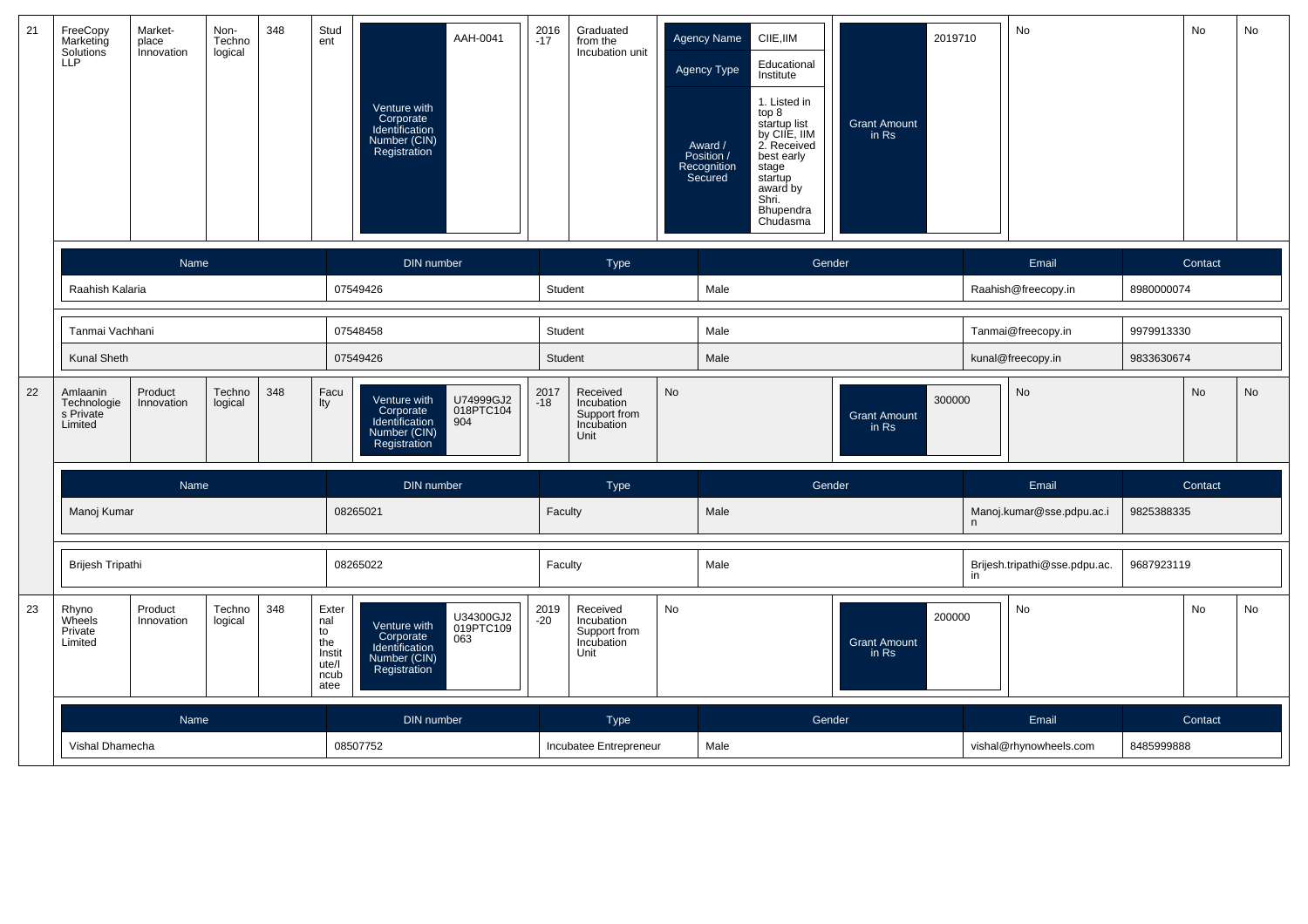| 21 | FreeCopy Marketing Solutions LLP | Market-place Innovation | Non-Technological | 348 | Student | Venture with Corporate Identification Number (CIN) Registration: AAH-0041 | 2016-17 | Graduated from the Incubation unit | Agency Name: CIIE,IIM; Agency Type: Educational Institute; Award / Position / Recognition Secured: 1. Listed in top 8 startup list by CIIE, IIM 2. Received best early stage startup award by Shri. Bhupendra Chudasma | Grant Amount in Rs: 2019710 | No | No | No |
|---|---|---|---|---|---|---|---|---|---|---|---|---|---|

| Name | DIN number | Type | Gender | Email | Contact |
|---|---|---|---|---|---|
| Raahish Kalaria | 07549426 | Student | Male | Raahish@freecopy.in | 8980000074 |
| Tanmai Vachhani | 07548458 | Student | Male | Tanmai@freecopy.in | 9979913330 |
| Kunal Sheth | 07549426 | Student | Male | kunal@freecopy.in | 9833630674 |

| 22 | Amlaanin Technologies Private Limited | Product Innovation | Technological | 348 | Faculty | Venture with Corporate Identification Number (CIN) Registration: U74999GJ2018PTC104904 | 2017-18 | Received Incubation Support from Incubation Unit | No | Grant Amount in Rs: 300000 | No | No | No |
|---|---|---|---|---|---|---|---|---|---|---|---|---|---|

| Name | DIN number | Type | Gender | Email | Contact |
|---|---|---|---|---|---|
| Manoj Kumar | 08265021 | Faculty | Male | Manoj.kumar@sse.pdpu.ac.in | 9825388335 |
| Brijesh Tripathi | 08265022 | Faculty | Male | Brijesh.tripathi@sse.pdpu.ac.in | 9687923119 |

| 23 | Rhyno Wheels Private Limited | Product Innovation | Technological | 348 | External to the Institute/Incubatee | Venture with Corporate Identification Number (CIN) Registration: U34300GJ2019PTC109063 | 2019-20 | Received Incubation Support from Incubation Unit | No | Grant Amount in Rs: 200000 | No | No | No |
|---|---|---|---|---|---|---|---|---|---|---|---|---|---|

| Name | DIN number | Type | Gender | Email | Contact |
|---|---|---|---|---|---|
| Vishal Dhamecha | 08507752 | Incubatee Entrepreneur | Male | vishal@rhynowheels.com | 8485999888 |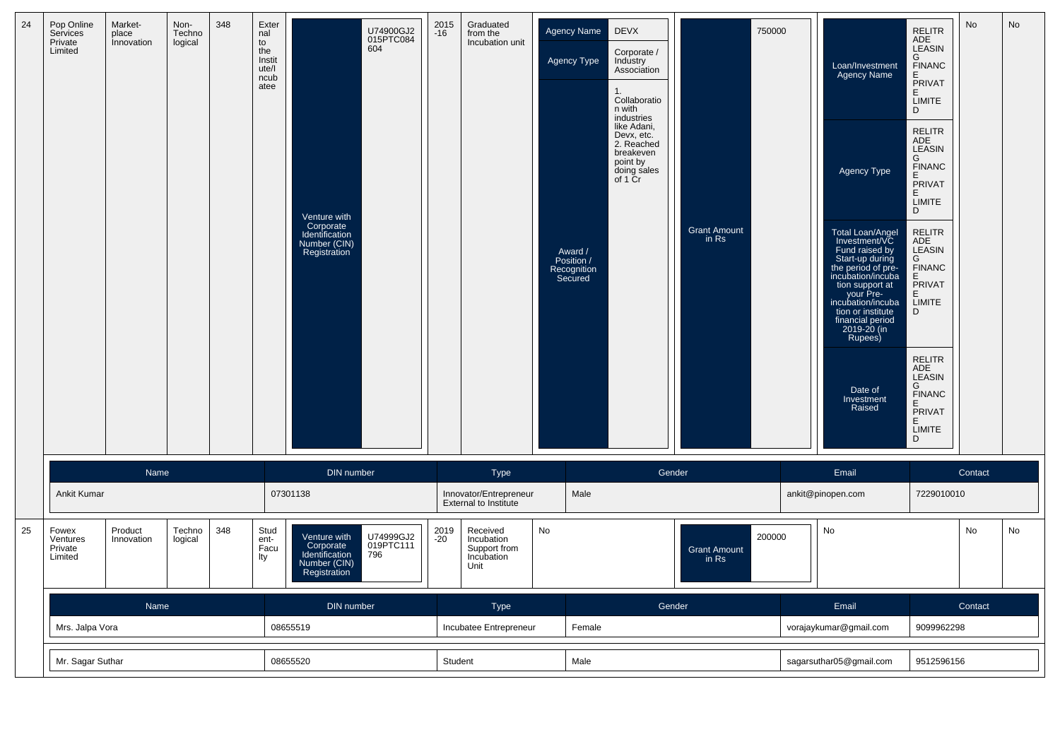| 24 | Pop Online Services Private Limited | Market-place Innovation | Non-Technological | 348 | External to the Institute/Incubatee | Venture with Corporate Identification Number (CIN) Registration: U74900GJ2015PTC084604 | 2015-16 | Graduated from the Incubation unit | Agency Name: DEVX; Agency Type: Corporate / Industry Association; Award / Position / Recognition Secured: 1. Collaboration with industries like Adani, Devx, etc. 2. Reached breakeven point by doing sales of 1 Cr | Grant Amount in Rs: 750000 | Loan/Investment Agency Name: RELITRADE LEASING FINANCE PRIVATE LIMITED; Agency Type: RELITRADE LEASING FINANCE PRIVATE LIMITED; Total Loan/Angel Investment/VC Fund raised by Start-up during the period of pre-incubation/incubation support at your Pre-incubation/incubation or institute financial period 2019-20 (in Rupees): RELITRADE LEASING FINANCE PRIVATE LIMITED; Date of Investment Raised: RELITRADE LEASING FINANCE PRIVATE LIMITED | No | No |
|---|---|---|---|---|---|---|---|---|---|---|---|---|---|

| Name | DIN number | Type | Gender | Email | Contact |
|---|---|---|---|---|---|
| Ankit Kumar | 07301138 | Innovator/Entrepreneur External to Institute | Male | ankit@pinopen.com | 7229010010 |

| 25 | Fowex Ventures Private Limited | Product Innovation | Technological | 348 | Student-Faculty | Venture with Corporate Identification Number (CIN) Registration: U74999GJ2019PTC111796 | 2019-20 | Received Incubation Support from Incubation Unit | No | Grant Amount in Rs: 200000 | No | No | No |
|---|---|---|---|---|---|---|---|---|---|---|---|---|---|

| Name | DIN number | Type | Gender | Email | Contact |
|---|---|---|---|---|---|
| Mrs. Jalpa Vora | 08655519 | Incubatee Entrepreneur | Female | vorajaykumar@gmail.com | 9099962298 |
| Mr. Sagar Suthar | 08655520 | Student | Male | sagarsuthar05@gmail.com | 9512596156 |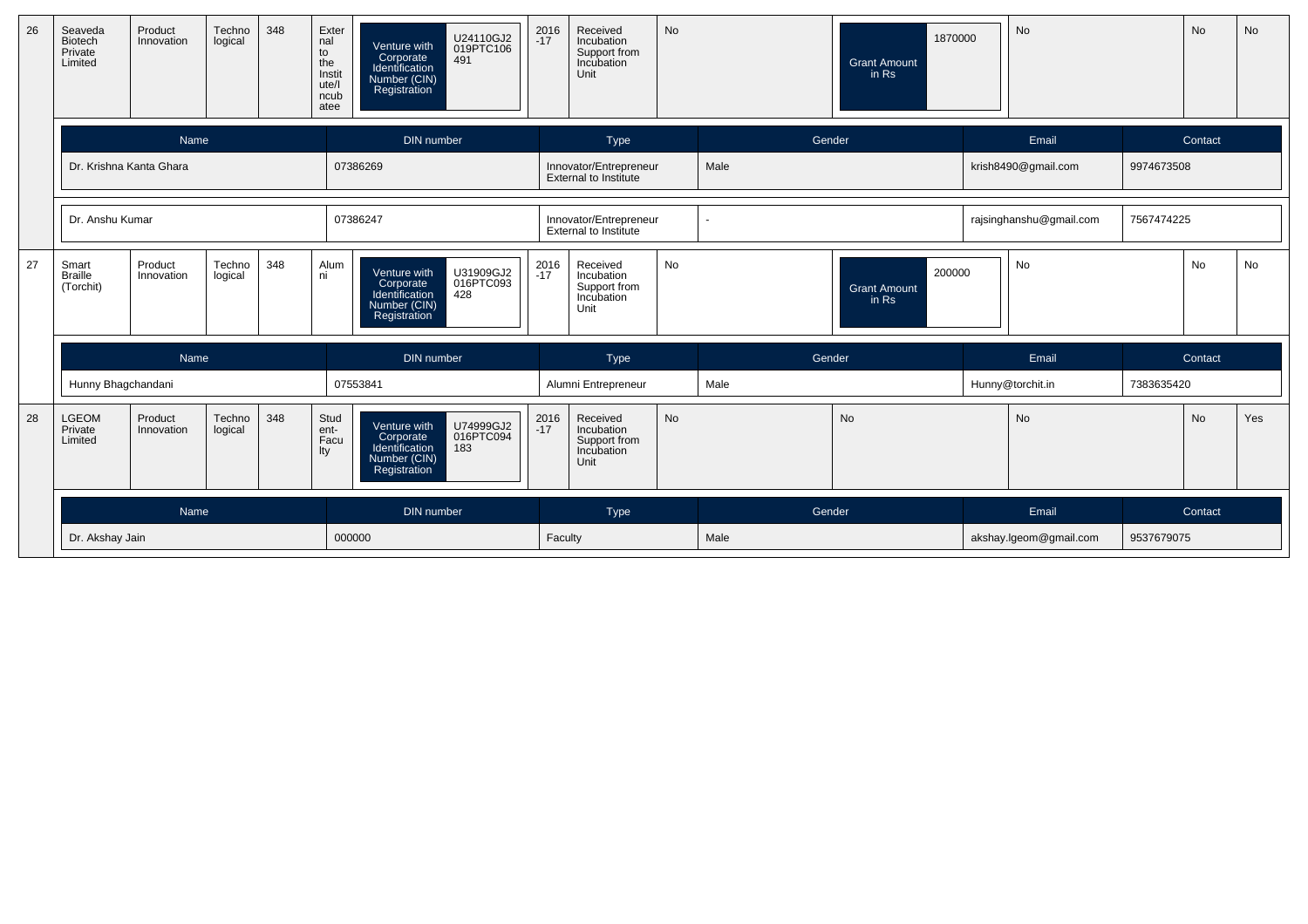| 26 | Seaveda Biotech Private Limited | Product Innovation | Technological | 348 | External to the Institute/Incubatee | Venture with Corporate Identification Number (CIN) Registration: U24110GJ2019PTC106491 | 2016-17 | Received Incubation Support from Incubation Unit | No | Grant Amount in Rs: 1870000 | No | No | No |
|---|---|---|---|---|---|---|---|---|---|---|---|---|---|

| Name | DIN number | Type | Gender | Email | Contact |
|---|---|---|---|---|---|
| Dr. Krishna Kanta Ghara | 07386269 | Innovator/Entrepreneur External to Institute | Male | krish8490@gmail.com | 9974673508 |
| Dr. Anshu Kumar | 07386247 | Innovator/Entrepreneur External to Institute | - | rajsinghanshu@gmail.com | 7567474225 |

| 27 | Smart Braille (Torchit) | Product Innovation | Technological | 348 | Alumni | Venture with Corporate Identification Number (CIN) Registration: U31909GJ2016PTC093428 | 2016-17 | Received Incubation Support from Incubation Unit | No | Grant Amount in Rs: 200000 | No | No | No |
|---|---|---|---|---|---|---|---|---|---|---|---|---|---|

| Name | DIN number | Type | Gender | Email | Contact |
|---|---|---|---|---|---|
| Hunny Bhagchandani | 07553841 | Alumni Entrepreneur | Male | Hunny@torchit.in | 7383635420 |

| 28 | LGEOM Private Limited | Product Innovation | Technological | 348 | Student-Faculty | Venture with Corporate Identification Number (CIN) Registration: U74999GJ2016PTC094183 | 2016-17 | Received Incubation Support from Incubation Unit | No | No | No | No | Yes |
|---|---|---|---|---|---|---|---|---|---|---|---|---|---|

| Name | DIN number | Type | Gender | Email | Contact |
|---|---|---|---|---|---|
| Dr. Akshay Jain | 000000 | Faculty | Male | akshay.lgeom@gmail.com | 9537679075 |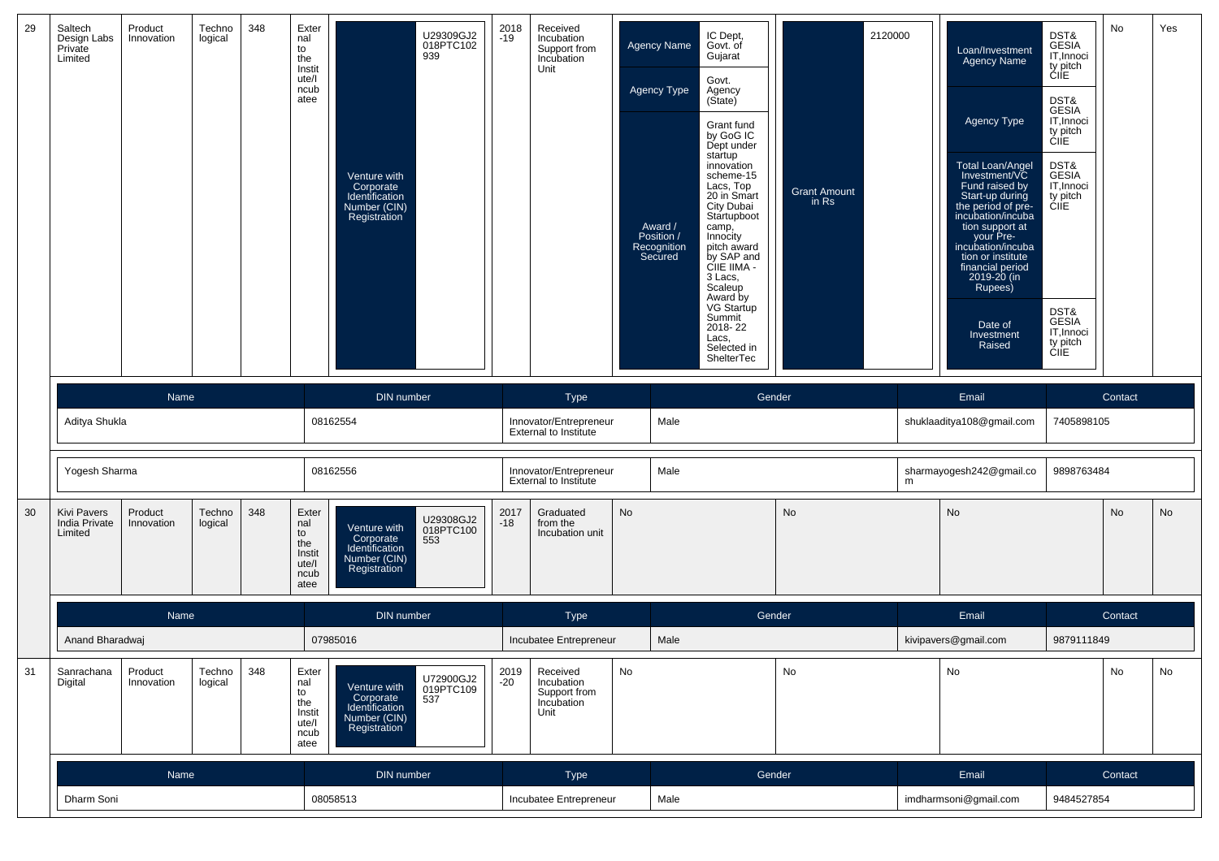| 29 | Saltech Design Labs Private Limited | Product Innovation | Technological | 348 | External to the Institute/Incubatee | Venture with Corporate Identification Number (CIN) Registration: U29309GJ2018PTC102939 | 2018-19 | Received Incubation Support from Incubation Unit | Agency Name: IC Dept, Govt. of Gujarat; Agency Type: Govt. Agency (State); Award / Position / Recognition Secured: Grant fund by GoG IC Dept under startup innovation scheme-15 Lacs, Top 20 in Smart City Dubai Startupboot camp, Innocity pitch award by SAP and CIIE IIMA - 3 Lacs, Scaleup Award by VG Startup Summit 2018- 22 Lacs, Selected in ShelterTec | Grant Amount in Rs: 2120000 | Loan/Investment Agency Name: DST& GESIA IT,Innocity pitch CIIE; Agency Type: DST& GESIA IT,Innocity pitch CIIE; Total Loan/Angel Investment/VC Fund raised by Start-up during the period of pre-incubation/incubation support at your Pre-incubation/incubation or institute financial period 2019-20 (in Rupees): DST& GESIA IT,Innocity pitch CIIE; Date of Investment Raised: DST& GESIA IT,Innocity pitch CIIE | No | Yes |
|---|---|---|---|---|---|---|---|---|---|---|---|---|---|

| Name | DIN number | Type | Gender | Email | Contact |
|---|---|---|---|---|---|
| Aditya Shukla | 08162554 | Innovator/Entrepreneur External to Institute | Male | shuklaaditya108@gmail.com | 7405898105 |
| Yogesh Sharma | 08162556 | Innovator/Entrepreneur External to Institute | Male | sharmayogesh242@gmail.com | 9898763484 |

| 30 | Kivi Pavers India Private Limited | Product Innovation | Technological | 348 | External to the Institute/Incubatee | Venture with Corporate Identification Number (CIN) Registration: U29308GJ2018PTC100553 | 2017-18 | Graduated from the Incubation unit | No | No | No | No | No |
|---|---|---|---|---|---|---|---|---|---|---|---|---|---|

| Name | DIN number | Type | Gender | Email | Contact |
|---|---|---|---|---|---|
| Anand Bharadwaj | 07985016 | Incubatee Entrepreneur | Male | kivipavers@gmail.com | 9879111849 |

| 31 | Sanrachana Digital | Product Innovation | Technological | 348 | External to the Institute/Incubatee | Venture with Corporate Identification Number (CIN) Registration: U72900GJ2019PTC109537 | 2019-20 | Received Incubation Support from Incubation Unit | No | No | No | No | No |
|---|---|---|---|---|---|---|---|---|---|---|---|---|---|

| Name | DIN number | Type | Gender | Email | Contact |
|---|---|---|---|---|---|
| Dharm Soni | 08058513 | Incubatee Entrepreneur | Male | imdharmsoni@gmail.com | 9484527854 |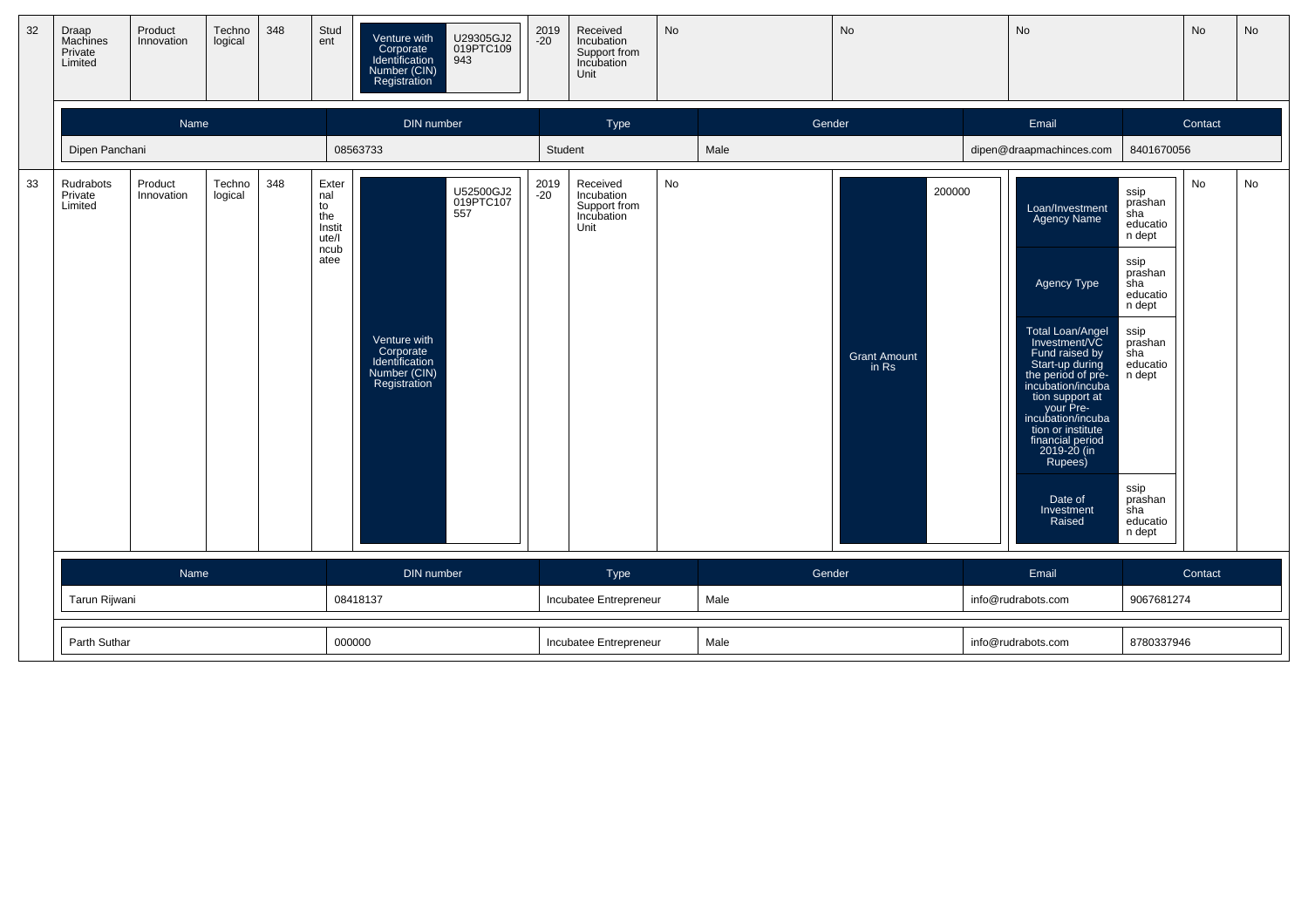| 32 | Draap Machines Private Limited | Product Innovation | Technological | 348 | Student | Venture with Corporate Identification Number (CIN) Registration | U29305GJ2019PTC109943 | 2019-20 | Received Incubation Support from Incubation Unit | No | No | No | No | No |
|---|---|---|---|---|---|---|---|---|---|---|---|---|---|---|

| Name | DIN number | Type | Gender | Email | Contact |
|---|---|---|---|---|---|
| Dipen Panchani | 08563733 | Student | Male | dipen@draapmachinces.com | 8401670056 |

| 33 | Rudrabots Private Limited | Product Innovation | Technological | 348 | External to the Institute/Incubatee | Venture with Corporate Identification Number (CIN) Registration | U52500GJ2019PTC107557 | 2019-20 | Received Incubation Support from Incubation Unit | No | Grant Amount in Rs: 200000 | Loan/Investment Agency Name: ssip prashansha education dept; Agency Type: ssip prashansha education dept; Total Loan/Angel Investment/VC Fund raised by Start-up during the period of pre-incubation/incubation support at your Pre-incubation/incubation or institute financial period 2019-20 (in Rupees): ssip prashansha education dept; Date of Investment Raised: ssip prashansha education dept | No | No |
|---|---|---|---|---|---|---|---|---|---|---|---|---|---|---|

| Name | DIN number | Type | Gender | Email | Contact |
|---|---|---|---|---|---|
| Tarun Rijwani | 08418137 | Incubatee Entrepreneur | Male | info@rudrabots.com | 9067681274 |
| Parth Suthar | 000000 | Incubatee Entrepreneur | Male | info@rudrabots.com | 8780337946 |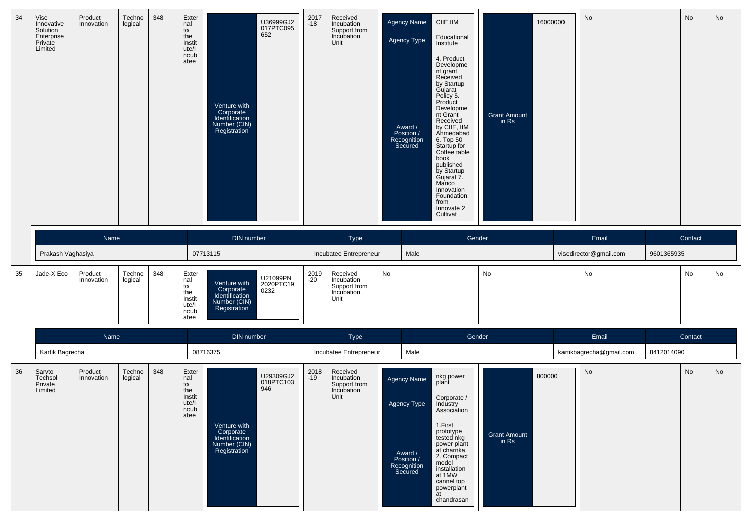| 34 | Vise Innovative Solution Enterprise Private Limited | Product Innovation | Technological | 348 | External to the Institute/Incubatee | Venture with Corporate Identification Number (CIN) Registration: U36999GJ2017PTC095652 | 2017-18 | Received Incubation Support from Incubation Unit | Agency Name: CIIE,IIM; Agency Type: Educational Institute; Award / Position / Recognition Secured: 4. Product Development grant Received by Startup Gujarat Policy 5. Product Development Grant Received by CIIE, IIM Ahmedabad 6. Top 50 Startup for Coffee table book published by Startup Gujarat 7. Marico Innovation Foundation from Innovate 2 Cultivat | Grant Amount in Rs: 16000000 | No | No | No |
|---|---|---|---|---|---|---|---|---|---|---|---|---|---|

| Name | DIN number | Type | Gender | Email | Contact |
|---|---|---|---|---|---|
| Prakash Vaghasiya | 07713115 | Incubatee Entrepreneur | Male | visedirector@gmail.com | 9601365935 |

| 35 | Jade-X Eco | Product Innovation | Technological | 348 | External to the Institute/Incubatee | Venture with Corporate Identification Number (CIN) Registration: U21099PN2020PTC190232 | 2019-20 | Received Incubation Support from Incubation Unit | No | No | No | No | No |
|---|---|---|---|---|---|---|---|---|---|---|---|---|---|

| Name | DIN number | Type | Gender | Email | Contact |
|---|---|---|---|---|---|
| Kartik Bagrecha | 08716375 | Incubatee Entrepreneur | Male | kartikbagrecha@gmail.com | 8412014090 |

| 36 | Sarvto Techsol Private Limited | Product Innovation | Technological | 348 | External to the Institute/Incubatee | Venture with Corporate Identification Number (CIN) Registration: U29309GJ2018PTC103946 | 2018-19 | Received Incubation Support from Incubation Unit | Agency Name: nkg power plant; Agency Type: Corporate / Industry Association; Award / Position / Recognition Secured: 1.First prototype tested nkg power plant at charnka 2. Compact model installation at 1MW cannel top powerplant at chandrasan | Grant Amount in Rs: 800000 | No | No | No |
|---|---|---|---|---|---|---|---|---|---|---|---|---|---|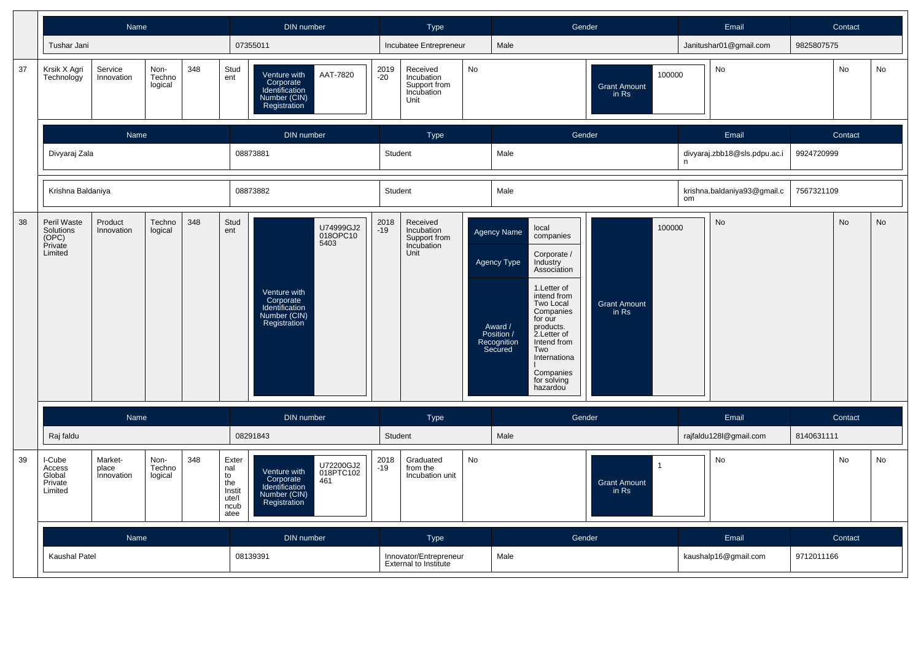| Name | DIN number | Type | Gender | Email | Contact |
|---|---|---|---|---|---|
| Tushar Jani | 07355011 | Incubatee Entrepreneur | Male | Janitushar01@gmail.com | 9825807575 |

| 37 | Krsik X Agri Technology | Service Innovation | Non-Technological | 348 | Student | Venture with Corporate Identification Number (CIN) Registration: AAT-7820 | 2019-20 | Received Incubation Support from Incubation Unit | No | Grant Amount in Rs: 100000 | No | No | No |
|---|---|---|---|---|---|---|---|---|---|---|---|---|---|

| Name | DIN number | Type | Gender | Email | Contact |
|---|---|---|---|---|---|
| Divyaraj Zala | 08873881 | Student | Male | divyaraj.zbb18@sls.pdpu.ac.in | 9924720999 |
| Krishna Baldaniya | 08873882 | Student | Male | krishna.baldaniya93@gmail.com | 7567321109 |

| 38 | Peril Waste Solutions (OPC) Private Limited | Product Innovation | Technological | 348 | Student | Venture with Corporate Identification Number (CIN) Registration: U74999GJ2018OPC105403 | 2018-19 | Received Incubation Support from Incubation Unit | Agency Name: local companies; Agency Type: Corporate / Industry Association; Award / Position / Recognition Secured: 1.Letter of intend from Two Local Companies for our products. 2.Letter of Intend from Two International Companies for solving hazardou | Grant Amount in Rs: 100000 | No | No | No |
|---|---|---|---|---|---|---|---|---|---|---|---|---|---|

| Name | DIN number | Type | Gender | Email | Contact |
|---|---|---|---|---|---|
| Raj faldu | 08291843 | Student | Male | rajfaldu128l@gmail.com | 8140631111 |

| 39 | I-Cube Access Global Private Limited | Market-place Innovation | Non-Technological | 348 | External to the Institute/Incubatee | Venture with Corporate Identification Number (CIN) Registration: U72200GJ2018PTC102461 | 2018-19 | Graduated from the Incubation unit | No | Grant Amount in Rs: 1 | No | No | No |
|---|---|---|---|---|---|---|---|---|---|---|---|---|---|

| Name | DIN number | Type | Gender | Email | Contact |
|---|---|---|---|---|---|
| Kaushal Patel | 08139391 | Innovator/Entrepreneur External to Institute | Male | kaushalp16@gmail.com | 9712011166 |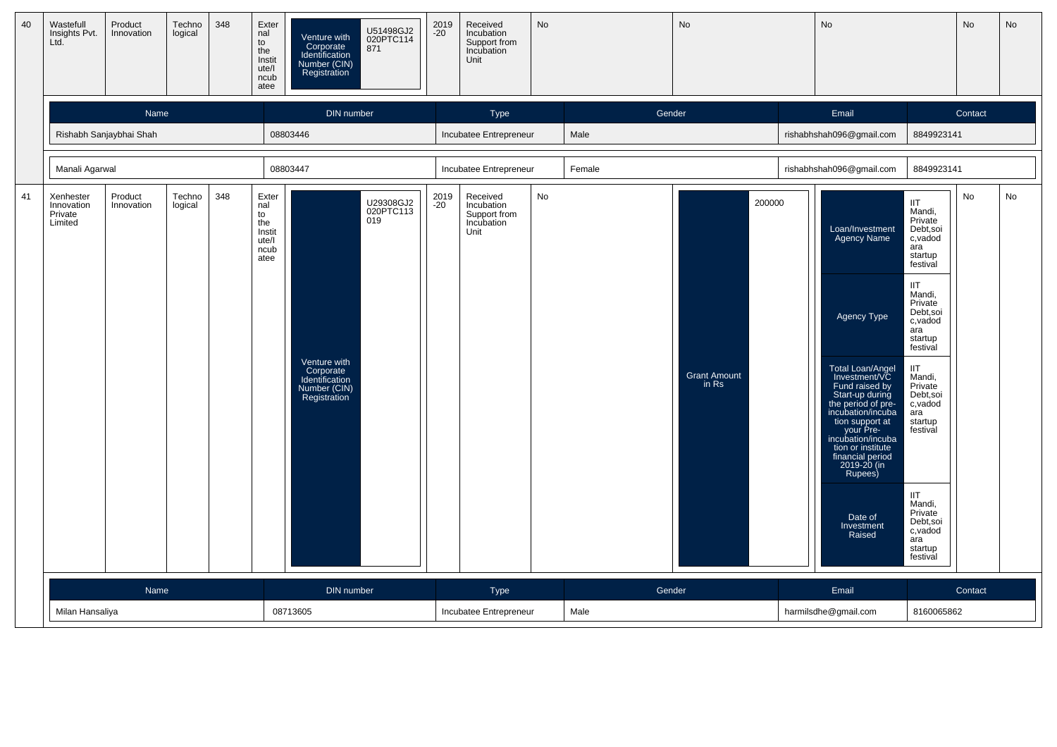| 40 | Wastefull Insights Pvt. Ltd. | Product Innovation | Technological | 348 | External to the Institute/Incubatee | Venture with Corporate Identification Number (CIN) Registration | U51498GJ2020PTC114871 | 2019-20 | Received Incubation Support from Incubation Unit | No | No | No | No | No |
|---|---|---|---|---|---|---|---|---|---|---|---|---|---|---|

| Name | DIN number | Type | Gender | Email | Contact |
|---|---|---|---|---|---|
| Rishabh Sanjaybhai Shah | 08803446 | Incubatee Entrepreneur | Male | rishabhshah096@gmail.com | 8849923141 |
| Manali Agarwal | 08803447 | Incubatee Entrepreneur | Female | rishabhshah096@gmail.com | 8849923141 |

| 41 | Xenhester Innovation Private Limited | Product Innovation | Technological | 348 | External to the Institute/Incubatee | Venture with Corporate Identification Number (CIN) Registration | U29308GJ2020PTC113019 | 2019-20 | Received Incubation Support from Incubation Unit | No | Grant Amount in Rs: 200000 | Loan/Investment Agency Name: IIT Mandi, Private Debt,soic,vadodara startup festival; Agency Type: IIT Mandi, Private Debt,soic,vadodara startup festival; Total Loan/Angel Investment/VC Fund raised by Start-up during the period of pre-incubation/incubation support at your Pre-incubation/incubation or institute financial period 2019-20 (in Rupees): IIT Mandi, Private Debt,soic,vadodara startup festival; Date of Investment Raised: IIT Mandi, Private Debt,soic,vadodara startup festival | No | No |
|---|---|---|---|---|---|---|---|---|---|---|---|---|---|---|

| Name | DIN number | Type | Gender | Email | Contact |
|---|---|---|---|---|---|
| Milan Hansaliya | 08713605 | Incubatee Entrepreneur | Male | harmilsdhe@gmail.com | 8160065862 |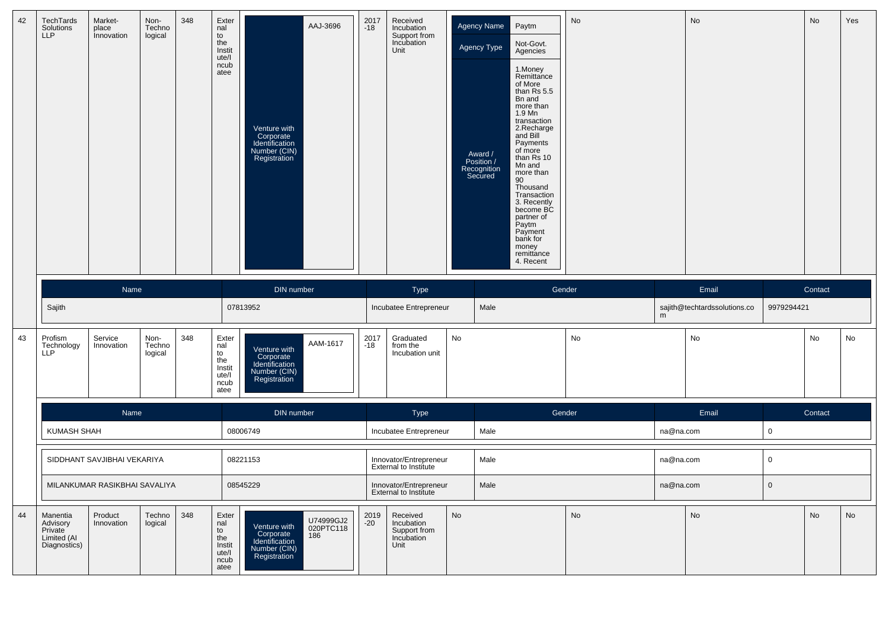| 42 | TechTards Solutions LLP | Market-place Innovation | Non-Technological | 348 | External to the Institute/Incubatee | Venture with Corporate Identification Number (CIN) Registration | AAJ-3696 | 2017-18 | Received Incubation Support from Incubation Unit | Agency Name: Paytm; Agency Type: Not-Govt. Agencies; Award / Position / Recognition Secured: 1.Money Remittance of More than Rs 5.5 Bn and more than 1.9 Mn transaction 2.Recharge and Bill Payments of more than Rs 10 Mn and more than 90 Thousand Transaction 3. Recently become BC partner of Paytm Payment bank for money remittance 4. Recent | No | No | No | Yes |
|---|---|---|---|---|---|---|---|---|---|---|---|---|---|---|

| Name | DIN number | Type | Gender | Email | Contact |
|---|---|---|---|---|---|
| Sajith | 07813952 | Incubatee Entrepreneur | Male | sajith@techtardssolutions.com | 9979294421 |

| 43 | Profism Technology LLP | Service Innovation | Non-Technological | 348 | External to the Institute/Incubatee | Venture with Corporate Identification Number (CIN) Registration | AAM-1617 | 2017-18 | Graduated from the Incubation unit | No | No | No | No | No |
|---|---|---|---|---|---|---|---|---|---|---|---|---|---|---|

| Name | DIN number | Type | Gender | Email | Contact |
|---|---|---|---|---|---|
| KUMASH SHAH | 08006749 | Incubatee Entrepreneur | Male | na@na.com | 0 |
| SIDDHANT SAVJIBHAI VEKARIYA | 08221153 | Innovator/Entrepreneur External to Institute | Male | na@na.com | 0 |
| MILANKUMAR RASIKBHAI SAVALIYA | 08545229 | Innovator/Entrepreneur External to Institute | Male | na@na.com | 0 |

| 44 | Manentia Advisory Private Limited (AI Diagnostics) | Product Innovation | Technological | 348 | External to the Institute/Incubatee | Venture with Corporate Identification Number (CIN) Registration | U74999GJ2020PTC118186 | 2019-20 | Received Incubation Support from Incubation Unit | No | No | No | No | No |
|---|---|---|---|---|---|---|---|---|---|---|---|---|---|---|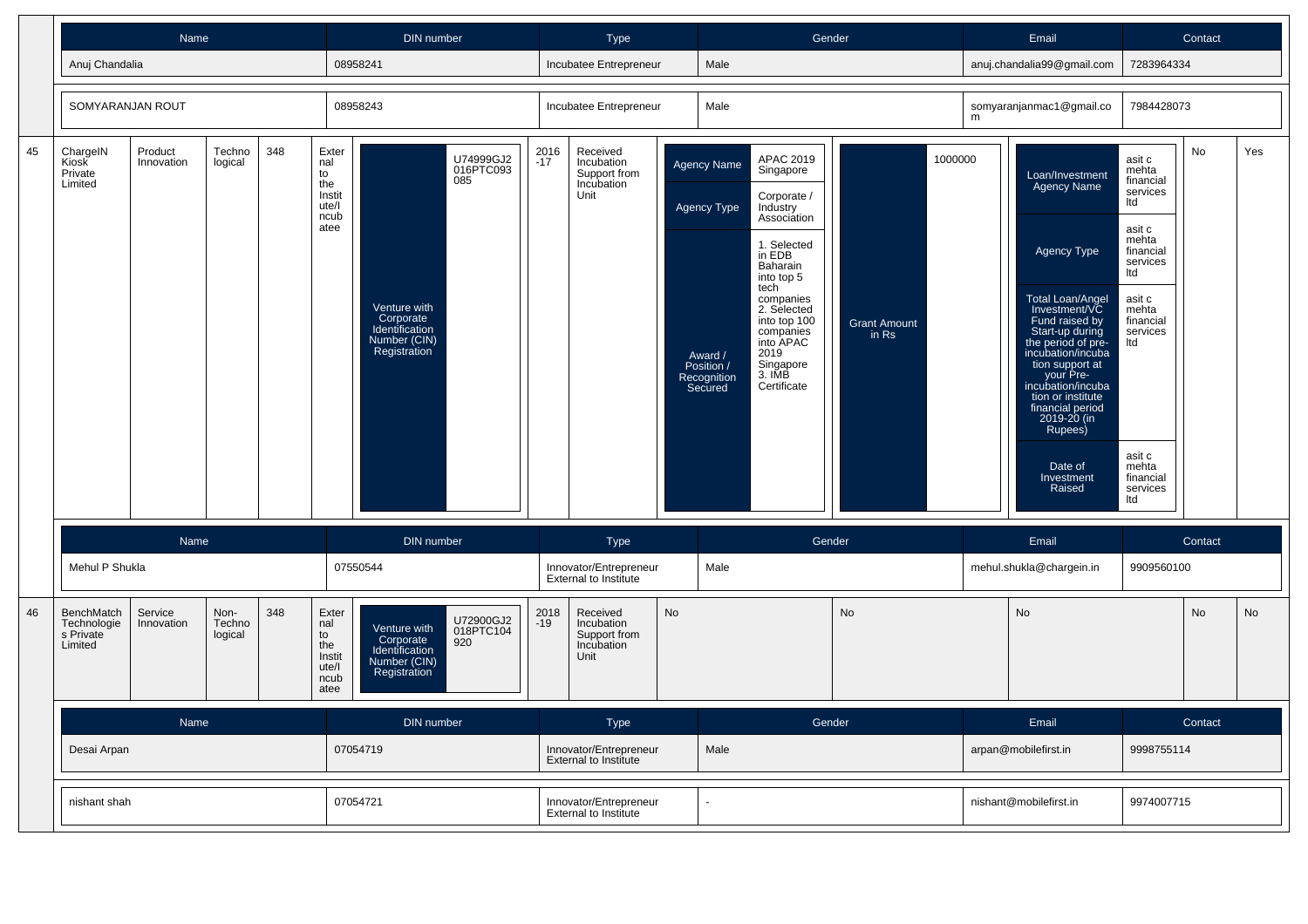| Name | DIN number | Type | Gender | Email | Contact |
|---|---|---|---|---|---|
| Anuj Chandalia | 08958241 | Incubatee Entrepreneur | Male | anuj.chandalia99@gmail.com | 7283964334 |
| SOMYARANJAN ROUT | 08958243 | Incubatee Entrepreneur | Male | somyaranjanmac1@gmail.com | 7984428073 |

| 45 | ChargeIN Kiosk Private Limited | Product Innovation | Technological | 348 | External to the Institute/Incubatee | Venture with Corporate Identification Number (CIN) Registration: U74999GJ2016PTC093085 | 2016-17 | Received Incubation Support from Incubation Unit | Agency Name: APAC 2019 Singapore; Agency Type: Corporate / Industry Association; Award / Position / Recognition Secured: 1. Selected in EDB Baharain into top 5 tech companies 2. Selected into top 100 companies into APAC 2019 Singapore 3. IMB Certificate | Grant Amount in Rs: 1000000 | Loan/Investment Agency Name: asit c mehta financial services ltd; Agency Type: asit c mehta financial services ltd; Total Loan/Angel Investment/VC Fund raised by Start-up during the period of pre-incubation/incubation support at your Pre-incubation/incubation or institute financial period 2019-20 (in Rupees): asit c mehta financial services ltd; Date of Investment Raised: asit c mehta financial services ltd | No | Yes |
|---|---|---|---|---|---|---|---|---|---|---|---|---|---|

| Name | DIN number | Type | Gender | Email | Contact |
|---|---|---|---|---|---|
| Mehul P Shukla | 07550544 | Innovator/Entrepreneur External to Institute | Male | mehul.shukla@chargein.in | 9909560100 |

| 46 | BenchMatch Technologies Private Limited | Service Innovation | Non-Technological | 348 | External to the Institute/Incubatee | Venture with Corporate Identification Number (CIN) Registration: U72900GJ2018PTC104920 | 2018-19 | Received Incubation Support from Incubation Unit | No | No | No | No | No |
|---|---|---|---|---|---|---|---|---|---|---|---|---|---|

| Name | DIN number | Type | Gender | Email | Contact |
|---|---|---|---|---|---|
| Desai Arpan | 07054719 | Innovator/Entrepreneur External to Institute | Male | arpan@mobilefirst.in | 9998755114 |
| nishant shah | 07054721 | Innovator/Entrepreneur External to Institute | - | nishant@mobilefirst.in | 9974007715 |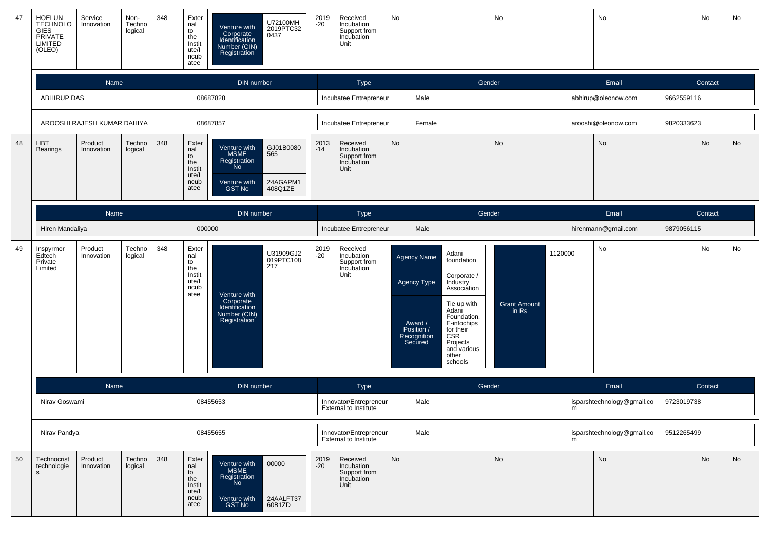| 47 | HOELUN TECHNOLOGIES PRIVATE LIMITED (OLEO) | Service Innovation | Non-Technological | 348 | External to the Institute/Incubatee | Venture with Corporate Identification Number (CIN) Registration: U72100MH2019PTC320437 | 2019-20 | Received Incubation Support from Incubation Unit | No | No | No | No | No |
|---|---|---|---|---|---|---|---|---|---|---|---|---|---|

| Name | DIN number | Type | Gender | Email | Contact |
|---|---|---|---|---|---|
| ABHIRUP DAS | 08687828 | Incubatee Entrepreneur | Male | abhirup@oleonow.com | 9662559116 |
| AROOSHI RAJESH KUMAR DAHIYA | 08687857 | Incubatee Entrepreneur | Female | arooshi@oleonow.com | 9820333623 |

| 48 | HBT Bearings | Product Innovation | Technological | 348 | External to the Institute/Incubatee | Venture with MSME Registration No: GJ01B0080565; Venture with GST No: 24AGAPM1408Q1ZE | 2013-14 | Received Incubation Support from Incubation Unit | No | No | No | No | No |
|---|---|---|---|---|---|---|---|---|---|---|---|---|---|

| Name | DIN number | Type | Gender | Email | Contact |
|---|---|---|---|---|---|
| Hiren Mandaliya | 000000 | Incubatee Entrepreneur | Male | hirenmann@gmail.com | 9879056115 |

| 49 | Inspyrmor Edtech Private Limited | Product Innovation | Technological | 348 | External to the Institute/Incubatee | Venture with Corporate Identification Number (CIN) Registration: U31909GJ2019PTC108217 | 2019-20 | Received Incubation Support from Incubation Unit | Agency Name: Adani foundation; Agency Type: Corporate / Industry Association; Award / Position / Recognition Secured: Tie up with Adani Foundation, E-infochips for their CSR Projects and various other schools | Grant Amount in Rs: 1120000 | No | No | No |
|---|---|---|---|---|---|---|---|---|---|---|---|---|---|

| Name | DIN number | Type | Gender | Email | Contact |
|---|---|---|---|---|---|
| Nirav Goswami | 08455653 | Innovator/Entrepreneur External to Institute | Male | isparshtechnology@gmail.com | 9723019738 |
| Nirav Pandya | 08455655 | Innovator/Entrepreneur External to Institute | Male | isparshtechnology@gmail.com | 9512265499 |

| 50 | Technocrist technologies | Product Innovation | Technological | 348 | External to the Institute/Incubatee | Venture with MSME Registration No: 00000; Venture with GST No: 24AALFT3760B1ZD | 2019-20 | Received Incubation Support from Incubation Unit | No | No | No | No | No |
|---|---|---|---|---|---|---|---|---|---|---|---|---|---|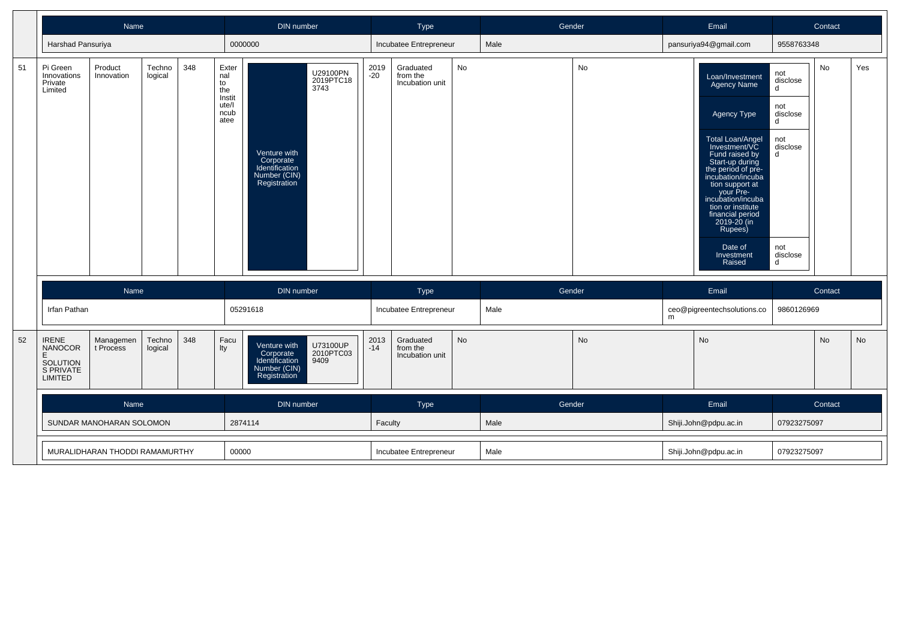| Name | DIN number | Type | Gender | Email | Contact |
|---|---|---|---|---|---|
| Harshad Pansuriya | 0000000 | Incubatee Entrepreneur | Male | pansuriya94@gmail.com | 9558763348 |

| | | | | | | | | | | | | | |
|---|---|---|---|---|---|---|---|---|---|---|---|---|---|
| 51 | Pi Green Innovations Private Limited | Product Innovation | Technological | 348 | External to the Institute/Incubatee | Venture with Corporate Identification Number (CIN) Registration: U29100PN2019PTC183743 | 2019-20 | Graduated from the Incubation unit | No | No | Loan/Investment Agency Name: not disclosed; Agency Type: not disclosed; Total Loan/Angel Investment/VC Fund raised by Start-up during the period of pre-incubation/incubation support at your Pre-incubation/incubation or institute financial period 2019-20 (in Rupees): not disclosed; Date of Investment Raised: not disclosed | No | Yes |

| Name | DIN number | Type | Gender | Email | Contact |
|---|---|---|---|---|---|
| Irfan Pathan | 05291618 | Incubatee Entrepreneur | Male | ceo@pigreentechsolutions.com | 9860126969 |

| | | | | | | | | | | | | | |
|---|---|---|---|---|---|---|---|---|---|---|---|---|---|
| 52 | IRENE NANOCORE SOLUTIONS PRIVATE LIMITED | Management Process | Technological | 348 | Faculty | Venture with Corporate Identification Number (CIN) Registration: U73100UP2010PTC039409 | 2013-14 | Graduated from the Incubation unit | No | No | No | No | No |

| Name | DIN number | Type | Gender | Email | Contact |
|---|---|---|---|---|---|
| SUNDAR MANOHARAN SOLOMON | 2874114 | Faculty | Male | Shiji.John@pdpu.ac.in | 07923275097 |
| MURALIDHARAN THODDI RAMAMURTHY | 00000 | Incubatee Entrepreneur | Male | Shiji.John@pdpu.ac.in | 07923275097 |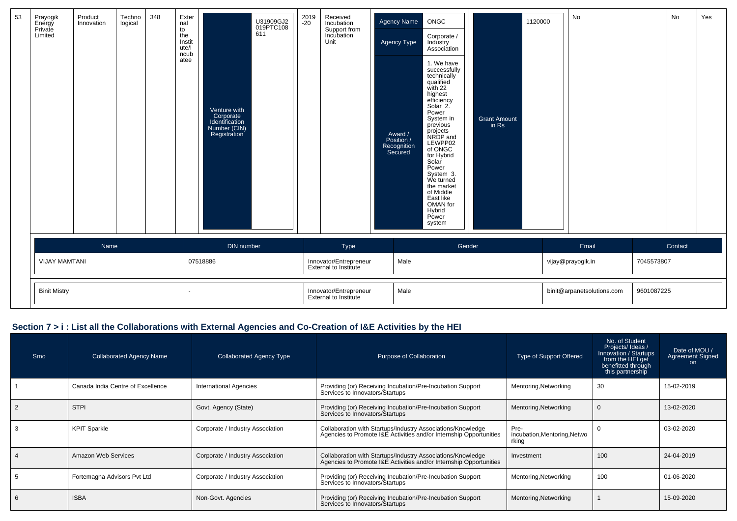| 53 | Prayogik Energy Private Limited | Product Innovation | Technological | 348 | External to the Institute/Incubatee | Venture with Corporate Identification Number (CIN) Registration | U31909GJ2019PTC108611 | 2019-20 | Received Incubation Support from Incubation Unit | Agency Name: ONGC; Agency Type: Corporate / Industry Association; Award / Position / Recognition Secured: 1. We have successfully technically qualified with 22 highest efficiency Solar 2. Power System in previous projects NRDP and LEWPP02 of ONGC for Hybrid Solar Power System 3. We turned the market of Middle East like OMAN for Hybrid Power system | Grant Amount in Rs | 1120000 | No | No | Yes |
|---|---|---|---|---|---|---|---|---|---|---|---|---|---|---|---|

| Name | DIN number | Type | Gender | Email | Contact |
|---|---|---|---|---|---|
| VIJAY MAMTANI | 07518886 | Innovator/Entrepreneur External to Institute | Male | vijay@prayogik.in | 7045573807 |
| Binit Mistry | - | Innovator/Entrepreneur External to Institute | Male | binit@arpanetsolutions.com | 9601087225 |

## Section 7 > i : List all the Collaborations with External Agencies and Co-Creation of I&E Activities by the HEI

| Srno | Collaborated Agency Name | Collaborated Agency Type | Purpose of Collaboration | Type of Support Offered | No. of Student Projects/ Ideas / Innovation / Startups from the HEI get benefitted through this partnership | Date of MOU / Agreement Signed on |
|---|---|---|---|---|---|---|
| 1 | Canada India Centre of Excellence | International Agencies | Providing (or) Receiving Incubation/Pre-Incubation Support Services to Innovators/Startups | Mentoring,Networking | 30 | 15-02-2019 |
| 2 | STPI | Govt. Agency (State) | Providing (or) Receiving Incubation/Pre-Incubation Support Services to Innovators/Startups | Mentoring,Networking | 0 | 13-02-2020 |
| 3 | KPIT Sparkle | Corporate / Industry Association | Collaboration with Startups/Industry Associations/Knowledge Agencies to Promote I&E Activities and/or Internship Opportunities | Pre-incubation,Mentoring,Networking | 0 | 03-02-2020 |
| 4 | Amazon Web Services | Corporate / Industry Association | Collaboration with Startups/Industry Associations/Knowledge Agencies to Promote I&E Activities and/or Internship Opportunities | Investment | 100 | 24-04-2019 |
| 5 | Fortemagna Advisors Pvt Ltd | Corporate / Industry Association | Providing (or) Receiving Incubation/Pre-Incubation Support Services to Innovators/Startups | Mentoring,Networking | 100 | 01-06-2020 |
| 6 | ISBA | Non-Govt. Agencies | Providing (or) Receiving Incubation/Pre-Incubation Support Services to Innovators/Startups | Mentoring,Networking | 1 | 15-09-2020 |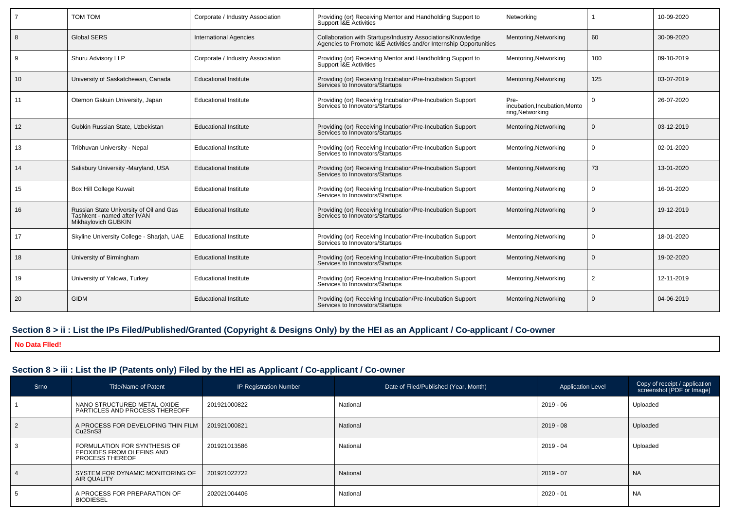| 7 | TOM TOM | Corporate / Industry Association | Providing (or) Receiving Mentor and Handholding Support to Support I&E Activities | Networking | 1 | 10-09-2020 |
|---|---|---|---|---|---|---|
| 8 | Global SERS | International Agencies | Collaboration with Startups/Industry Associations/Knowledge Agencies to Promote I&E Activities and/or Internship Opportunities | Mentoring,Networking | 60 | 30-09-2020 |
| 9 | Shuru Advisory LLP | Corporate / Industry Association | Providing (or) Receiving Mentor and Handholding Support to Support I&E Activities | Mentoring,Networking | 100 | 09-10-2019 |
| 10 | University of Saskatchewan, Canada | Educational Institute | Providing (or) Receiving Incubation/Pre-Incubation Support Services to Innovators/Startups | Mentoring,Networking | 125 | 03-07-2019 |
| 11 | Otemon Gakuin University, Japan | Educational Institute | Providing (or) Receiving Incubation/Pre-Incubation Support Services to Innovators/Startups | Pre-incubation,Incubation,Mentoring,Networking | 0 | 26-07-2020 |
| 12 | Gubkin Russian State, Uzbekistan | Educational Institute | Providing (or) Receiving Incubation/Pre-Incubation Support Services to Innovators/Startups | Mentoring,Networking | 0 | 03-12-2019 |
| 13 | Tribhuvan University - Nepal | Educational Institute | Providing (or) Receiving Incubation/Pre-Incubation Support Services to Innovators/Startups | Mentoring,Networking | 0 | 02-01-2020 |
| 14 | Salisbury University -Maryland, USA | Educational Institute | Providing (or) Receiving Incubation/Pre-Incubation Support Services to Innovators/Startups | Mentoring,Networking | 73 | 13-01-2020 |
| 15 | Box Hill College Kuwait | Educational Institute | Providing (or) Receiving Incubation/Pre-Incubation Support Services to Innovators/Startups | Mentoring,Networking | 0 | 16-01-2020 |
| 16 | Russian State University of Oil and Gas Tashkent - named after IVAN Mikhaylovich GUBKIN | Educational Institute | Providing (or) Receiving Incubation/Pre-Incubation Support Services to Innovators/Startups | Mentoring,Networking | 0 | 19-12-2019 |
| 17 | Skyline University College - Sharjah, UAE | Educational Institute | Providing (or) Receiving Incubation/Pre-Incubation Support Services to Innovators/Startups | Mentoring,Networking | 0 | 18-01-2020 |
| 18 | University of Birmingham | Educational Institute | Providing (or) Receiving Incubation/Pre-Incubation Support Services to Innovators/Startups | Mentoring,Networking | 0 | 19-02-2020 |
| 19 | University of Yalowa, Turkey | Educational Institute | Providing (or) Receiving Incubation/Pre-Incubation Support Services to Innovators/Startups | Mentoring,Networking | 2 | 12-11-2019 |
| 20 | GIDM | Educational Institute | Providing (or) Receiving Incubation/Pre-Incubation Support Services to Innovators/Startups | Mentoring,Networking | 0 | 04-06-2019 |

## Section 8 > ii : List the IPs Filed/Published/Granted (Copyright & Designs Only) by the HEI as an Applicant / Co-applicant / Co-owner

**No Data FIled!**

## Section 8 > iii : List the IP (Patents only) Filed by the HEI as Applicant / Co-applicant / Co-owner

| Srno | Title/Name of Patent | IP Registration Number | Date of Filed/Published (Year, Month) | Application Level | Copy of receipt / application screenshot [PDF or Image] |
|---|---|---|---|---|---|
| 1 | NANO STRUCTURED METAL OXIDE PARTICLES AND PROCESS THEREOFF | 201921000822 | National | 2019 - 06 | Uploaded |
| 2 | A PROCESS FOR DEVELOPING THIN FILM Cu2SnS3 | 201921000821 | National | 2019 - 08 | Uploaded |
| 3 | FORMULATION FOR SYNTHESIS OF EPOXIDES FROM OLEFINS AND PROCESS THEREOF | 201921013586 | National | 2019 - 04 | Uploaded |
| 4 | SYSTEM FOR DYNAMIC MONITORING OF AIR QUALITY | 201921022722 | National | 2019 - 07 | NA |
| 5 | A PROCESS FOR PREPARATION OF BIODIESEL | 202021004406 | National | 2020 - 01 | NA |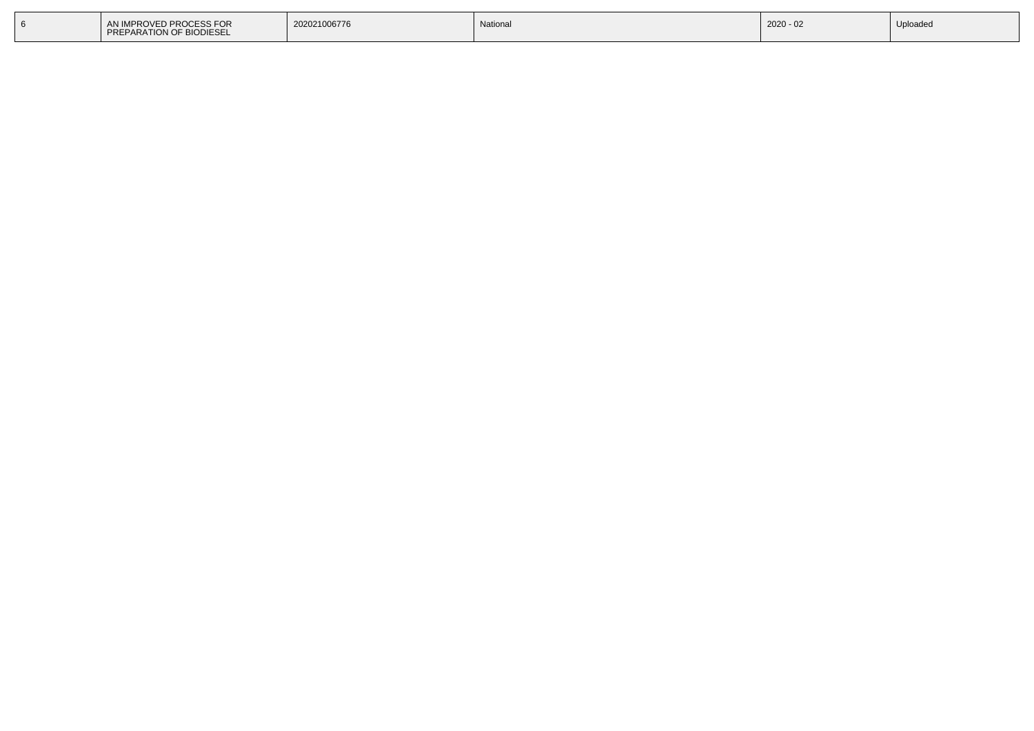| | | | | | |
|---|---|---|---|---|---|
| 6 | AN IMPROVED PROCESS FOR PREPARATION OF BIODIESEL | 202021006776 | National | 2020 - 02 | Uploaded |